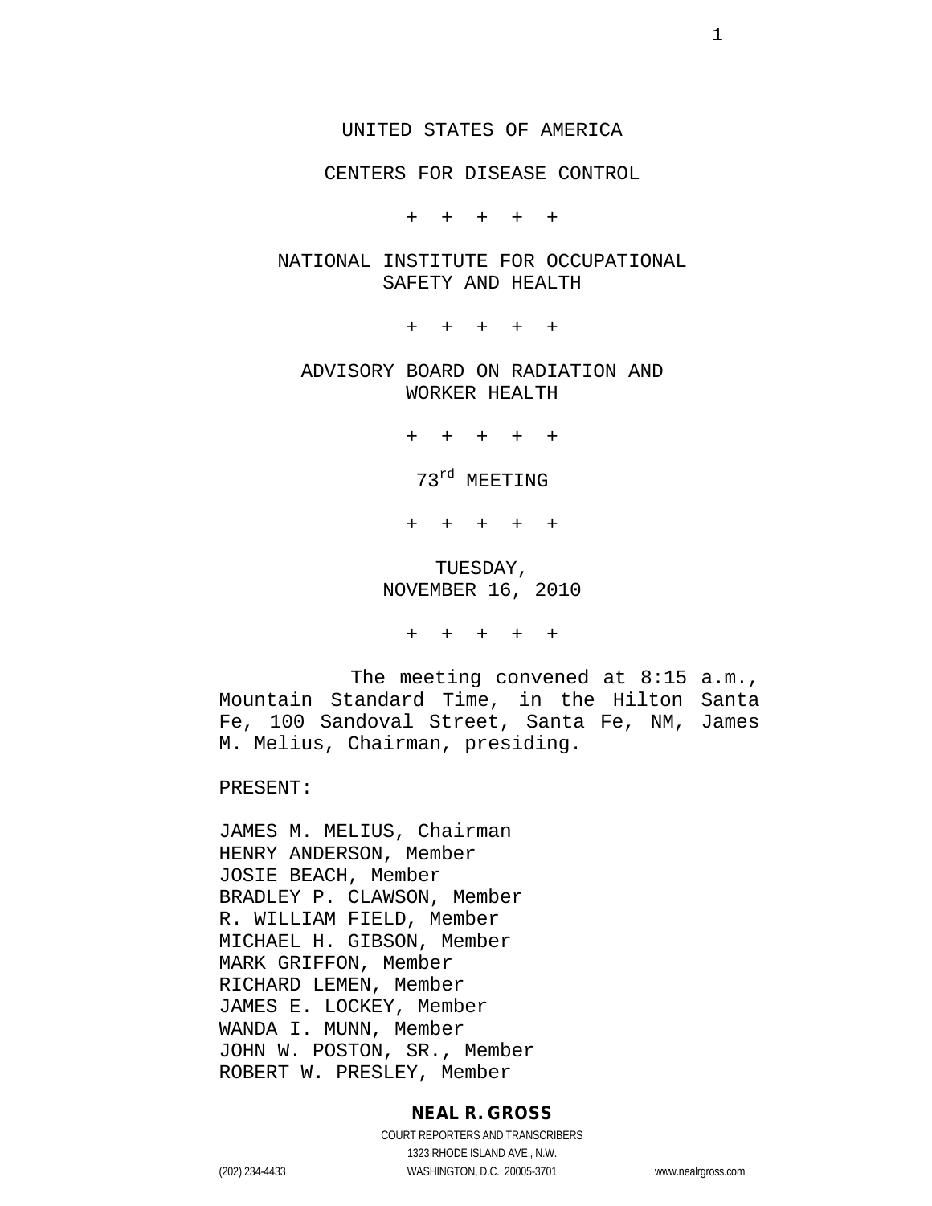UNITED STATES OF AMERICA

CENTERS FOR DISEASE CONTROL

\+ + + + +

NATIONAL INSTITUTE FOR OCCUPATIONAL SAFETY AND HEALTH

\+ + + + +

ADVISORY BOARD ON RADIATION AND WORKER HEALTH

\+ + + + +

73rd MEETING

\+ + + + +

TUESDAY,
NOVEMBER 16, 2010

\+ + + + +

The meeting convened at 8:15 a.m., Mountain Standard Time, in the Hilton Santa Fe, 100 Sandoval Street, Santa Fe, NM, James M. Melius, Chairman, presiding.

PRESENT:

JAMES M. MELIUS, Chairman
HENRY ANDERSON, Member
JOSIE BEACH, Member
BRADLEY P. CLAWSON, Member
R. WILLIAM FIELD, Member
MICHAEL H. GIBSON, Member
MARK GRIFFON, Member
RICHARD LEMEN, Member
JAMES E. LOCKEY, Member
WANDA I. MUNN, Member
JOHN W. POSTON, SR., Member
ROBERT W. PRESLEY, Member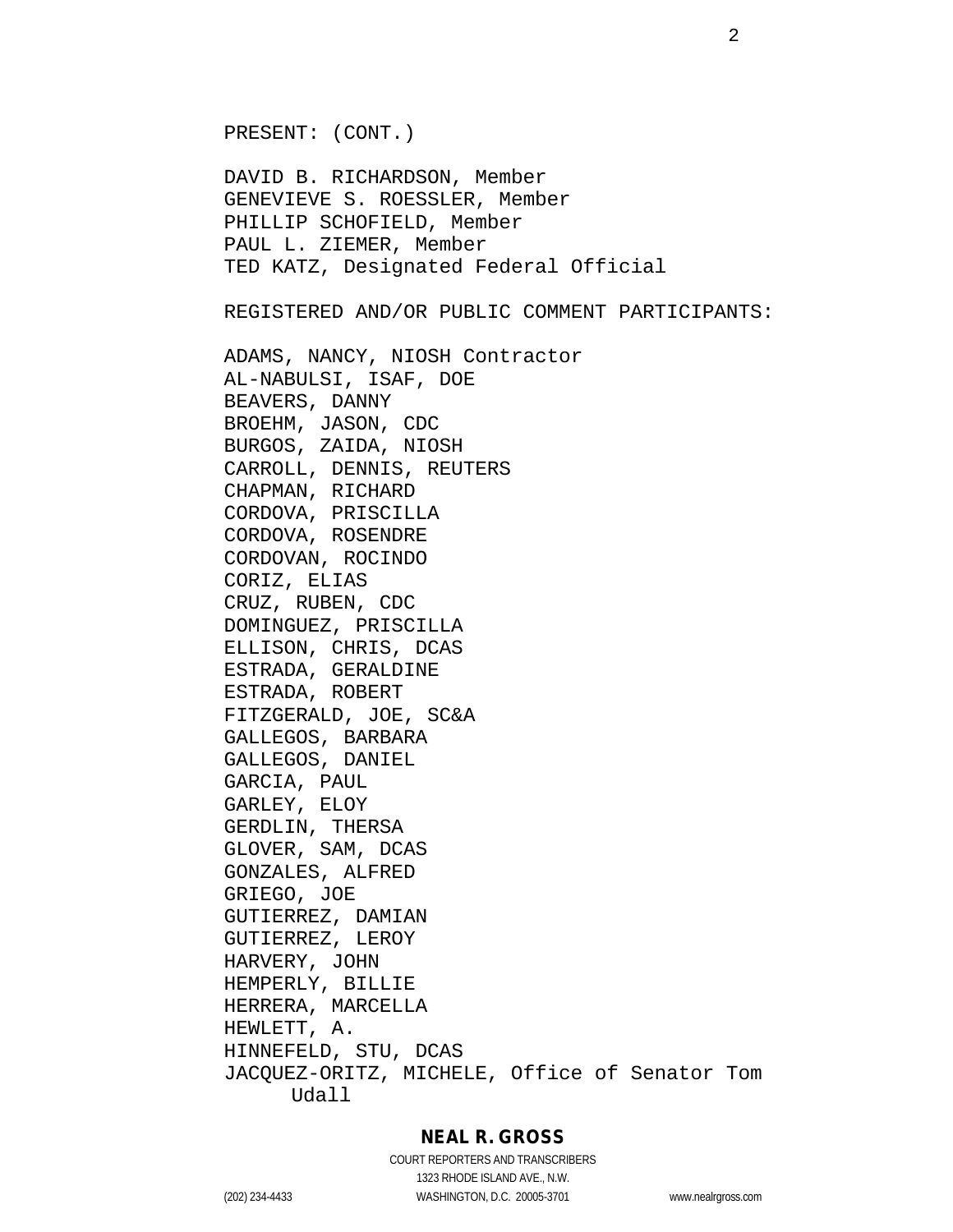PRESENT: (CONT.)

DAVID B. RICHARDSON, Member
GENEVIEVE S. ROESSLER, Member
PHILLIP SCHOFIELD, Member
PAUL L. ZIEMER, Member
TED KATZ, Designated Federal Official

REGISTERED AND/OR PUBLIC COMMENT PARTICIPANTS:

ADAMS, NANCY, NIOSH Contractor
AL-NABULSI, ISAF, DOE
BEAVERS, DANNY
BROEHM, JASON, CDC
BURGOS, ZAIDA, NIOSH
CARROLL, DENNIS, REUTERS
CHAPMAN, RICHARD
CORDOVA, PRISCILLA
CORDOVA, ROSENDRE
CORDOVAN, ROCINDO
CORIZ, ELIAS
CRUZ, RUBEN, CDC
DOMINGUEZ, PRISCILLA
ELLISON, CHRIS, DCAS
ESTRADA, GERALDINE
ESTRADA, ROBERT
FITZGERALD, JOE, SC&A
GALLEGOS, BARBARA
GALLEGOS, DANIEL
GARCIA, PAUL
GARLEY, ELOY
GERDLIN, THERSA
GLOVER, SAM, DCAS
GONZALES, ALFRED
GRIEGO, JOE
GUTIERREZ, DAMIAN
GUTIERREZ, LEROY
HARVERY, JOHN
HEMPERLY, BILLIE
HERRERA, MARCELLA
HEWLETT, A.
HINNEFELD, STU, DCAS
JACQUEZ-ORITZ, MICHELE, Office of Senator Tom Udall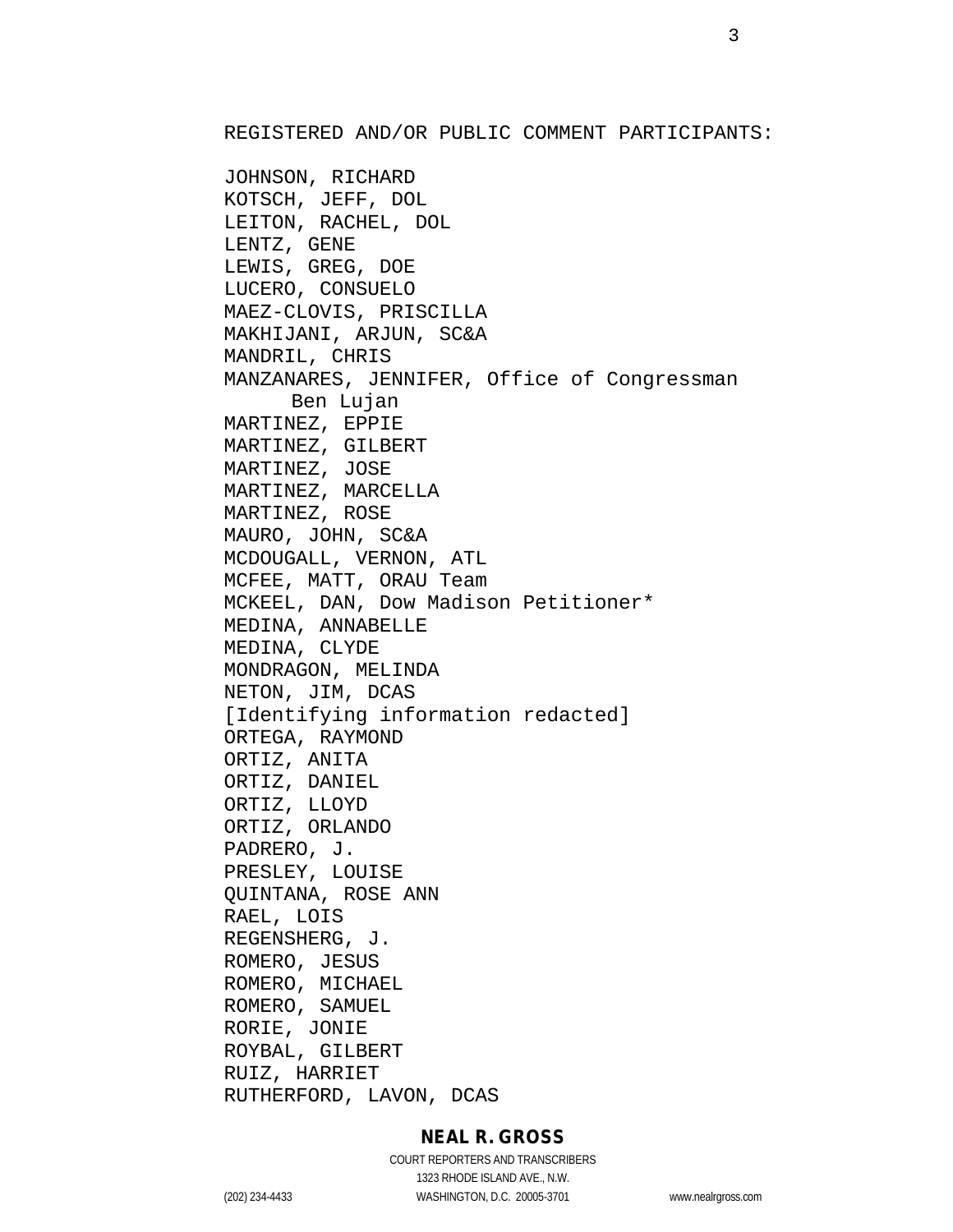REGISTERED AND/OR PUBLIC COMMENT PARTICIPANTS:

JOHNSON, RICHARD
KOTSCH, JEFF, DOL
LEITON, RACHEL, DOL
LENTZ, GENE
LEWIS, GREG, DOE
LUCERO, CONSUELO
MAEZ-CLOVIS, PRISCILLA
MAKHIJANI, ARJUN, SC&A
MANDRIL, CHRIS
MANZANARES, JENNIFER, Office of Congressman Ben Lujan
MARTINEZ, EPPIE
MARTINEZ, GILBERT
MARTINEZ, JOSE
MARTINEZ, MARCELLA
MARTINEZ, ROSE
MAURO, JOHN, SC&A
MCDOUGALL, VERNON, ATL
MCFEE, MATT, ORAU Team
MCKEEL, DAN, Dow Madison Petitioner*
MEDINA, ANNABELLE
MEDINA, CLYDE
MONDRAGON, MELINDA
NETON, JIM, DCAS
[Identifying information redacted]
ORTEGA, RAYMOND
ORTIZ, ANITA
ORTIZ, DANIEL
ORTIZ, LLOYD
ORTIZ, ORLANDO
PADRERO, J.
PRESLEY, LOUISE
QUINTANA, ROSE ANN
RAEL, LOIS
REGENSHERG, J.
ROMERO, JESUS
ROMERO, MICHAEL
ROMERO, SAMUEL
RORIE, JONIE
ROYBAL, GILBERT
RUIZ, HARRIET
RUTHERFORD, LAVON, DCAS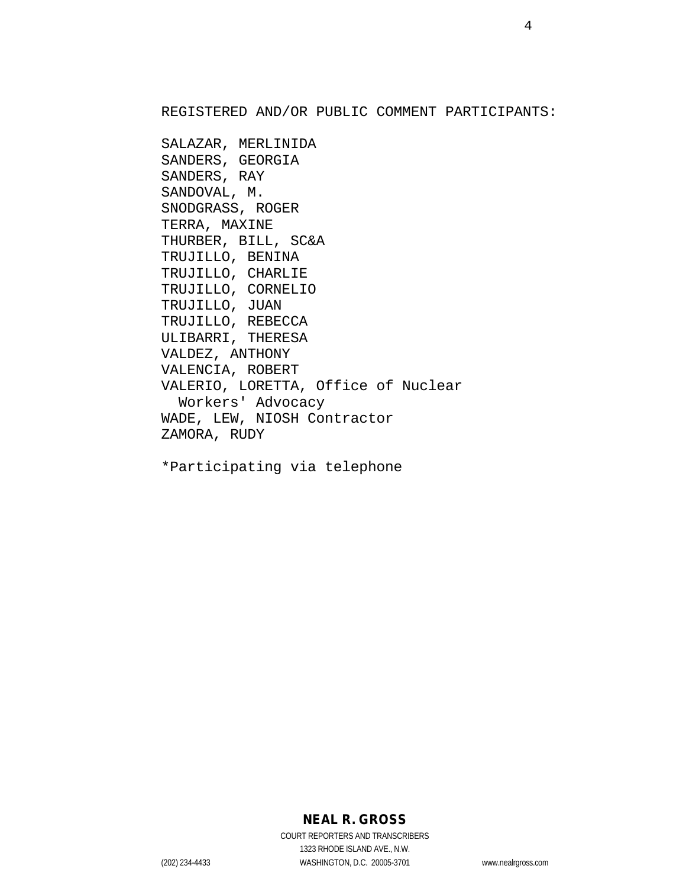REGISTERED AND/OR PUBLIC COMMENT PARTICIPANTS:

SALAZAR, MERLINIDA
SANDERS, GEORGIA
SANDERS, RAY
SANDOVAL, M.
SNODGRASS, ROGER
TERRA, MAXINE
THURBER, BILL, SC&A
TRUJILLO, BENINA
TRUJILLO, CHARLIE
TRUJILLO, CORNELIO
TRUJILLO, JUAN
TRUJILLO, REBECCA
ULIBARRI, THERESA
VALDEZ, ANTHONY
VALENCIA, ROBERT
VALERIO, LORETTA, Office of Nuclear Workers' Advocacy
WADE, LEW, NIOSH Contractor
ZAMORA, RUDY

*Participating via telephone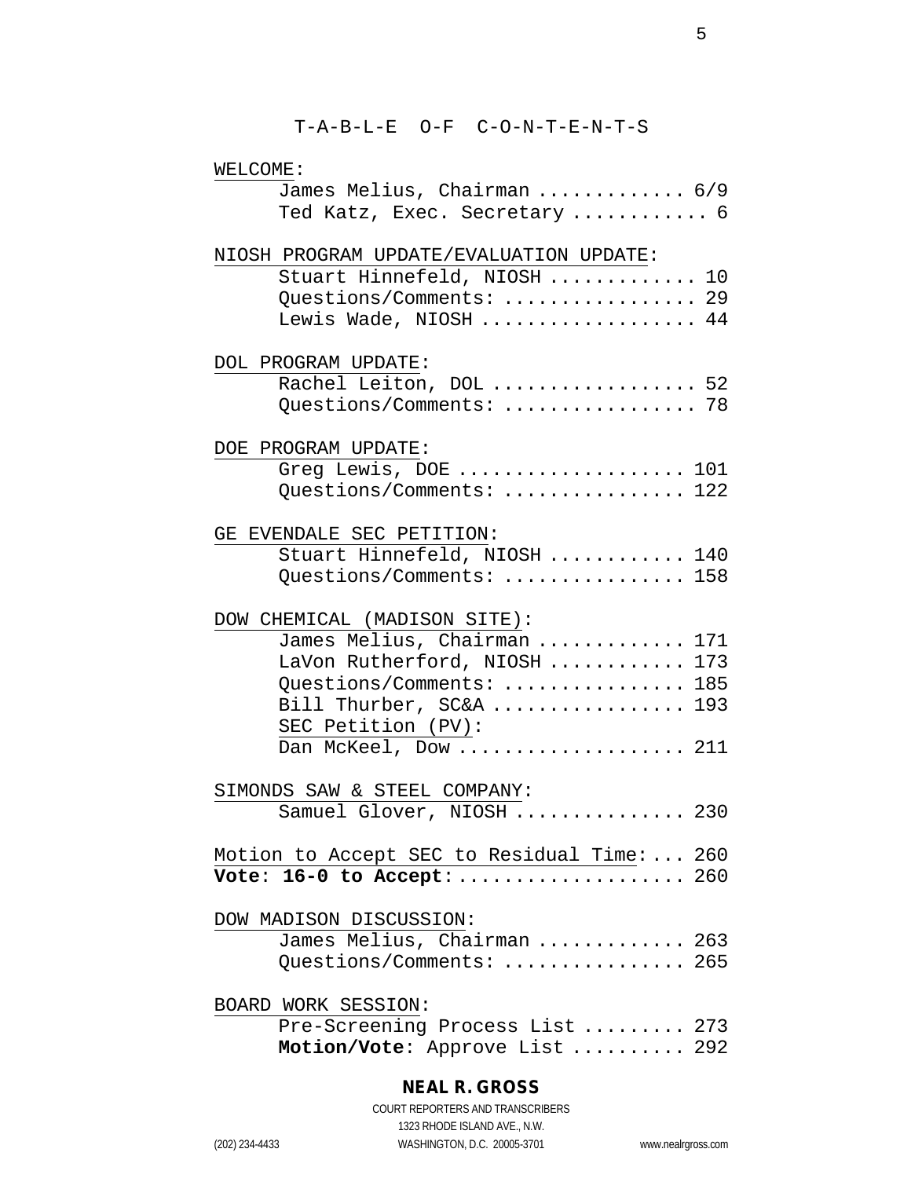# T-A-B-L-E O-F C-O-N-T-E-N-T-S

WELCOME:
- James Melius, Chairman ............. 6/9
- Ted Katz, Exec. Secretary ........... 6

NIOSH PROGRAM UPDATE/EVALUATION UPDATE:
- Stuart Hinnefeld, NIOSH ............ 10
- Questions/Comments: ................ 29
- Lewis Wade, NIOSH .................. 44

DOL PROGRAM UPDATE:
- Rachel Leiton, DOL ................. 52
- Questions/Comments: ................ 78

DOE PROGRAM UPDATE:
- Greg Lewis, DOE ................... 101
- Questions/Comments: ............... 122

GE EVENDALE SEC PETITION:
- Stuart Hinnefeld, NIOSH ........... 140
- Questions/Comments: ............... 158

DOW CHEMICAL (MADISON SITE):
- James Melius, Chairman ............ 171
- LaVon Rutherford, NIOSH ........... 173
- Questions/Comments: ............... 185
- Bill Thurber, SC&A ................ 193
- SEC Petition (PV):
- Dan McKeel, Dow ................... 211

SIMONDS SAW & STEEL COMPANY:
- Samuel Glover, NIOSH .............. 230

Motion to Accept SEC to Residual Time:... 260
**Vote**: **16-0 to Accept**:.................... 260

DOW MADISON DISCUSSION:
- James Melius, Chairman ............ 263
- Questions/Comments: ............... 265

BOARD WORK SESSION:
- Pre-Screening Process List ......... 273
- **Motion/Vote**: Approve List .......... 292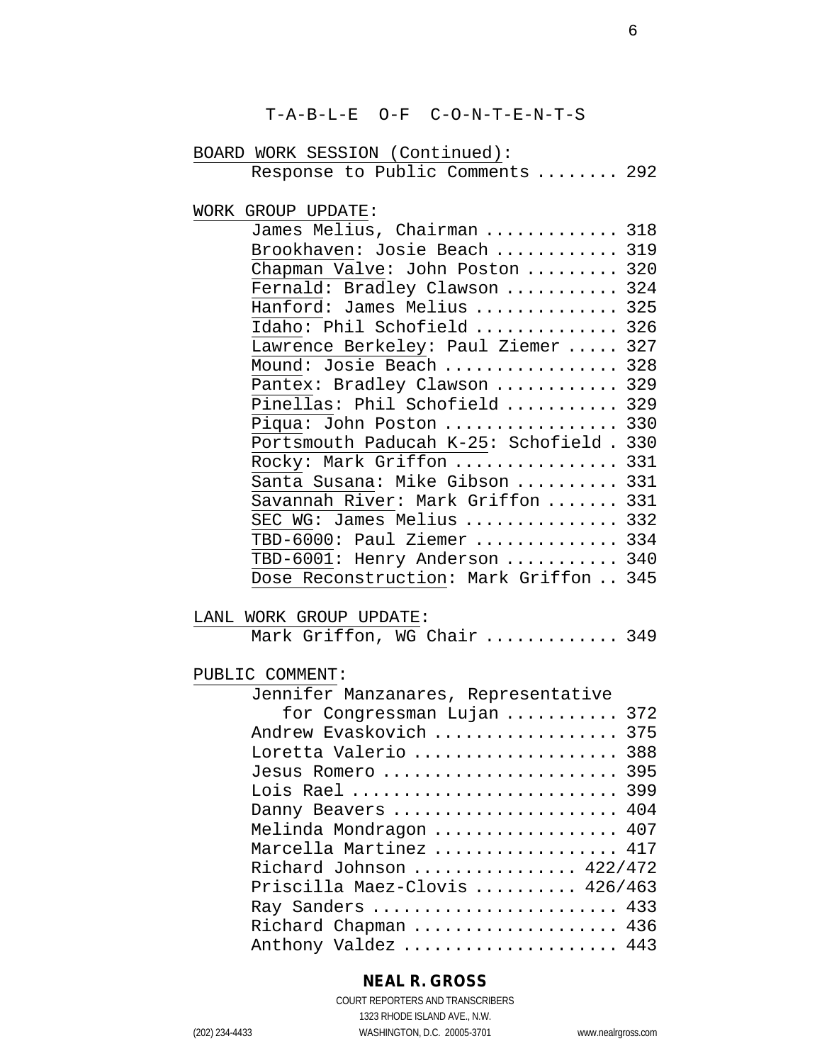T-A-B-L-E O-F C-O-N-T-E-N-T-S

BOARD WORK SESSION (Continued):

Response to Public Comments ........ 292

WORK GROUP UPDATE:

James Melius, Chairman ............ 318
Brookhaven: Josie Beach ........... 319
Chapman Valve: John Poston ......... 320
Fernald: Bradley Clawson .......... 324
Hanford: James Melius ............. 325
Idaho: Phil Schofield ............. 326
Lawrence Berkeley: Paul Ziemer ..... 327
Mound: Josie Beach ................ 328
Pantex: Bradley Clawson ........... 329
Pinellas: Phil Schofield .......... 329
Piqua: John Poston ................ 330
Portsmouth Paducah K-25: Schofield . 330
Rocky: Mark Griffon ............... 331
Santa Susana: Mike Gibson ......... 331
Savannah River: Mark Griffon ....... 331
SEC WG: James Melius .............. 332
TBD-6000: Paul Ziemer ............. 334
TBD-6001: Henry Anderson .......... 340
Dose Reconstruction: Mark Griffon .. 345

LANL WORK GROUP UPDATE:

Mark Griffon, WG Chair ............ 349

PUBLIC COMMENT:

Jennifer Manzanares, Representative for Congressman Lujan .......... 372
Andrew Evaskovich ................. 375
Loretta Valerio ................... 388
Jesus Romero ...................... 395
Lois Rael ......................... 399
Danny Beavers ..................... 404
Melinda Mondragon ................. 407
Marcella Martinez ................. 417
Richard Johnson ............... 422/472
Priscilla Maez-Clovis ......... 426/463
Ray Sanders ....................... 433
Richard Chapman ................... 436
Anthony Valdez .................... 443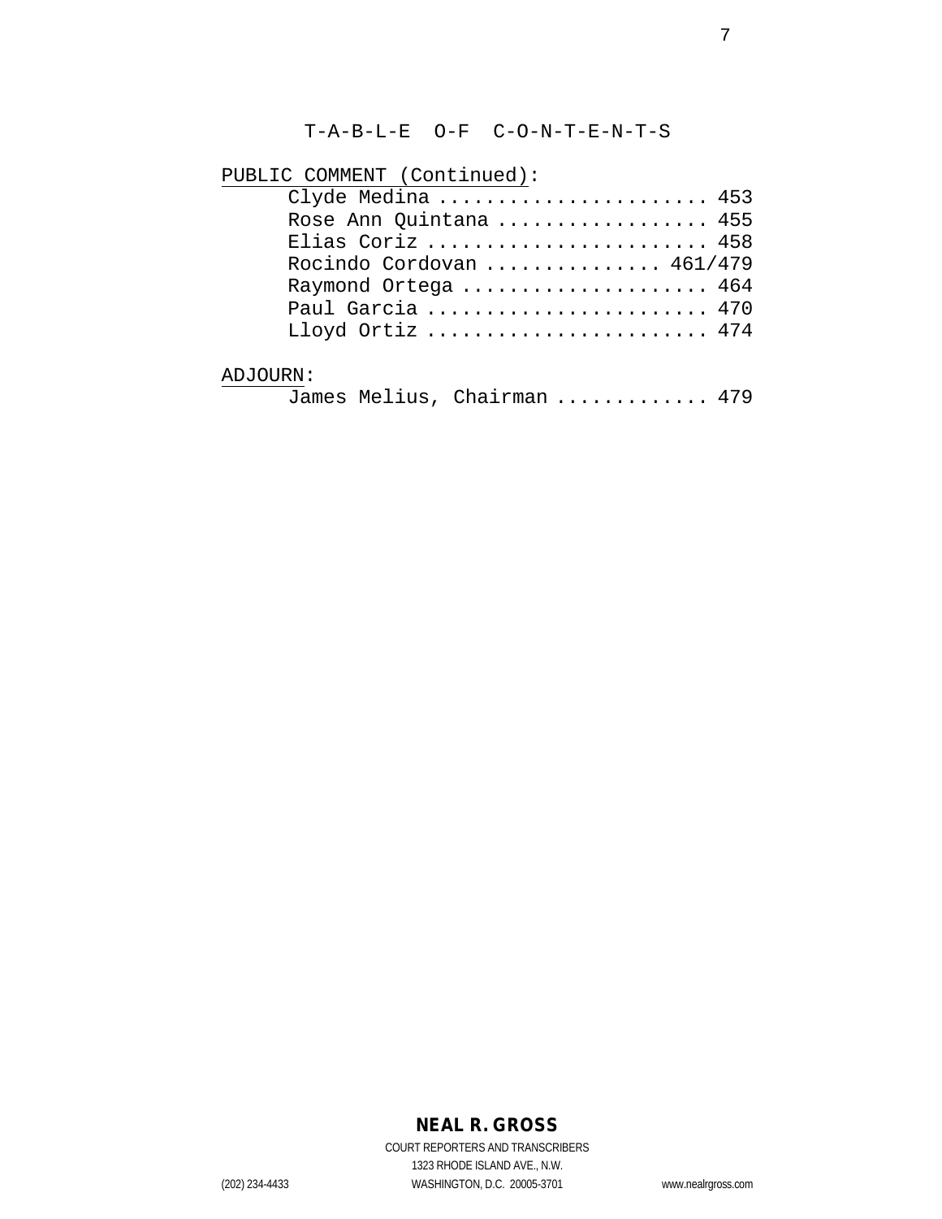T-A-B-L-E O-F C-O-N-T-E-N-T-S

PUBLIC COMMENT (Continued):

Clyde Medina ..................... 453
Rose Ann Quintana ................. 455
Elias Coriz ....................... 458
Rocindo Cordovan .............. 461/479
Raymond Ortega .................... 464
Paul Garcia ....................... 470
Lloyd Ortiz ....................... 474

ADJOURN:

James Melius, Chairman ............ 479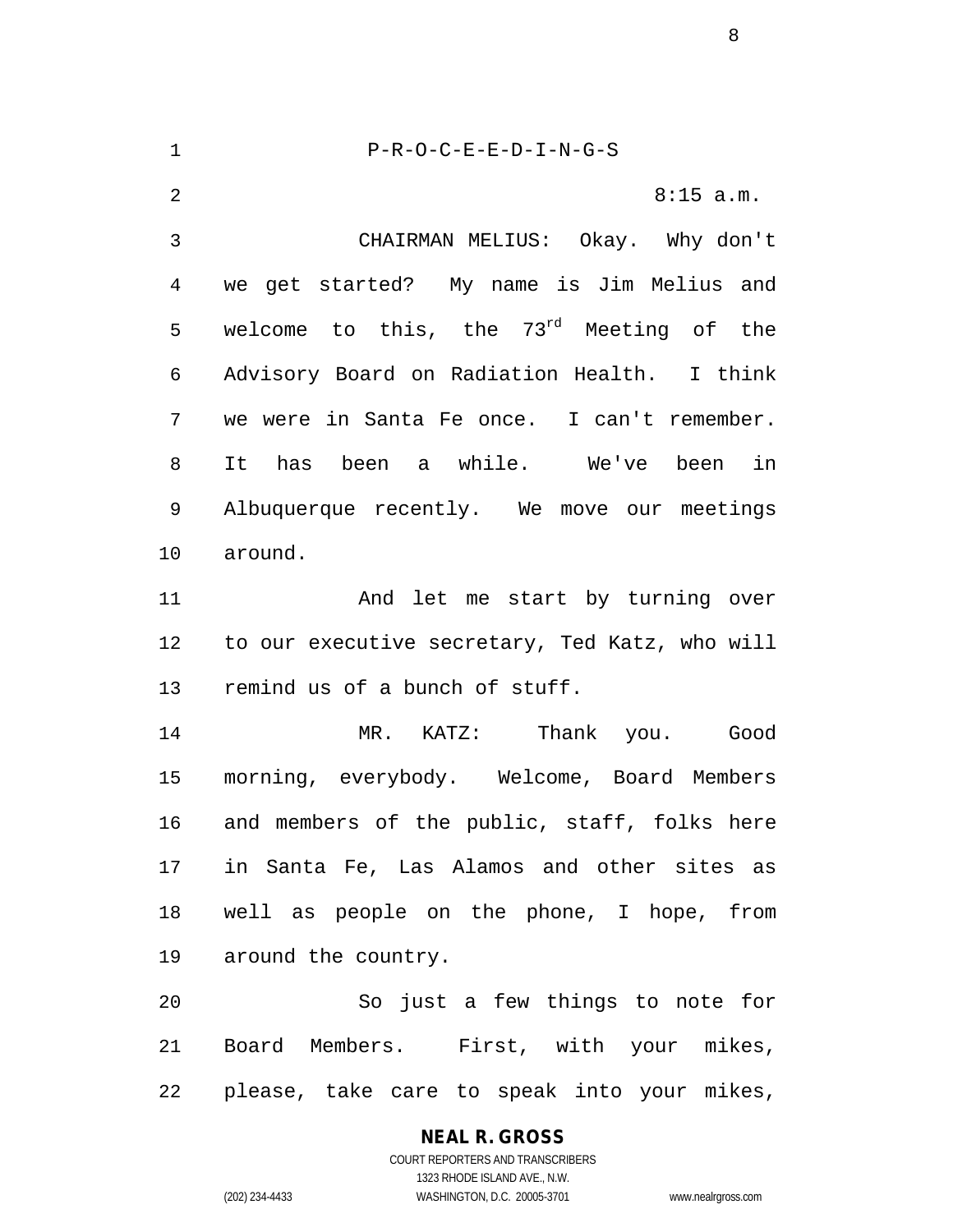P-R-O-C-E-E-D-I-N-G-S

8:15 a.m.

CHAIRMAN MELIUS: Okay. Why don't we get started? My name is Jim Melius and welcome to this, the 73rd Meeting of the Advisory Board on Radiation Health. I think we were in Santa Fe once. I can't remember. It has been a while. We've been in Albuquerque recently. We move our meetings around.

And let me start by turning over to our executive secretary, Ted Katz, who will remind us of a bunch of stuff.

MR. KATZ: Thank you. Good morning, everybody. Welcome, Board Members and members of the public, staff, folks here in Santa Fe, Las Alamos and other sites as well as people on the phone, I hope, from around the country.

So just a few things to note for Board Members. First, with your mikes, please, take care to speak into your mikes,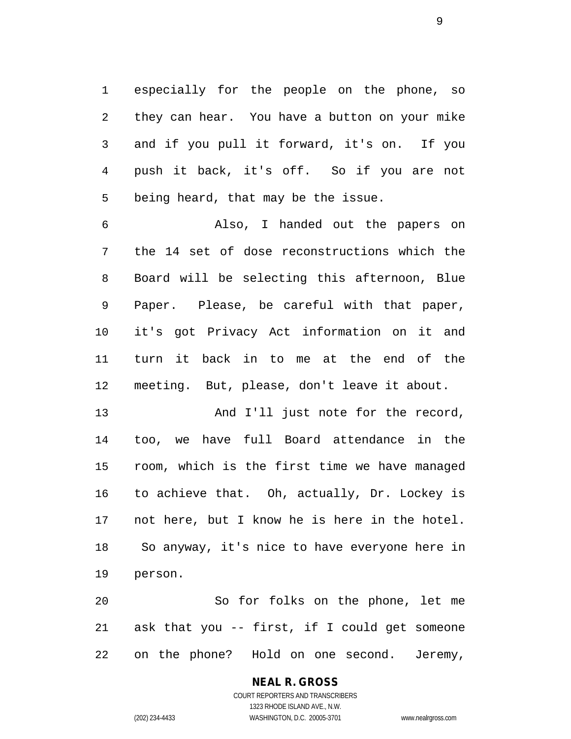especially for the people on the phone, so they can hear. You have a button on your mike and if you pull it forward, it's on. If you push it back, it's off. So if you are not being heard, that may be the issue.

Also, I handed out the papers on the 14 set of dose reconstructions which the Board will be selecting this afternoon, Blue Paper. Please, be careful with that paper, it's got Privacy Act information on it and turn it back in to me at the end of the meeting. But, please, don't leave it about.

And I'll just note for the record, too, we have full Board attendance in the room, which is the first time we have managed to achieve that. Oh, actually, Dr. Lockey is not here, but I know he is here in the hotel. So anyway, it's nice to have everyone here in person.

So for folks on the phone, let me ask that you -- first, if I could get someone on the phone? Hold on one second. Jeremy,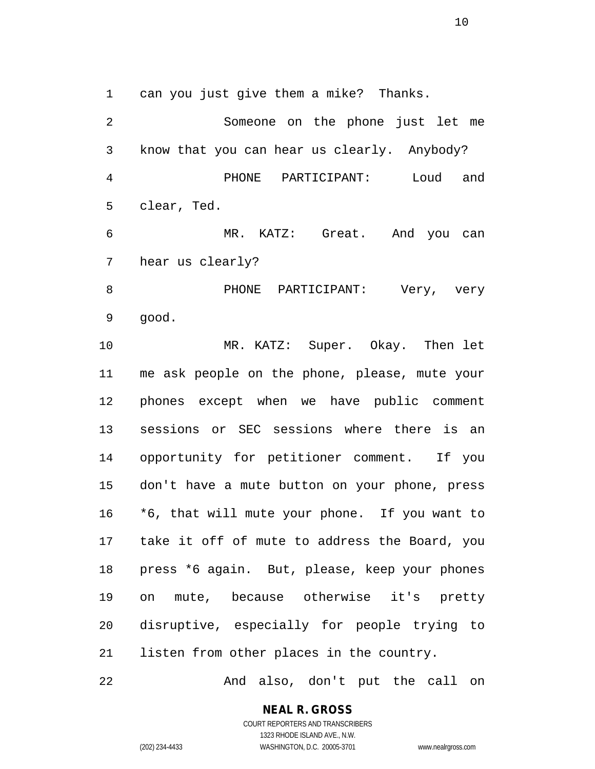can you just give them a mike? Thanks.

Someone on the phone just let me know that you can hear us clearly. Anybody?

PHONE PARTICIPANT: Loud and clear, Ted.

MR. KATZ: Great. And you can hear us clearly?

PHONE PARTICIPANT: Very, very good.

MR. KATZ: Super. Okay. Then let me ask people on the phone, please, mute your phones except when we have public comment sessions or SEC sessions where there is an opportunity for petitioner comment. If you don't have a mute button on your phone, press *6, that will mute your phone. If you want to take it off of mute to address the Board, you press *6 again. But, please, keep your phones on mute, because otherwise it's pretty disruptive, especially for people trying to listen from other places in the country.

And also, don't put the call on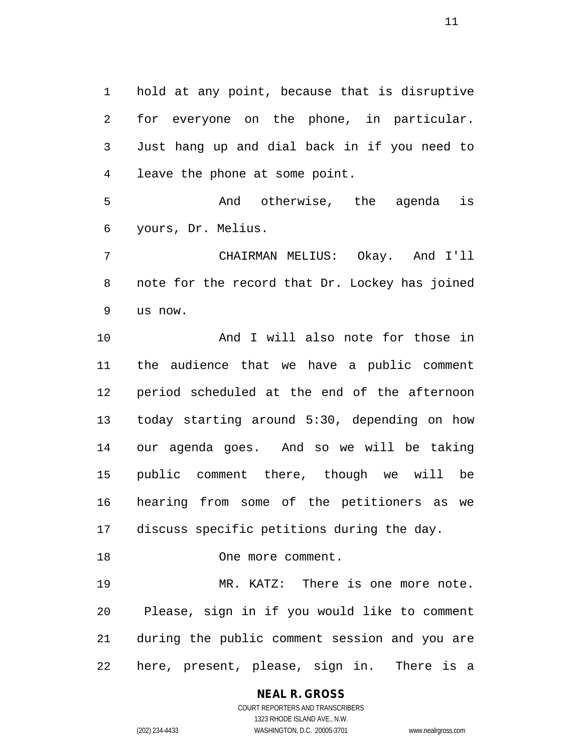hold at any point, because that is disruptive for everyone on the phone, in particular. Just hang up and dial back in if you need to leave the phone at some point.

And otherwise, the agenda is yours, Dr. Melius.

CHAIRMAN MELIUS: Okay. And I'll note for the record that Dr. Lockey has joined us now.

And I will also note for those in the audience that we have a public comment period scheduled at the end of the afternoon today starting around 5:30, depending on how our agenda goes. And so we will be taking public comment there, though we will be hearing from some of the petitioners as we discuss specific petitions during the day.

One more comment.

MR. KATZ: There is one more note. Please, sign in if you would like to comment during the public comment session and you are here, present, please, sign in. There is a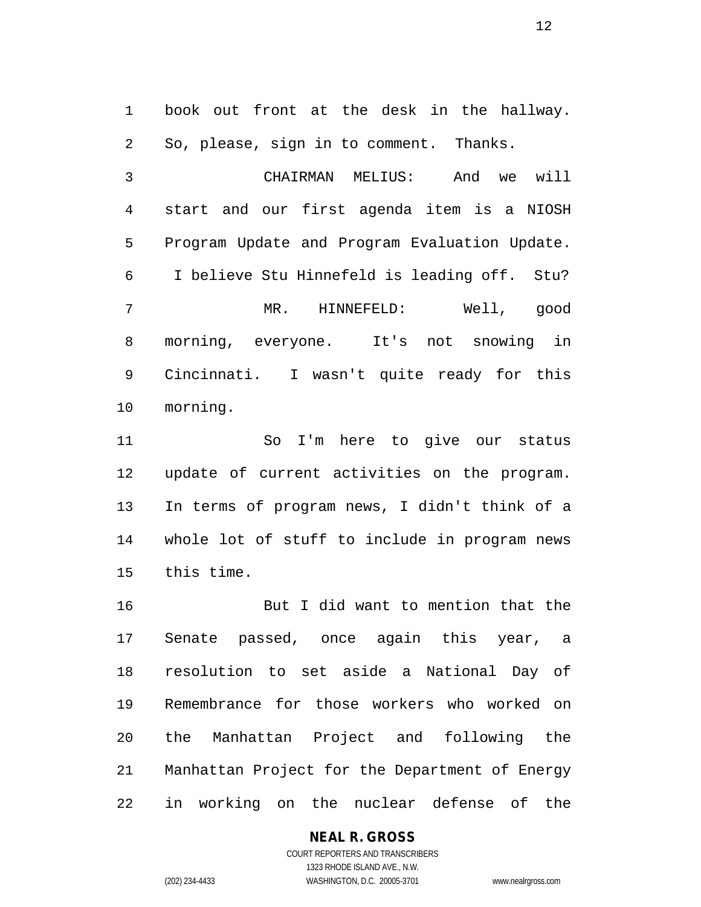book out front at the desk in the hallway. So, please, sign in to comment. Thanks.

CHAIRMAN MELIUS: And we will start and our first agenda item is a NIOSH Program Update and Program Evaluation Update. I believe Stu Hinnefeld is leading off. Stu?

MR. HINNEFELD: Well, good morning, everyone. It's not snowing in Cincinnati. I wasn't quite ready for this morning.

So I'm here to give our status update of current activities on the program. In terms of program news, I didn't think of a whole lot of stuff to include in program news this time.

But I did want to mention that the Senate passed, once again this year, a resolution to set aside a National Day of Remembrance for those workers who worked on the Manhattan Project and following the Manhattan Project for the Department of Energy in working on the nuclear defense of the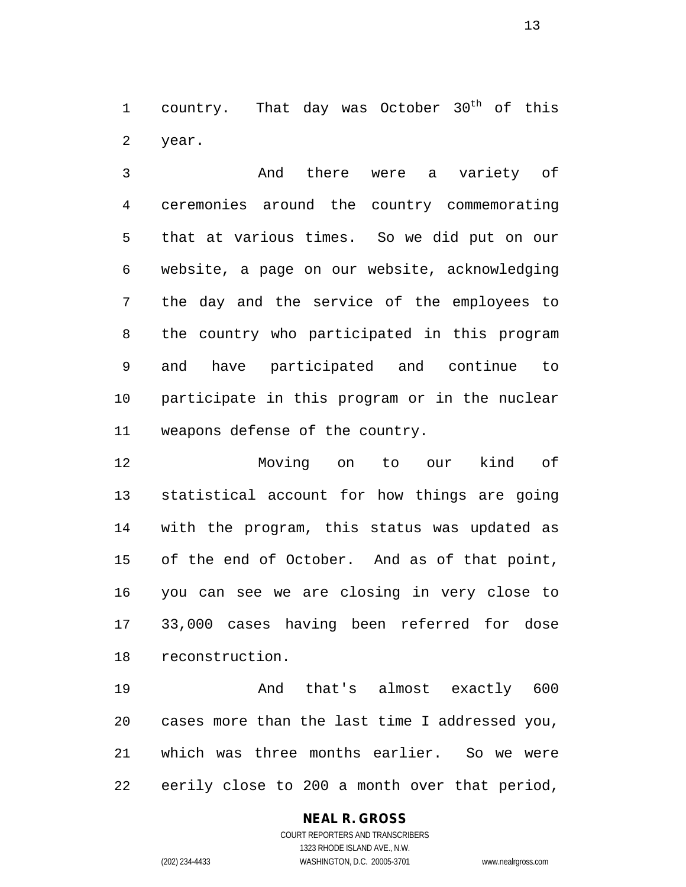country. That day was October 30th of this year.

And there were a variety of ceremonies around the country commemorating that at various times. So we did put on our website, a page on our website, acknowledging the day and the service of the employees to the country who participated in this program and have participated and continue to participate in this program or in the nuclear weapons defense of the country.

Moving on to our kind of statistical account for how things are going with the program, this status was updated as of the end of October. And as of that point, you can see we are closing in very close to 33,000 cases having been referred for dose reconstruction.

And that's almost exactly 600 cases more than the last time I addressed you, which was three months earlier. So we were eerily close to 200 a month over that period,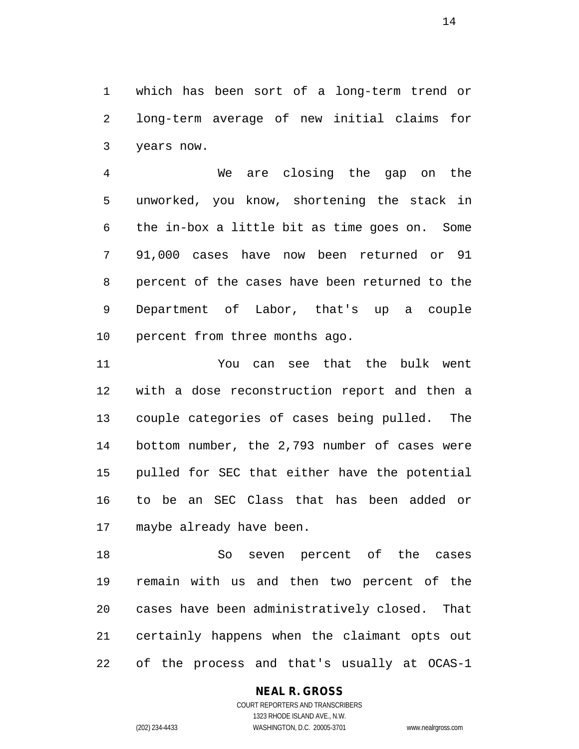which has been sort of a long-term trend or long-term average of new initial claims for years now.

We are closing the gap on the unworked, you know, shortening the stack in the in-box a little bit as time goes on. Some 91,000 cases have now been returned or 91 percent of the cases have been returned to the Department of Labor, that's up a couple percent from three months ago.

You can see that the bulk went with a dose reconstruction report and then a couple categories of cases being pulled. The bottom number, the 2,793 number of cases were pulled for SEC that either have the potential to be an SEC Class that has been added or maybe already have been.

So seven percent of the cases remain with us and then two percent of the cases have been administratively closed. That certainly happens when the claimant opts out of the process and that's usually at OCAS-1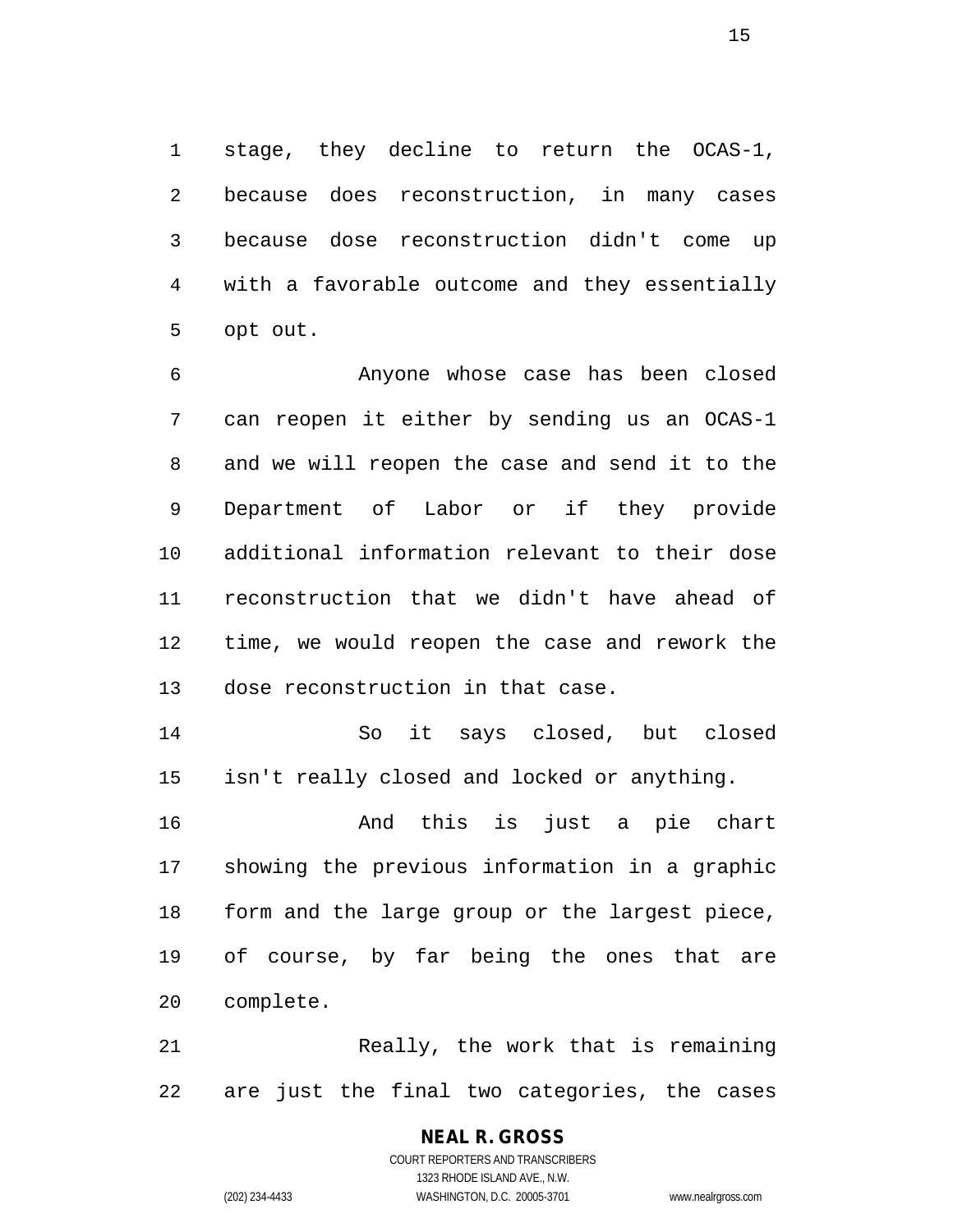stage, they decline to return the OCAS-1, because does reconstruction, in many cases because dose reconstruction didn't come up with a favorable outcome and they essentially opt out.

Anyone whose case has been closed can reopen it either by sending us an OCAS-1 and we will reopen the case and send it to the Department of Labor or if they provide additional information relevant to their dose reconstruction that we didn't have ahead of time, we would reopen the case and rework the dose reconstruction in that case.

So it says closed, but closed isn't really closed and locked or anything.

And this is just a pie chart showing the previous information in a graphic form and the large group or the largest piece, of course, by far being the ones that are complete.

Really, the work that is remaining are just the final two categories, the cases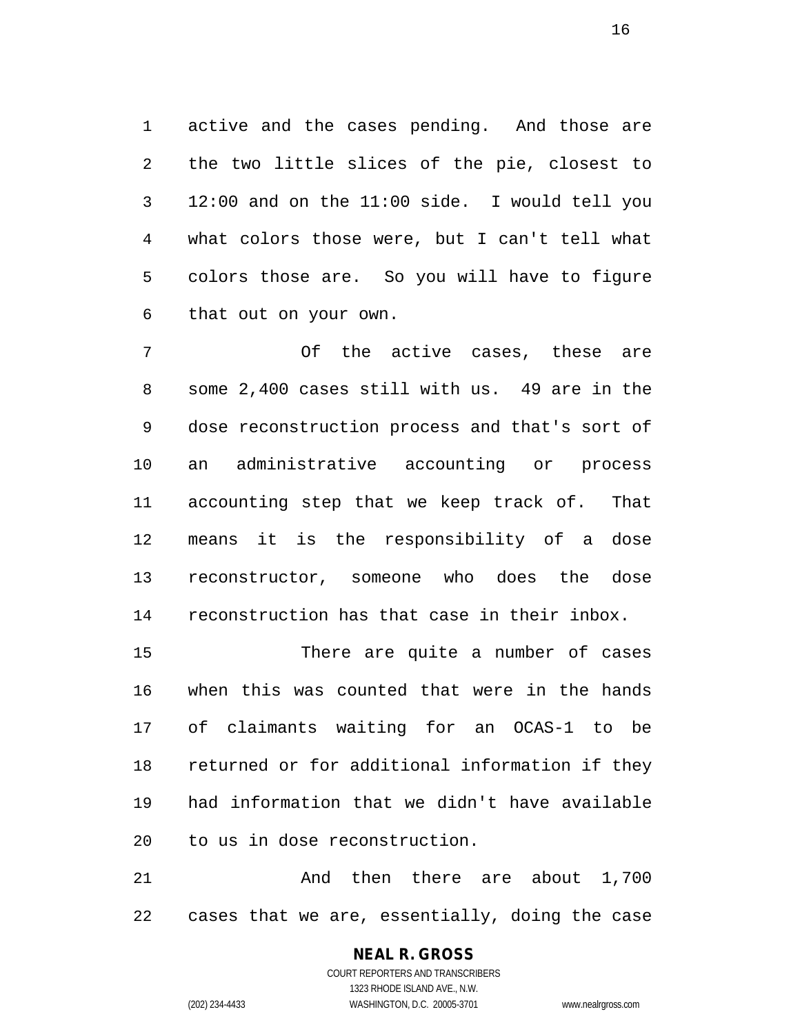active and the cases pending. And those are the two little slices of the pie, closest to 12:00 and on the 11:00 side. I would tell you what colors those were, but I can't tell what colors those are. So you will have to figure that out on your own.

Of the active cases, these are some 2,400 cases still with us. 49 are in the dose reconstruction process and that's sort of an administrative accounting or process accounting step that we keep track of. That means it is the responsibility of a dose reconstructor, someone who does the dose reconstruction has that case in their inbox.

There are quite a number of cases when this was counted that were in the hands of claimants waiting for an OCAS-1 to be returned or for additional information if they had information that we didn't have available to us in dose reconstruction.

And then there are about 1,700 cases that we are, essentially, doing the case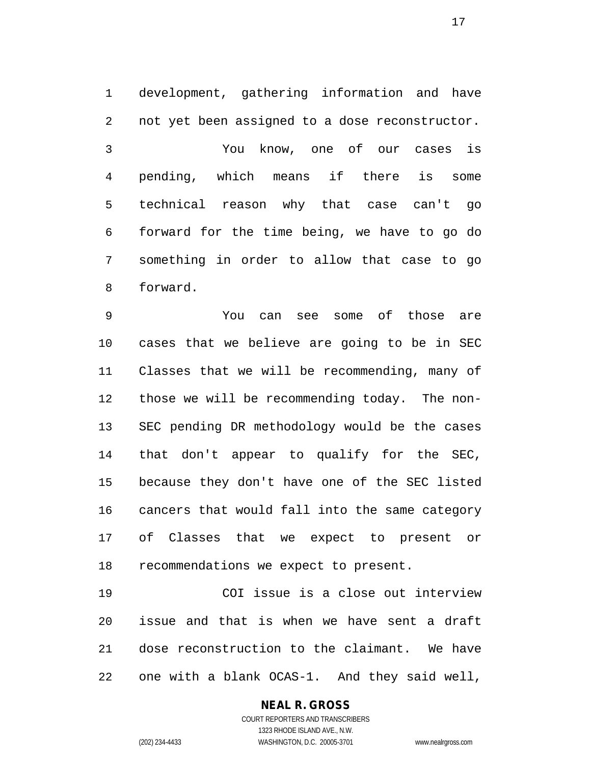development, gathering information and have not yet been assigned to a dose reconstructor.

You know, one of our cases is pending, which means if there is some technical reason why that case can't go forward for the time being, we have to go do something in order to allow that case to go forward.

You can see some of those are cases that we believe are going to be in SEC Classes that we will be recommending, many of those we will be recommending today. The non-SEC pending DR methodology would be the cases that don't appear to qualify for the SEC, because they don't have one of the SEC listed cancers that would fall into the same category of Classes that we expect to present or recommendations we expect to present.

COI issue is a close out interview issue and that is when we have sent a draft dose reconstruction to the claimant. We have one with a blank OCAS-1. And they said well,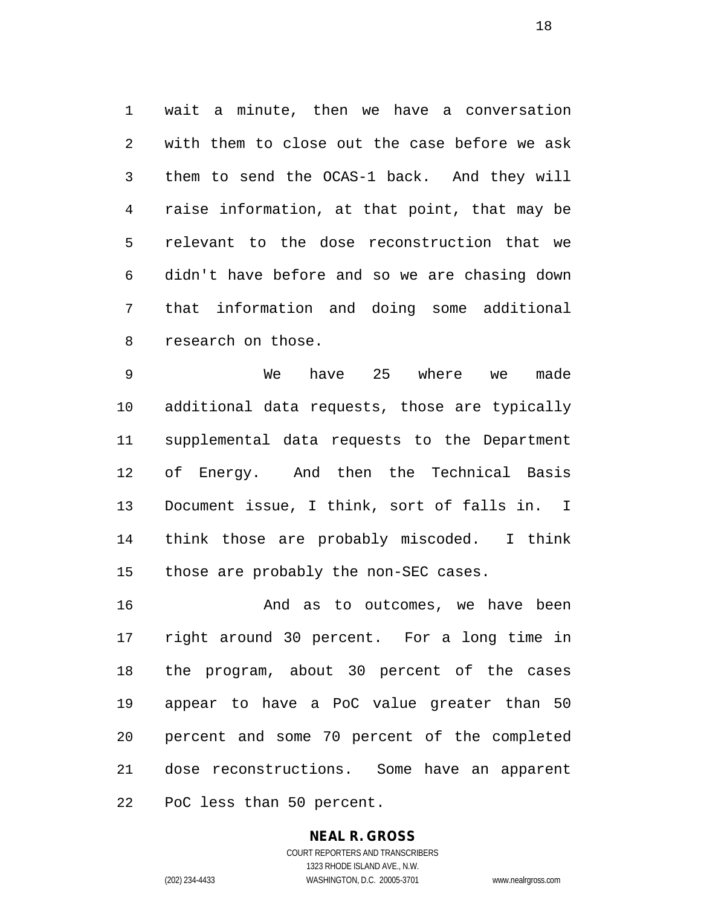wait a minute, then we have a conversation with them to close out the case before we ask them to send the OCAS-1 back. And they will raise information, at that point, that may be relevant to the dose reconstruction that we didn't have before and so we are chasing down that information and doing some additional research on those.

We have 25 where we made additional data requests, those are typically supplemental data requests to the Department of Energy. And then the Technical Basis Document issue, I think, sort of falls in. I think those are probably miscoded. I think those are probably the non-SEC cases.

And as to outcomes, we have been right around 30 percent. For a long time in the program, about 30 percent of the cases appear to have a PoC value greater than 50 percent and some 70 percent of the completed dose reconstructions. Some have an apparent PoC less than 50 percent.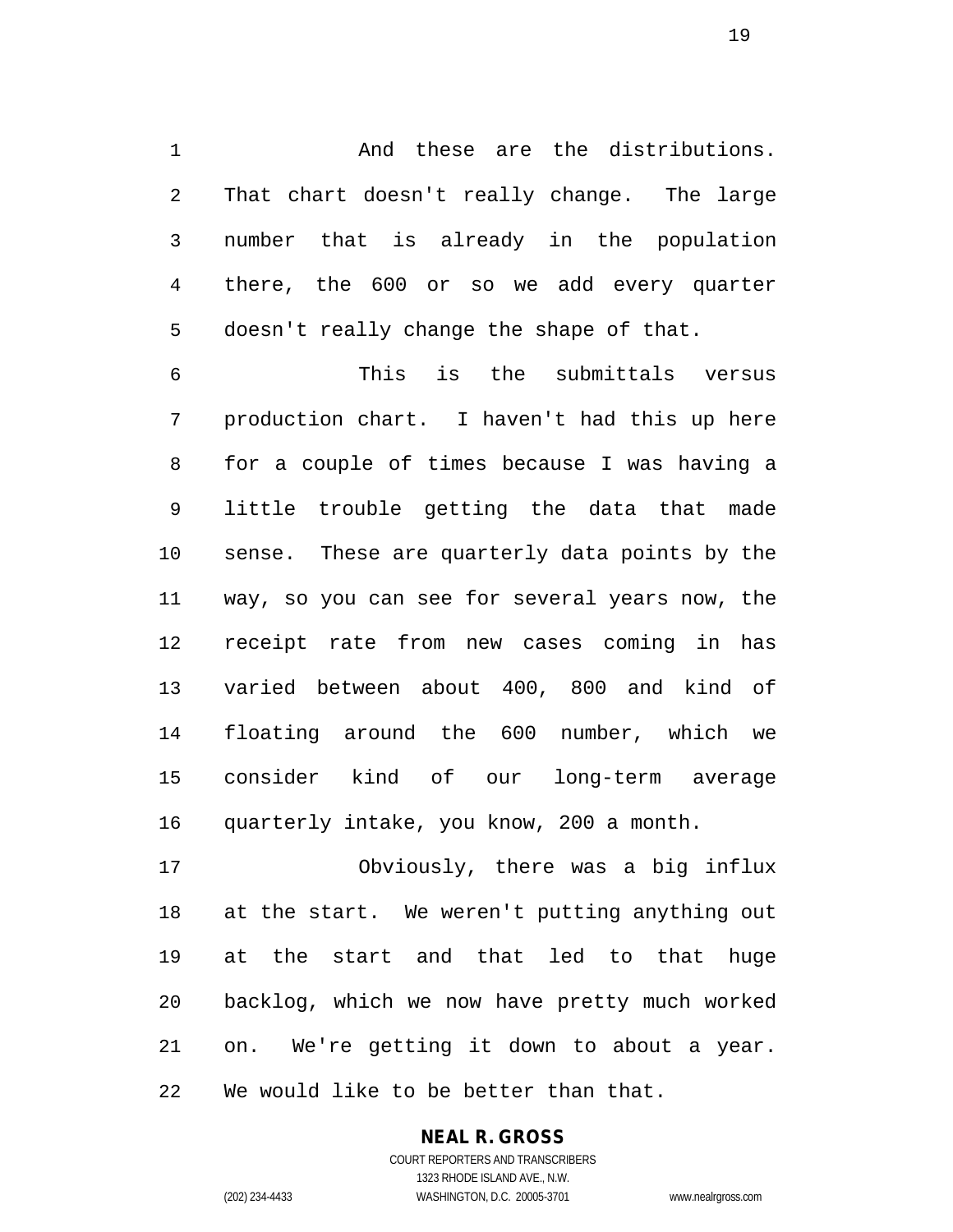And these are the distributions. That chart doesn't really change. The large number that is already in the population there, the 600 or so we add every quarter doesn't really change the shape of that.

This is the submittals versus production chart. I haven't had this up here for a couple of times because I was having a little trouble getting the data that made sense. These are quarterly data points by the way, so you can see for several years now, the receipt rate from new cases coming in has varied between about 400, 800 and kind of floating around the 600 number, which we consider kind of our long-term average quarterly intake, you know, 200 a month.

Obviously, there was a big influx at the start. We weren't putting anything out at the start and that led to that huge backlog, which we now have pretty much worked on. We're getting it down to about a year. We would like to be better than that.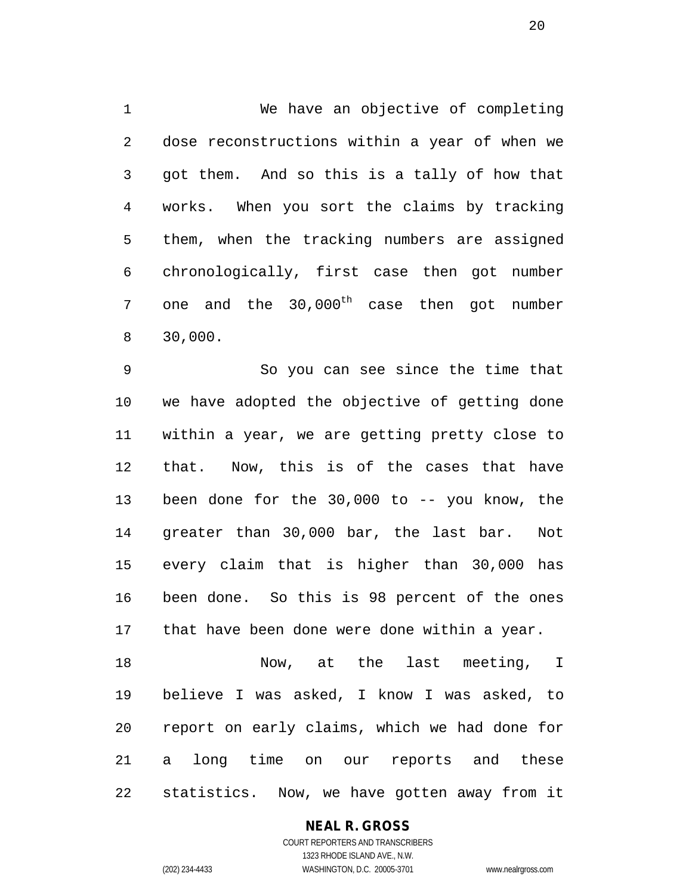We have an objective of completing dose reconstructions within a year of when we got them. And so this is a tally of how that works. When you sort the claims by tracking them, when the tracking numbers are assigned chronologically, first case then got number one and the 30,000th case then got number 30,000.

So you can see since the time that we have adopted the objective of getting done within a year, we are getting pretty close to that. Now, this is of the cases that have been done for the 30,000 to -- you know, the greater than 30,000 bar, the last bar. Not every claim that is higher than 30,000 has been done. So this is 98 percent of the ones that have been done were done within a year.

Now, at the last meeting, I believe I was asked, I know I was asked, to report on early claims, which we had done for a long time on our reports and these statistics. Now, we have gotten away from it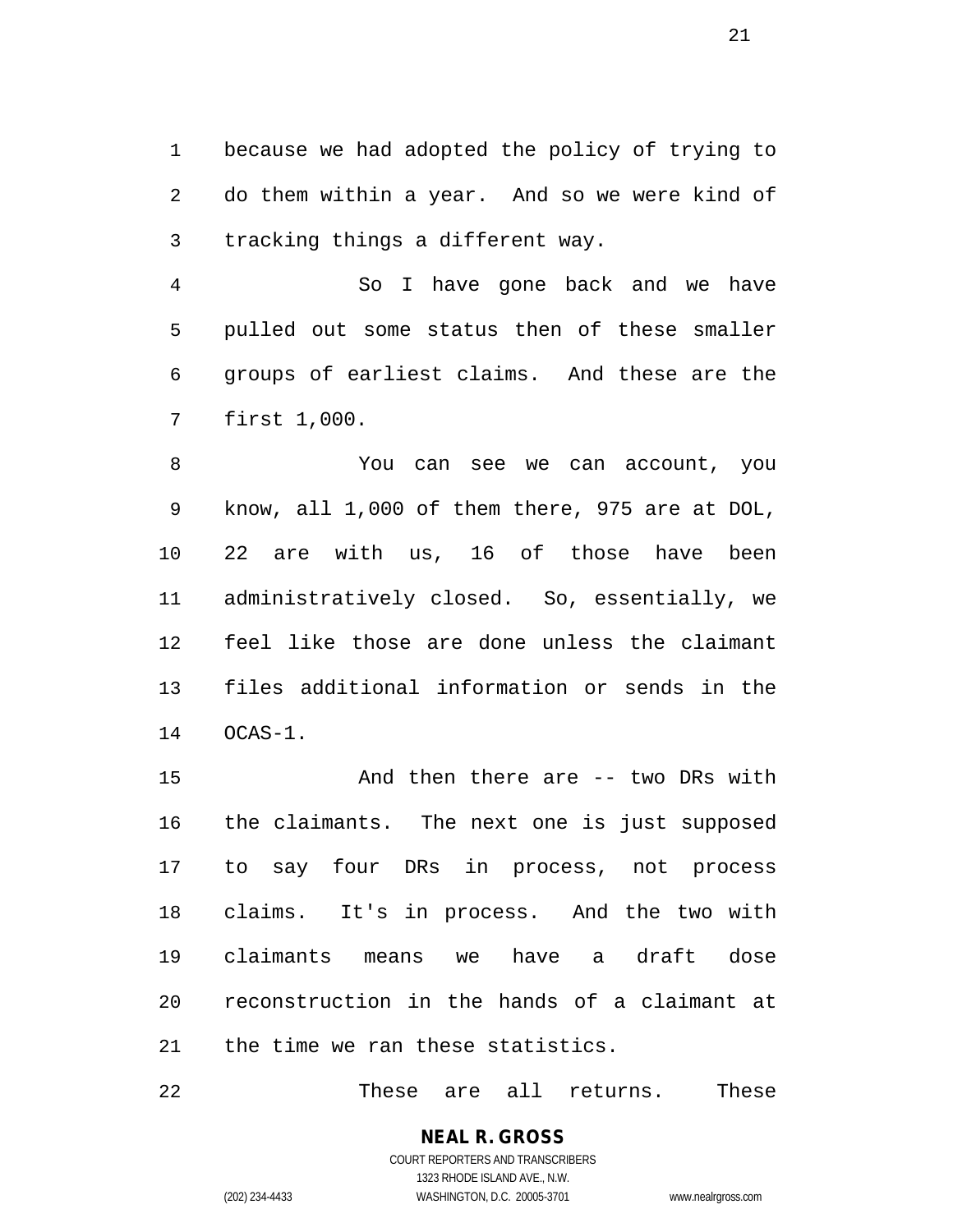because we had adopted the policy of trying to do them within a year. And so we were kind of tracking things a different way.

So I have gone back and we have pulled out some status then of these smaller groups of earliest claims. And these are the first 1,000.

You can see we can account, you know, all 1,000 of them there, 975 are at DOL, 22 are with us, 16 of those have been administratively closed. So, essentially, we feel like those are done unless the claimant files additional information or sends in the OCAS-1.

And then there are -- two DRs with the claimants. The next one is just supposed to say four DRs in process, not process claims. It's in process. And the two with claimants means we have a draft dose reconstruction in the hands of a claimant at the time we ran these statistics.

These are all returns. These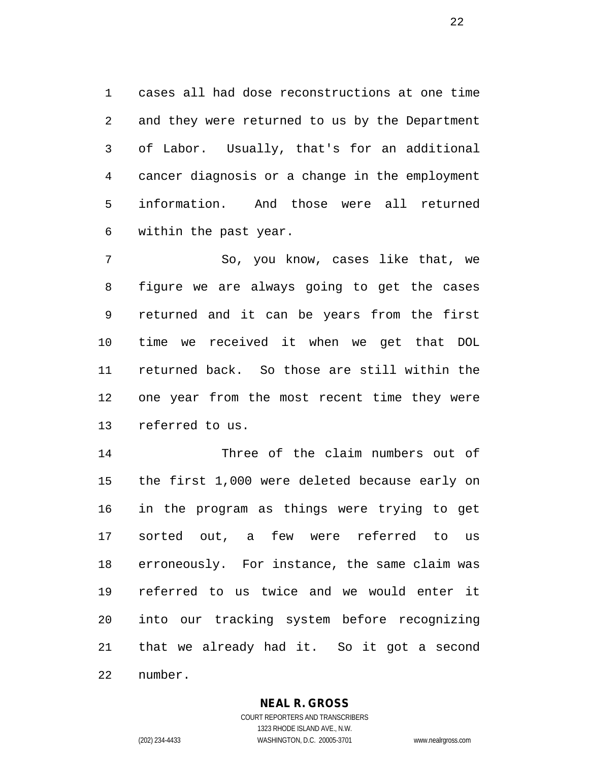cases all had dose reconstructions at one time and they were returned to us by the Department of Labor. Usually, that's for an additional cancer diagnosis or a change in the employment information. And those were all returned within the past year.

So, you know, cases like that, we figure we are always going to get the cases returned and it can be years from the first time we received it when we get that DOL returned back. So those are still within the one year from the most recent time they were referred to us.

Three of the claim numbers out of the first 1,000 were deleted because early on in the program as things were trying to get sorted out, a few were referred to us erroneously. For instance, the same claim was referred to us twice and we would enter it into our tracking system before recognizing that we already had it. So it got a second number.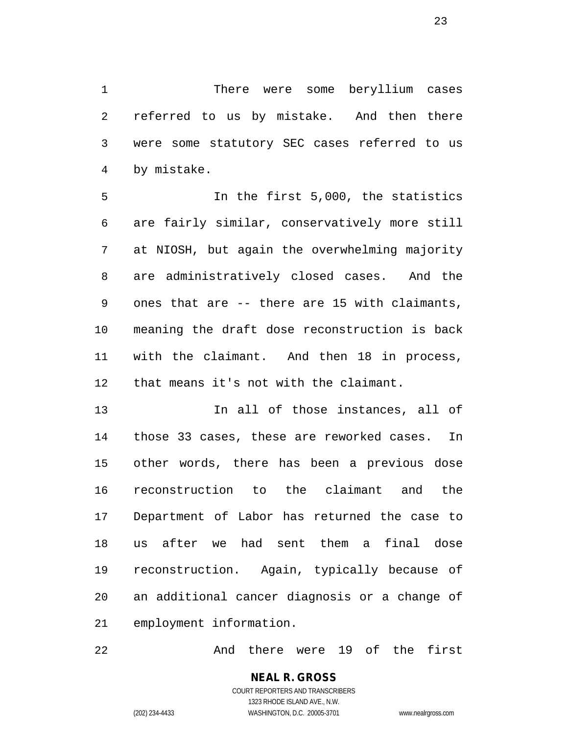There were some beryllium cases referred to us by mistake. And then there were some statutory SEC cases referred to us by mistake.

In the first 5,000, the statistics are fairly similar, conservatively more still at NIOSH, but again the overwhelming majority are administratively closed cases. And the ones that are -- there are 15 with claimants, meaning the draft dose reconstruction is back with the claimant. And then 18 in process, that means it's not with the claimant.

In all of those instances, all of those 33 cases, these are reworked cases. In other words, there has been a previous dose reconstruction to the claimant and the Department of Labor has returned the case to us after we had sent them a final dose reconstruction. Again, typically because of an additional cancer diagnosis or a change of employment information.

And there were 19 of the first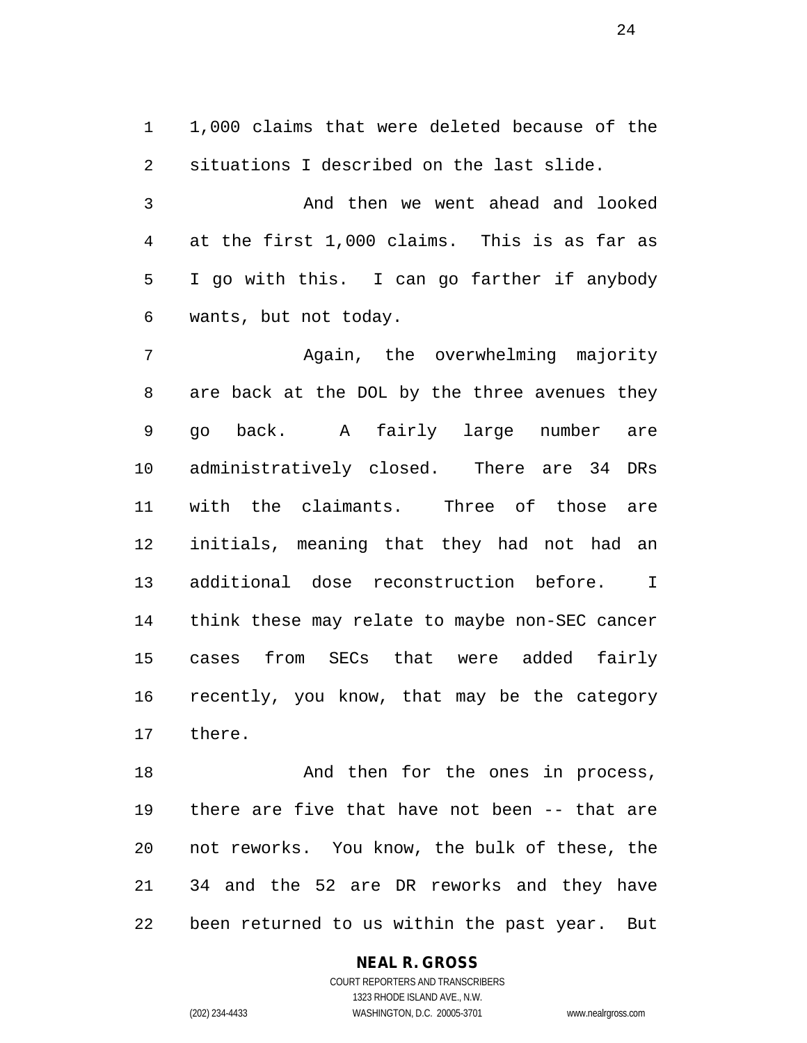1,000 claims that were deleted because of the situations I described on the last slide.

And then we went ahead and looked at the first 1,000 claims. This is as far as I go with this. I can go farther if anybody wants, but not today.

Again, the overwhelming majority are back at the DOL by the three avenues they go back. A fairly large number are administratively closed. There are 34 DRs with the claimants. Three of those are initials, meaning that they had not had an additional dose reconstruction before. I think these may relate to maybe non-SEC cancer cases from SECs that were added fairly recently, you know, that may be the category there.

And then for the ones in process, there are five that have not been -- that are not reworks. You know, the bulk of these, the 34 and the 52 are DR reworks and they have been returned to us within the past year. But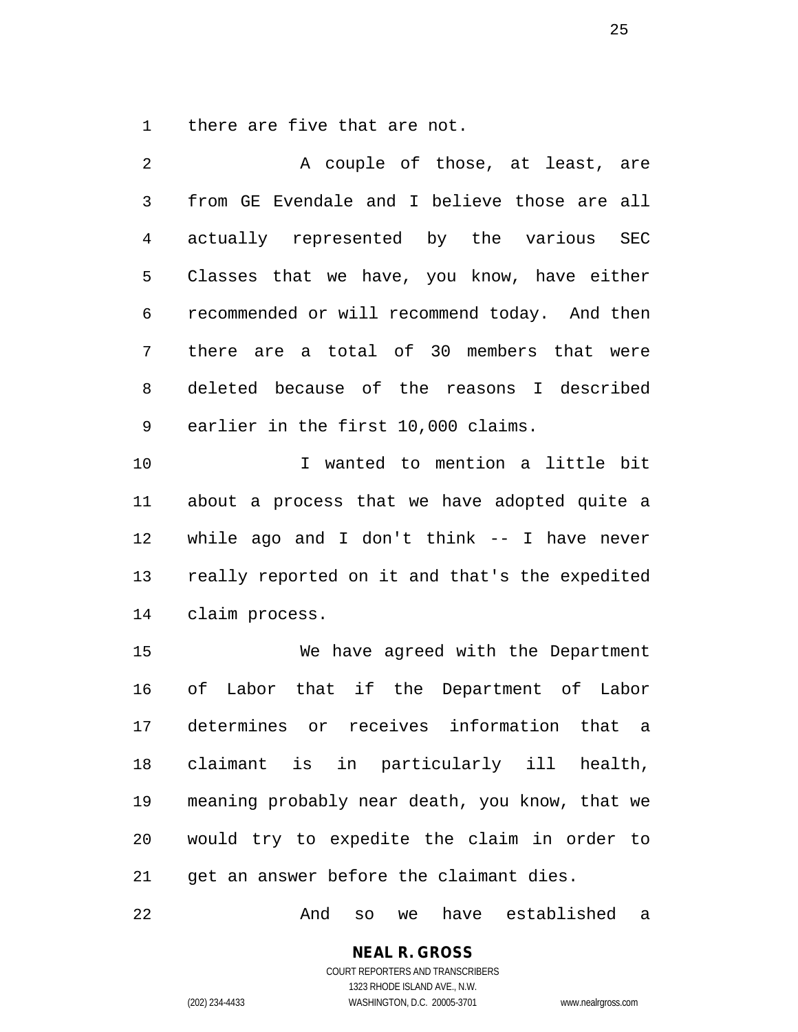there are five that are not.

A couple of those, at least, are from GE Evendale and I believe those are all actually represented by the various SEC Classes that we have, you know, have either recommended or will recommend today. And then there are a total of 30 members that were deleted because of the reasons I described earlier in the first 10,000 claims.

I wanted to mention a little bit about a process that we have adopted quite a while ago and I don't think -- I have never really reported on it and that's the expedited claim process.

We have agreed with the Department of Labor that if the Department of Labor determines or receives information that a claimant is in particularly ill health, meaning probably near death, you know, that we would try to expedite the claim in order to get an answer before the claimant dies.

And so we have established a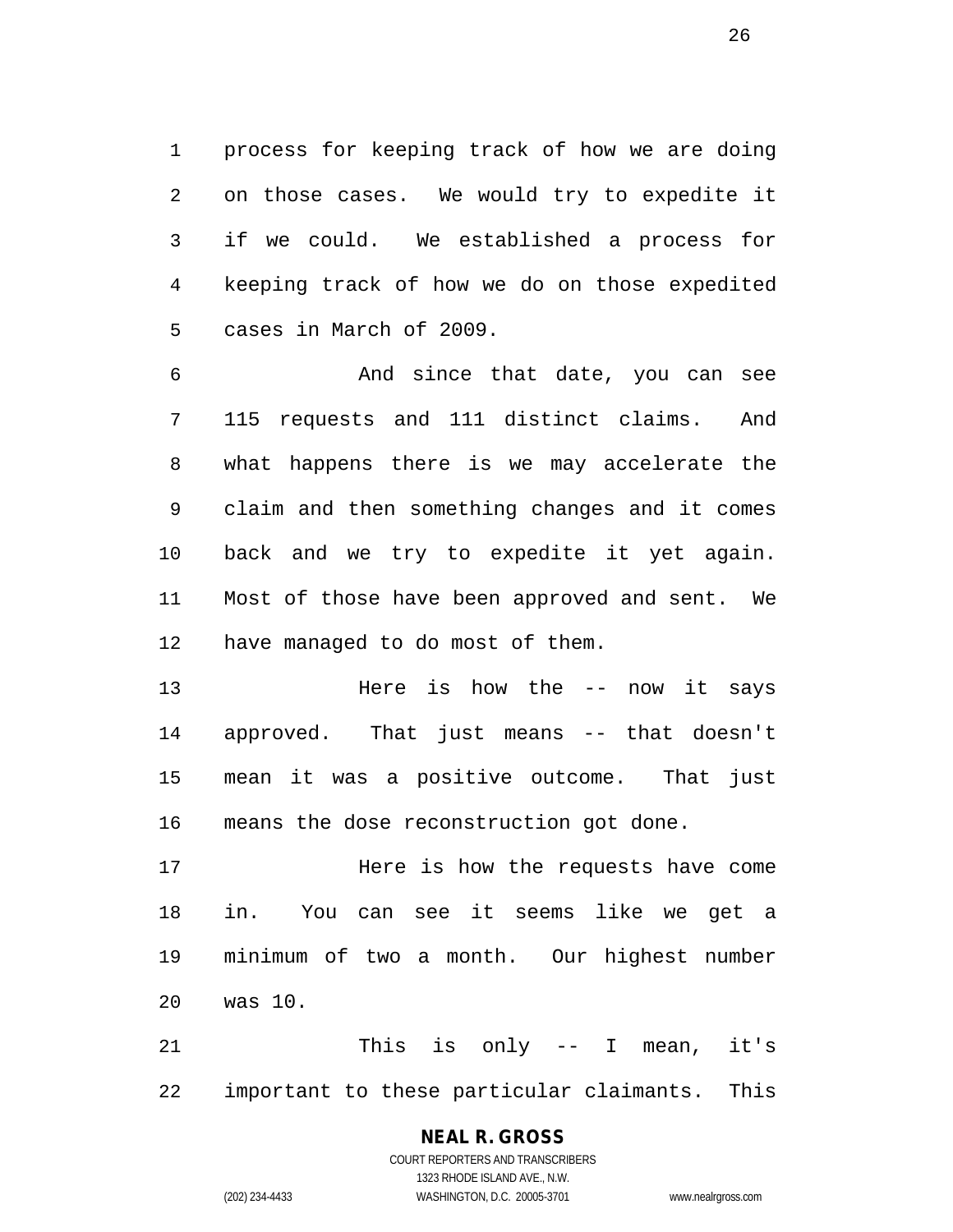process for keeping track of how we are doing on those cases. We would try to expedite it if we could. We established a process for keeping track of how we do on those expedited cases in March of 2009.

And since that date, you can see 115 requests and 111 distinct claims. And what happens there is we may accelerate the claim and then something changes and it comes back and we try to expedite it yet again. Most of those have been approved and sent. We have managed to do most of them.

Here is how the -- now it says approved. That just means -- that doesn't mean it was a positive outcome. That just means the dose reconstruction got done.

Here is how the requests have come in. You can see it seems like we get a minimum of two a month. Our highest number was 10.

This is only -- I mean, it's important to these particular claimants. This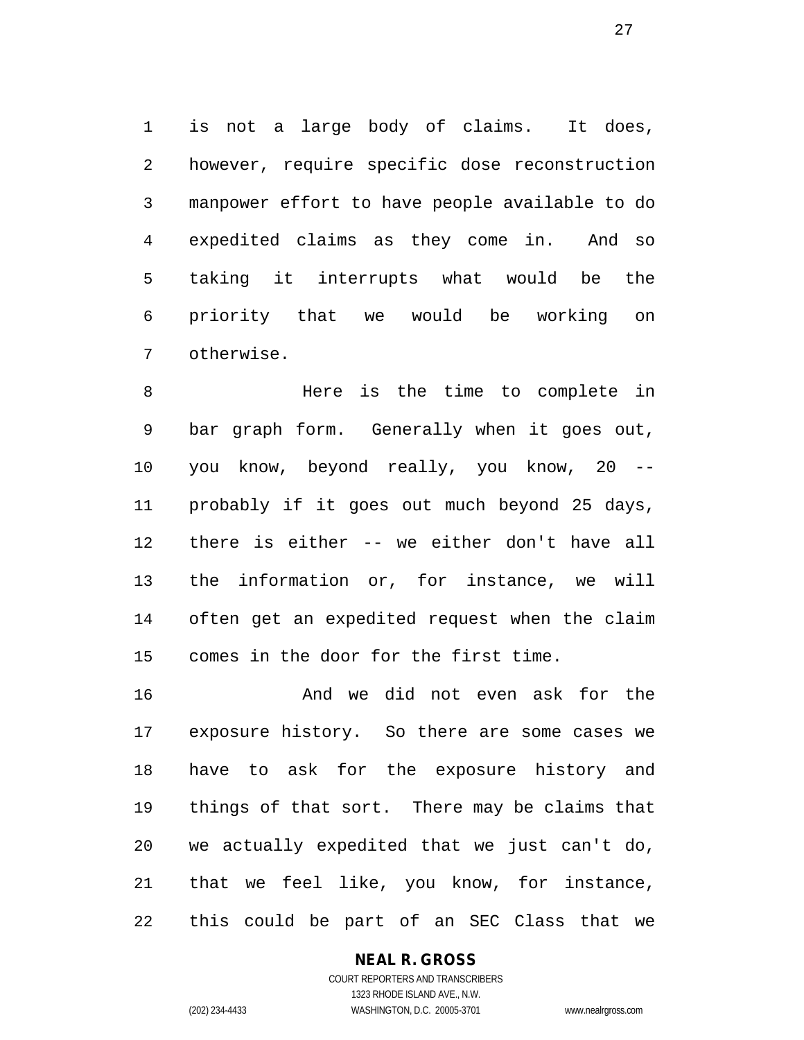is not a large body of claims. It does, however, require specific dose reconstruction manpower effort to have people available to do expedited claims as they come in. And so taking it interrupts what would be the priority that we would be working on otherwise.

Here is the time to complete in bar graph form. Generally when it goes out, you know, beyond really, you know, 20 -- probably if it goes out much beyond 25 days, there is either -- we either don't have all the information or, for instance, we will often get an expedited request when the claim comes in the door for the first time.

And we did not even ask for the exposure history. So there are some cases we have to ask for the exposure history and things of that sort. There may be claims that we actually expedited that we just can't do, that we feel like, you know, for instance, this could be part of an SEC Class that we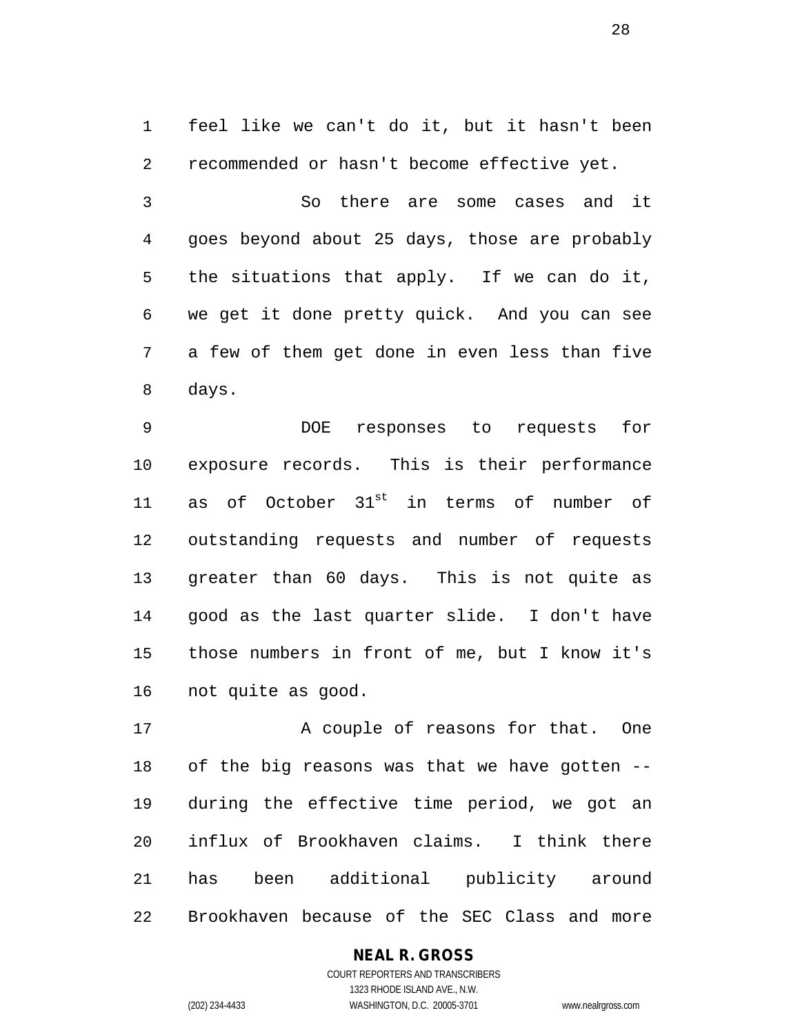feel like we can't do it, but it hasn't been recommended or hasn't become effective yet.

So there are some cases and it goes beyond about 25 days, those are probably the situations that apply. If we can do it, we get it done pretty quick. And you can see a few of them get done in even less than five days.

DOE responses to requests for exposure records. This is their performance as of October 31st in terms of number of outstanding requests and number of requests greater than 60 days. This is not quite as good as the last quarter slide. I don't have those numbers in front of me, but I know it's not quite as good.

A couple of reasons for that. One of the big reasons was that we have gotten -- during the effective time period, we got an influx of Brookhaven claims. I think there has been additional publicity around Brookhaven because of the SEC Class and more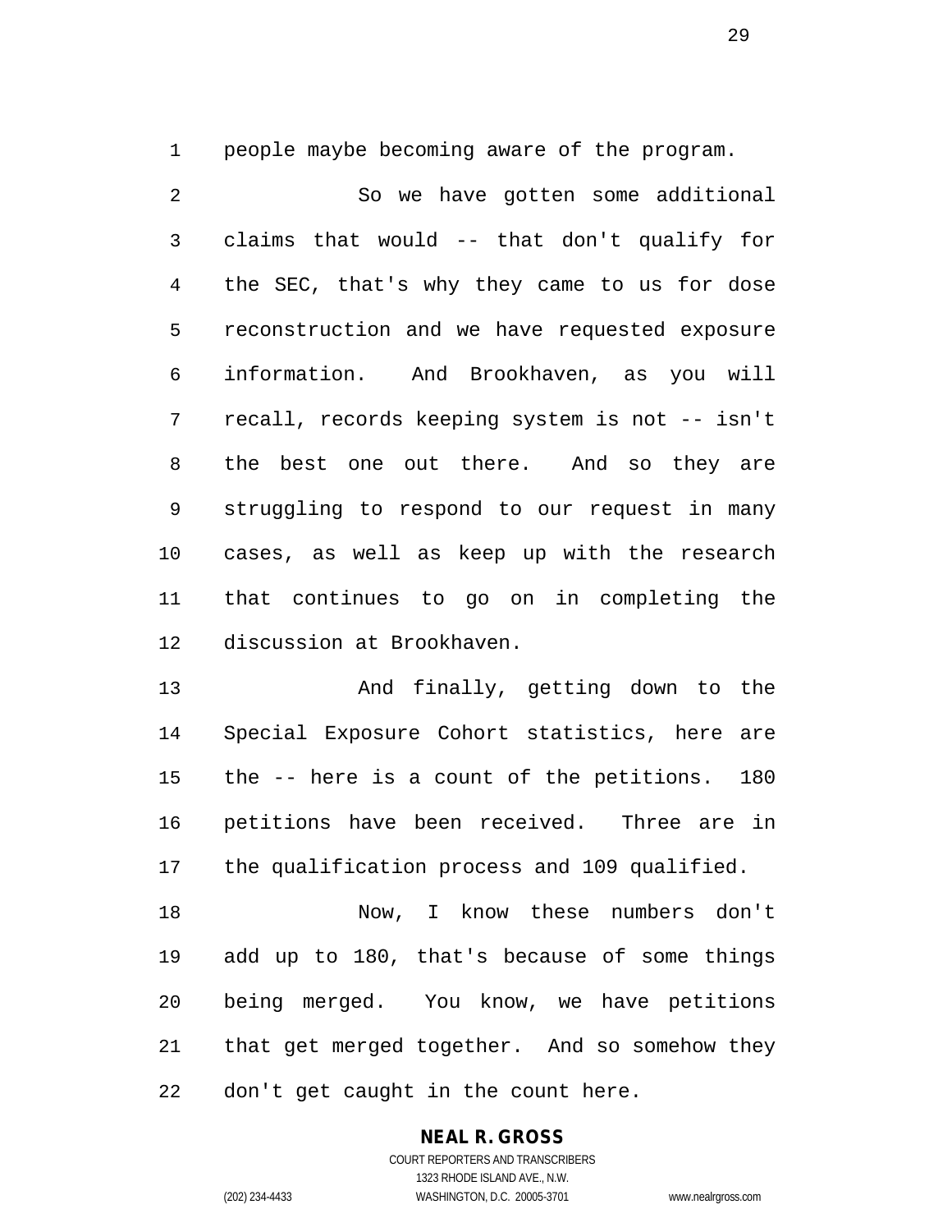people maybe becoming aware of the program.

So we have gotten some additional claims that would -- that don't qualify for the SEC, that's why they came to us for dose reconstruction and we have requested exposure information. And Brookhaven, as you will recall, records keeping system is not -- isn't the best one out there. And so they are struggling to respond to our request in many cases, as well as keep up with the research that continues to go on in completing the discussion at Brookhaven.

And finally, getting down to the Special Exposure Cohort statistics, here are the -- here is a count of the petitions. 180 petitions have been received. Three are in the qualification process and 109 qualified.

Now, I know these numbers don't add up to 180, that's because of some things being merged. You know, we have petitions that get merged together. And so somehow they don't get caught in the count here.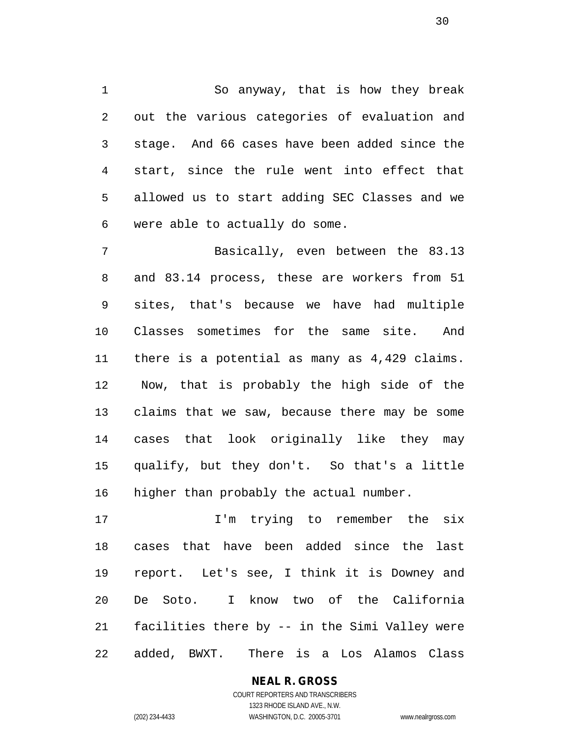So anyway, that is how they break out the various categories of evaluation and stage. And 66 cases have been added since the start, since the rule went into effect that allowed us to start adding SEC Classes and we were able to actually do some.

Basically, even between the 83.13 and 83.14 process, these are workers from 51 sites, that's because we have had multiple Classes sometimes for the same site. And there is a potential as many as 4,429 claims. Now, that is probably the high side of the claims that we saw, because there may be some cases that look originally like they may qualify, but they don't. So that's a little higher than probably the actual number.

I'm trying to remember the six cases that have been added since the last report. Let's see, I think it is Downey and De Soto. I know two of the California facilities there by -- in the Simi Valley were added, BWXT. There is a Los Alamos Class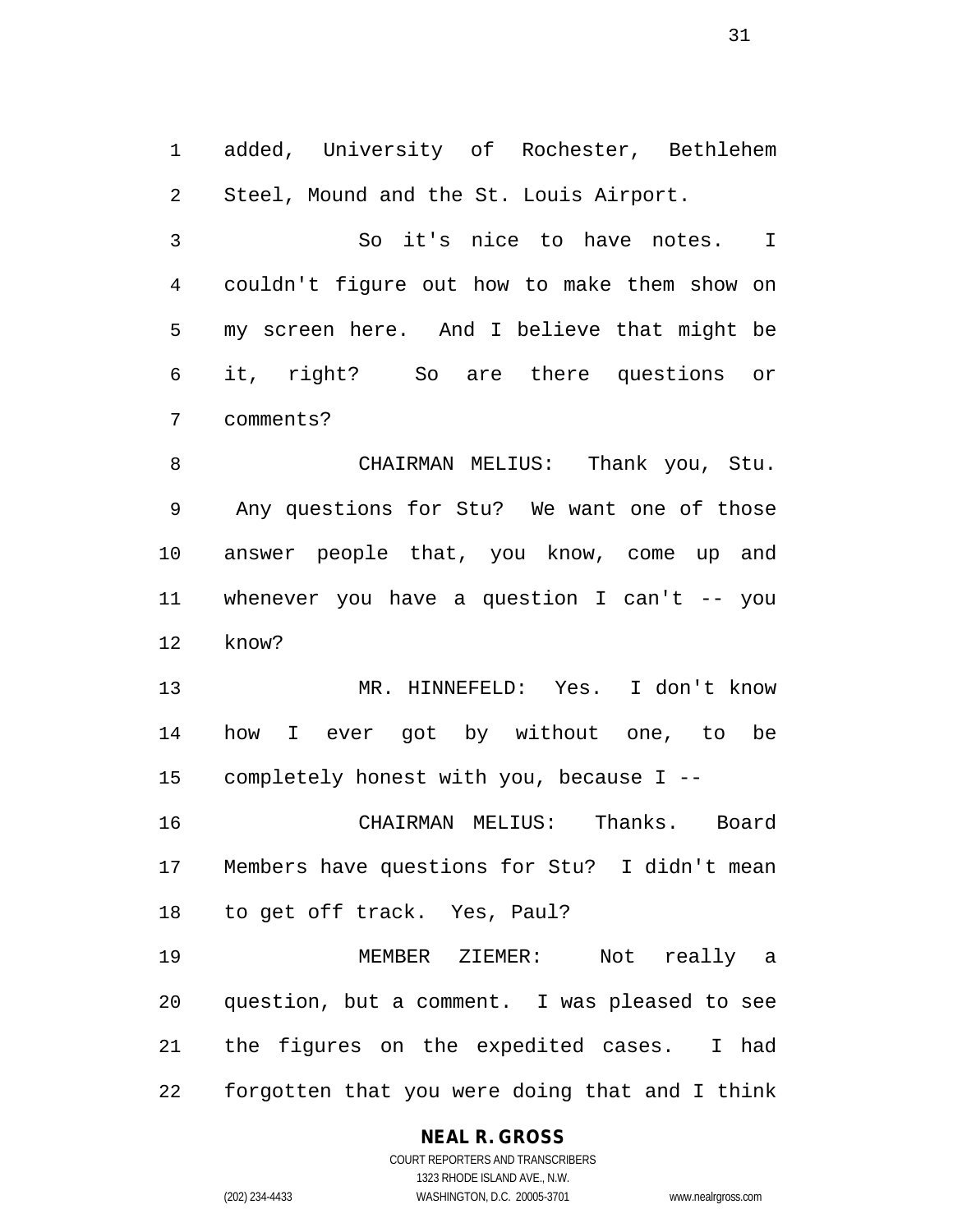added, University of Rochester, Bethlehem Steel, Mound and the St. Louis Airport.

So it's nice to have notes. I couldn't figure out how to make them show on my screen here. And I believe that might be it, right? So are there questions or comments?

CHAIRMAN MELIUS: Thank you, Stu. Any questions for Stu? We want one of those answer people that, you know, come up and whenever you have a question I can't -- you know?

MR. HINNEFELD: Yes. I don't know how I ever got by without one, to be completely honest with you, because I --

CHAIRMAN MELIUS: Thanks. Board Members have questions for Stu? I didn't mean to get off track. Yes, Paul?

MEMBER ZIEMER: Not really a question, but a comment. I was pleased to see the figures on the expedited cases. I had forgotten that you were doing that and I think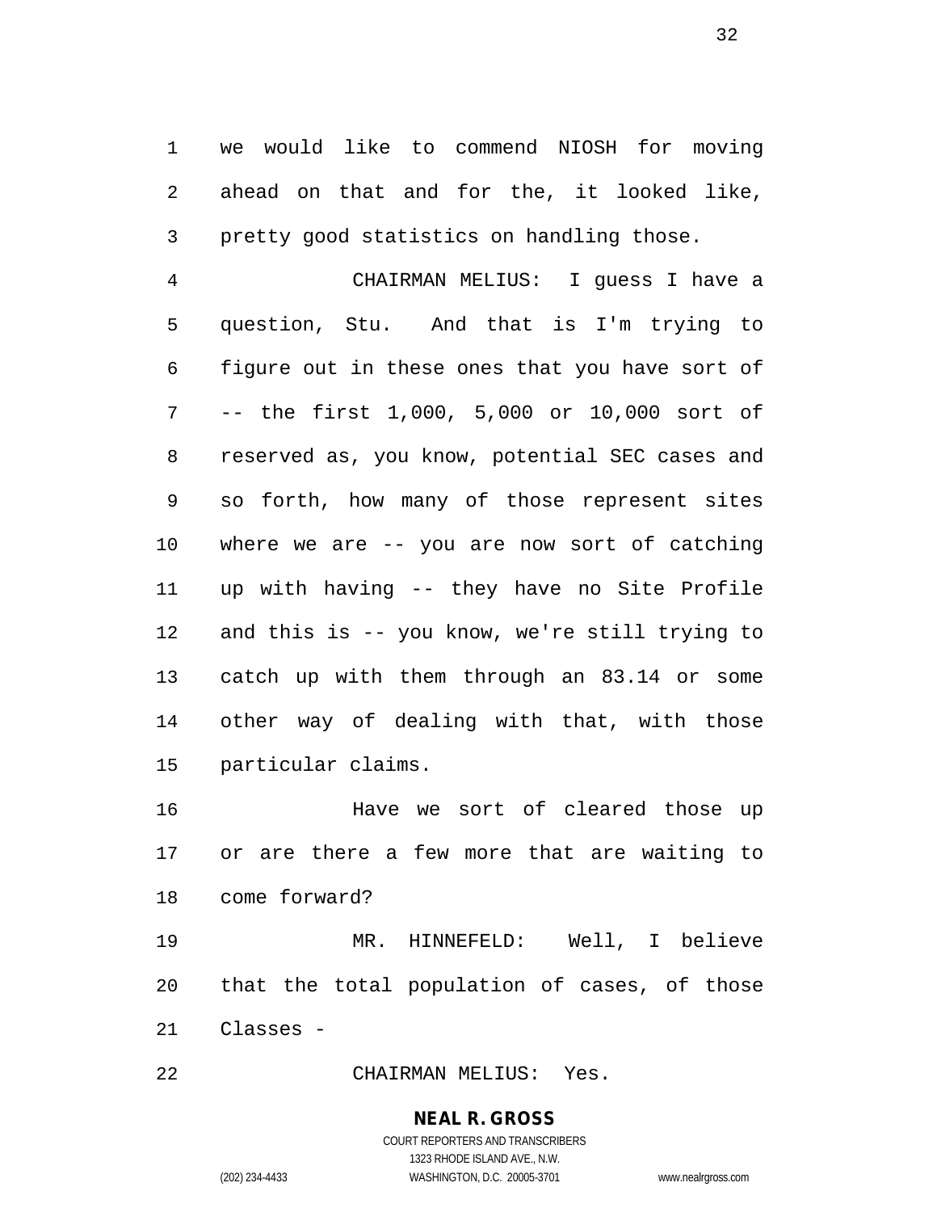we would like to commend NIOSH for moving ahead on that and for the, it looked like, pretty good statistics on handling those.

CHAIRMAN MELIUS: I guess I have a question, Stu. And that is I'm trying to figure out in these ones that you have sort of -- the first 1,000, 5,000 or 10,000 sort of reserved as, you know, potential SEC cases and so forth, how many of those represent sites where we are -- you are now sort of catching up with having -- they have no Site Profile and this is -- you know, we're still trying to catch up with them through an 83.14 or some other way of dealing with that, with those particular claims.

Have we sort of cleared those up or are there a few more that are waiting to come forward?

MR. HINNEFELD: Well, I believe that the total population of cases, of those Classes -

CHAIRMAN MELIUS: Yes.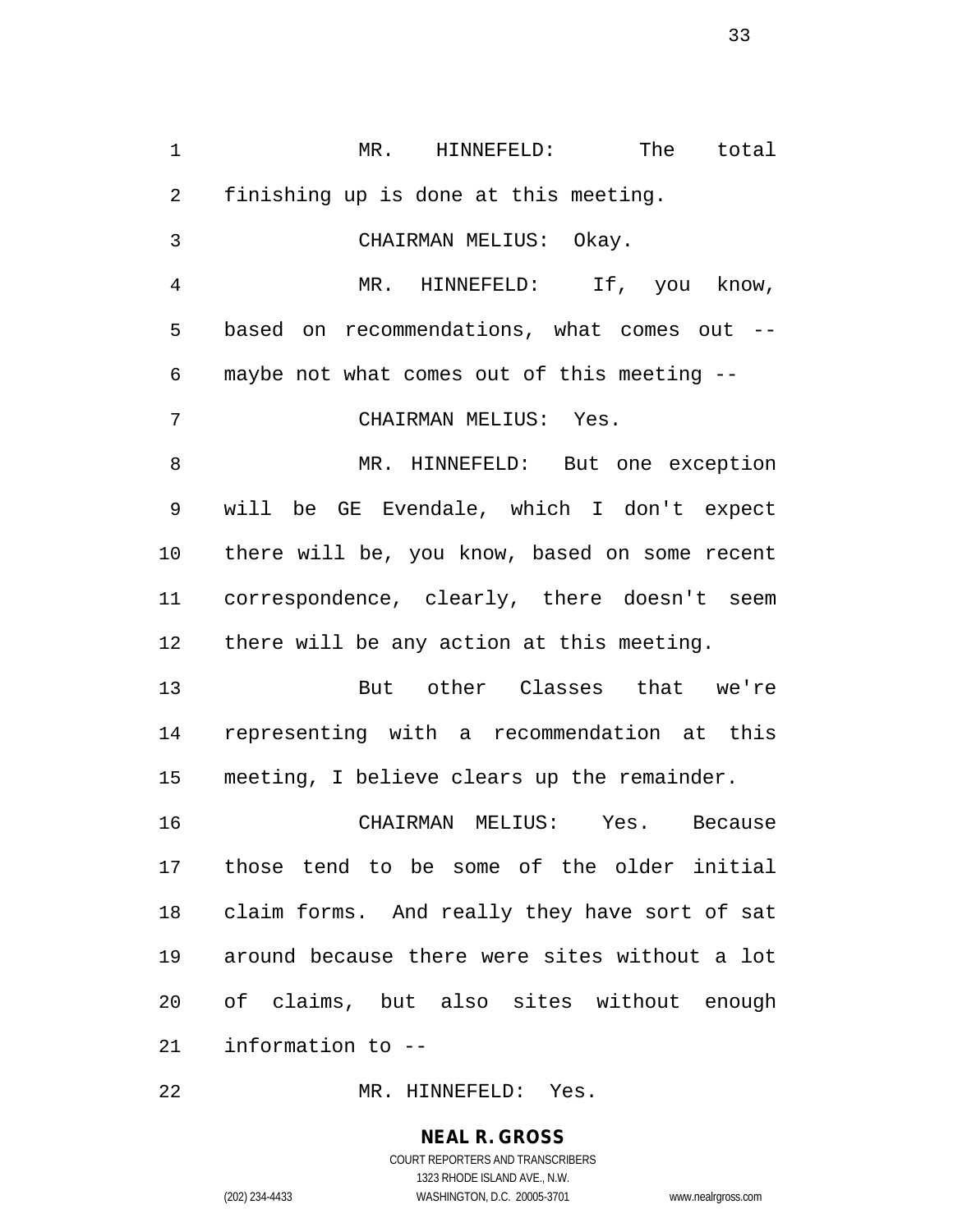MR. HINNEFELD: The total finishing up is done at this meeting.

CHAIRMAN MELIUS: Okay.

MR. HINNEFELD: If, you know, based on recommendations, what comes out -- maybe not what comes out of this meeting --

CHAIRMAN MELIUS: Yes.

MR. HINNEFELD: But one exception will be GE Evendale, which I don't expect there will be, you know, based on some recent correspondence, clearly, there doesn't seem there will be any action at this meeting.

But other Classes that we're representing with a recommendation at this meeting, I believe clears up the remainder.

CHAIRMAN MELIUS: Yes. Because those tend to be some of the older initial claim forms. And really they have sort of sat around because there were sites without a lot of claims, but also sites without enough information to --

MR. HINNEFELD: Yes.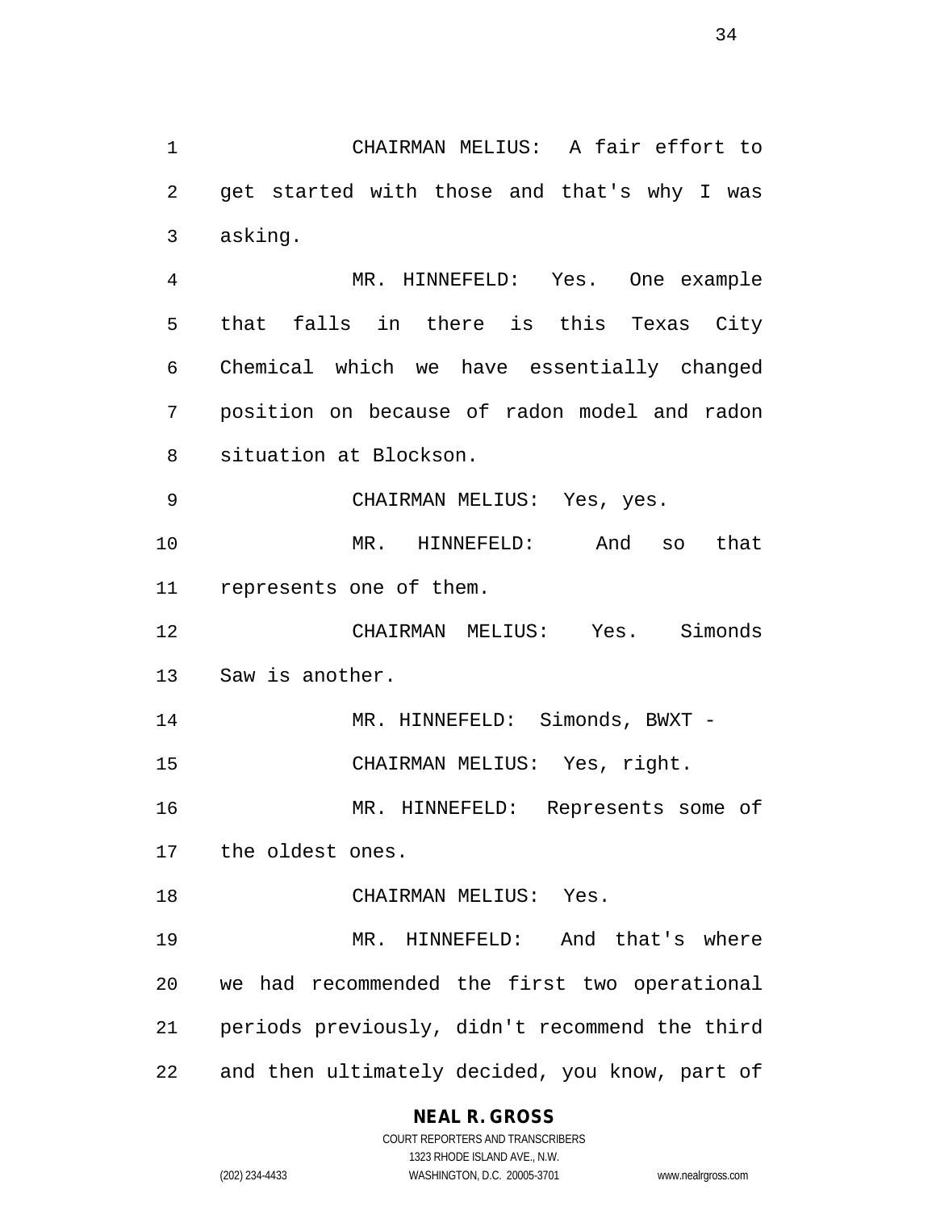CHAIRMAN MELIUS: A fair effort to get started with those and that's why I was asking.

MR. HINNEFELD: Yes. One example that falls in there is this Texas City Chemical which we have essentially changed position on because of radon model and radon situation at Blockson.

CHAIRMAN MELIUS: Yes, yes.

MR. HINNEFELD: And so that represents one of them.

CHAIRMAN MELIUS: Yes. Simonds Saw is another.

MR. HINNEFELD: Simonds, BWXT -

CHAIRMAN MELIUS: Yes, right.

MR. HINNEFELD: Represents some of the oldest ones.

CHAIRMAN MELIUS: Yes.

MR. HINNEFELD: And that's where we had recommended the first two operational periods previously, didn't recommend the third and then ultimately decided, you know, part of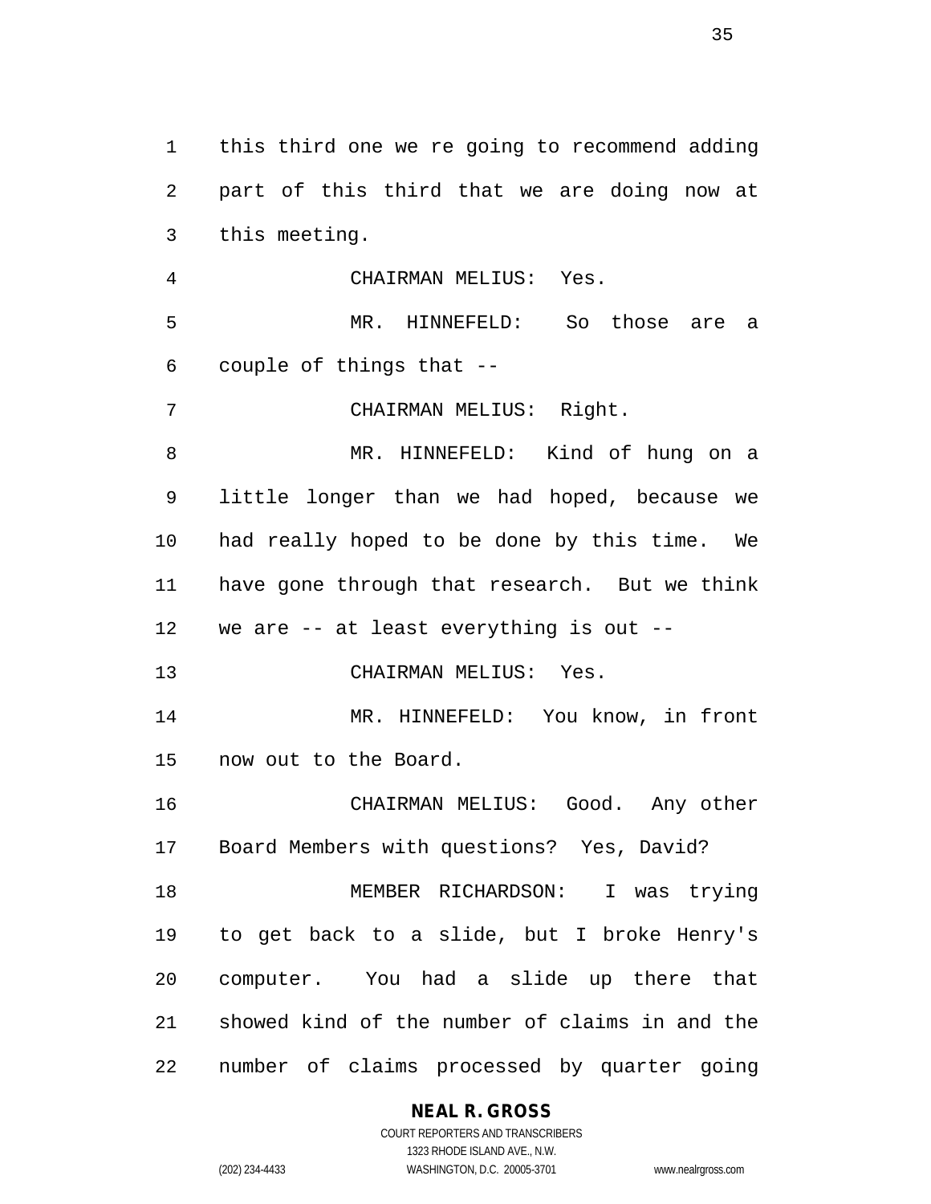this third one we re going to recommend adding part of this third that we are doing now at this meeting.

CHAIRMAN MELIUS: Yes.

MR. HINNEFELD: So those are a couple of things that --

CHAIRMAN MELIUS: Right.

MR. HINNEFELD: Kind of hung on a little longer than we had hoped, because we had really hoped to be done by this time. We have gone through that research. But we think we are -- at least everything is out --

CHAIRMAN MELIUS: Yes.

MR. HINNEFELD: You know, in front now out to the Board.

CHAIRMAN MELIUS: Good. Any other Board Members with questions? Yes, David?

MEMBER RICHARDSON: I was trying to get back to a slide, but I broke Henry's computer. You had a slide up there that showed kind of the number of claims in and the number of claims processed by quarter going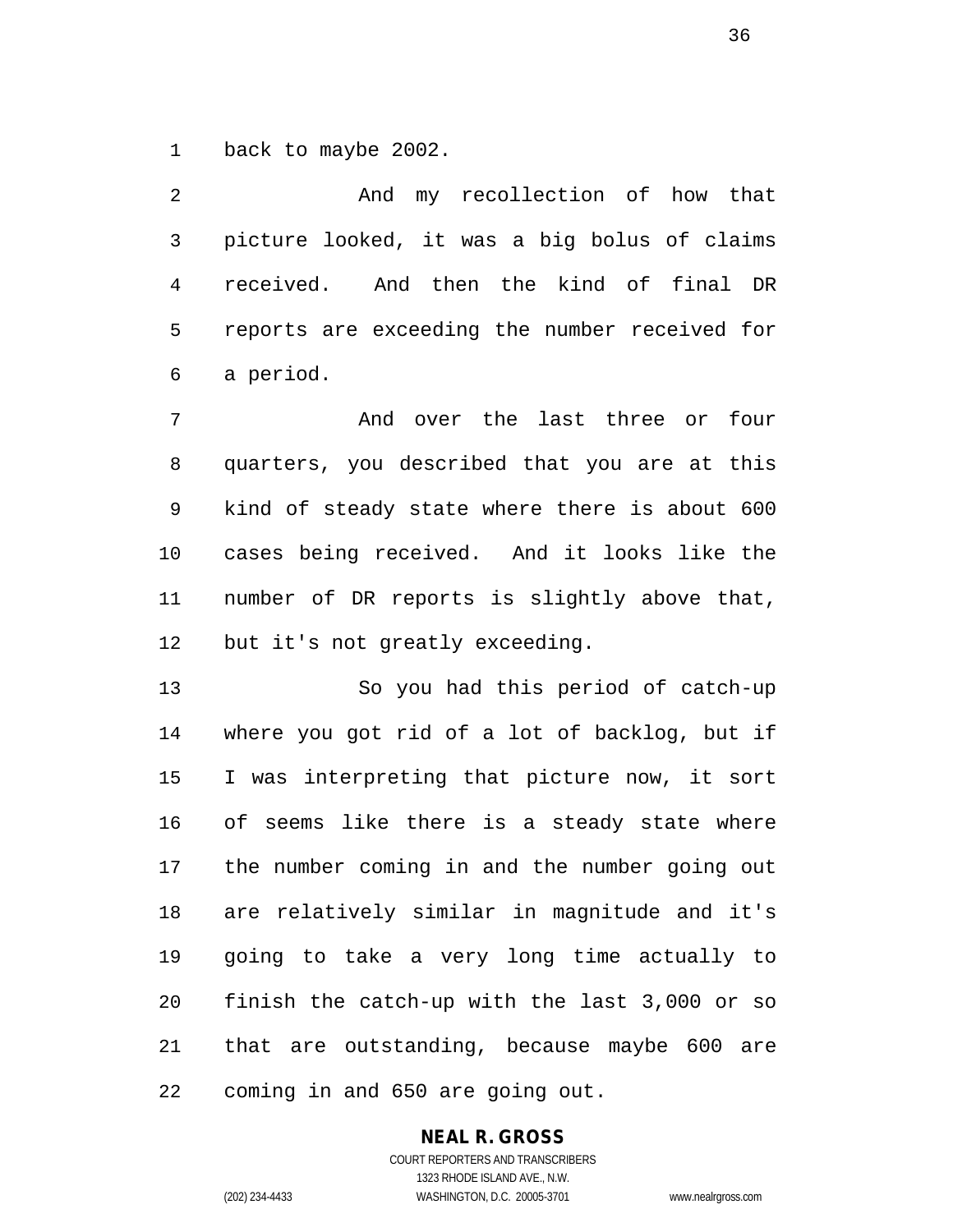back to maybe 2002.

And my recollection of how that picture looked, it was a big bolus of claims received. And then the kind of final DR reports are exceeding the number received for a period.

And over the last three or four quarters, you described that you are at this kind of steady state where there is about 600 cases being received. And it looks like the number of DR reports is slightly above that, but it's not greatly exceeding.

So you had this period of catch-up where you got rid of a lot of backlog, but if I was interpreting that picture now, it sort of seems like there is a steady state where the number coming in and the number going out are relatively similar in magnitude and it's going to take a very long time actually to finish the catch-up with the last 3,000 or so that are outstanding, because maybe 600 are coming in and 650 are going out.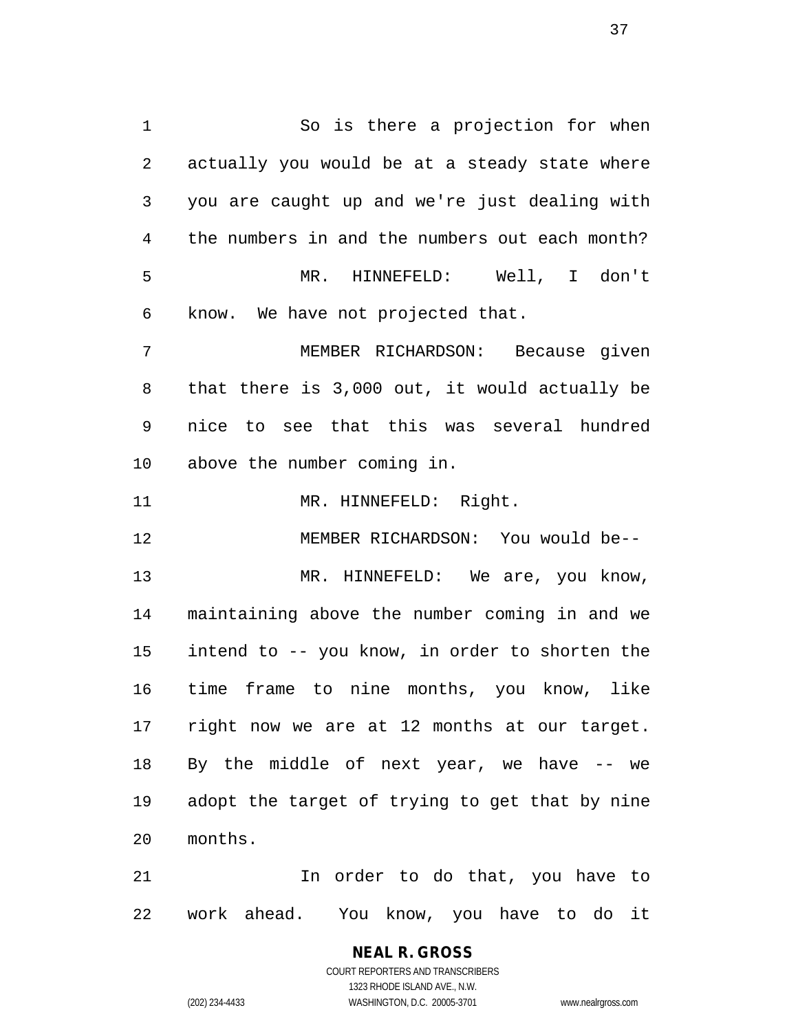So is there a projection for when actually you would be at a steady state where you are caught up and we're just dealing with the numbers in and the numbers out each month?

MR. HINNEFELD: Well, I don't know. We have not projected that.

MEMBER RICHARDSON: Because given that there is 3,000 out, it would actually be nice to see that this was several hundred above the number coming in.

MR. HINNEFELD: Right.

MEMBER RICHARDSON: You would be--

MR. HINNEFELD: We are, you know, maintaining above the number coming in and we intend to -- you know, in order to shorten the time frame to nine months, you know, like right now we are at 12 months at our target. By the middle of next year, we have -- we adopt the target of trying to get that by nine months.

In order to do that, you have to work ahead. You know, you have to do it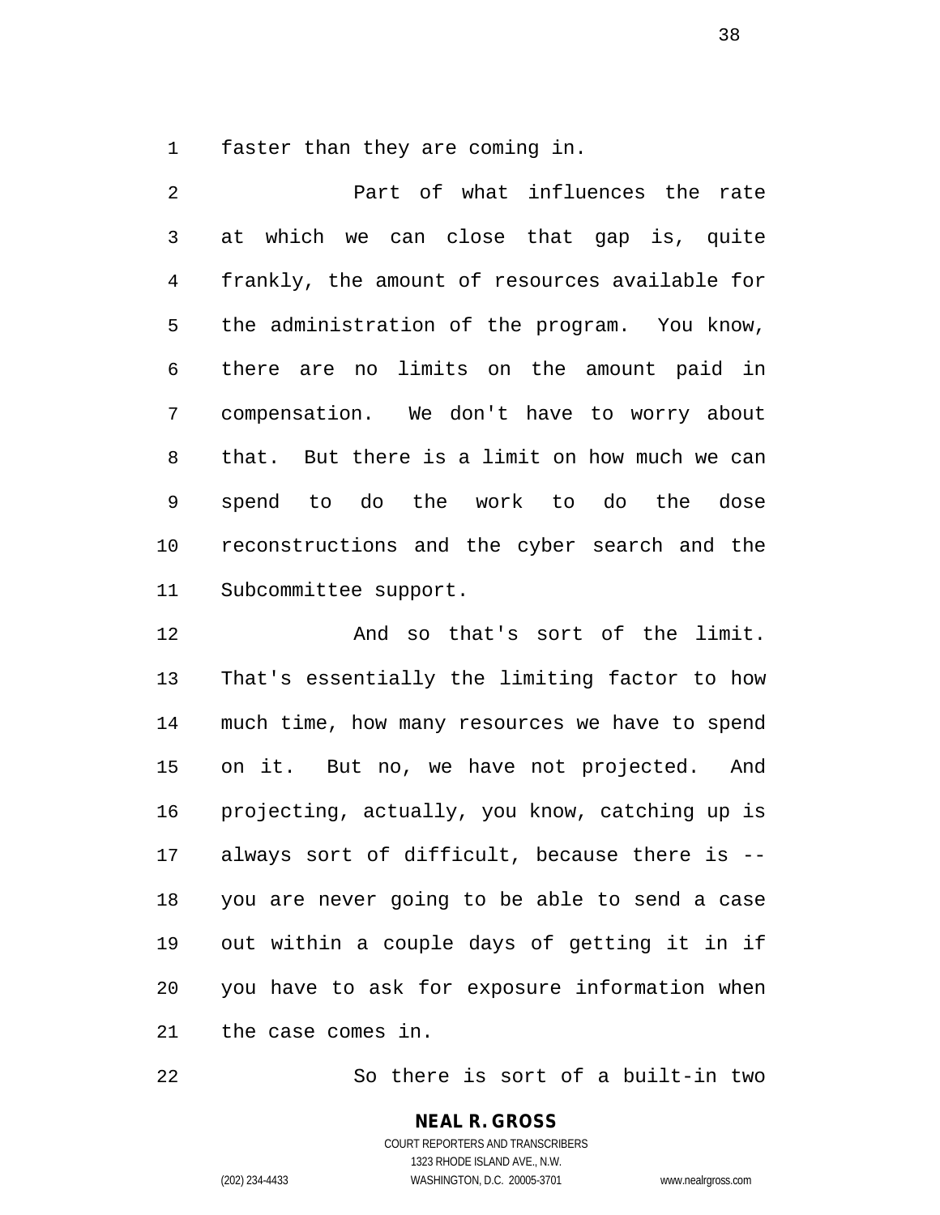faster than they are coming in.

Part of what influences the rate at which we can close that gap is, quite frankly, the amount of resources available for the administration of the program. You know, there are no limits on the amount paid in compensation. We don't have to worry about that. But there is a limit on how much we can spend to do the work to do the dose reconstructions and the cyber search and the Subcommittee support.

And so that's sort of the limit. That's essentially the limiting factor to how much time, how many resources we have to spend on it. But no, we have not projected. And projecting, actually, you know, catching up is always sort of difficult, because there is -- you are never going to be able to send a case out within a couple days of getting it in if you have to ask for exposure information when the case comes in.

So there is sort of a built-in two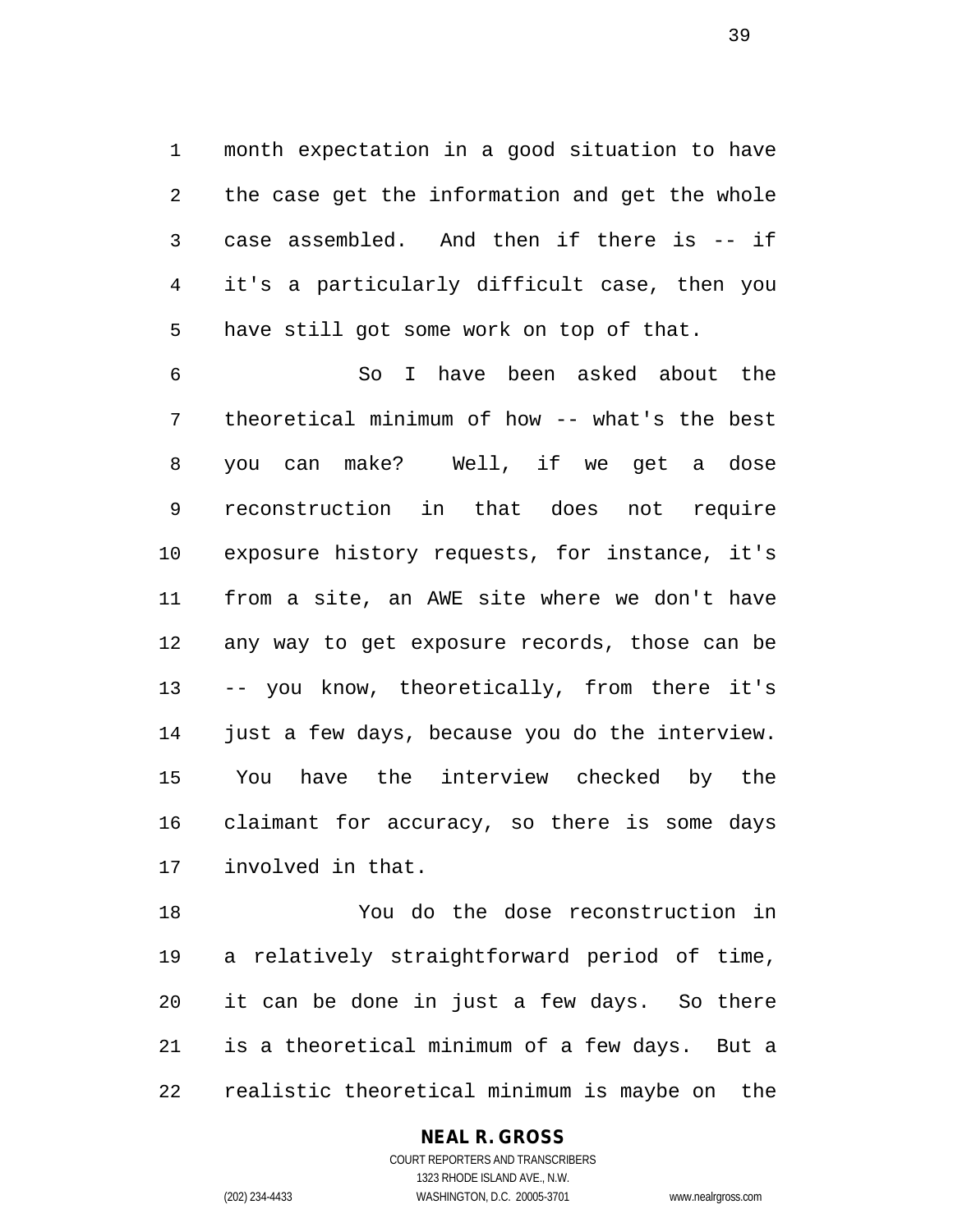month expectation in a good situation to have the case get the information and get the whole case assembled. And then if there is -- if it's a particularly difficult case, then you have still got some work on top of that.

So I have been asked about the theoretical minimum of how -- what's the best you can make? Well, if we get a dose reconstruction in that does not require exposure history requests, for instance, it's from a site, an AWE site where we don't have any way to get exposure records, those can be -- you know, theoretically, from there it's just a few days, because you do the interview. You have the interview checked by the claimant for accuracy, so there is some days involved in that.

You do the dose reconstruction in a relatively straightforward period of time, it can be done in just a few days. So there is a theoretical minimum of a few days. But a realistic theoretical minimum is maybe on the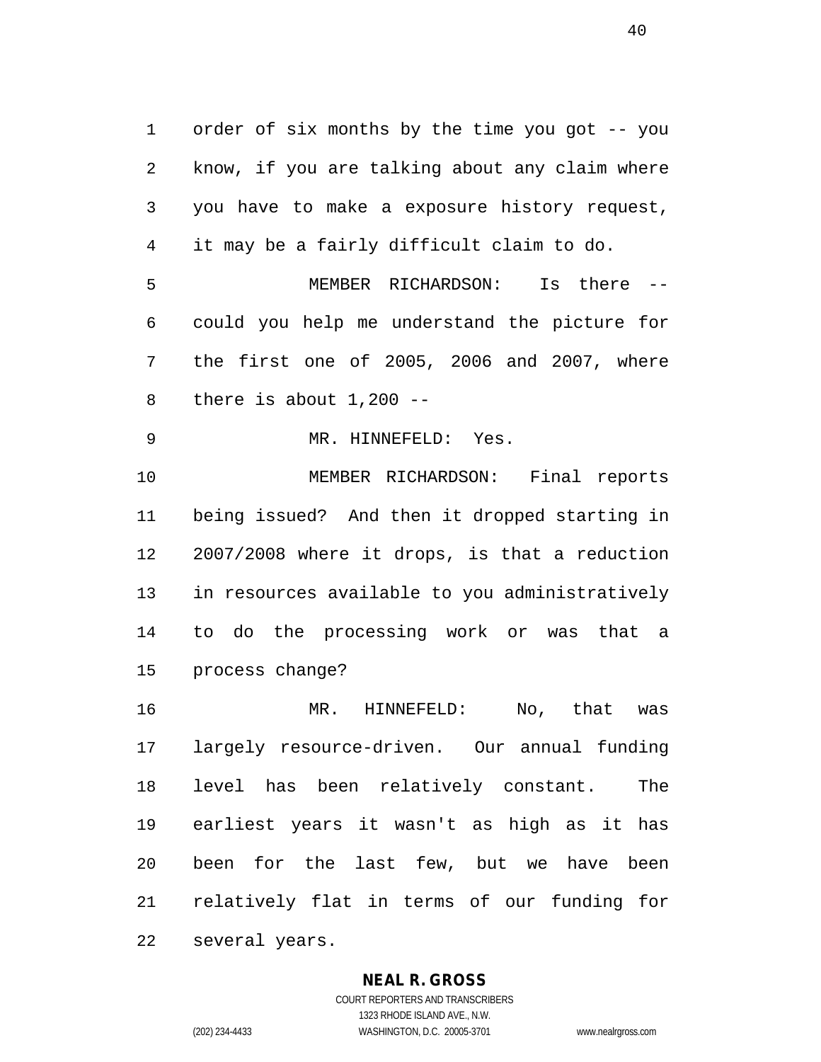order of six months by the time you got -- you know, if you are talking about any claim where you have to make a exposure history request, it may be a fairly difficult claim to do.

MEMBER RICHARDSON: Is there -- could you help me understand the picture for the first one of 2005, 2006 and 2007, where there is about 1,200 --

MR. HINNEFELD: Yes.

MEMBER RICHARDSON: Final reports being issued? And then it dropped starting in 2007/2008 where it drops, is that a reduction in resources available to you administratively to do the processing work or was that a process change?

MR. HINNEFELD: No, that was largely resource-driven. Our annual funding level has been relatively constant. The earliest years it wasn't as high as it has been for the last few, but we have been relatively flat in terms of our funding for several years.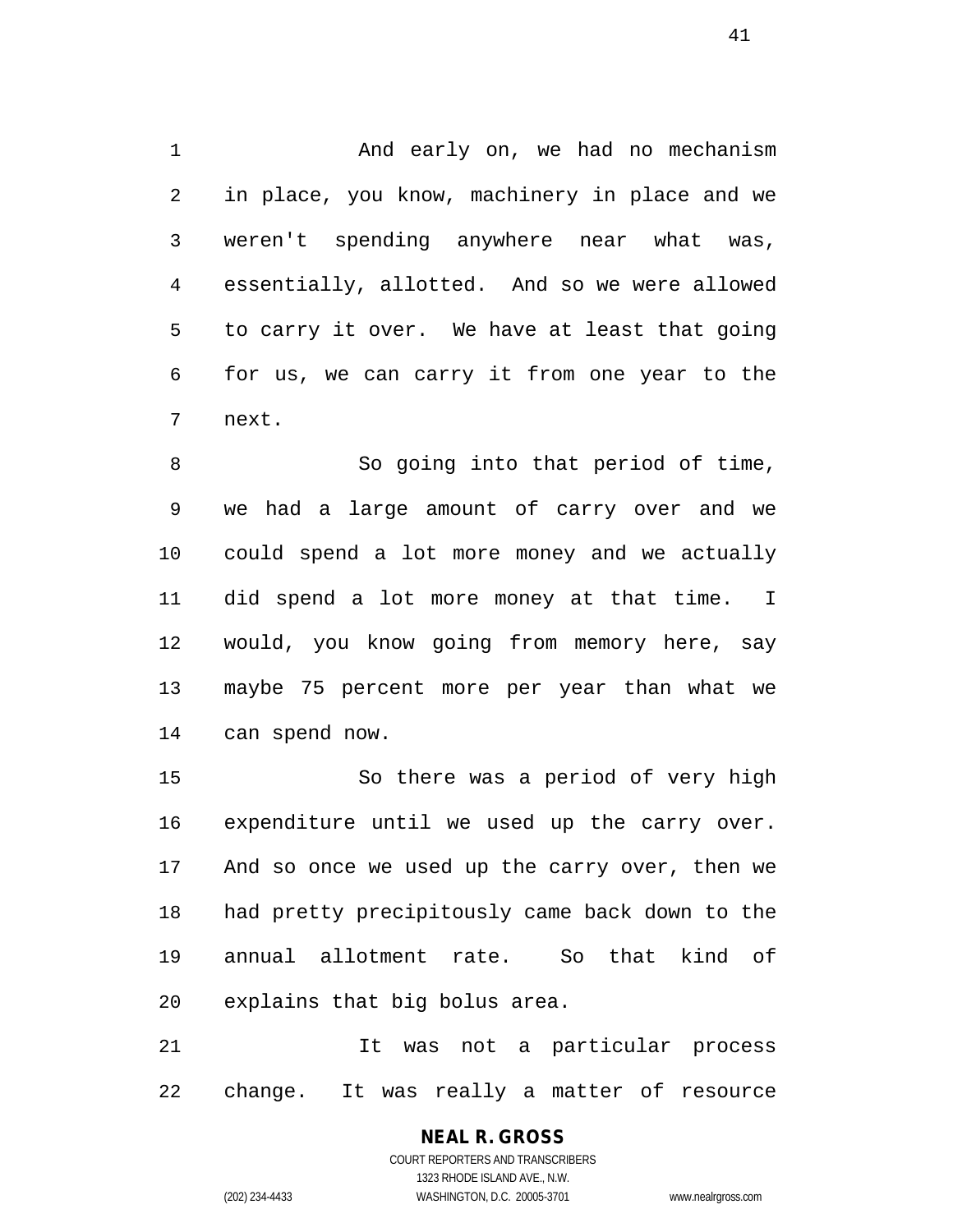And early on, we had no mechanism in place, you know, machinery in place and we weren't spending anywhere near what was, essentially, allotted. And so we were allowed to carry it over. We have at least that going for us, we can carry it from one year to the next.

So going into that period of time, we had a large amount of carry over and we could spend a lot more money and we actually did spend a lot more money at that time. I would, you know going from memory here, say maybe 75 percent more per year than what we can spend now.

So there was a period of very high expenditure until we used up the carry over. And so once we used up the carry over, then we had pretty precipitously came back down to the annual allotment rate. So that kind of explains that big bolus area.

It was not a particular process change. It was really a matter of resource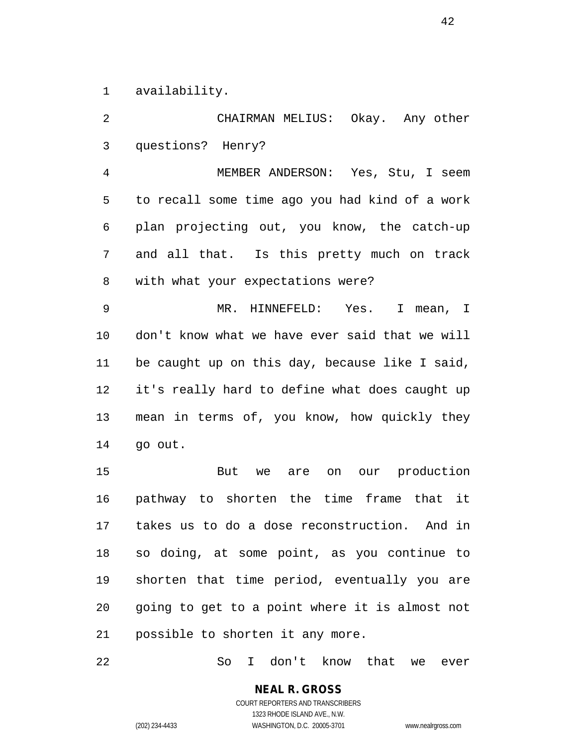availability.

CHAIRMAN MELIUS: Okay. Any other questions? Henry?

MEMBER ANDERSON: Yes, Stu, I seem to recall some time ago you had kind of a work plan projecting out, you know, the catch-up and all that. Is this pretty much on track with what your expectations were?

MR. HINNEFELD: Yes. I mean, I don't know what we have ever said that we will be caught up on this day, because like I said, it's really hard to define what does caught up mean in terms of, you know, how quickly they go out.

But we are on our production pathway to shorten the time frame that it takes us to do a dose reconstruction. And in so doing, at some point, as you continue to shorten that time period, eventually you are going to get to a point where it is almost not possible to shorten it any more.

So I don't know that we ever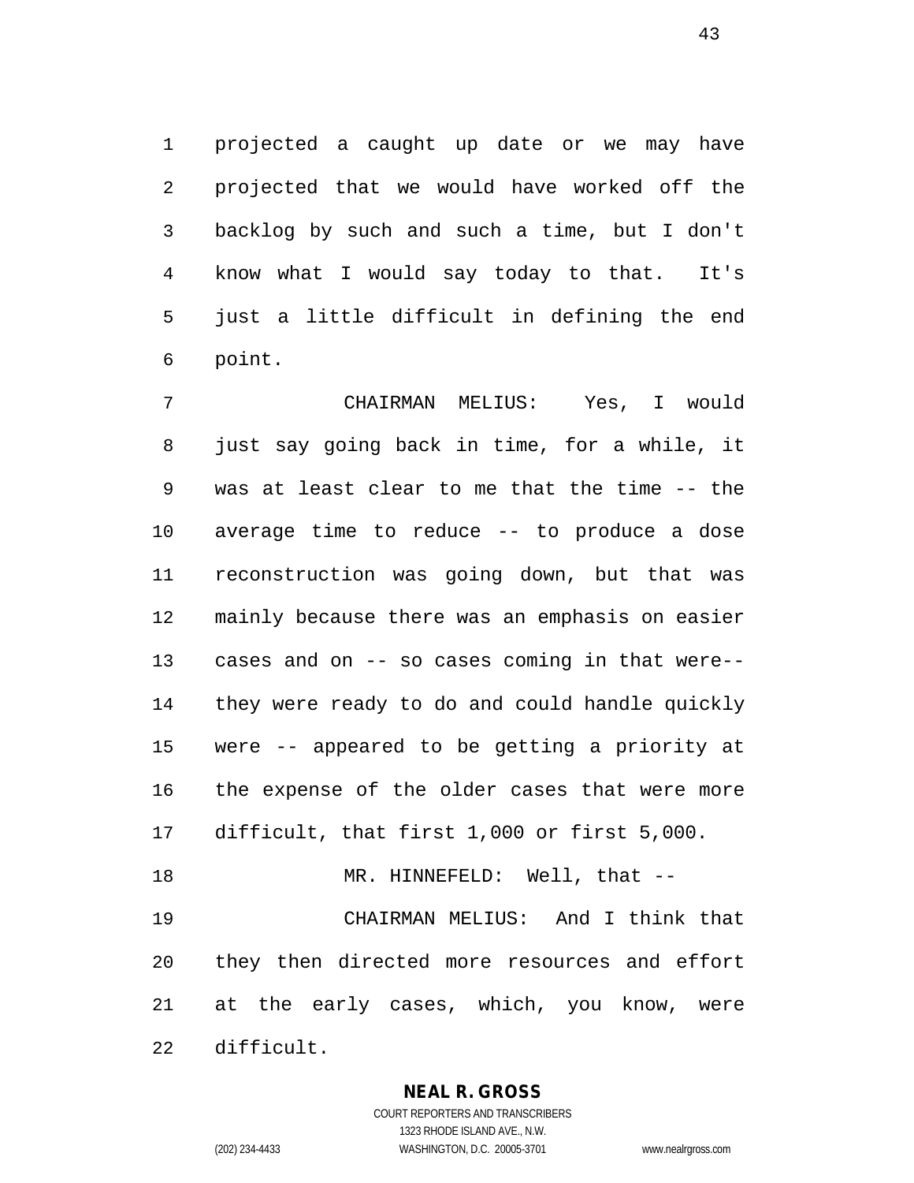projected a caught up date or we may have projected that we would have worked off the backlog by such and such a time, but I don't know what I would say today to that. It's just a little difficult in defining the end point.

CHAIRMAN MELIUS: Yes, I would just say going back in time, for a while, it was at least clear to me that the time -- the average time to reduce -- to produce a dose reconstruction was going down, but that was mainly because there was an emphasis on easier cases and on -- so cases coming in that were-- they were ready to do and could handle quickly were -- appeared to be getting a priority at the expense of the older cases that were more difficult, that first 1,000 or first 5,000.

MR. HINNEFELD: Well, that --

CHAIRMAN MELIUS: And I think that they then directed more resources and effort at the early cases, which, you know, were difficult.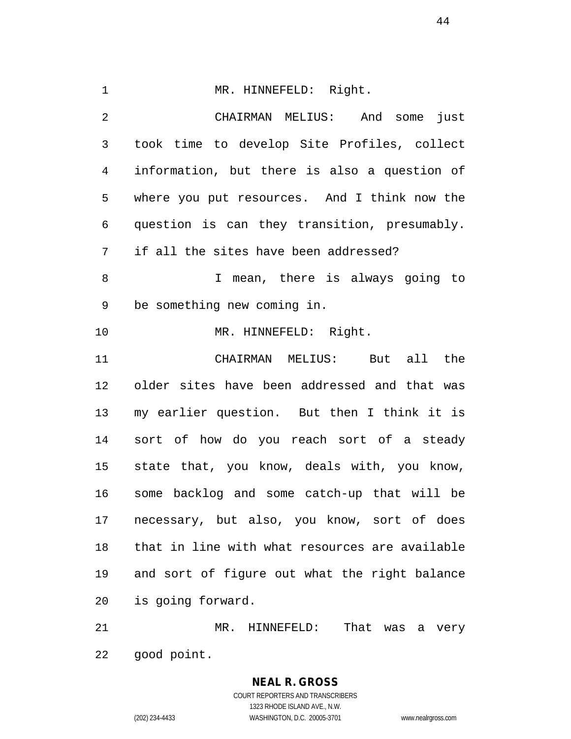MR. HINNEFELD: Right.

CHAIRMAN MELIUS: And some just took time to develop Site Profiles, collect information, but there is also a question of where you put resources. And I think now the question is can they transition, presumably. if all the sites have been addressed?

I mean, there is always going to be something new coming in.

MR. HINNEFELD: Right.

CHAIRMAN MELIUS: But all the older sites have been addressed and that was my earlier question. But then I think it is sort of how do you reach sort of a steady state that, you know, deals with, you know, some backlog and some catch-up that will be necessary, but also, you know, sort of does that in line with what resources are available and sort of figure out what the right balance is going forward.

MR. HINNEFELD: That was a very good point.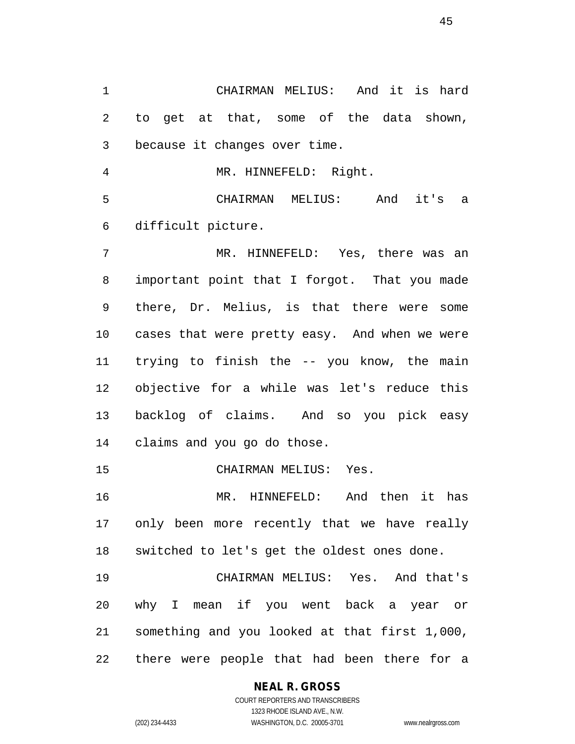CHAIRMAN MELIUS: And it is hard to get at that, some of the data shown, because it changes over time.

MR. HINNEFELD: Right.

CHAIRMAN MELIUS: And it's a difficult picture.

MR. HINNEFELD: Yes, there was an important point that I forgot. That you made there, Dr. Melius, is that there were some cases that were pretty easy. And when we were trying to finish the -- you know, the main objective for a while was let's reduce this backlog of claims. And so you pick easy claims and you go do those.

CHAIRMAN MELIUS: Yes.

MR. HINNEFELD: And then it has only been more recently that we have really switched to let's get the oldest ones done.

CHAIRMAN MELIUS: Yes. And that's why I mean if you went back a year or something and you looked at that first 1,000, there were people that had been there for a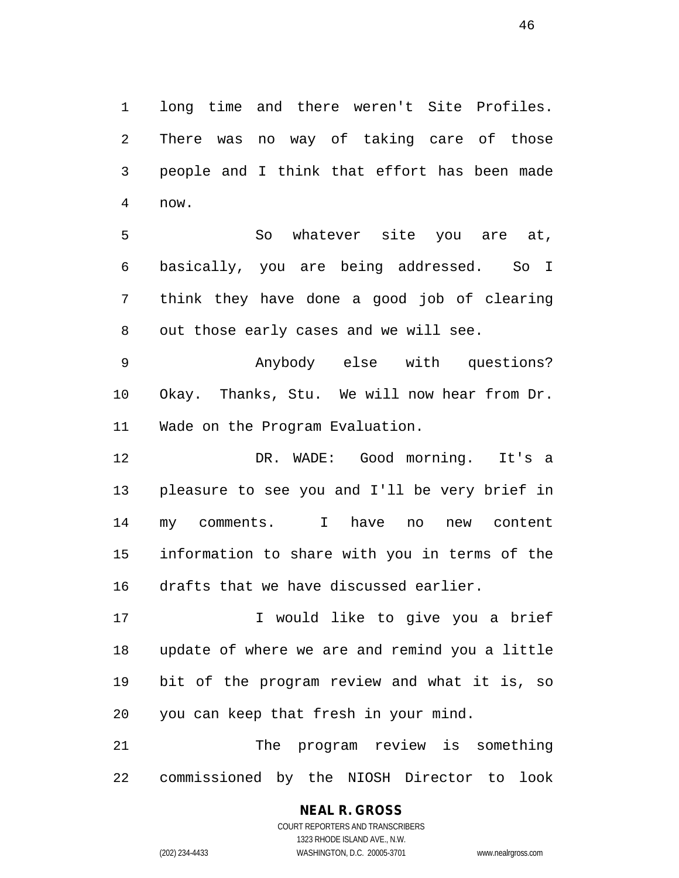long time and there weren't Site Profiles. There was no way of taking care of those people and I think that effort has been made now.

So whatever site you are at, basically, you are being addressed. So I think they have done a good job of clearing out those early cases and we will see.

Anybody else with questions? Okay. Thanks, Stu. We will now hear from Dr. Wade on the Program Evaluation.

DR. WADE: Good morning. It's a pleasure to see you and I'll be very brief in my comments. I have no new content information to share with you in terms of the drafts that we have discussed earlier.

I would like to give you a brief update of where we are and remind you a little bit of the program review and what it is, so you can keep that fresh in your mind.

The program review is something commissioned by the NIOSH Director to look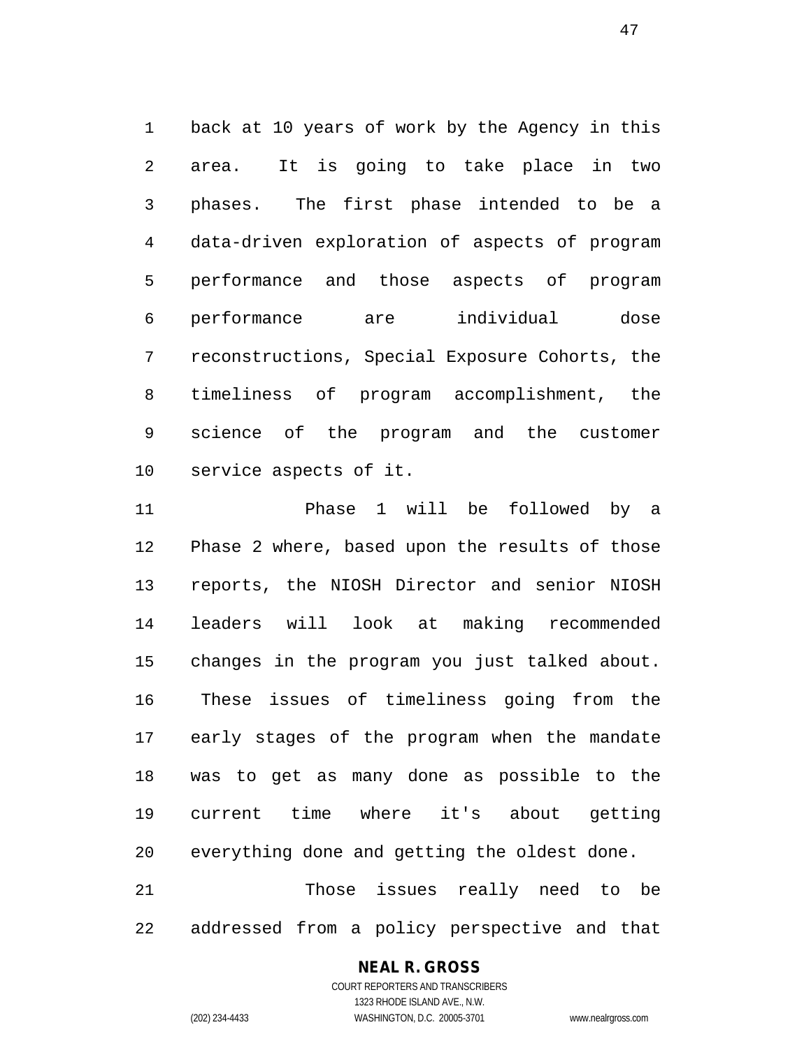back at 10 years of work by the Agency in this area. It is going to take place in two phases. The first phase intended to be a data-driven exploration of aspects of program performance and those aspects of program performance are individual dose reconstructions, Special Exposure Cohorts, the timeliness of program accomplishment, the science of the program and the customer service aspects of it.

Phase 1 will be followed by a Phase 2 where, based upon the results of those reports, the NIOSH Director and senior NIOSH leaders will look at making recommended changes in the program you just talked about. These issues of timeliness going from the early stages of the program when the mandate was to get as many done as possible to the current time where it's about getting everything done and getting the oldest done.

Those issues really need to be addressed from a policy perspective and that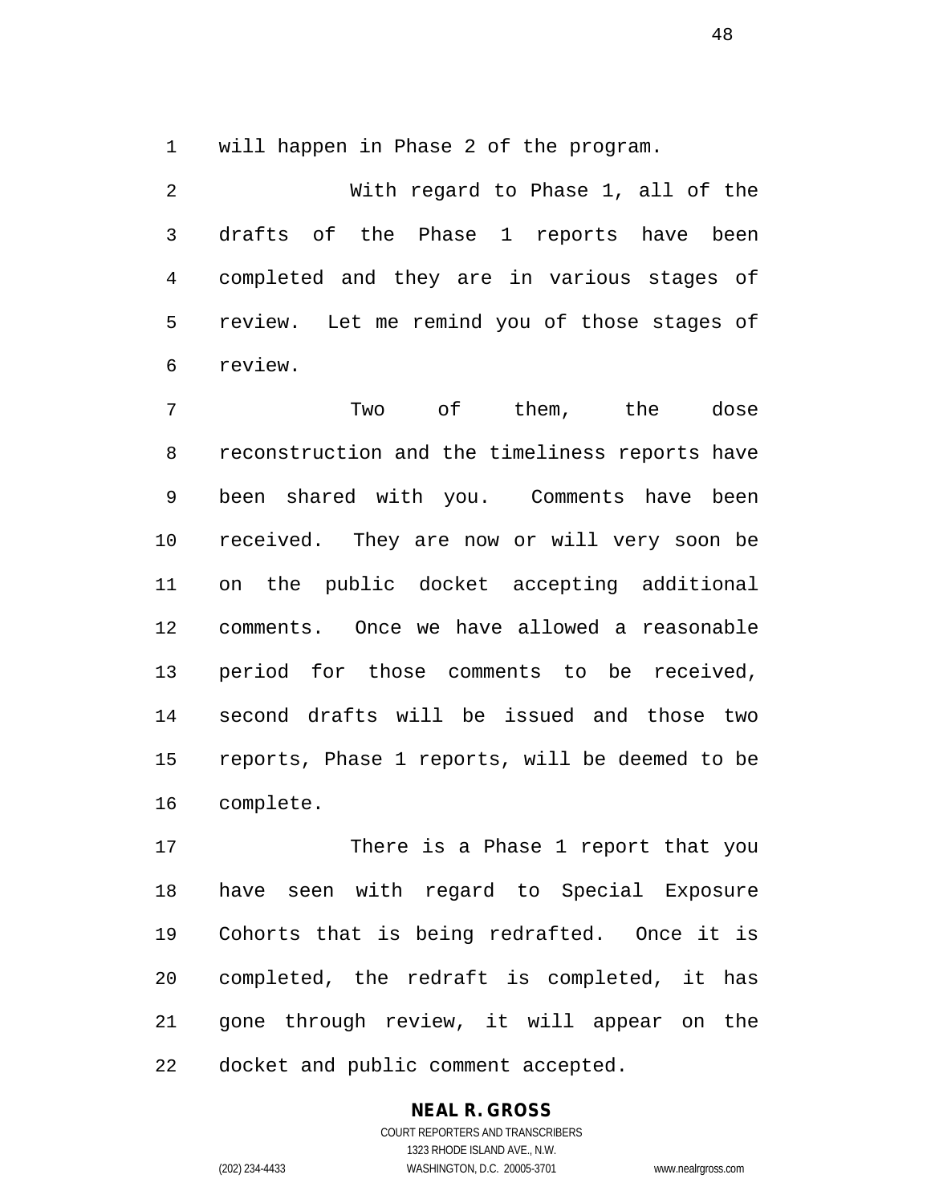will happen in Phase 2 of the program.

With regard to Phase 1, all of the drafts of the Phase 1 reports have been completed and they are in various stages of review. Let me remind you of those stages of review.

Two of them, the dose reconstruction and the timeliness reports have been shared with you. Comments have been received. They are now or will very soon be on the public docket accepting additional comments. Once we have allowed a reasonable period for those comments to be received, second drafts will be issued and those two reports, Phase 1 reports, will be deemed to be complete.

There is a Phase 1 report that you have seen with regard to Special Exposure Cohorts that is being redrafted. Once it is completed, the redraft is completed, it has gone through review, it will appear on the docket and public comment accepted.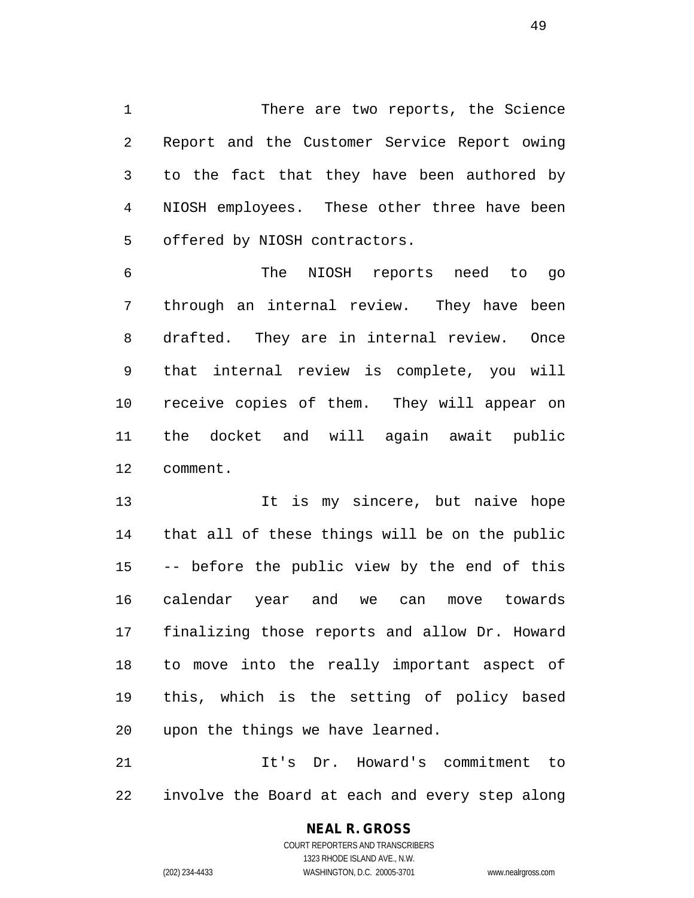There are two reports, the Science Report and the Customer Service Report owing to the fact that they have been authored by NIOSH employees. These other three have been offered by NIOSH contractors.

The NIOSH reports need to go through an internal review. They have been drafted. They are in internal review. Once that internal review is complete, you will receive copies of them. They will appear on the docket and will again await public comment.

It is my sincere, but naive hope that all of these things will be on the public -- before the public view by the end of this calendar year and we can move towards finalizing those reports and allow Dr. Howard to move into the really important aspect of this, which is the setting of policy based upon the things we have learned.

It's Dr. Howard's commitment to involve the Board at each and every step along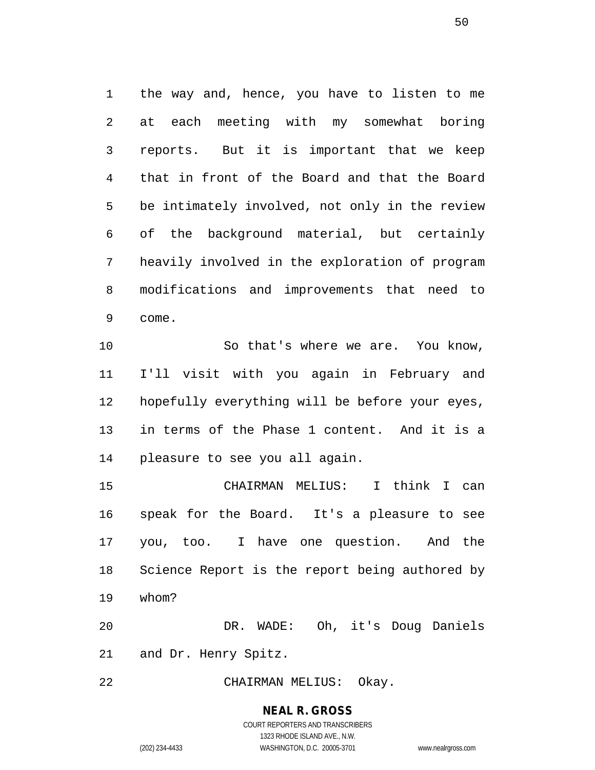the way and, hence, you have to listen to me at each meeting with my somewhat boring reports. But it is important that we keep that in front of the Board and that the Board be intimately involved, not only in the review of the background material, but certainly heavily involved in the exploration of program modifications and improvements that need to come.

So that's where we are. You know, I'll visit with you again in February and hopefully everything will be before your eyes, in terms of the Phase 1 content. And it is a pleasure to see you all again.

CHAIRMAN MELIUS: I think I can speak for the Board. It's a pleasure to see you, too. I have one question. And the Science Report is the report being authored by whom?

DR. WADE: Oh, it's Doug Daniels and Dr. Henry Spitz.

CHAIRMAN MELIUS: Okay.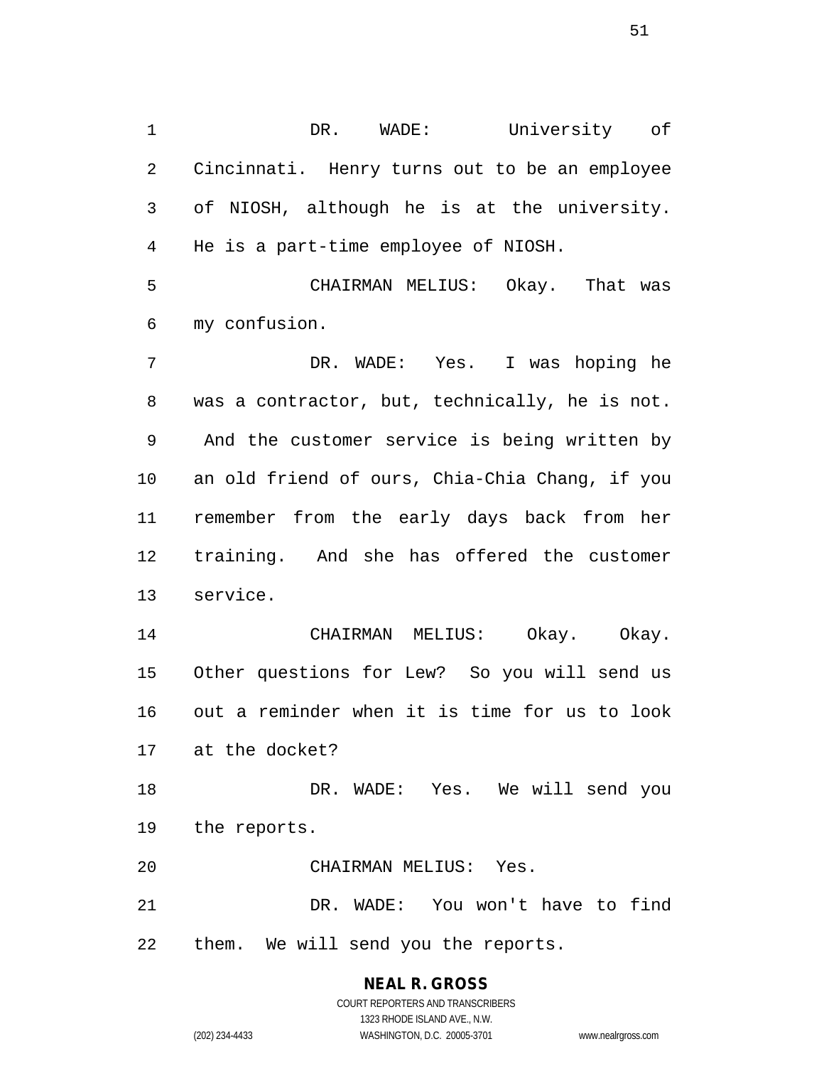DR. WADE: University of Cincinnati. Henry turns out to be an employee of NIOSH, although he is at the university. He is a part-time employee of NIOSH.

CHAIRMAN MELIUS: Okay. That was my confusion.

DR. WADE: Yes. I was hoping he was a contractor, but, technically, he is not. And the customer service is being written by an old friend of ours, Chia-Chia Chang, if you remember from the early days back from her training. And she has offered the customer service.

CHAIRMAN MELIUS: Okay. Okay. Other questions for Lew? So you will send us out a reminder when it is time for us to look at the docket?

DR. WADE: Yes. We will send you the reports.

CHAIRMAN MELIUS: Yes.

DR. WADE: You won't have to find them. We will send you the reports.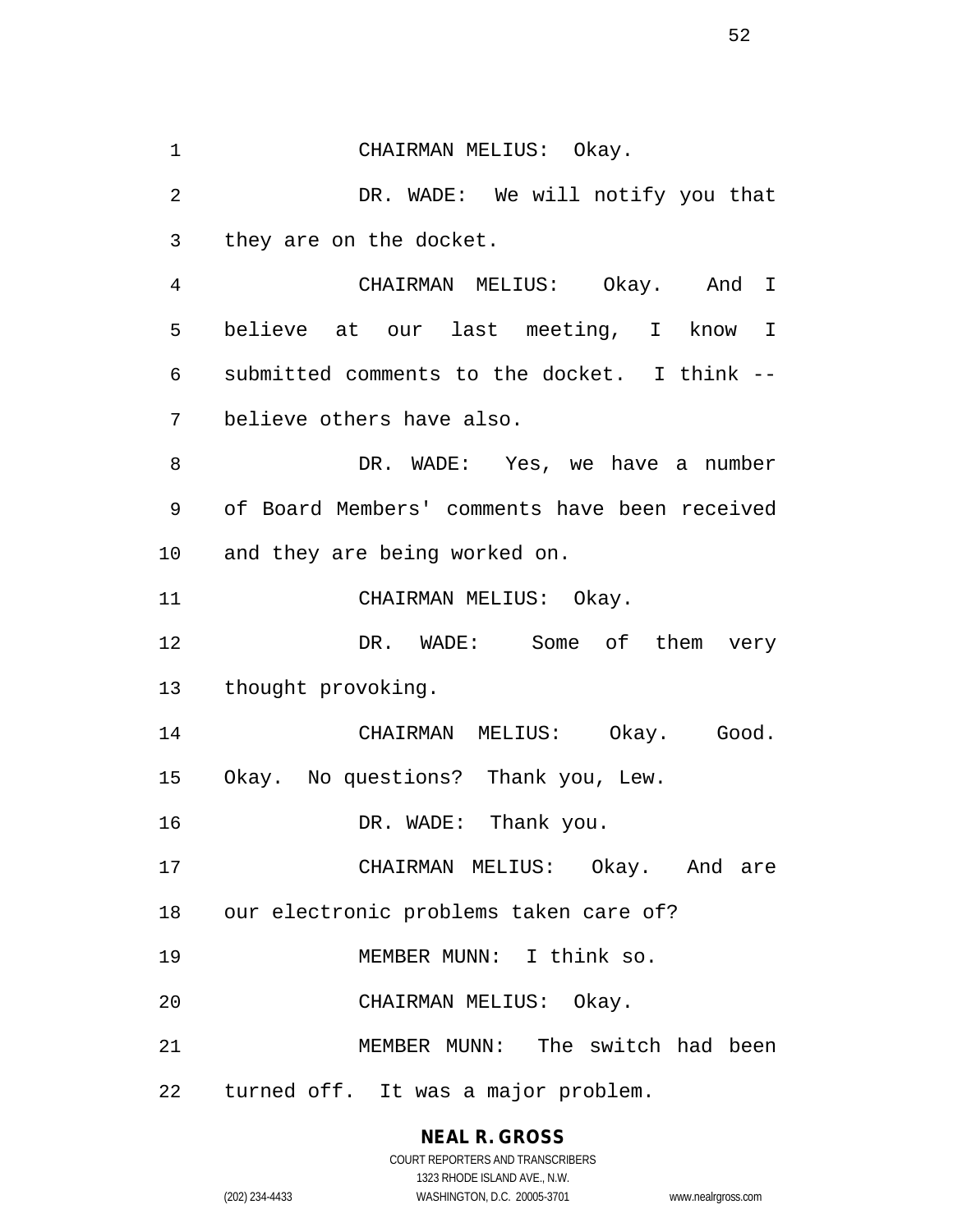CHAIRMAN MELIUS: Okay.

DR. WADE: We will notify you that they are on the docket.

CHAIRMAN MELIUS: Okay. And I believe at our last meeting, I know I submitted comments to the docket. I think -- believe others have also.

DR. WADE: Yes, we have a number of Board Members' comments have been received and they are being worked on.

CHAIRMAN MELIUS: Okay.

DR. WADE: Some of them very thought provoking.

CHAIRMAN MELIUS: Okay. Good. Okay. No questions? Thank you, Lew.

DR. WADE: Thank you.

CHAIRMAN MELIUS: Okay. And are our electronic problems taken care of?

MEMBER MUNN: I think so.

CHAIRMAN MELIUS: Okay.

MEMBER MUNN: The switch had been turned off. It was a major problem.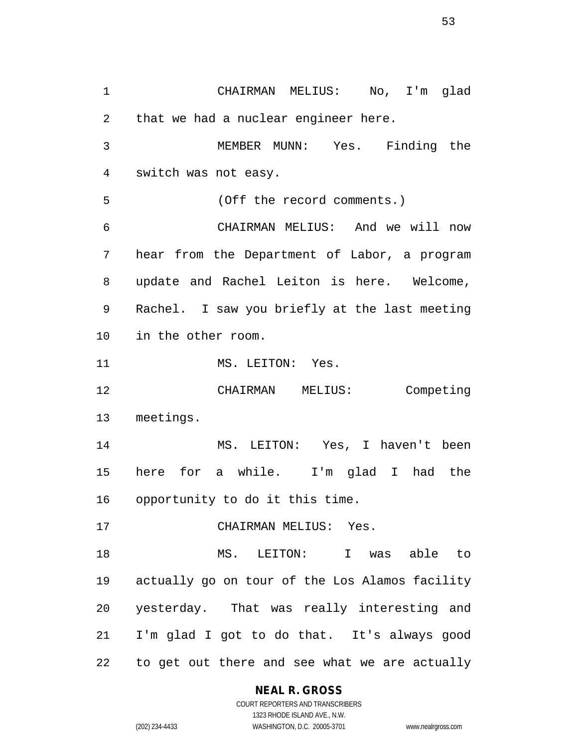CHAIRMAN MELIUS: No, I'm glad that we had a nuclear engineer here.

MEMBER MUNN: Yes. Finding the switch was not easy.

(Off the record comments.)

CHAIRMAN MELIUS: And we will now hear from the Department of Labor, a program update and Rachel Leiton is here. Welcome, Rachel. I saw you briefly at the last meeting in the other room.

MS. LEITON: Yes.

CHAIRMAN MELIUS: Competing meetings.

MS. LEITON: Yes, I haven't been here for a while. I'm glad I had the opportunity to do it this time.

CHAIRMAN MELIUS: Yes.

MS. LEITON: I was able to actually go on tour of the Los Alamos facility yesterday. That was really interesting and I'm glad I got to do that. It's always good to get out there and see what we are actually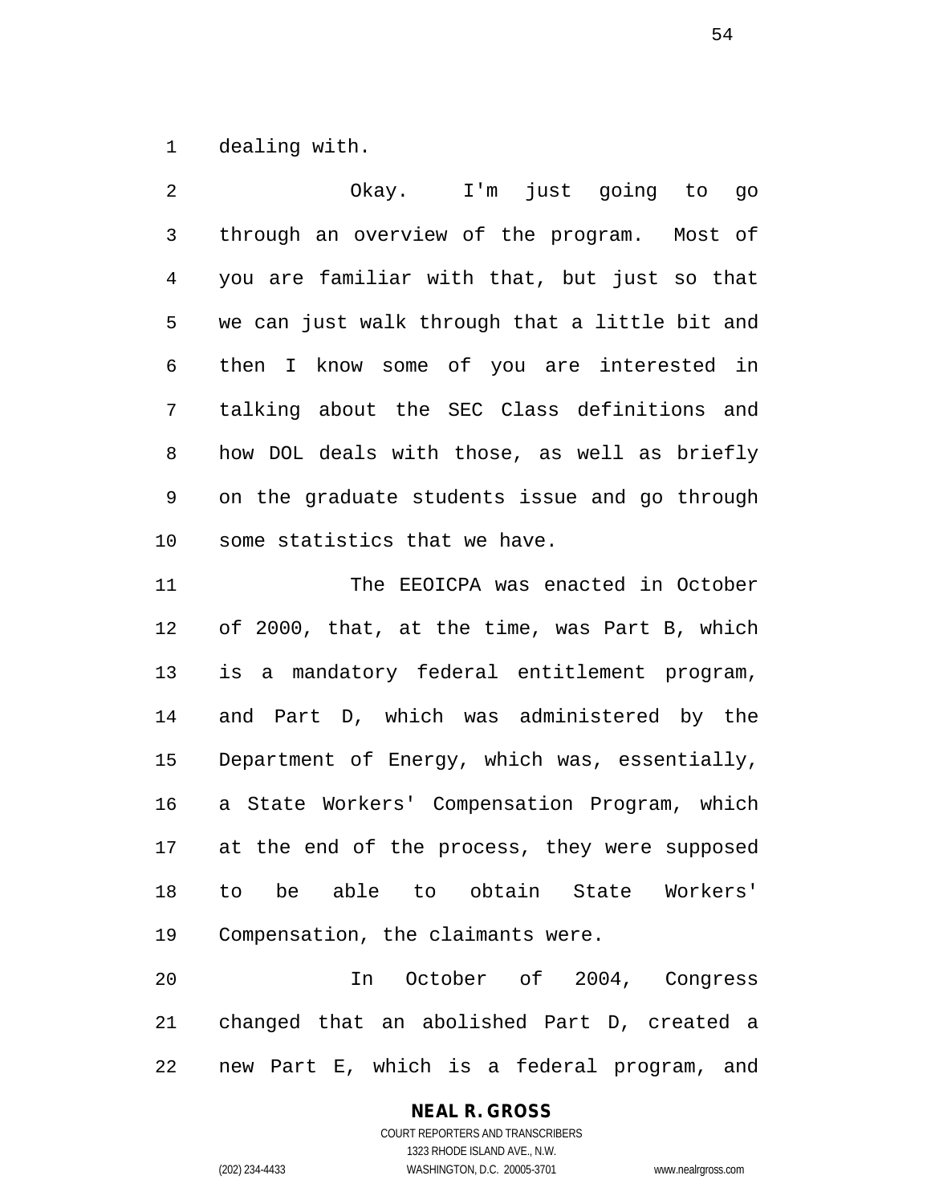dealing with.

Okay. I'm just going to go through an overview of the program. Most of you are familiar with that, but just so that we can just walk through that a little bit and then I know some of you are interested in talking about the SEC Class definitions and how DOL deals with those, as well as briefly on the graduate students issue and go through some statistics that we have.

The EEOICPA was enacted in October of 2000, that, at the time, was Part B, which is a mandatory federal entitlement program, and Part D, which was administered by the Department of Energy, which was, essentially, a State Workers' Compensation Program, which at the end of the process, they were supposed to be able to obtain State Workers' Compensation, the claimants were.

In October of 2004, Congress changed that an abolished Part D, created a new Part E, which is a federal program, and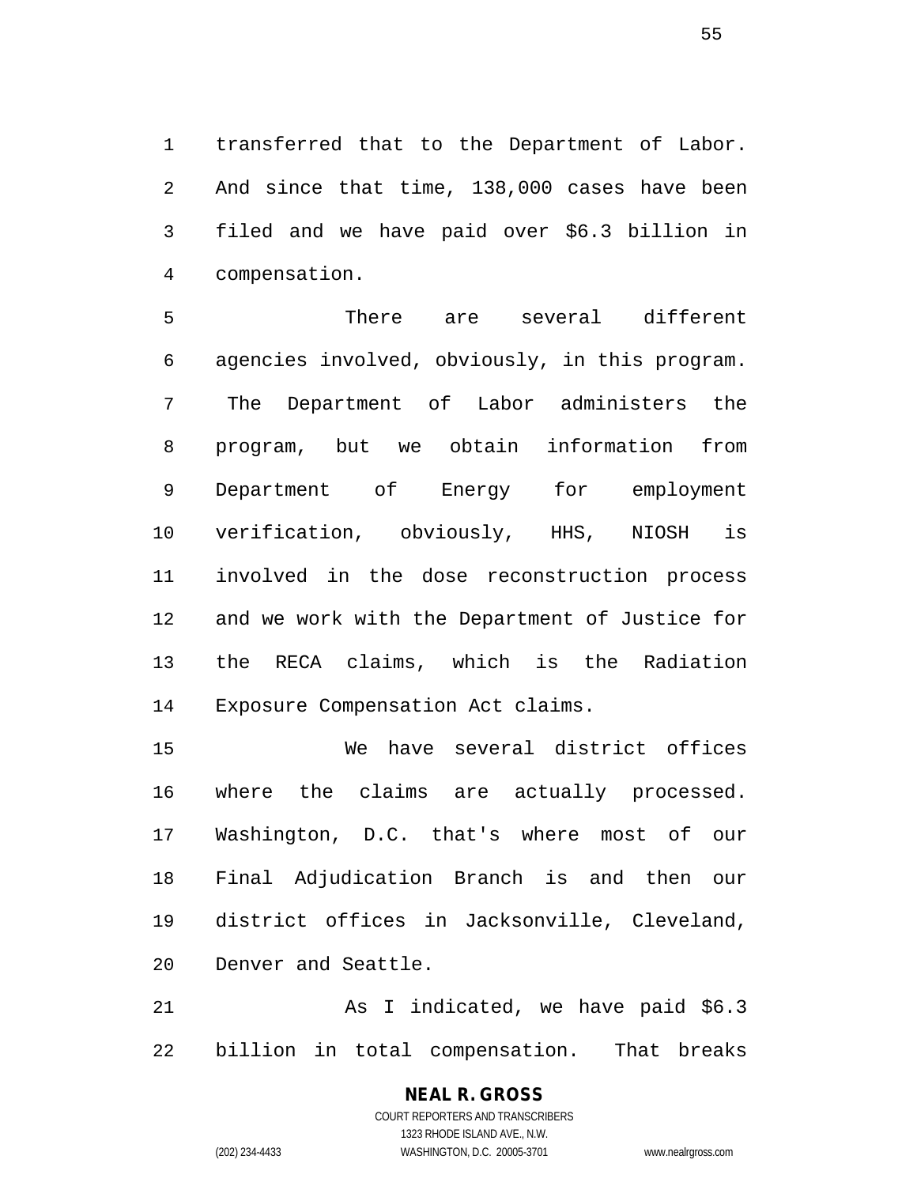transferred that to the Department of Labor. And since that time, 138,000 cases have been filed and we have paid over $6.3 billion in compensation.

There are several different agencies involved, obviously, in this program. The Department of Labor administers the program, but we obtain information from Department of Energy for employment verification, obviously, HHS, NIOSH is involved in the dose reconstruction process and we work with the Department of Justice for the RECA claims, which is the Radiation Exposure Compensation Act claims.

We have several district offices where the claims are actually processed. Washington, D.C. that's where most of our Final Adjudication Branch is and then our district offices in Jacksonville, Cleveland, Denver and Seattle.

As I indicated, we have paid $6.3 billion in total compensation. That breaks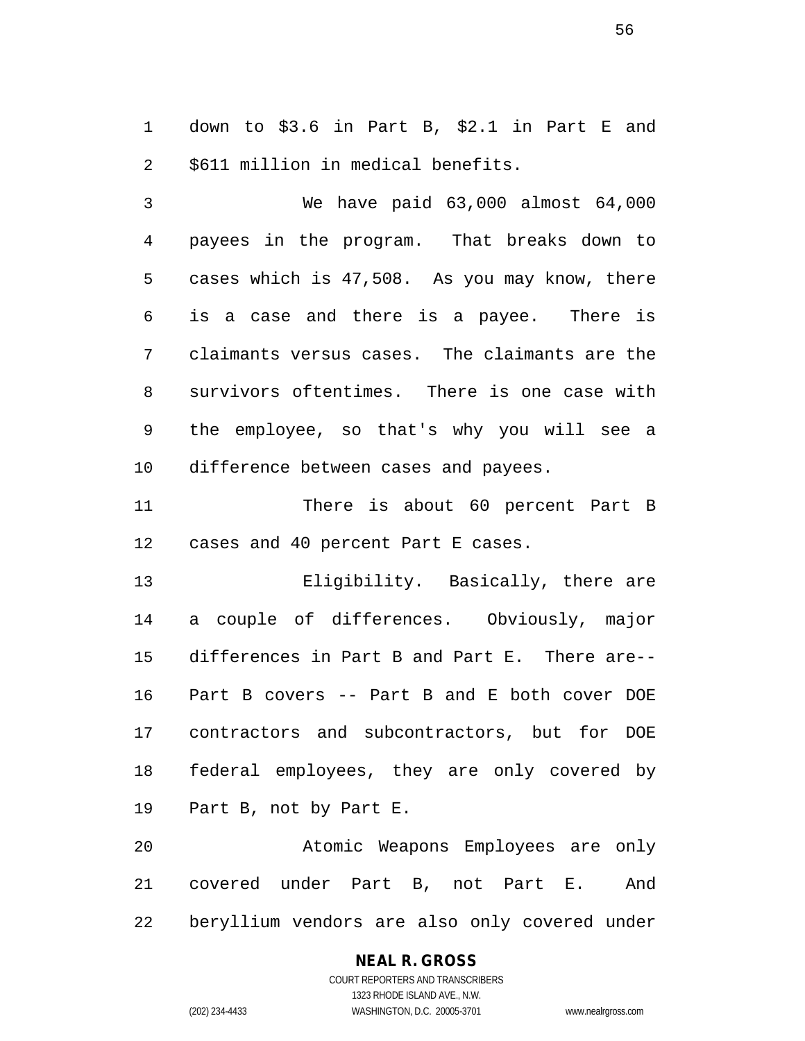down to $3.6 in Part B, $2.1 in Part E and $611 million in medical benefits.

We have paid 63,000 almost 64,000 payees in the program. That breaks down to cases which is 47,508. As you may know, there is a case and there is a payee. There is claimants versus cases. The claimants are the survivors oftentimes. There is one case with the employee, so that's why you will see a difference between cases and payees.

There is about 60 percent Part B cases and 40 percent Part E cases.

Eligibility. Basically, there are a couple of differences. Obviously, major differences in Part B and Part E. There are-- Part B covers -- Part B and E both cover DOE contractors and subcontractors, but for DOE federal employees, they are only covered by Part B, not by Part E.

Atomic Weapons Employees are only covered under Part B, not Part E. And beryllium vendors are also only covered under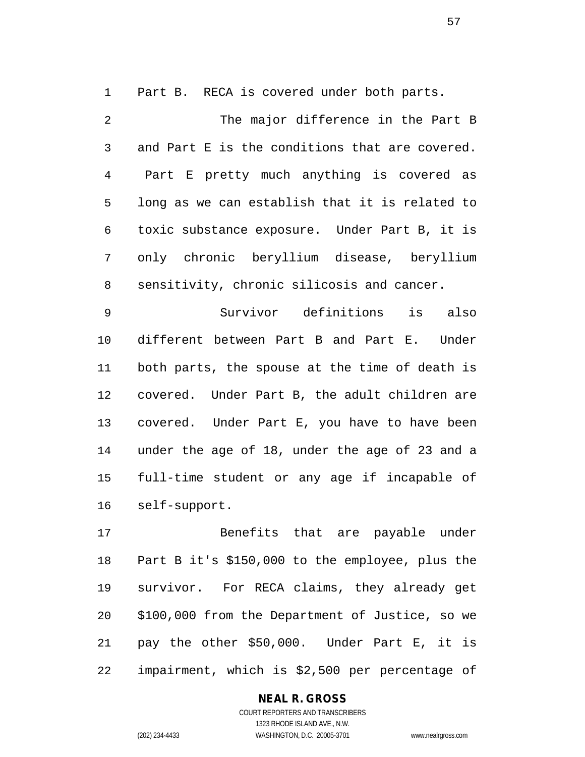Part B. RECA is covered under both parts.

The major difference in the Part B and Part E is the conditions that are covered. Part E pretty much anything is covered as long as we can establish that it is related to toxic substance exposure. Under Part B, it is only chronic beryllium disease, beryllium sensitivity, chronic silicosis and cancer.

Survivor definitions is also different between Part B and Part E. Under both parts, the spouse at the time of death is covered. Under Part B, the adult children are covered. Under Part E, you have to have been under the age of 18, under the age of 23 and a full-time student or any age if incapable of self-support.

Benefits that are payable under Part B it's $150,000 to the employee, plus the survivor. For RECA claims, they already get $100,000 from the Department of Justice, so we pay the other $50,000. Under Part E, it is impairment, which is $2,500 per percentage of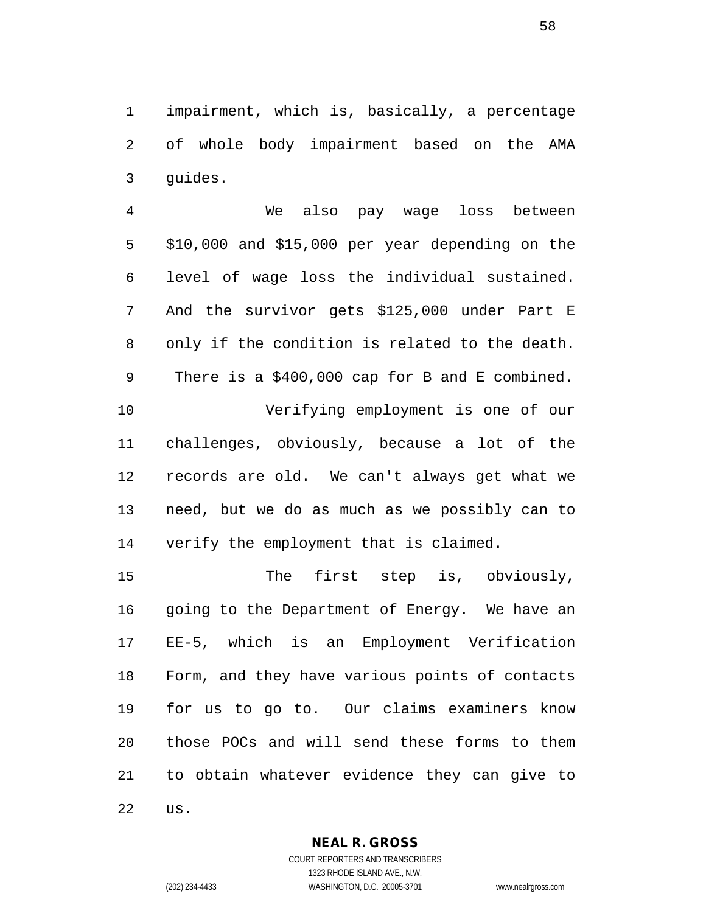impairment, which is, basically, a percentage of whole body impairment based on the AMA guides.

We also pay wage loss between $10,000 and $15,000 per year depending on the level of wage loss the individual sustained. And the survivor gets $125,000 under Part E only if the condition is related to the death. There is a $400,000 cap for B and E combined.

Verifying employment is one of our challenges, obviously, because a lot of the records are old. We can't always get what we need, but we do as much as we possibly can to verify the employment that is claimed.

The first step is, obviously, going to the Department of Energy. We have an EE-5, which is an Employment Verification Form, and they have various points of contacts for us to go to. Our claims examiners know those POCs and will send these forms to them to obtain whatever evidence they can give to us.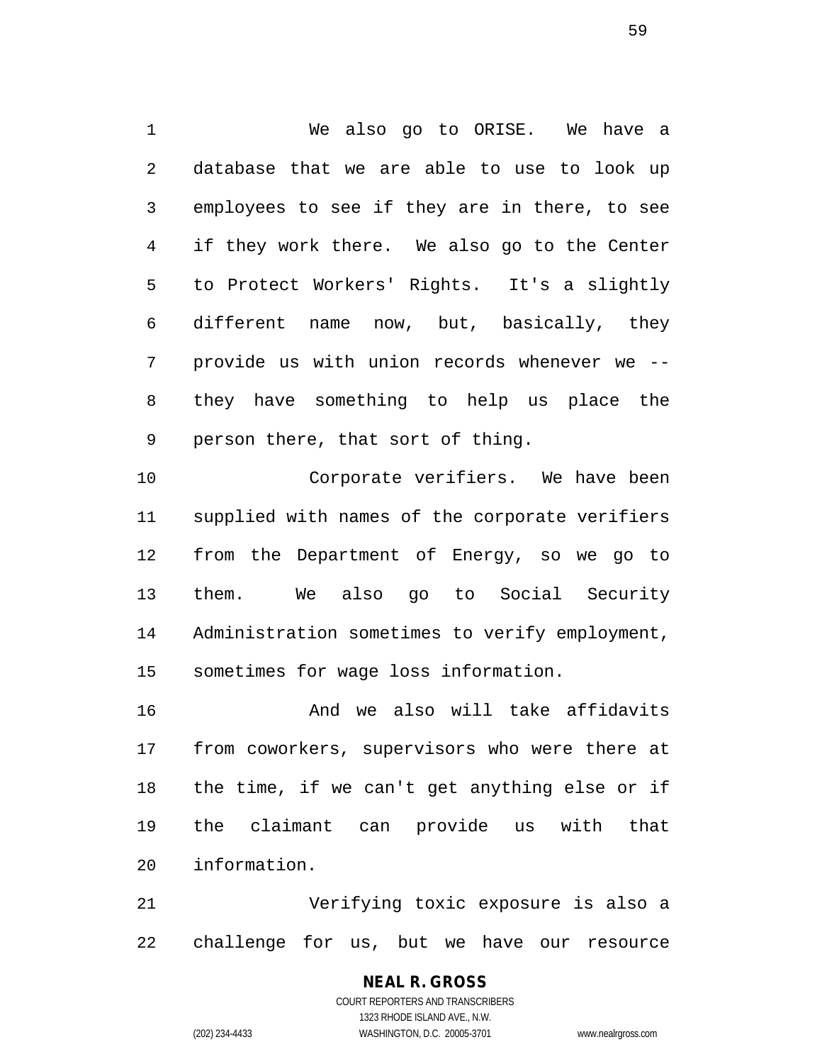We also go to ORISE. We have a database that we are able to use to look up employees to see if they are in there, to see if they work there. We also go to the Center to Protect Workers' Rights. It's a slightly different name now, but, basically, they provide us with union records whenever we -- they have something to help us place the person there, that sort of thing.

Corporate verifiers. We have been supplied with names of the corporate verifiers from the Department of Energy, so we go to them. We also go to Social Security Administration sometimes to verify employment, sometimes for wage loss information.

And we also will take affidavits from coworkers, supervisors who were there at the time, if we can't get anything else or if the claimant can provide us with that information.

Verifying toxic exposure is also a challenge for us, but we have our resource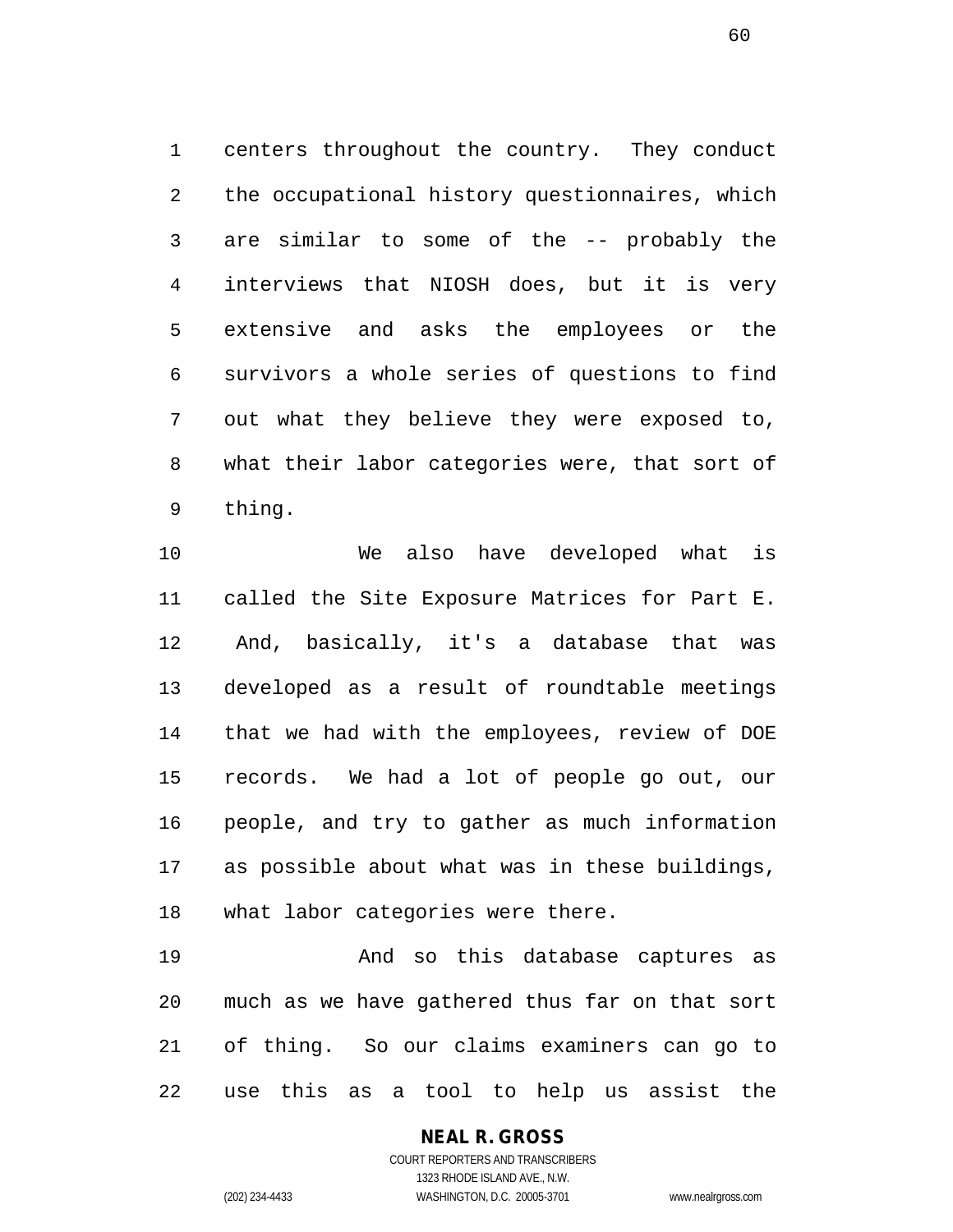centers throughout the country. They conduct the occupational history questionnaires, which are similar to some of the -- probably the interviews that NIOSH does, but it is very extensive and asks the employees or the survivors a whole series of questions to find out what they believe they were exposed to, what their labor categories were, that sort of thing.

We also have developed what is called the Site Exposure Matrices for Part E. And, basically, it's a database that was developed as a result of roundtable meetings that we had with the employees, review of DOE records. We had a lot of people go out, our people, and try to gather as much information as possible about what was in these buildings, what labor categories were there.

And so this database captures as much as we have gathered thus far on that sort of thing. So our claims examiners can go to use this as a tool to help us assist the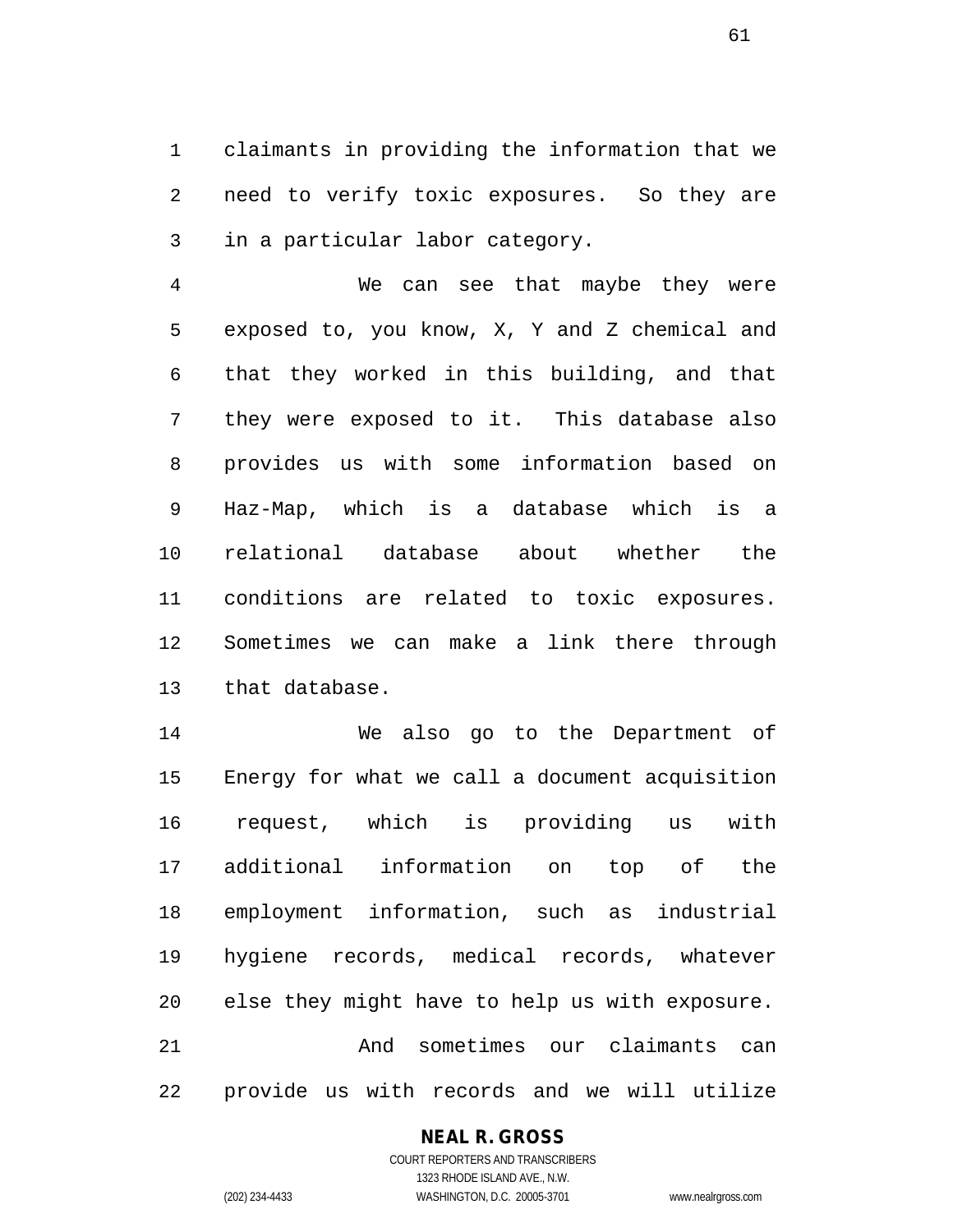claimants in providing the information that we need to verify toxic exposures. So they are in a particular labor category.

We can see that maybe they were exposed to, you know, X, Y and Z chemical and that they worked in this building, and that they were exposed to it. This database also provides us with some information based on Haz-Map, which is a database which is a relational database about whether the conditions are related to toxic exposures. Sometimes we can make a link there through that database.

We also go to the Department of Energy for what we call a document acquisition request, which is providing us with additional information on top of the employment information, such as industrial hygiene records, medical records, whatever else they might have to help us with exposure.

And sometimes our claimants can provide us with records and we will utilize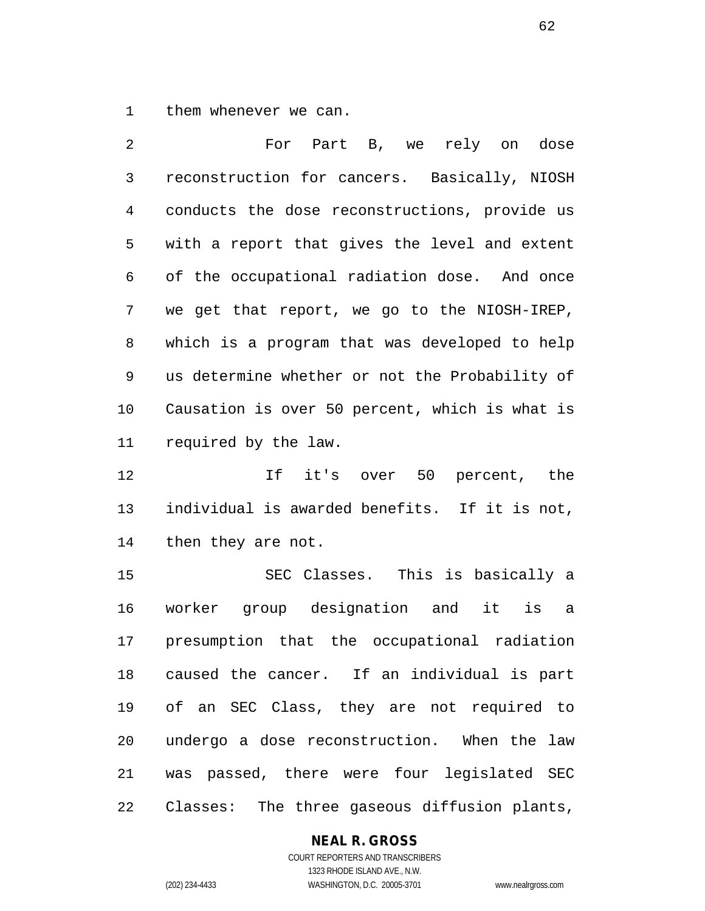them whenever we can.

For Part B, we rely on dose reconstruction for cancers. Basically, NIOSH conducts the dose reconstructions, provide us with a report that gives the level and extent of the occupational radiation dose. And once we get that report, we go to the NIOSH-IREP, which is a program that was developed to help us determine whether or not the Probability of Causation is over 50 percent, which is what is required by the law.

If it's over 50 percent, the individual is awarded benefits. If it is not, then they are not.

SEC Classes. This is basically a worker group designation and it is a presumption that the occupational radiation caused the cancer. If an individual is part of an SEC Class, they are not required to undergo a dose reconstruction. When the law was passed, there were four legislated SEC Classes: The three gaseous diffusion plants,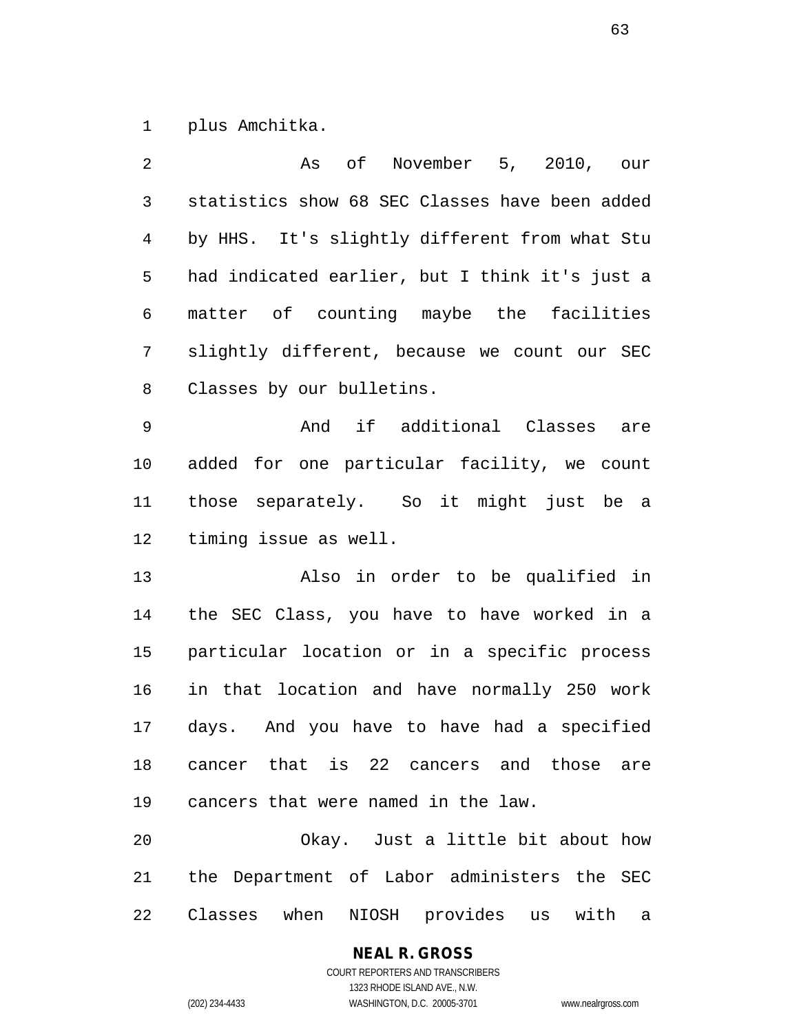plus Amchitka.

As of November 5, 2010, our statistics show 68 SEC Classes have been added by HHS. It's slightly different from what Stu had indicated earlier, but I think it's just a matter of counting maybe the facilities slightly different, because we count our SEC Classes by our bulletins.

And if additional Classes are added for one particular facility, we count those separately. So it might just be a timing issue as well.

Also in order to be qualified in the SEC Class, you have to have worked in a particular location or in a specific process in that location and have normally 250 work days. And you have to have had a specified cancer that is 22 cancers and those are cancers that were named in the law.

Okay. Just a little bit about how the Department of Labor administers the SEC Classes when NIOSH provides us with a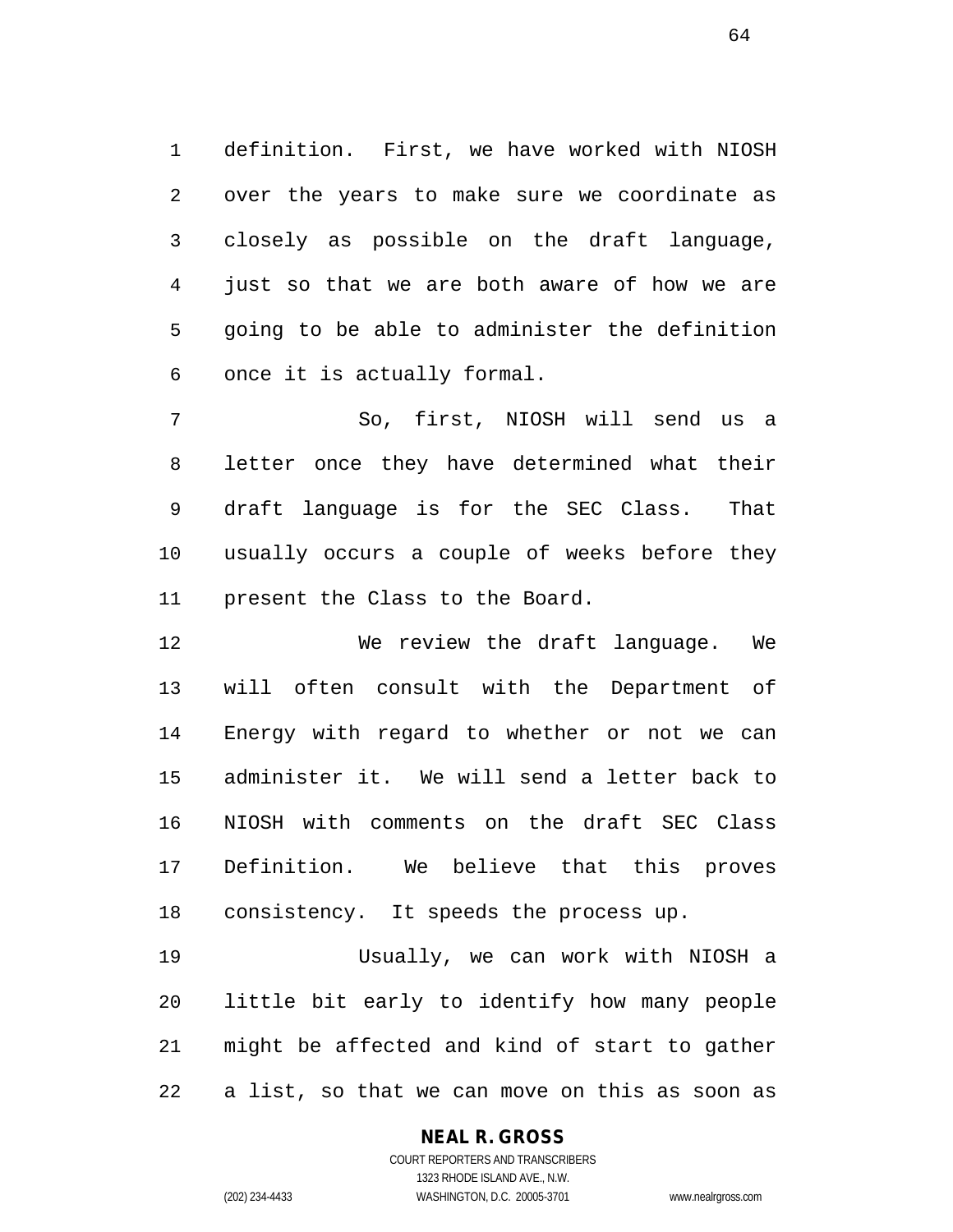definition. First, we have worked with NIOSH over the years to make sure we coordinate as closely as possible on the draft language, just so that we are both aware of how we are going to be able to administer the definition once it is actually formal.

So, first, NIOSH will send us a letter once they have determined what their draft language is for the SEC Class. That usually occurs a couple of weeks before they present the Class to the Board.

We review the draft language. We will often consult with the Department of Energy with regard to whether or not we can administer it. We will send a letter back to NIOSH with comments on the draft SEC Class Definition. We believe that this proves consistency. It speeds the process up.

Usually, we can work with NIOSH a little bit early to identify how many people might be affected and kind of start to gather a list, so that we can move on this as soon as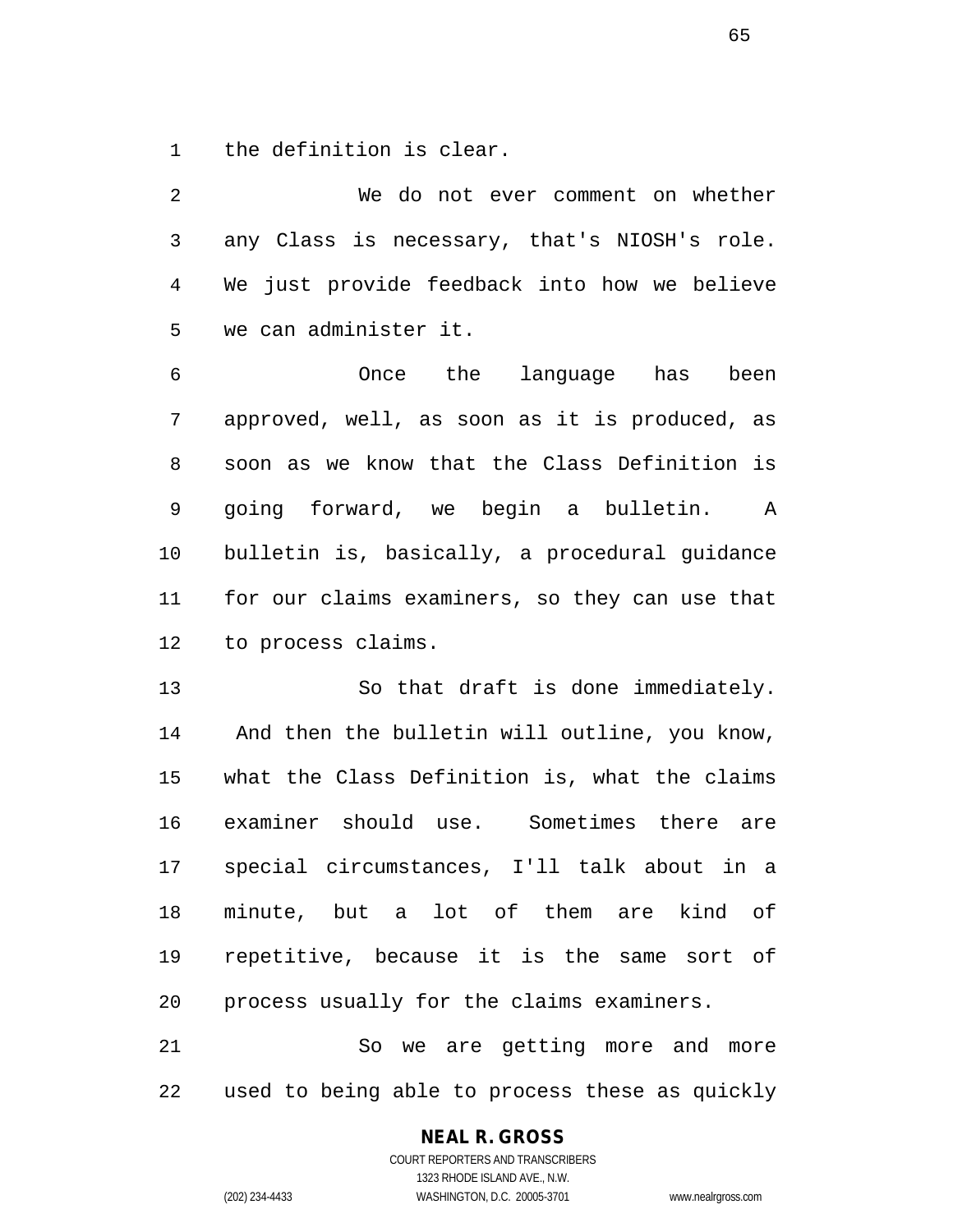the definition is clear.

We do not ever comment on whether any Class is necessary, that's NIOSH's role. We just provide feedback into how we believe we can administer it.

Once the language has been approved, well, as soon as it is produced, as soon as we know that the Class Definition is going forward, we begin a bulletin. A bulletin is, basically, a procedural guidance for our claims examiners, so they can use that to process claims.

So that draft is done immediately. And then the bulletin will outline, you know, what the Class Definition is, what the claims examiner should use. Sometimes there are special circumstances, I'll talk about in a minute, but a lot of them are kind of repetitive, because it is the same sort of process usually for the claims examiners.

So we are getting more and more used to being able to process these as quickly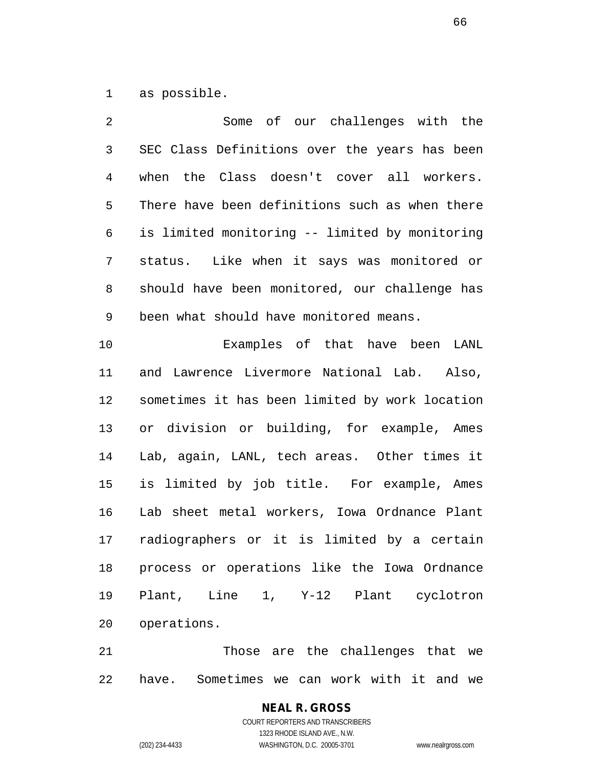as possible.

Some of our challenges with the SEC Class Definitions over the years has been when the Class doesn't cover all workers. There have been definitions such as when there is limited monitoring -- limited by monitoring status. Like when it says was monitored or should have been monitored, our challenge has been what should have monitored means.

Examples of that have been LANL and Lawrence Livermore National Lab. Also, sometimes it has been limited by work location or division or building, for example, Ames Lab, again, LANL, tech areas. Other times it is limited by job title. For example, Ames Lab sheet metal workers, Iowa Ordnance Plant radiographers or it is limited by a certain process or operations like the Iowa Ordnance Plant, Line 1, Y-12 Plant cyclotron operations.

Those are the challenges that we have. Sometimes we can work with it and we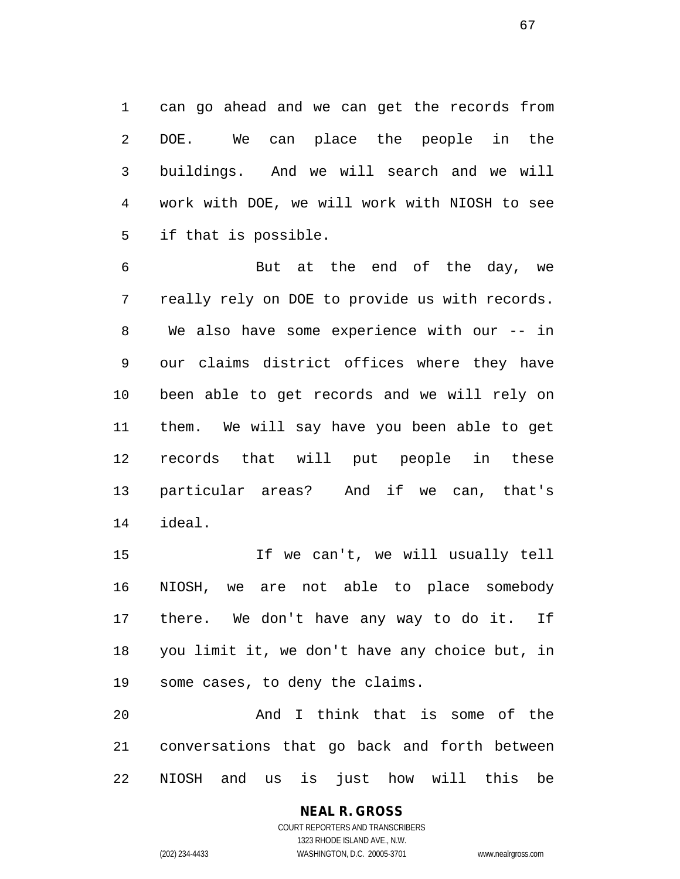can go ahead and we can get the records from DOE. We can place the people in the buildings. And we will search and we will work with DOE, we will work with NIOSH to see if that is possible.

But at the end of the day, we really rely on DOE to provide us with records. We also have some experience with our -- in our claims district offices where they have been able to get records and we will rely on them. We will say have you been able to get records that will put people in these particular areas? And if we can, that's ideal.

If we can't, we will usually tell NIOSH, we are not able to place somebody there. We don't have any way to do it. If you limit it, we don't have any choice but, in some cases, to deny the claims.

And I think that is some of the conversations that go back and forth between NIOSH and us is just how will this be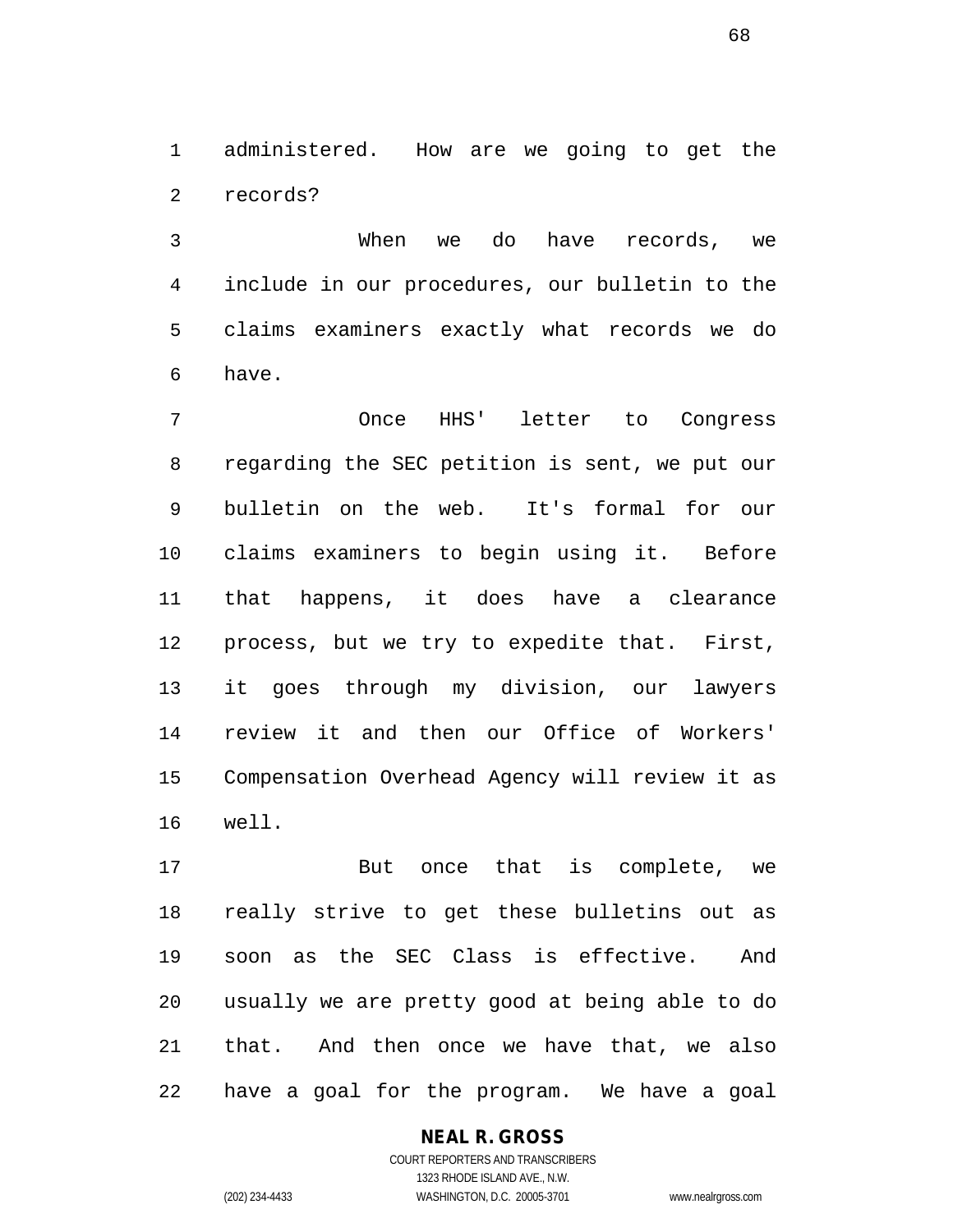administered. How are we going to get the records?

When we do have records, we include in our procedures, our bulletin to the claims examiners exactly what records we do have.

Once HHS' letter to Congress regarding the SEC petition is sent, we put our bulletin on the web. It's formal for our claims examiners to begin using it. Before that happens, it does have a clearance process, but we try to expedite that. First, it goes through my division, our lawyers review it and then our Office of Workers' Compensation Overhead Agency will review it as well.

But once that is complete, we really strive to get these bulletins out as soon as the SEC Class is effective. And usually we are pretty good at being able to do that. And then once we have that, we also have a goal for the program. We have a goal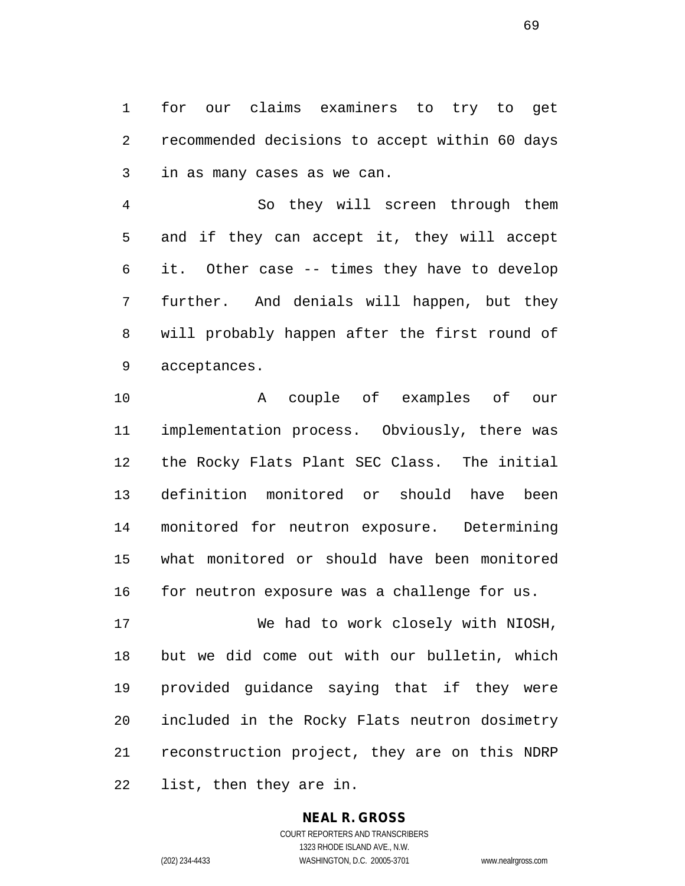for our claims examiners to try to get recommended decisions to accept within 60 days in as many cases as we can.

So they will screen through them and if they can accept it, they will accept it. Other case -- times they have to develop further. And denials will happen, but they will probably happen after the first round of acceptances.

A couple of examples of our implementation process. Obviously, there was the Rocky Flats Plant SEC Class. The initial definition monitored or should have been monitored for neutron exposure. Determining what monitored or should have been monitored for neutron exposure was a challenge for us.

We had to work closely with NIOSH, but we did come out with our bulletin, which provided guidance saying that if they were included in the Rocky Flats neutron dosimetry reconstruction project, they are on this NDRP list, then they are in.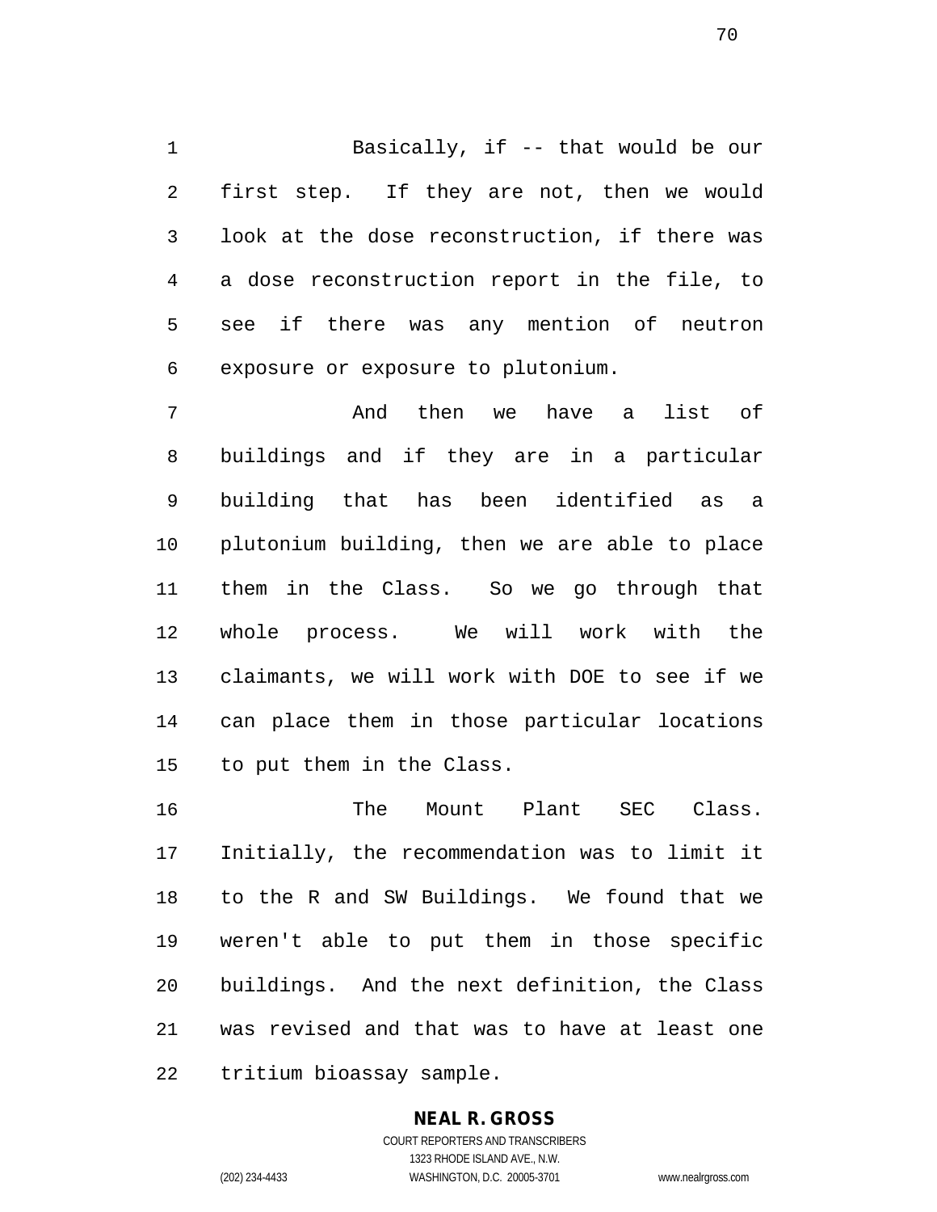Basically, if -- that would be our first step. If they are not, then we would look at the dose reconstruction, if there was a dose reconstruction report in the file, to see if there was any mention of neutron exposure or exposure to plutonium.

And then we have a list of buildings and if they are in a particular building that has been identified as a plutonium building, then we are able to place them in the Class. So we go through that whole process. We will work with the claimants, we will work with DOE to see if we can place them in those particular locations to put them in the Class.

The Mount Plant SEC Class. Initially, the recommendation was to limit it to the R and SW Buildings. We found that we weren't able to put them in those specific buildings. And the next definition, the Class was revised and that was to have at least one tritium bioassay sample.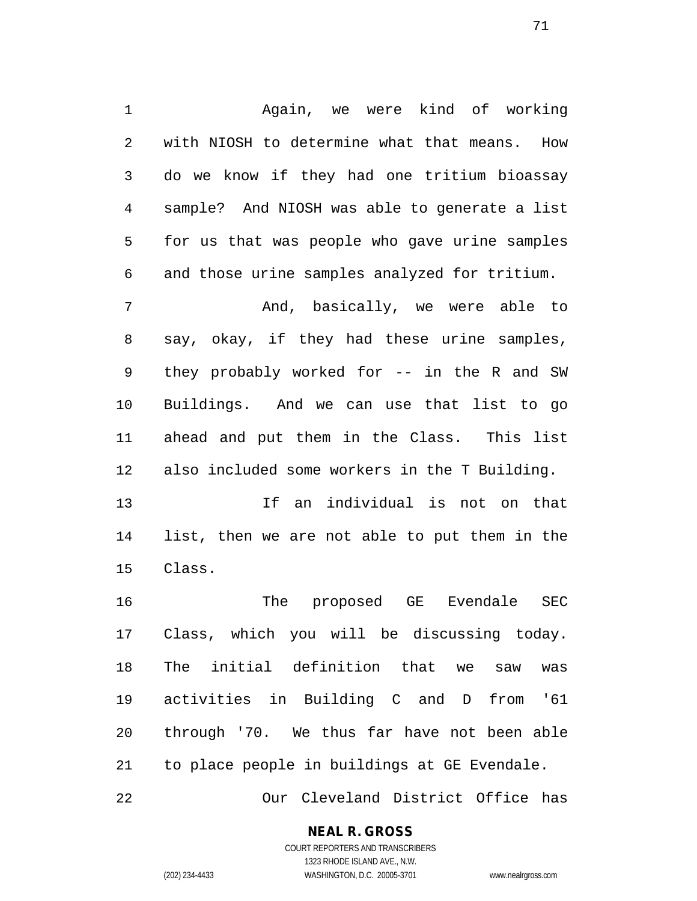Again, we were kind of working with NIOSH to determine what that means. How do we know if they had one tritium bioassay sample? And NIOSH was able to generate a list for us that was people who gave urine samples and those urine samples analyzed for tritium.

And, basically, we were able to say, okay, if they had these urine samples, they probably worked for -- in the R and SW Buildings. And we can use that list to go ahead and put them in the Class. This list also included some workers in the T Building.

If an individual is not on that list, then we are not able to put them in the Class.

The proposed GE Evendale SEC Class, which you will be discussing today. The initial definition that we saw was activities in Building C and D from '61 through '70. We thus far have not been able to place people in buildings at GE Evendale.

Our Cleveland District Office has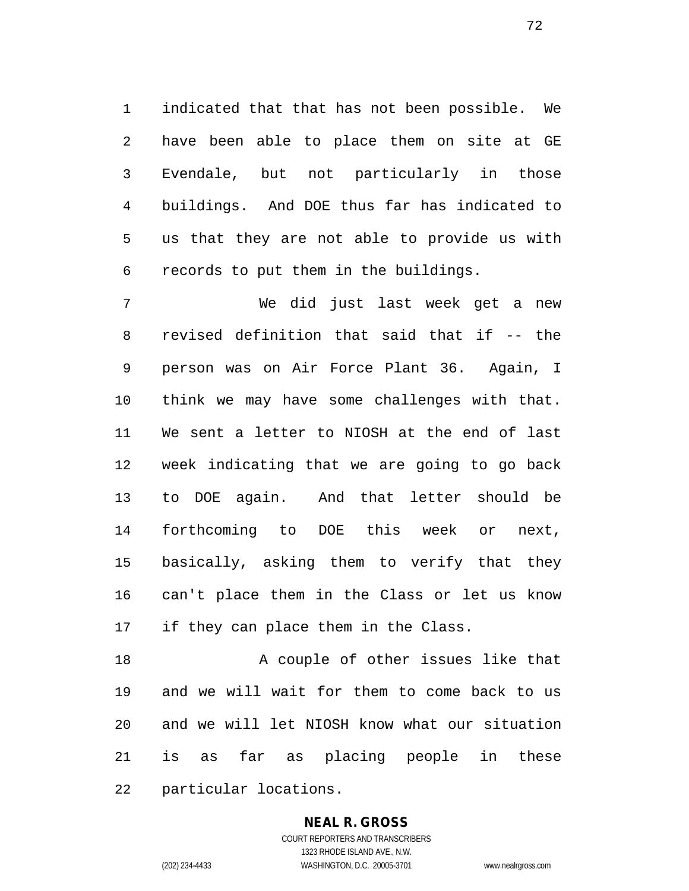indicated that that has not been possible. We have been able to place them on site at GE Evendale, but not particularly in those buildings. And DOE thus far has indicated to us that they are not able to provide us with records to put them in the buildings.

We did just last week get a new revised definition that said that if -- the person was on Air Force Plant 36. Again, I think we may have some challenges with that. We sent a letter to NIOSH at the end of last week indicating that we are going to go back to DOE again. And that letter should be forthcoming to DOE this week or next, basically, asking them to verify that they can't place them in the Class or let us know if they can place them in the Class.

A couple of other issues like that and we will wait for them to come back to us and we will let NIOSH know what our situation is as far as placing people in these particular locations.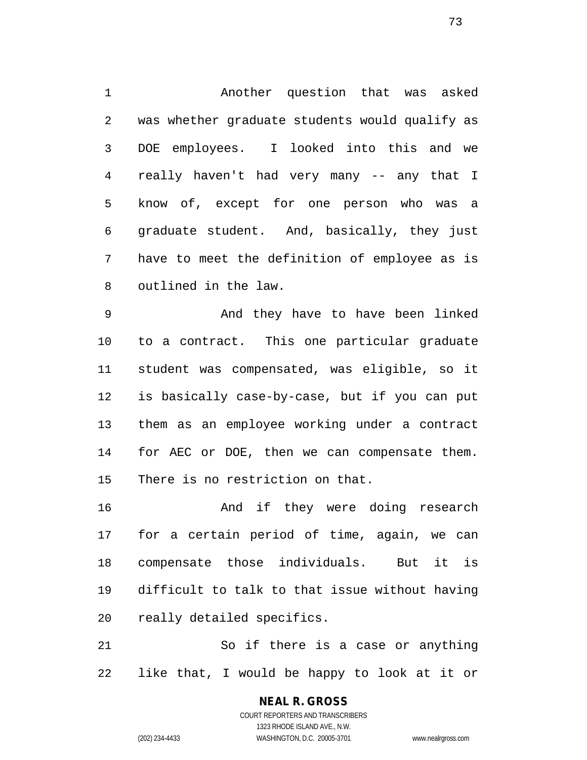Another question that was asked was whether graduate students would qualify as DOE employees. I looked into this and we really haven't had very many -- any that I know of, except for one person who was a graduate student. And, basically, they just have to meet the definition of employee as is outlined in the law.

And they have to have been linked to a contract. This one particular graduate student was compensated, was eligible, so it is basically case-by-case, but if you can put them as an employee working under a contract for AEC or DOE, then we can compensate them. There is no restriction on that.

And if they were doing research for a certain period of time, again, we can compensate those individuals. But it is difficult to talk to that issue without having really detailed specifics.

So if there is a case or anything like that, I would be happy to look at it or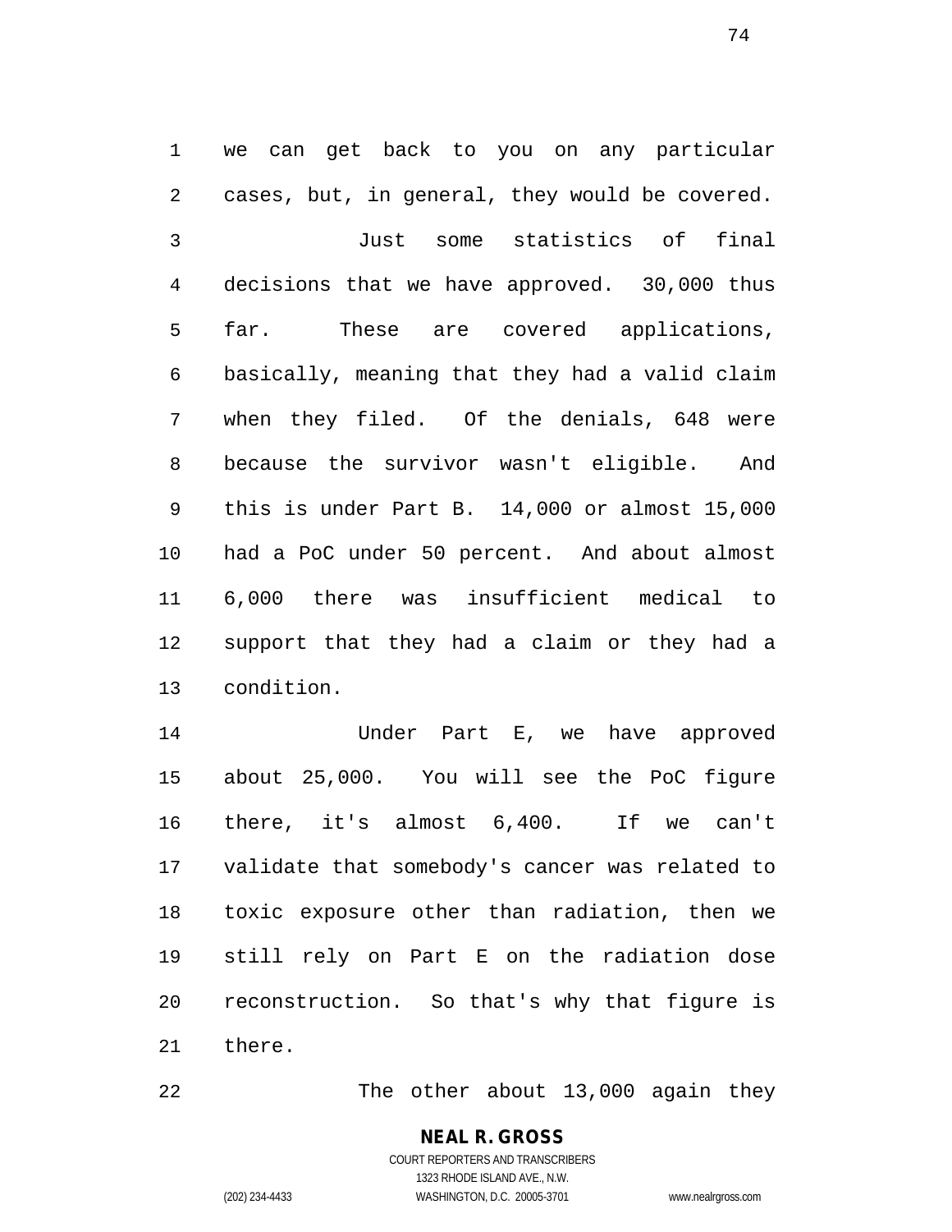we can get back to you on any particular cases, but, in general, they would be covered.

Just some statistics of final decisions that we have approved. 30,000 thus far. These are covered applications, basically, meaning that they had a valid claim when they filed. Of the denials, 648 were because the survivor wasn't eligible. And this is under Part B. 14,000 or almost 15,000 had a PoC under 50 percent. And about almost 6,000 there was insufficient medical to support that they had a claim or they had a condition.

Under Part E, we have approved about 25,000. You will see the PoC figure there, it's almost 6,400. If we can't validate that somebody's cancer was related to toxic exposure other than radiation, then we still rely on Part E on the radiation dose reconstruction. So that's why that figure is there.

The other about 13,000 again they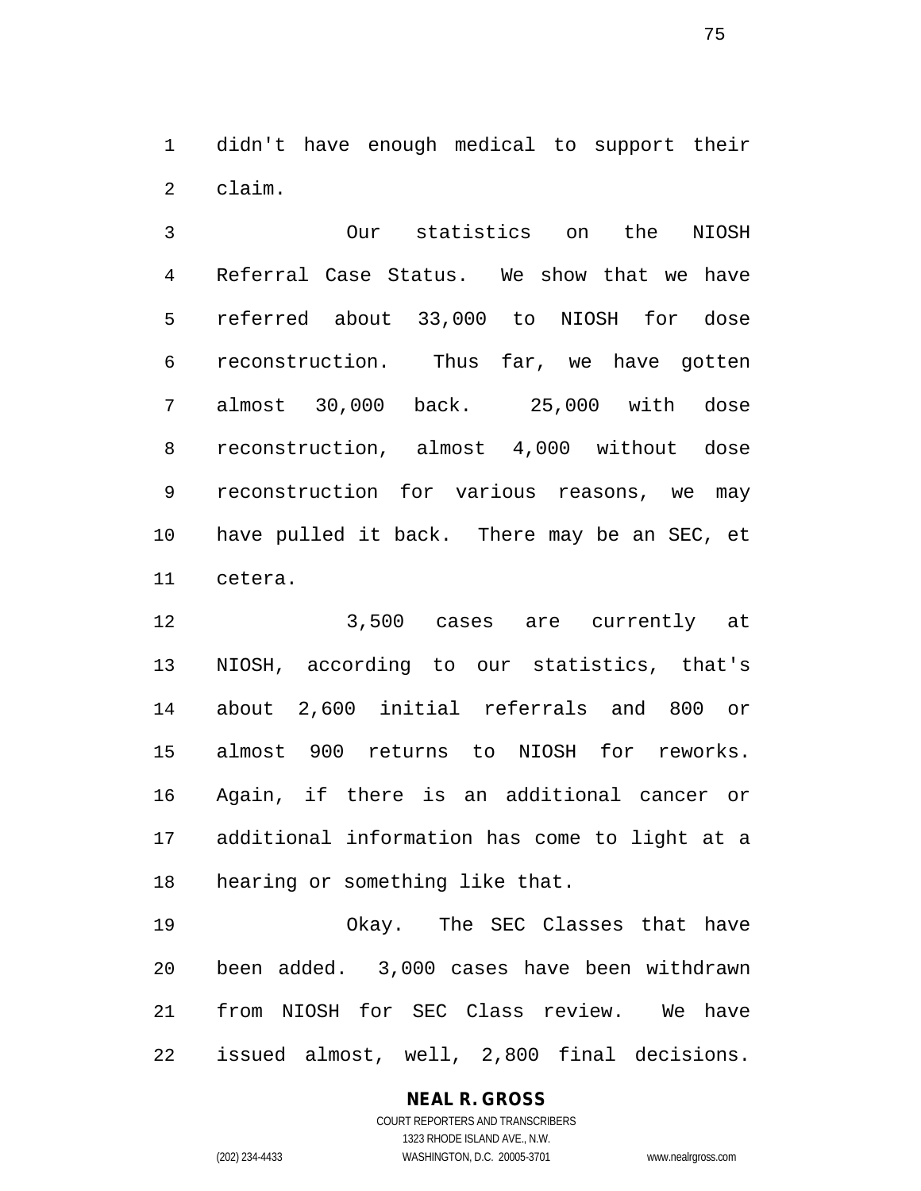didn't have enough medical to support their claim.

Our statistics on the NIOSH Referral Case Status. We show that we have referred about 33,000 to NIOSH for dose reconstruction. Thus far, we have gotten almost 30,000 back. 25,000 with dose reconstruction, almost 4,000 without dose reconstruction for various reasons, we may have pulled it back. There may be an SEC, et cetera.

3,500 cases are currently at NIOSH, according to our statistics, that's about 2,600 initial referrals and 800 or almost 900 returns to NIOSH for reworks. Again, if there is an additional cancer or additional information has come to light at a hearing or something like that.

Okay. The SEC Classes that have been added. 3,000 cases have been withdrawn from NIOSH for SEC Class review. We have issued almost, well, 2,800 final decisions.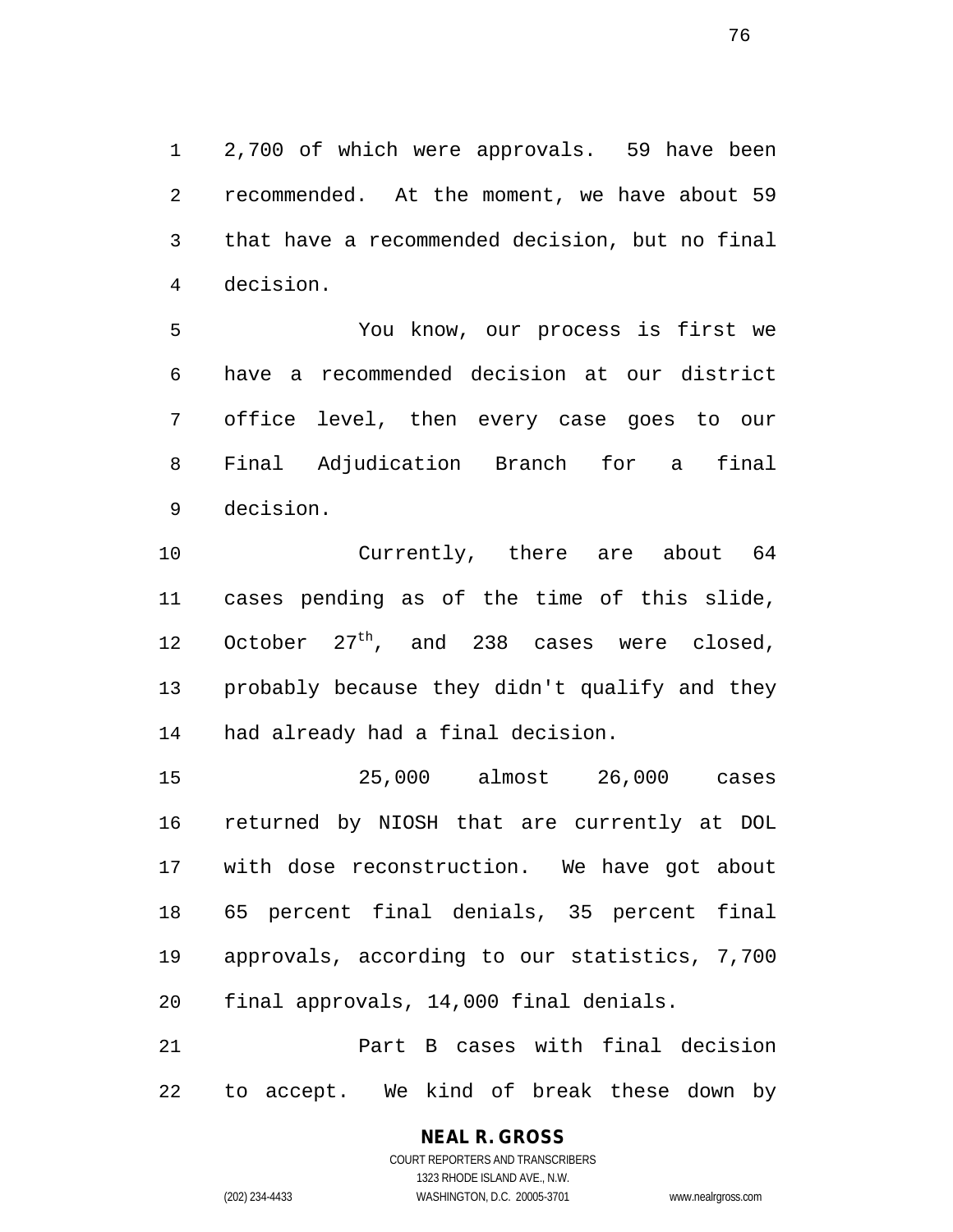2,700 of which were approvals. 59 have been recommended. At the moment, we have about 59 that have a recommended decision, but no final decision.

You know, our process is first we have a recommended decision at our district office level, then every case goes to our Final Adjudication Branch for a final decision.

Currently, there are about 64 cases pending as of the time of this slide, October 27th, and 238 cases were closed, probably because they didn't qualify and they had already had a final decision.

25,000 almost 26,000 cases returned by NIOSH that are currently at DOL with dose reconstruction. We have got about 65 percent final denials, 35 percent final approvals, according to our statistics, 7,700 final approvals, 14,000 final denials.

Part B cases with final decision to accept. We kind of break these down by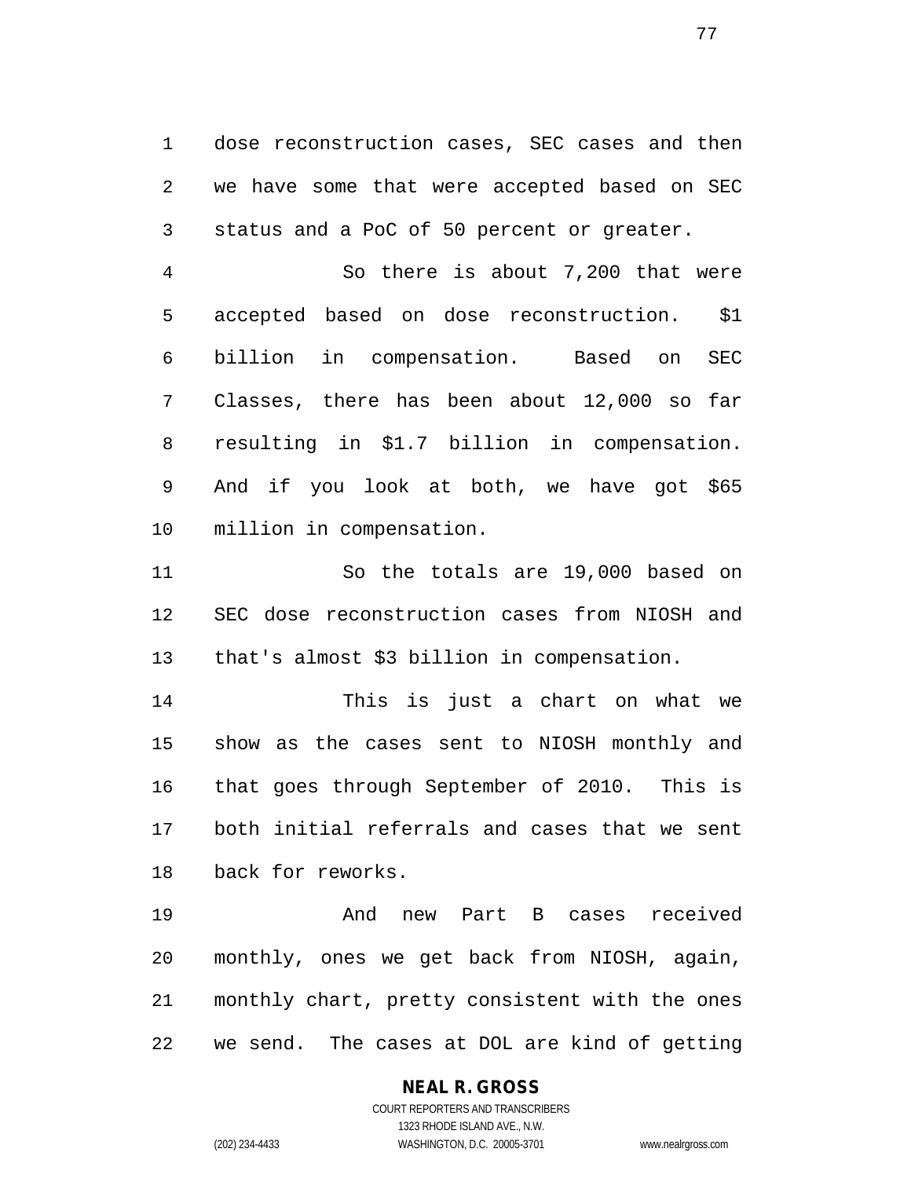dose reconstruction cases, SEC cases and then we have some that were accepted based on SEC status and a PoC of 50 percent or greater.

So there is about 7,200 that were accepted based on dose reconstruction. $1 billion in compensation. Based on SEC Classes, there has been about 12,000 so far resulting in $1.7 billion in compensation. And if you look at both, we have got $65 million in compensation.

So the totals are 19,000 based on SEC dose reconstruction cases from NIOSH and that's almost $3 billion in compensation.

This is just a chart on what we show as the cases sent to NIOSH monthly and that goes through September of 2010. This is both initial referrals and cases that we sent back for reworks.

And new Part B cases received monthly, ones we get back from NIOSH, again, monthly chart, pretty consistent with the ones we send. The cases at DOL are kind of getting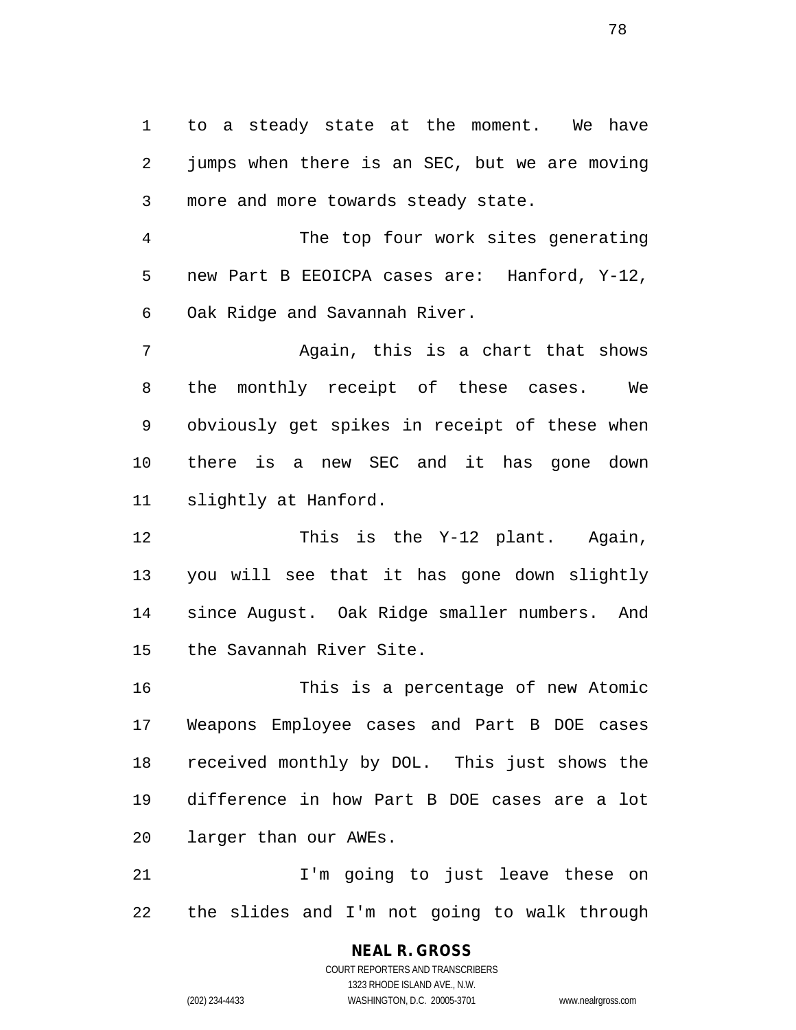to a steady state at the moment. We have jumps when there is an SEC, but we are moving more and more towards steady state.

The top four work sites generating new Part B EEOICPA cases are: Hanford, Y-12, Oak Ridge and Savannah River.

Again, this is a chart that shows the monthly receipt of these cases. We obviously get spikes in receipt of these when there is a new SEC and it has gone down slightly at Hanford.

This is the Y-12 plant. Again, you will see that it has gone down slightly since August. Oak Ridge smaller numbers. And the Savannah River Site.

This is a percentage of new Atomic Weapons Employee cases and Part B DOE cases received monthly by DOL. This just shows the difference in how Part B DOE cases are a lot larger than our AWEs.

I'm going to just leave these on the slides and I'm not going to walk through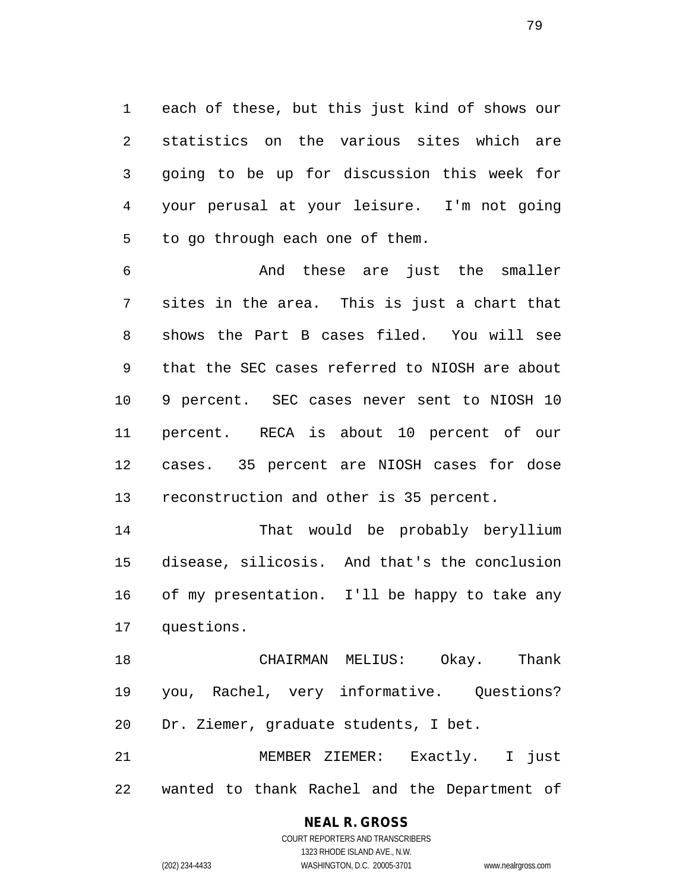each of these, but this just kind of shows our statistics on the various sites which are going to be up for discussion this week for your perusal at your leisure. I'm not going to go through each one of them.

And these are just the smaller sites in the area. This is just a chart that shows the Part B cases filed. You will see that the SEC cases referred to NIOSH are about 9 percent. SEC cases never sent to NIOSH 10 percent. RECA is about 10 percent of our cases. 35 percent are NIOSH cases for dose reconstruction and other is 35 percent.

That would be probably beryllium disease, silicosis. And that's the conclusion of my presentation. I'll be happy to take any questions.

CHAIRMAN MELIUS: Okay. Thank you, Rachel, very informative. Questions? Dr. Ziemer, graduate students, I bet.

MEMBER ZIEMER: Exactly. I just wanted to thank Rachel and the Department of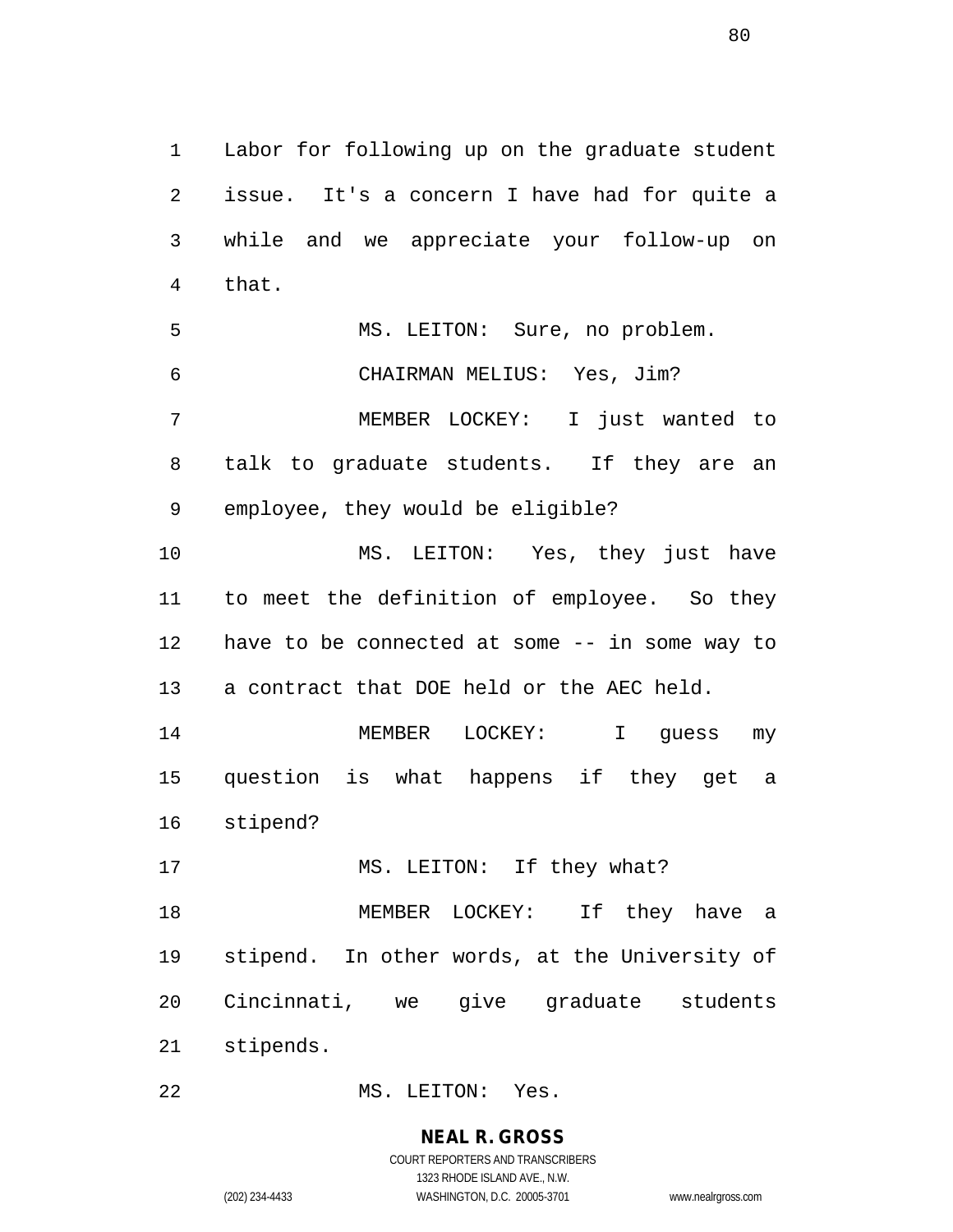Labor for following up on the graduate student issue. It's a concern I have had for quite a while and we appreciate your follow-up on that.

MS. LEITON: Sure, no problem.

CHAIRMAN MELIUS: Yes, Jim?

MEMBER LOCKEY: I just wanted to talk to graduate students. If they are an employee, they would be eligible?

MS. LEITON: Yes, they just have to meet the definition of employee. So they have to be connected at some -- in some way to a contract that DOE held or the AEC held.

MEMBER LOCKEY: I guess my question is what happens if they get a stipend?

MS. LEITON: If they what?

MEMBER LOCKEY: If they have a stipend. In other words, at the University of Cincinnati, we give graduate students stipends.

MS. LEITON: Yes.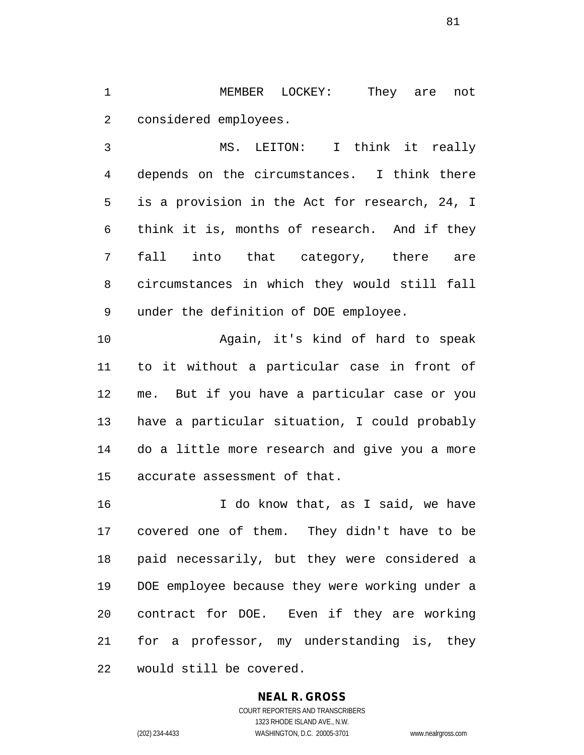MEMBER LOCKEY: They are not considered employees.

MS. LEITON: I think it really depends on the circumstances. I think there is a provision in the Act for research, 24, I think it is, months of research. And if they fall into that category, there are circumstances in which they would still fall under the definition of DOE employee.

Again, it's kind of hard to speak to it without a particular case in front of me. But if you have a particular case or you have a particular situation, I could probably do a little more research and give you a more accurate assessment of that.

I do know that, as I said, we have covered one of them. They didn't have to be paid necessarily, but they were considered a DOE employee because they were working under a contract for DOE. Even if they are working for a professor, my understanding is, they would still be covered.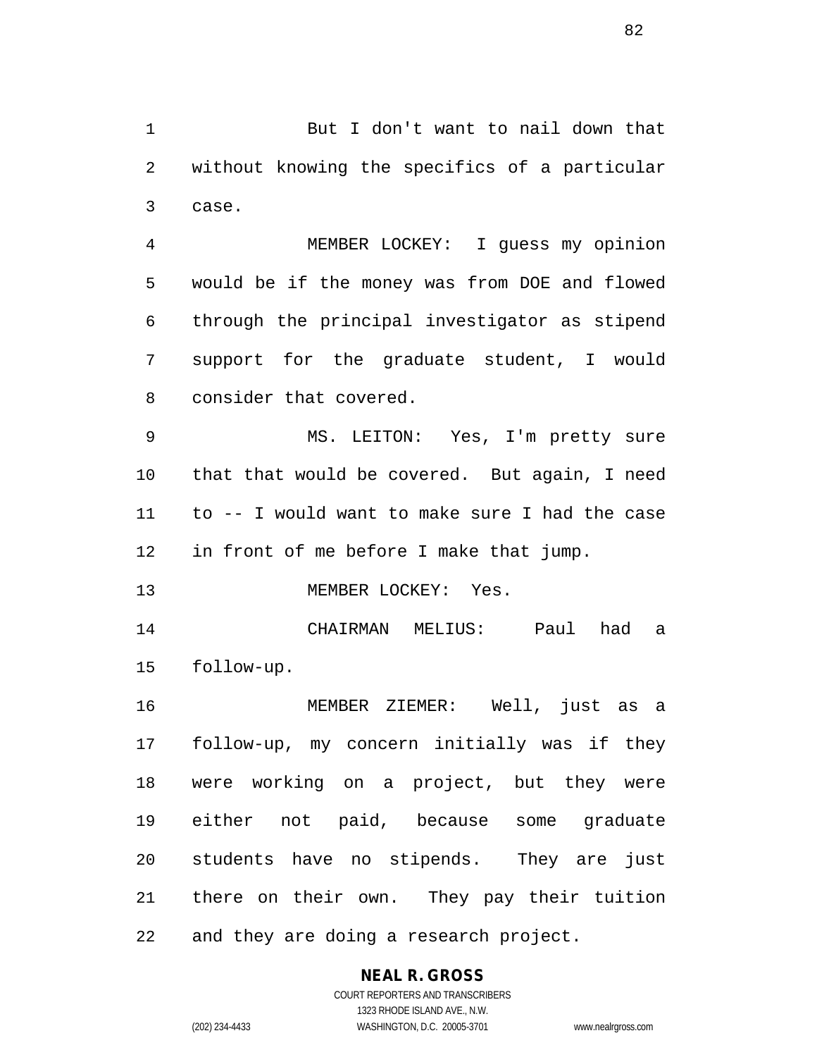But I don't want to nail down that without knowing the specifics of a particular case.

MEMBER LOCKEY: I guess my opinion would be if the money was from DOE and flowed through the principal investigator as stipend support for the graduate student, I would consider that covered.

MS. LEITON: Yes, I'm pretty sure that that would be covered. But again, I need to -- I would want to make sure I had the case in front of me before I make that jump.

MEMBER LOCKEY: Yes.

CHAIRMAN MELIUS: Paul had a follow-up.

MEMBER ZIEMER: Well, just as a follow-up, my concern initially was if they were working on a project, but they were either not paid, because some graduate students have no stipends. They are just there on their own. They pay their tuition and they are doing a research project.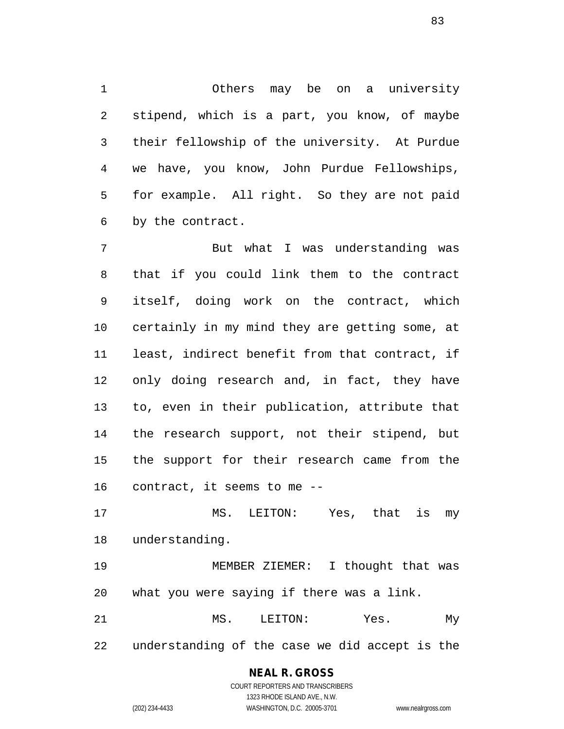Others may be on a university stipend, which is a part, you know, of maybe their fellowship of the university. At Purdue we have, you know, John Purdue Fellowships, for example. All right. So they are not paid by the contract.

But what I was understanding was that if you could link them to the contract itself, doing work on the contract, which certainly in my mind they are getting some, at least, indirect benefit from that contract, if only doing research and, in fact, they have to, even in their publication, attribute that the research support, not their stipend, but the support for their research came from the contract, it seems to me --

MS. LEITON: Yes, that is my understanding.

MEMBER ZIEMER: I thought that was what you were saying if there was a link.

MS. LEITON: Yes. My understanding of the case we did accept is the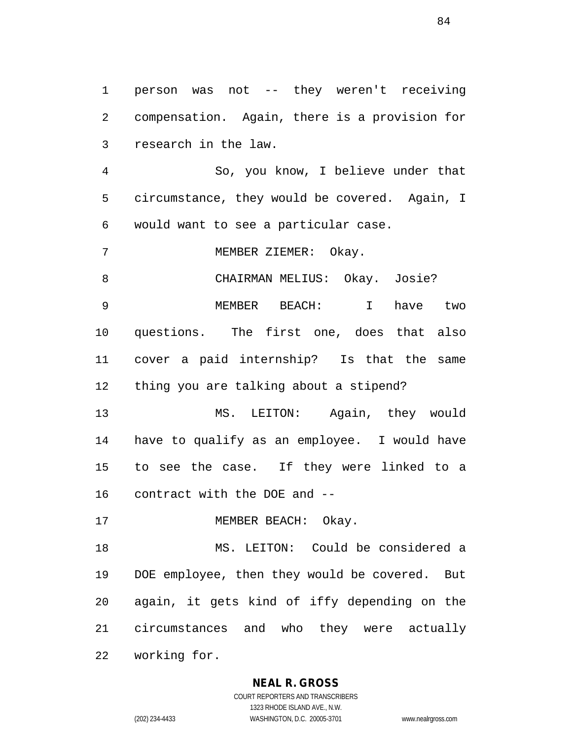person was not -- they weren't receiving compensation. Again, there is a provision for research in the law.

So, you know, I believe under that circumstance, they would be covered. Again, I would want to see a particular case.

MEMBER ZIEMER: Okay.

CHAIRMAN MELIUS: Okay. Josie?

MEMBER BEACH: I have two questions. The first one, does that also cover a paid internship? Is that the same thing you are talking about a stipend?

MS. LEITON: Again, they would have to qualify as an employee. I would have to see the case. If they were linked to a contract with the DOE and --

MEMBER BEACH: Okay.

MS. LEITON: Could be considered a DOE employee, then they would be covered. But again, it gets kind of iffy depending on the circumstances and who they were actually working for.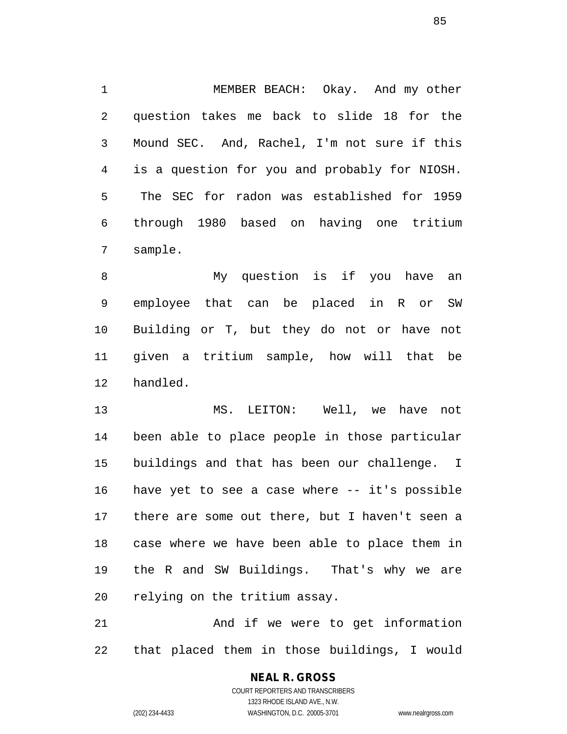MEMBER BEACH: Okay. And my other question takes me back to slide 18 for the Mound SEC. And, Rachel, I'm not sure if this is a question for you and probably for NIOSH. The SEC for radon was established for 1959 through 1980 based on having one tritium sample.

My question is if you have an employee that can be placed in R or SW Building or T, but they do not or have not given a tritium sample, how will that be handled.

MS. LEITON: Well, we have not been able to place people in those particular buildings and that has been our challenge. I have yet to see a case where -- it's possible there are some out there, but I haven't seen a case where we have been able to place them in the R and SW Buildings. That's why we are relying on the tritium assay.

And if we were to get information that placed them in those buildings, I would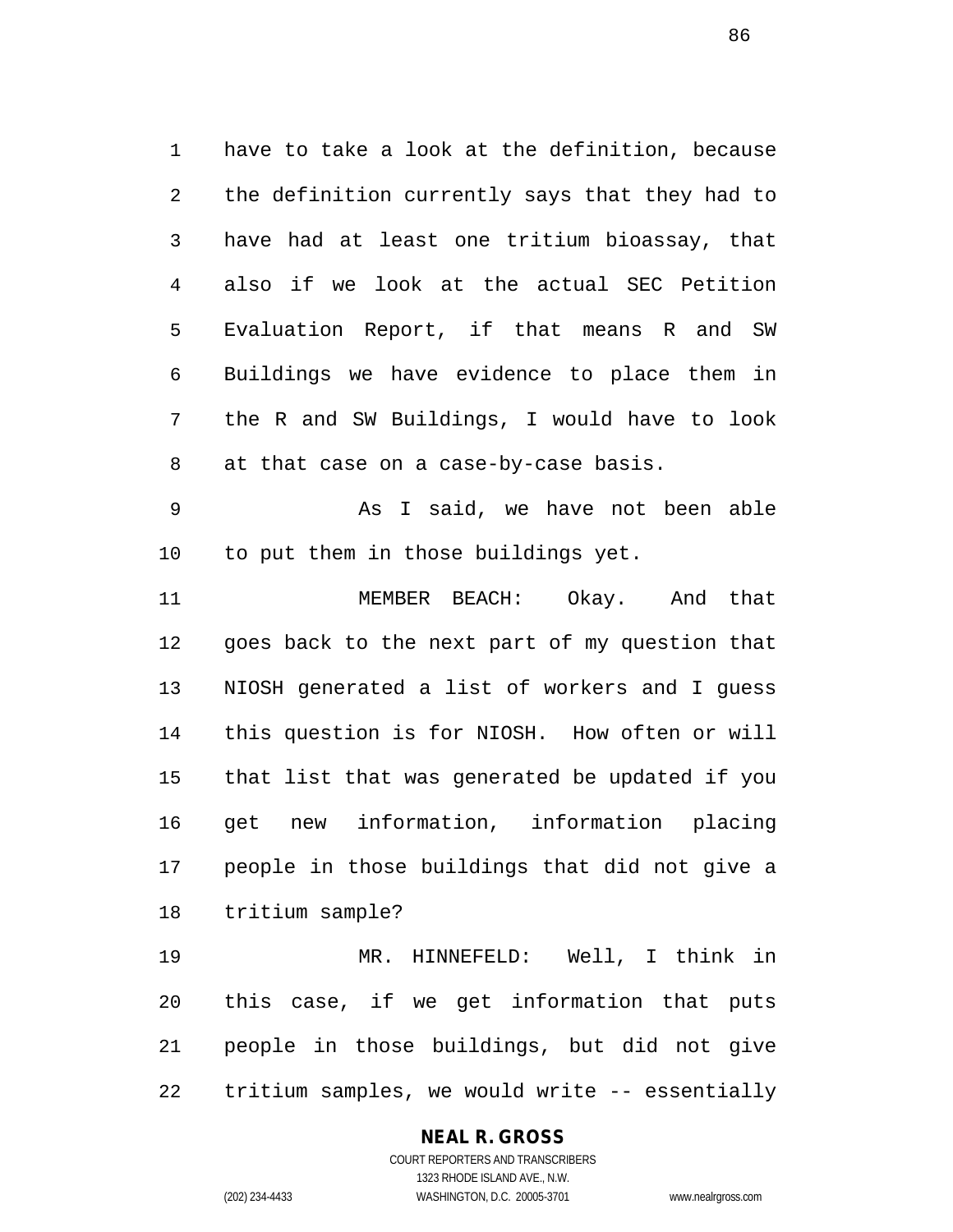have to take a look at the definition, because the definition currently says that they had to have had at least one tritium bioassay, that also if we look at the actual SEC Petition Evaluation Report, if that means R and SW Buildings we have evidence to place them in the R and SW Buildings, I would have to look at that case on a case-by-case basis.

As I said, we have not been able to put them in those buildings yet.

MEMBER BEACH: Okay. And that goes back to the next part of my question that NIOSH generated a list of workers and I guess this question is for NIOSH. How often or will that list that was generated be updated if you get new information, information placing people in those buildings that did not give a tritium sample?

MR. HINNEFELD: Well, I think in this case, if we get information that puts people in those buildings, but did not give tritium samples, we would write -- essentially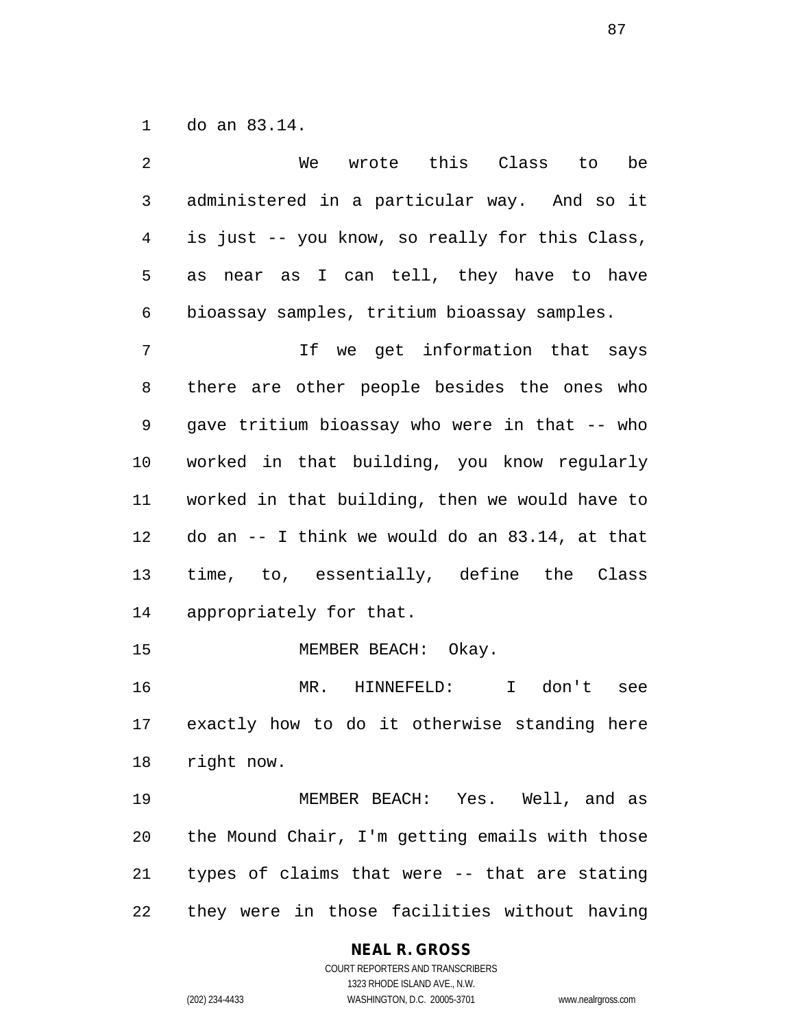do an 83.14.

We wrote this Class to be administered in a particular way. And so it is just -- you know, so really for this Class, as near as I can tell, they have to have bioassay samples, tritium bioassay samples.

If we get information that says there are other people besides the ones who gave tritium bioassay who were in that -- who worked in that building, you know regularly worked in that building, then we would have to do an -- I think we would do an 83.14, at that time, to, essentially, define the Class appropriately for that.

MEMBER BEACH: Okay.

MR. HINNEFELD: I don't see exactly how to do it otherwise standing here right now.

MEMBER BEACH: Yes. Well, and as the Mound Chair, I'm getting emails with those types of claims that were -- that are stating they were in those facilities without having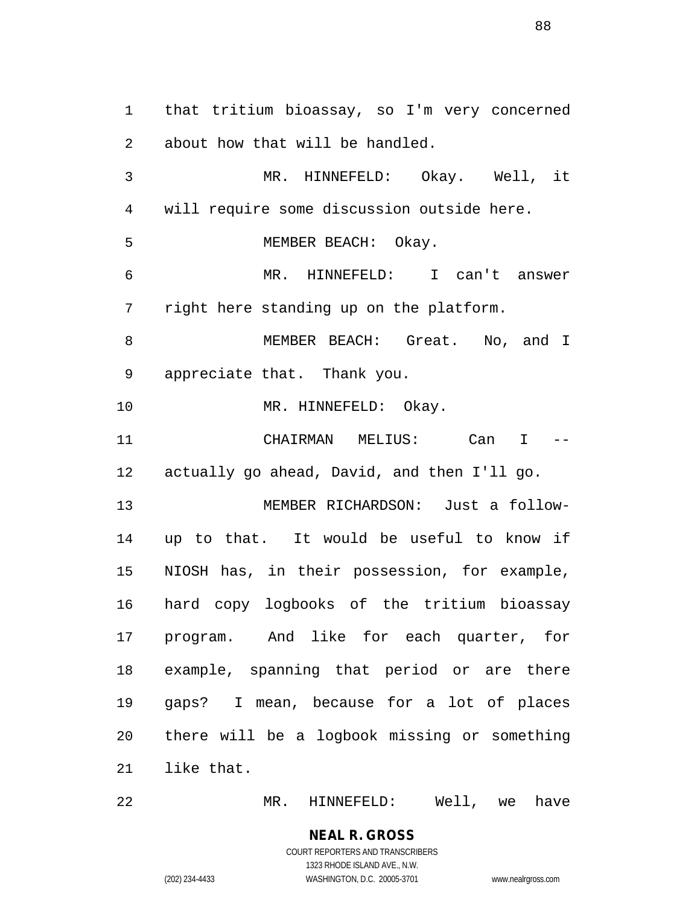that tritium bioassay, so I'm very concerned about how that will be handled.

MR. HINNEFELD: Okay. Well, it will require some discussion outside here.

MEMBER BEACH: Okay.

MR. HINNEFELD: I can't answer right here standing up on the platform.

MEMBER BEACH: Great. No, and I appreciate that. Thank you.

MR. HINNEFELD: Okay.

CHAIRMAN MELIUS: Can I -- actually go ahead, David, and then I'll go.

MEMBER RICHARDSON: Just a follow-up to that. It would be useful to know if NIOSH has, in their possession, for example, hard copy logbooks of the tritium bioassay program. And like for each quarter, for example, spanning that period or are there gaps? I mean, because for a lot of places there will be a logbook missing or something like that.

MR. HINNEFELD: Well, we have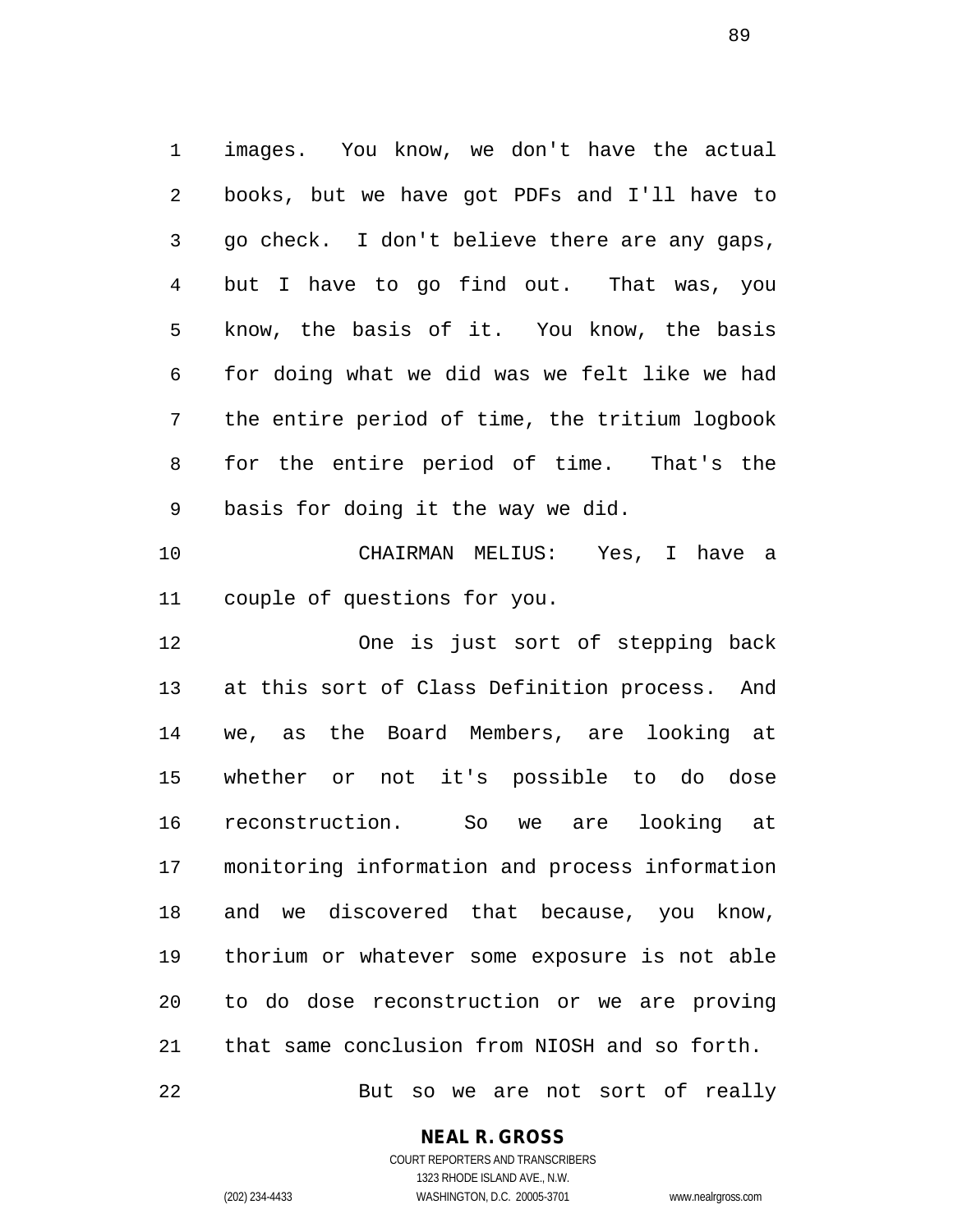images. You know, we don't have the actual books, but we have got PDFs and I'll have to go check. I don't believe there are any gaps, but I have to go find out. That was, you know, the basis of it. You know, the basis for doing what we did was we felt like we had the entire period of time, the tritium logbook for the entire period of time. That's the basis for doing it the way we did.

CHAIRMAN MELIUS: Yes, I have a couple of questions for you.

One is just sort of stepping back at this sort of Class Definition process. And we, as the Board Members, are looking at whether or not it's possible to do dose reconstruction. So we are looking at monitoring information and process information and we discovered that because, you know, thorium or whatever some exposure is not able to do dose reconstruction or we are proving that same conclusion from NIOSH and so forth.

But so we are not sort of really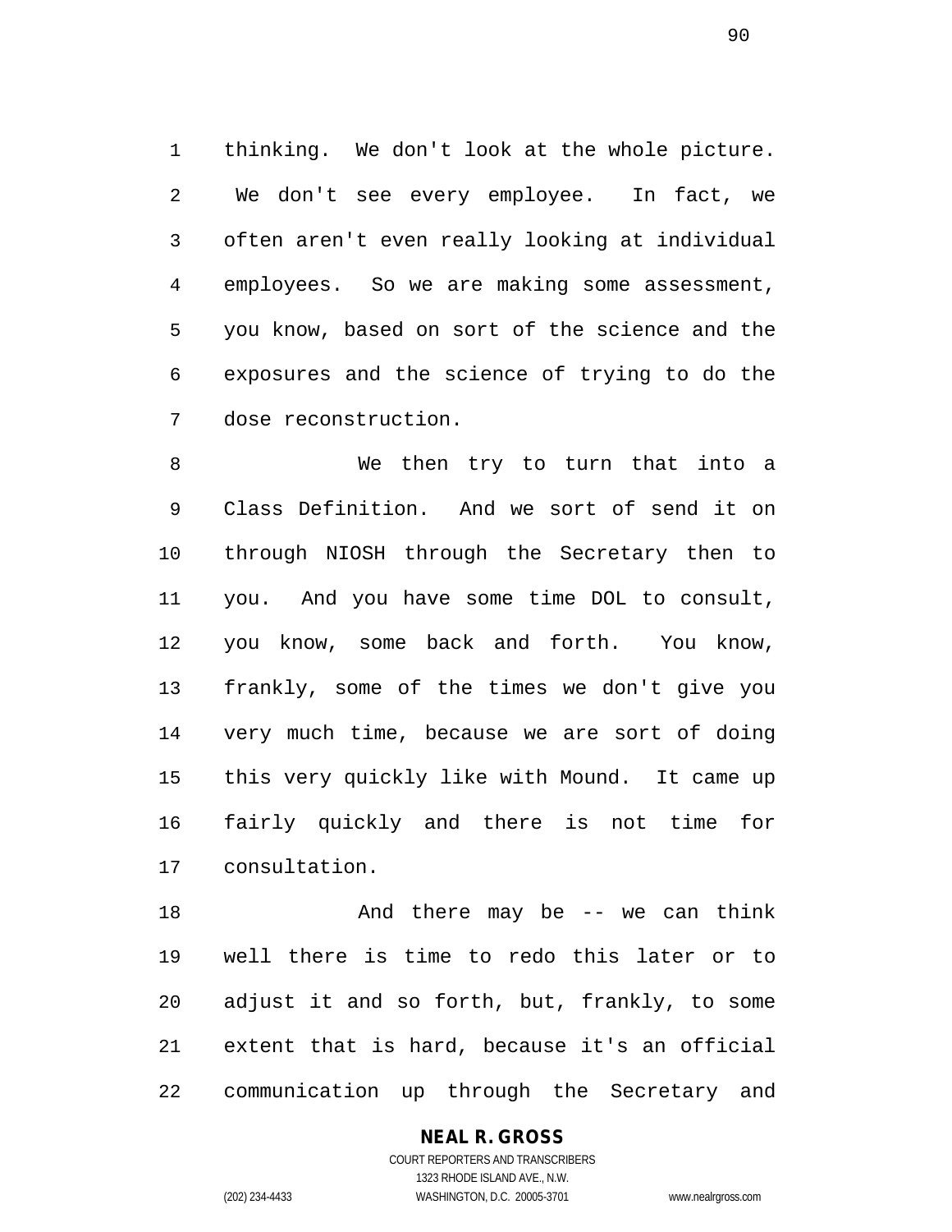thinking. We don't look at the whole picture. We don't see every employee. In fact, we often aren't even really looking at individual employees. So we are making some assessment, you know, based on sort of the science and the exposures and the science of trying to do the dose reconstruction.

We then try to turn that into a Class Definition. And we sort of send it on through NIOSH through the Secretary then to you. And you have some time DOL to consult, you know, some back and forth. You know, frankly, some of the times we don't give you very much time, because we are sort of doing this very quickly like with Mound. It came up fairly quickly and there is not time for consultation.

And there may be -- we can think well there is time to redo this later or to adjust it and so forth, but, frankly, to some extent that is hard, because it's an official communication up through the Secretary and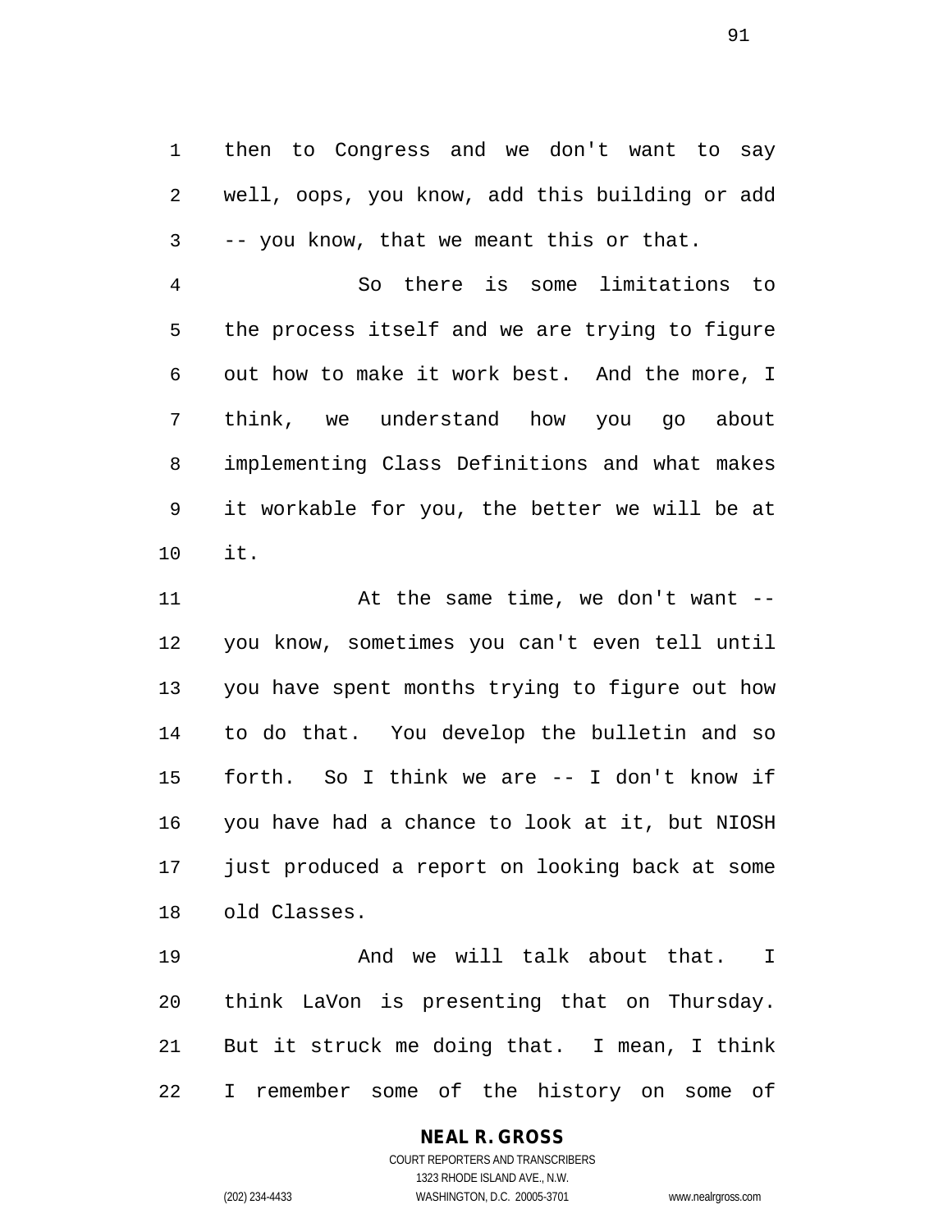then to Congress and we don't want to say well, oops, you know, add this building or add -- you know, that we meant this or that.

So there is some limitations to the process itself and we are trying to figure out how to make it work best. And the more, I think, we understand how you go about implementing Class Definitions and what makes it workable for you, the better we will be at it.

At the same time, we don't want -- you know, sometimes you can't even tell until you have spent months trying to figure out how to do that. You develop the bulletin and so forth. So I think we are -- I don't know if you have had a chance to look at it, but NIOSH just produced a report on looking back at some old Classes.

And we will talk about that. I think LaVon is presenting that on Thursday. But it struck me doing that. I mean, I think I remember some of the history on some of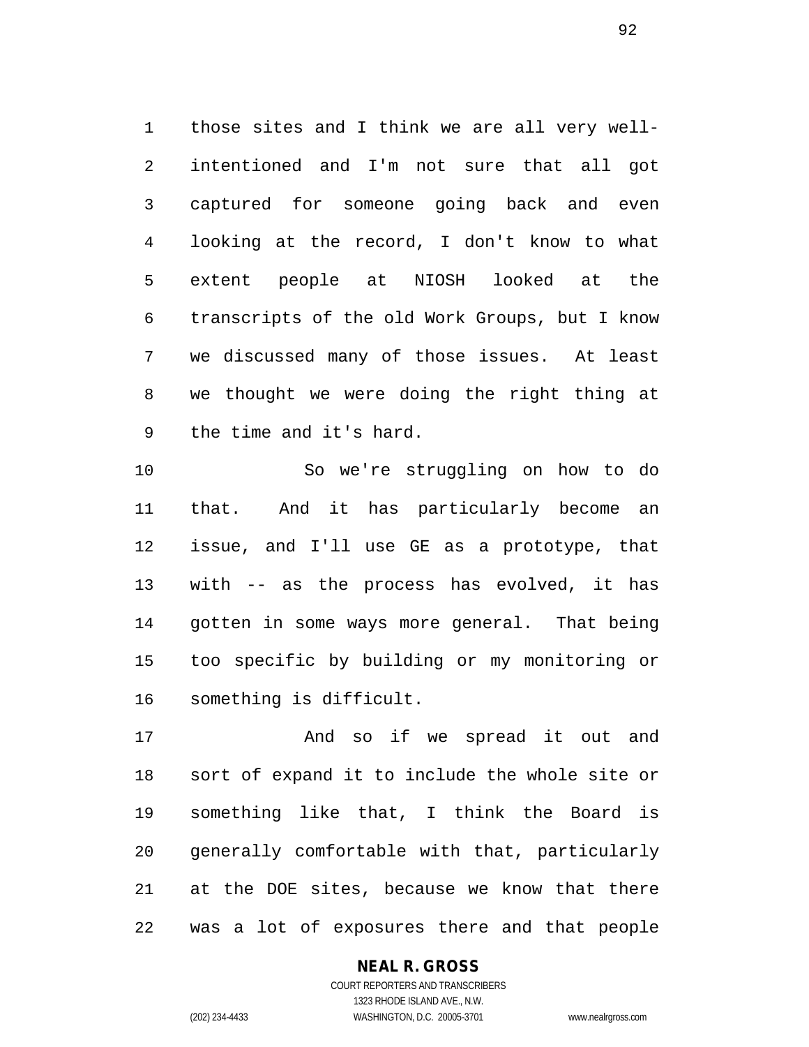those sites and I think we are all very well-intentioned and I'm not sure that all got captured for someone going back and even looking at the record, I don't know to what extent people at NIOSH looked at the transcripts of the old Work Groups, but I know we discussed many of those issues. At least we thought we were doing the right thing at the time and it's hard.

So we're struggling on how to do that. And it has particularly become an issue, and I'll use GE as a prototype, that with -- as the process has evolved, it has gotten in some ways more general. That being too specific by building or my monitoring or something is difficult.

And so if we spread it out and sort of expand it to include the whole site or something like that, I think the Board is generally comfortable with that, particularly at the DOE sites, because we know that there was a lot of exposures there and that people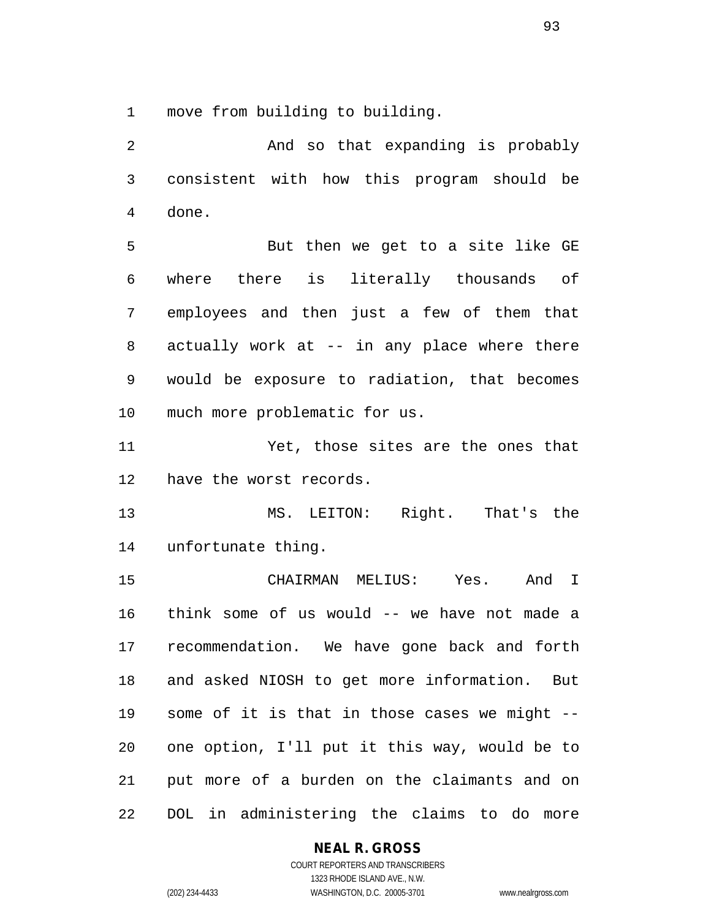move from building to building.

And so that expanding is probably consistent with how this program should be done.

But then we get to a site like GE where there is literally thousands of employees and then just a few of them that actually work at -- in any place where there would be exposure to radiation, that becomes much more problematic for us.

Yet, those sites are the ones that have the worst records.

MS. LEITON: Right. That's the unfortunate thing.

CHAIRMAN MELIUS: Yes. And I think some of us would -- we have not made a recommendation. We have gone back and forth and asked NIOSH to get more information. But some of it is that in those cases we might -- one option, I'll put it this way, would be to put more of a burden on the claimants and on DOL in administering the claims to do more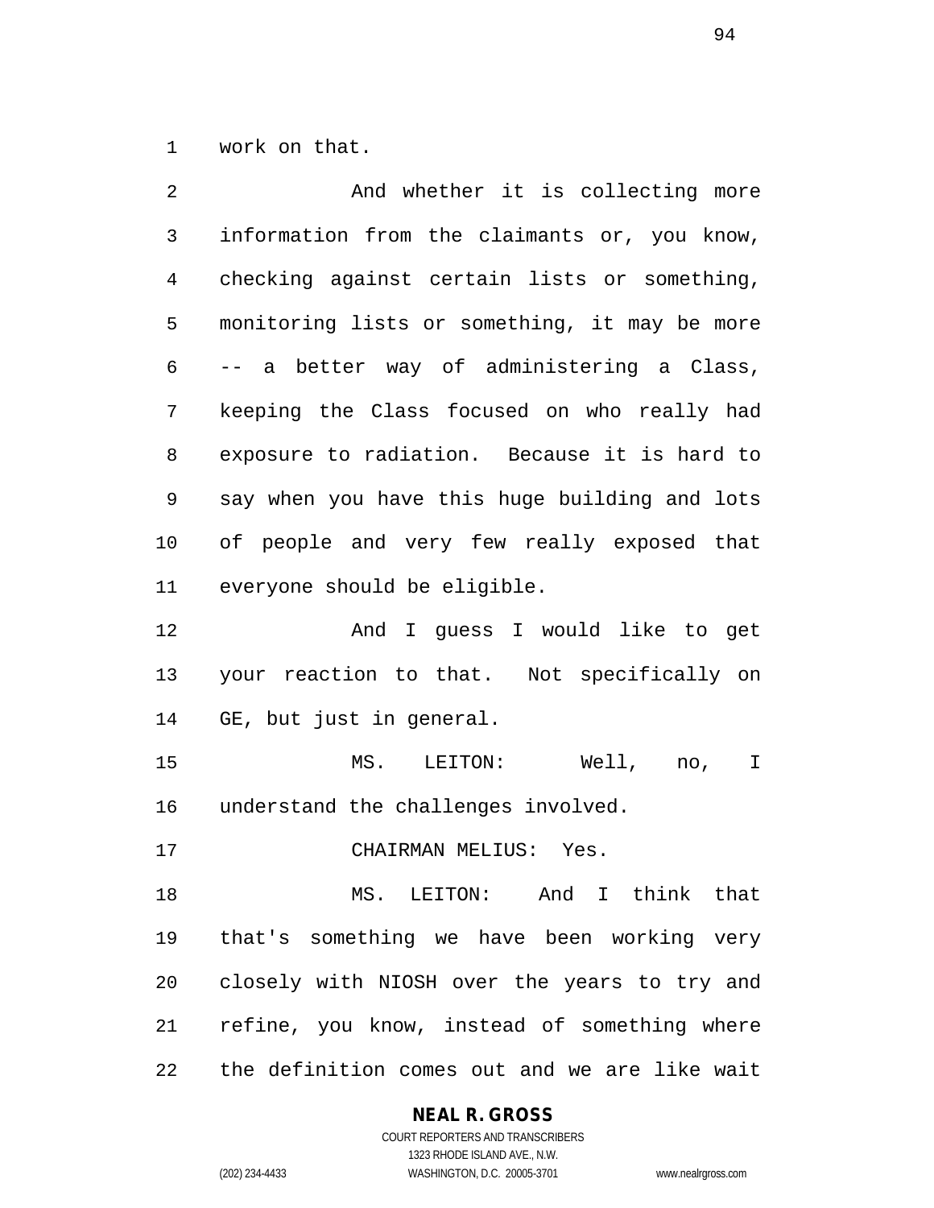work on that.

And whether it is collecting more information from the claimants or, you know, checking against certain lists or something, monitoring lists or something, it may be more -- a better way of administering a Class, keeping the Class focused on who really had exposure to radiation. Because it is hard to say when you have this huge building and lots of people and very few really exposed that everyone should be eligible.

And I guess I would like to get your reaction to that. Not specifically on GE, but just in general.

MS. LEITON: Well, no, I understand the challenges involved.

CHAIRMAN MELIUS: Yes.

MS. LEITON: And I think that that's something we have been working very closely with NIOSH over the years to try and refine, you know, instead of something where the definition comes out and we are like wait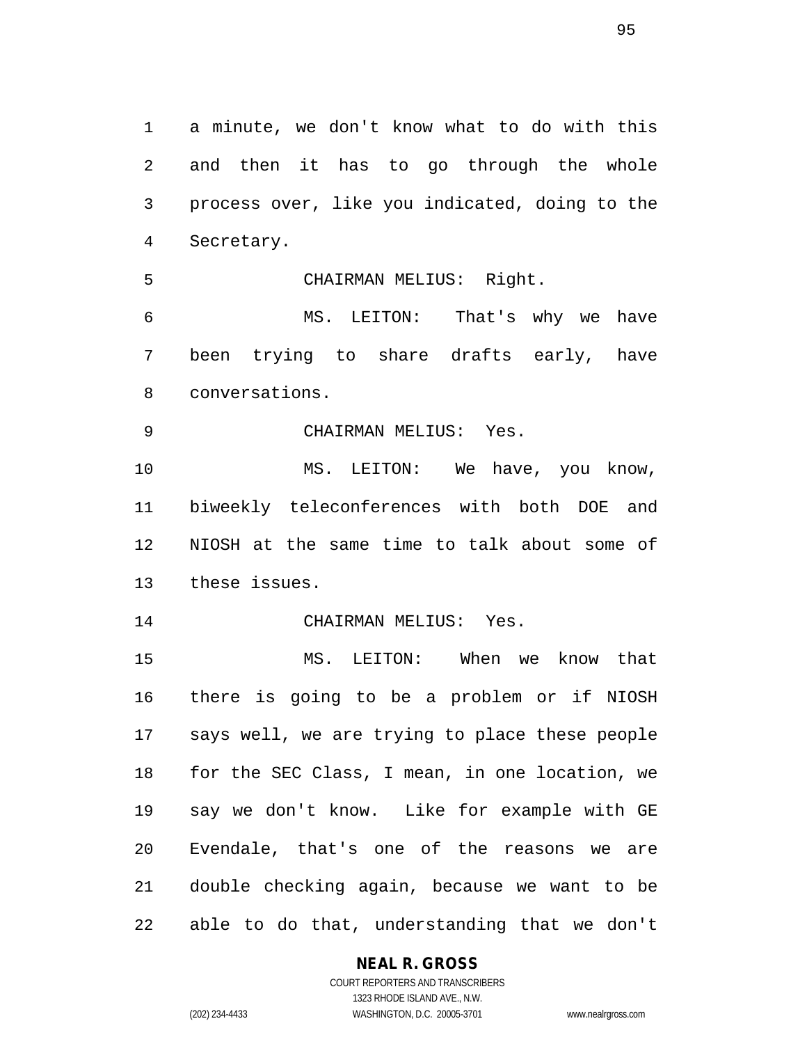a minute, we don't know what to do with this and then it has to go through the whole process over, like you indicated, doing to the Secretary.

CHAIRMAN MELIUS: Right.

MS. LEITON: That's why we have been trying to share drafts early, have conversations.

CHAIRMAN MELIUS: Yes.

MS. LEITON: We have, you know, biweekly teleconferences with both DOE and NIOSH at the same time to talk about some of these issues.

CHAIRMAN MELIUS: Yes.

MS. LEITON: When we know that there is going to be a problem or if NIOSH says well, we are trying to place these people for the SEC Class, I mean, in one location, we say we don't know. Like for example with GE Evendale, that's one of the reasons we are double checking again, because we want to be able to do that, understanding that we don't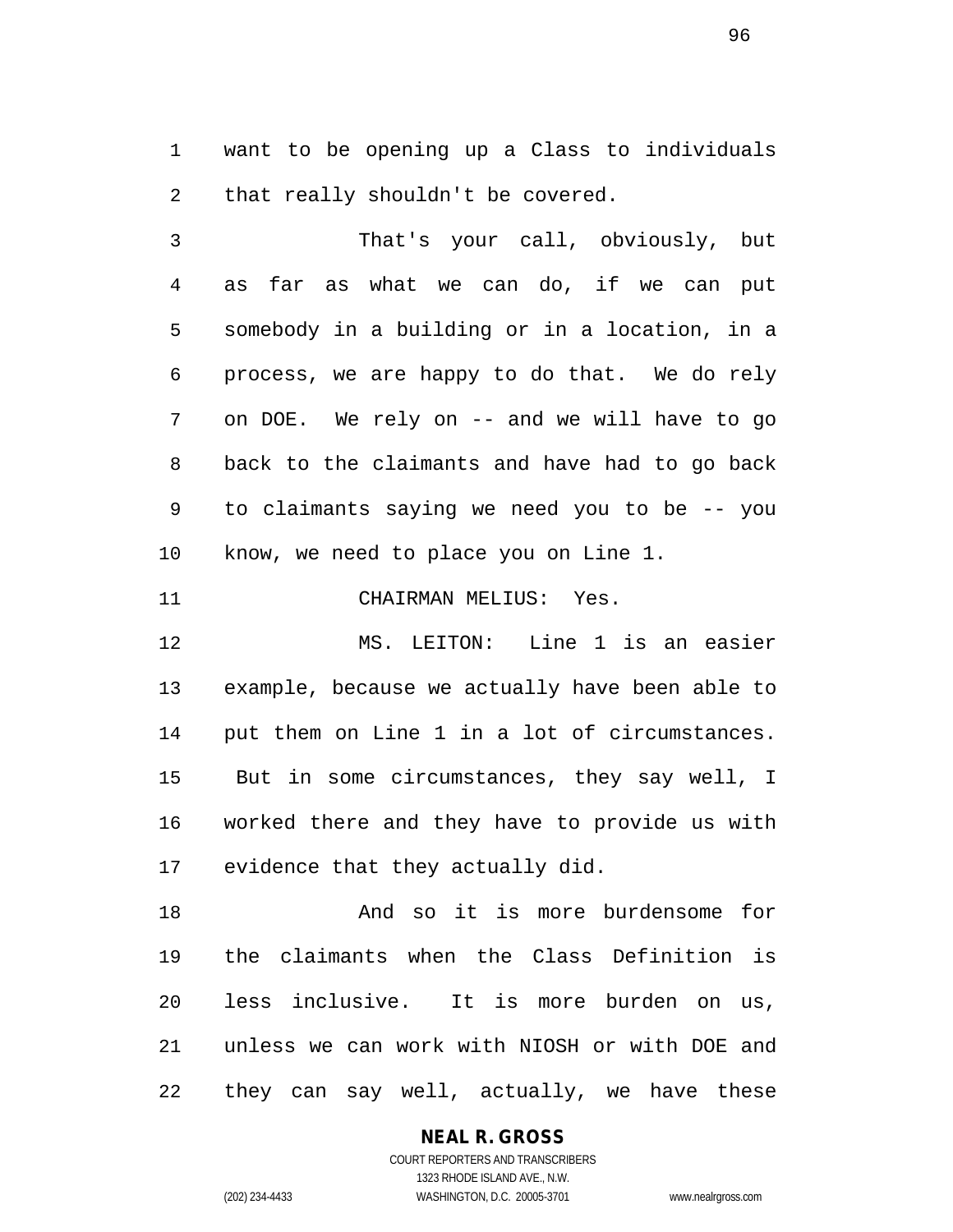want to be opening up a Class to individuals that really shouldn't be covered.

That's your call, obviously, but as far as what we can do, if we can put somebody in a building or in a location, in a process, we are happy to do that. We do rely on DOE. We rely on -- and we will have to go back to the claimants and have had to go back to claimants saying we need you to be -- you know, we need to place you on Line 1.

CHAIRMAN MELIUS: Yes.

MS. LEITON: Line 1 is an easier example, because we actually have been able to put them on Line 1 in a lot of circumstances. But in some circumstances, they say well, I worked there and they have to provide us with evidence that they actually did.

And so it is more burdensome for the claimants when the Class Definition is less inclusive. It is more burden on us, unless we can work with NIOSH or with DOE and they can say well, actually, we have these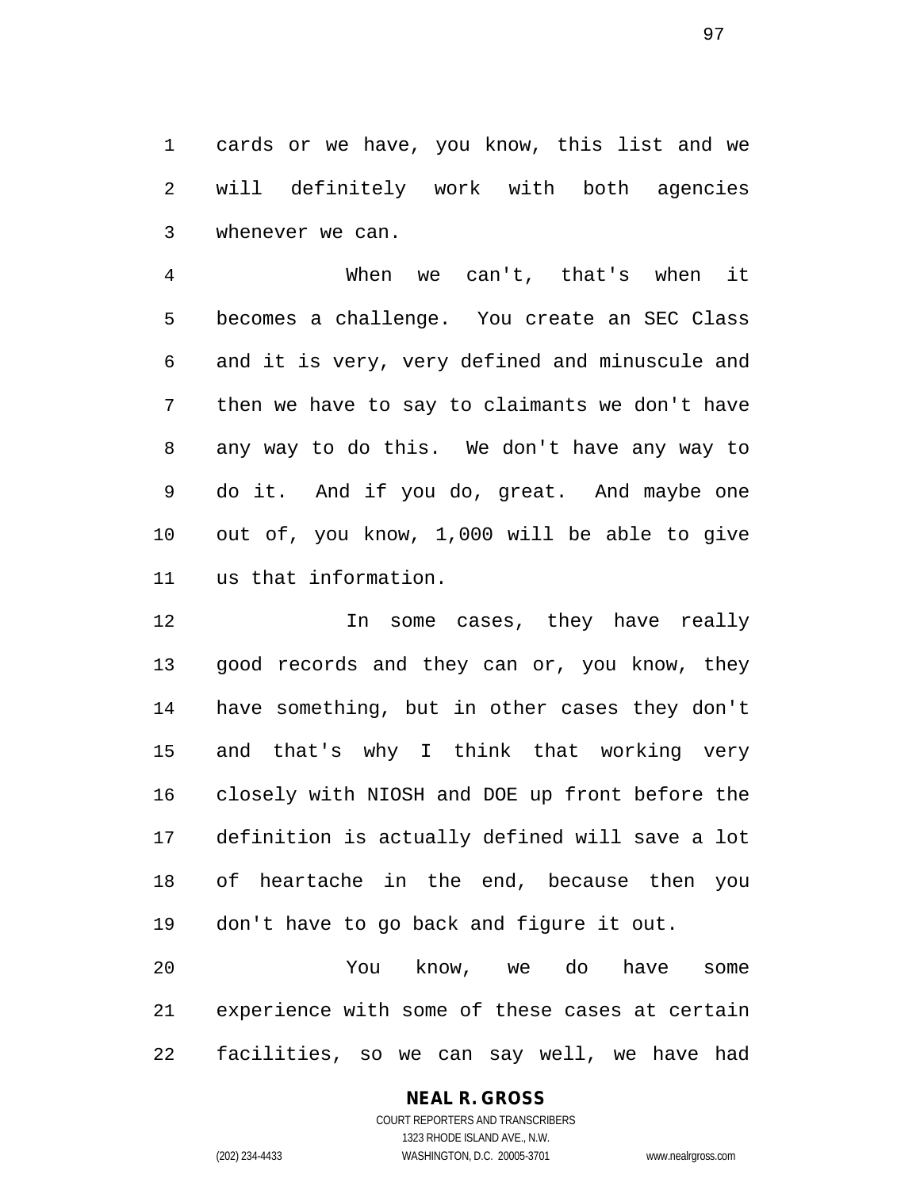cards or we have, you know, this list and we will definitely work with both agencies whenever we can.

When we can't, that's when it becomes a challenge. You create an SEC Class and it is very, very defined and minuscule and then we have to say to claimants we don't have any way to do this. We don't have any way to do it. And if you do, great. And maybe one out of, you know, 1,000 will be able to give us that information.

In some cases, they have really good records and they can or, you know, they have something, but in other cases they don't and that's why I think that working very closely with NIOSH and DOE up front before the definition is actually defined will save a lot of heartache in the end, because then you don't have to go back and figure it out.

You know, we do have some experience with some of these cases at certain facilities, so we can say well, we have had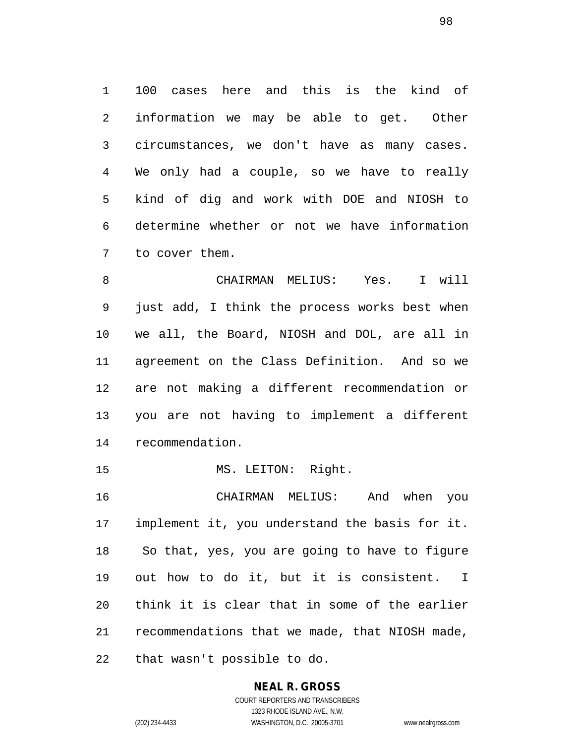100 cases here and this is the kind of information we may be able to get. Other circumstances, we don't have as many cases. We only had a couple, so we have to really kind of dig and work with DOE and NIOSH to determine whether or not we have information to cover them.

CHAIRMAN MELIUS: Yes. I will just add, I think the process works best when we all, the Board, NIOSH and DOL, are all in agreement on the Class Definition. And so we are not making a different recommendation or you are not having to implement a different recommendation.

MS. LEITON: Right.

CHAIRMAN MELIUS: And when you implement it, you understand the basis for it. So that, yes, you are going to have to figure out how to do it, but it is consistent. I think it is clear that in some of the earlier recommendations that we made, that NIOSH made, that wasn't possible to do.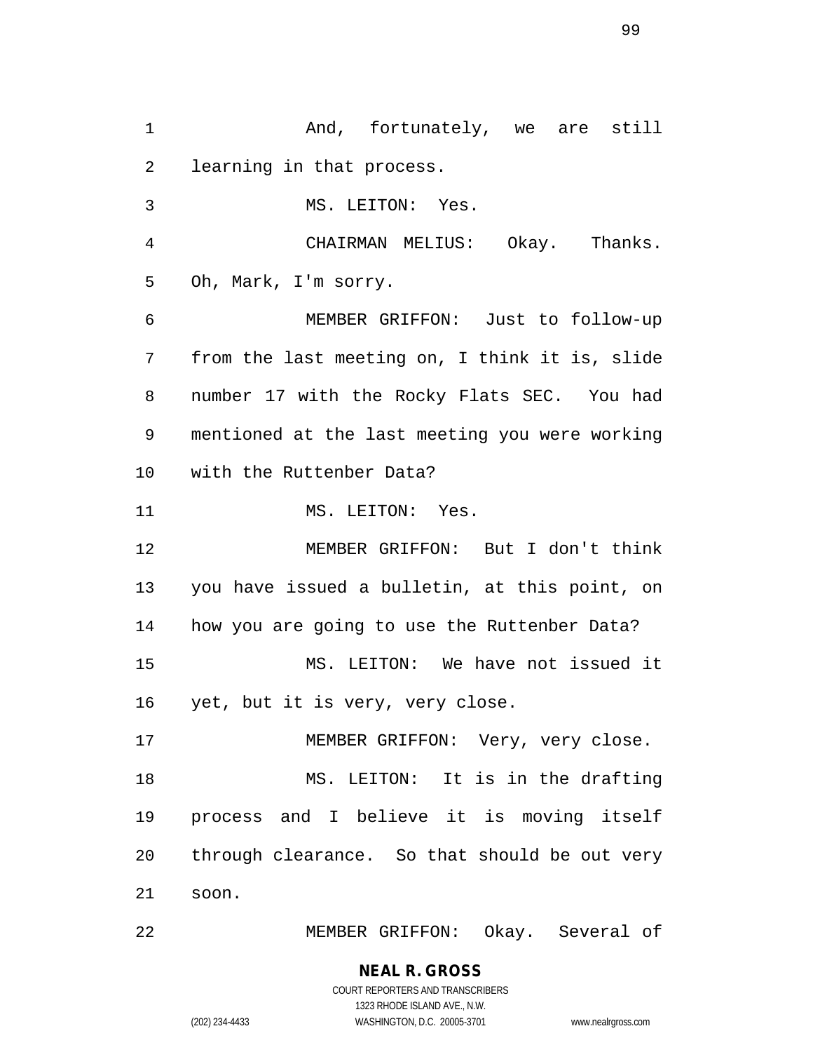And, fortunately, we are still learning in that process.

MS. LEITON: Yes.

CHAIRMAN MELIUS: Okay. Thanks. Oh, Mark, I'm sorry.

MEMBER GRIFFON: Just to follow-up from the last meeting on, I think it is, slide number 17 with the Rocky Flats SEC. You had mentioned at the last meeting you were working with the Ruttenber Data?

MS. LEITON: Yes.

MEMBER GRIFFON: But I don't think you have issued a bulletin, at this point, on how you are going to use the Ruttenber Data?

MS. LEITON: We have not issued it yet, but it is very, very close.

MEMBER GRIFFON: Very, very close.

MS. LEITON: It is in the drafting process and I believe it is moving itself through clearance. So that should be out very soon.

MEMBER GRIFFON: Okay. Several of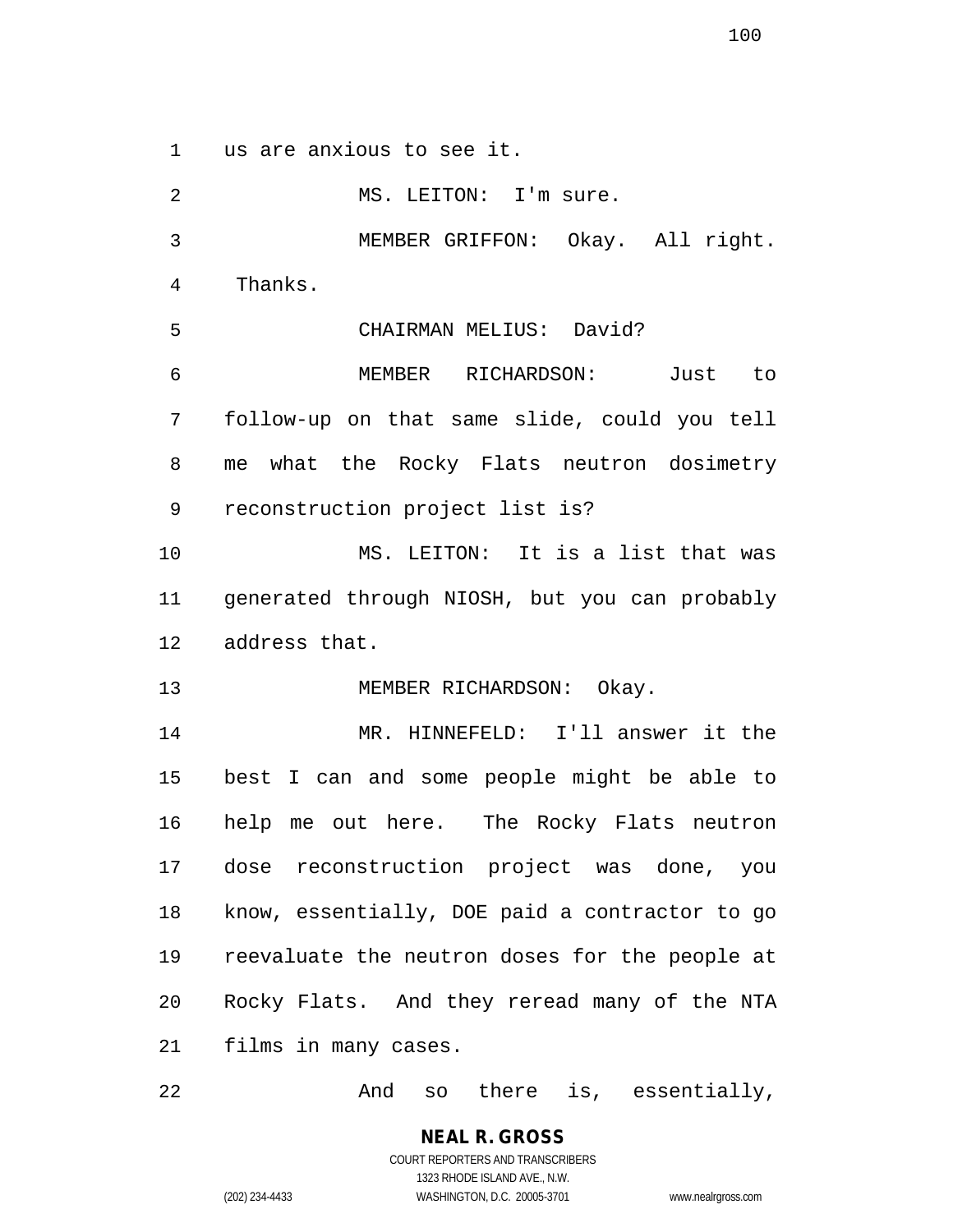us are anxious to see it.

MS. LEITON: I'm sure.

MEMBER GRIFFON: Okay. All right. Thanks.

CHAIRMAN MELIUS: David?

MEMBER RICHARDSON: Just to follow-up on that same slide, could you tell me what the Rocky Flats neutron dosimetry reconstruction project list is?

MS. LEITON: It is a list that was generated through NIOSH, but you can probably address that.

MEMBER RICHARDSON: Okay.

MR. HINNEFELD: I'll answer it the best I can and some people might be able to help me out here. The Rocky Flats neutron dose reconstruction project was done, you know, essentially, DOE paid a contractor to go reevaluate the neutron doses for the people at Rocky Flats. And they reread many of the NTA films in many cases.

And so there is, essentially,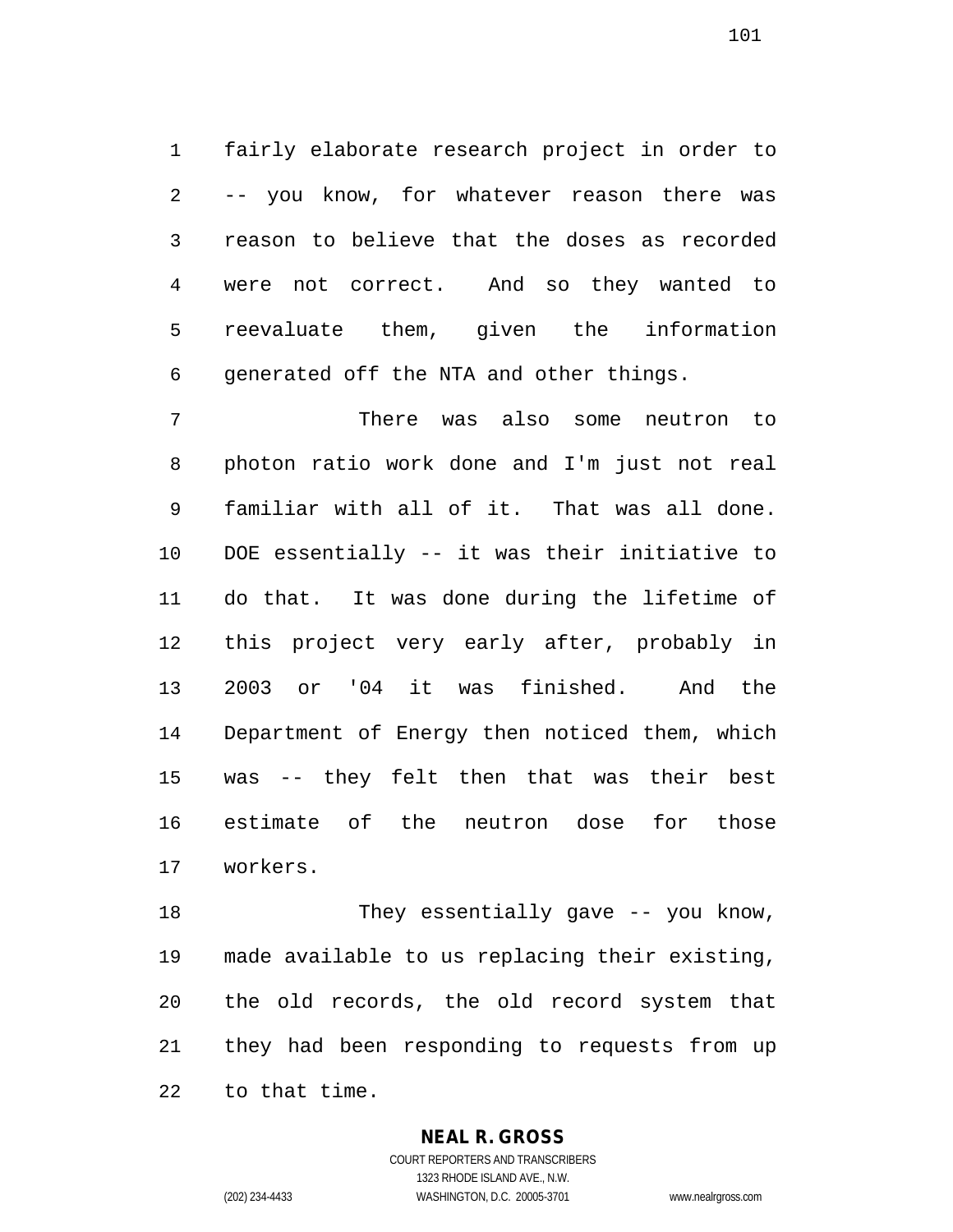fairly elaborate research project in order to -- you know, for whatever reason there was reason to believe that the doses as recorded were not correct. And so they wanted to reevaluate them, given the information generated off the NTA and other things.

There was also some neutron to photon ratio work done and I'm just not real familiar with all of it. That was all done. DOE essentially -- it was their initiative to do that. It was done during the lifetime of this project very early after, probably in 2003 or '04 it was finished. And the Department of Energy then noticed them, which was -- they felt then that was their best estimate of the neutron dose for those workers.

They essentially gave -- you know, made available to us replacing their existing, the old records, the old record system that they had been responding to requests from up to that time.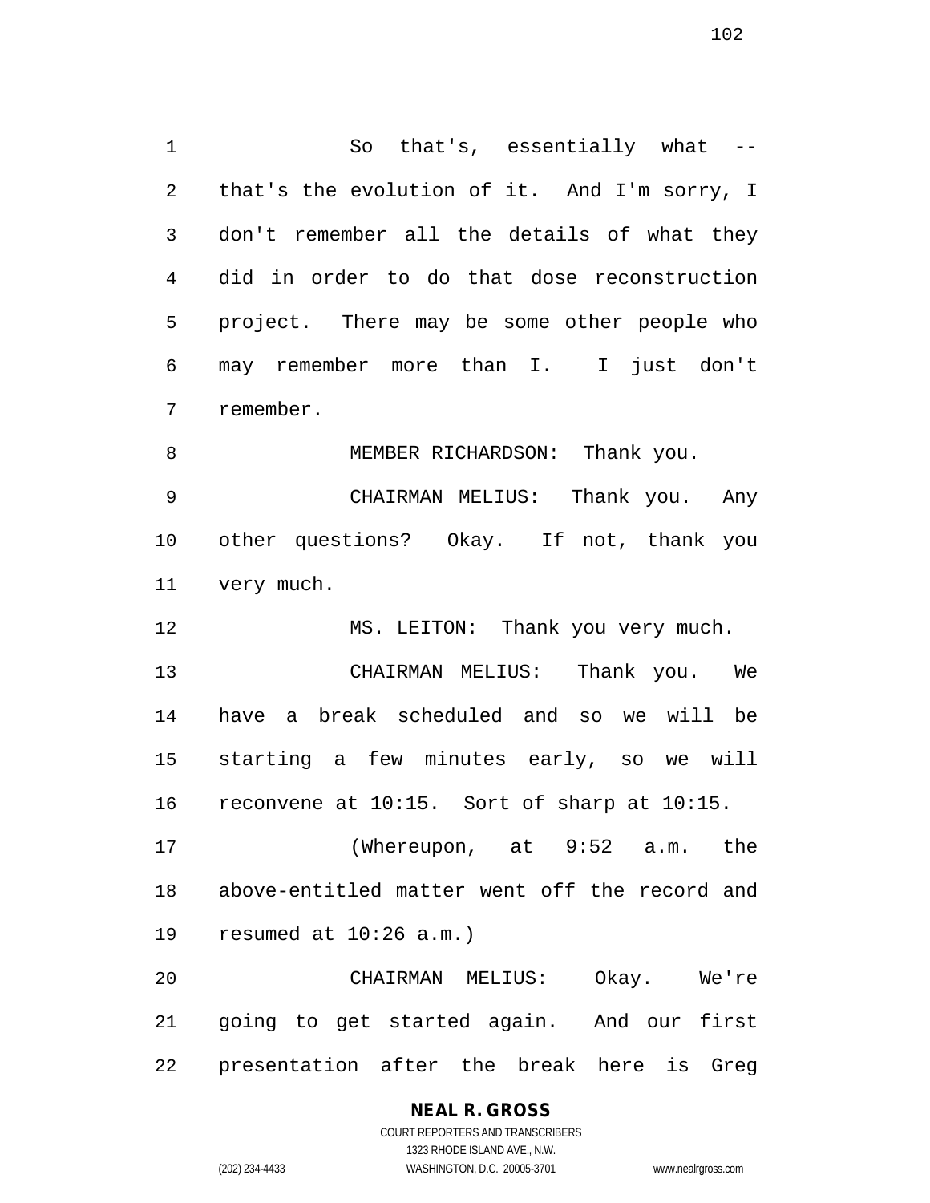So that's, essentially what -- that's the evolution of it. And I'm sorry, I don't remember all the details of what they did in order to do that dose reconstruction project. There may be some other people who may remember more than I. I just don't remember.

MEMBER RICHARDSON: Thank you.

CHAIRMAN MELIUS: Thank you. Any other questions? Okay. If not, thank you very much.

MS. LEITON: Thank you very much.

CHAIRMAN MELIUS: Thank you. We have a break scheduled and so we will be starting a few minutes early, so we will reconvene at 10:15. Sort of sharp at 10:15.

(Whereupon, at 9:52 a.m. the above-entitled matter went off the record and resumed at 10:26 a.m.)

CHAIRMAN MELIUS: Okay. We're going to get started again. And our first presentation after the break here is Greg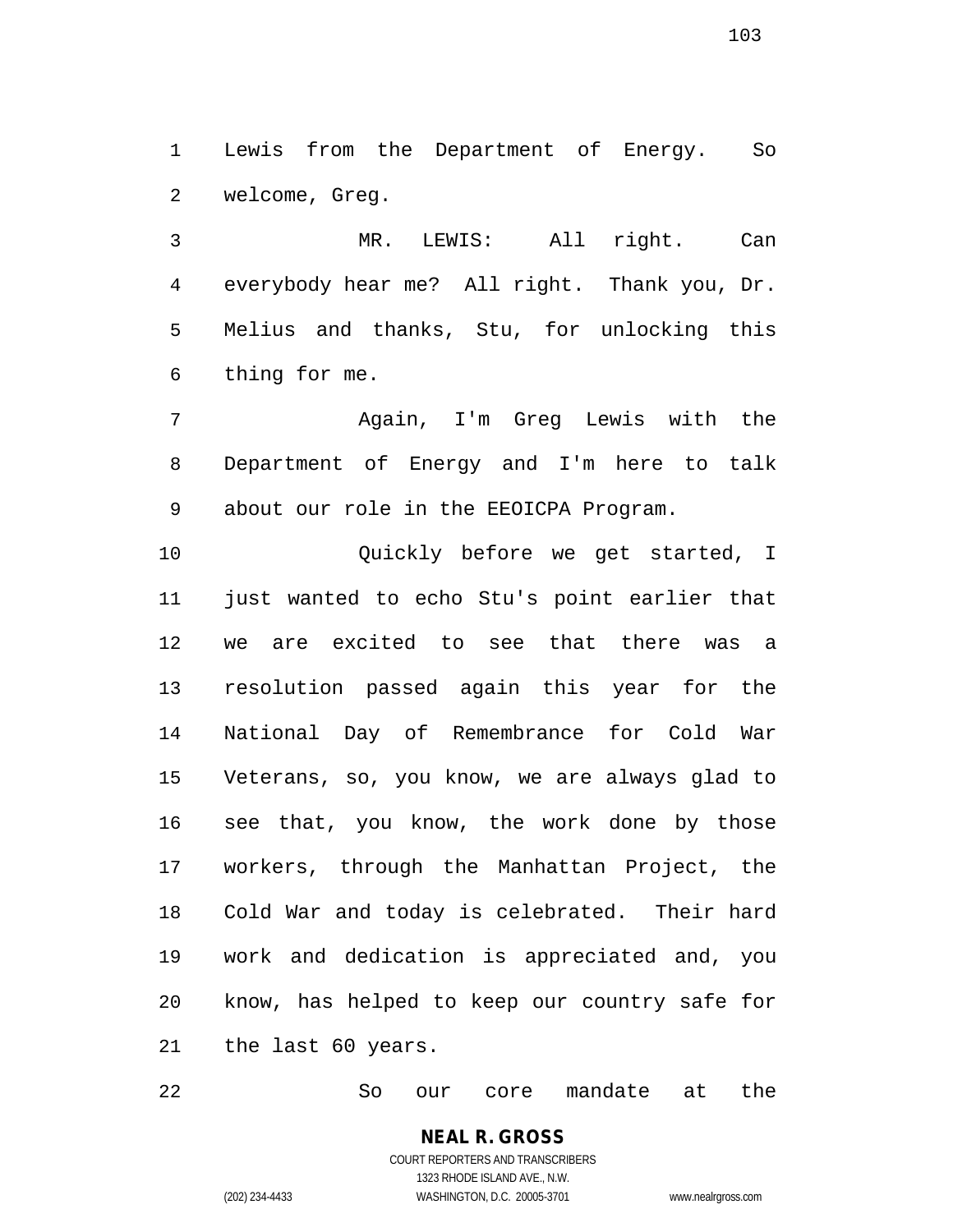Lewis from the Department of Energy. So welcome, Greg.

MR. LEWIS: All right. Can everybody hear me? All right. Thank you, Dr. Melius and thanks, Stu, for unlocking this thing for me.

Again, I'm Greg Lewis with the Department of Energy and I'm here to talk about our role in the EEOICPA Program.

Quickly before we get started, I just wanted to echo Stu's point earlier that we are excited to see that there was a resolution passed again this year for the National Day of Remembrance for Cold War Veterans, so, you know, we are always glad to see that, you know, the work done by those workers, through the Manhattan Project, the Cold War and today is celebrated. Their hard work and dedication is appreciated and, you know, has helped to keep our country safe for the last 60 years.

So our core mandate at the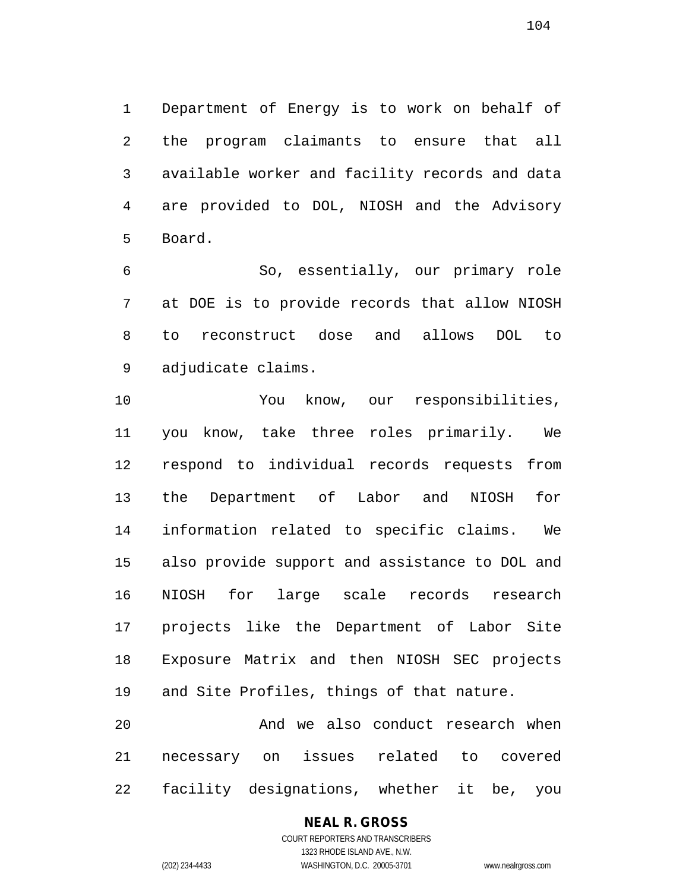Department of Energy is to work on behalf of the program claimants to ensure that all available worker and facility records and data are provided to DOL, NIOSH and the Advisory Board.

So, essentially, our primary role at DOE is to provide records that allow NIOSH to reconstruct dose and allows DOL to adjudicate claims.

You know, our responsibilities, you know, take three roles primarily. We respond to individual records requests from the Department of Labor and NIOSH for information related to specific claims. We also provide support and assistance to DOL and NIOSH for large scale records research projects like the Department of Labor Site Exposure Matrix and then NIOSH SEC projects and Site Profiles, things of that nature.

And we also conduct research when necessary on issues related to covered facility designations, whether it be, you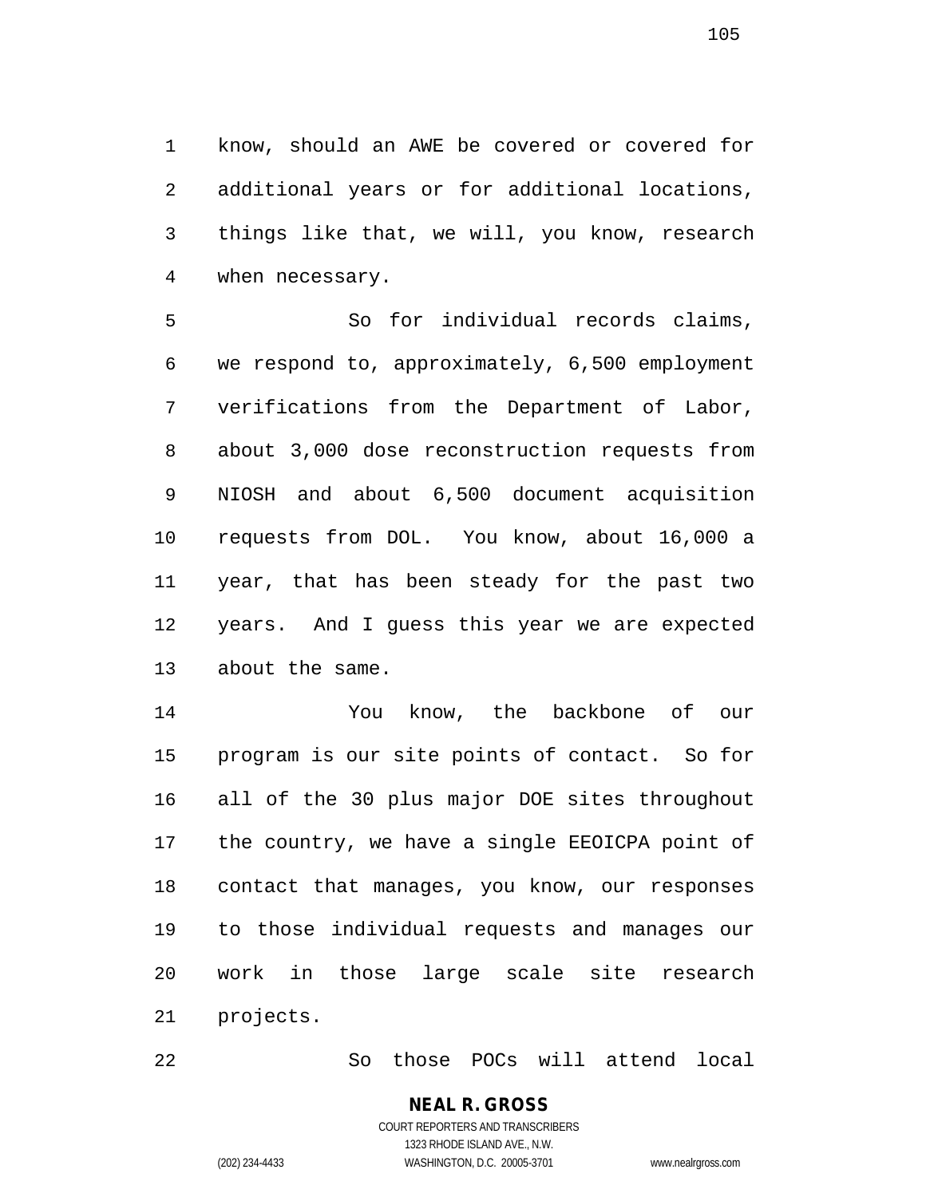know, should an AWE be covered or covered for additional years or for additional locations, things like that, we will, you know, research when necessary.

So for individual records claims, we respond to, approximately, 6,500 employment verifications from the Department of Labor, about 3,000 dose reconstruction requests from NIOSH and about 6,500 document acquisition requests from DOL. You know, about 16,000 a year, that has been steady for the past two years. And I guess this year we are expected about the same.

You know, the backbone of our program is our site points of contact. So for all of the 30 plus major DOE sites throughout the country, we have a single EEOICPA point of contact that manages, you know, our responses to those individual requests and manages our work in those large scale site research projects.

So those POCs will attend local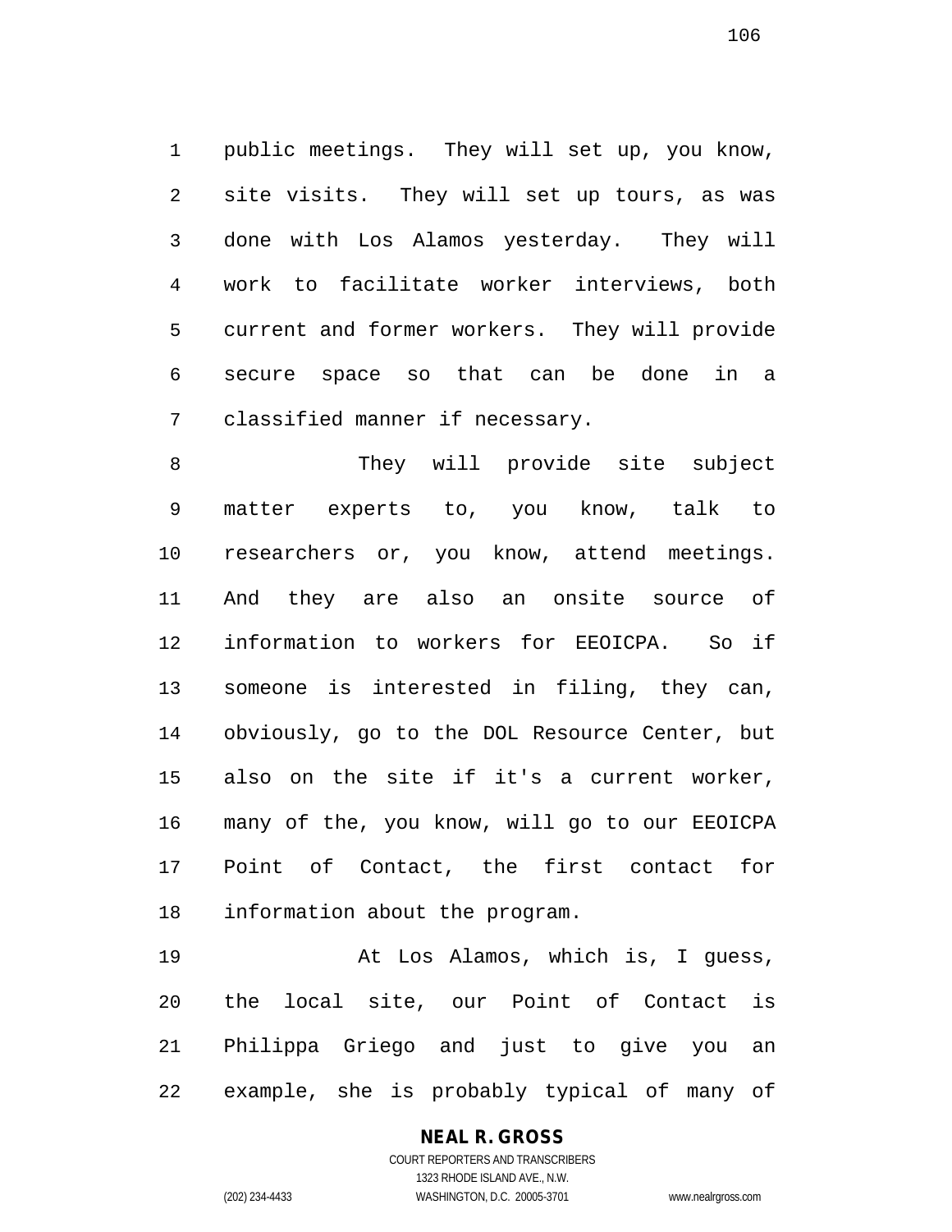public meetings. They will set up, you know, site visits. They will set up tours, as was done with Los Alamos yesterday. They will work to facilitate worker interviews, both current and former workers. They will provide secure space so that can be done in a classified manner if necessary.

They will provide site subject matter experts to, you know, talk to researchers or, you know, attend meetings. And they are also an onsite source of information to workers for EEOICPA. So if someone is interested in filing, they can, obviously, go to the DOL Resource Center, but also on the site if it's a current worker, many of the, you know, will go to our EEOICPA Point of Contact, the first contact for information about the program.

At Los Alamos, which is, I guess, the local site, our Point of Contact is Philippa Griego and just to give you an example, she is probably typical of many of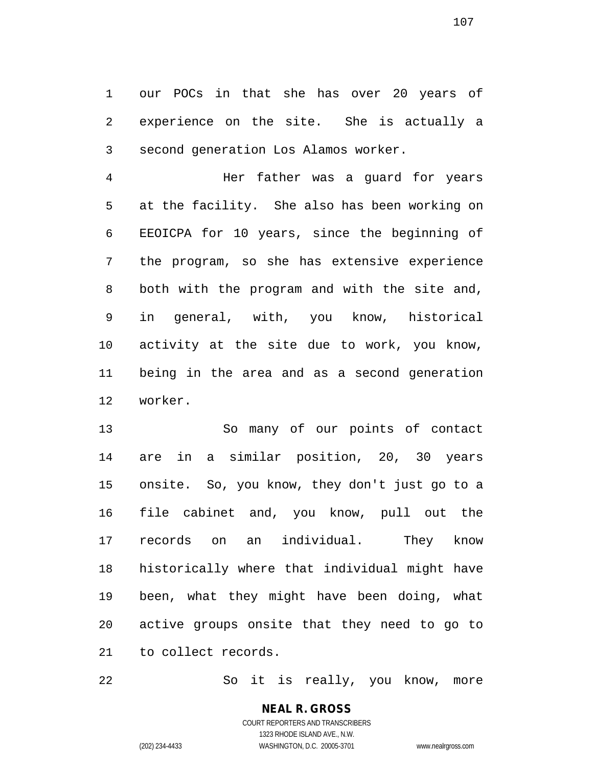our POCs in that she has over 20 years of experience on the site. She is actually a second generation Los Alamos worker.

Her father was a guard for years at the facility. She also has been working on EEOICPA for 10 years, since the beginning of the program, so she has extensive experience both with the program and with the site and, in general, with, you know, historical activity at the site due to work, you know, being in the area and as a second generation worker.

So many of our points of contact are in a similar position, 20, 30 years onsite. So, you know, they don't just go to a file cabinet and, you know, pull out the records on an individual. They know historically where that individual might have been, what they might have been doing, what active groups onsite that they need to go to to collect records.

So it is really, you know, more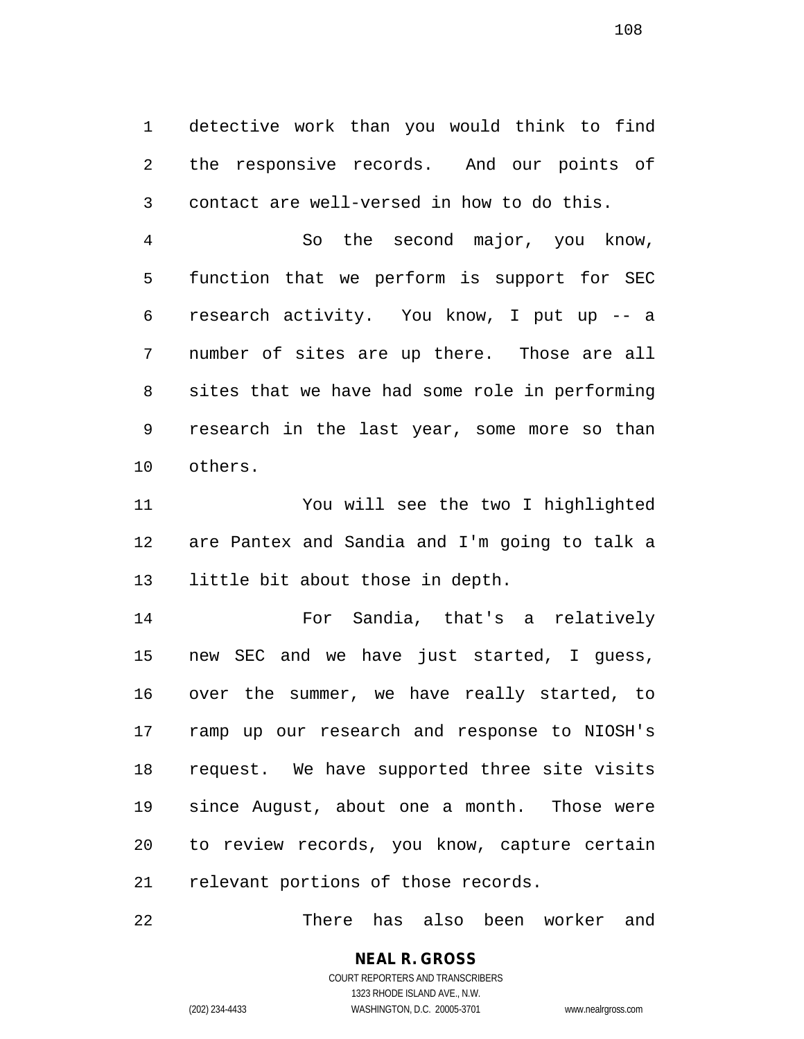detective work than you would think to find the responsive records. And our points of contact are well-versed in how to do this.

So the second major, you know, function that we perform is support for SEC research activity. You know, I put up -- a number of sites are up there. Those are all sites that we have had some role in performing research in the last year, some more so than others.

You will see the two I highlighted are Pantex and Sandia and I'm going to talk a little bit about those in depth.

For Sandia, that's a relatively new SEC and we have just started, I guess, over the summer, we have really started, to ramp up our research and response to NIOSH's request. We have supported three site visits since August, about one a month. Those were to review records, you know, capture certain relevant portions of those records.

There has also been worker and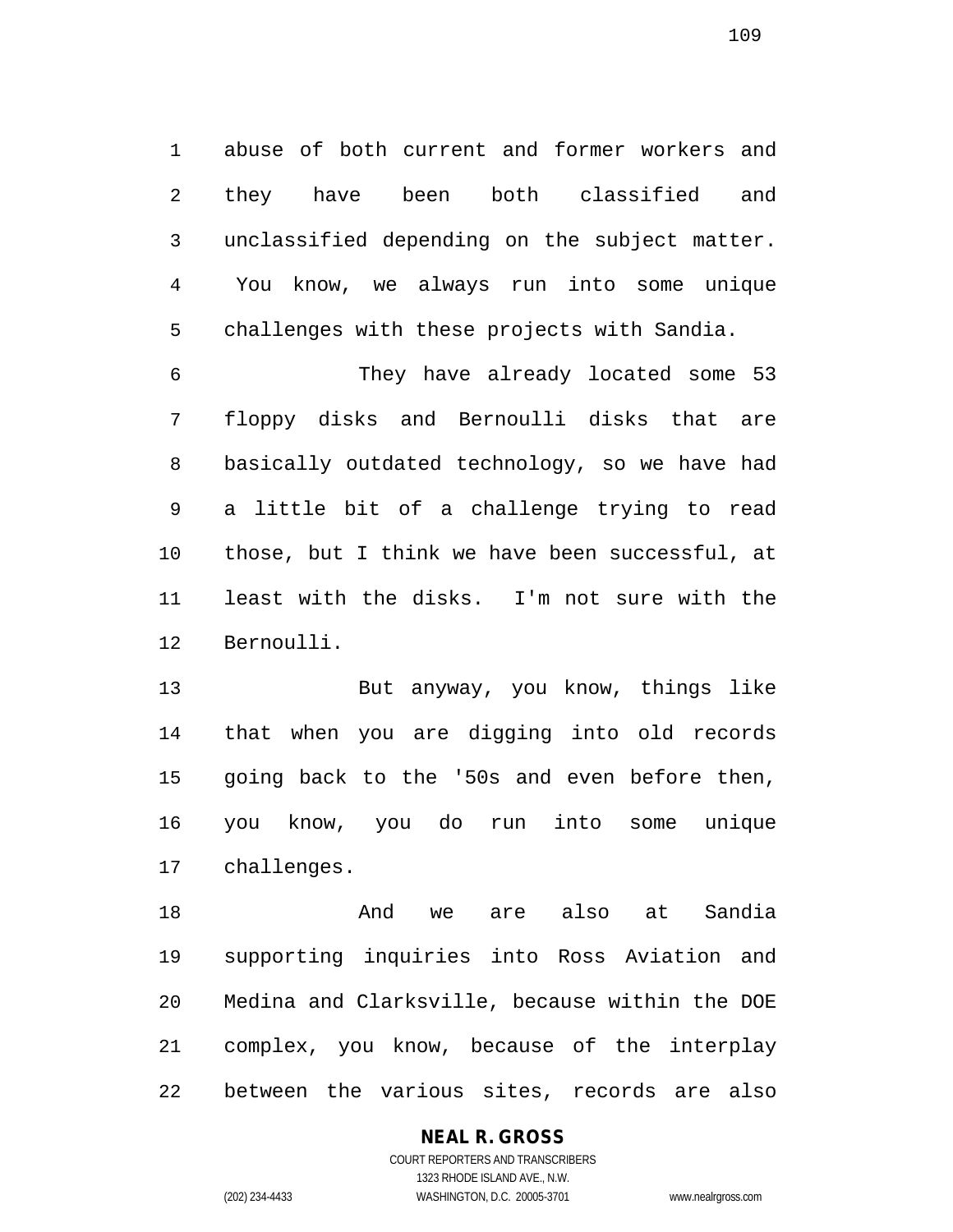abuse of both current and former workers and they have been both classified and unclassified depending on the subject matter. You know, we always run into some unique challenges with these projects with Sandia.

They have already located some 53 floppy disks and Bernoulli disks that are basically outdated technology, so we have had a little bit of a challenge trying to read those, but I think we have been successful, at least with the disks. I'm not sure with the Bernoulli.

But anyway, you know, things like that when you are digging into old records going back to the '50s and even before then, you know, you do run into some unique challenges.

And we are also at Sandia supporting inquiries into Ross Aviation and Medina and Clarksville, because within the DOE complex, you know, because of the interplay between the various sites, records are also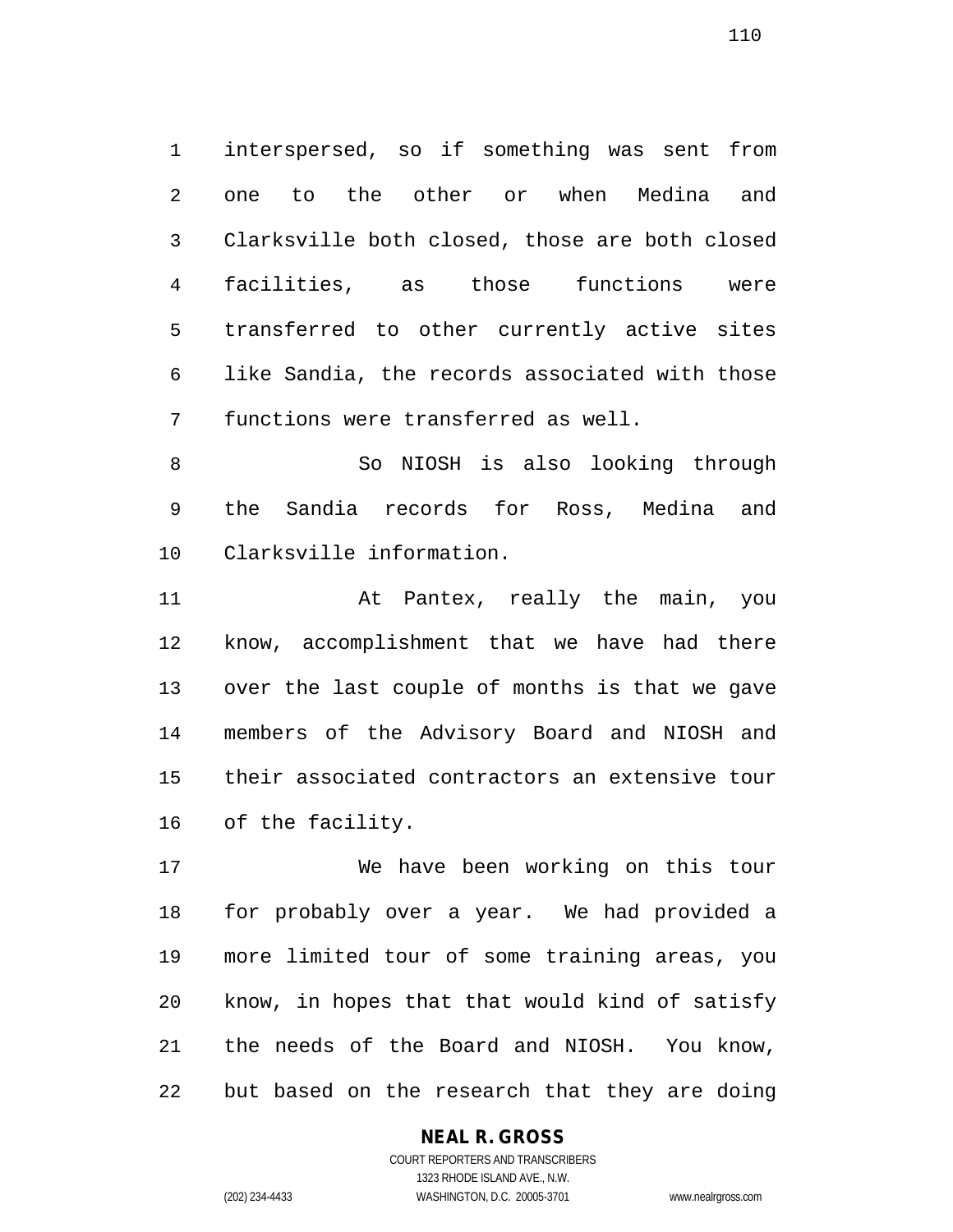interspersed, so if something was sent from one to the other or when Medina and Clarksville both closed, those are both closed facilities, as those functions were transferred to other currently active sites like Sandia, the records associated with those functions were transferred as well.

So NIOSH is also looking through the Sandia records for Ross, Medina and Clarksville information.

At Pantex, really the main, you know, accomplishment that we have had there over the last couple of months is that we gave members of the Advisory Board and NIOSH and their associated contractors an extensive tour of the facility.

We have been working on this tour for probably over a year. We had provided a more limited tour of some training areas, you know, in hopes that that would kind of satisfy the needs of the Board and NIOSH. You know, but based on the research that they are doing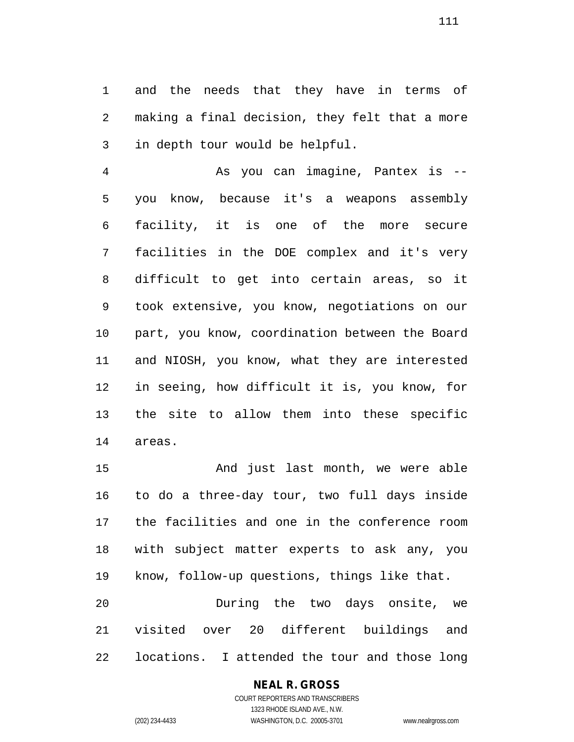and the needs that they have in terms of making a final decision, they felt that a more in depth tour would be helpful.

As you can imagine, Pantex is -- you know, because it's a weapons assembly facility, it is one of the more secure facilities in the DOE complex and it's very difficult to get into certain areas, so it took extensive, you know, negotiations on our part, you know, coordination between the Board and NIOSH, you know, what they are interested in seeing, how difficult it is, you know, for the site to allow them into these specific areas.

And just last month, we were able to do a three-day tour, two full days inside the facilities and one in the conference room with subject matter experts to ask any, you know, follow-up questions, things like that.

During the two days onsite, we visited over 20 different buildings and locations. I attended the tour and those long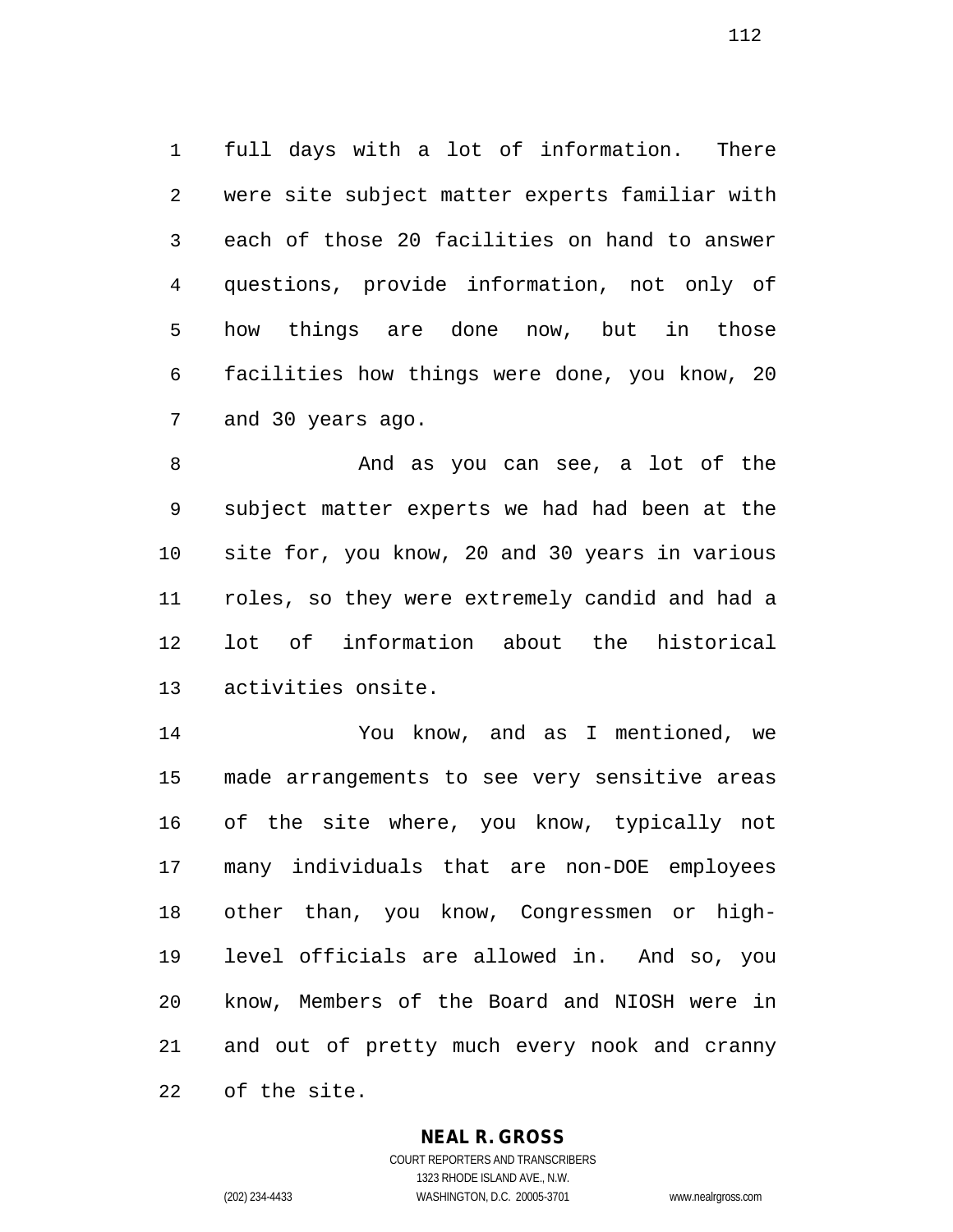full days with a lot of information. There were site subject matter experts familiar with each of those 20 facilities on hand to answer questions, provide information, not only of how things are done now, but in those facilities how things were done, you know, 20 and 30 years ago.

And as you can see, a lot of the subject matter experts we had had been at the site for, you know, 20 and 30 years in various roles, so they were extremely candid and had a lot of information about the historical activities onsite.

You know, and as I mentioned, we made arrangements to see very sensitive areas of the site where, you know, typically not many individuals that are non-DOE employees other than, you know, Congressmen or high-level officials are allowed in. And so, you know, Members of the Board and NIOSH were in and out of pretty much every nook and cranny of the site.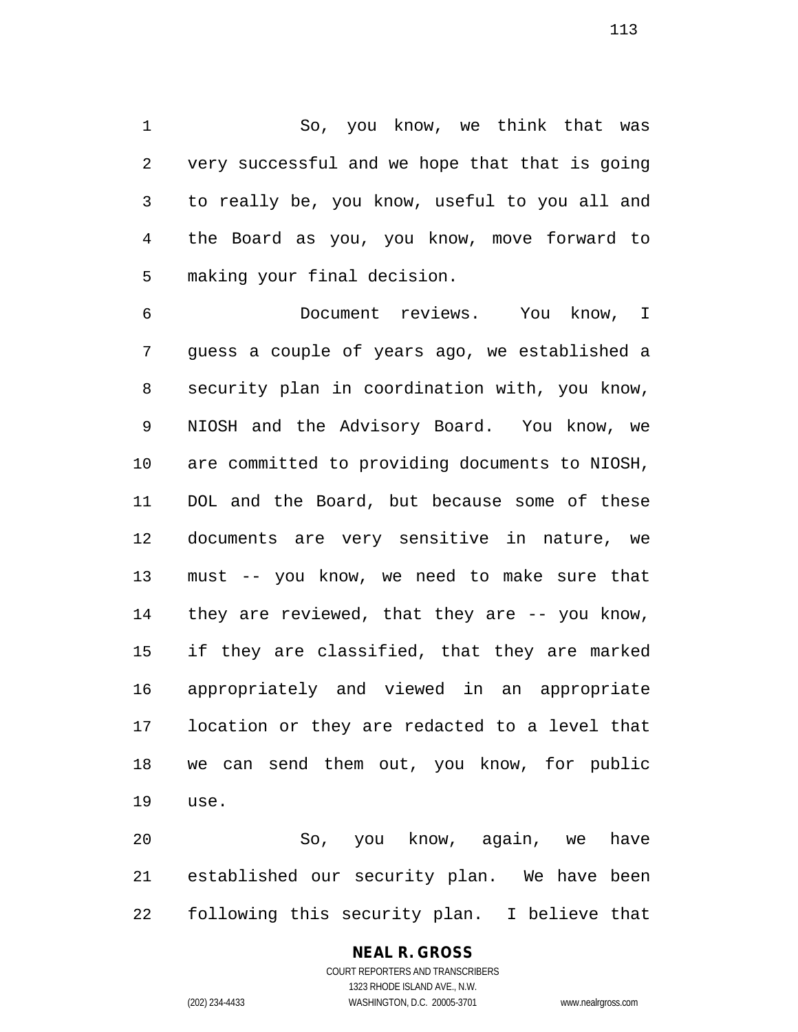So, you know, we think that was very successful and we hope that that is going to really be, you know, useful to you all and the Board as you, you know, move forward to making your final decision.

Document reviews. You know, I guess a couple of years ago, we established a security plan in coordination with, you know, NIOSH and the Advisory Board. You know, we are committed to providing documents to NIOSH, DOL and the Board, but because some of these documents are very sensitive in nature, we must -- you know, we need to make sure that they are reviewed, that they are -- you know, if they are classified, that they are marked appropriately and viewed in an appropriate location or they are redacted to a level that we can send them out, you know, for public use.

So, you know, again, we have established our security plan. We have been following this security plan. I believe that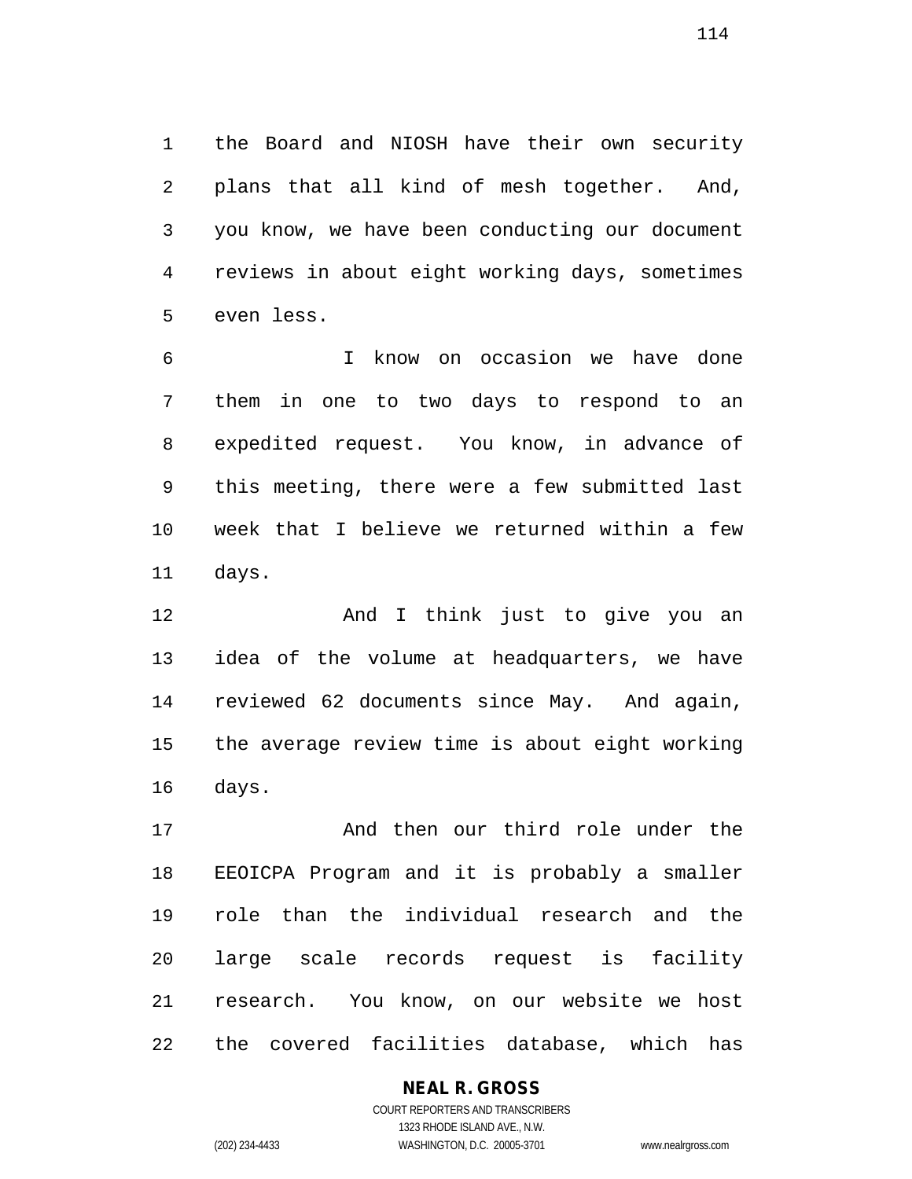the Board and NIOSH have their own security plans that all kind of mesh together. And, you know, we have been conducting our document reviews in about eight working days, sometimes even less.

I know on occasion we have done them in one to two days to respond to an expedited request. You know, in advance of this meeting, there were a few submitted last week that I believe we returned within a few days.

And I think just to give you an idea of the volume at headquarters, we have reviewed 62 documents since May. And again, the average review time is about eight working days.

And then our third role under the EEOICPA Program and it is probably a smaller role than the individual research and the large scale records request is facility research. You know, on our website we host the covered facilities database, which has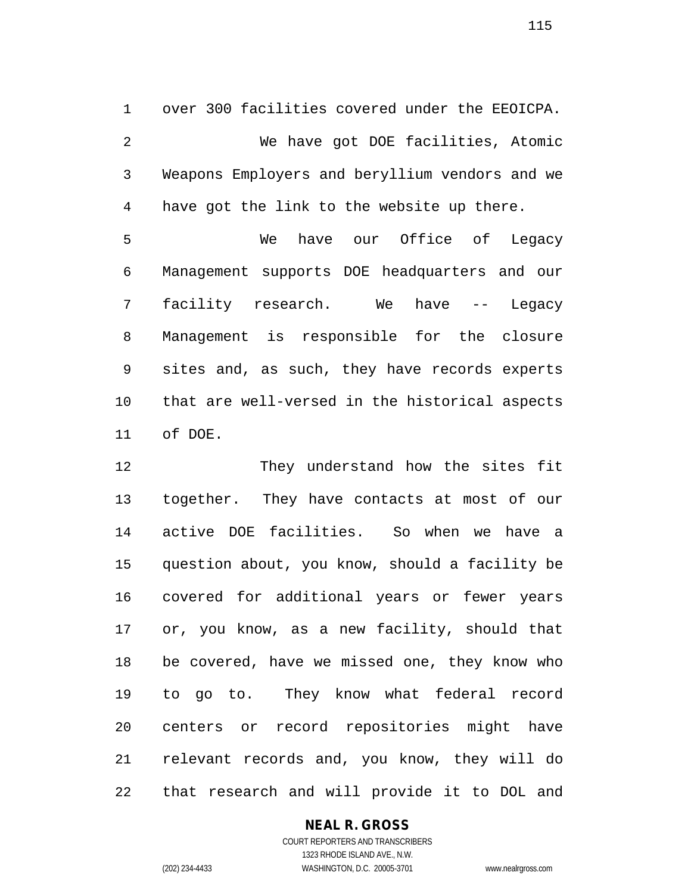over 300 facilities covered under the EEOICPA.

We have got DOE facilities, Atomic Weapons Employers and beryllium vendors and we have got the link to the website up there.

We have our Office of Legacy Management supports DOE headquarters and our facility research. We have -- Legacy Management is responsible for the closure sites and, as such, they have records experts that are well-versed in the historical aspects of DOE.

They understand how the sites fit together. They have contacts at most of our active DOE facilities. So when we have a question about, you know, should a facility be covered for additional years or fewer years or, you know, as a new facility, should that be covered, have we missed one, they know who to go to. They know what federal record centers or record repositories might have relevant records and, you know, they will do that research and will provide it to DOL and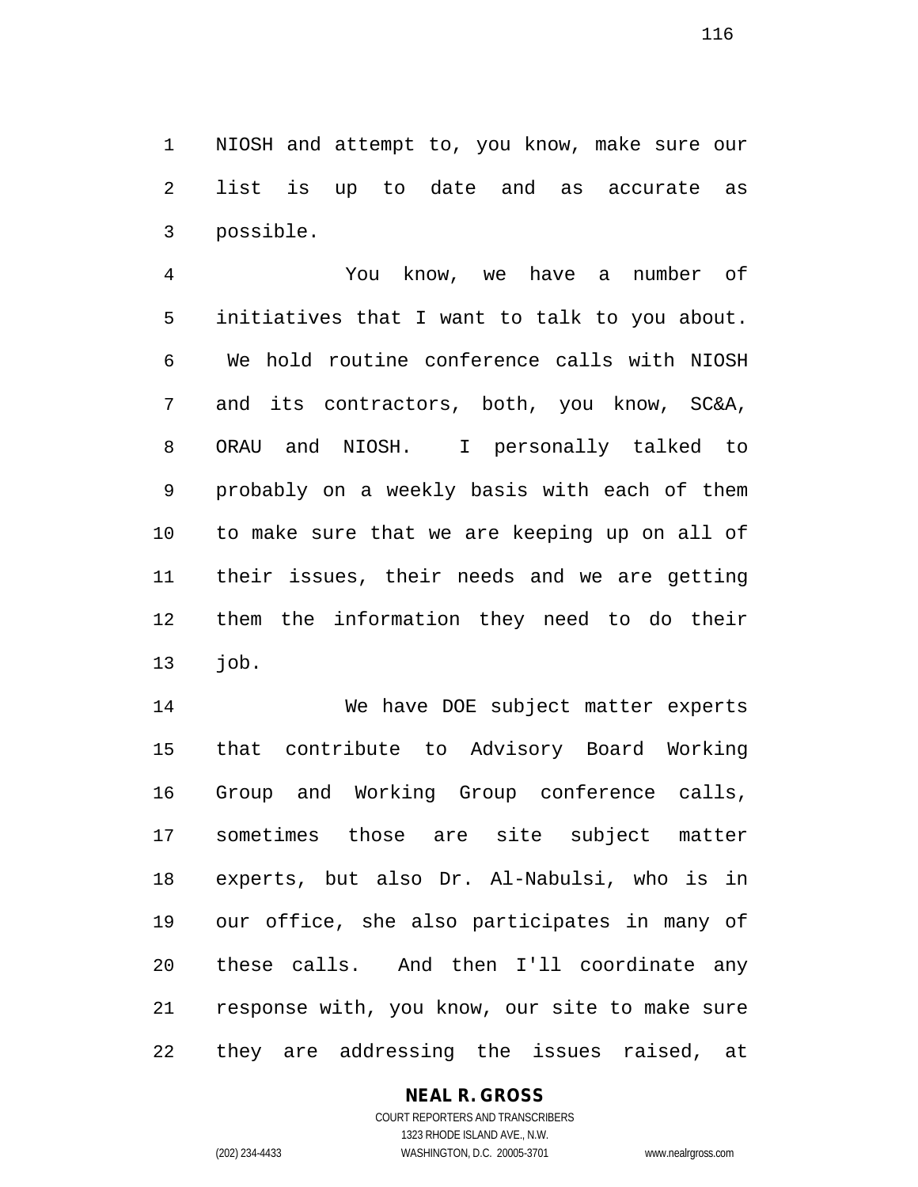NIOSH and attempt to, you know, make sure our list is up to date and as accurate as possible.

You know, we have a number of initiatives that I want to talk to you about. We hold routine conference calls with NIOSH and its contractors, both, you know, SC&A, ORAU and NIOSH. I personally talked to probably on a weekly basis with each of them to make sure that we are keeping up on all of their issues, their needs and we are getting them the information they need to do their job.

We have DOE subject matter experts that contribute to Advisory Board Working Group and Working Group conference calls, sometimes those are site subject matter experts, but also Dr. Al-Nabulsi, who is in our office, she also participates in many of these calls. And then I'll coordinate any response with, you know, our site to make sure they are addressing the issues raised, at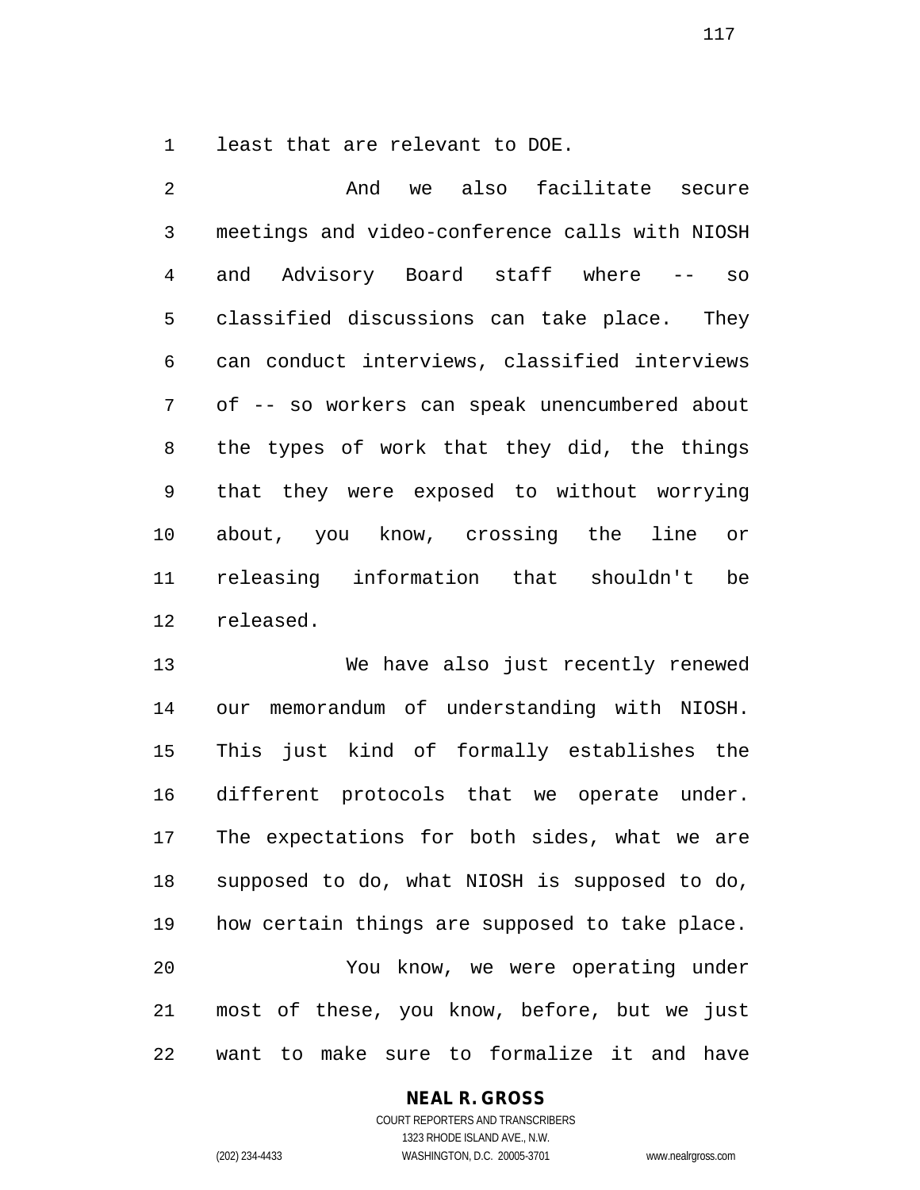least that are relevant to DOE.

And we also facilitate secure meetings and video-conference calls with NIOSH and Advisory Board staff where -- so classified discussions can take place. They can conduct interviews, classified interviews of -- so workers can speak unencumbered about the types of work that they did, the things that they were exposed to without worrying about, you know, crossing the line or releasing information that shouldn't be released.

We have also just recently renewed our memorandum of understanding with NIOSH. This just kind of formally establishes the different protocols that we operate under. The expectations for both sides, what we are supposed to do, what NIOSH is supposed to do, how certain things are supposed to take place.

You know, we were operating under most of these, you know, before, but we just want to make sure to formalize it and have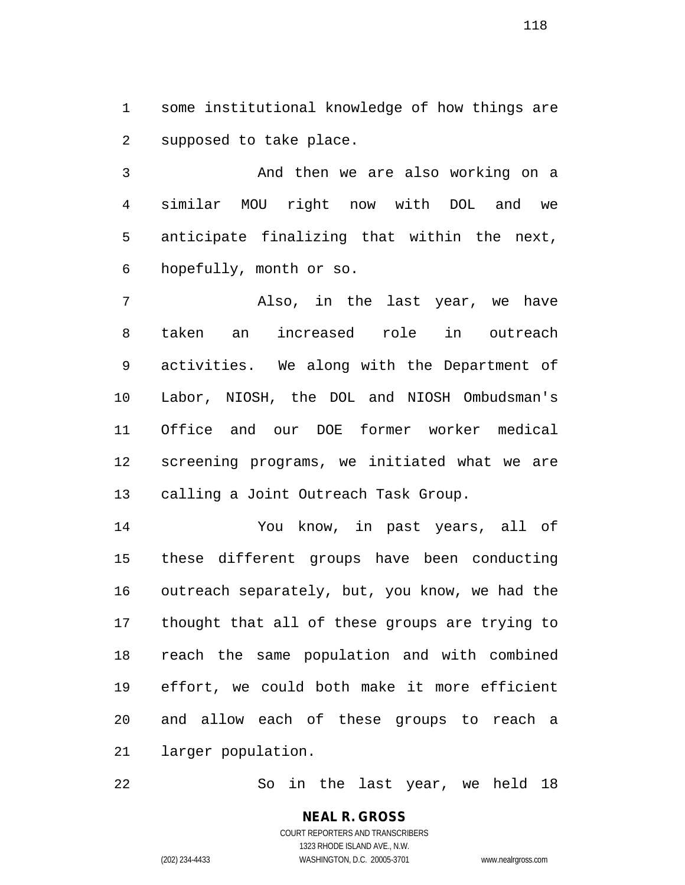some institutional knowledge of how things are supposed to take place.

And then we are also working on a similar MOU right now with DOL and we anticipate finalizing that within the next, hopefully, month or so.

Also, in the last year, we have taken an increased role in outreach activities. We along with the Department of Labor, NIOSH, the DOL and NIOSH Ombudsman's Office and our DOE former worker medical screening programs, we initiated what we are calling a Joint Outreach Task Group.

You know, in past years, all of these different groups have been conducting outreach separately, but, you know, we had the thought that all of these groups are trying to reach the same population and with combined effort, we could both make it more efficient and allow each of these groups to reach a larger population.

So in the last year, we held 18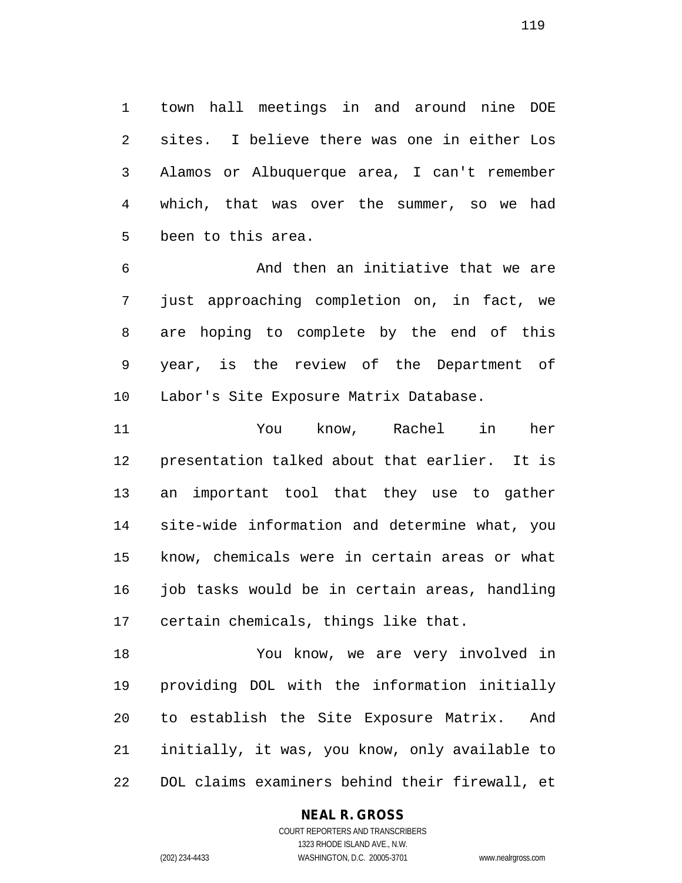town hall meetings in and around nine DOE sites. I believe there was one in either Los Alamos or Albuquerque area, I can't remember which, that was over the summer, so we had been to this area.

And then an initiative that we are just approaching completion on, in fact, we are hoping to complete by the end of this year, is the review of the Department of Labor's Site Exposure Matrix Database.

You know, Rachel in her presentation talked about that earlier. It is an important tool that they use to gather site-wide information and determine what, you know, chemicals were in certain areas or what job tasks would be in certain areas, handling certain chemicals, things like that.

You know, we are very involved in providing DOL with the information initially to establish the Site Exposure Matrix. And initially, it was, you know, only available to DOL claims examiners behind their firewall, et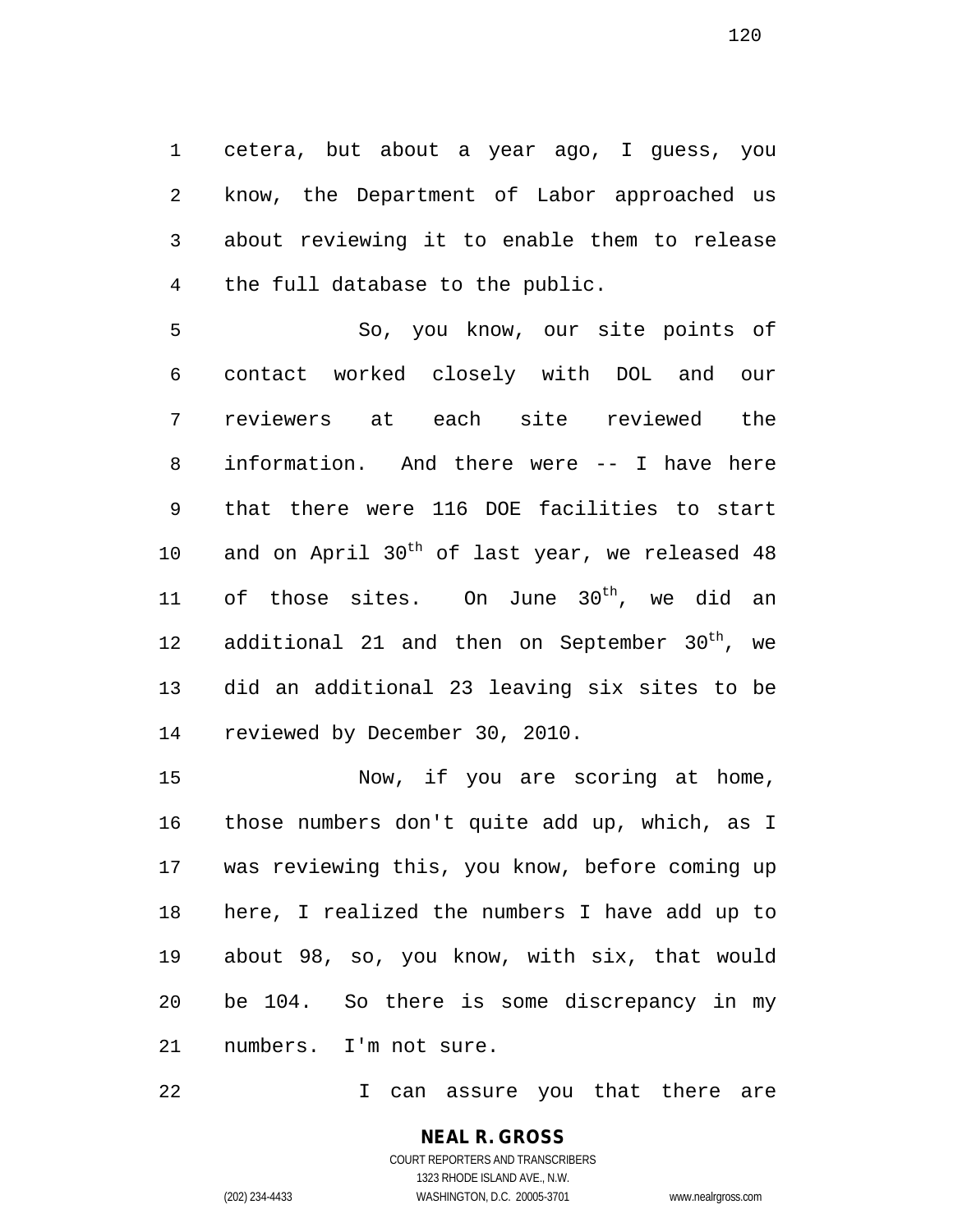cetera, but about a year ago, I guess, you know, the Department of Labor approached us about reviewing it to enable them to release the full database to the public.

So, you know, our site points of contact worked closely with DOL and our reviewers at each site reviewed the information. And there were -- I have here that there were 116 DOE facilities to start and on April 30th of last year, we released 48 of those sites. On June 30th, we did an additional 21 and then on September 30th, we did an additional 23 leaving six sites to be reviewed by December 30, 2010.

Now, if you are scoring at home, those numbers don't quite add up, which, as I was reviewing this, you know, before coming up here, I realized the numbers I have add up to about 98, so, you know, with six, that would be 104. So there is some discrepancy in my numbers. I'm not sure.

I can assure you that there are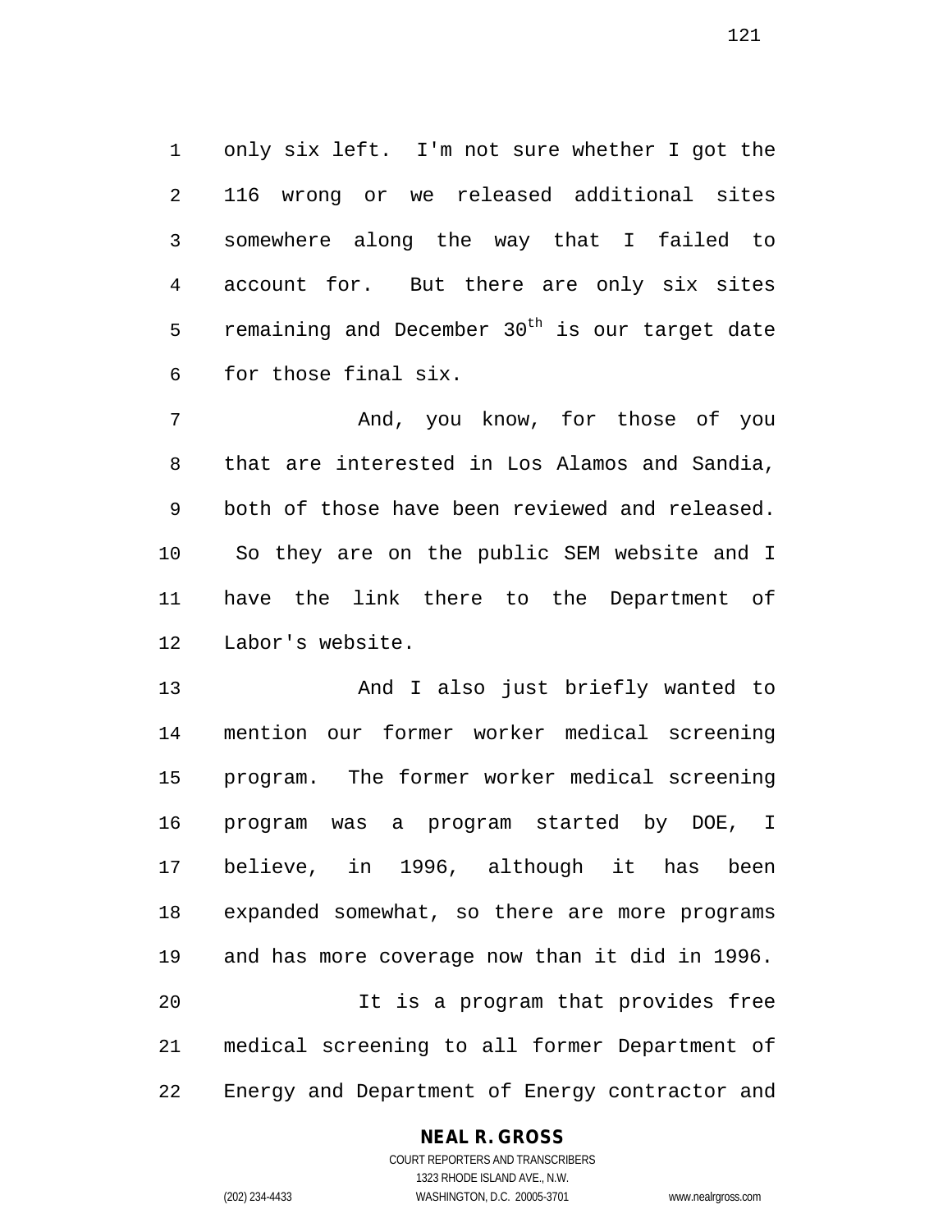only six left. I'm not sure whether I got the 116 wrong or we released additional sites somewhere along the way that I failed to account for. But there are only six sites remaining and December 30th is our target date for those final six.

And, you know, for those of you that are interested in Los Alamos and Sandia, both of those have been reviewed and released. So they are on the public SEM website and I have the link there to the Department of Labor's website.

And I also just briefly wanted to mention our former worker medical screening program. The former worker medical screening program was a program started by DOE, I believe, in 1996, although it has been expanded somewhat, so there are more programs and has more coverage now than it did in 1996.

It is a program that provides free medical screening to all former Department of Energy and Department of Energy contractor and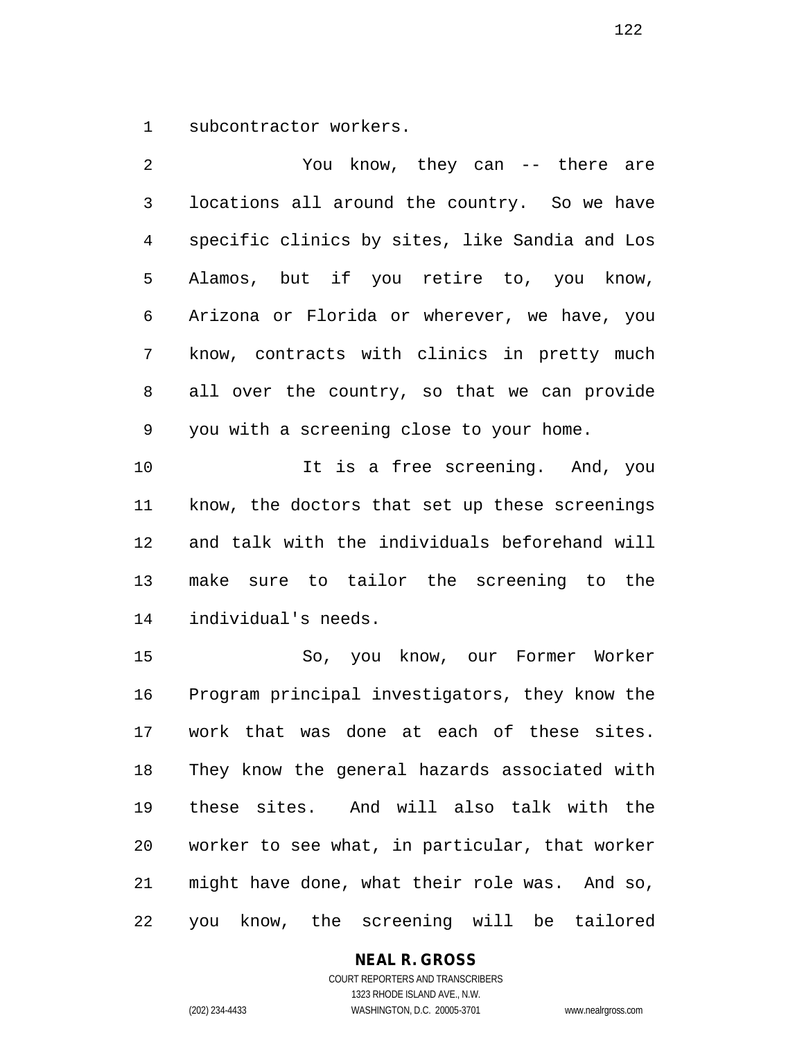subcontractor workers.

You know, they can -- there are locations all around the country. So we have specific clinics by sites, like Sandia and Los Alamos, but if you retire to, you know, Arizona or Florida or wherever, we have, you know, contracts with clinics in pretty much all over the country, so that we can provide you with a screening close to your home.

It is a free screening. And, you know, the doctors that set up these screenings and talk with the individuals beforehand will make sure to tailor the screening to the individual's needs.

So, you know, our Former Worker Program principal investigators, they know the work that was done at each of these sites. They know the general hazards associated with these sites. And will also talk with the worker to see what, in particular, that worker might have done, what their role was. And so, you know, the screening will be tailored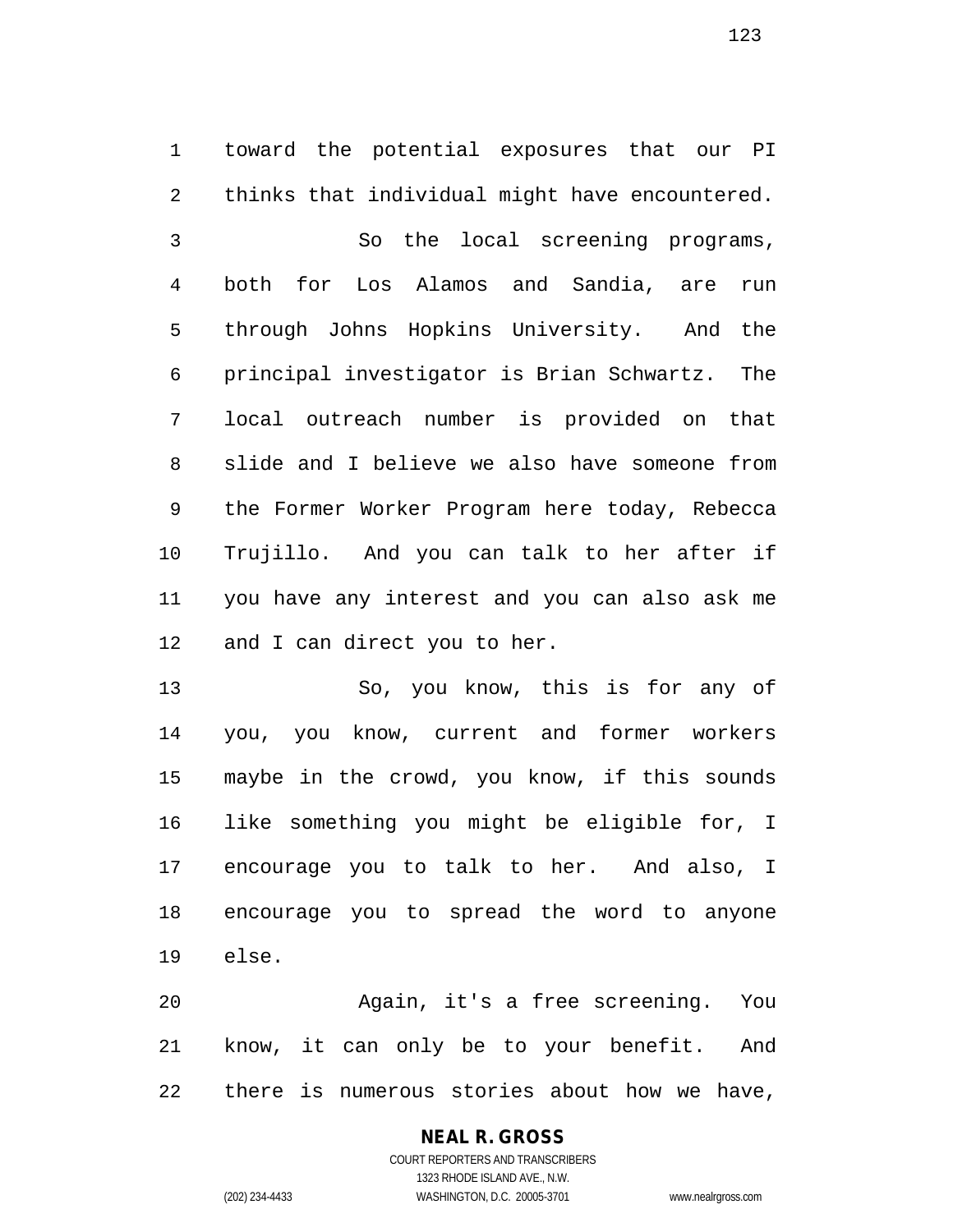toward the potential exposures that our PI thinks that individual might have encountered.

So the local screening programs, both for Los Alamos and Sandia, are run through Johns Hopkins University. And the principal investigator is Brian Schwartz. The local outreach number is provided on that slide and I believe we also have someone from the Former Worker Program here today, Rebecca Trujillo. And you can talk to her after if you have any interest and you can also ask me and I can direct you to her.

So, you know, this is for any of you, you know, current and former workers maybe in the crowd, you know, if this sounds like something you might be eligible for, I encourage you to talk to her. And also, I encourage you to spread the word to anyone else.

Again, it's a free screening. You know, it can only be to your benefit. And there is numerous stories about how we have,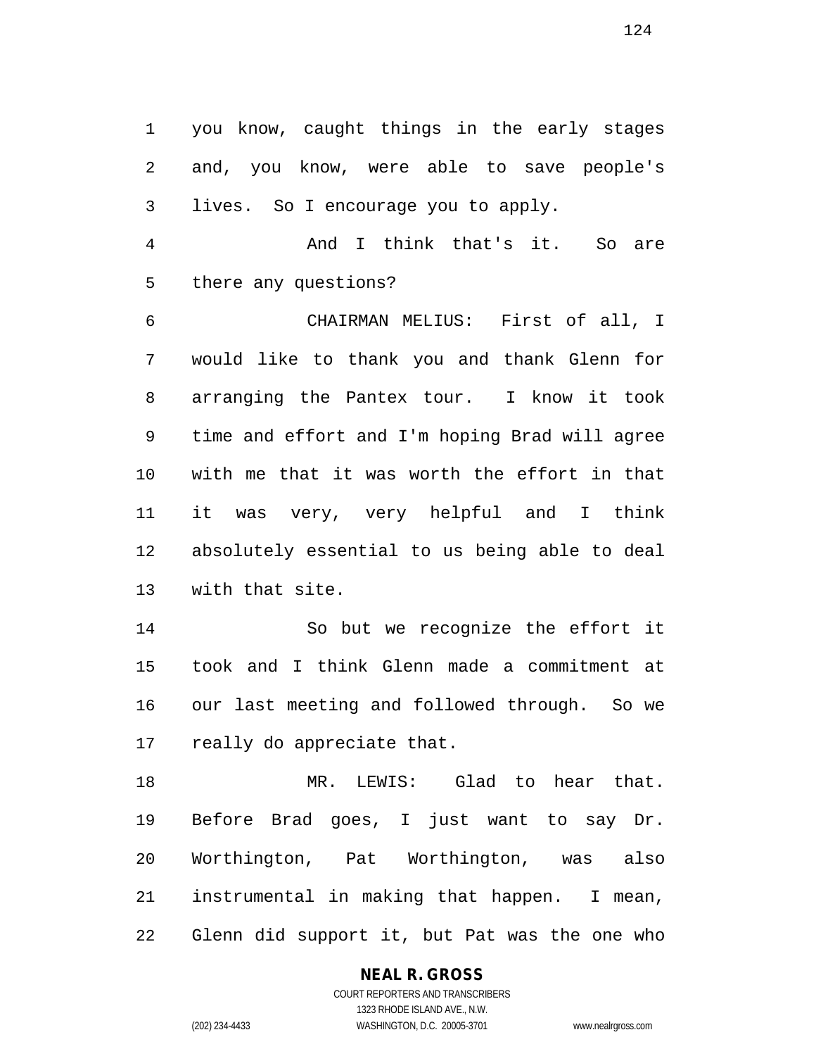you know, caught things in the early stages and, you know, were able to save people's lives. So I encourage you to apply.

And I think that's it. So are there any questions?

CHAIRMAN MELIUS: First of all, I would like to thank you and thank Glenn for arranging the Pantex tour. I know it took time and effort and I'm hoping Brad will agree with me that it was worth the effort in that it was very, very helpful and I think absolutely essential to us being able to deal with that site.

So but we recognize the effort it took and I think Glenn made a commitment at our last meeting and followed through. So we really do appreciate that.

MR. LEWIS: Glad to hear that. Before Brad goes, I just want to say Dr. Worthington, Pat Worthington, was also instrumental in making that happen. I mean, Glenn did support it, but Pat was the one who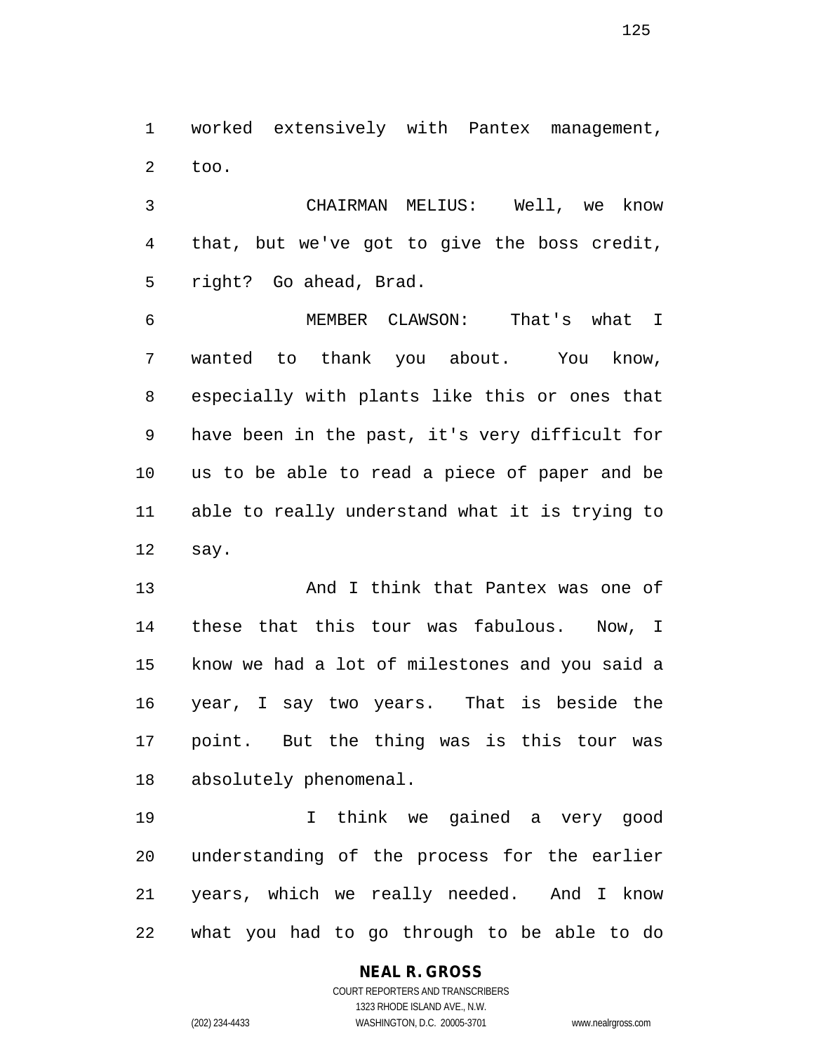worked extensively with Pantex management, too.

CHAIRMAN MELIUS: Well, we know that, but we've got to give the boss credit, right? Go ahead, Brad.

MEMBER CLAWSON: That's what I wanted to thank you about. You know, especially with plants like this or ones that have been in the past, it's very difficult for us to be able to read a piece of paper and be able to really understand what it is trying to say.

And I think that Pantex was one of these that this tour was fabulous. Now, I know we had a lot of milestones and you said a year, I say two years. That is beside the point. But the thing was is this tour was absolutely phenomenal.

I think we gained a very good understanding of the process for the earlier years, which we really needed. And I know what you had to go through to be able to do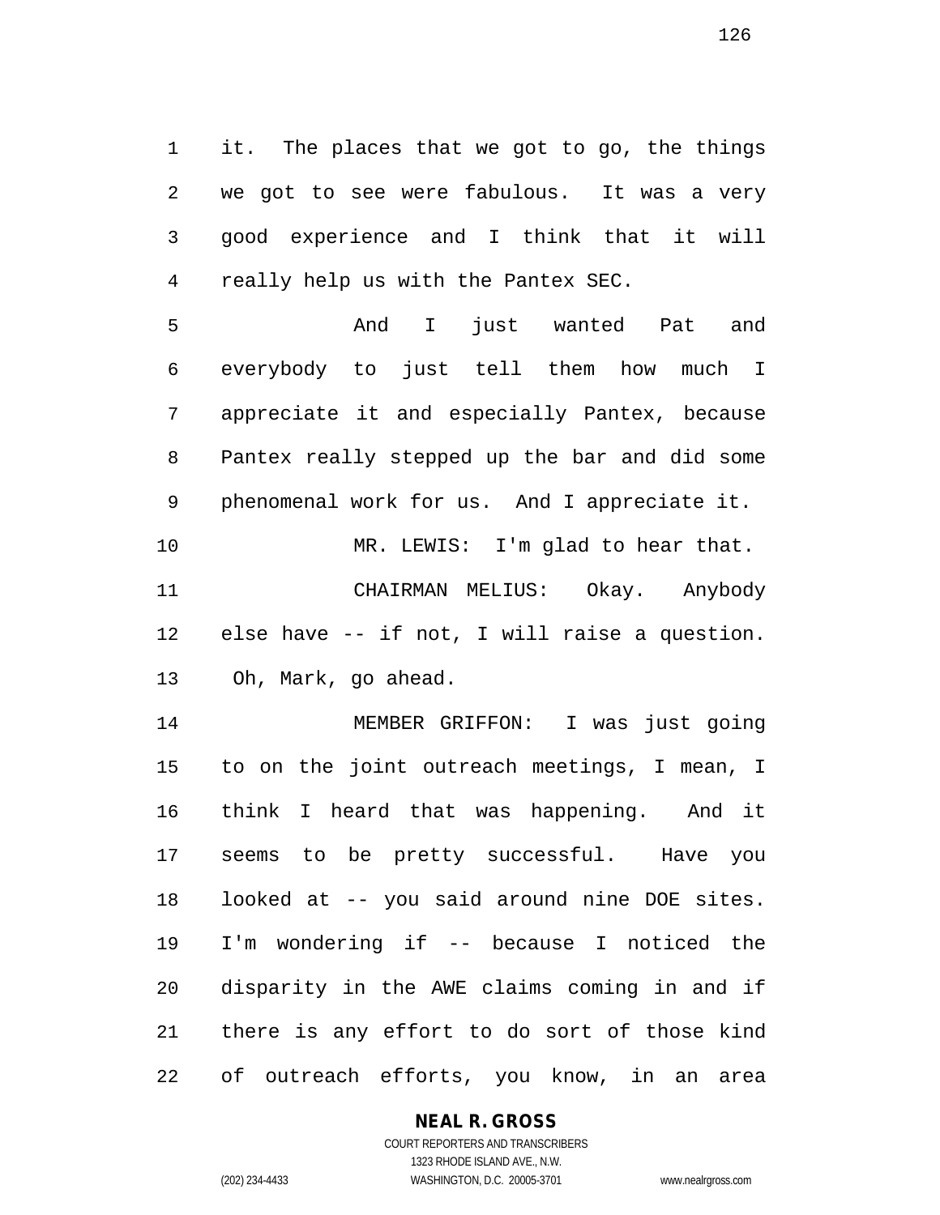it. The places that we got to go, the things we got to see were fabulous. It was a very good experience and I think that it will really help us with the Pantex SEC.

And I just wanted Pat and everybody to just tell them how much I appreciate it and especially Pantex, because Pantex really stepped up the bar and did some phenomenal work for us. And I appreciate it.

MR. LEWIS: I'm glad to hear that.

CHAIRMAN MELIUS: Okay. Anybody else have -- if not, I will raise a question. Oh, Mark, go ahead.

MEMBER GRIFFON: I was just going to on the joint outreach meetings, I mean, I think I heard that was happening. And it seems to be pretty successful. Have you looked at -- you said around nine DOE sites. I'm wondering if -- because I noticed the disparity in the AWE claims coming in and if there is any effort to do sort of those kind of outreach efforts, you know, in an area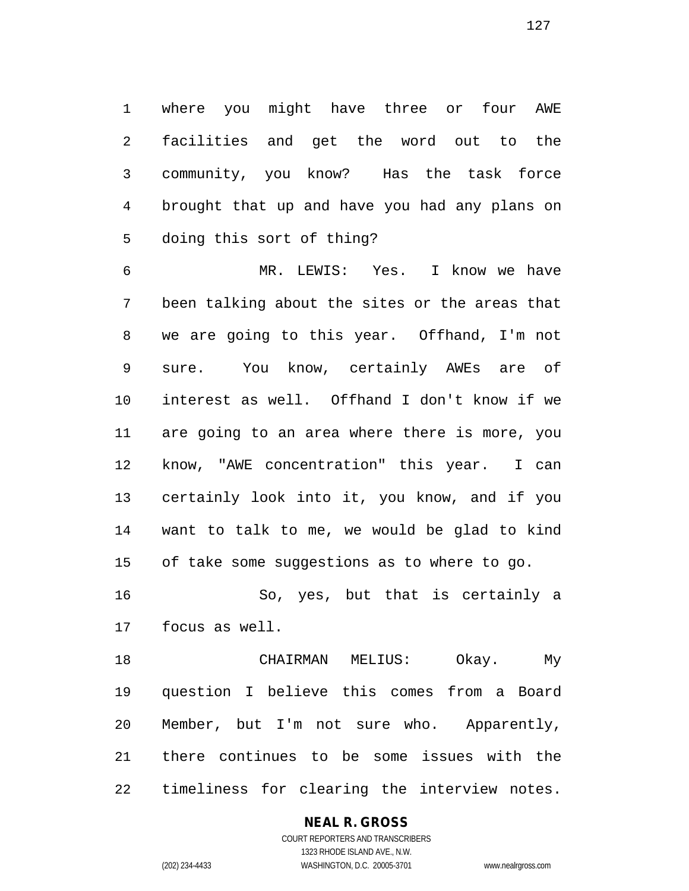where you might have three or four AWE facilities and get the word out to the community, you know? Has the task force brought that up and have you had any plans on doing this sort of thing?

MR. LEWIS: Yes. I know we have been talking about the sites or the areas that we are going to this year. Offhand, I'm not sure. You know, certainly AWEs are of interest as well. Offhand I don't know if we are going to an area where there is more, you know, "AWE concentration" this year. I can certainly look into it, you know, and if you want to talk to me, we would be glad to kind of take some suggestions as to where to go.

So, yes, but that is certainly a focus as well.

CHAIRMAN MELIUS: Okay. My question I believe this comes from a Board Member, but I'm not sure who. Apparently, there continues to be some issues with the timeliness for clearing the interview notes.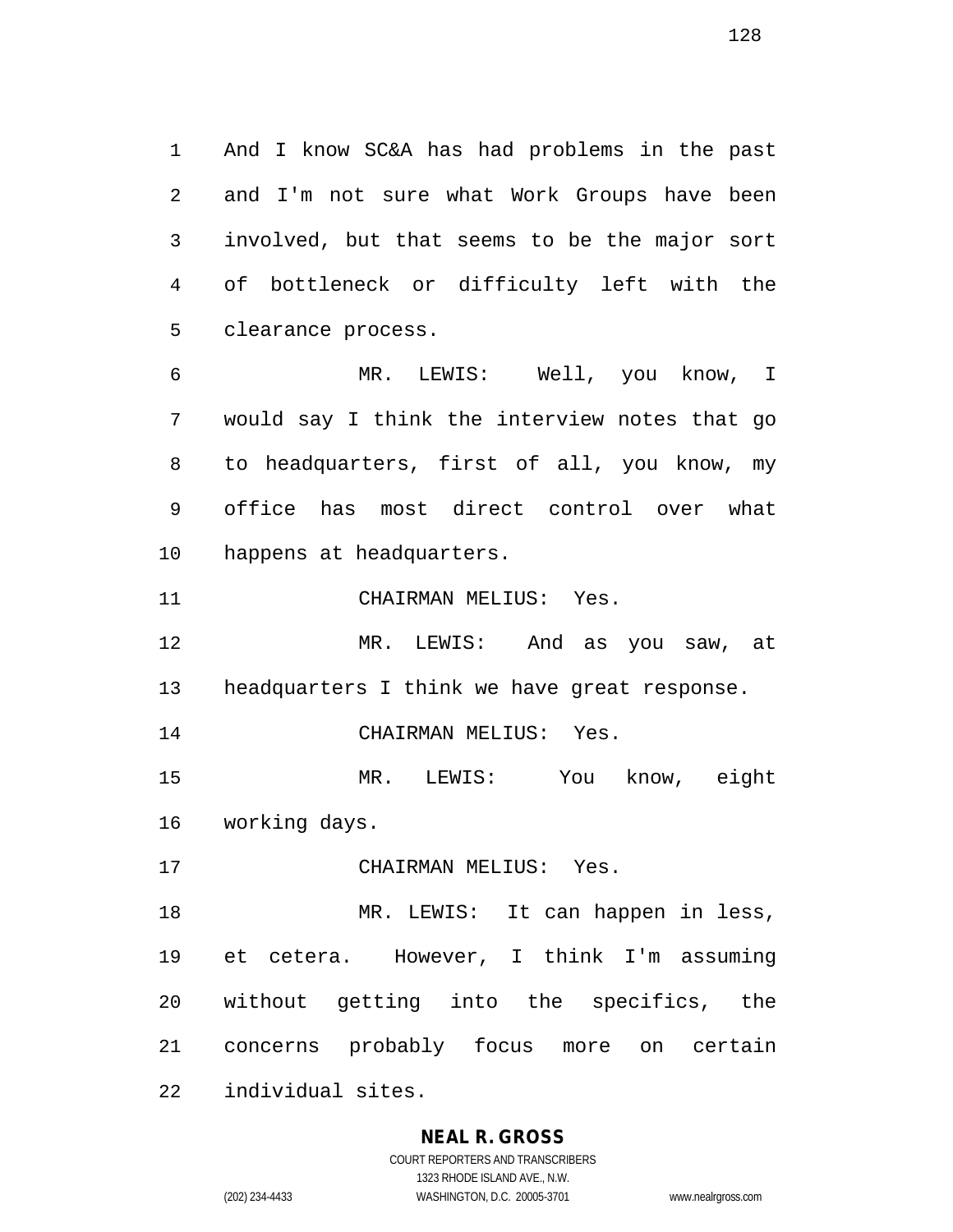And I know SC&A has had problems in the past and I'm not sure what Work Groups have been involved, but that seems to be the major sort of bottleneck or difficulty left with the clearance process.

MR. LEWIS: Well, you know, I would say I think the interview notes that go to headquarters, first of all, you know, my office has most direct control over what happens at headquarters.

CHAIRMAN MELIUS: Yes.

MR. LEWIS: And as you saw, at headquarters I think we have great response.

CHAIRMAN MELIUS: Yes.

MR. LEWIS: You know, eight working days.

CHAIRMAN MELIUS: Yes.

MR. LEWIS: It can happen in less, et cetera. However, I think I'm assuming without getting into the specifics, the concerns probably focus more on certain individual sites.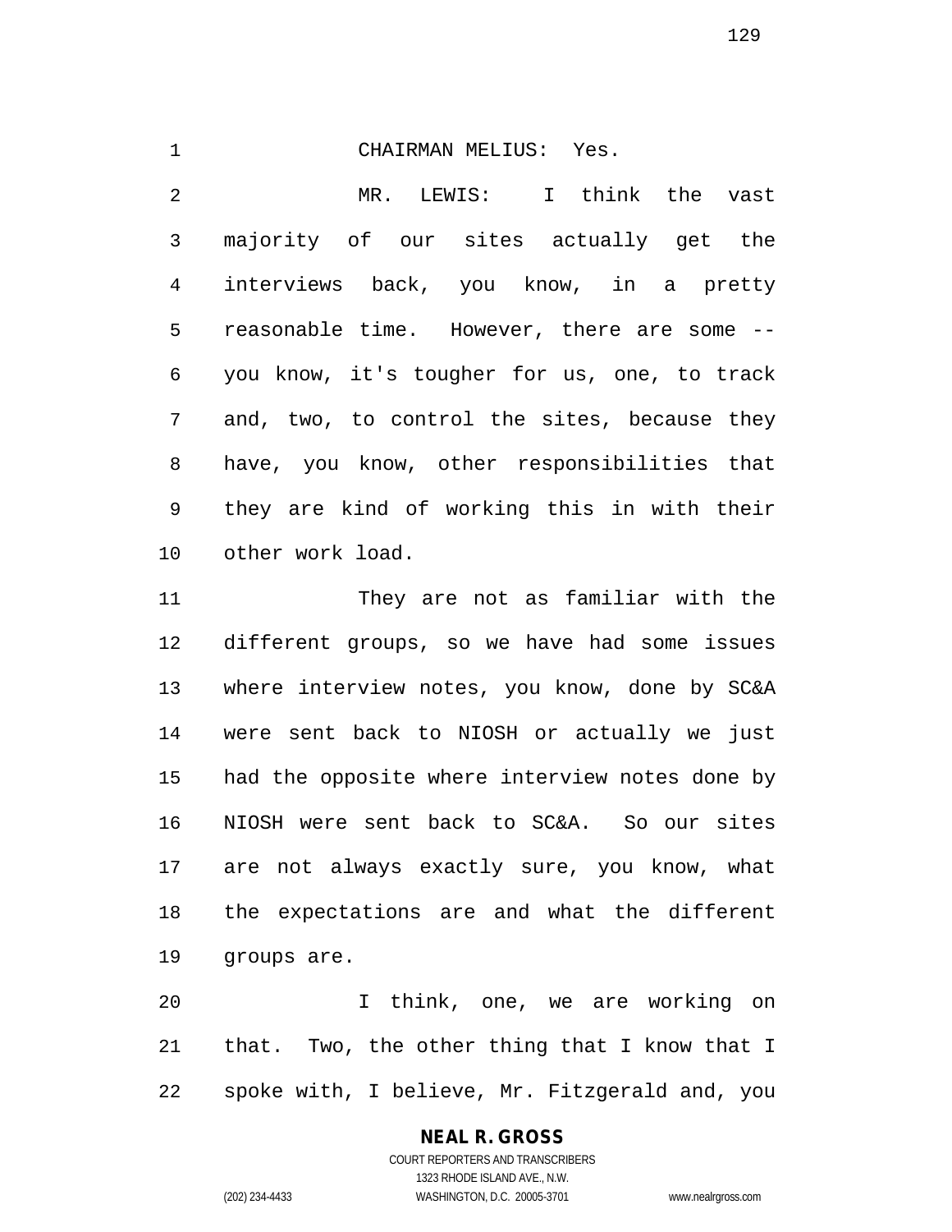CHAIRMAN MELIUS: Yes.

MR. LEWIS: I think the vast majority of our sites actually get the interviews back, you know, in a pretty reasonable time. However, there are some -- you know, it's tougher for us, one, to track and, two, to control the sites, because they have, you know, other responsibilities that they are kind of working this in with their other work load.

They are not as familiar with the different groups, so we have had some issues where interview notes, you know, done by SC&A were sent back to NIOSH or actually we just had the opposite where interview notes done by NIOSH were sent back to SC&A. So our sites are not always exactly sure, you know, what the expectations are and what the different groups are.

I think, one, we are working on that. Two, the other thing that I know that I spoke with, I believe, Mr. Fitzgerald and, you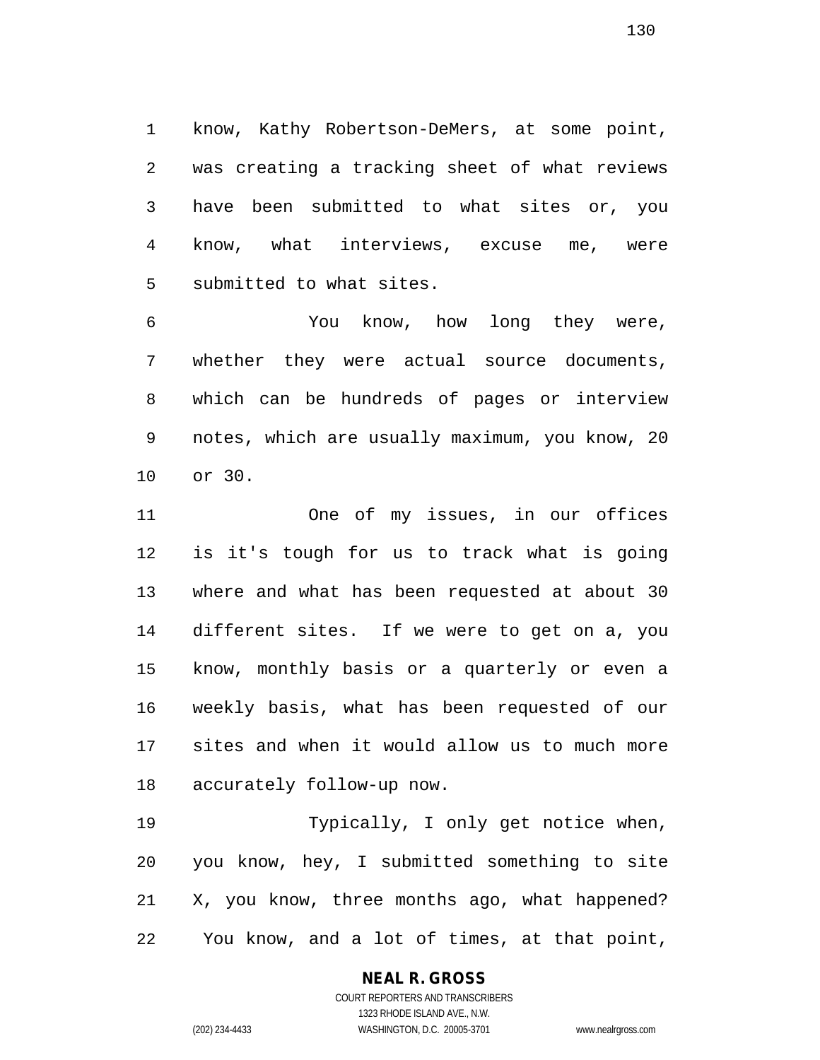know, Kathy Robertson-DeMers, at some point, was creating a tracking sheet of what reviews have been submitted to what sites or, you know, what interviews, excuse me, were submitted to what sites.

You know, how long they were, whether they were actual source documents, which can be hundreds of pages or interview notes, which are usually maximum, you know, 20 or 30.

One of my issues, in our offices is it's tough for us to track what is going where and what has been requested at about 30 different sites. If we were to get on a, you know, monthly basis or a quarterly or even a weekly basis, what has been requested of our sites and when it would allow us to much more accurately follow-up now.

Typically, I only get notice when, you know, hey, I submitted something to site X, you know, three months ago, what happened? You know, and a lot of times, at that point,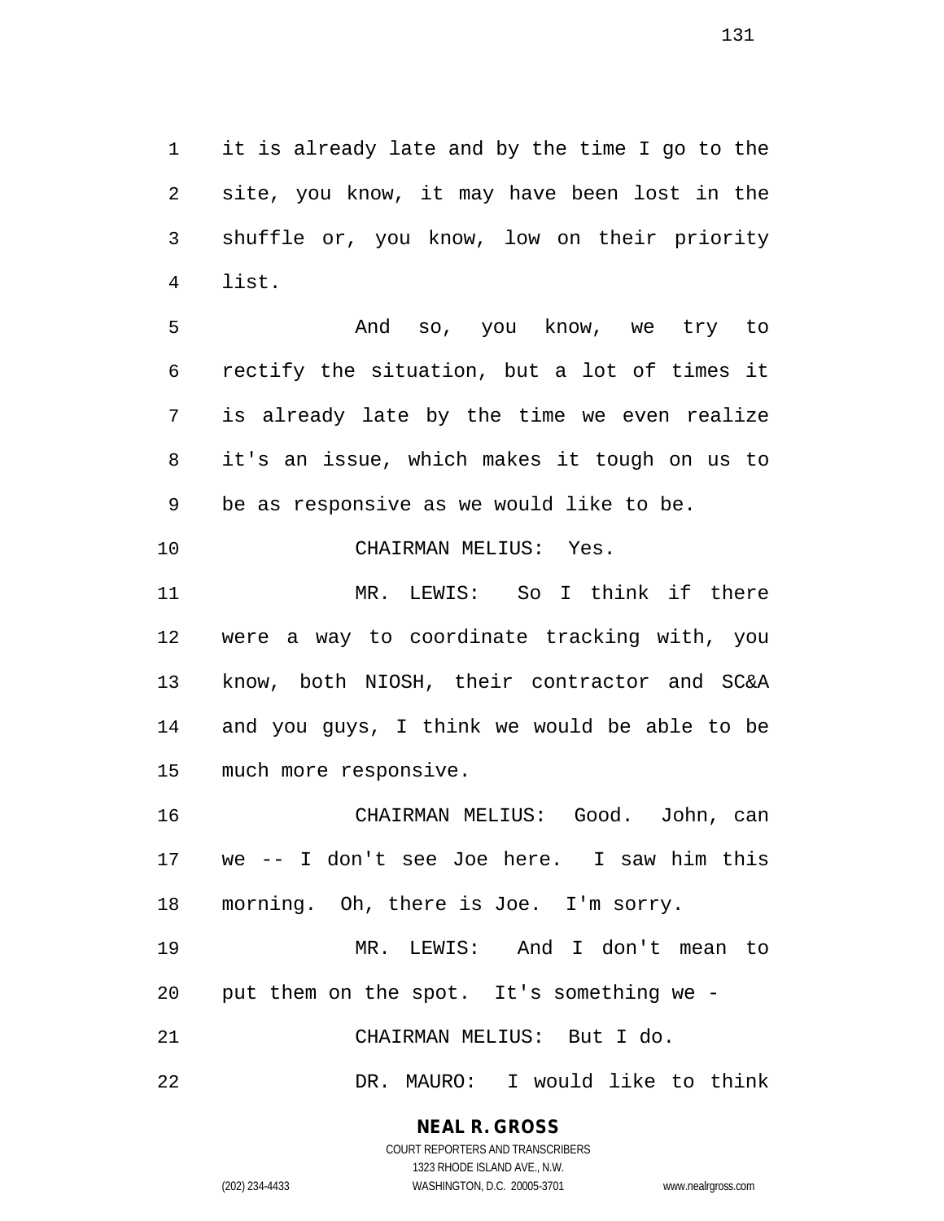it is already late and by the time I go to the site, you know, it may have been lost in the shuffle or, you know, low on their priority list.

And so, you know, we try to rectify the situation, but a lot of times it is already late by the time we even realize it's an issue, which makes it tough on us to be as responsive as we would like to be.

CHAIRMAN MELIUS: Yes.

MR. LEWIS: So I think if there were a way to coordinate tracking with, you know, both NIOSH, their contractor and SC&A and you guys, I think we would be able to be much more responsive.

CHAIRMAN MELIUS: Good. John, can we -- I don't see Joe here. I saw him this morning. Oh, there is Joe. I'm sorry.

MR. LEWIS: And I don't mean to put them on the spot. It's something we -

CHAIRMAN MELIUS: But I do.

DR. MAURO: I would like to think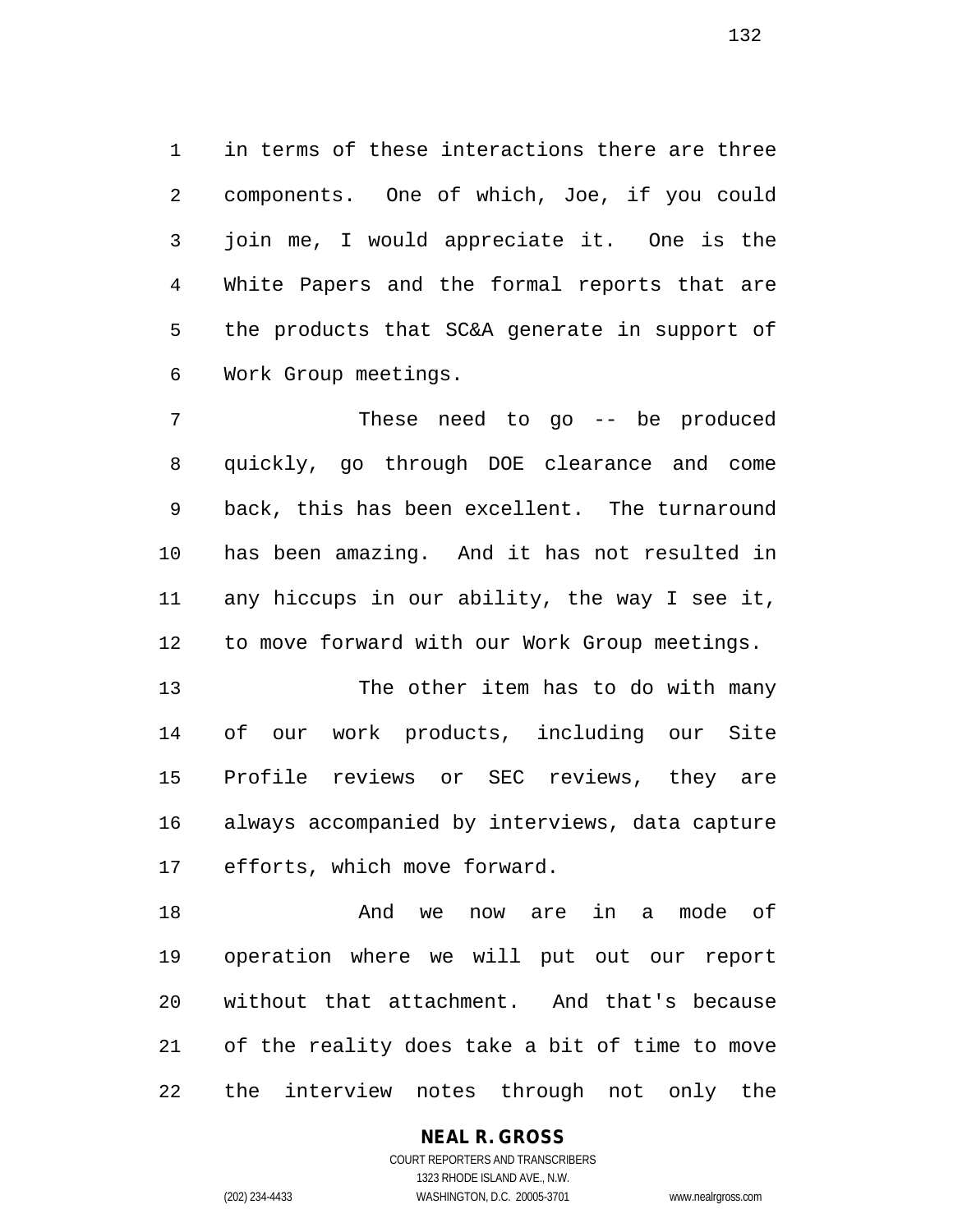in terms of these interactions there are three components. One of which, Joe, if you could join me, I would appreciate it. One is the White Papers and the formal reports that are the products that SC&A generate in support of Work Group meetings.

These need to go -- be produced quickly, go through DOE clearance and come back, this has been excellent. The turnaround has been amazing. And it has not resulted in any hiccups in our ability, the way I see it, to move forward with our Work Group meetings.

The other item has to do with many of our work products, including our Site Profile reviews or SEC reviews, they are always accompanied by interviews, data capture efforts, which move forward.

And we now are in a mode of operation where we will put out our report without that attachment. And that's because of the reality does take a bit of time to move the interview notes through not only the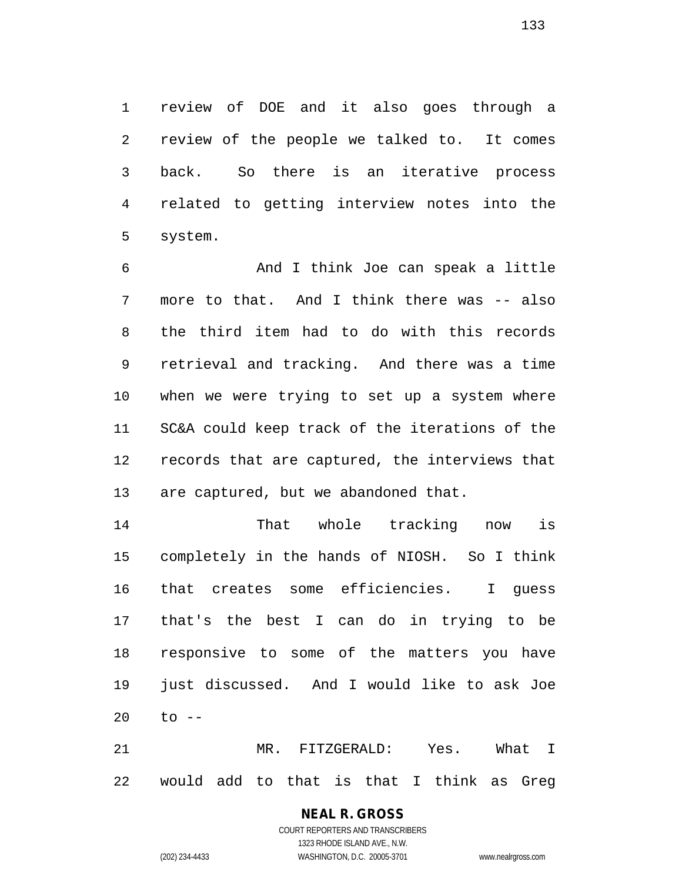review of DOE and it also goes through a review of the people we talked to. It comes back. So there is an iterative process related to getting interview notes into the system.

And I think Joe can speak a little more to that. And I think there was -- also the third item had to do with this records retrieval and tracking. And there was a time when we were trying to set up a system where SC&A could keep track of the iterations of the records that are captured, the interviews that are captured, but we abandoned that.

That whole tracking now is completely in the hands of NIOSH. So I think that creates some efficiencies. I guess that's the best I can do in trying to be responsive to some of the matters you have just discussed. And I would like to ask Joe to --

MR. FITZGERALD: Yes. What I would add to that is that I think as Greg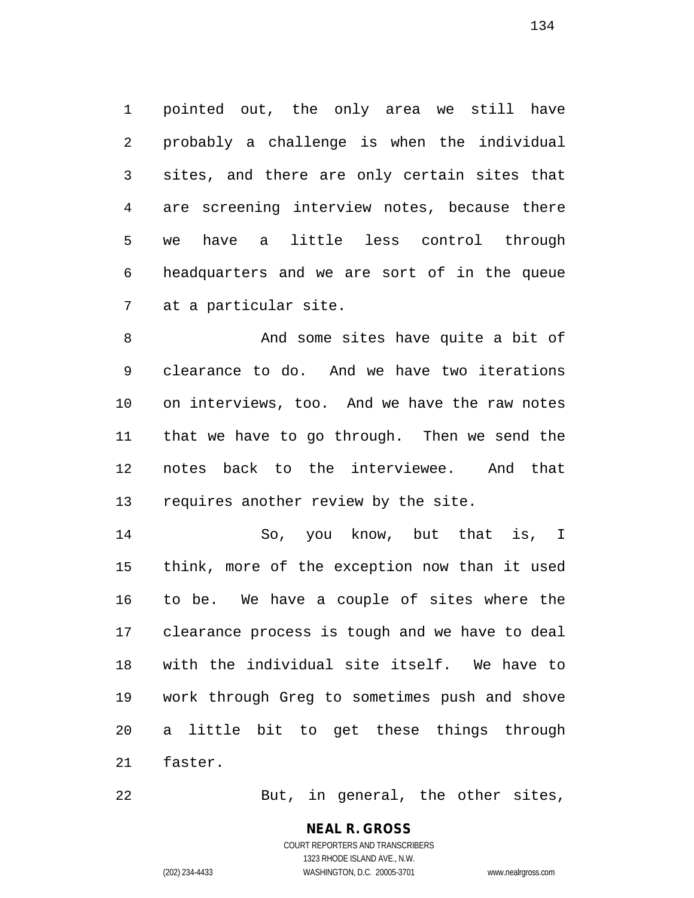pointed out, the only area we still have probably a challenge is when the individual sites, and there are only certain sites that are screening interview notes, because there we have a little less control through headquarters and we are sort of in the queue at a particular site.

And some sites have quite a bit of clearance to do. And we have two iterations on interviews, too. And we have the raw notes that we have to go through. Then we send the notes back to the interviewee. And that requires another review by the site.

So, you know, but that is, I think, more of the exception now than it used to be. We have a couple of sites where the clearance process is tough and we have to deal with the individual site itself. We have to work through Greg to sometimes push and shove a little bit to get these things through faster.

But, in general, the other sites,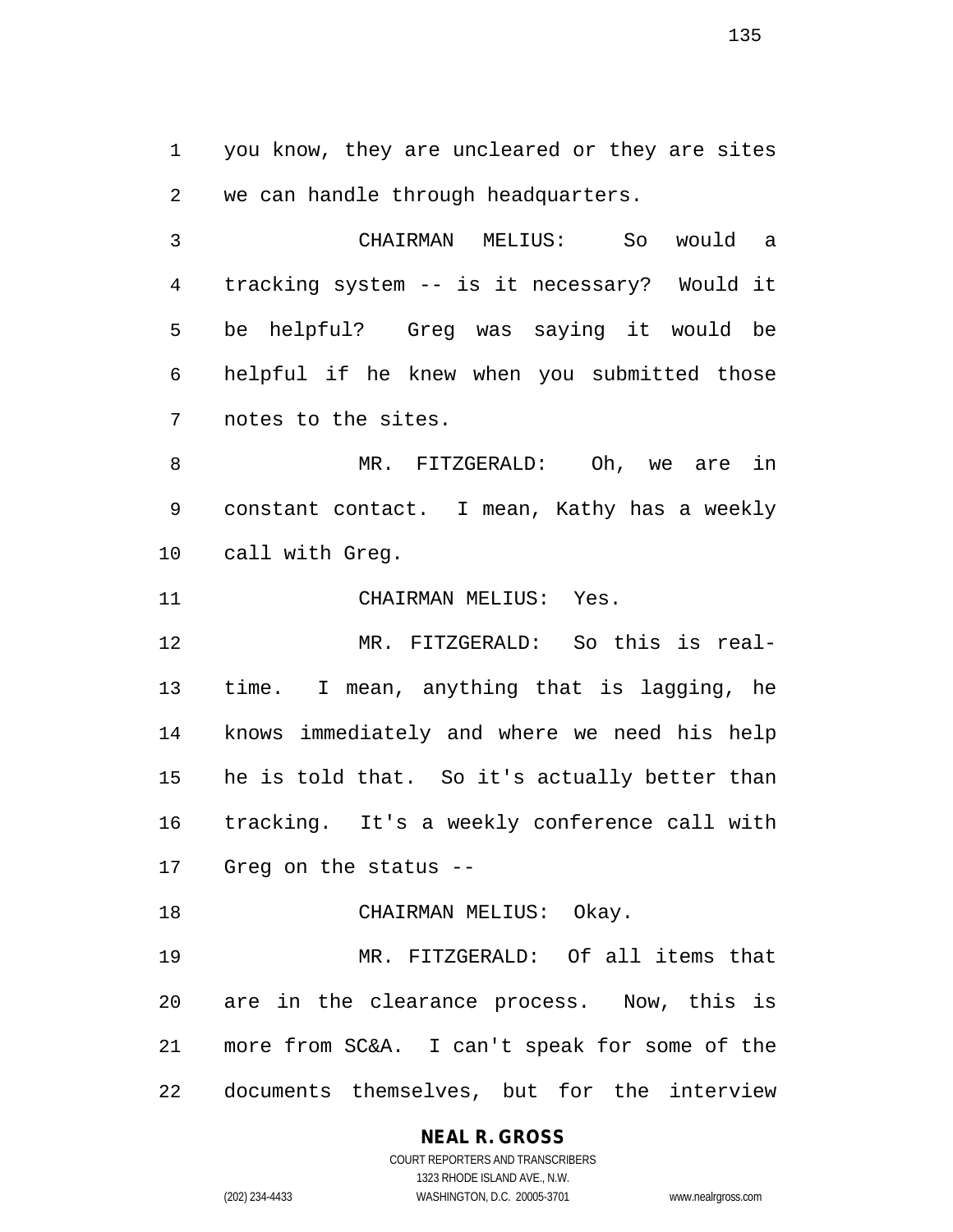you know, they are uncleared or they are sites we can handle through headquarters.

CHAIRMAN MELIUS: So would a tracking system -- is it necessary? Would it be helpful? Greg was saying it would be helpful if he knew when you submitted those notes to the sites.

MR. FITZGERALD: Oh, we are in constant contact. I mean, Kathy has a weekly call with Greg.

CHAIRMAN MELIUS: Yes.

MR. FITZGERALD: So this is real-time. I mean, anything that is lagging, he knows immediately and where we need his help he is told that. So it's actually better than tracking. It's a weekly conference call with Greg on the status --

CHAIRMAN MELIUS: Okay.

MR. FITZGERALD: Of all items that are in the clearance process. Now, this is more from SC&A. I can't speak for some of the documents themselves, but for the interview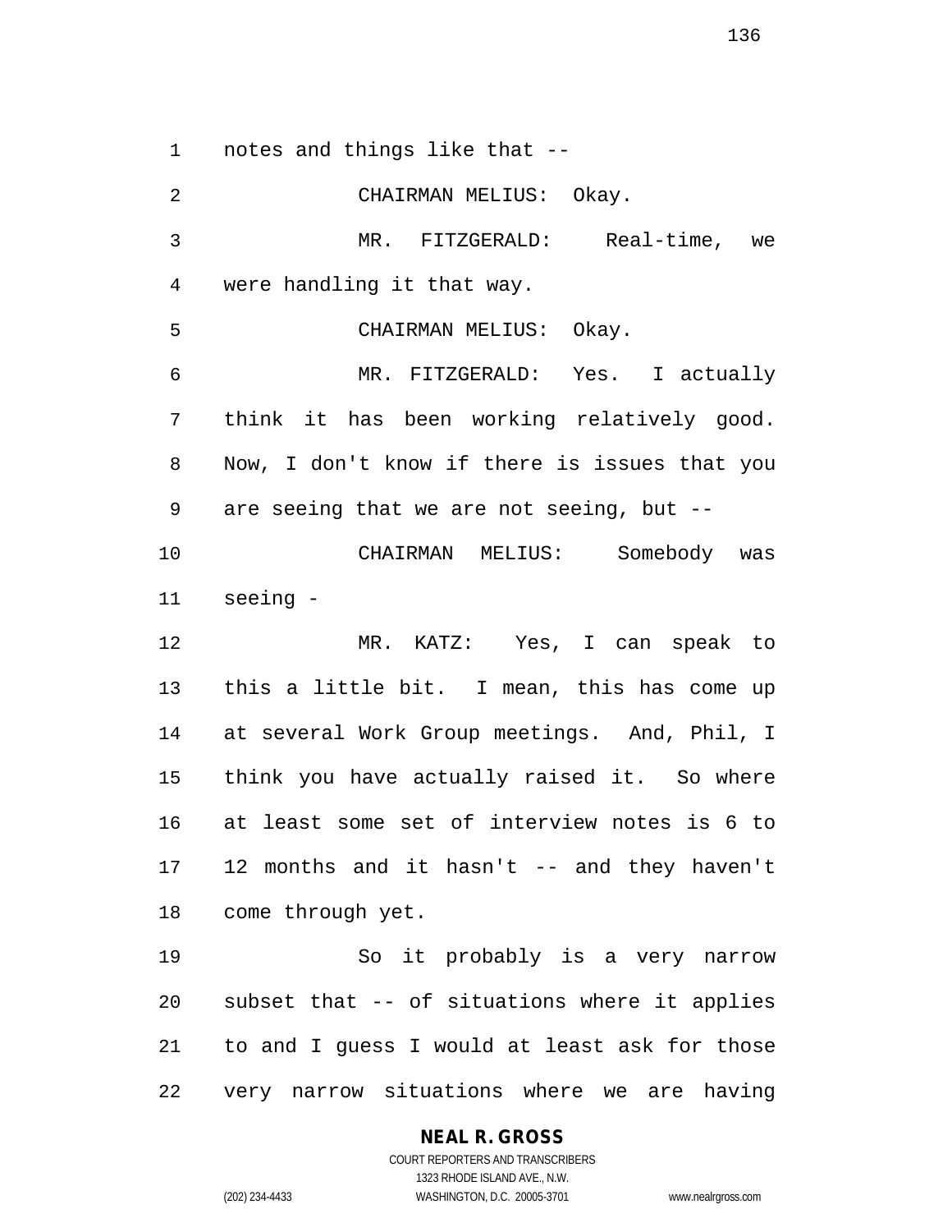notes and things like that --

CHAIRMAN MELIUS: Okay.

MR. FITZGERALD: Real-time, we were handling it that way.

CHAIRMAN MELIUS: Okay.

MR. FITZGERALD: Yes. I actually think it has been working relatively good. Now, I don't know if there is issues that you are seeing that we are not seeing, but --

CHAIRMAN MELIUS: Somebody was seeing -

MR. KATZ: Yes, I can speak to this a little bit. I mean, this has come up at several Work Group meetings. And, Phil, I think you have actually raised it. So where at least some set of interview notes is 6 to 12 months and it hasn't -- and they haven't come through yet.

So it probably is a very narrow subset that -- of situations where it applies to and I guess I would at least ask for those very narrow situations where we are having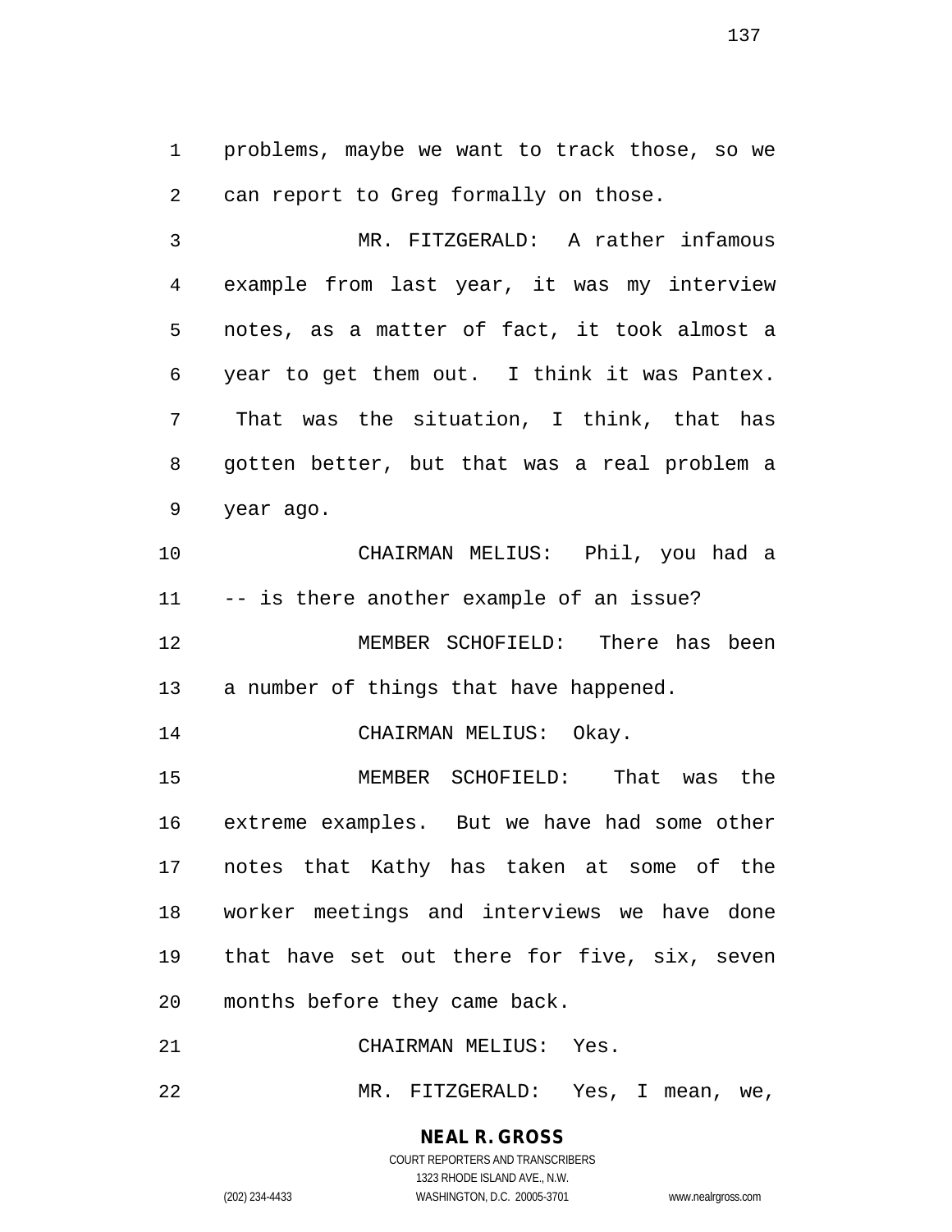problems, maybe we want to track those, so we can report to Greg formally on those.

MR. FITZGERALD: A rather infamous example from last year, it was my interview notes, as a matter of fact, it took almost a year to get them out. I think it was Pantex. That was the situation, I think, that has gotten better, but that was a real problem a year ago.

CHAIRMAN MELIUS: Phil, you had a -- is there another example of an issue?

MEMBER SCHOFIELD: There has been a number of things that have happened.

CHAIRMAN MELIUS: Okay.

MEMBER SCHOFIELD: That was the extreme examples. But we have had some other notes that Kathy has taken at some of the worker meetings and interviews we have done that have set out there for five, six, seven months before they came back.

CHAIRMAN MELIUS: Yes.

MR. FITZGERALD: Yes, I mean, we,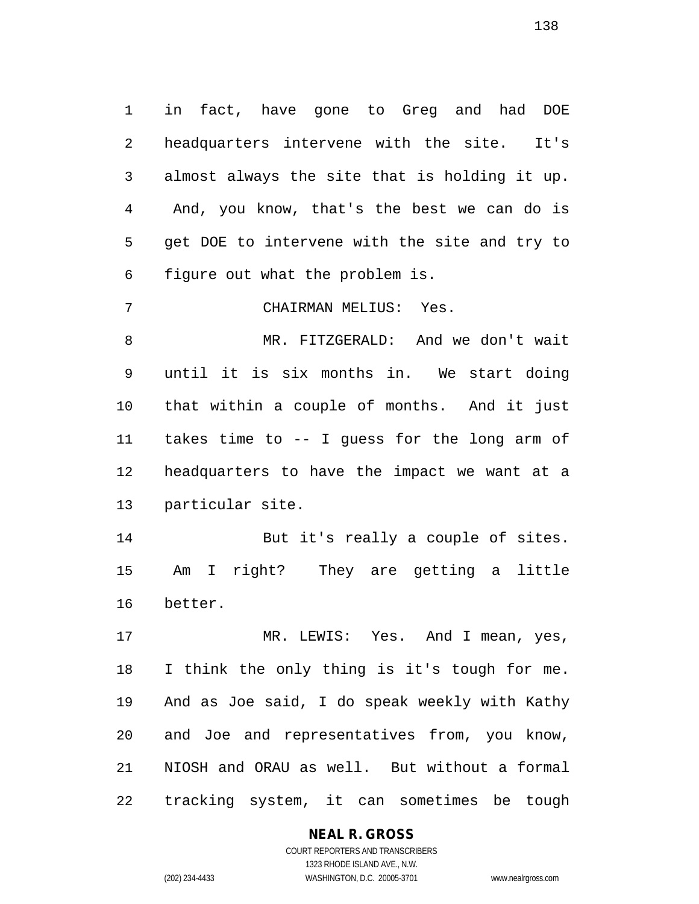in fact, have gone to Greg and had DOE headquarters intervene with the site. It's almost always the site that is holding it up. And, you know, that's the best we can do is get DOE to intervene with the site and try to figure out what the problem is.

CHAIRMAN MELIUS: Yes.

MR. FITZGERALD: And we don't wait until it is six months in. We start doing that within a couple of months. And it just takes time to -- I guess for the long arm of headquarters to have the impact we want at a particular site.

But it's really a couple of sites. Am I right? They are getting a little better.

MR. LEWIS: Yes. And I mean, yes, I think the only thing is it's tough for me. And as Joe said, I do speak weekly with Kathy and Joe and representatives from, you know, NIOSH and ORAU as well. But without a formal tracking system, it can sometimes be tough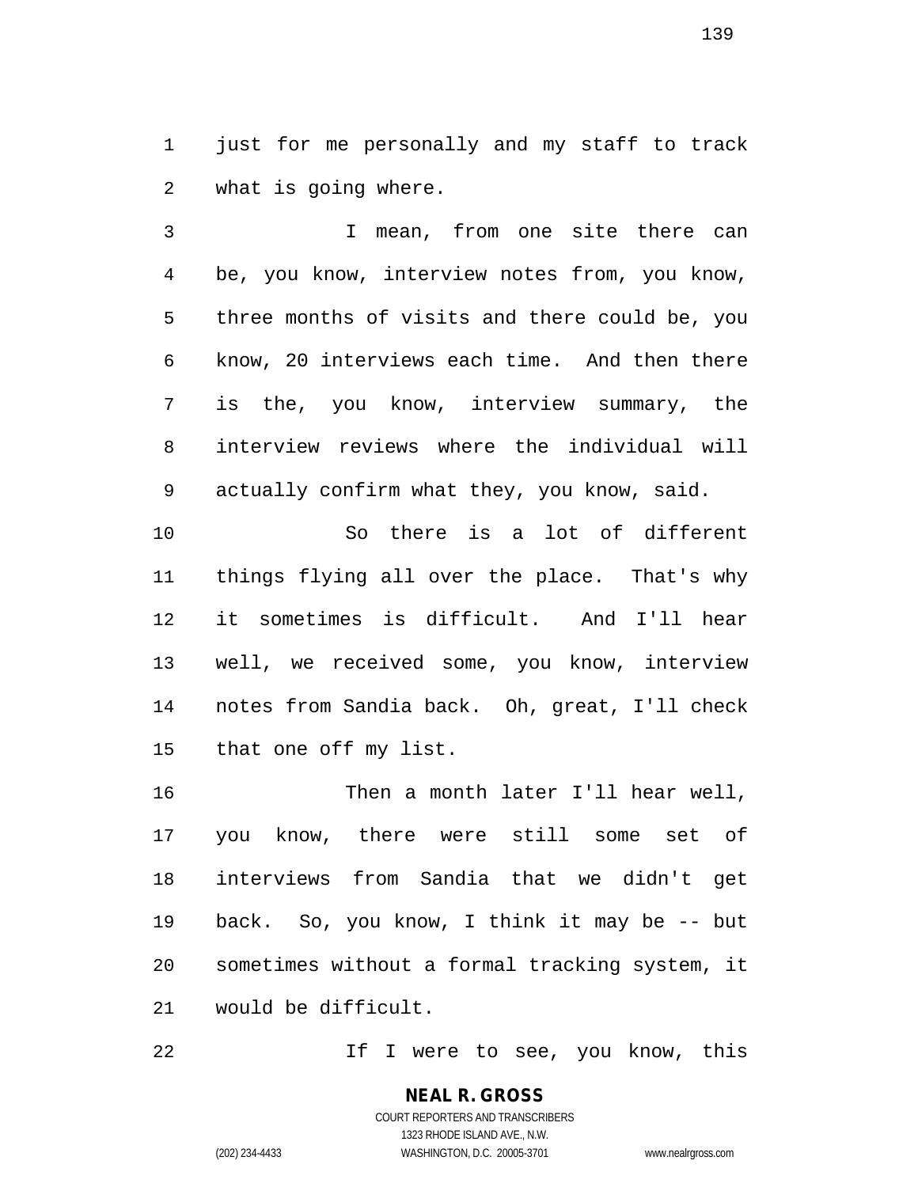just for me personally and my staff to track what is going where.

I mean, from one site there can be, you know, interview notes from, you know, three months of visits and there could be, you know, 20 interviews each time. And then there is the, you know, interview summary, the interview reviews where the individual will actually confirm what they, you know, said.

So there is a lot of different things flying all over the place. That's why it sometimes is difficult. And I'll hear well, we received some, you know, interview notes from Sandia back. Oh, great, I'll check that one off my list.

Then a month later I'll hear well, you know, there were still some set of interviews from Sandia that we didn't get back. So, you know, I think it may be -- but sometimes without a formal tracking system, it would be difficult.

If I were to see, you know, this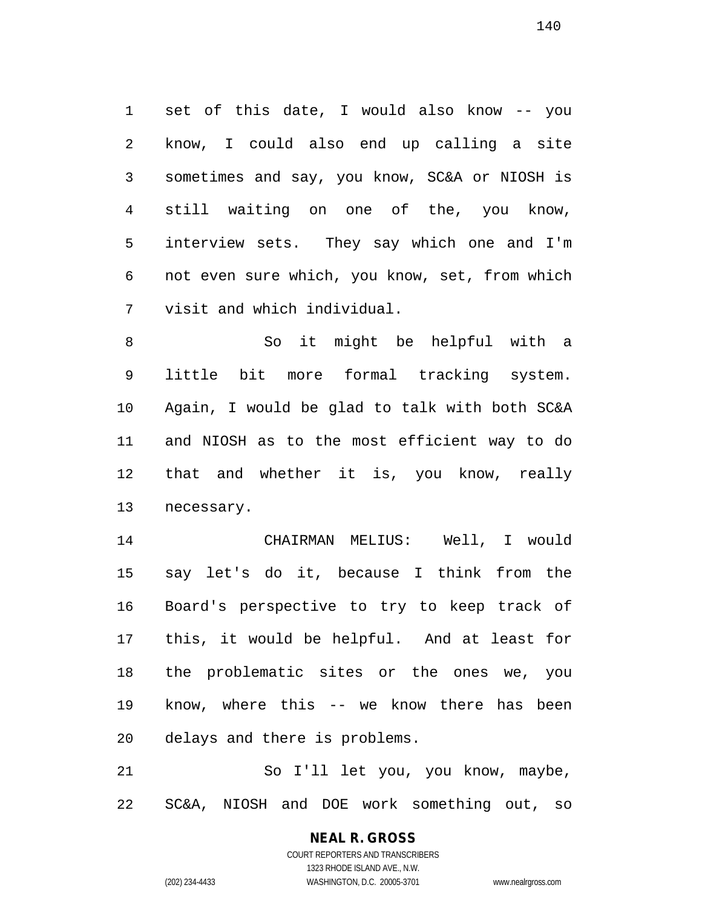set of this date, I would also know -- you know, I could also end up calling a site sometimes and say, you know, SC&A or NIOSH is still waiting on one of the, you know, interview sets. They say which one and I'm not even sure which, you know, set, from which visit and which individual.

So it might be helpful with a little bit more formal tracking system. Again, I would be glad to talk with both SC&A and NIOSH as to the most efficient way to do that and whether it is, you know, really necessary.

CHAIRMAN MELIUS: Well, I would say let's do it, because I think from the Board's perspective to try to keep track of this, it would be helpful. And at least for the problematic sites or the ones we, you know, where this -- we know there has been delays and there is problems.

So I'll let you, you know, maybe, SC&A, NIOSH and DOE work something out, so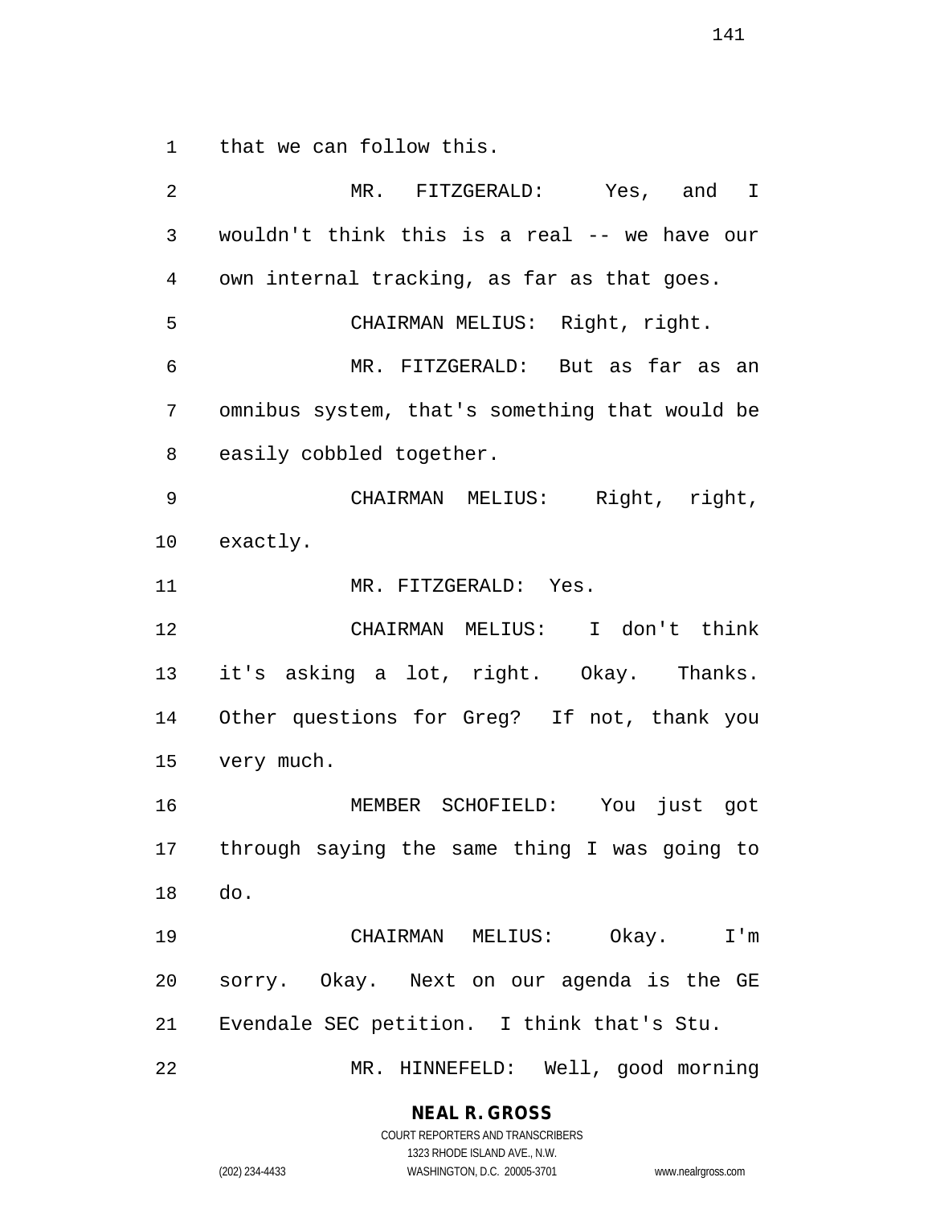that we can follow this.

MR. FITZGERALD: Yes, and I wouldn't think this is a real -- we have our own internal tracking, as far as that goes.

CHAIRMAN MELIUS: Right, right.

MR. FITZGERALD: But as far as an omnibus system, that's something that would be easily cobbled together.

CHAIRMAN MELIUS: Right, right, exactly.

MR. FITZGERALD: Yes.

CHAIRMAN MELIUS: I don't think it's asking a lot, right. Okay. Thanks. Other questions for Greg? If not, thank you very much.

MEMBER SCHOFIELD: You just got through saying the same thing I was going to do.

CHAIRMAN MELIUS: Okay. I'm sorry. Okay. Next on our agenda is the GE Evendale SEC petition. I think that's Stu.

MR. HINNEFELD: Well, good morning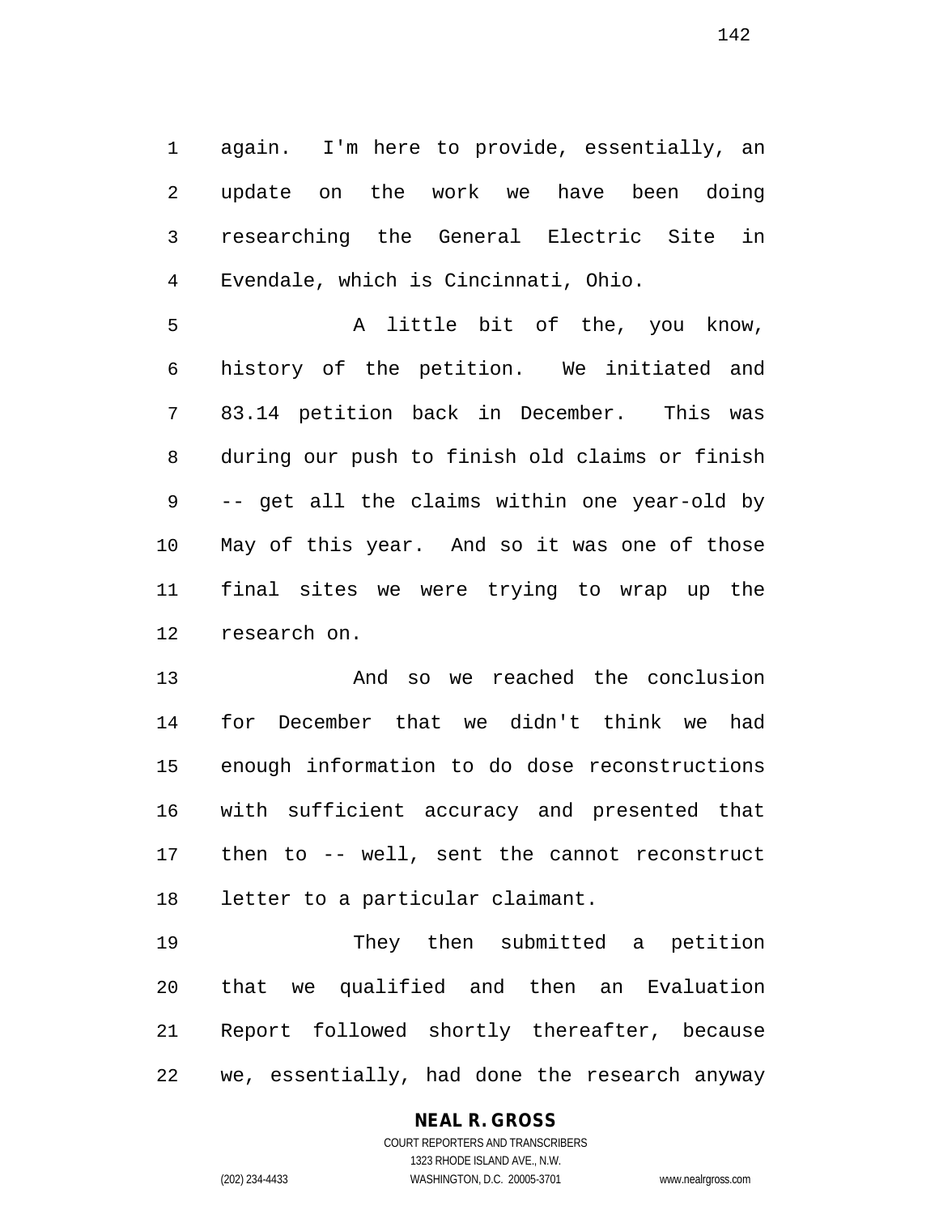again. I'm here to provide, essentially, an update on the work we have been doing researching the General Electric Site in Evendale, which is Cincinnati, Ohio.

A little bit of the, you know, history of the petition. We initiated and 83.14 petition back in December. This was during our push to finish old claims or finish -- get all the claims within one year-old by May of this year. And so it was one of those final sites we were trying to wrap up the research on.

And so we reached the conclusion for December that we didn't think we had enough information to do dose reconstructions with sufficient accuracy and presented that then to -- well, sent the cannot reconstruct letter to a particular claimant.

They then submitted a petition that we qualified and then an Evaluation Report followed shortly thereafter, because we, essentially, had done the research anyway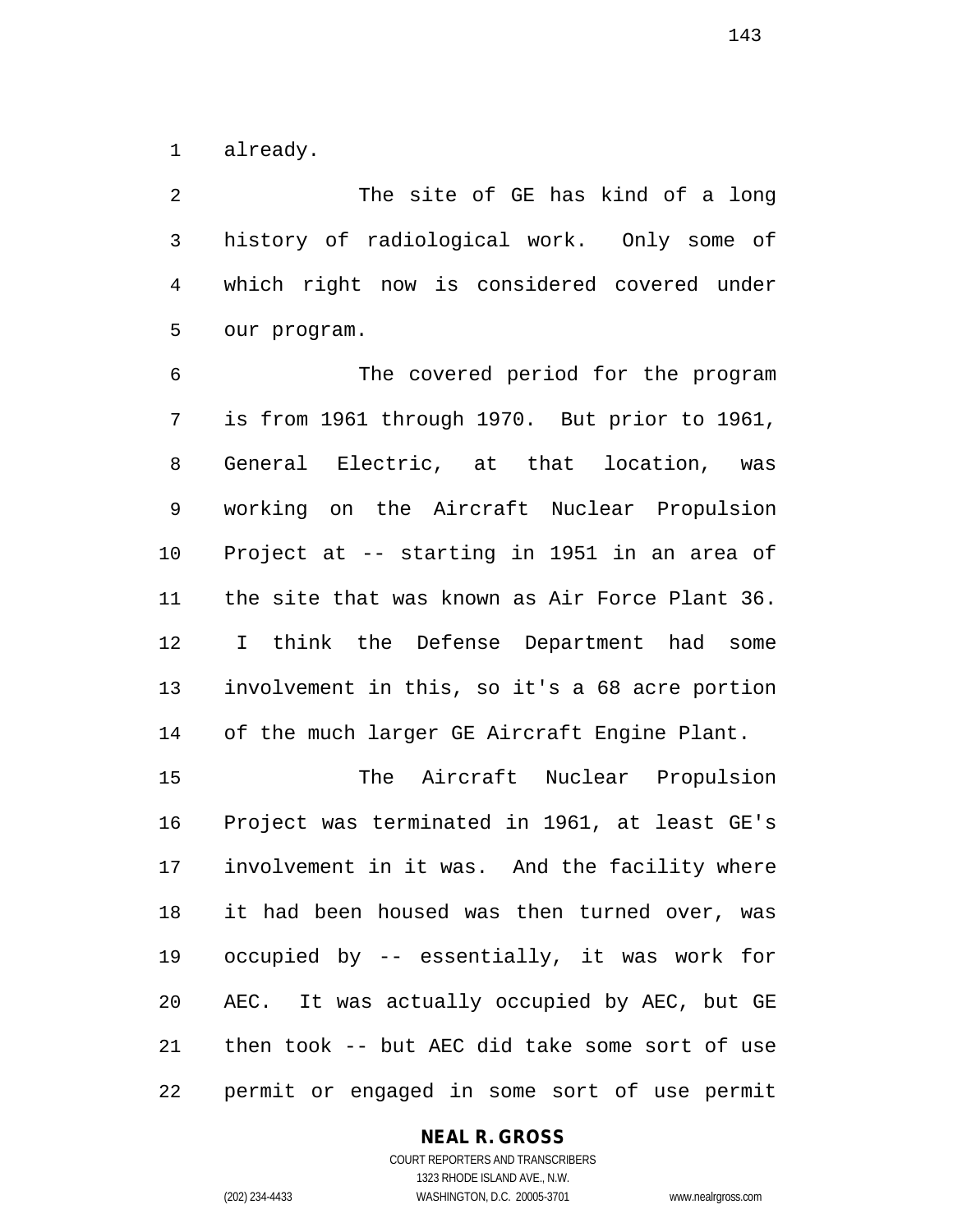already.

The site of GE has kind of a long history of radiological work. Only some of which right now is considered covered under our program.

The covered period for the program is from 1961 through 1970. But prior to 1961, General Electric, at that location, was working on the Aircraft Nuclear Propulsion Project at -- starting in 1951 in an area of the site that was known as Air Force Plant 36. I think the Defense Department had some involvement in this, so it's a 68 acre portion of the much larger GE Aircraft Engine Plant.

The Aircraft Nuclear Propulsion Project was terminated in 1961, at least GE's involvement in it was. And the facility where it had been housed was then turned over, was occupied by -- essentially, it was work for AEC. It was actually occupied by AEC, but GE then took -- but AEC did take some sort of use permit or engaged in some sort of use permit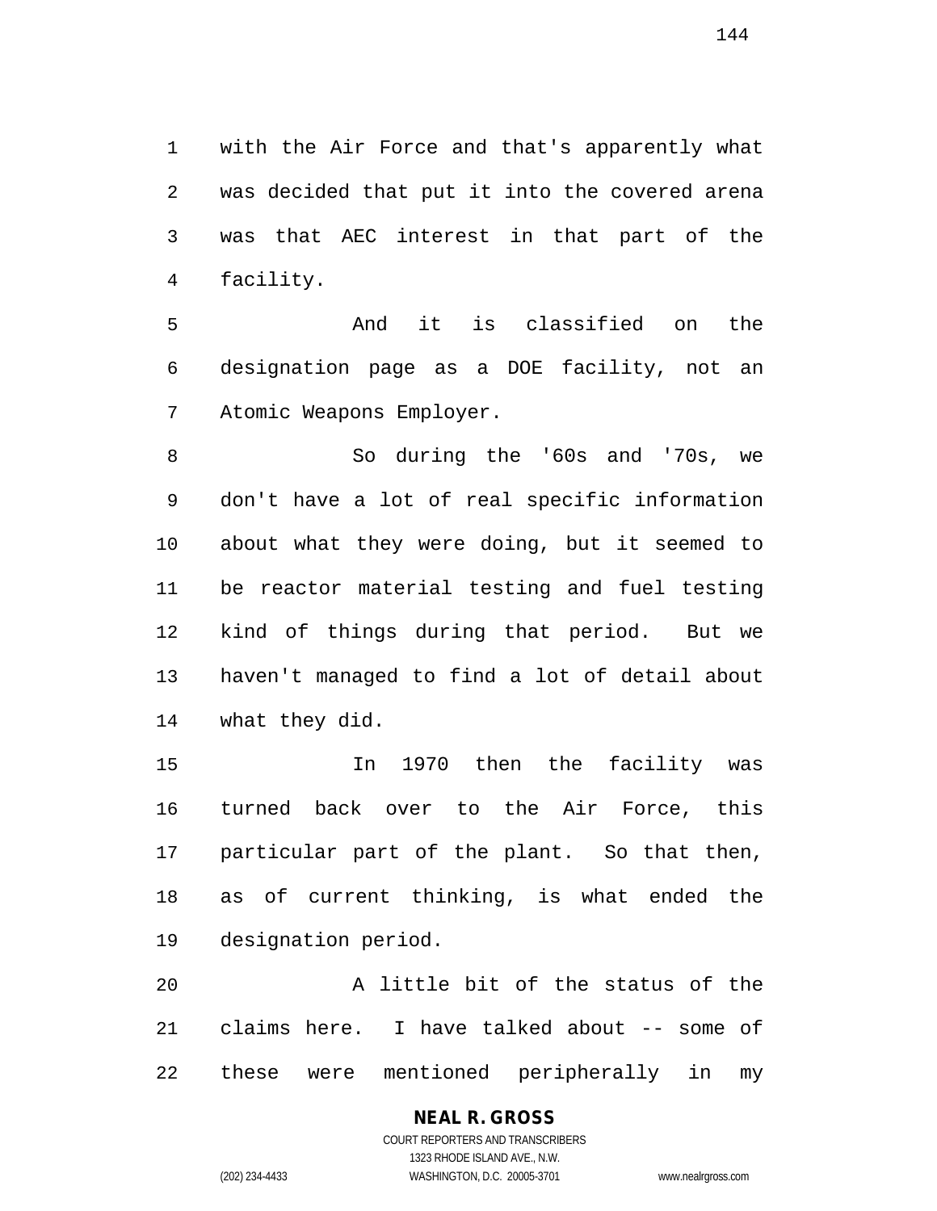with the Air Force and that's apparently what was decided that put it into the covered arena was that AEC interest in that part of the facility.

And it is classified on the designation page as a DOE facility, not an Atomic Weapons Employer.

So during the '60s and '70s, we don't have a lot of real specific information about what they were doing, but it seemed to be reactor material testing and fuel testing kind of things during that period. But we haven't managed to find a lot of detail about what they did.

In 1970 then the facility was turned back over to the Air Force, this particular part of the plant. So that then, as of current thinking, is what ended the designation period.

A little bit of the status of the claims here. I have talked about -- some of these were mentioned peripherally in my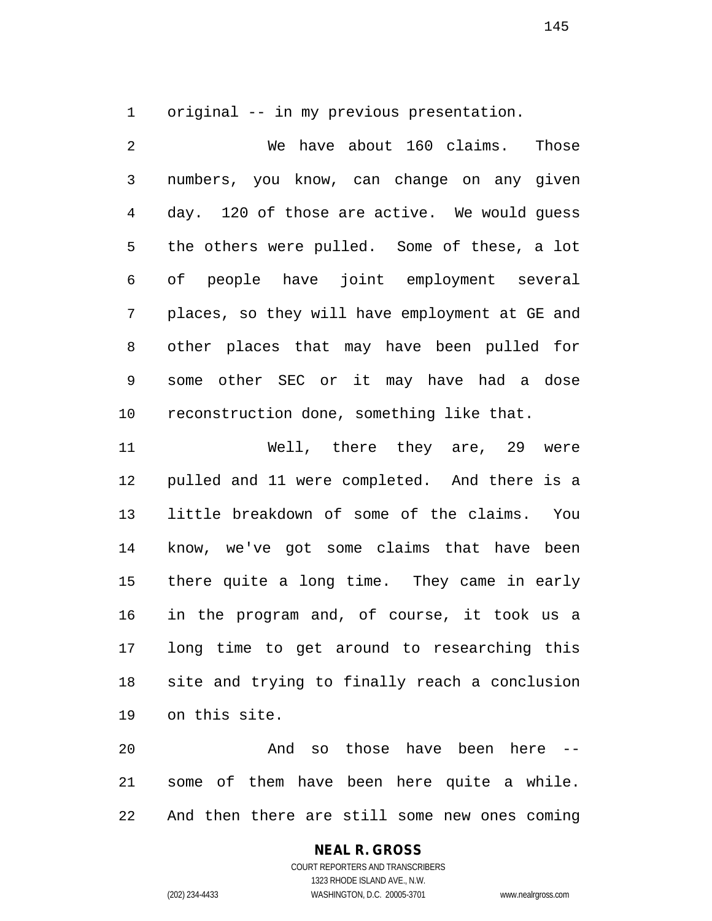original -- in my previous presentation.

We have about 160 claims. Those numbers, you know, can change on any given day. 120 of those are active. We would guess the others were pulled. Some of these, a lot of people have joint employment several places, so they will have employment at GE and other places that may have been pulled for some other SEC or it may have had a dose reconstruction done, something like that.

Well, there they are, 29 were pulled and 11 were completed. And there is a little breakdown of some of the claims. You know, we've got some claims that have been there quite a long time. They came in early in the program and, of course, it took us a long time to get around to researching this site and trying to finally reach a conclusion on this site.

And so those have been here -- some of them have been here quite a while. And then there are still some new ones coming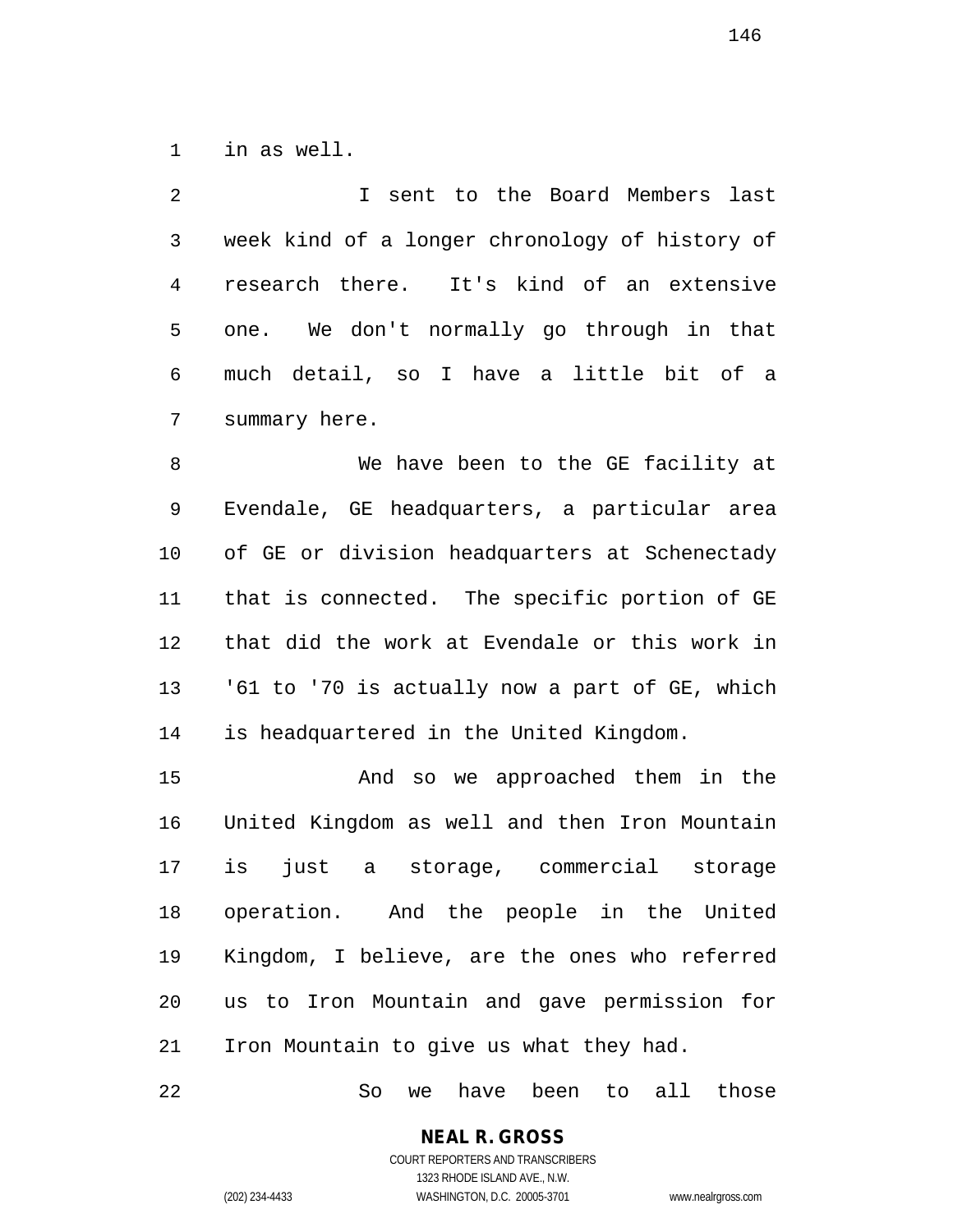in as well.

I sent to the Board Members last week kind of a longer chronology of history of research there. It's kind of an extensive one. We don't normally go through in that much detail, so I have a little bit of a summary here.

We have been to the GE facility at Evendale, GE headquarters, a particular area of GE or division headquarters at Schenectady that is connected. The specific portion of GE that did the work at Evendale or this work in '61 to '70 is actually now a part of GE, which is headquartered in the United Kingdom.

And so we approached them in the United Kingdom as well and then Iron Mountain is just a storage, commercial storage operation. And the people in the United Kingdom, I believe, are the ones who referred us to Iron Mountain and gave permission for Iron Mountain to give us what they had.

So we have been to all those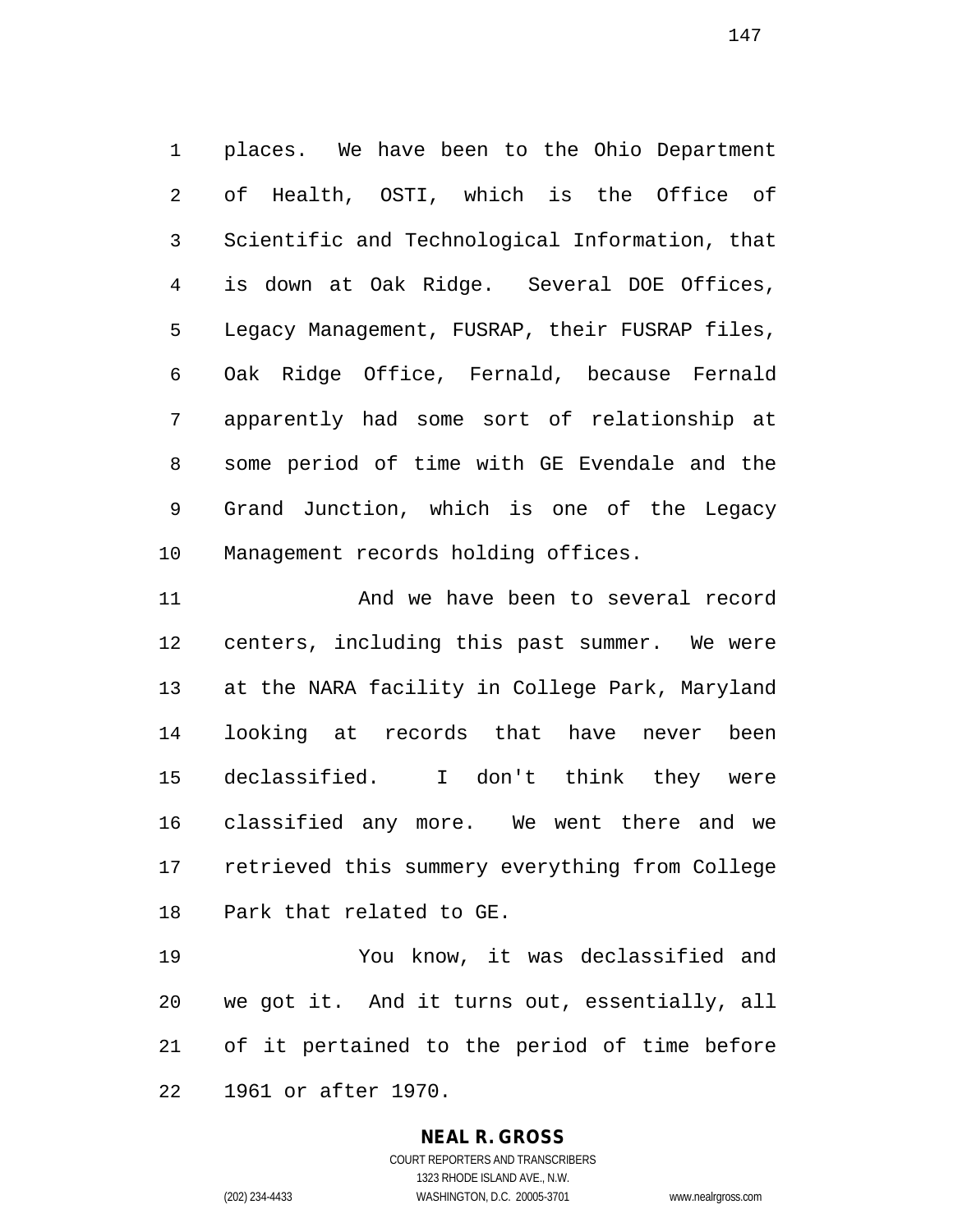places. We have been to the Ohio Department of Health, OSTI, which is the Office of Scientific and Technological Information, that is down at Oak Ridge. Several DOE Offices, Legacy Management, FUSRAP, their FUSRAP files, Oak Ridge Office, Fernald, because Fernald apparently had some sort of relationship at some period of time with GE Evendale and the Grand Junction, which is one of the Legacy Management records holding offices.

And we have been to several record centers, including this past summer. We were at the NARA facility in College Park, Maryland looking at records that have never been declassified. I don't think they were classified any more. We went there and we retrieved this summery everything from College Park that related to GE.

You know, it was declassified and we got it. And it turns out, essentially, all of it pertained to the period of time before 1961 or after 1970.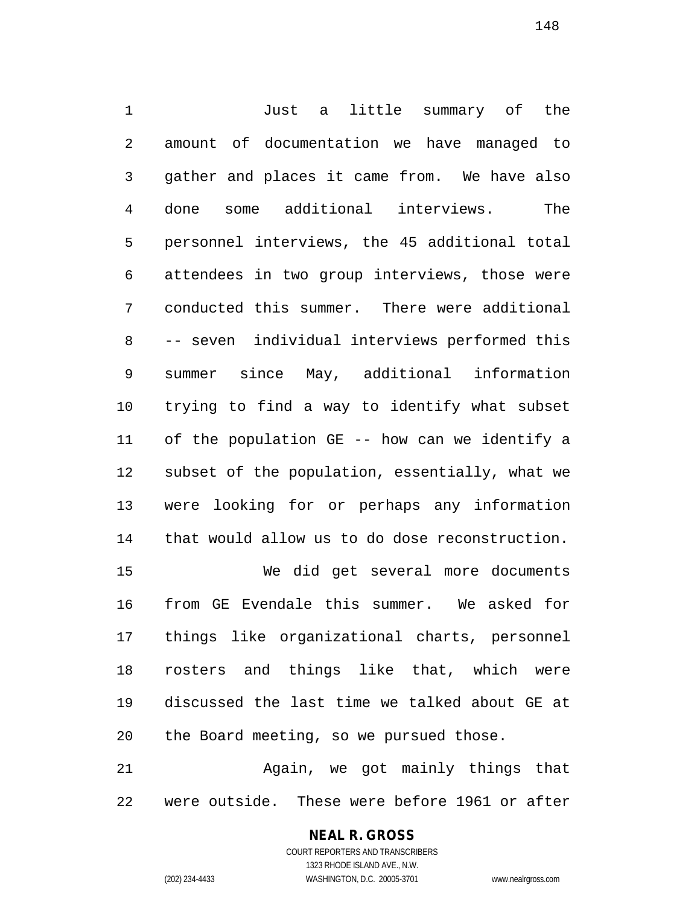Just a little summary of the amount of documentation we have managed to gather and places it came from. We have also done some additional interviews. The personnel interviews, the 45 additional total attendees in two group interviews, those were conducted this summer. There were additional -- seven individual interviews performed this summer since May, additional information trying to find a way to identify what subset of the population GE -- how can we identify a subset of the population, essentially, what we were looking for or perhaps any information that would allow us to do dose reconstruction.

We did get several more documents from GE Evendale this summer. We asked for things like organizational charts, personnel rosters and things like that, which were discussed the last time we talked about GE at the Board meeting, so we pursued those.

Again, we got mainly things that were outside. These were before 1961 or after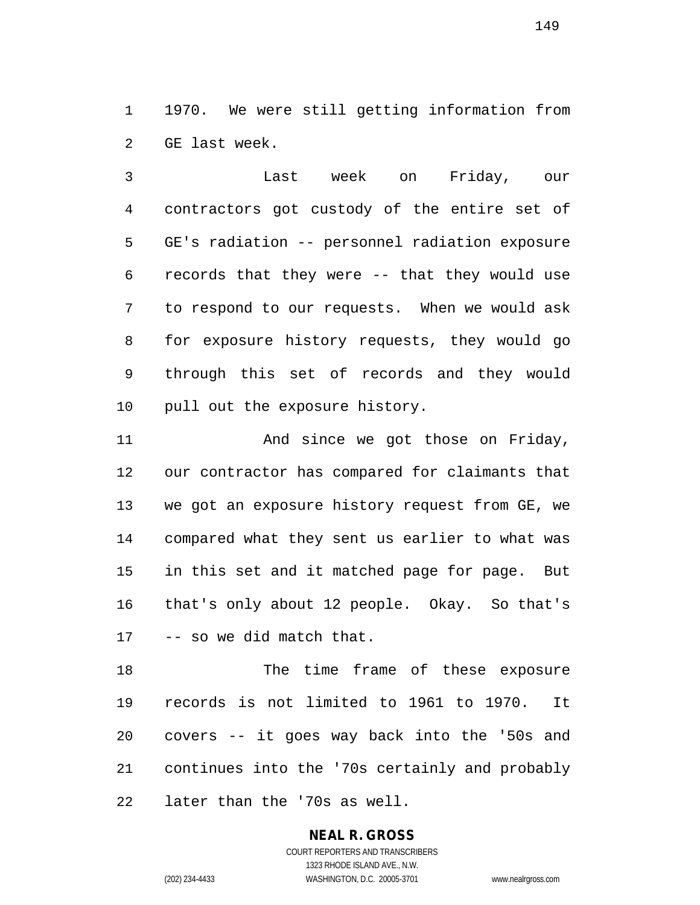1970. We were still getting information from GE last week.

Last week on Friday, our contractors got custody of the entire set of GE's radiation -- personnel radiation exposure records that they were -- that they would use to respond to our requests. When we would ask for exposure history requests, they would go through this set of records and they would pull out the exposure history.

And since we got those on Friday, our contractor has compared for claimants that we got an exposure history request from GE, we compared what they sent us earlier to what was in this set and it matched page for page. But that's only about 12 people. Okay. So that's -- so we did match that.

The time frame of these exposure records is not limited to 1961 to 1970. It covers -- it goes way back into the '50s and continues into the '70s certainly and probably later than the '70s as well.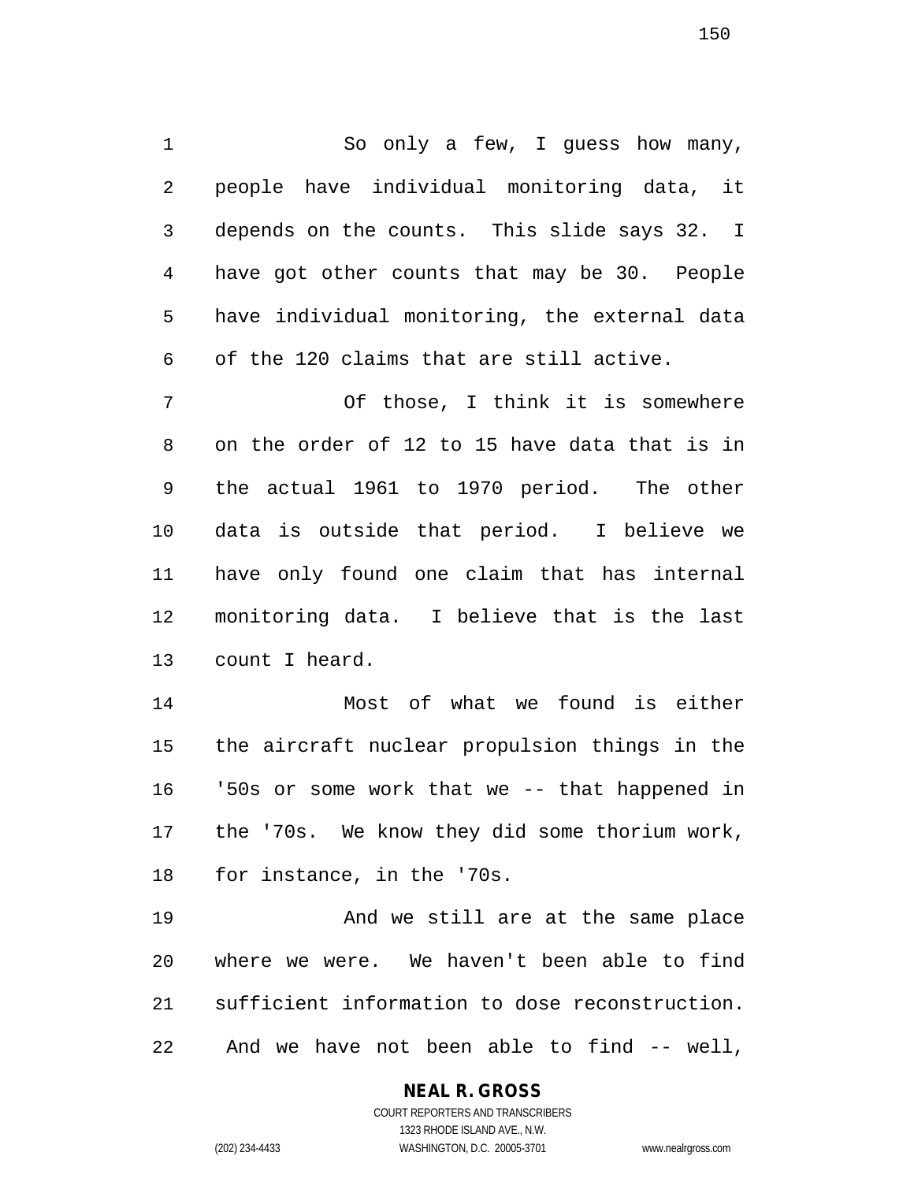So only a few, I guess how many, people have individual monitoring data, it depends on the counts. This slide says 32. I have got other counts that may be 30. People have individual monitoring, the external data of the 120 claims that are still active.

Of those, I think it is somewhere on the order of 12 to 15 have data that is in the actual 1961 to 1970 period. The other data is outside that period. I believe we have only found one claim that has internal monitoring data. I believe that is the last count I heard.

Most of what we found is either the aircraft nuclear propulsion things in the '50s or some work that we -- that happened in the '70s. We know they did some thorium work, for instance, in the '70s.

And we still are at the same place where we were. We haven't been able to find sufficient information to dose reconstruction. And we have not been able to find -- well,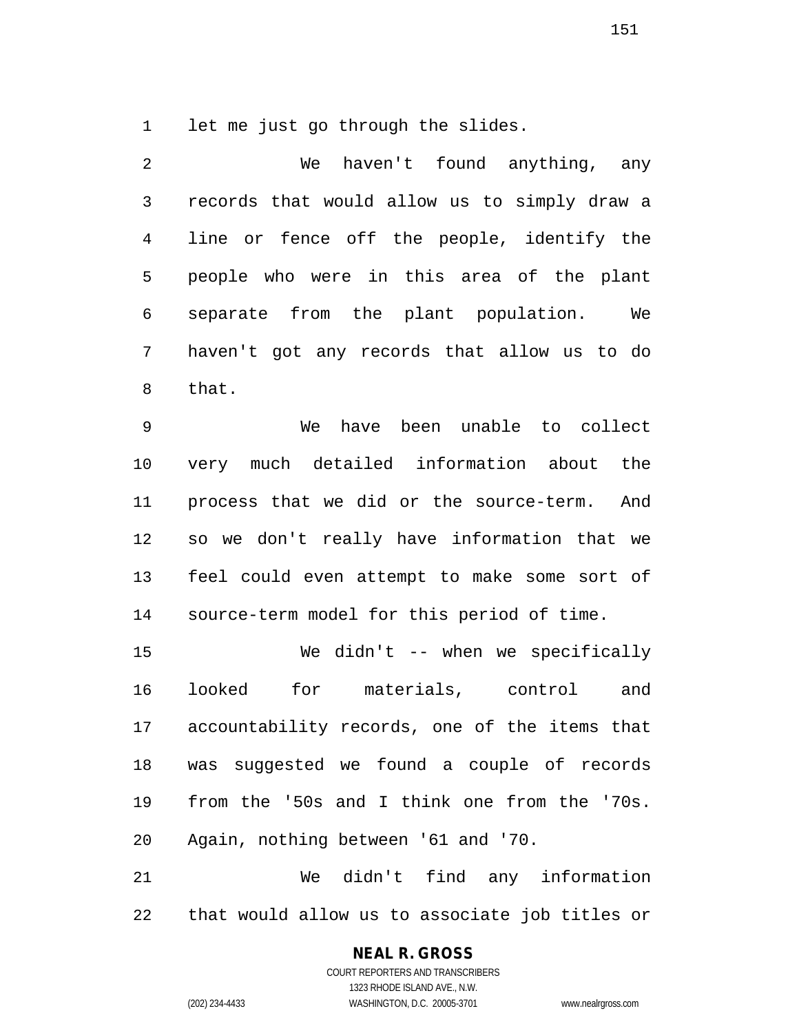let me just go through the slides.

We haven't found anything, any records that would allow us to simply draw a line or fence off the people, identify the people who were in this area of the plant separate from the plant population. We haven't got any records that allow us to do that.

We have been unable to collect very much detailed information about the process that we did or the source-term. And so we don't really have information that we feel could even attempt to make some sort of source-term model for this period of time.

We didn't -- when we specifically looked for materials, control and accountability records, one of the items that was suggested we found a couple of records from the '50s and I think one from the '70s. Again, nothing between '61 and '70.

We didn't find any information that would allow us to associate job titles or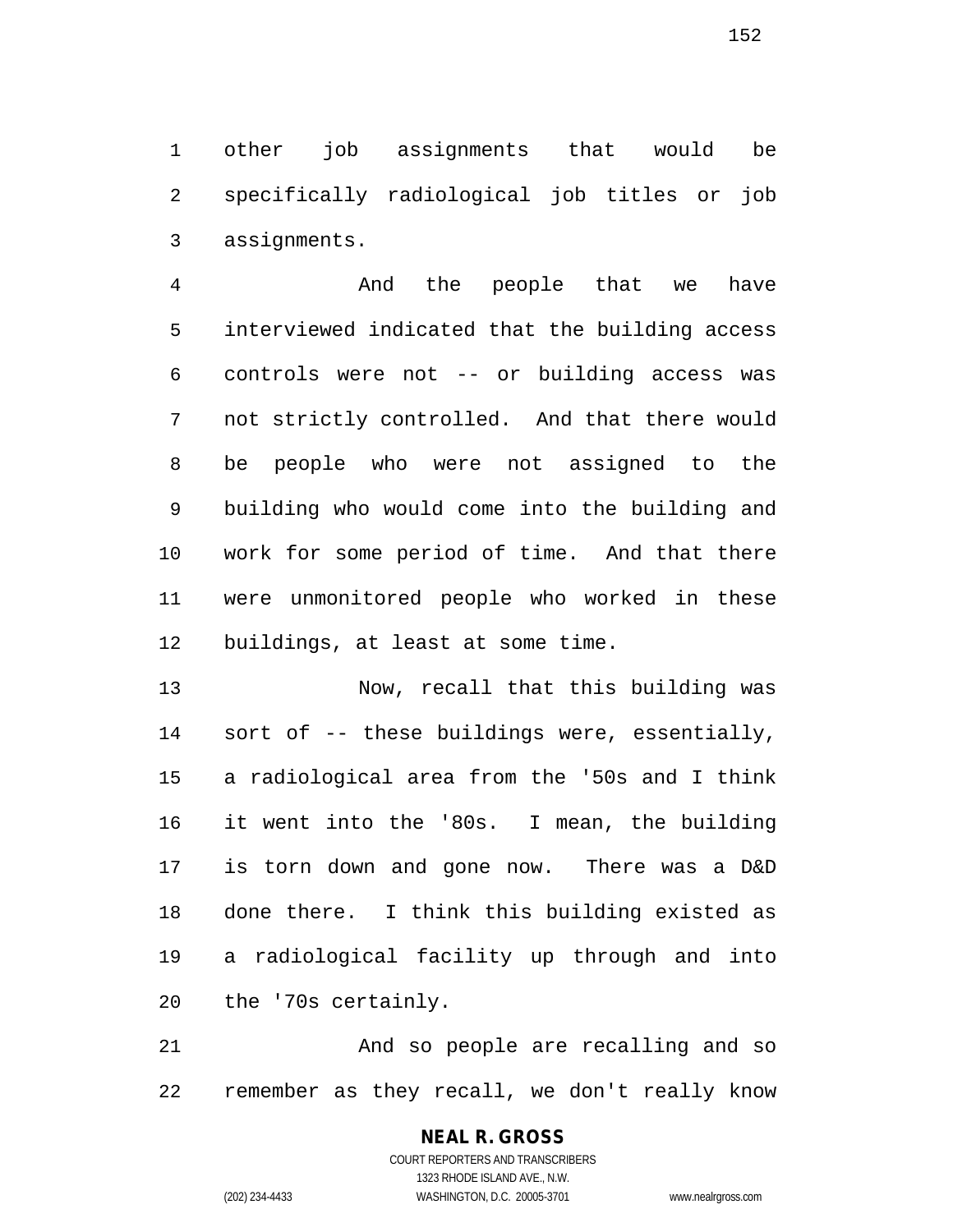other job assignments that would be specifically radiological job titles or job assignments.

And the people that we have interviewed indicated that the building access controls were not -- or building access was not strictly controlled. And that there would be people who were not assigned to the building who would come into the building and work for some period of time. And that there were unmonitored people who worked in these buildings, at least at some time.

Now, recall that this building was sort of -- these buildings were, essentially, a radiological area from the '50s and I think it went into the '80s. I mean, the building is torn down and gone now. There was a D&D done there. I think this building existed as a radiological facility up through and into the '70s certainly.

And so people are recalling and so remember as they recall, we don't really know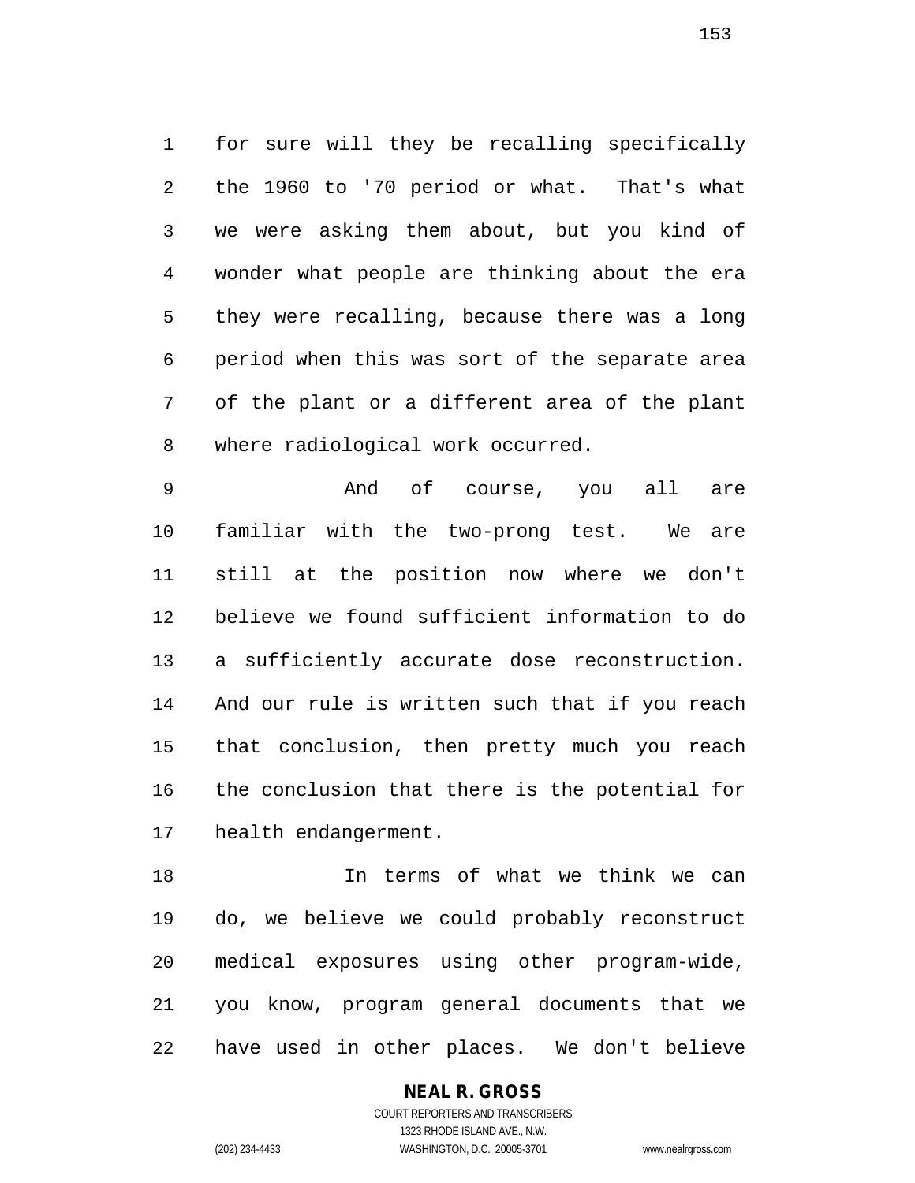for sure will they be recalling specifically the 1960 to '70 period or what. That's what we were asking them about, but you kind of wonder what people are thinking about the era they were recalling, because there was a long period when this was sort of the separate area of the plant or a different area of the plant where radiological work occurred.

And of course, you all are familiar with the two-prong test. We are still at the position now where we don't believe we found sufficient information to do a sufficiently accurate dose reconstruction. And our rule is written such that if you reach that conclusion, then pretty much you reach the conclusion that there is the potential for health endangerment.

In terms of what we think we can do, we believe we could probably reconstruct medical exposures using other program-wide, you know, program general documents that we have used in other places. We don't believe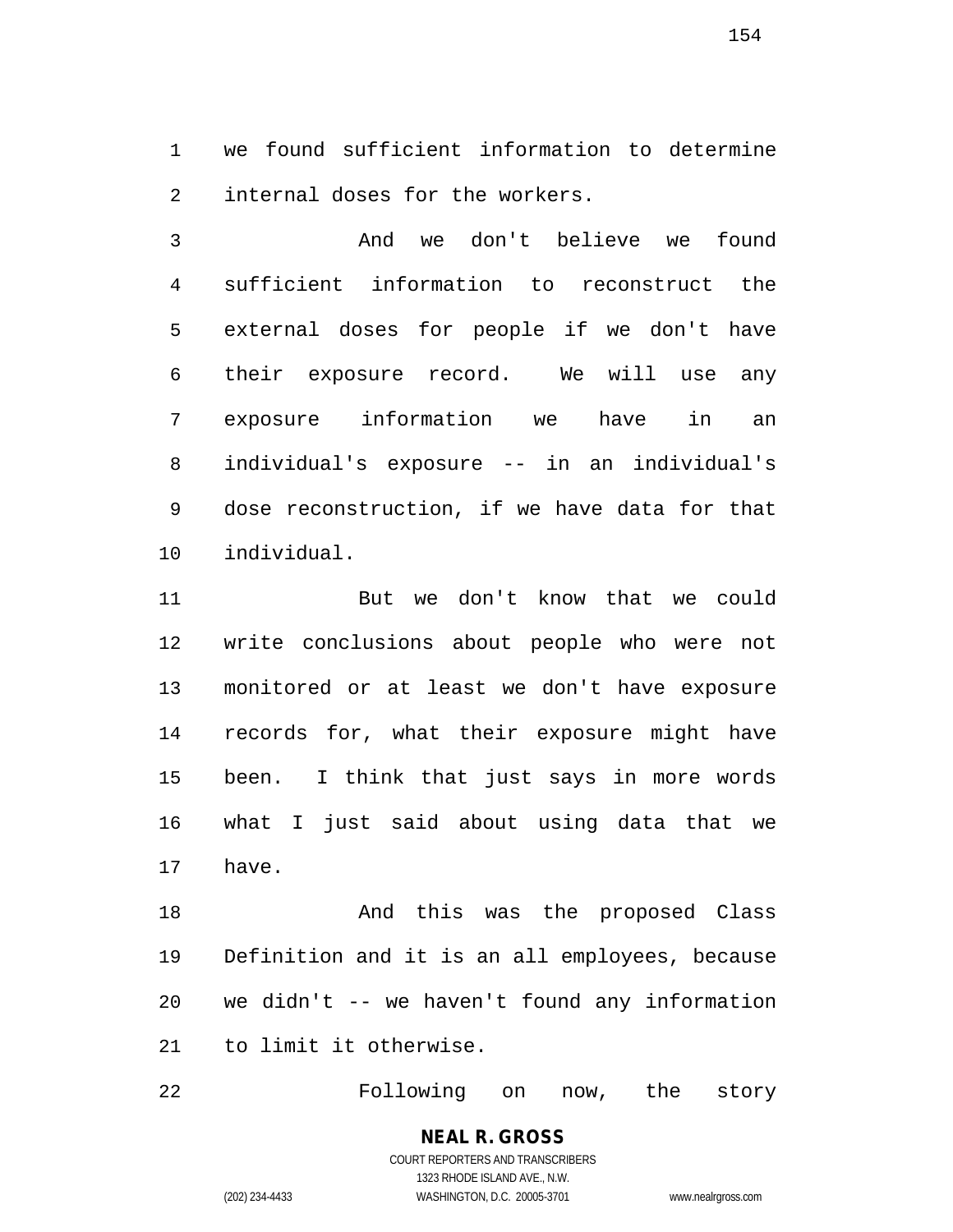we found sufficient information to determine internal doses for the workers.

And we don't believe we found sufficient information to reconstruct the external doses for people if we don't have their exposure record. We will use any exposure information we have in an individual's exposure -- in an individual's dose reconstruction, if we have data for that individual.

But we don't know that we could write conclusions about people who were not monitored or at least we don't have exposure records for, what their exposure might have been. I think that just says in more words what I just said about using data that we have.

And this was the proposed Class Definition and it is an all employees, because we didn't -- we haven't found any information to limit it otherwise.

Following on now, the story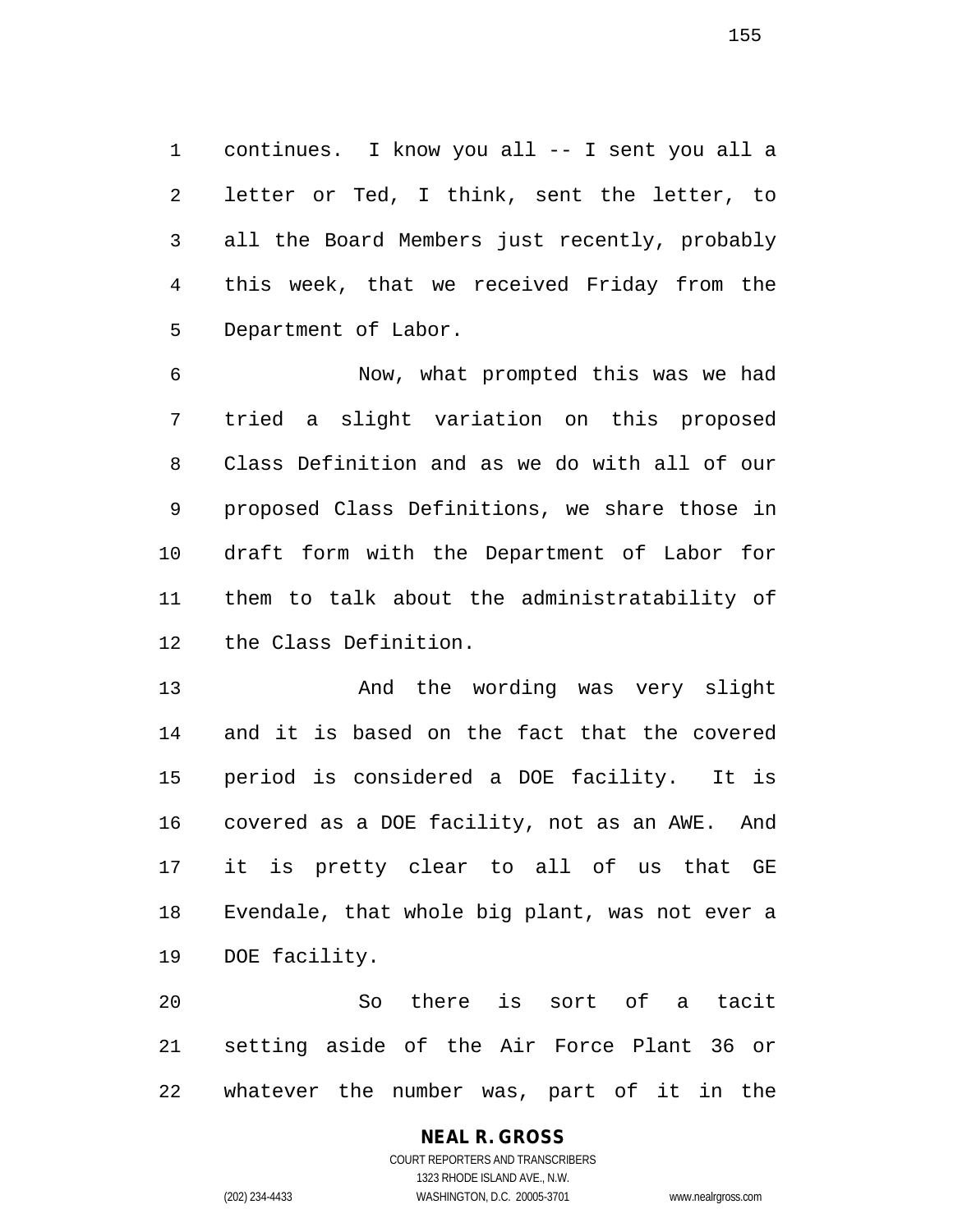continues. I know you all -- I sent you all a letter or Ted, I think, sent the letter, to all the Board Members just recently, probably this week, that we received Friday from the Department of Labor.

Now, what prompted this was we had tried a slight variation on this proposed Class Definition and as we do with all of our proposed Class Definitions, we share those in draft form with the Department of Labor for them to talk about the administratability of the Class Definition.

And the wording was very slight and it is based on the fact that the covered period is considered a DOE facility. It is covered as a DOE facility, not as an AWE. And it is pretty clear to all of us that GE Evendale, that whole big plant, was not ever a DOE facility.

So there is sort of a tacit setting aside of the Air Force Plant 36 or whatever the number was, part of it in the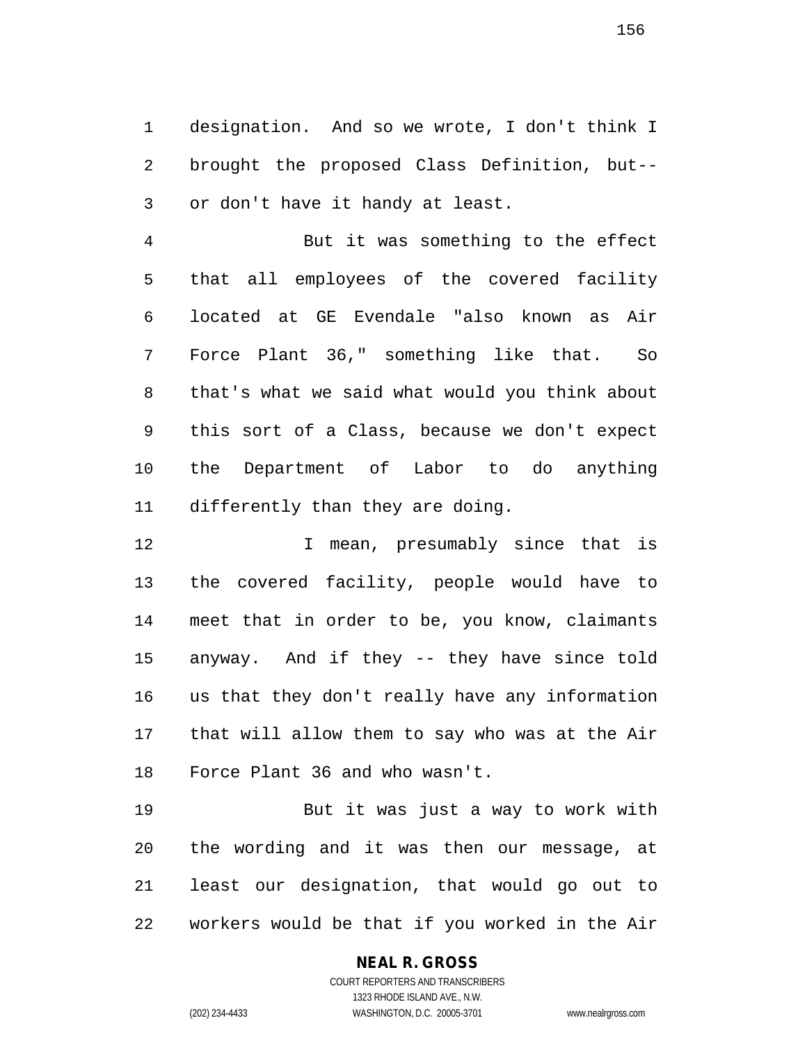designation. And so we wrote, I don't think I brought the proposed Class Definition, but-- or don't have it handy at least.

But it was something to the effect that all employees of the covered facility located at GE Evendale "also known as Air Force Plant 36," something like that. So that's what we said what would you think about this sort of a Class, because we don't expect the Department of Labor to do anything differently than they are doing.

I mean, presumably since that is the covered facility, people would have to meet that in order to be, you know, claimants anyway. And if they -- they have since told us that they don't really have any information that will allow them to say who was at the Air Force Plant 36 and who wasn't.

But it was just a way to work with the wording and it was then our message, at least our designation, that would go out to workers would be that if you worked in the Air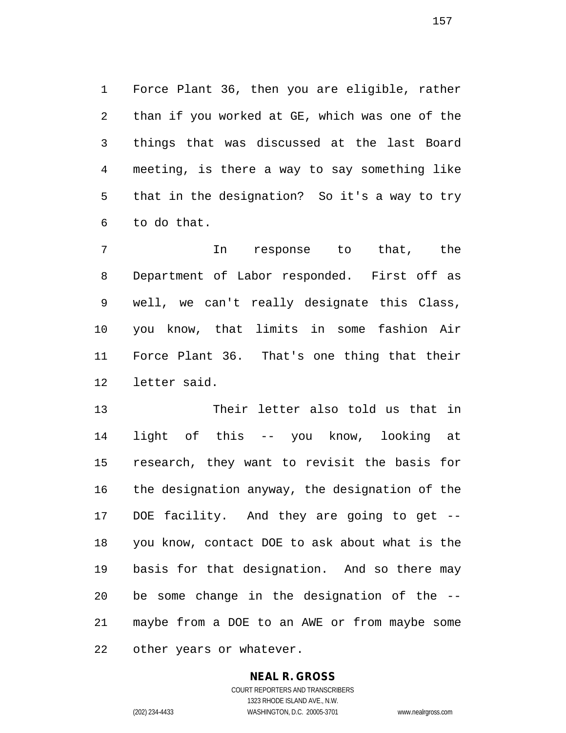Force Plant 36, then you are eligible, rather than if you worked at GE, which was one of the things that was discussed at the last Board meeting, is there a way to say something like that in the designation? So it's a way to try to do that.

In response to that, the Department of Labor responded. First off as well, we can't really designate this Class, you know, that limits in some fashion Air Force Plant 36. That's one thing that their letter said.

Their letter also told us that in light of this -- you know, looking at research, they want to revisit the basis for the designation anyway, the designation of the DOE facility. And they are going to get -- you know, contact DOE to ask about what is the basis for that designation. And so there may be some change in the designation of the -- maybe from a DOE to an AWE or from maybe some other years or whatever.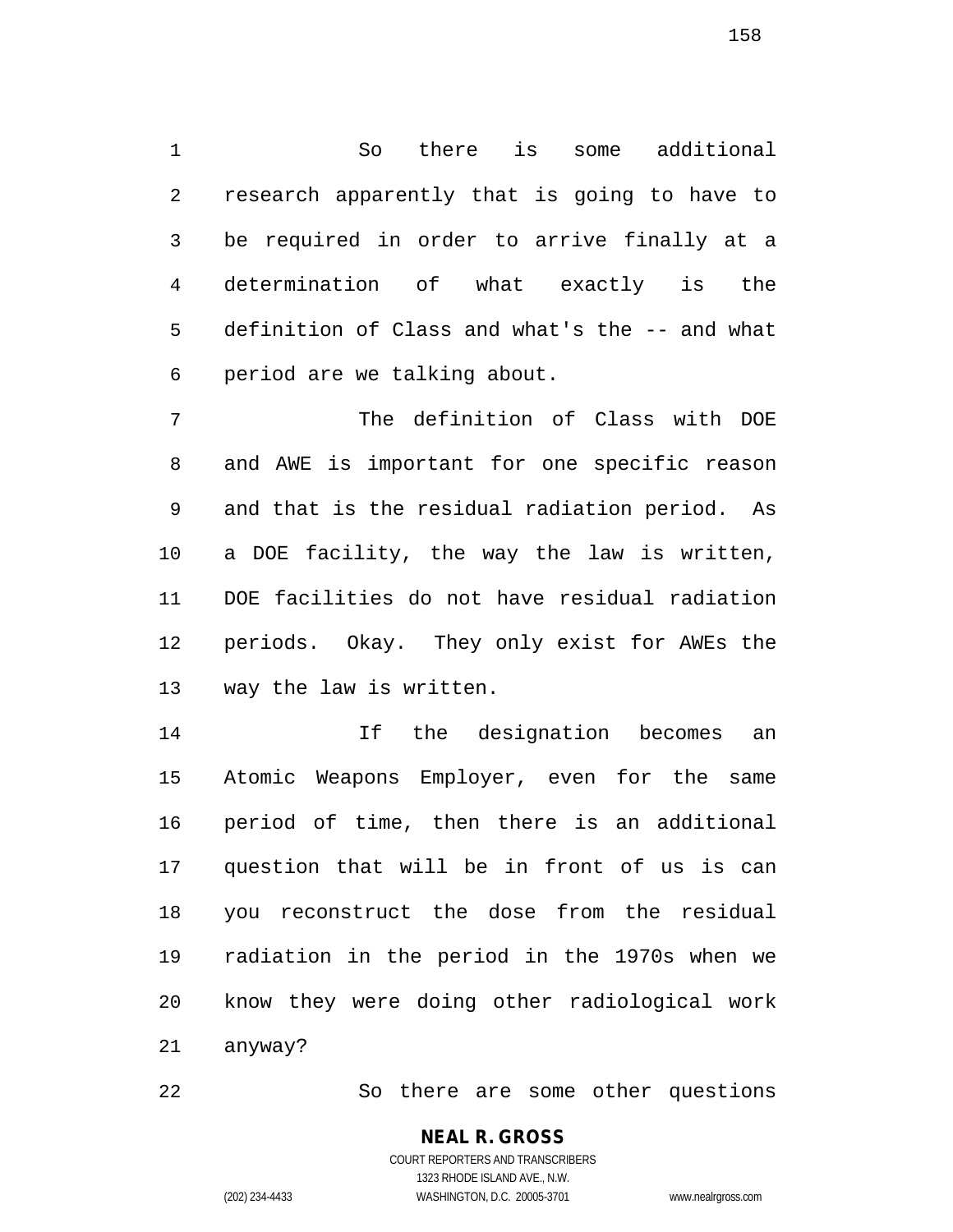So there is some additional research apparently that is going to have to be required in order to arrive finally at a determination of what exactly is the definition of Class and what's the -- and what period are we talking about.

The definition of Class with DOE and AWE is important for one specific reason and that is the residual radiation period. As a DOE facility, the way the law is written, DOE facilities do not have residual radiation periods. Okay. They only exist for AWEs the way the law is written.

If the designation becomes an Atomic Weapons Employer, even for the same period of time, then there is an additional question that will be in front of us is can you reconstruct the dose from the residual radiation in the period in the 1970s when we know they were doing other radiological work anyway?

So there are some other questions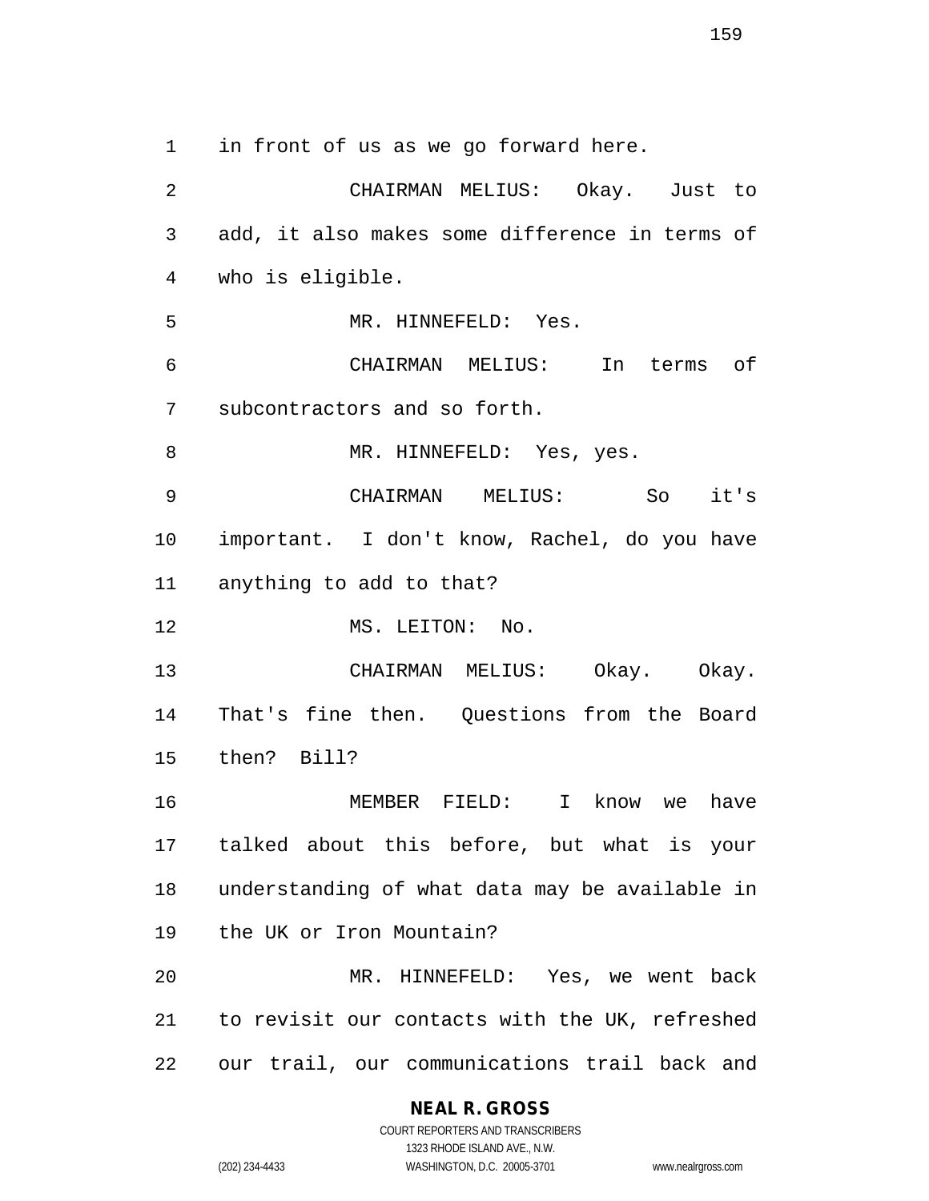in front of us as we go forward here.

CHAIRMAN MELIUS: Okay. Just to add, it also makes some difference in terms of who is eligible.

MR. HINNEFELD: Yes.

CHAIRMAN MELIUS: In terms of subcontractors and so forth.

MR. HINNEFELD: Yes, yes.

CHAIRMAN MELIUS: So it's important. I don't know, Rachel, do you have anything to add to that?

MS. LEITON: No.

CHAIRMAN MELIUS: Okay. Okay. That's fine then. Questions from the Board then? Bill?

MEMBER FIELD: I know we have talked about this before, but what is your understanding of what data may be available in the UK or Iron Mountain?

MR. HINNEFELD: Yes, we went back to revisit our contacts with the UK, refreshed our trail, our communications trail back and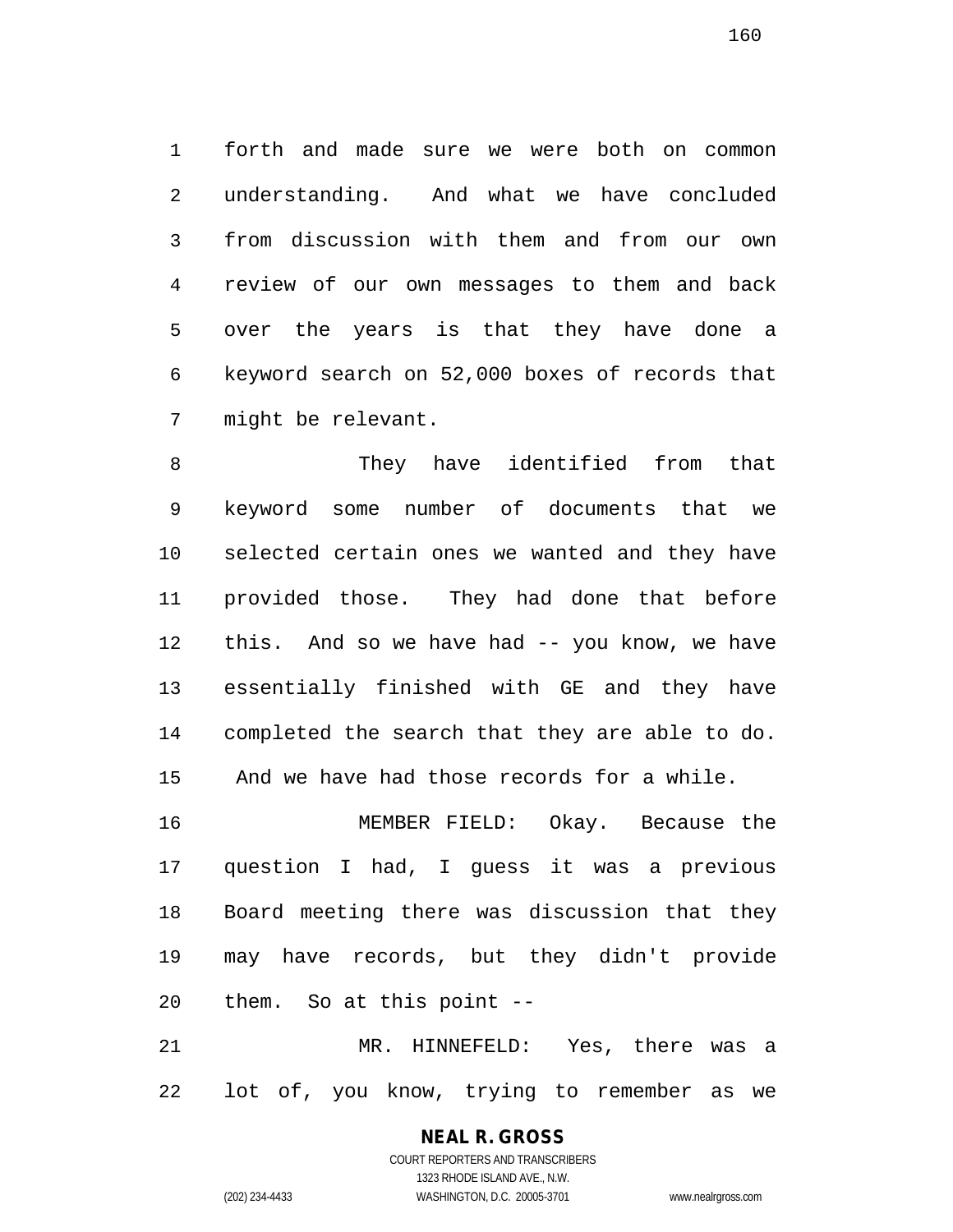forth and made sure we were both on common understanding. And what we have concluded from discussion with them and from our own review of our own messages to them and back over the years is that they have done a keyword search on 52,000 boxes of records that might be relevant.

They have identified from that keyword some number of documents that we selected certain ones we wanted and they have provided those. They had done that before this. And so we have had -- you know, we have essentially finished with GE and they have completed the search that they are able to do. And we have had those records for a while.

MEMBER FIELD: Okay. Because the question I had, I guess it was a previous Board meeting there was discussion that they may have records, but they didn't provide them. So at this point --

MR. HINNEFELD: Yes, there was a lot of, you know, trying to remember as we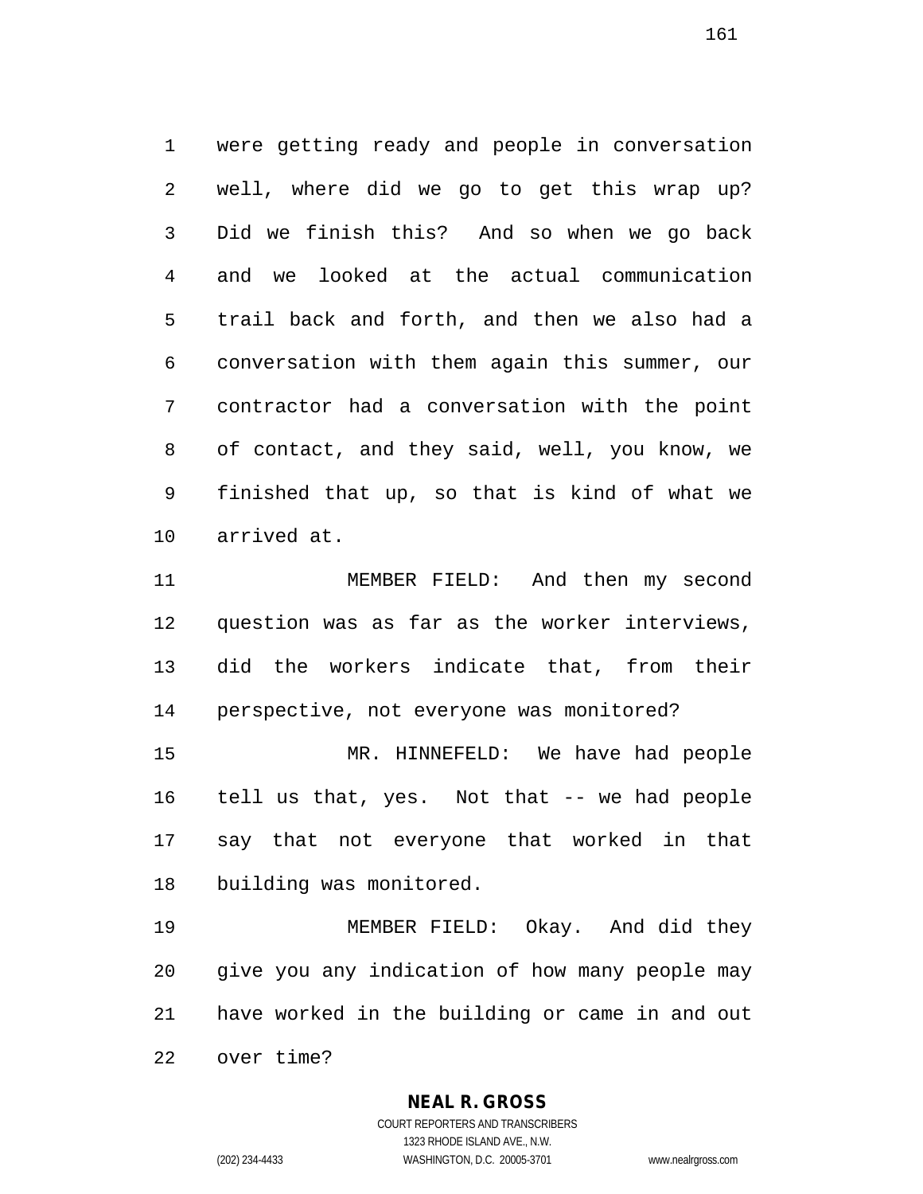were getting ready and people in conversation well, where did we go to get this wrap up? Did we finish this? And so when we go back and we looked at the actual communication trail back and forth, and then we also had a conversation with them again this summer, our contractor had a conversation with the point of contact, and they said, well, you know, we finished that up, so that is kind of what we arrived at.

MEMBER FIELD: And then my second question was as far as the worker interviews, did the workers indicate that, from their perspective, not everyone was monitored?

MR. HINNEFELD: We have had people tell us that, yes. Not that -- we had people say that not everyone that worked in that building was monitored.

MEMBER FIELD: Okay. And did they give you any indication of how many people may have worked in the building or came in and out over time?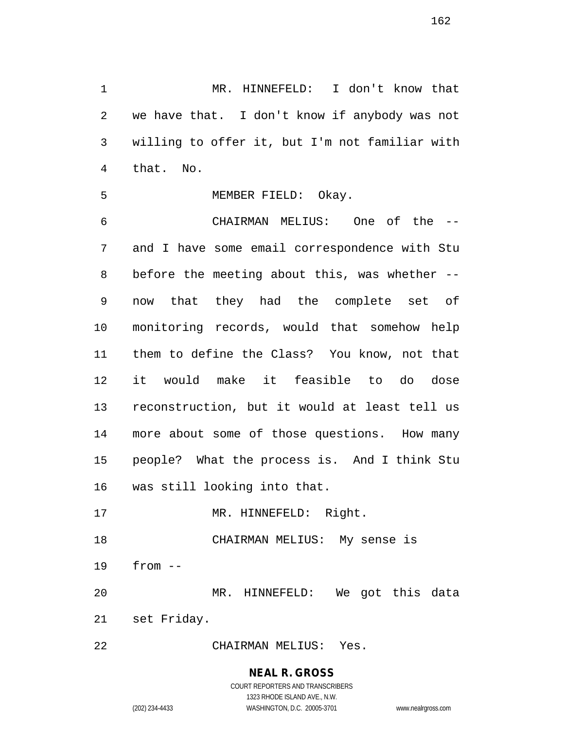MR. HINNEFELD: I don't know that we have that. I don't know if anybody was not willing to offer it, but I'm not familiar with that. No.

MEMBER FIELD: Okay.

CHAIRMAN MELIUS: One of the -- and I have some email correspondence with Stu before the meeting about this, was whether -- now that they had the complete set of monitoring records, would that somehow help them to define the Class? You know, not that it would make it feasible to do dose reconstruction, but it would at least tell us more about some of those questions. How many people? What the process is. And I think Stu was still looking into that.

MR. HINNEFELD: Right.

CHAIRMAN MELIUS: My sense is from --

MR. HINNEFELD: We got this data set Friday.

CHAIRMAN MELIUS: Yes.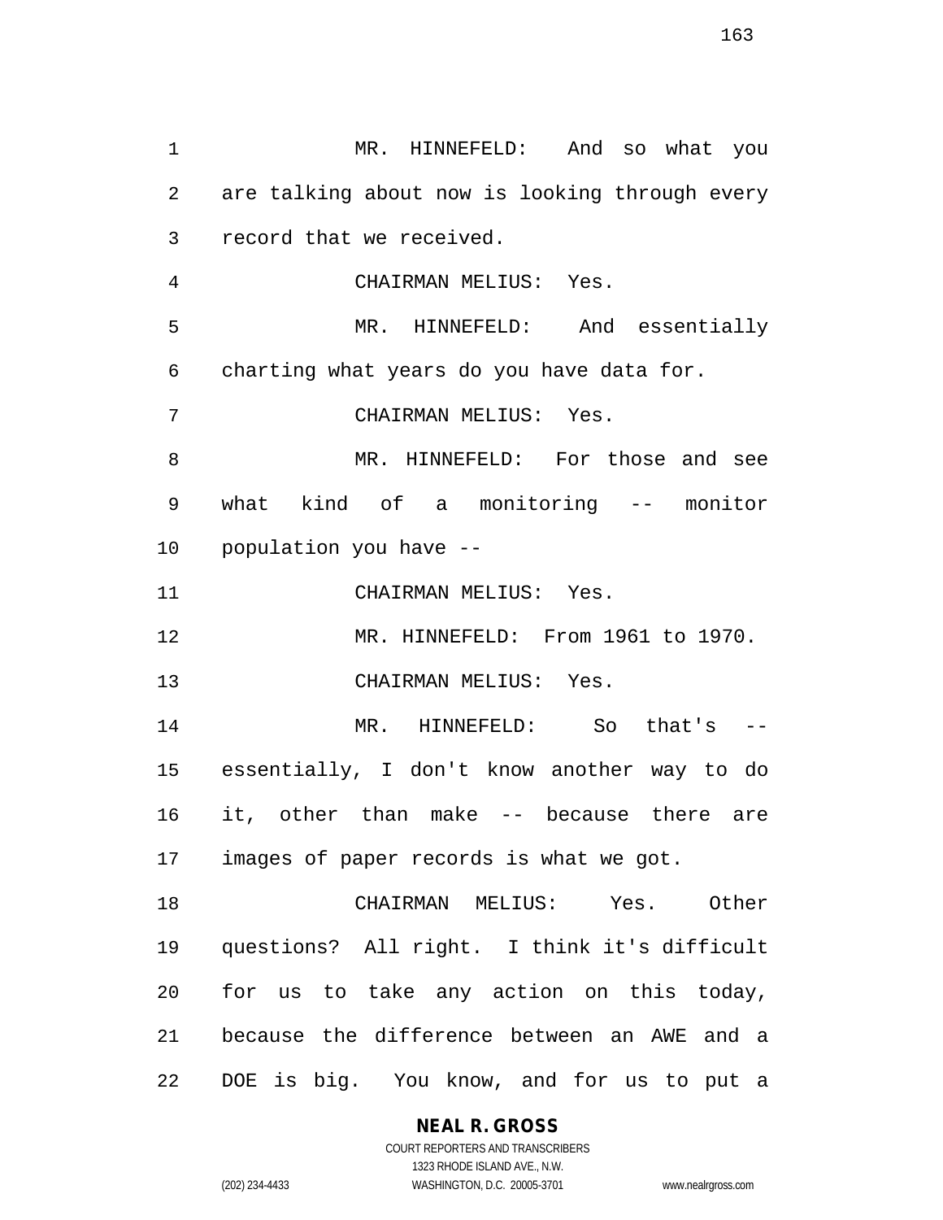MR. HINNEFELD: And so what you are talking about now is looking through every record that we received.

CHAIRMAN MELIUS: Yes.

MR. HINNEFELD: And essentially charting what years do you have data for.

CHAIRMAN MELIUS: Yes.

MR. HINNEFELD: For those and see what kind of a monitoring -- monitor population you have --

CHAIRMAN MELIUS: Yes.

MR. HINNEFELD: From 1961 to 1970.

CHAIRMAN MELIUS: Yes.

MR. HINNEFELD: So that's -- essentially, I don't know another way to do it, other than make -- because there are images of paper records is what we got.

CHAIRMAN MELIUS: Yes. Other questions? All right. I think it's difficult for us to take any action on this today, because the difference between an AWE and a DOE is big. You know, and for us to put a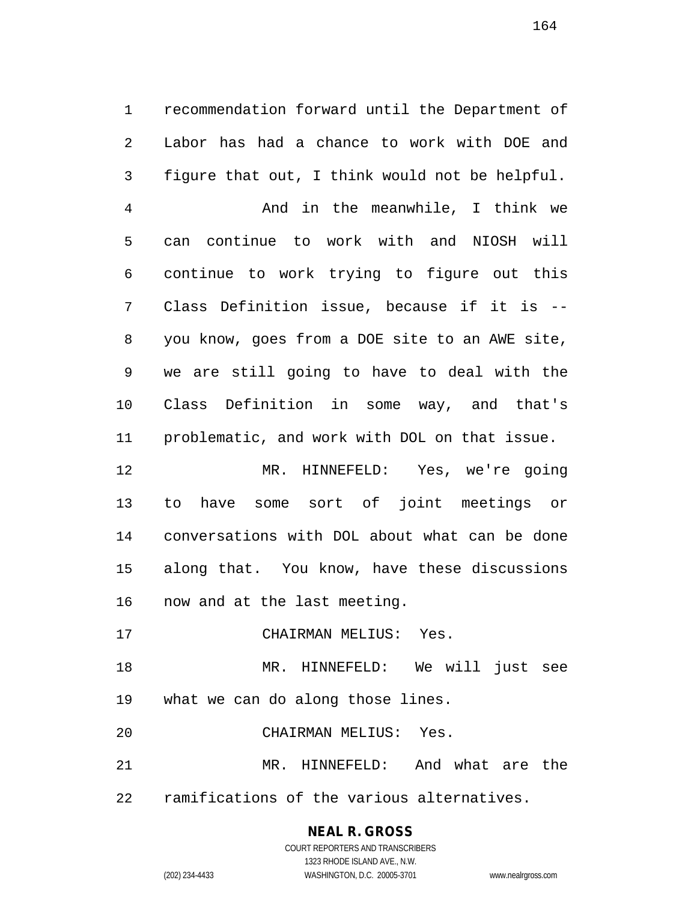recommendation forward until the Department of Labor has had a chance to work with DOE and figure that out, I think would not be helpful.

And in the meanwhile, I think we can continue to work with and NIOSH will continue to work trying to figure out this Class Definition issue, because if it is -- you know, goes from a DOE site to an AWE site, we are still going to have to deal with the Class Definition in some way, and that's problematic, and work with DOL on that issue.

MR. HINNEFELD: Yes, we're going to have some sort of joint meetings or conversations with DOL about what can be done along that. You know, have these discussions now and at the last meeting.

CHAIRMAN MELIUS: Yes.

MR. HINNEFELD: We will just see what we can do along those lines.

CHAIRMAN MELIUS: Yes.

MR. HINNEFELD: And what are the ramifications of the various alternatives.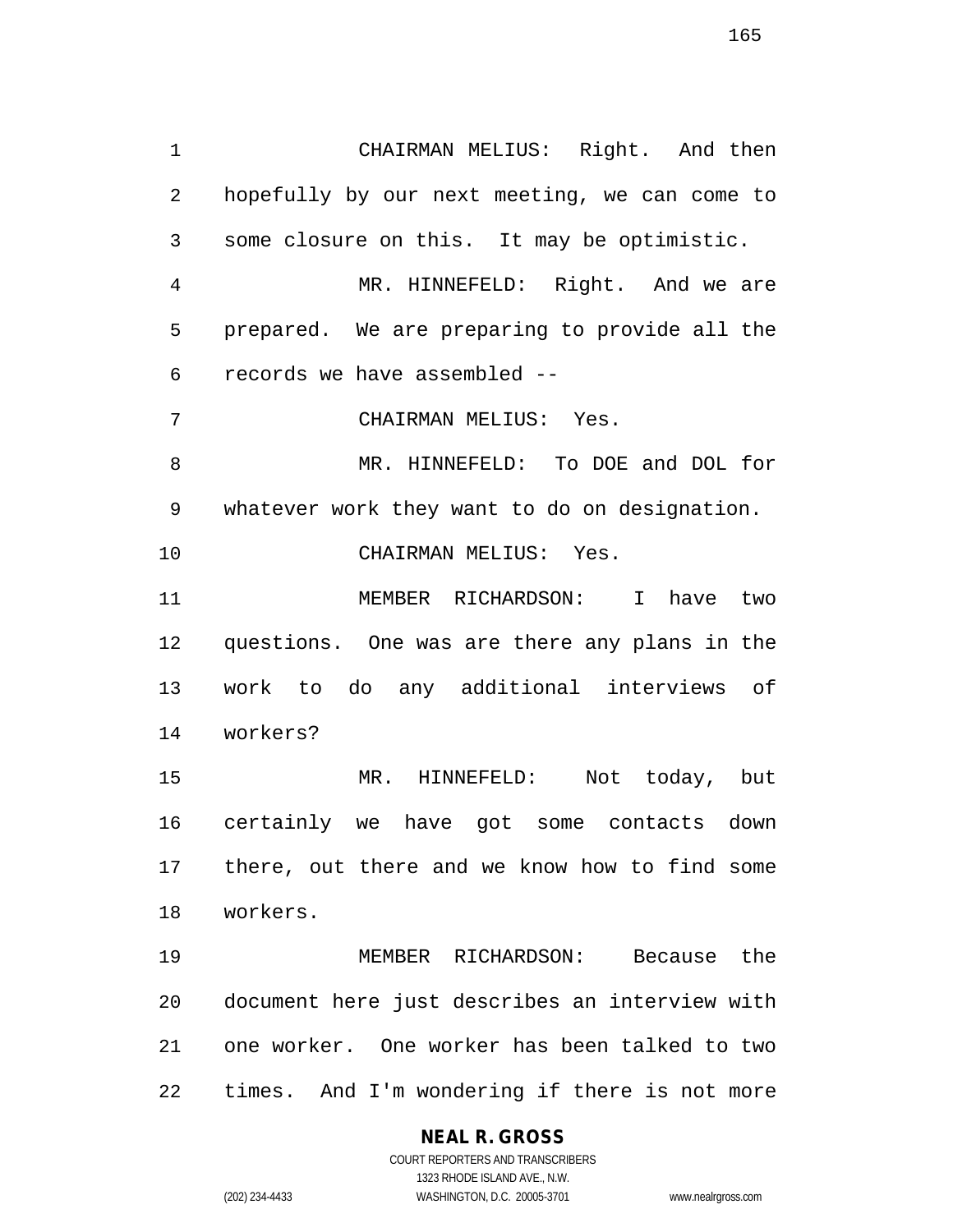CHAIRMAN MELIUS: Right. And then hopefully by our next meeting, we can come to some closure on this. It may be optimistic.

MR. HINNEFELD: Right. And we are prepared. We are preparing to provide all the records we have assembled --

CHAIRMAN MELIUS: Yes.

MR. HINNEFELD: To DOE and DOL for whatever work they want to do on designation.

CHAIRMAN MELIUS: Yes.

MEMBER RICHARDSON: I have two questions. One was are there any plans in the work to do any additional interviews of workers?

MR. HINNEFELD: Not today, but certainly we have got some contacts down there, out there and we know how to find some workers.

MEMBER RICHARDSON: Because the document here just describes an interview with one worker. One worker has been talked to two times. And I'm wondering if there is not more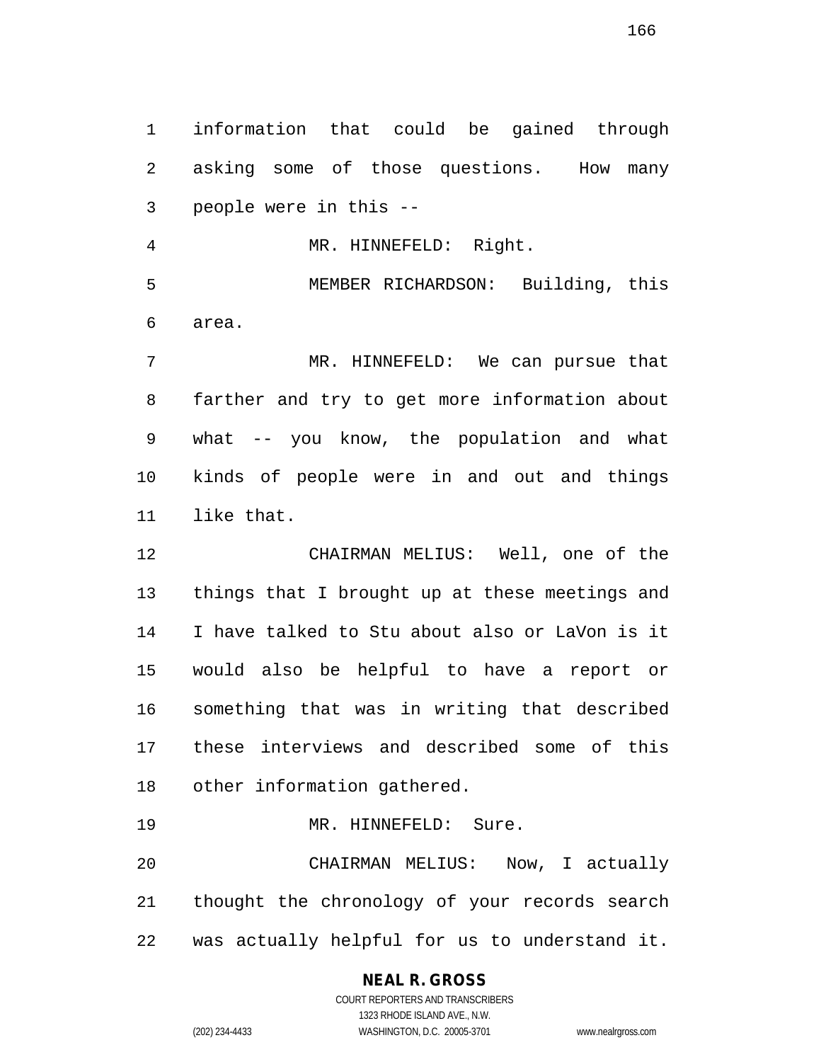information that could be gained through asking some of those questions. How many people were in this --

MR. HINNEFELD: Right.

MEMBER RICHARDSON: Building, this area.

MR. HINNEFELD: We can pursue that farther and try to get more information about what -- you know, the population and what kinds of people were in and out and things like that.

CHAIRMAN MELIUS: Well, one of the things that I brought up at these meetings and I have talked to Stu about also or LaVon is it would also be helpful to have a report or something that was in writing that described these interviews and described some of this other information gathered.

MR. HINNEFELD: Sure.

CHAIRMAN MELIUS: Now, I actually thought the chronology of your records search was actually helpful for us to understand it.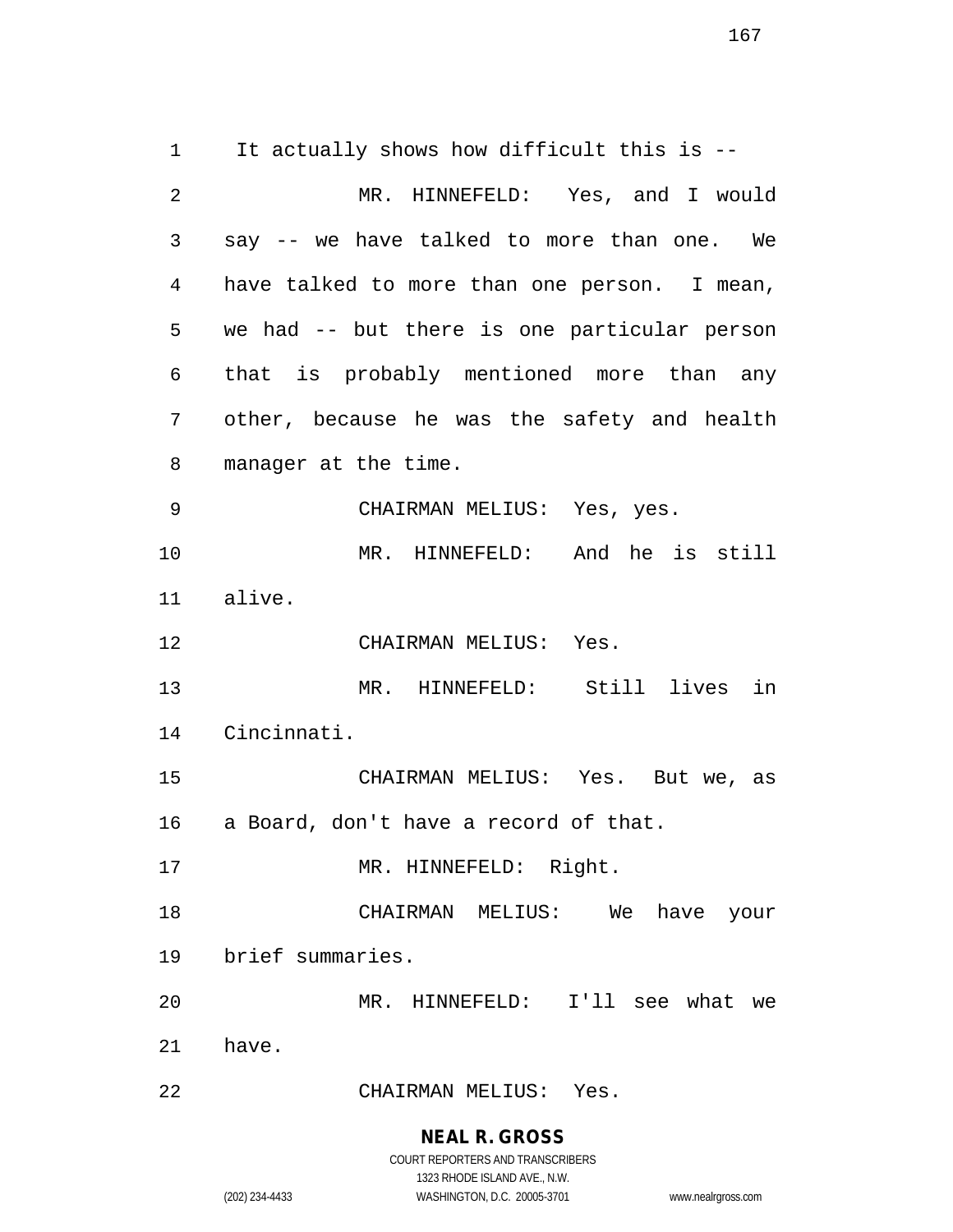It actually shows how difficult this is --

MR. HINNEFELD: Yes, and I would say -- we have talked to more than one. We have talked to more than one person. I mean, we had -- but there is one particular person that is probably mentioned more than any other, because he was the safety and health manager at the time.

CHAIRMAN MELIUS: Yes, yes.

MR. HINNEFELD: And he is still alive.

CHAIRMAN MELIUS: Yes.

MR. HINNEFELD: Still lives in Cincinnati.

CHAIRMAN MELIUS: Yes. But we, as a Board, don't have a record of that.

MR. HINNEFELD: Right.

CHAIRMAN MELIUS: We have your brief summaries.

MR. HINNEFELD: I'll see what we have.

CHAIRMAN MELIUS: Yes.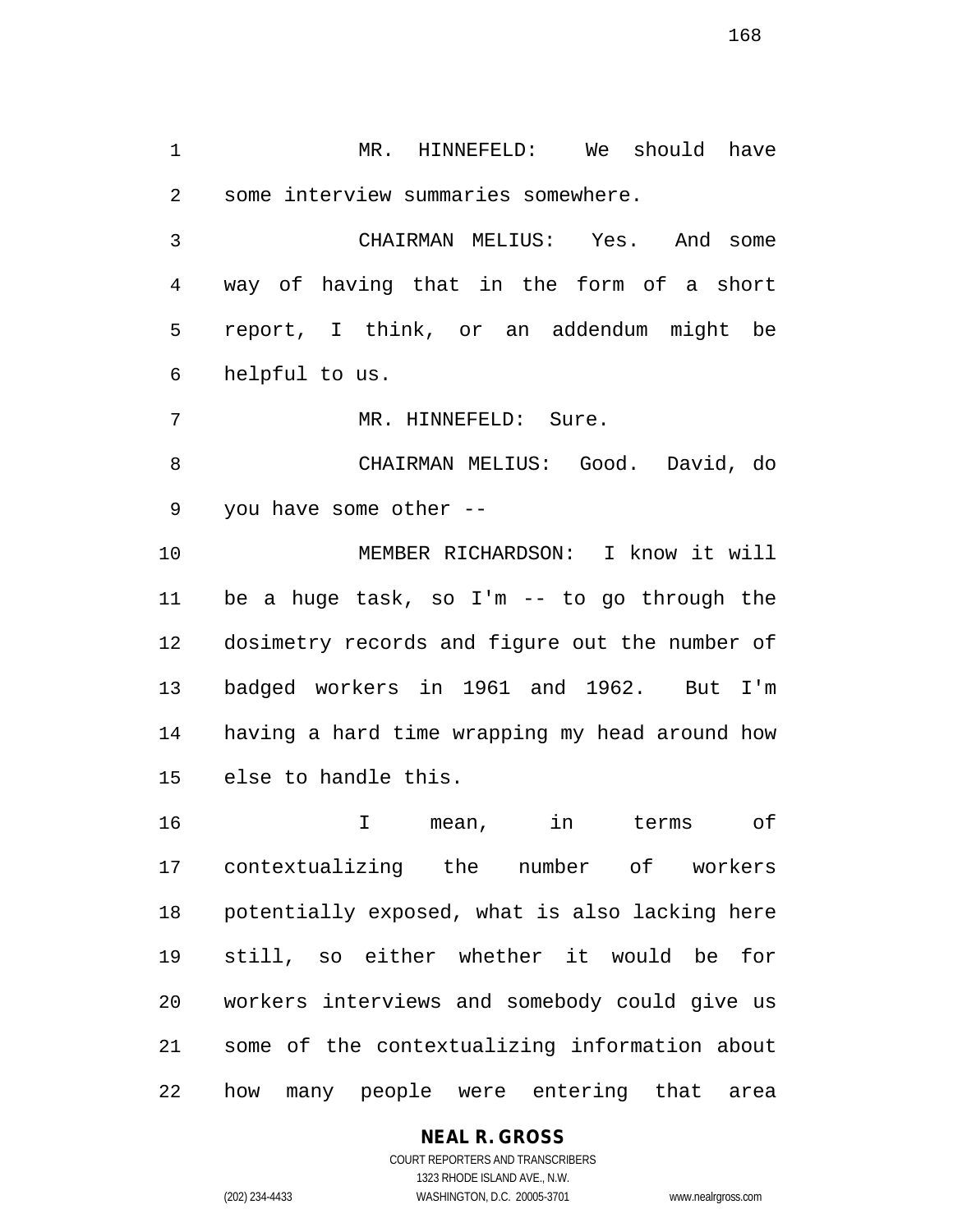MR. HINNEFELD: We should have some interview summaries somewhere.

CHAIRMAN MELIUS: Yes. And some way of having that in the form of a short report, I think, or an addendum might be helpful to us.

MR. HINNEFELD: Sure.

CHAIRMAN MELIUS: Good. David, do you have some other --

MEMBER RICHARDSON: I know it will be a huge task, so I'm -- to go through the dosimetry records and figure out the number of badged workers in 1961 and 1962. But I'm having a hard time wrapping my head around how else to handle this.

I mean, in terms of contextualizing the number of workers potentially exposed, what is also lacking here still, so either whether it would be for workers interviews and somebody could give us some of the contextualizing information about how many people were entering that area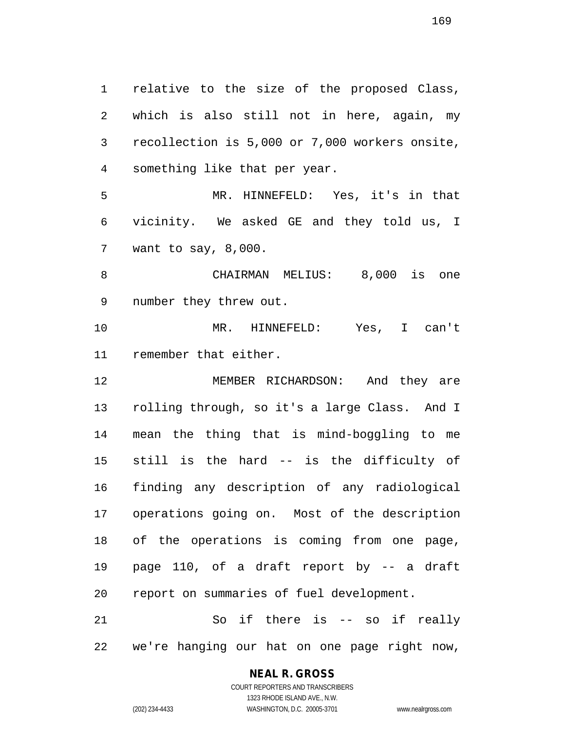relative to the size of the proposed Class, which is also still not in here, again, my recollection is 5,000 or 7,000 workers onsite, something like that per year.

MR. HINNEFELD: Yes, it's in that vicinity. We asked GE and they told us, I want to say, 8,000.

CHAIRMAN MELIUS: 8,000 is one number they threw out.

MR. HINNEFELD: Yes, I can't remember that either.

MEMBER RICHARDSON: And they are rolling through, so it's a large Class. And I mean the thing that is mind-boggling to me still is the hard -- is the difficulty of finding any description of any radiological operations going on. Most of the description of the operations is coming from one page, page 110, of a draft report by -- a draft report on summaries of fuel development.

So if there is -- so if really we're hanging our hat on one page right now,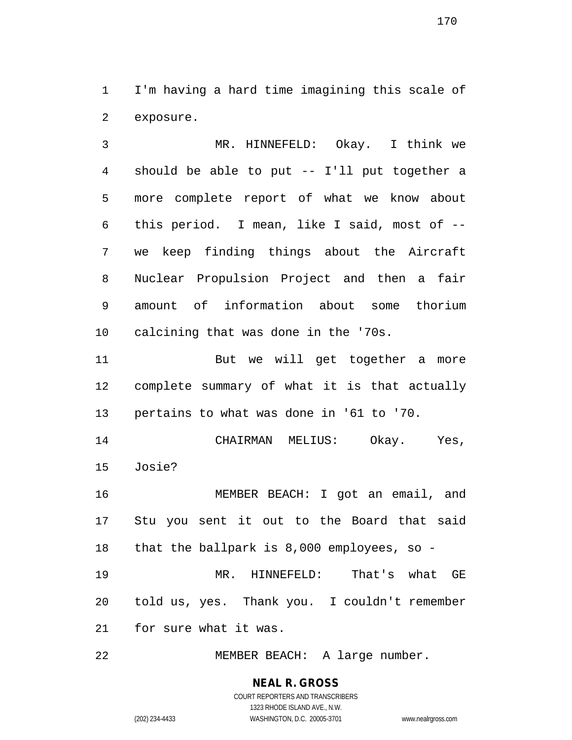I'm having a hard time imagining this scale of exposure.

MR. HINNEFELD: Okay. I think we should be able to put -- I'll put together a more complete report of what we know about this period. I mean, like I said, most of -- we keep finding things about the Aircraft Nuclear Propulsion Project and then a fair amount of information about some thorium calcining that was done in the '70s.

But we will get together a more complete summary of what it is that actually pertains to what was done in '61 to '70.

CHAIRMAN MELIUS: Okay. Yes, Josie?

MEMBER BEACH: I got an email, and Stu you sent it out to the Board that said that the ballpark is 8,000 employees, so -

MR. HINNEFELD: That's what GE told us, yes. Thank you. I couldn't remember for sure what it was.

MEMBER BEACH: A large number.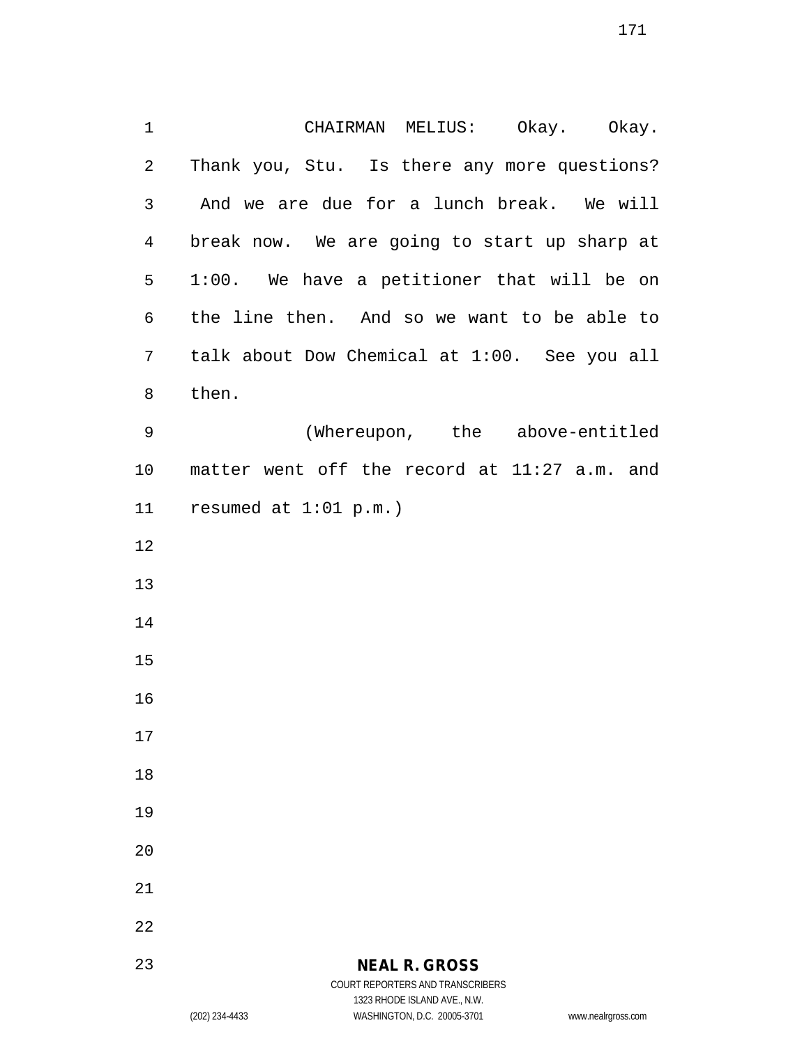CHAIRMAN MELIUS: Okay. Okay. Thank you, Stu. Is there any more questions? And we are due for a lunch break. We will break now. We are going to start up sharp at 1:00. We have a petitioner that will be on the line then. And so we want to be able to talk about Dow Chemical at 1:00. See you all then.

(Whereupon, the above-entitled matter went off the record at 11:27 a.m. and resumed at 1:01 p.m.)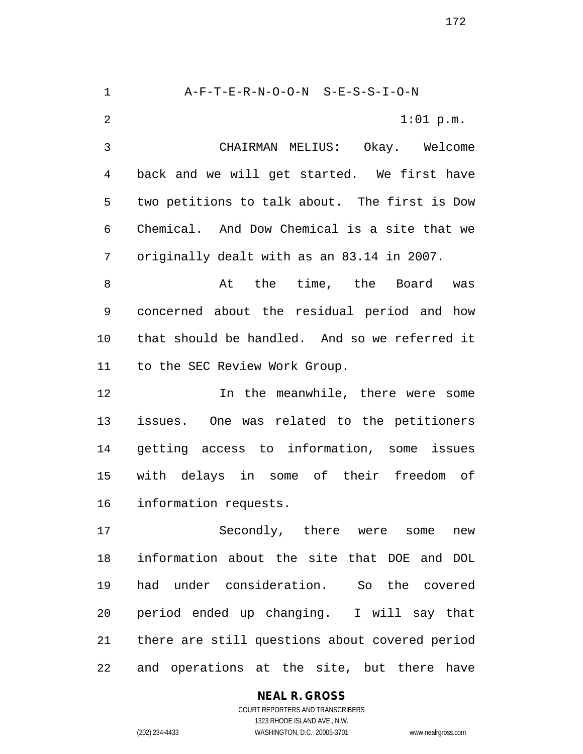A-F-T-E-R-N-O-O-N S-E-S-S-I-O-N

1:01 p.m.

CHAIRMAN MELIUS: Okay. Welcome back and we will get started. We first have two petitions to talk about. The first is Dow Chemical. And Dow Chemical is a site that we originally dealt with as an 83.14 in 2007.

At the time, the Board was concerned about the residual period and how that should be handled. And so we referred it to the SEC Review Work Group.

In the meanwhile, there were some issues. One was related to the petitioners getting access to information, some issues with delays in some of their freedom of information requests.

Secondly, there were some new information about the site that DOE and DOL had under consideration. So the covered period ended up changing. I will say that there are still questions about covered period and operations at the site, but there have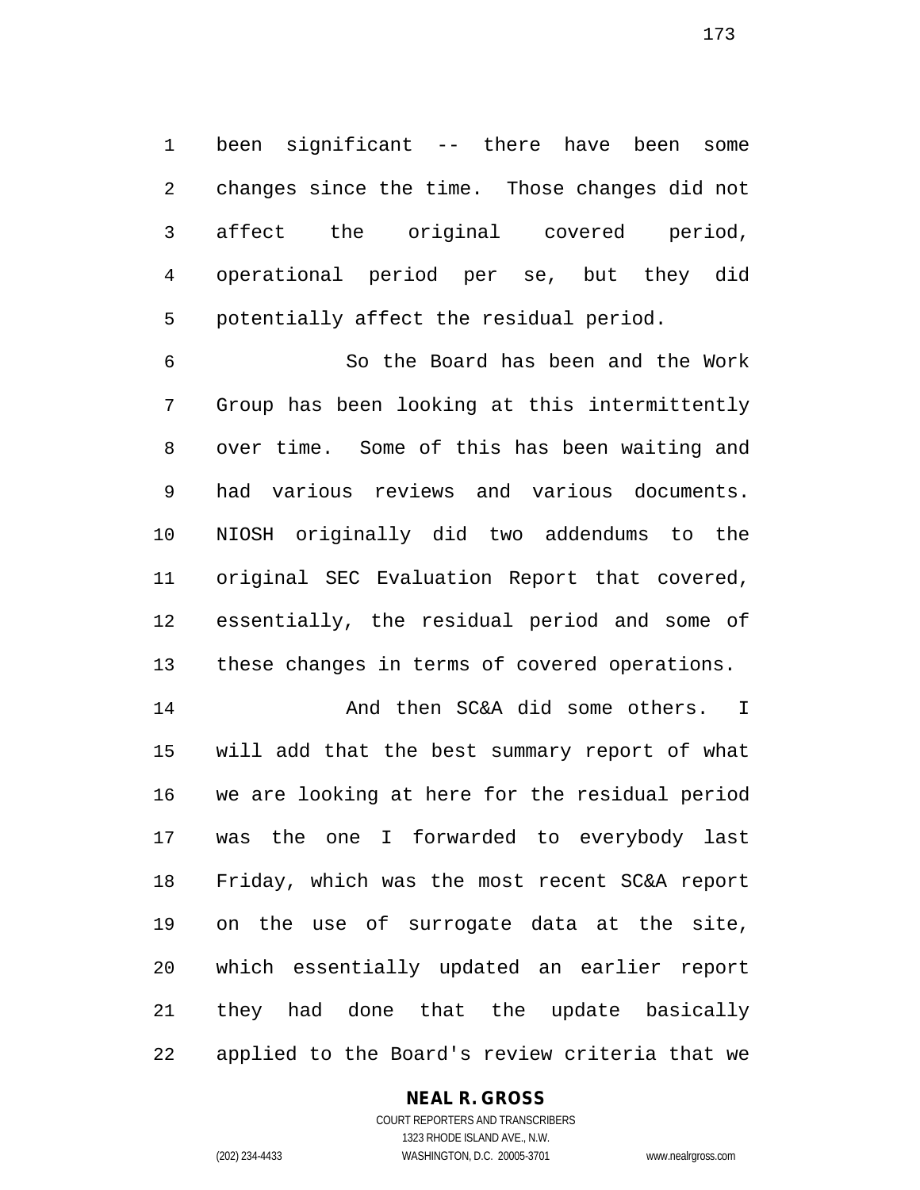been significant -- there have been some changes since the time. Those changes did not affect the original covered period, operational period per se, but they did potentially affect the residual period.

So the Board has been and the Work Group has been looking at this intermittently over time. Some of this has been waiting and had various reviews and various documents. NIOSH originally did two addendums to the original SEC Evaluation Report that covered, essentially, the residual period and some of these changes in terms of covered operations.

And then SC&A did some others. I will add that the best summary report of what we are looking at here for the residual period was the one I forwarded to everybody last Friday, which was the most recent SC&A report on the use of surrogate data at the site, which essentially updated an earlier report they had done that the update basically applied to the Board's review criteria that we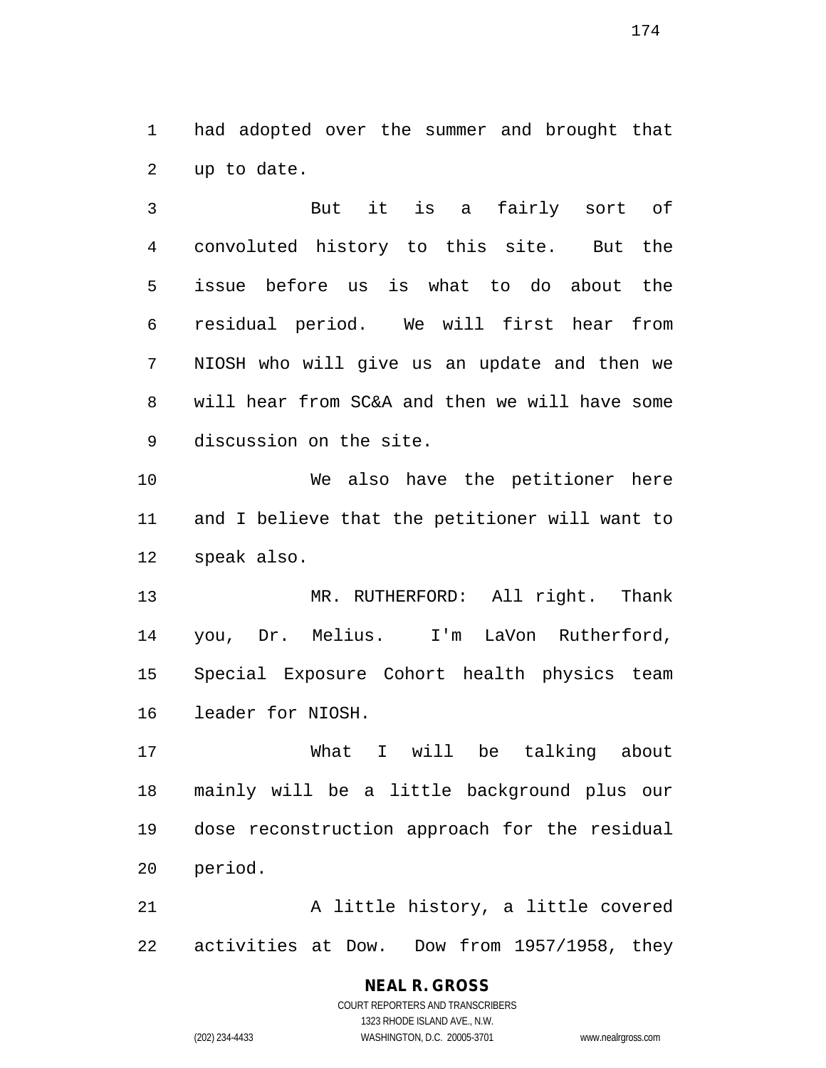had adopted over the summer and brought that up to date.

But it is a fairly sort of convoluted history to this site. But the issue before us is what to do about the residual period. We will first hear from NIOSH who will give us an update and then we will hear from SC&A and then we will have some discussion on the site.

We also have the petitioner here and I believe that the petitioner will want to speak also.

MR. RUTHERFORD: All right. Thank you, Dr. Melius. I'm LaVon Rutherford, Special Exposure Cohort health physics team leader for NIOSH.

What I will be talking about mainly will be a little background plus our dose reconstruction approach for the residual period.

A little history, a little covered activities at Dow. Dow from 1957/1958, they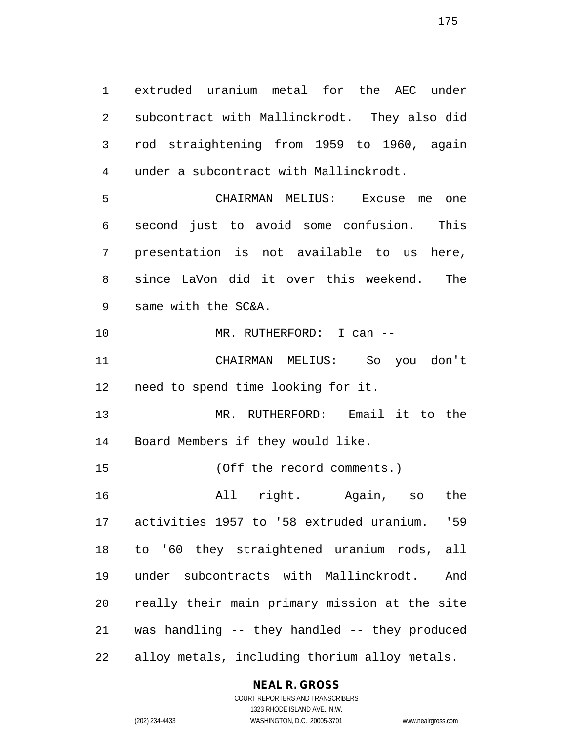extruded uranium metal for the AEC under subcontract with Mallinckrodt. They also did rod straightening from 1959 to 1960, again under a subcontract with Mallinckrodt.

CHAIRMAN MELIUS: Excuse me one second just to avoid some confusion. This presentation is not available to us here, since LaVon did it over this weekend. The same with the SC&A.

MR. RUTHERFORD: I can --

CHAIRMAN MELIUS: So you don't need to spend time looking for it.

MR. RUTHERFORD: Email it to the Board Members if they would like.

(Off the record comments.)

All right. Again, so the activities 1957 to '58 extruded uranium. '59 to '60 they straightened uranium rods, all under subcontracts with Mallinckrodt. And really their main primary mission at the site was handling -- they handled -- they produced alloy metals, including thorium alloy metals.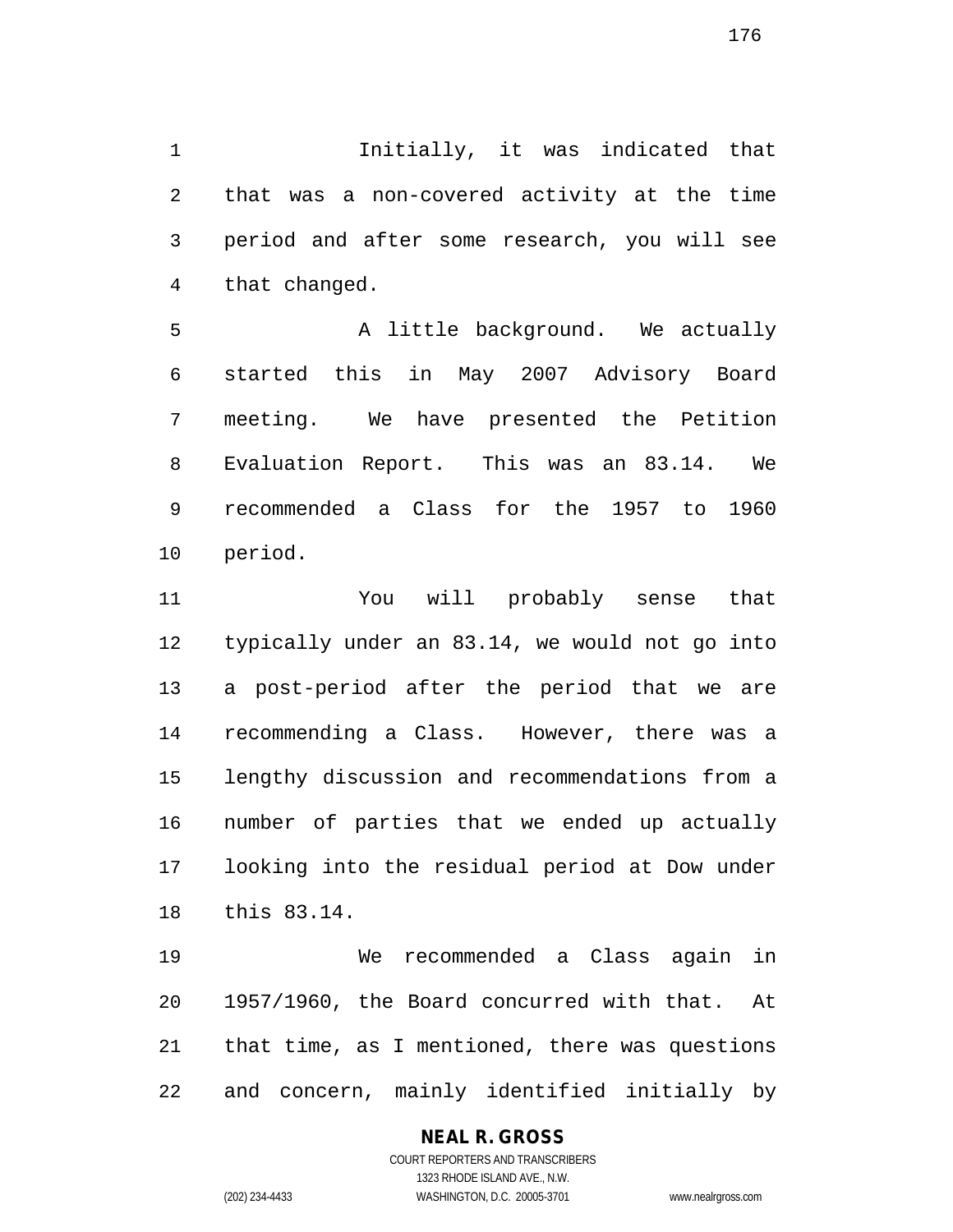Initially, it was indicated that that was a non-covered activity at the time period and after some research, you will see that changed.

A little background. We actually started this in May 2007 Advisory Board meeting. We have presented the Petition Evaluation Report. This was an 83.14. We recommended a Class for the 1957 to 1960 period.

You will probably sense that typically under an 83.14, we would not go into a post-period after the period that we are recommending a Class. However, there was a lengthy discussion and recommendations from a number of parties that we ended up actually looking into the residual period at Dow under this 83.14.

We recommended a Class again in 1957/1960, the Board concurred with that. At that time, as I mentioned, there was questions and concern, mainly identified initially by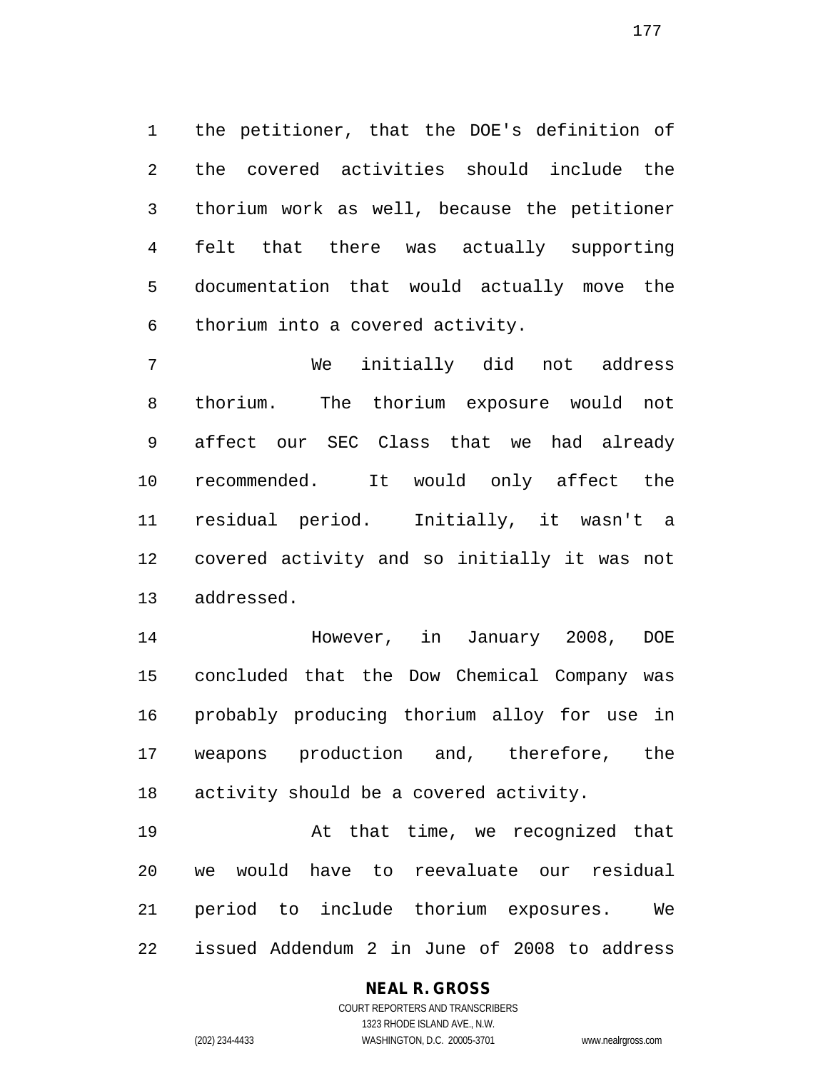the petitioner, that the DOE's definition of the covered activities should include the thorium work as well, because the petitioner felt that there was actually supporting documentation that would actually move the thorium into a covered activity.

We initially did not address thorium. The thorium exposure would not affect our SEC Class that we had already recommended. It would only affect the residual period. Initially, it wasn't a covered activity and so initially it was not addressed.

However, in January 2008, DOE concluded that the Dow Chemical Company was probably producing thorium alloy for use in weapons production and, therefore, the activity should be a covered activity.

At that time, we recognized that we would have to reevaluate our residual period to include thorium exposures. We issued Addendum 2 in June of 2008 to address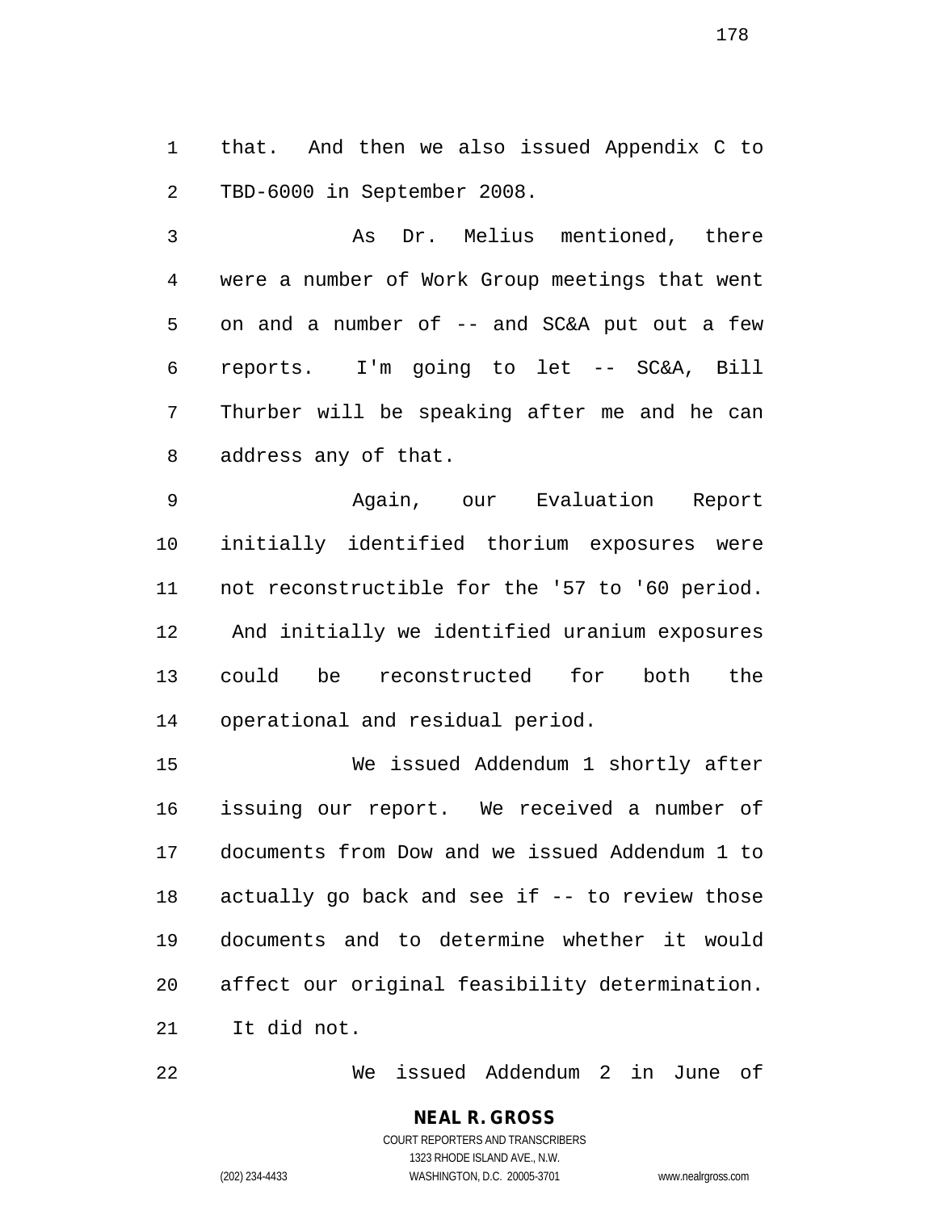that. And then we also issued Appendix C to TBD-6000 in September 2008.

As Dr. Melius mentioned, there were a number of Work Group meetings that went on and a number of -- and SC&A put out a few reports. I'm going to let -- SC&A, Bill Thurber will be speaking after me and he can address any of that.

Again, our Evaluation Report initially identified thorium exposures were not reconstructible for the '57 to '60 period. And initially we identified uranium exposures could be reconstructed for both the operational and residual period.

We issued Addendum 1 shortly after issuing our report. We received a number of documents from Dow and we issued Addendum 1 to actually go back and see if -- to review those documents and to determine whether it would affect our original feasibility determination. It did not.

We issued Addendum 2 in June of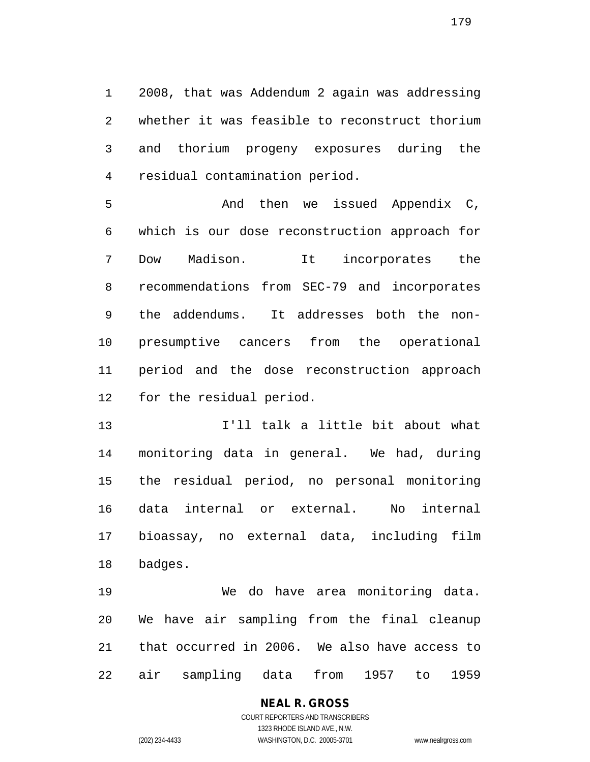2008, that was Addendum 2 again was addressing whether it was feasible to reconstruct thorium and thorium progeny exposures during the residual contamination period.

And then we issued Appendix C, which is our dose reconstruction approach for Dow Madison. It incorporates the recommendations from SEC-79 and incorporates the addendums. It addresses both the non-presumptive cancers from the operational period and the dose reconstruction approach for the residual period.

I'll talk a little bit about what monitoring data in general. We had, during the residual period, no personal monitoring data internal or external. No internal bioassay, no external data, including film badges.

We do have area monitoring data. We have air sampling from the final cleanup that occurred in 2006. We also have access to air sampling data from 1957 to 1959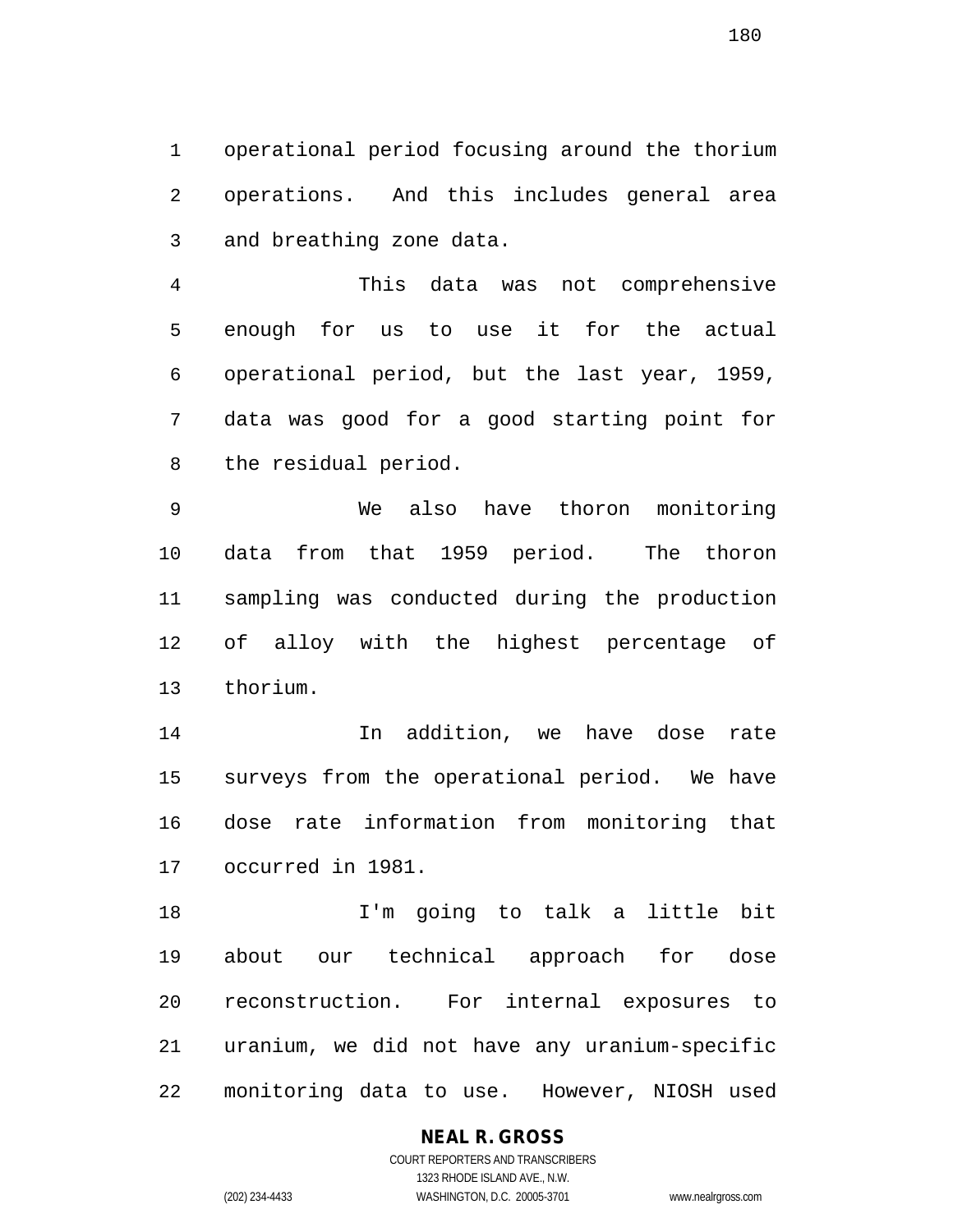operational period focusing around the thorium operations. And this includes general area and breathing zone data.

This data was not comprehensive enough for us to use it for the actual operational period, but the last year, 1959, data was good for a good starting point for the residual period.

We also have thoron monitoring data from that 1959 period. The thoron sampling was conducted during the production of alloy with the highest percentage of thorium.

In addition, we have dose rate surveys from the operational period. We have dose rate information from monitoring that occurred in 1981.

I'm going to talk a little bit about our technical approach for dose reconstruction. For internal exposures to uranium, we did not have any uranium-specific monitoring data to use. However, NIOSH used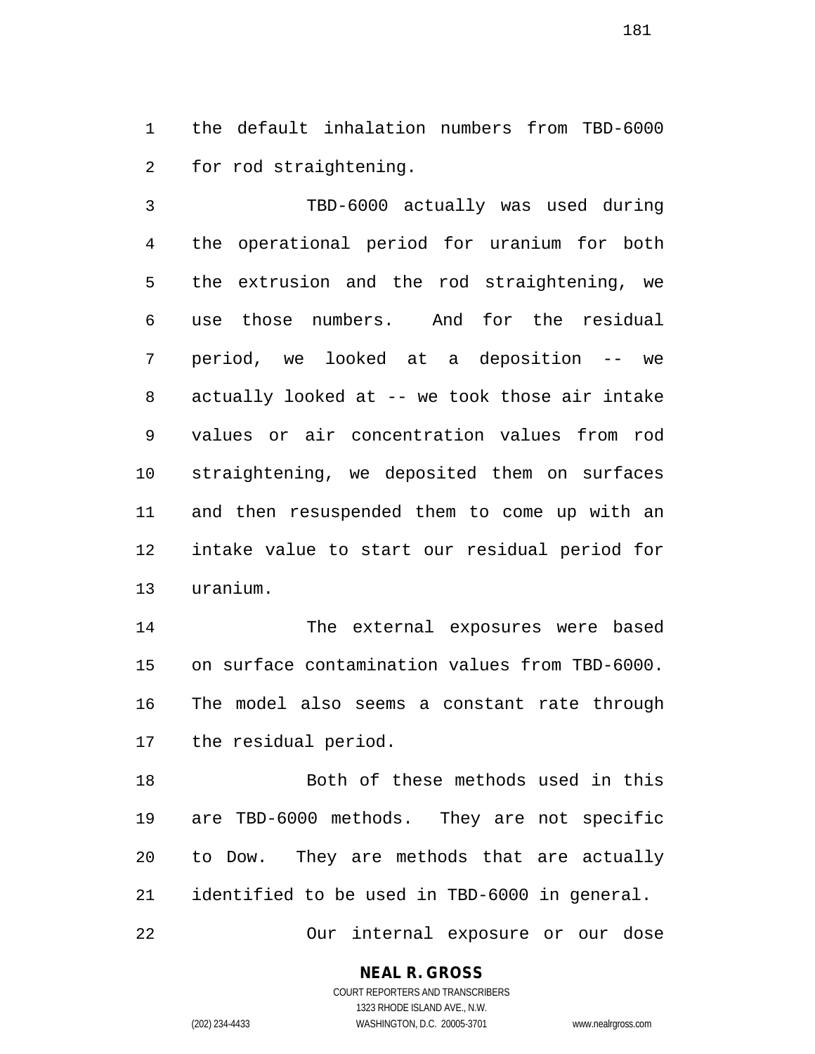the default inhalation numbers from TBD-6000 for rod straightening.

TBD-6000 actually was used during the operational period for uranium for both the extrusion and the rod straightening, we use those numbers. And for the residual period, we looked at a deposition -- we actually looked at -- we took those air intake values or air concentration values from rod straightening, we deposited them on surfaces and then resuspended them to come up with an intake value to start our residual period for uranium.

The external exposures were based on surface contamination values from TBD-6000. The model also seems a constant rate through the residual period.

Both of these methods used in this are TBD-6000 methods. They are not specific to Dow. They are methods that are actually identified to be used in TBD-6000 in general.

Our internal exposure or our dose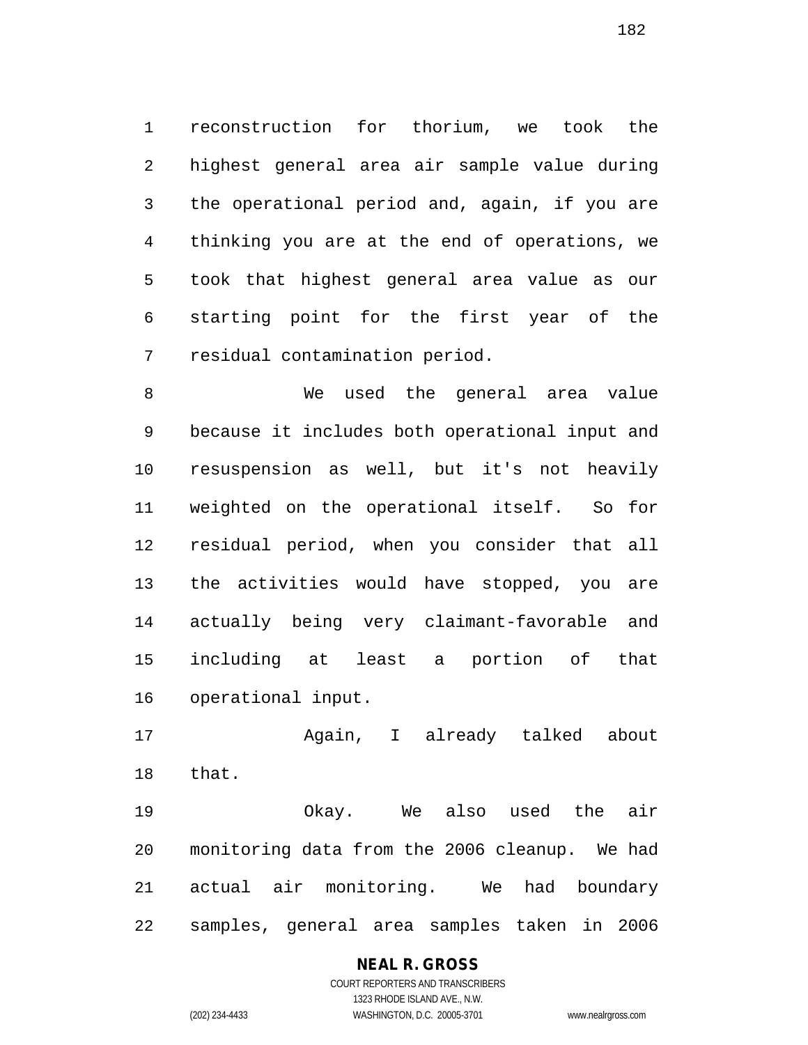reconstruction for thorium, we took the highest general area air sample value during the operational period and, again, if you are thinking you are at the end of operations, we took that highest general area value as our starting point for the first year of the residual contamination period.

We used the general area value because it includes both operational input and resuspension as well, but it's not heavily weighted on the operational itself. So for residual period, when you consider that all the activities would have stopped, you are actually being very claimant-favorable and including at least a portion of that operational input.

Again, I already talked about that.

Okay. We also used the air monitoring data from the 2006 cleanup. We had actual air monitoring. We had boundary samples, general area samples taken in 2006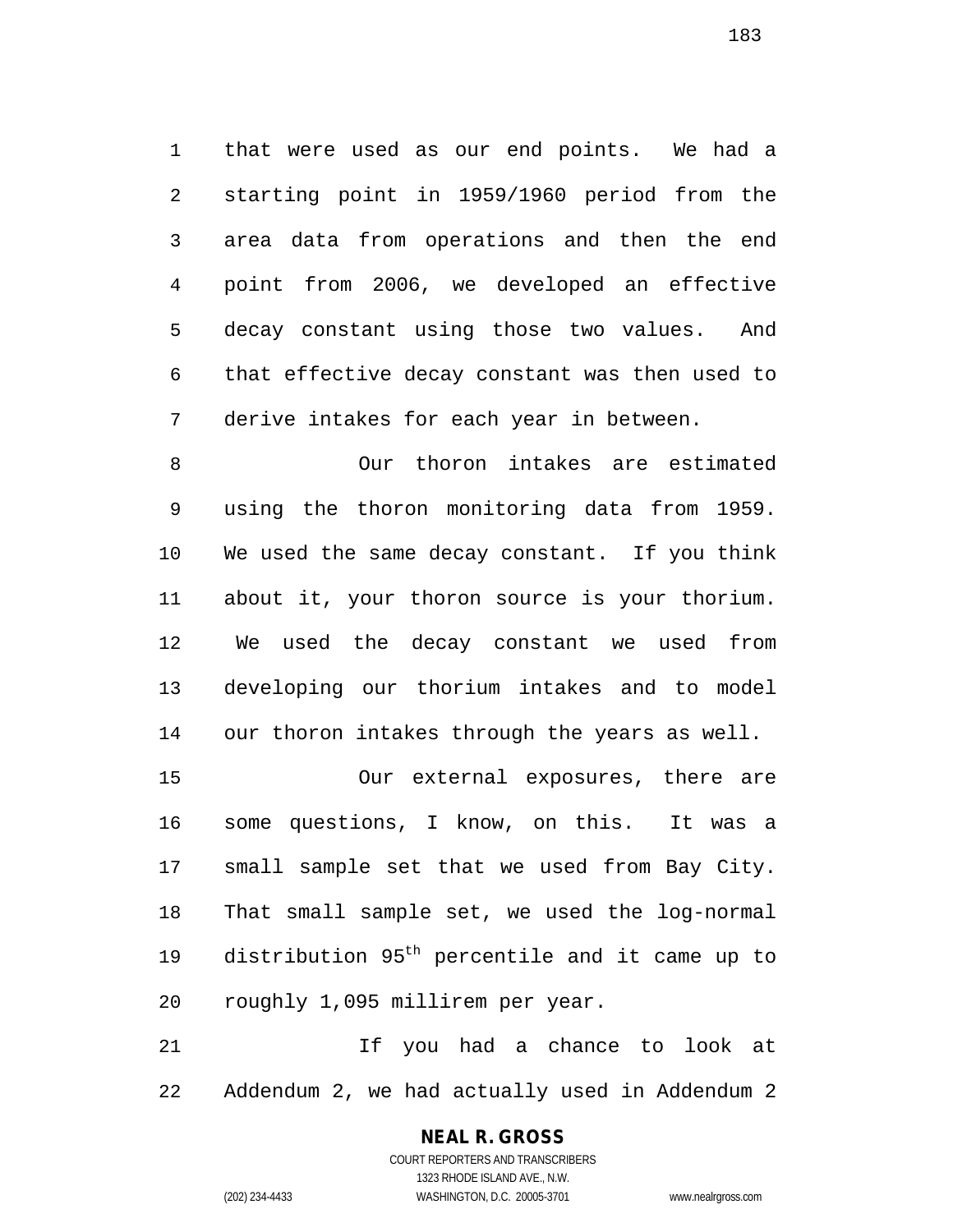that were used as our end points. We had a starting point in 1959/1960 period from the area data from operations and then the end point from 2006, we developed an effective decay constant using those two values. And that effective decay constant was then used to derive intakes for each year in between.

Our thoron intakes are estimated using the thoron monitoring data from 1959. We used the same decay constant. If you think about it, your thoron source is your thorium. We used the decay constant we used from developing our thorium intakes and to model our thoron intakes through the years as well.

Our external exposures, there are some questions, I know, on this. It was a small sample set that we used from Bay City. That small sample set, we used the log-normal distribution $95^{th}$ percentile and it came up to roughly 1,095 millirem per year.

If you had a chance to look at Addendum 2, we had actually used in Addendum 2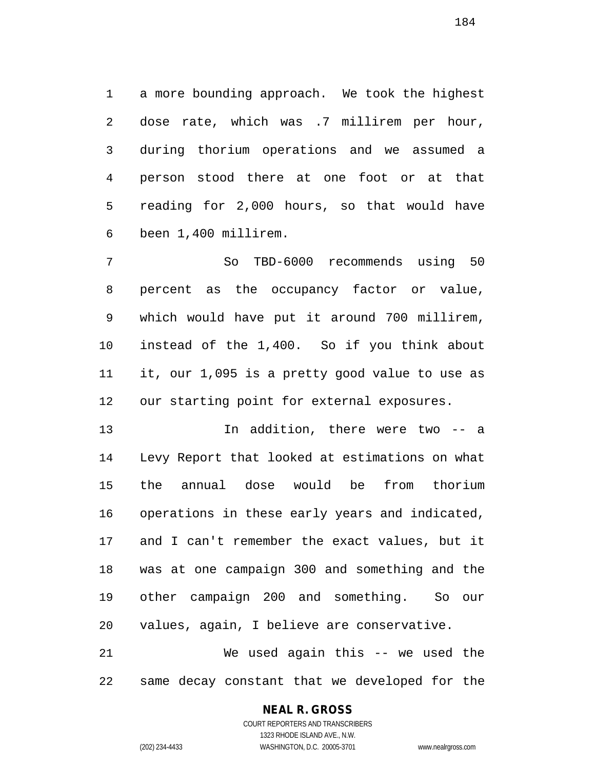a more bounding approach. We took the highest dose rate, which was .7 millirem per hour, during thorium operations and we assumed a person stood there at one foot or at that reading for 2,000 hours, so that would have been 1,400 millirem.

So TBD-6000 recommends using 50 percent as the occupancy factor or value, which would have put it around 700 millirem, instead of the 1,400. So if you think about it, our 1,095 is a pretty good value to use as our starting point for external exposures.

In addition, there were two -- a Levy Report that looked at estimations on what the annual dose would be from thorium operations in these early years and indicated, and I can't remember the exact values, but it was at one campaign 300 and something and the other campaign 200 and something. So our values, again, I believe are conservative.

We used again this -- we used the same decay constant that we developed for the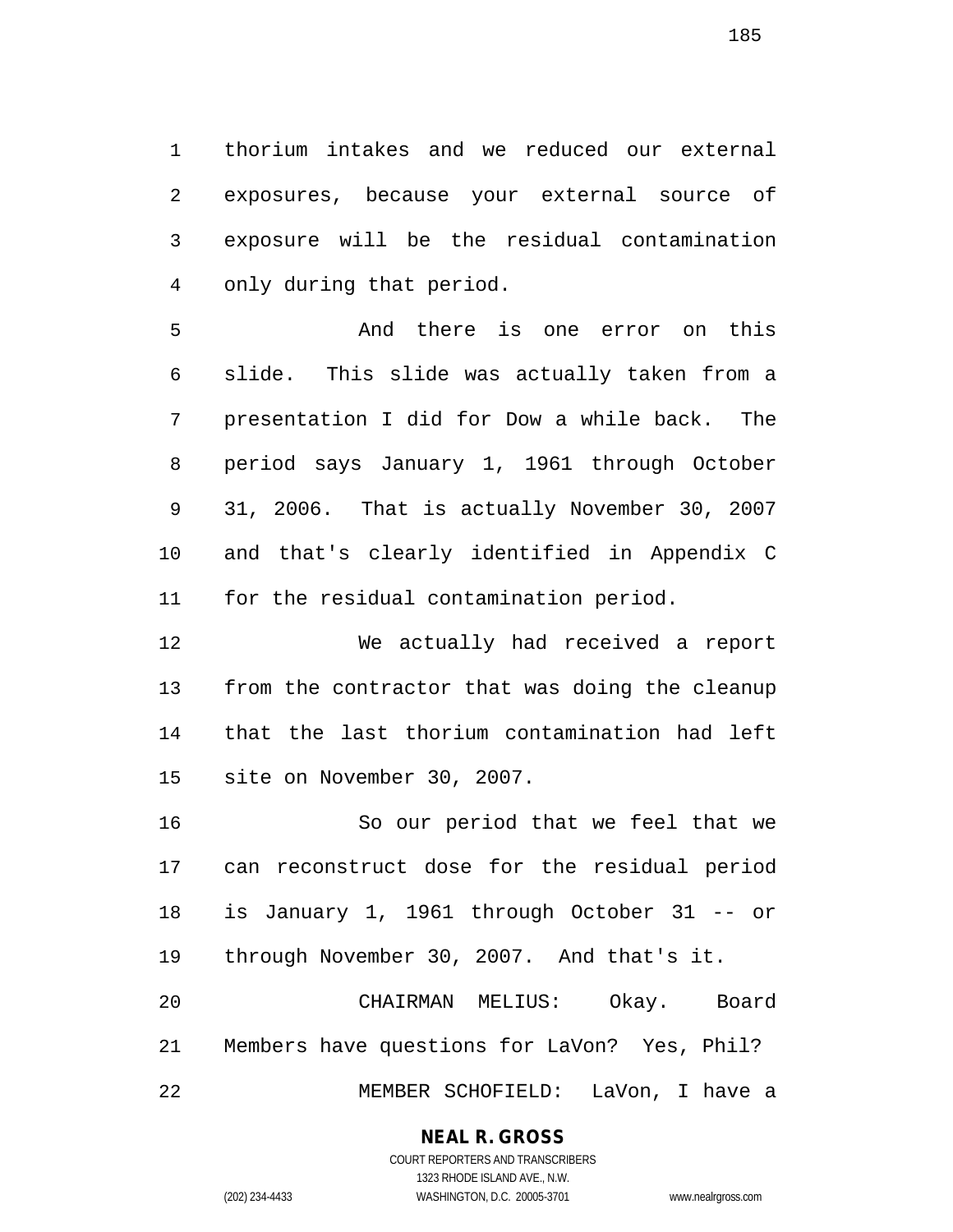thorium intakes and we reduced our external exposures, because your external source of exposure will be the residual contamination only during that period.

And there is one error on this slide. This slide was actually taken from a presentation I did for Dow a while back. The period says January 1, 1961 through October 31, 2006. That is actually November 30, 2007 and that's clearly identified in Appendix C for the residual contamination period.

We actually had received a report from the contractor that was doing the cleanup that the last thorium contamination had left site on November 30, 2007.

So our period that we feel that we can reconstruct dose for the residual period is January 1, 1961 through October 31 -- or through November 30, 2007. And that's it.

CHAIRMAN MELIUS: Okay. Board Members have questions for LaVon? Yes, Phil?

MEMBER SCHOFIELD: LaVon, I have a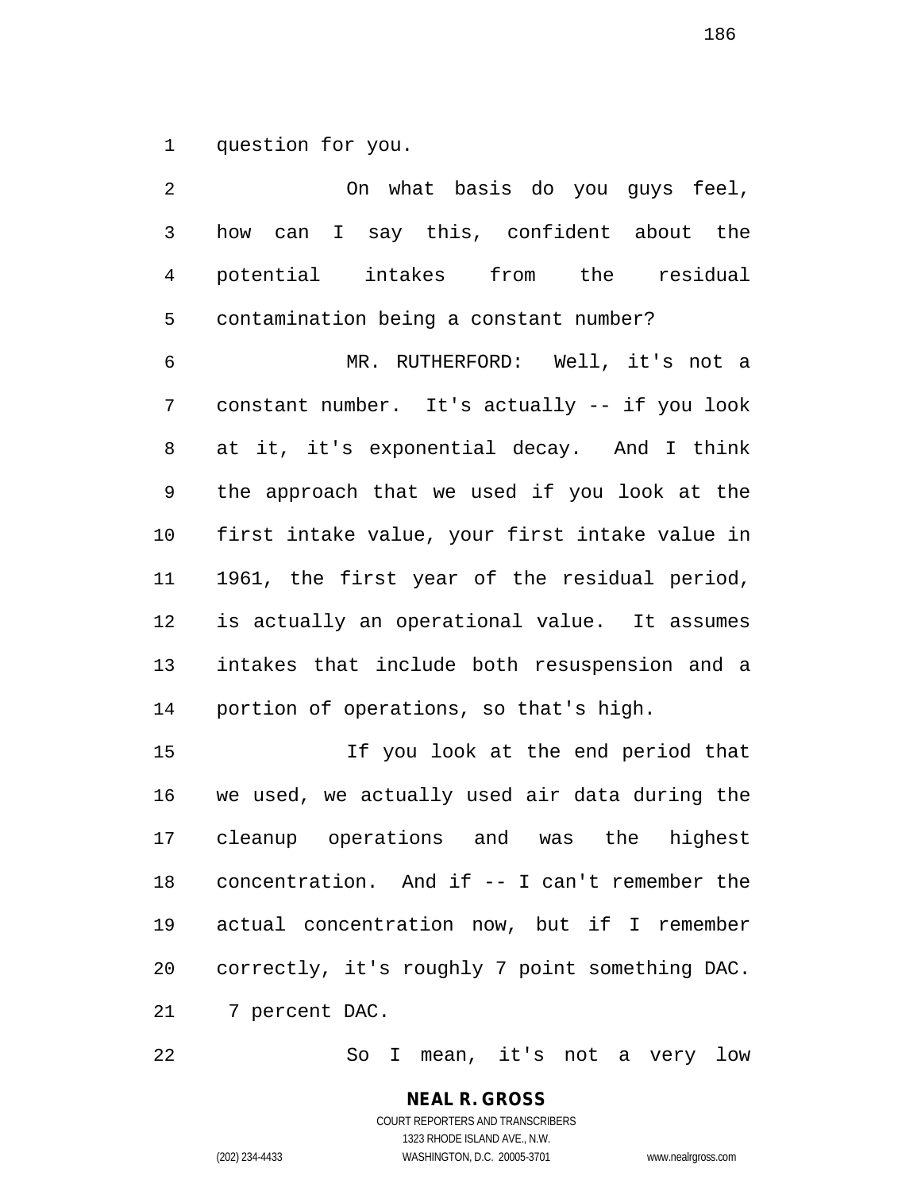question for you.

On what basis do you guys feel, how can I say this, confident about the potential intakes from the residual contamination being a constant number?

MR. RUTHERFORD: Well, it's not a constant number. It's actually -- if you look at it, it's exponential decay. And I think the approach that we used if you look at the first intake value, your first intake value in 1961, the first year of the residual period, is actually an operational value. It assumes intakes that include both resuspension and a portion of operations, so that's high.

If you look at the end period that we used, we actually used air data during the cleanup operations and was the highest concentration. And if -- I can't remember the actual concentration now, but if I remember correctly, it's roughly 7 point something DAC. 7 percent DAC.

So I mean, it's not a very low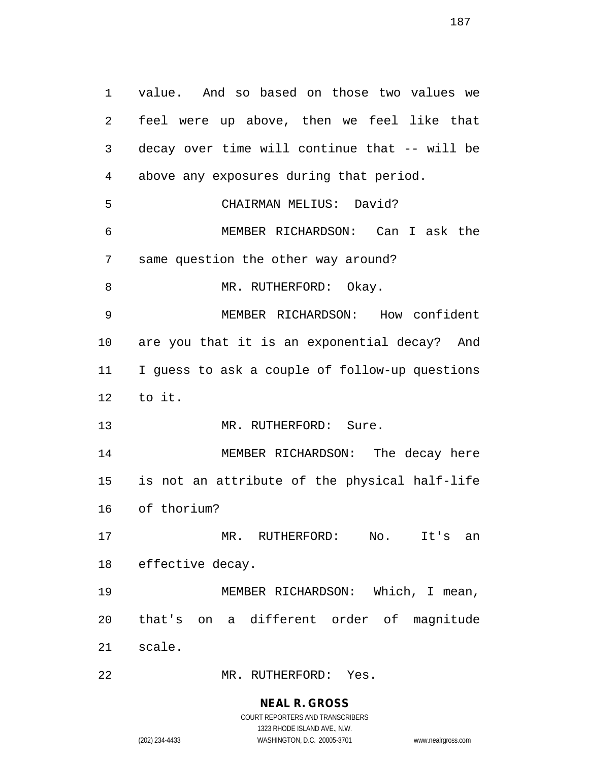value. And so based on those two values we feel were up above, then we feel like that decay over time will continue that -- will be above any exposures during that period.

CHAIRMAN MELIUS: David?

MEMBER RICHARDSON: Can I ask the same question the other way around?

MR. RUTHERFORD: Okay.

MEMBER RICHARDSON: How confident are you that it is an exponential decay? And I guess to ask a couple of follow-up questions to it.

MR. RUTHERFORD: Sure.

MEMBER RICHARDSON: The decay here is not an attribute of the physical half-life of thorium?

MR. RUTHERFORD: No. It's an effective decay.

MEMBER RICHARDSON: Which, I mean, that's on a different order of magnitude scale.

MR. RUTHERFORD: Yes.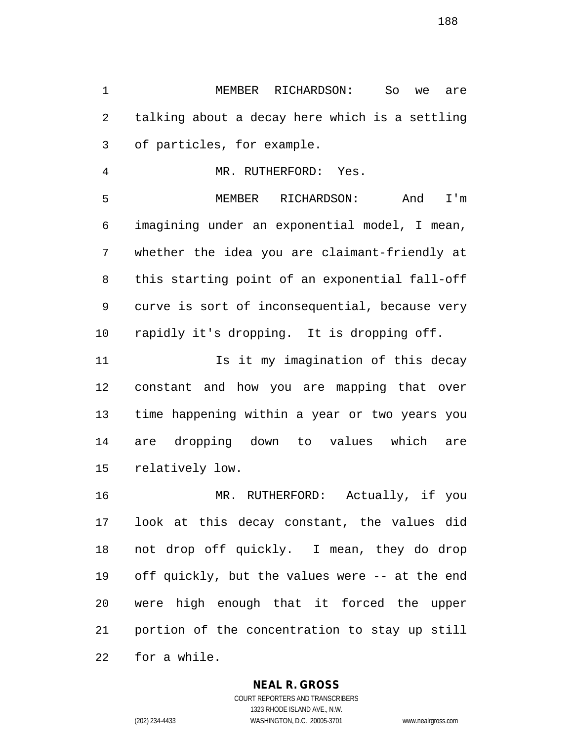MEMBER RICHARDSON: So we are talking about a decay here which is a settling of particles, for example.

MR. RUTHERFORD: Yes.

MEMBER RICHARDSON: And I'm imagining under an exponential model, I mean, whether the idea you are claimant-friendly at this starting point of an exponential fall-off curve is sort of inconsequential, because very rapidly it's dropping. It is dropping off.

Is it my imagination of this decay constant and how you are mapping that over time happening within a year or two years you are dropping down to values which are relatively low.

MR. RUTHERFORD: Actually, if you look at this decay constant, the values did not drop off quickly. I mean, they do drop off quickly, but the values were -- at the end were high enough that it forced the upper portion of the concentration to stay up still for a while.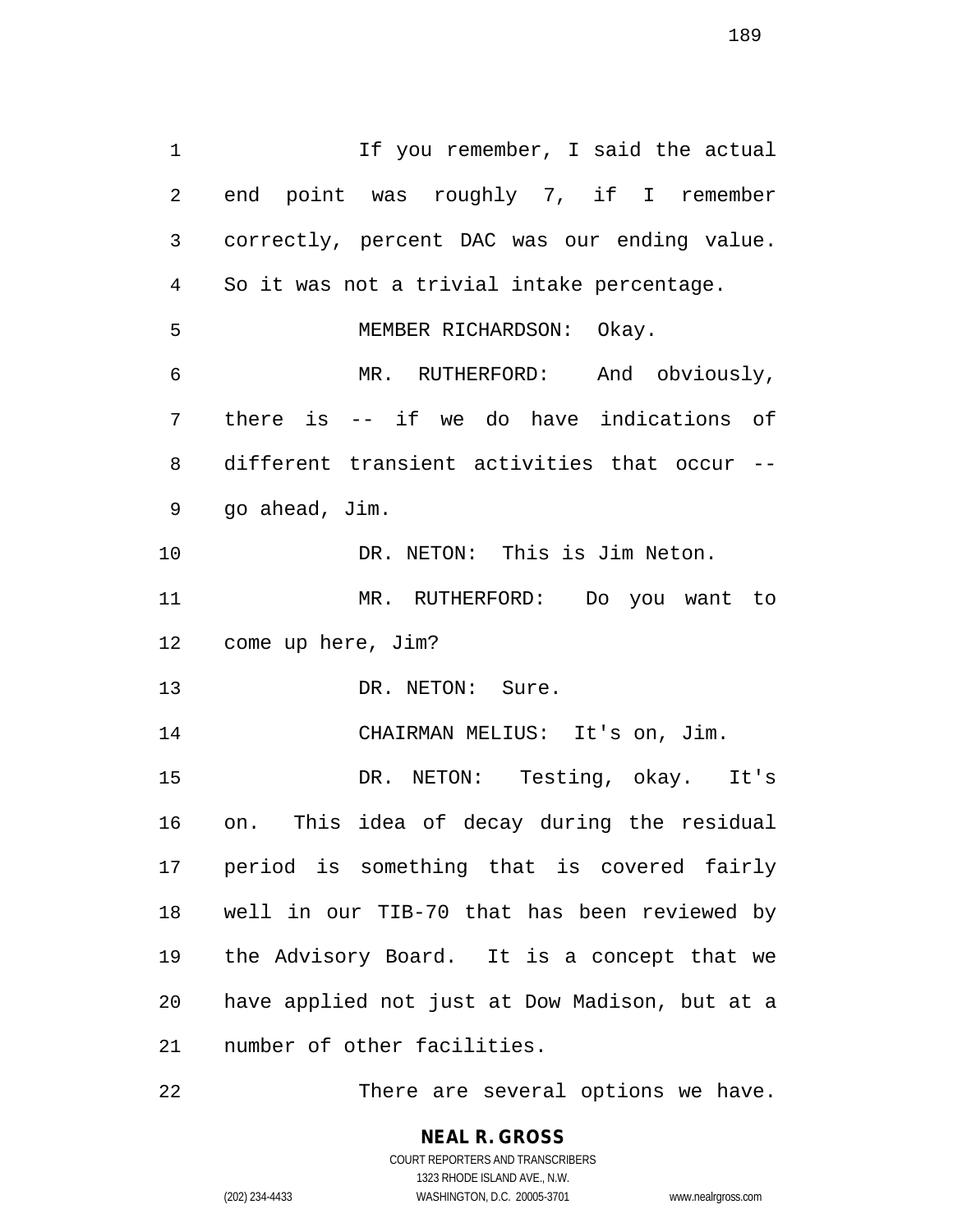If you remember, I said the actual end point was roughly 7, if I remember correctly, percent DAC was our ending value. So it was not a trivial intake percentage.

MEMBER RICHARDSON: Okay.

MR. RUTHERFORD: And obviously, there is -- if we do have indications of different transient activities that occur -- go ahead, Jim.

DR. NETON: This is Jim Neton.

MR. RUTHERFORD: Do you want to come up here, Jim?

DR. NETON: Sure.

CHAIRMAN MELIUS: It's on, Jim.

DR. NETON: Testing, okay. It's on. This idea of decay during the residual period is something that is covered fairly well in our TIB-70 that has been reviewed by the Advisory Board. It is a concept that we have applied not just at Dow Madison, but at a number of other facilities.

There are several options we have.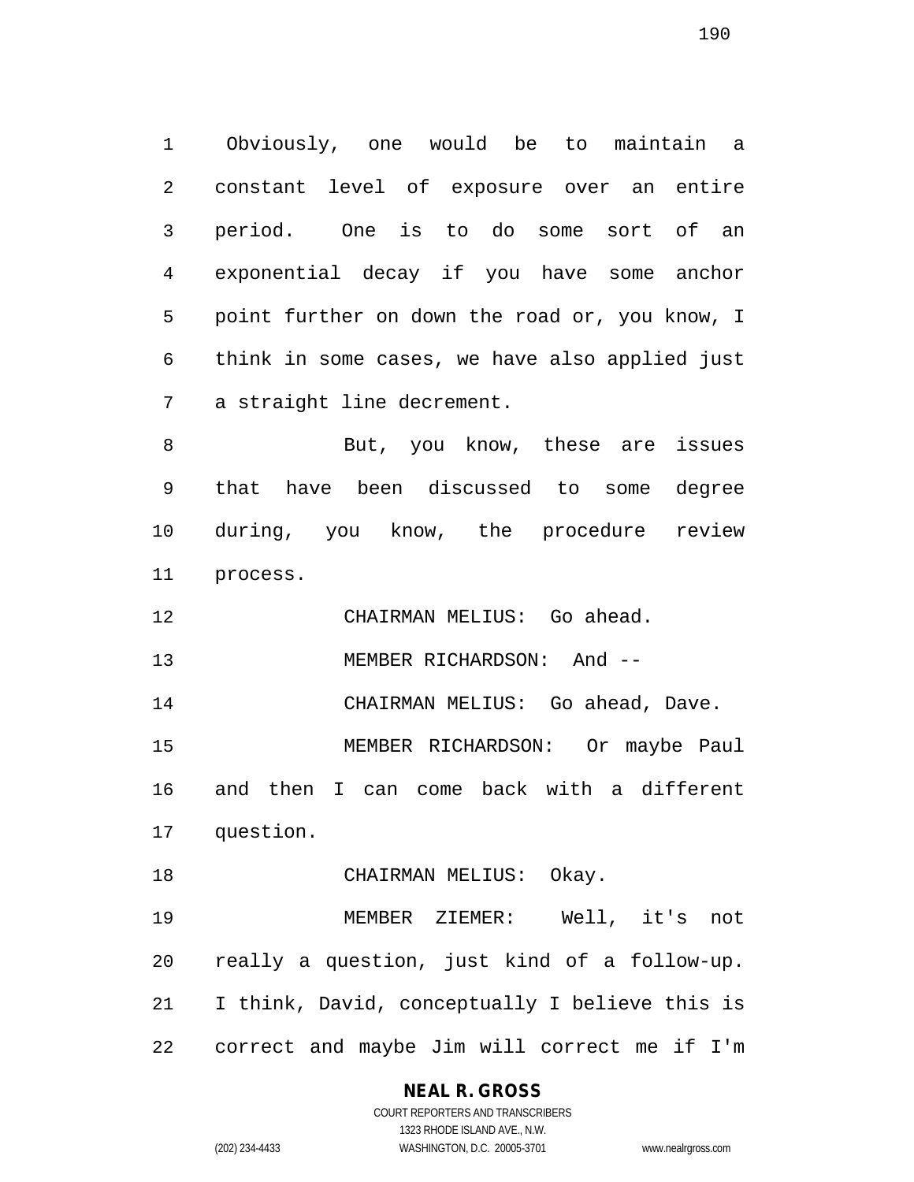Obviously, one would be to maintain a constant level of exposure over an entire period. One is to do some sort of an exponential decay if you have some anchor point further on down the road or, you know, I think in some cases, we have also applied just a straight line decrement.

But, you know, these are issues that have been discussed to some degree during, you know, the procedure review process.

CHAIRMAN MELIUS: Go ahead.

MEMBER RICHARDSON: And --

CHAIRMAN MELIUS: Go ahead, Dave.

MEMBER RICHARDSON: Or maybe Paul and then I can come back with a different question.

CHAIRMAN MELIUS: Okay.

MEMBER ZIEMER: Well, it's not really a question, just kind of a follow-up. I think, David, conceptually I believe this is correct and maybe Jim will correct me if I'm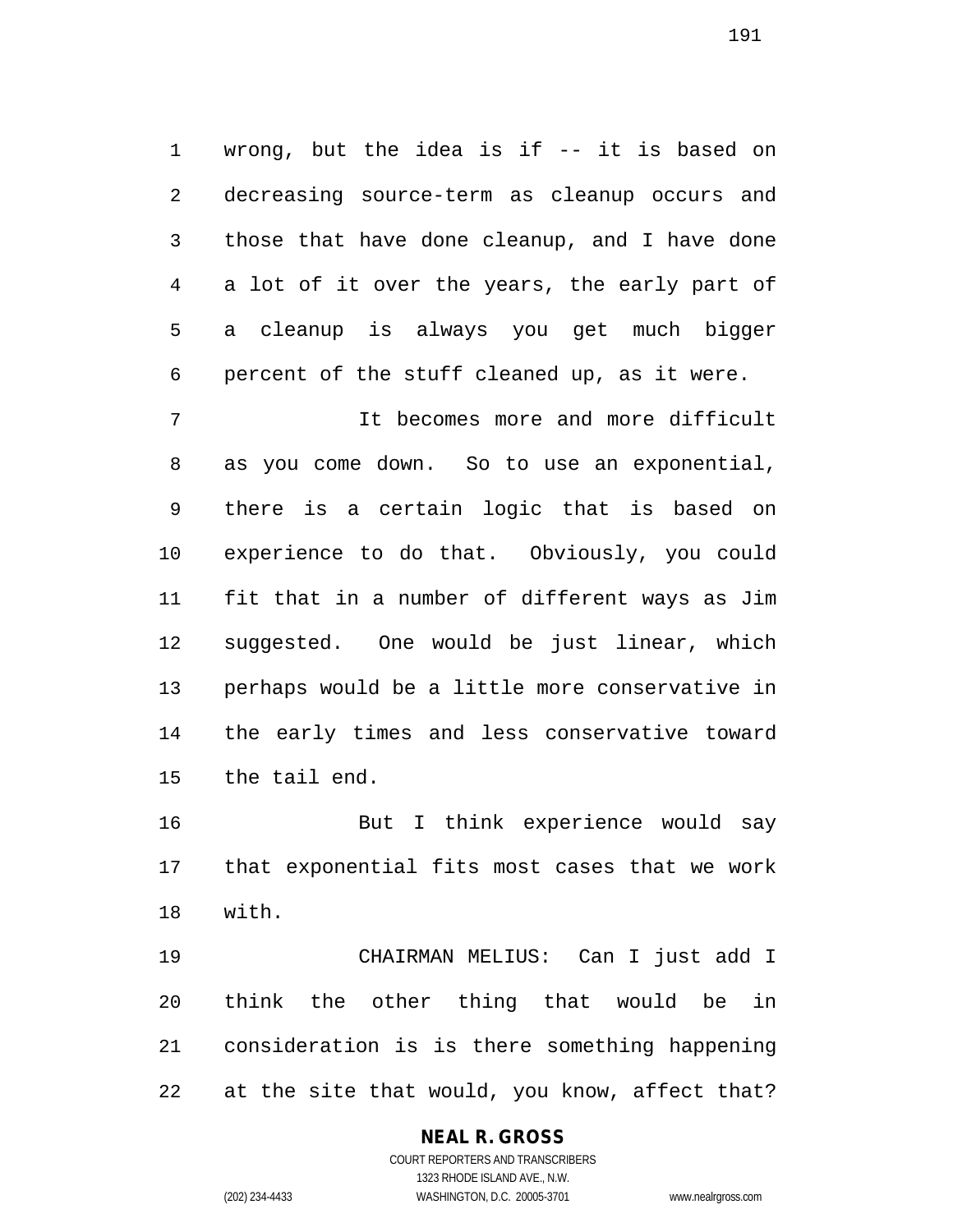wrong, but the idea is if -- it is based on decreasing source-term as cleanup occurs and those that have done cleanup, and I have done a lot of it over the years, the early part of a cleanup is always you get much bigger percent of the stuff cleaned up, as it were.

It becomes more and more difficult as you come down. So to use an exponential, there is a certain logic that is based on experience to do that. Obviously, you could fit that in a number of different ways as Jim suggested. One would be just linear, which perhaps would be a little more conservative in the early times and less conservative toward the tail end.

But I think experience would say that exponential fits most cases that we work with.

CHAIRMAN MELIUS: Can I just add I think the other thing that would be in consideration is is there something happening at the site that would, you know, affect that?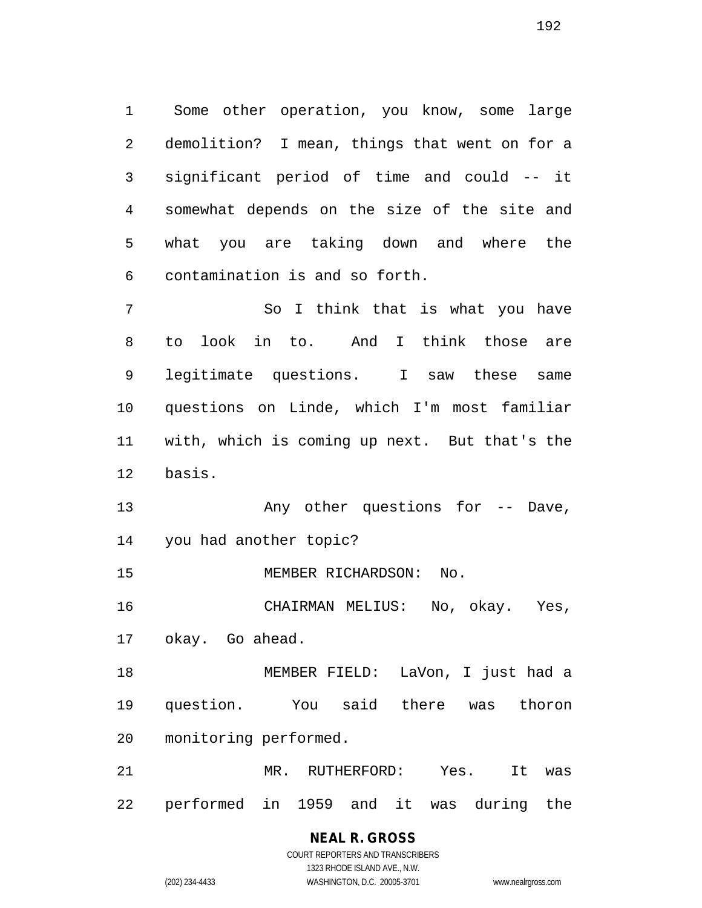Some other operation, you know, some large demolition? I mean, things that went on for a significant period of time and could -- it somewhat depends on the size of the site and what you are taking down and where the contamination is and so forth.

So I think that is what you have to look in to. And I think those are legitimate questions. I saw these same questions on Linde, which I'm most familiar with, which is coming up next. But that's the basis.

Any other questions for -- Dave, you had another topic?

MEMBER RICHARDSON: No.

CHAIRMAN MELIUS: No, okay. Yes, okay. Go ahead.

MEMBER FIELD: LaVon, I just had a question. You said there was thoron monitoring performed.

MR. RUTHERFORD: Yes. It was performed in 1959 and it was during the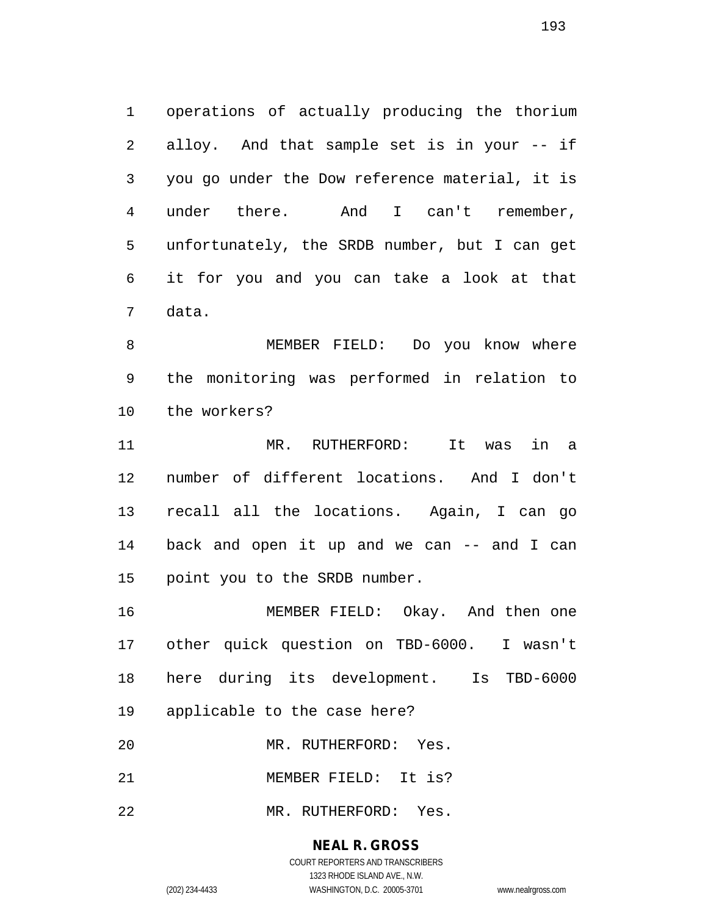operations of actually producing the thorium alloy. And that sample set is in your -- if you go under the Dow reference material, it is under there. And I can't remember, unfortunately, the SRDB number, but I can get it for you and you can take a look at that data.

MEMBER FIELD: Do you know where the monitoring was performed in relation to the workers?

MR. RUTHERFORD: It was in a number of different locations. And I don't recall all the locations. Again, I can go back and open it up and we can -- and I can point you to the SRDB number.

MEMBER FIELD: Okay. And then one other quick question on TBD-6000. I wasn't here during its development. Is TBD-6000 applicable to the case here?

MR. RUTHERFORD: Yes.

MEMBER FIELD: It is?

MR. RUTHERFORD: Yes.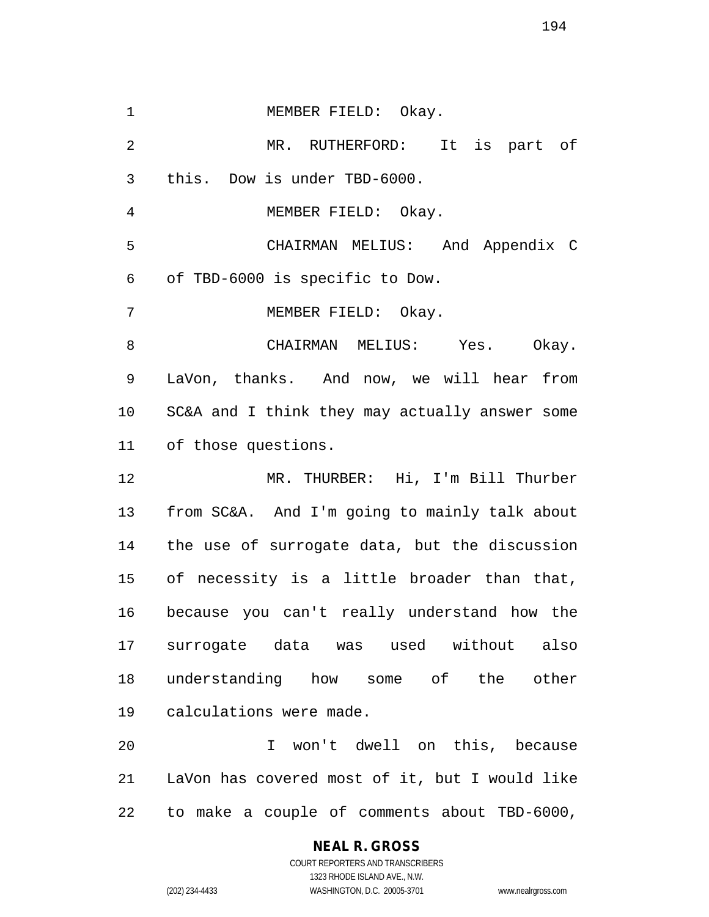MEMBER FIELD: Okay.

MR. RUTHERFORD: It is part of this. Dow is under TBD-6000.

MEMBER FIELD: Okay.

CHAIRMAN MELIUS: And Appendix C of TBD-6000 is specific to Dow.

MEMBER FIELD: Okay.

CHAIRMAN MELIUS: Yes. Okay. LaVon, thanks. And now, we will hear from SC&A and I think they may actually answer some of those questions.

MR. THURBER: Hi, I'm Bill Thurber from SC&A. And I'm going to mainly talk about the use of surrogate data, but the discussion of necessity is a little broader than that, because you can't really understand how the surrogate data was used without also understanding how some of the other calculations were made.

I won't dwell on this, because LaVon has covered most of it, but I would like to make a couple of comments about TBD-6000,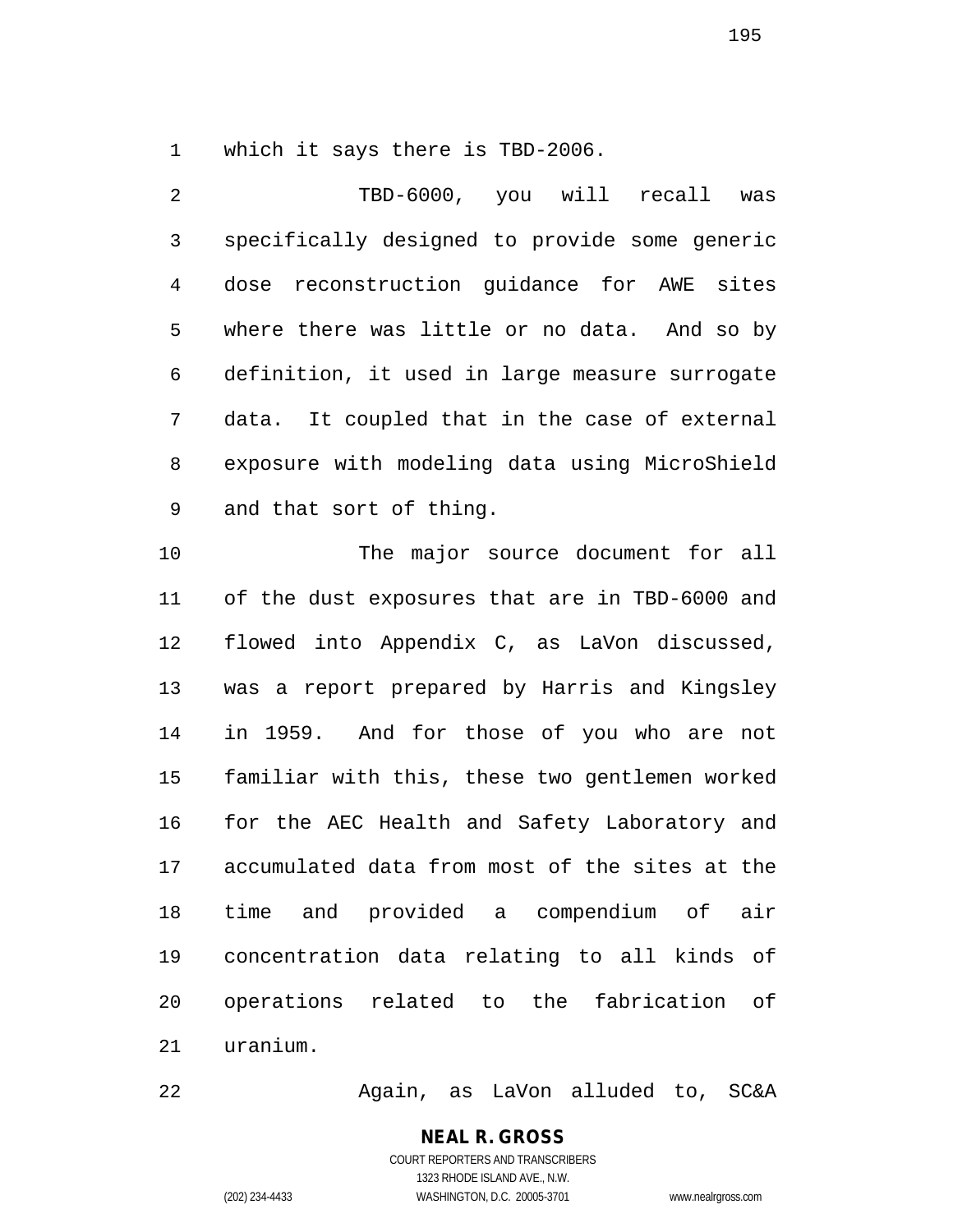which it says there is TBD-2006.

TBD-6000, you will recall was specifically designed to provide some generic dose reconstruction guidance for AWE sites where there was little or no data. And so by definition, it used in large measure surrogate data. It coupled that in the case of external exposure with modeling data using MicroShield and that sort of thing.

The major source document for all of the dust exposures that are in TBD-6000 and flowed into Appendix C, as LaVon discussed, was a report prepared by Harris and Kingsley in 1959. And for those of you who are not familiar with this, these two gentlemen worked for the AEC Health and Safety Laboratory and accumulated data from most of the sites at the time and provided a compendium of air concentration data relating to all kinds of operations related to the fabrication of uranium.

Again, as LaVon alluded to, SC&A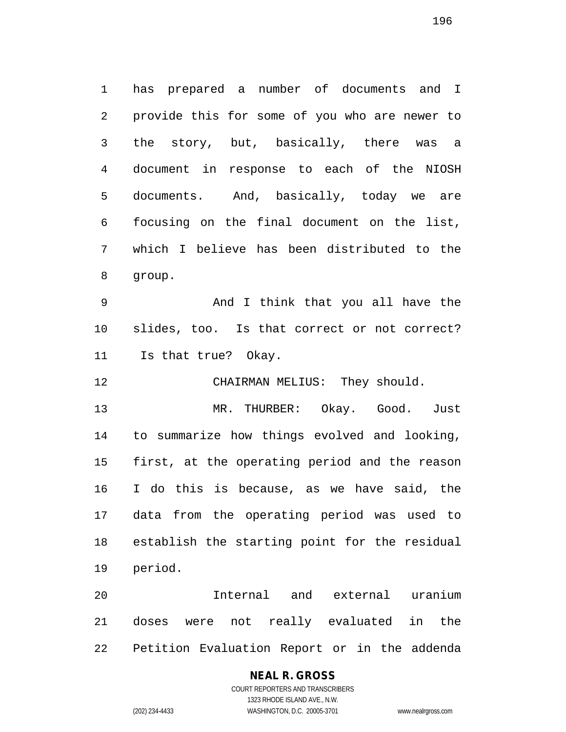has prepared a number of documents and I provide this for some of you who are newer to the story, but, basically, there was a document in response to each of the NIOSH documents. And, basically, today we are focusing on the final document on the list, which I believe has been distributed to the group.

And I think that you all have the slides, too. Is that correct or not correct? Is that true? Okay.

CHAIRMAN MELIUS: They should.

MR. THURBER: Okay. Good. Just to summarize how things evolved and looking, first, at the operating period and the reason I do this is because, as we have said, the data from the operating period was used to establish the starting point for the residual period.

Internal and external uranium doses were not really evaluated in the Petition Evaluation Report or in the addenda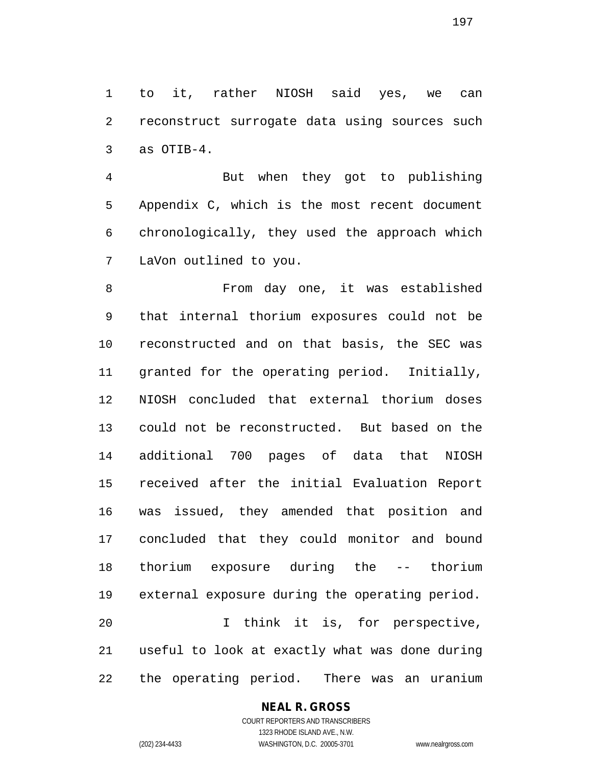to it, rather NIOSH said yes, we can reconstruct surrogate data using sources such as OTIB-4.

But when they got to publishing Appendix C, which is the most recent document chronologically, they used the approach which LaVon outlined to you.

From day one, it was established that internal thorium exposures could not be reconstructed and on that basis, the SEC was granted for the operating period. Initially, NIOSH concluded that external thorium doses could not be reconstructed. But based on the additional 700 pages of data that NIOSH received after the initial Evaluation Report was issued, they amended that position and concluded that they could monitor and bound thorium exposure during the -- thorium external exposure during the operating period.

I think it is, for perspective, useful to look at exactly what was done during the operating period. There was an uranium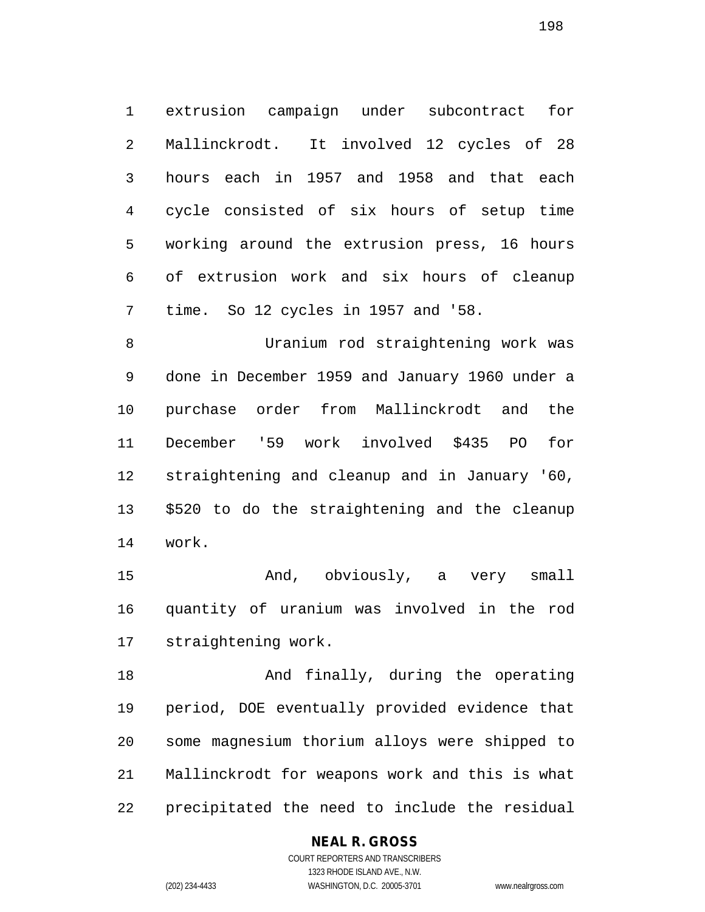extrusion campaign under subcontract for Mallinckrodt. It involved 12 cycles of 28 hours each in 1957 and 1958 and that each cycle consisted of six hours of setup time working around the extrusion press, 16 hours of extrusion work and six hours of cleanup time. So 12 cycles in 1957 and '58.

Uranium rod straightening work was done in December 1959 and January 1960 under a purchase order from Mallinckrodt and the December '59 work involved $435 PO for straightening and cleanup and in January '60, $520 to do the straightening and the cleanup work.

And, obviously, a very small quantity of uranium was involved in the rod straightening work.

And finally, during the operating period, DOE eventually provided evidence that some magnesium thorium alloys were shipped to Mallinckrodt for weapons work and this is what precipitated the need to include the residual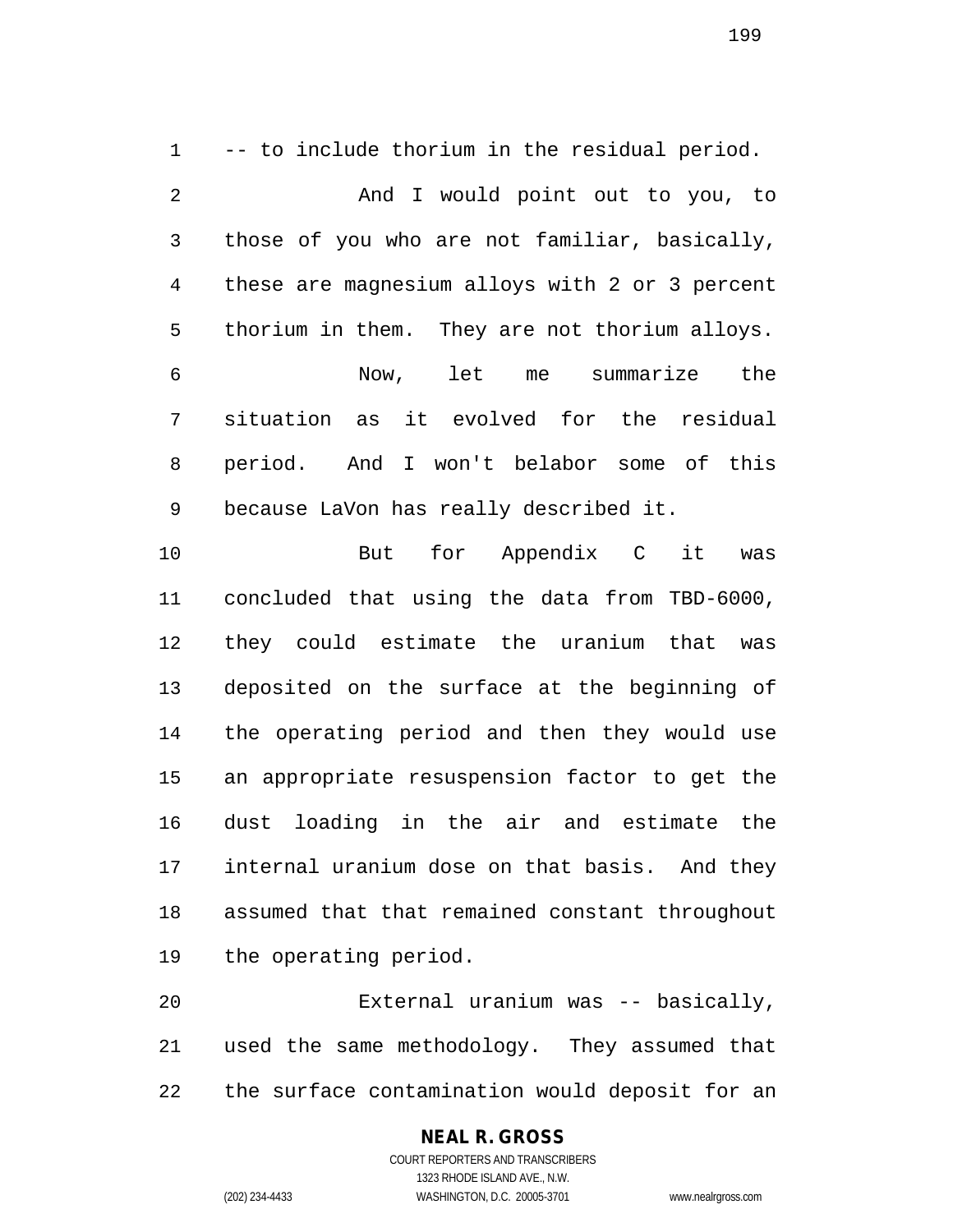-- to include thorium in the residual period.

And I would point out to you, to those of you who are not familiar, basically, these are magnesium alloys with 2 or 3 percent thorium in them. They are not thorium alloys.

Now, let me summarize the situation as it evolved for the residual period. And I won't belabor some of this because LaVon has really described it.

But for Appendix C it was concluded that using the data from TBD-6000, they could estimate the uranium that was deposited on the surface at the beginning of the operating period and then they would use an appropriate resuspension factor to get the dust loading in the air and estimate the internal uranium dose on that basis. And they assumed that that remained constant throughout the operating period.

External uranium was -- basically, used the same methodology. They assumed that the surface contamination would deposit for an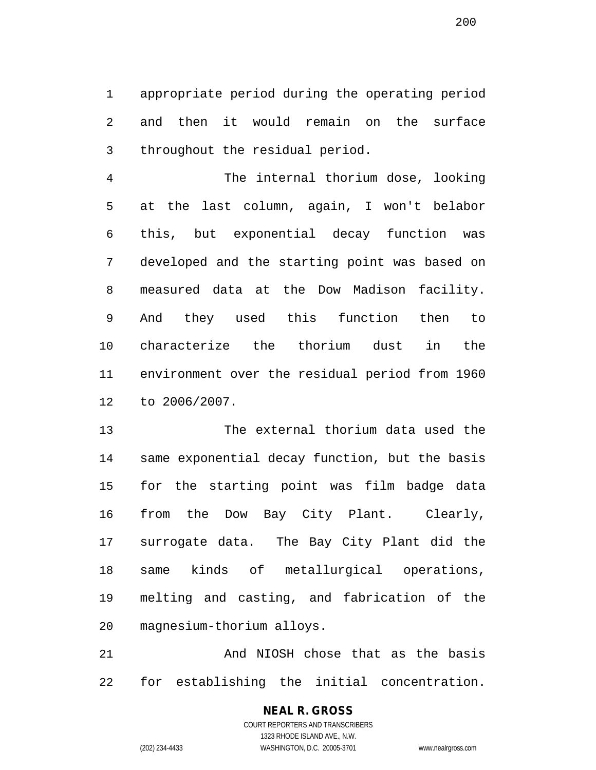appropriate period during the operating period and then it would remain on the surface throughout the residual period.

The internal thorium dose, looking at the last column, again, I won't belabor this, but exponential decay function was developed and the starting point was based on measured data at the Dow Madison facility. And they used this function then to characterize the thorium dust in the environment over the residual period from 1960 to 2006/2007.

The external thorium data used the same exponential decay function, but the basis for the starting point was film badge data from the Dow Bay City Plant. Clearly, surrogate data. The Bay City Plant did the same kinds of metallurgical operations, melting and casting, and fabrication of the magnesium-thorium alloys.

And NIOSH chose that as the basis for establishing the initial concentration.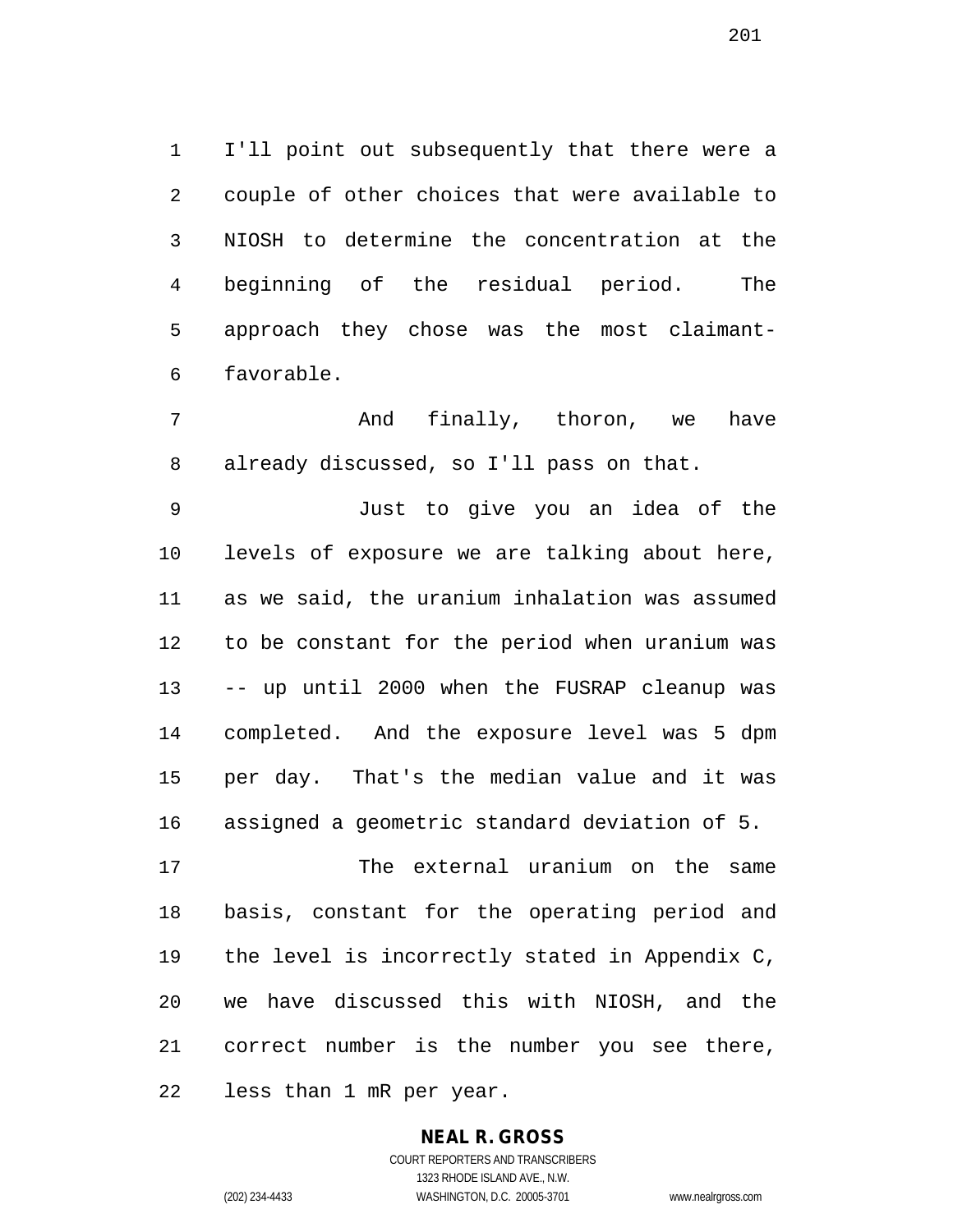I'll point out subsequently that there were a couple of other choices that were available to NIOSH to determine the concentration at the beginning of the residual period. The approach they chose was the most claimant-favorable.

And finally, thoron, we have already discussed, so I'll pass on that.

Just to give you an idea of the levels of exposure we are talking about here, as we said, the uranium inhalation was assumed to be constant for the period when uranium was -- up until 2000 when the FUSRAP cleanup was completed. And the exposure level was 5 dpm per day. That's the median value and it was assigned a geometric standard deviation of 5.

The external uranium on the same basis, constant for the operating period and the level is incorrectly stated in Appendix C, we have discussed this with NIOSH, and the correct number is the number you see there, less than 1 mR per year.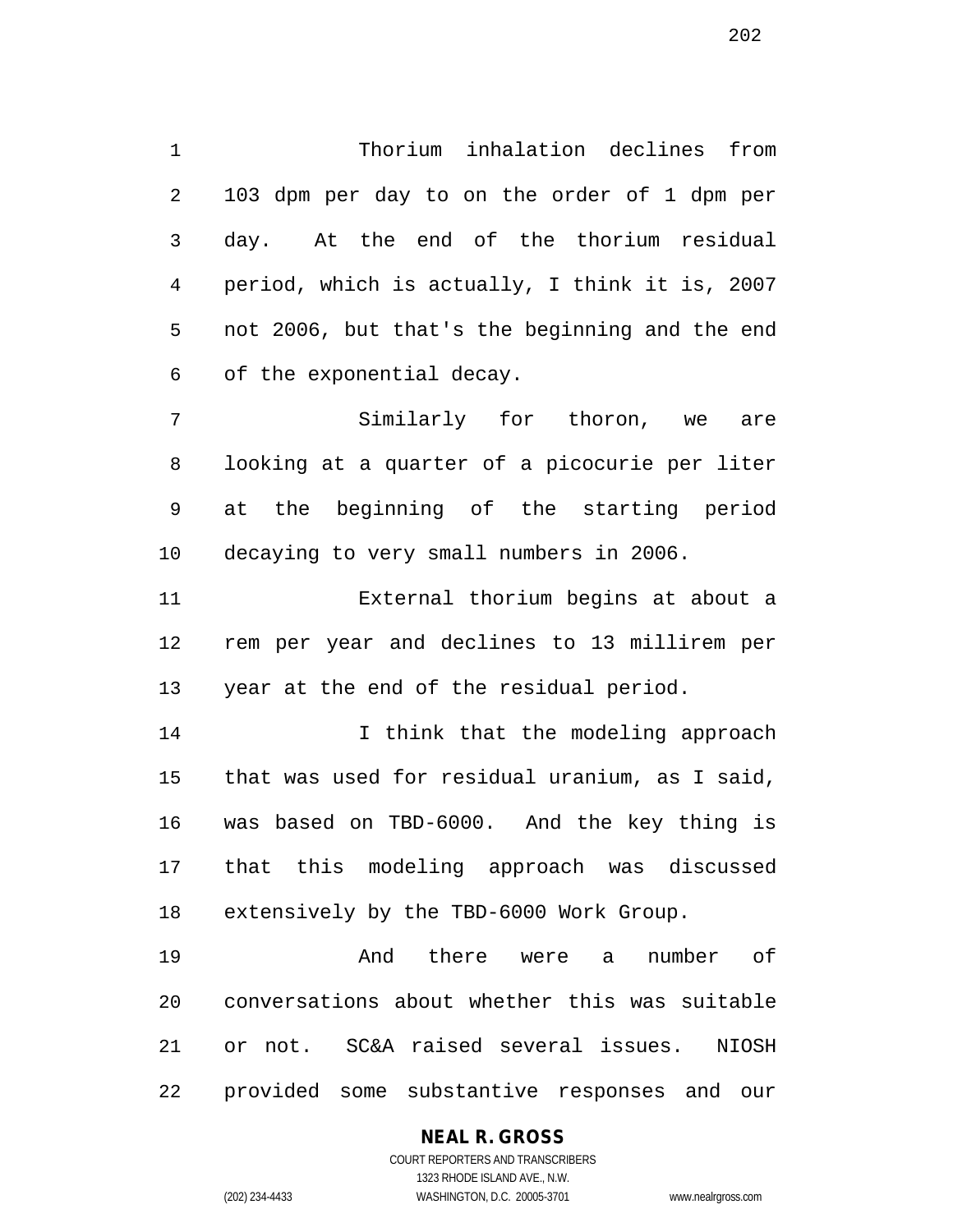Thorium inhalation declines from 103 dpm per day to on the order of 1 dpm per day. At the end of the thorium residual period, which is actually, I think it is, 2007 not 2006, but that's the beginning and the end of the exponential decay.

Similarly for thoron, we are looking at a quarter of a picocurie per liter at the beginning of the starting period decaying to very small numbers in 2006.

External thorium begins at about a rem per year and declines to 13 millirem per year at the end of the residual period.

I think that the modeling approach that was used for residual uranium, as I said, was based on TBD-6000. And the key thing is that this modeling approach was discussed extensively by the TBD-6000 Work Group.

And there were a number of conversations about whether this was suitable or not. SC&A raised several issues. NIOSH provided some substantive responses and our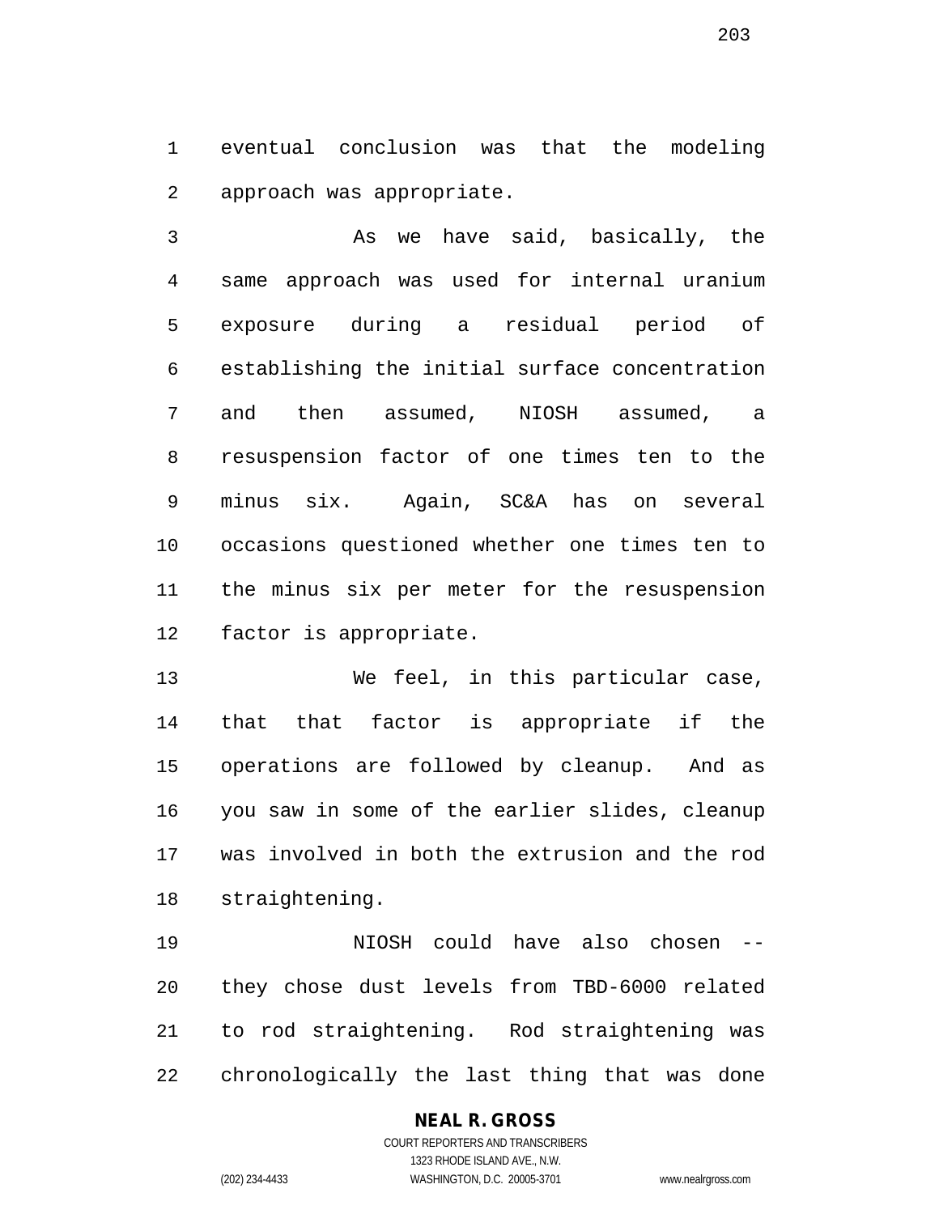eventual conclusion was that the modeling approach was appropriate.

As we have said, basically, the same approach was used for internal uranium exposure during a residual period of establishing the initial surface concentration and then assumed, NIOSH assumed, a resuspension factor of one times ten to the minus six. Again, SC&A has on several occasions questioned whether one times ten to the minus six per meter for the resuspension factor is appropriate.

We feel, in this particular case, that that factor is appropriate if the operations are followed by cleanup. And as you saw in some of the earlier slides, cleanup was involved in both the extrusion and the rod straightening.

NIOSH could have also chosen -- they chose dust levels from TBD-6000 related to rod straightening. Rod straightening was chronologically the last thing that was done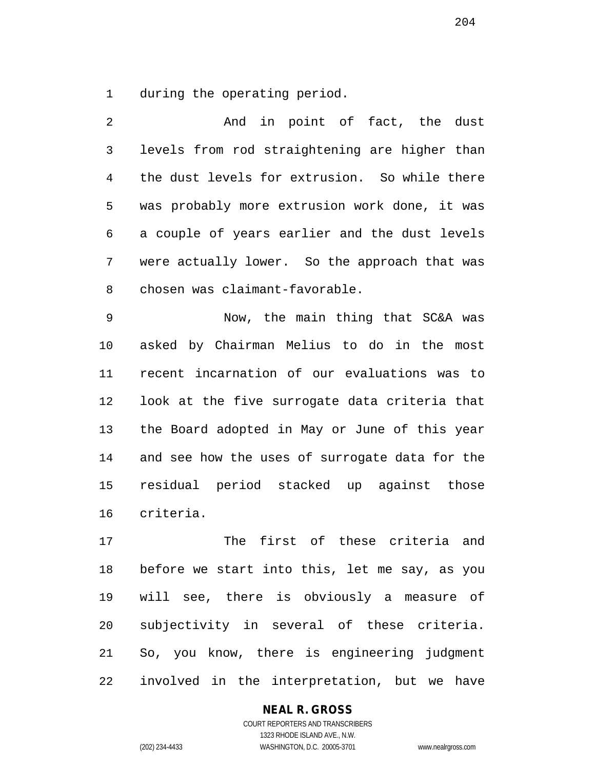during the operating period.

And in point of fact, the dust levels from rod straightening are higher than the dust levels for extrusion. So while there was probably more extrusion work done, it was a couple of years earlier and the dust levels were actually lower. So the approach that was chosen was claimant-favorable.

Now, the main thing that SC&A was asked by Chairman Melius to do in the most recent incarnation of our evaluations was to look at the five surrogate data criteria that the Board adopted in May or June of this year and see how the uses of surrogate data for the residual period stacked up against those criteria.

The first of these criteria and before we start into this, let me say, as you will see, there is obviously a measure of subjectivity in several of these criteria. So, you know, there is engineering judgment involved in the interpretation, but we have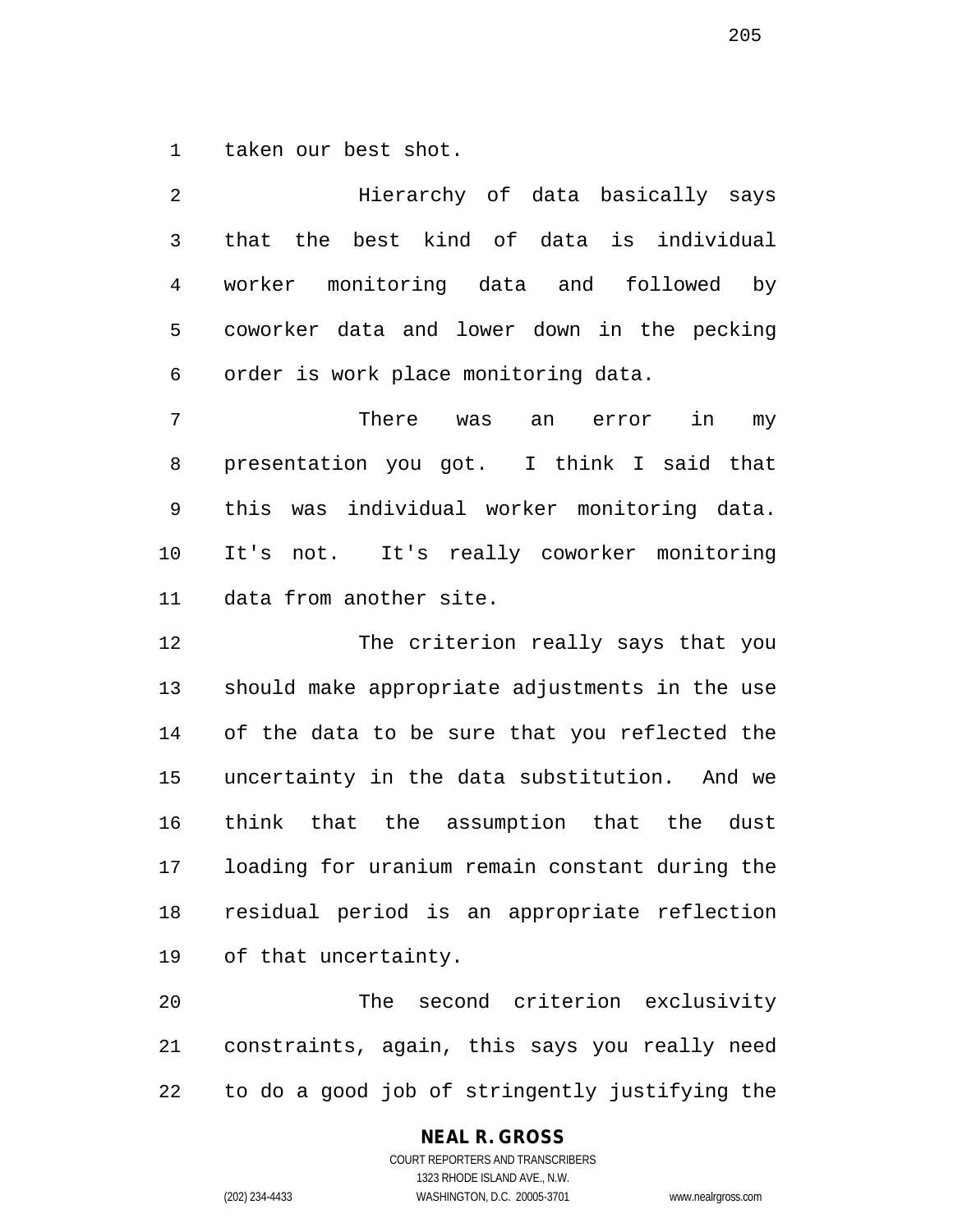taken our best shot.

Hierarchy of data basically says that the best kind of data is individual worker monitoring data and followed by coworker data and lower down in the pecking order is work place monitoring data.

There was an error in my presentation you got. I think I said that this was individual worker monitoring data. It's not. It's really coworker monitoring data from another site.

The criterion really says that you should make appropriate adjustments in the use of the data to be sure that you reflected the uncertainty in the data substitution. And we think that the assumption that the dust loading for uranium remain constant during the residual period is an appropriate reflection of that uncertainty.

The second criterion exclusivity constraints, again, this says you really need to do a good job of stringently justifying the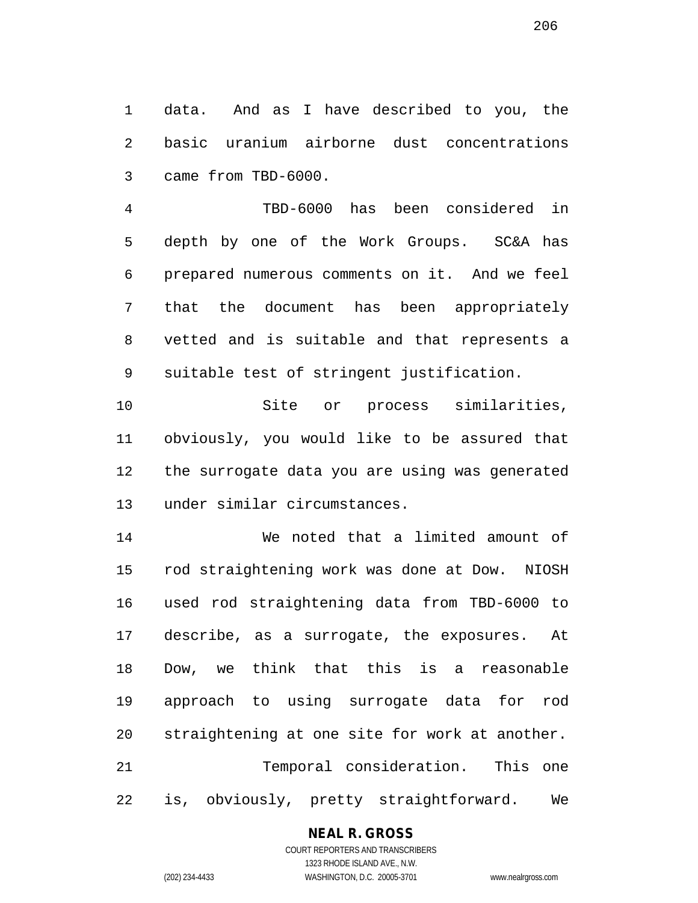data. And as I have described to you, the basic uranium airborne dust concentrations came from TBD-6000.

TBD-6000 has been considered in depth by one of the Work Groups. SC&A has prepared numerous comments on it. And we feel that the document has been appropriately vetted and is suitable and that represents a suitable test of stringent justification.

Site or process similarities, obviously, you would like to be assured that the surrogate data you are using was generated under similar circumstances.

We noted that a limited amount of rod straightening work was done at Dow. NIOSH used rod straightening data from TBD-6000 to describe, as a surrogate, the exposures. At Dow, we think that this is a reasonable approach to using surrogate data for rod straightening at one site for work at another.

Temporal consideration. This one is, obviously, pretty straightforward. We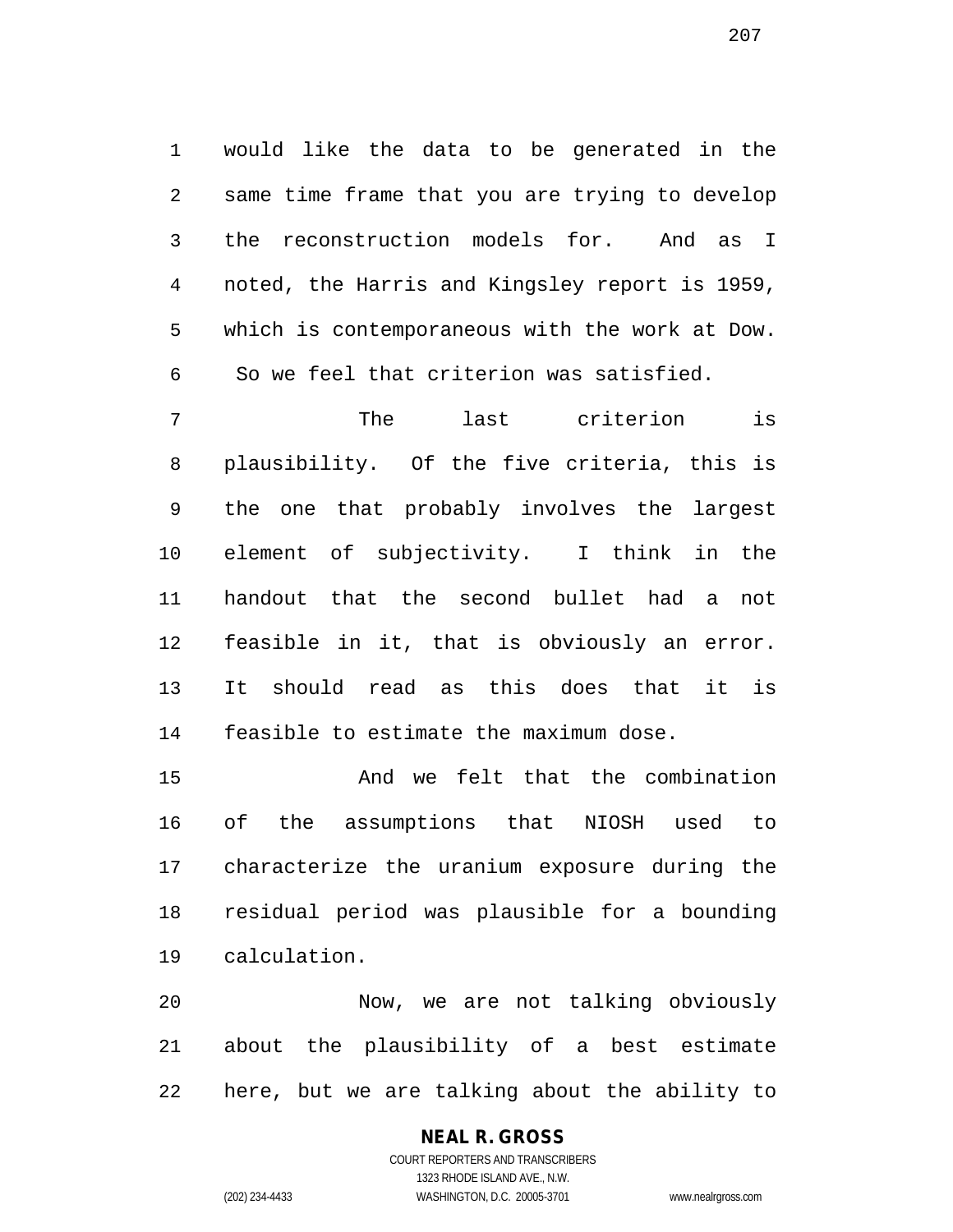would like the data to be generated in the same time frame that you are trying to develop the reconstruction models for. And as I noted, the Harris and Kingsley report is 1959, which is contemporaneous with the work at Dow. So we feel that criterion was satisfied.

The last criterion is plausibility. Of the five criteria, this is the one that probably involves the largest element of subjectivity. I think in the handout that the second bullet had a not feasible in it, that is obviously an error. It should read as this does that it is feasible to estimate the maximum dose.

And we felt that the combination of the assumptions that NIOSH used to characterize the uranium exposure during the residual period was plausible for a bounding calculation.

Now, we are not talking obviously about the plausibility of a best estimate here, but we are talking about the ability to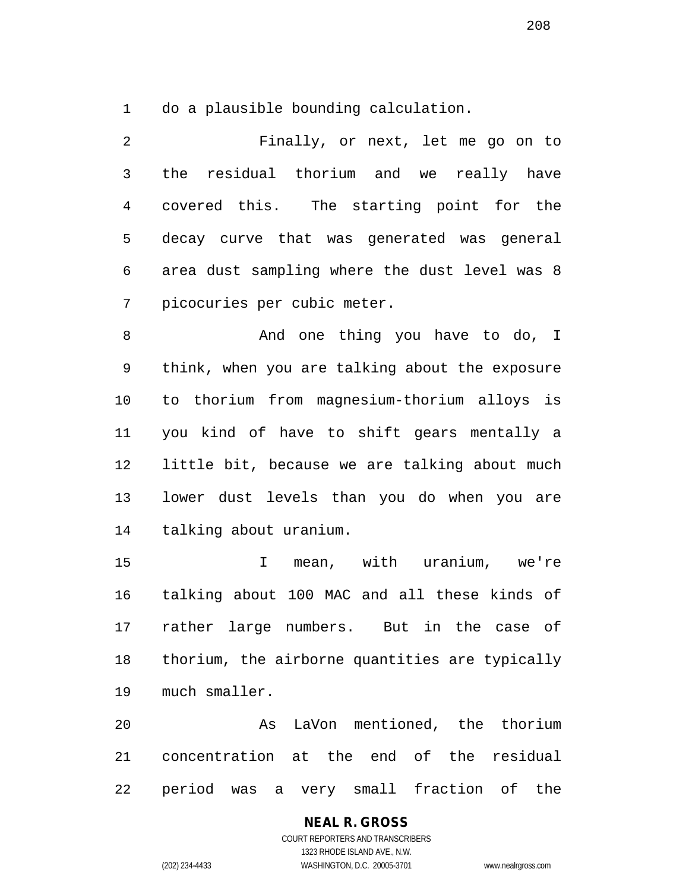do a plausible bounding calculation.

Finally, or next, let me go on to the residual thorium and we really have covered this. The starting point for the decay curve that was generated was general area dust sampling where the dust level was 8 picocuries per cubic meter.

And one thing you have to do, I think, when you are talking about the exposure to thorium from magnesium-thorium alloys is you kind of have to shift gears mentally a little bit, because we are talking about much lower dust levels than you do when you are talking about uranium.

I mean, with uranium, we're talking about 100 MAC and all these kinds of rather large numbers. But in the case of thorium, the airborne quantities are typically much smaller.

As LaVon mentioned, the thorium concentration at the end of the residual period was a very small fraction of the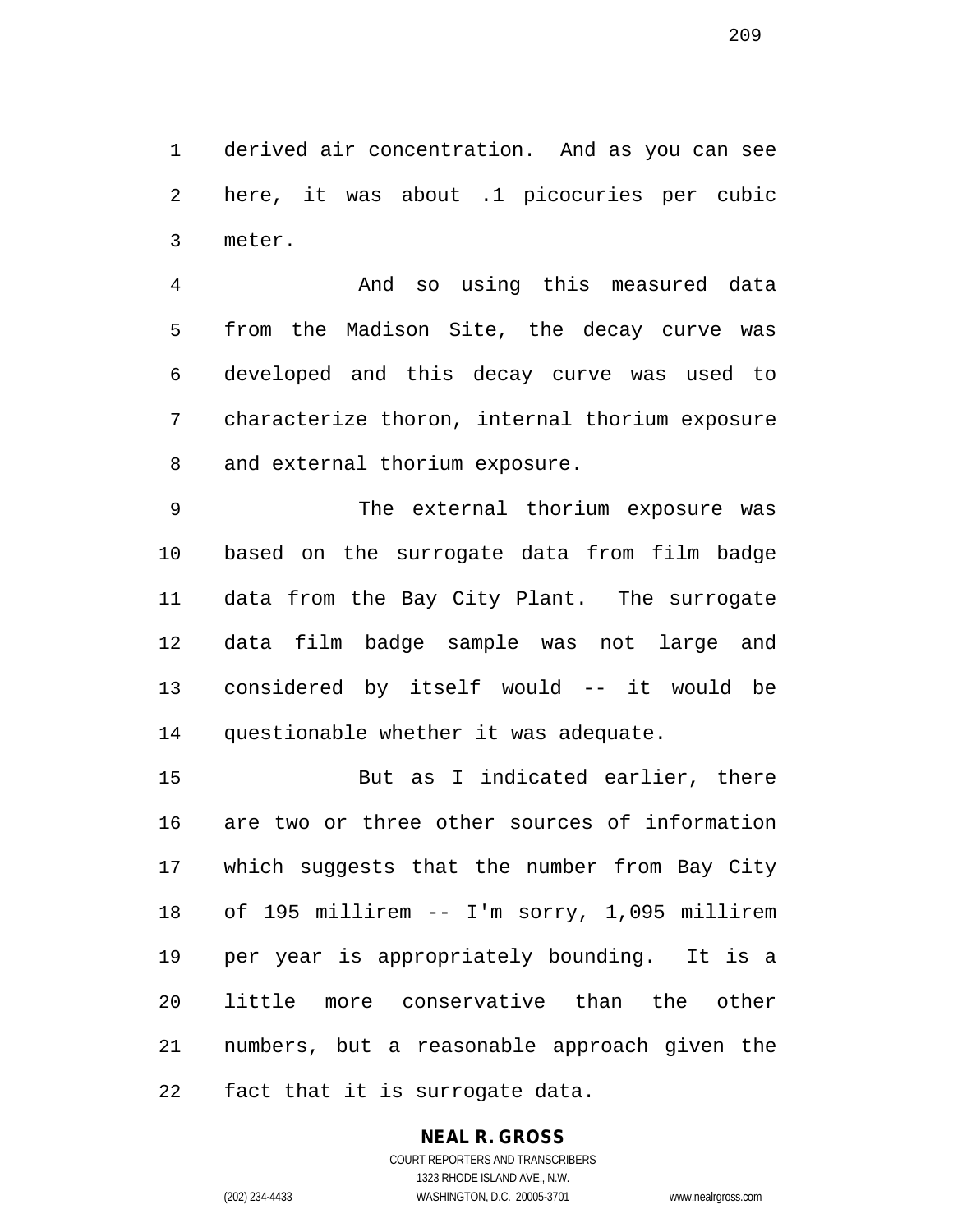derived air concentration. And as you can see here, it was about .1 picocuries per cubic meter.

And so using this measured data from the Madison Site, the decay curve was developed and this decay curve was used to characterize thoron, internal thorium exposure and external thorium exposure.

The external thorium exposure was based on the surrogate data from film badge data from the Bay City Plant. The surrogate data film badge sample was not large and considered by itself would -- it would be questionable whether it was adequate.

But as I indicated earlier, there are two or three other sources of information which suggests that the number from Bay City of 195 millirem -- I'm sorry, 1,095 millirem per year is appropriately bounding. It is a little more conservative than the other numbers, but a reasonable approach given the fact that it is surrogate data.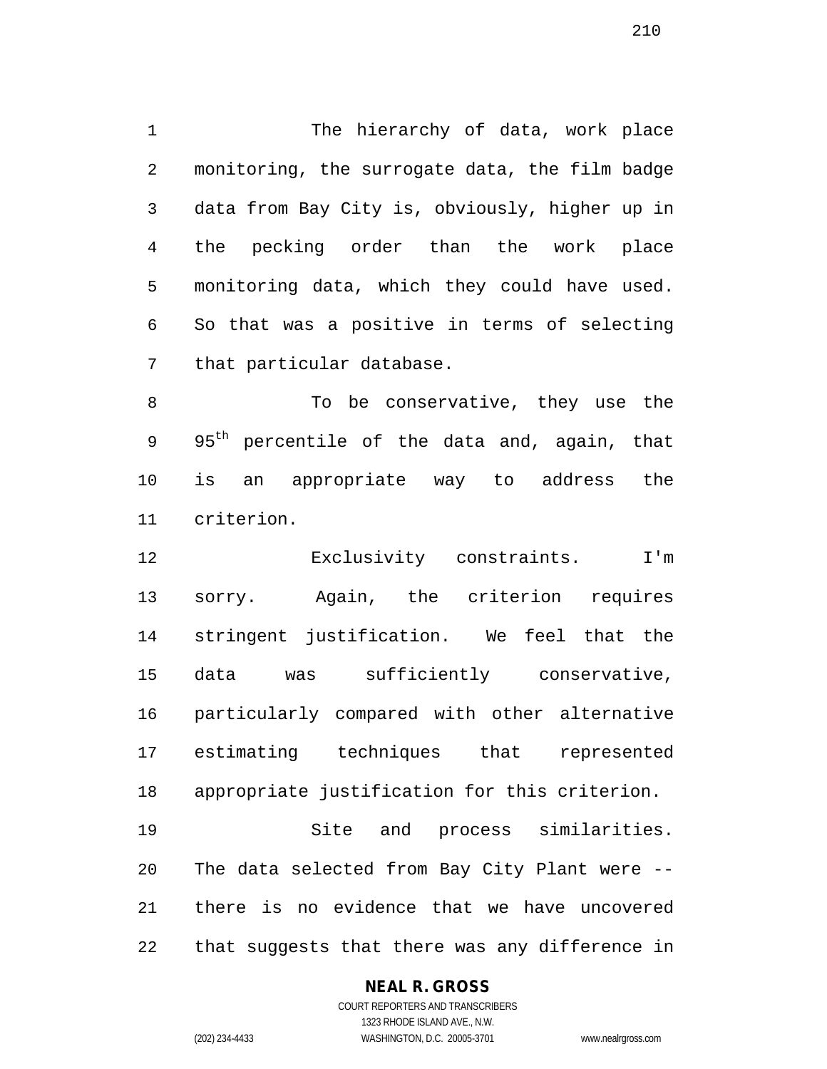The hierarchy of data, work place monitoring, the surrogate data, the film badge data from Bay City is, obviously, higher up in the pecking order than the work place monitoring data, which they could have used. So that was a positive in terms of selecting that particular database.

To be conservative, they use the $95^{th}$ percentile of the data and, again, that is an appropriate way to address the criterion.

Exclusivity constraints. I'm sorry. Again, the criterion requires stringent justification. We feel that the data was sufficiently conservative, particularly compared with other alternative estimating techniques that represented appropriate justification for this criterion.

Site and process similarities. The data selected from Bay City Plant were -- there is no evidence that we have uncovered that suggests that there was any difference in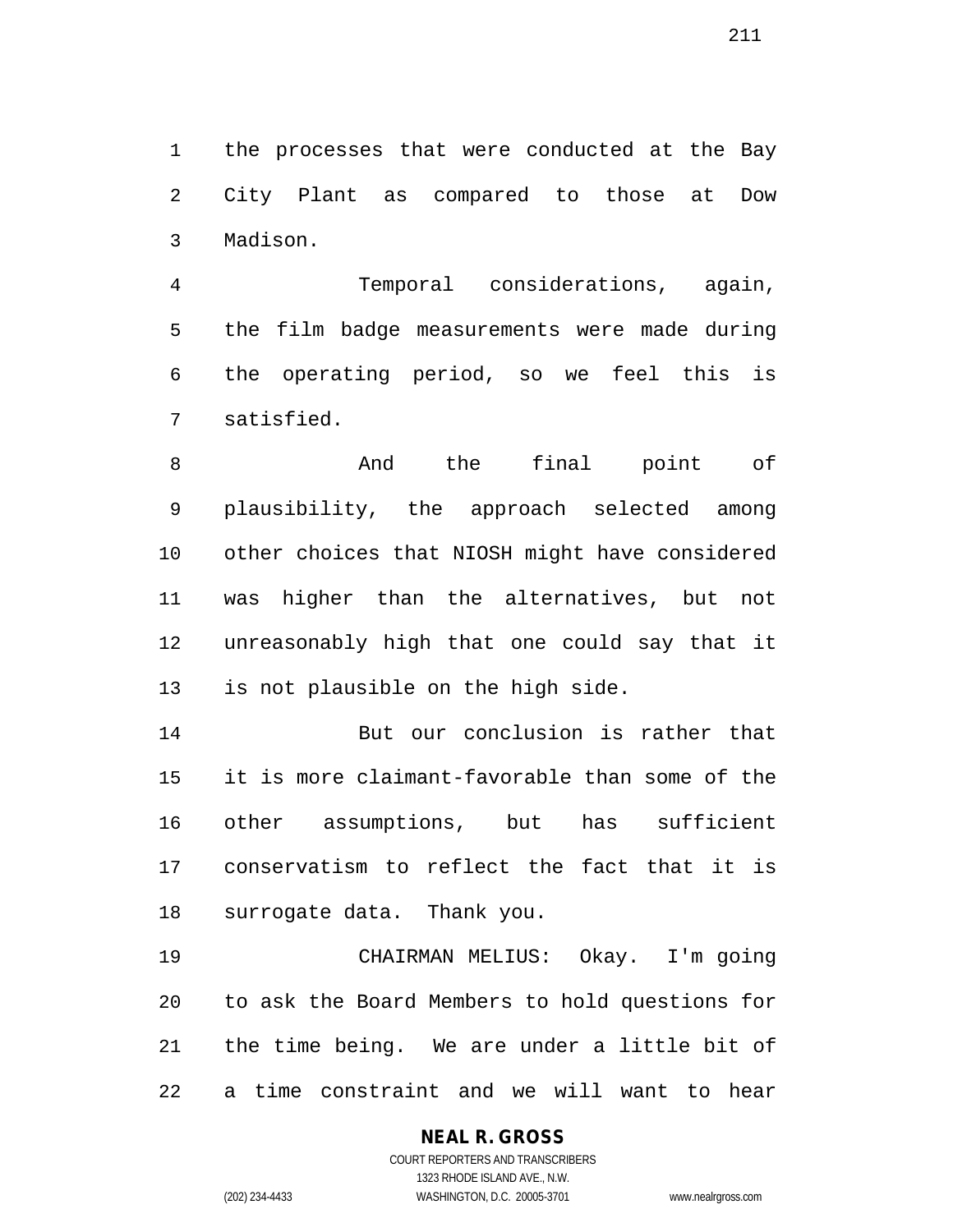the processes that were conducted at the Bay City Plant as compared to those at Dow Madison.

Temporal considerations, again, the film badge measurements were made during the operating period, so we feel this is satisfied.

And the final point of plausibility, the approach selected among other choices that NIOSH might have considered was higher than the alternatives, but not unreasonably high that one could say that it is not plausible on the high side.

But our conclusion is rather that it is more claimant-favorable than some of the other assumptions, but has sufficient conservatism to reflect the fact that it is surrogate data. Thank you.

CHAIRMAN MELIUS: Okay. I'm going to ask the Board Members to hold questions for the time being. We are under a little bit of a time constraint and we will want to hear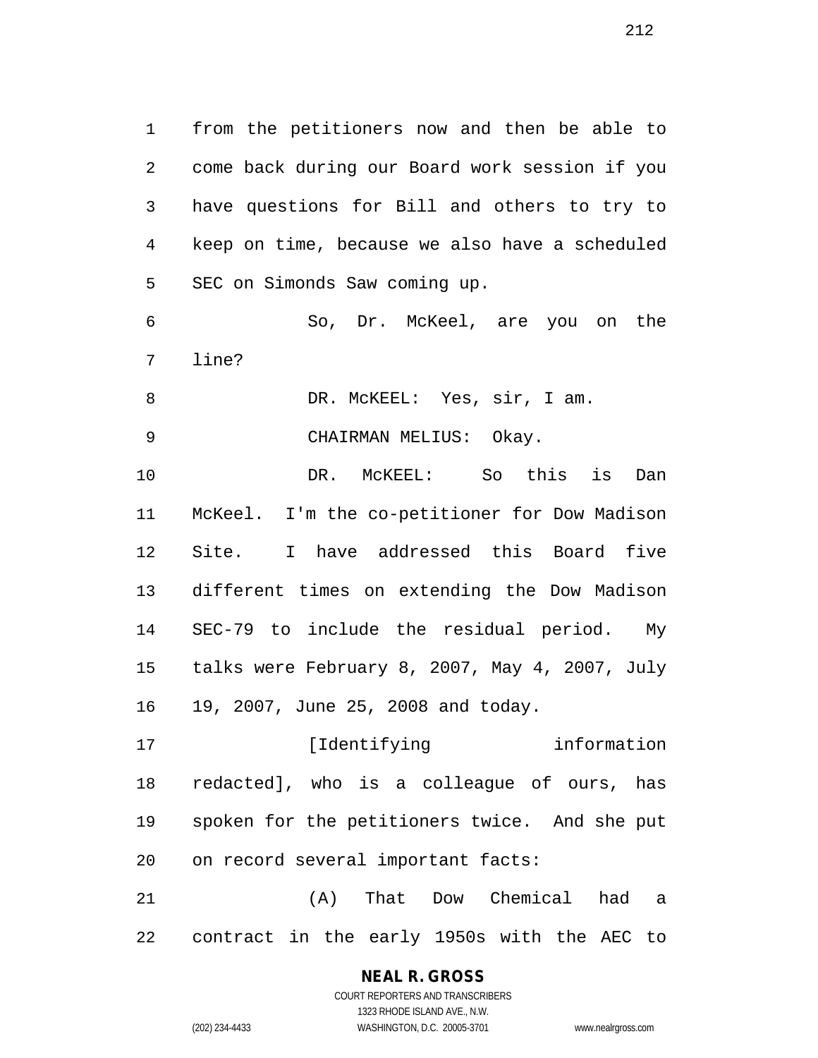from the petitioners now and then be able to come back during our Board work session if you have questions for Bill and others to try to keep on time, because we also have a scheduled SEC on Simonds Saw coming up.

So, Dr. McKeel, are you on the line?

DR. McKEEL: Yes, sir, I am.

CHAIRMAN MELIUS: Okay.

DR. McKEEL: So this is Dan McKeel. I'm the co-petitioner for Dow Madison Site. I have addressed this Board five different times on extending the Dow Madison SEC-79 to include the residual period. My talks were February 8, 2007, May 4, 2007, July 19, 2007, June 25, 2008 and today.

[Identifying information redacted], who is a colleague of ours, has spoken for the petitioners twice. And she put on record several important facts:

(A) That Dow Chemical had a contract in the early 1950s with the AEC to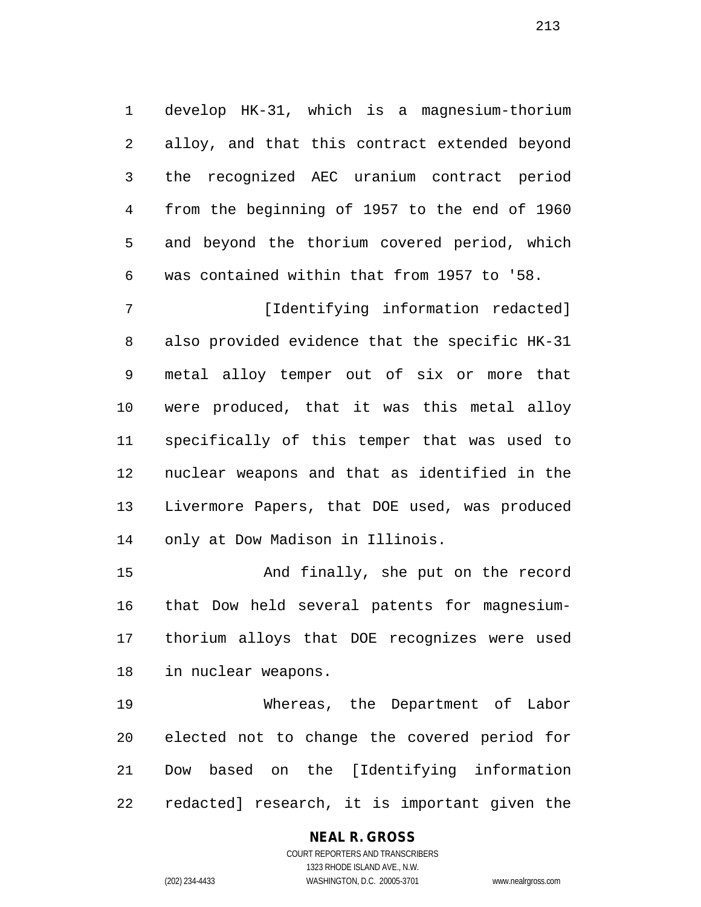develop HK-31, which is a magnesium-thorium alloy, and that this contract extended beyond the recognized AEC uranium contract period from the beginning of 1957 to the end of 1960 and beyond the thorium covered period, which was contained within that from 1957 to '58.

[Identifying information redacted] also provided evidence that the specific HK-31 metal alloy temper out of six or more that were produced, that it was this metal alloy specifically of this temper that was used to nuclear weapons and that as identified in the Livermore Papers, that DOE used, was produced only at Dow Madison in Illinois.

And finally, she put on the record that Dow held several patents for magnesium-thorium alloys that DOE recognizes were used in nuclear weapons.

Whereas, the Department of Labor elected not to change the covered period for Dow based on the [Identifying information redacted] research, it is important given the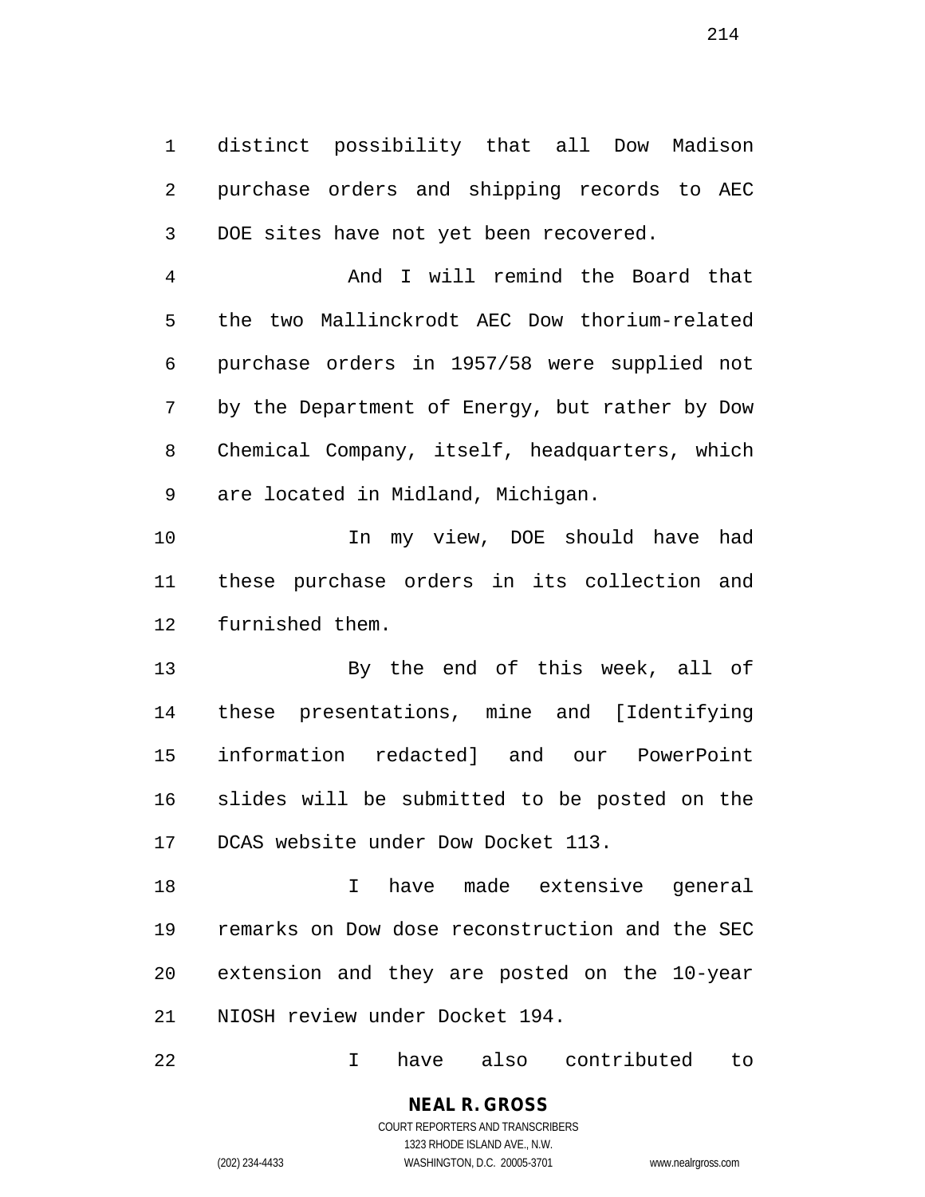distinct possibility that all Dow Madison purchase orders and shipping records to AEC DOE sites have not yet been recovered.

And I will remind the Board that the two Mallinckrodt AEC Dow thorium-related purchase orders in 1957/58 were supplied not by the Department of Energy, but rather by Dow Chemical Company, itself, headquarters, which are located in Midland, Michigan.

In my view, DOE should have had these purchase orders in its collection and furnished them.

By the end of this week, all of these presentations, mine and [Identifying information redacted] and our PowerPoint slides will be submitted to be posted on the DCAS website under Dow Docket 113.

I have made extensive general remarks on Dow dose reconstruction and the SEC extension and they are posted on the 10-year NIOSH review under Docket 194.

I have also contributed to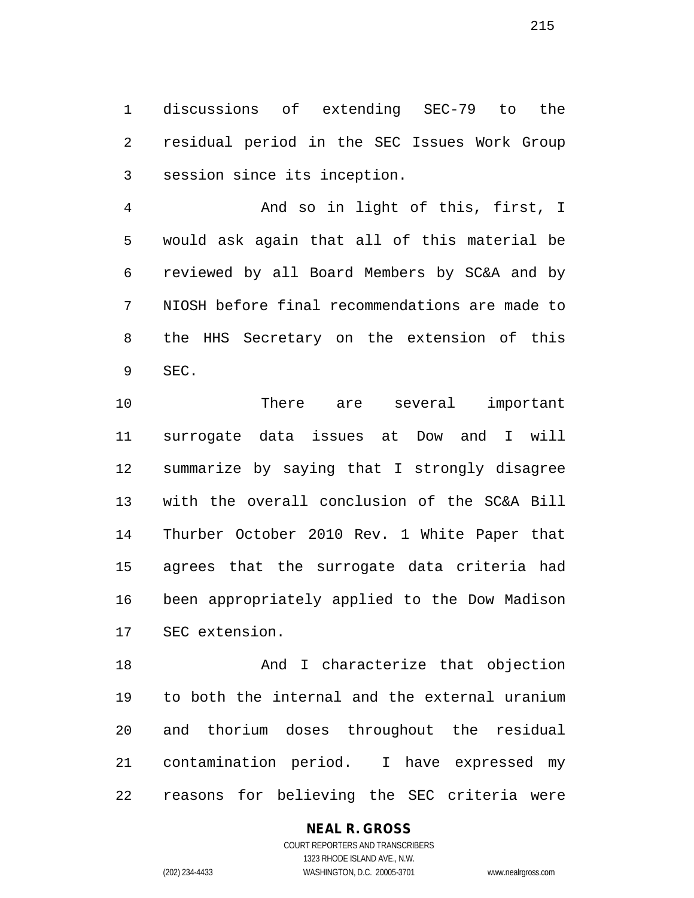discussions of extending SEC-79 to the residual period in the SEC Issues Work Group session since its inception.

And so in light of this, first, I would ask again that all of this material be reviewed by all Board Members by SC&A and by NIOSH before final recommendations are made to the HHS Secretary on the extension of this SEC.

There are several important surrogate data issues at Dow and I will summarize by saying that I strongly disagree with the overall conclusion of the SC&A Bill Thurber October 2010 Rev. 1 White Paper that agrees that the surrogate data criteria had been appropriately applied to the Dow Madison SEC extension.

And I characterize that objection to both the internal and the external uranium and thorium doses throughout the residual contamination period. I have expressed my reasons for believing the SEC criteria were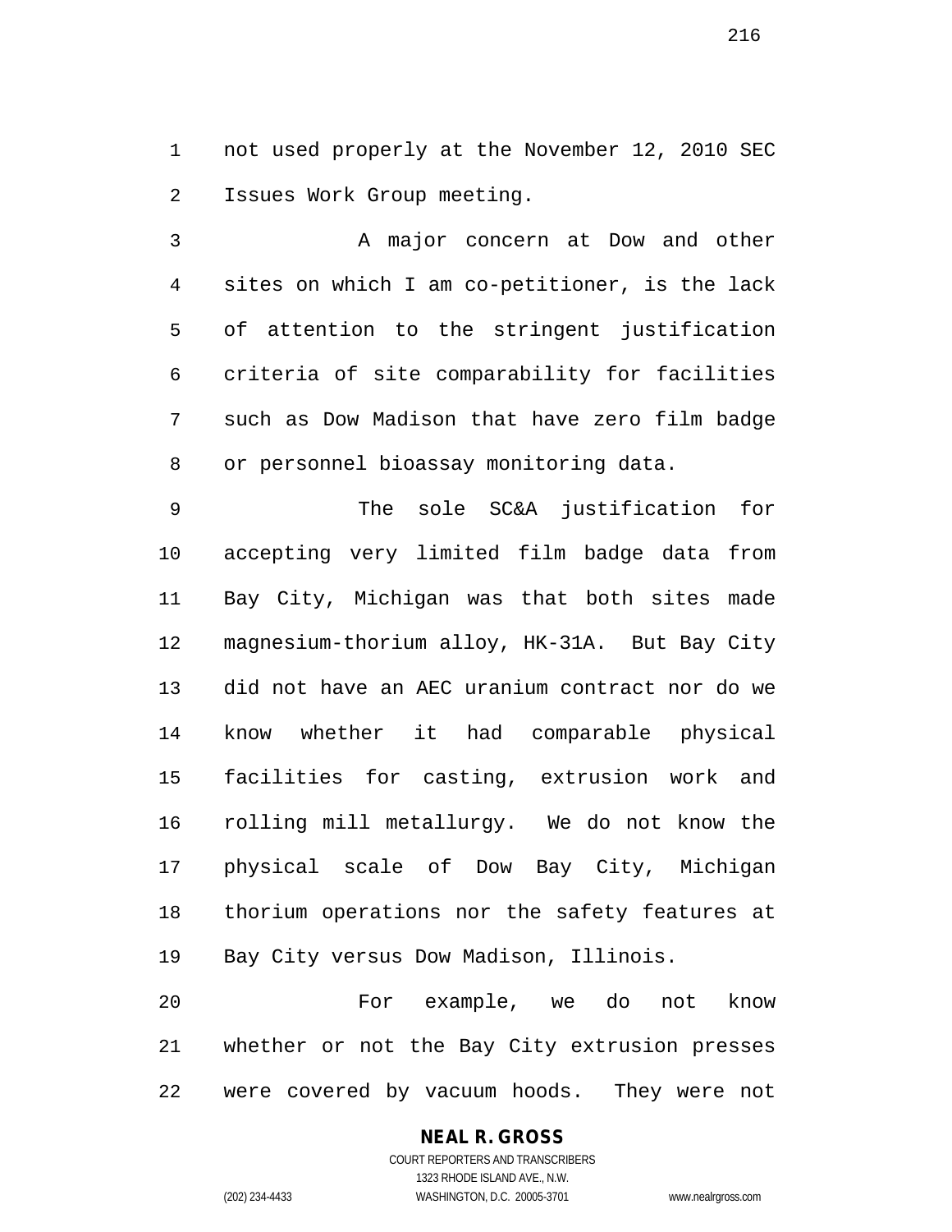not used properly at the November 12, 2010 SEC Issues Work Group meeting.

A major concern at Dow and other sites on which I am co-petitioner, is the lack of attention to the stringent justification criteria of site comparability for facilities such as Dow Madison that have zero film badge or personnel bioassay monitoring data.

The sole SC&A justification for accepting very limited film badge data from Bay City, Michigan was that both sites made magnesium-thorium alloy, HK-31A. But Bay City did not have an AEC uranium contract nor do we know whether it had comparable physical facilities for casting, extrusion work and rolling mill metallurgy. We do not know the physical scale of Dow Bay City, Michigan thorium operations nor the safety features at Bay City versus Dow Madison, Illinois.

For example, we do not know whether or not the Bay City extrusion presses were covered by vacuum hoods. They were not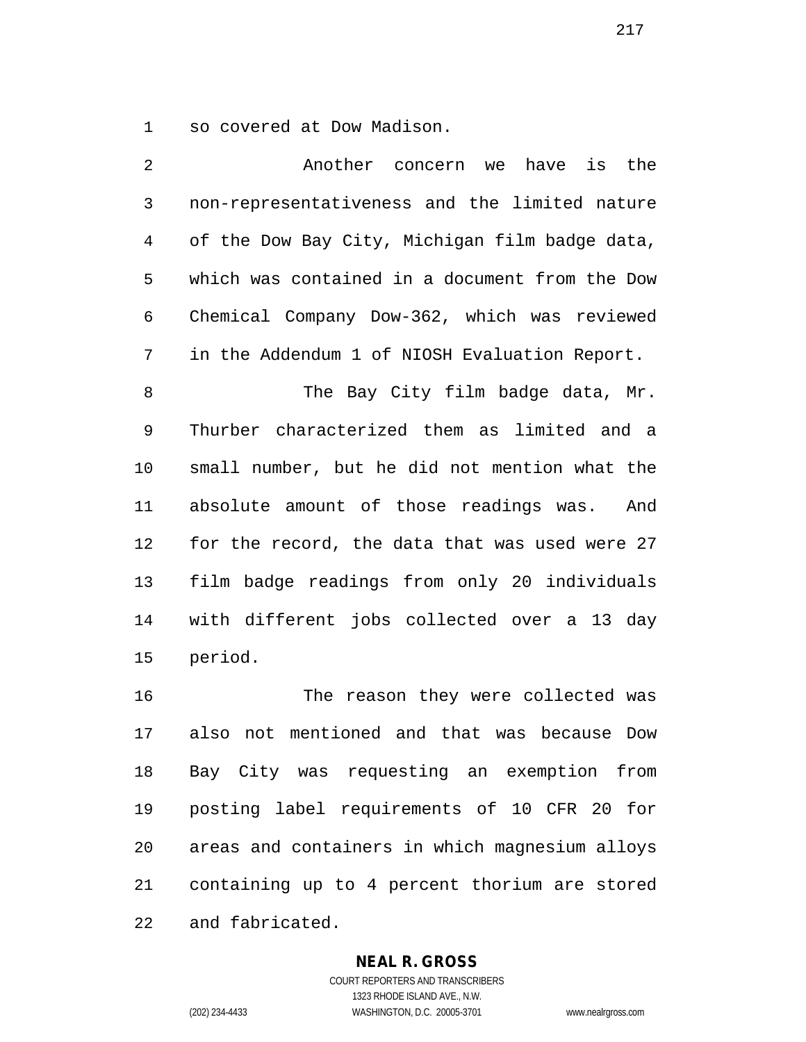so covered at Dow Madison.

Another concern we have is the non-representativeness and the limited nature of the Dow Bay City, Michigan film badge data, which was contained in a document from the Dow Chemical Company Dow-362, which was reviewed in the Addendum 1 of NIOSH Evaluation Report.

The Bay City film badge data, Mr. Thurber characterized them as limited and a small number, but he did not mention what the absolute amount of those readings was. And for the record, the data that was used were 27 film badge readings from only 20 individuals with different jobs collected over a 13 day period.

The reason they were collected was also not mentioned and that was because Dow Bay City was requesting an exemption from posting label requirements of 10 CFR 20 for areas and containers in which magnesium alloys containing up to 4 percent thorium are stored and fabricated.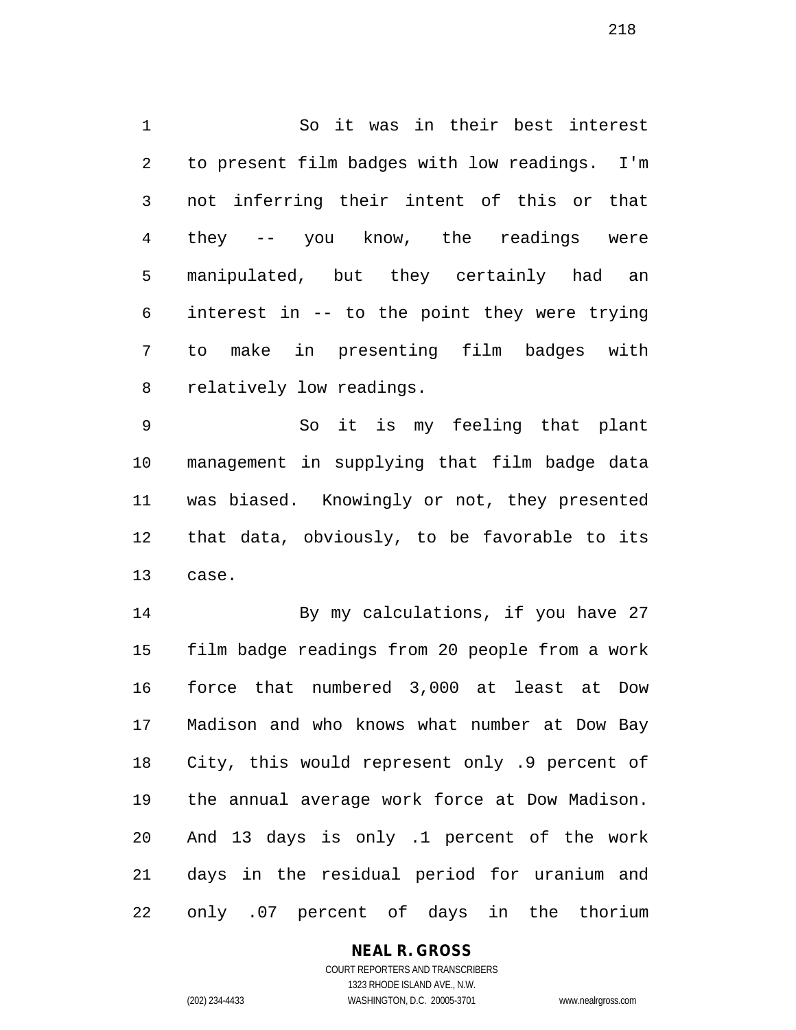So it was in their best interest to present film badges with low readings. I'm not inferring their intent of this or that they -- you know, the readings were manipulated, but they certainly had an interest in -- to the point they were trying to make in presenting film badges with relatively low readings.

So it is my feeling that plant management in supplying that film badge data was biased. Knowingly or not, they presented that data, obviously, to be favorable to its case.

By my calculations, if you have 27 film badge readings from 20 people from a work force that numbered 3,000 at least at Dow Madison and who knows what number at Dow Bay City, this would represent only .9 percent of the annual average work force at Dow Madison. And 13 days is only .1 percent of the work days in the residual period for uranium and only .07 percent of days in the thorium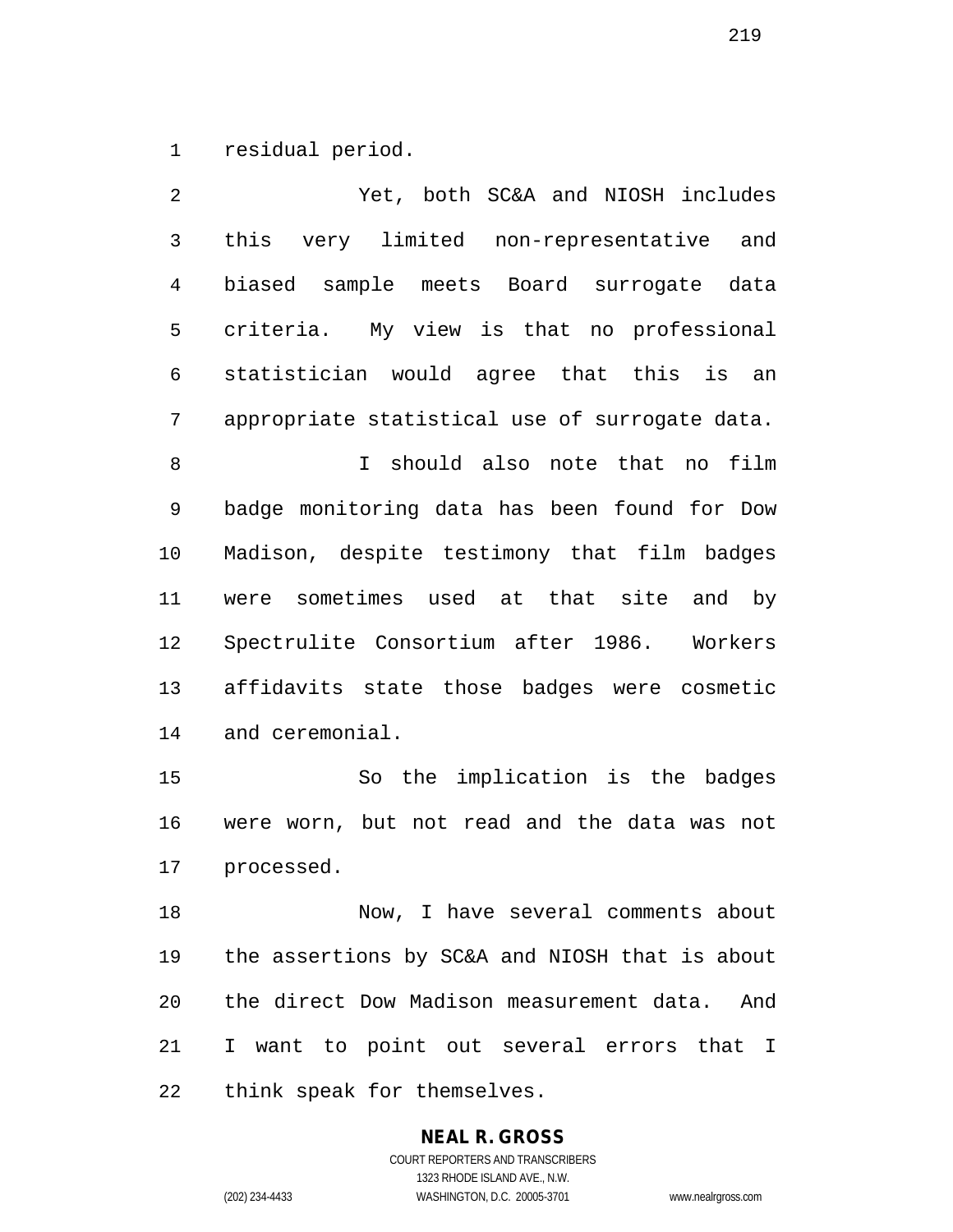residual period.

Yet, both SC&A and NIOSH includes this very limited non-representative and biased sample meets Board surrogate data criteria. My view is that no professional statistician would agree that this is an appropriate statistical use of surrogate data.

I should also note that no film badge monitoring data has been found for Dow Madison, despite testimony that film badges were sometimes used at that site and by Spectrulite Consortium after 1986. Workers affidavits state those badges were cosmetic and ceremonial.

So the implication is the badges were worn, but not read and the data was not processed.

Now, I have several comments about the assertions by SC&A and NIOSH that is about the direct Dow Madison measurement data. And I want to point out several errors that I think speak for themselves.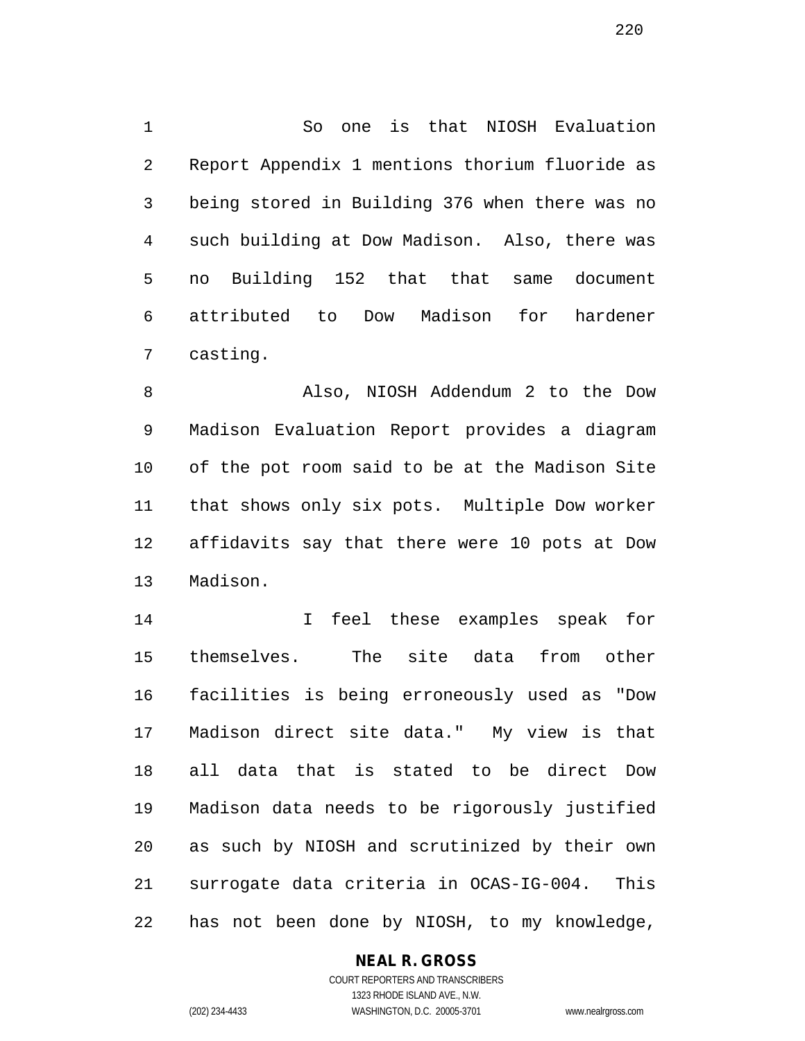So one is that NIOSH Evaluation Report Appendix 1 mentions thorium fluoride as being stored in Building 376 when there was no such building at Dow Madison. Also, there was no Building 152 that that same document attributed to Dow Madison for hardener casting.

Also, NIOSH Addendum 2 to the Dow Madison Evaluation Report provides a diagram of the pot room said to be at the Madison Site that shows only six pots. Multiple Dow worker affidavits say that there were 10 pots at Dow Madison.

I feel these examples speak for themselves. The site data from other facilities is being erroneously used as "Dow Madison direct site data." My view is that all data that is stated to be direct Dow Madison data needs to be rigorously justified as such by NIOSH and scrutinized by their own surrogate data criteria in OCAS-IG-004. This has not been done by NIOSH, to my knowledge,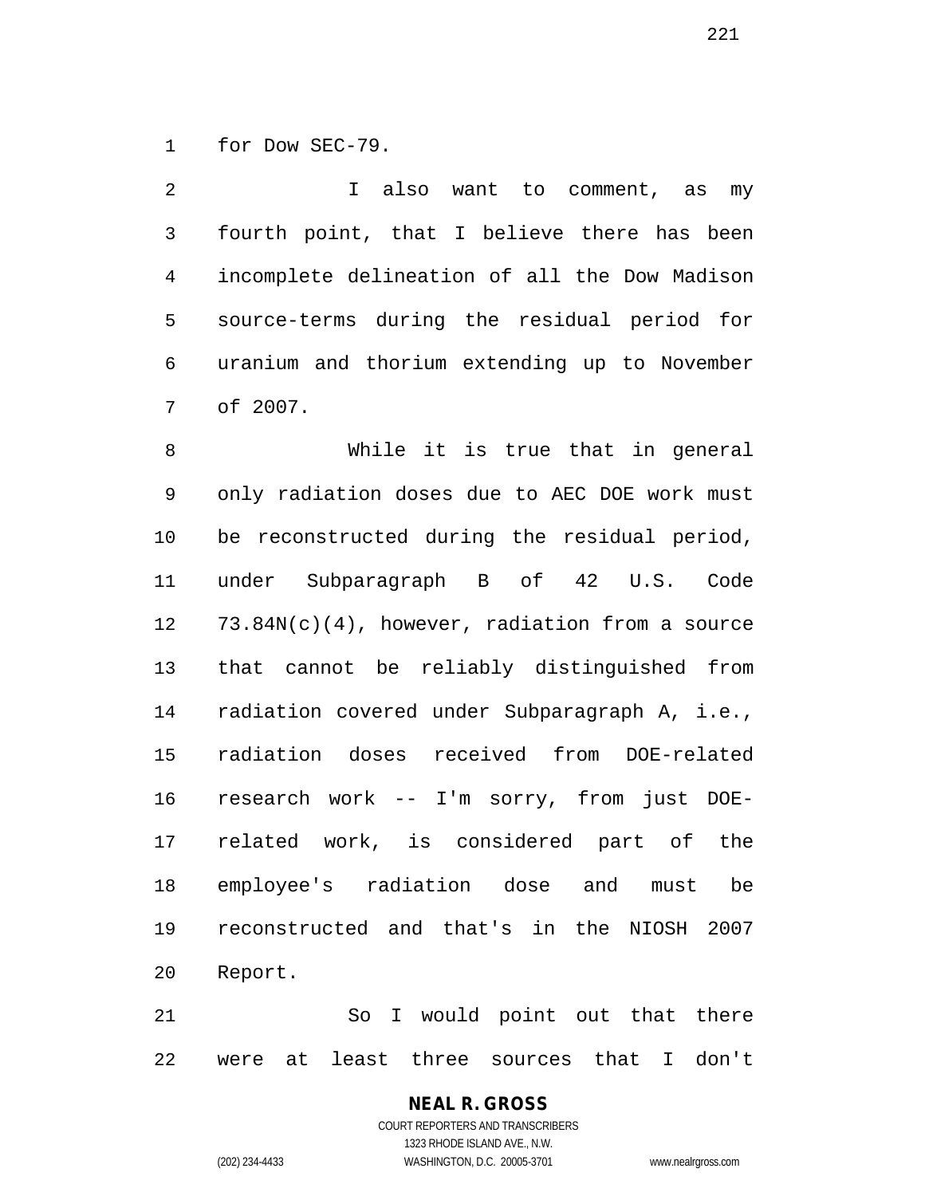for Dow SEC-79.

I also want to comment, as my fourth point, that I believe there has been incomplete delineation of all the Dow Madison source-terms during the residual period for uranium and thorium extending up to November of 2007.

While it is true that in general only radiation doses due to AEC DOE work must be reconstructed during the residual period, under Subparagraph B of 42 U.S. Code 73.84N(c)(4), however, radiation from a source that cannot be reliably distinguished from radiation covered under Subparagraph A, i.e., radiation doses received from DOE-related research work -- I'm sorry, from just DOE-related work, is considered part of the employee's radiation dose and must be reconstructed and that's in the NIOSH 2007 Report.

So I would point out that there were at least three sources that I don't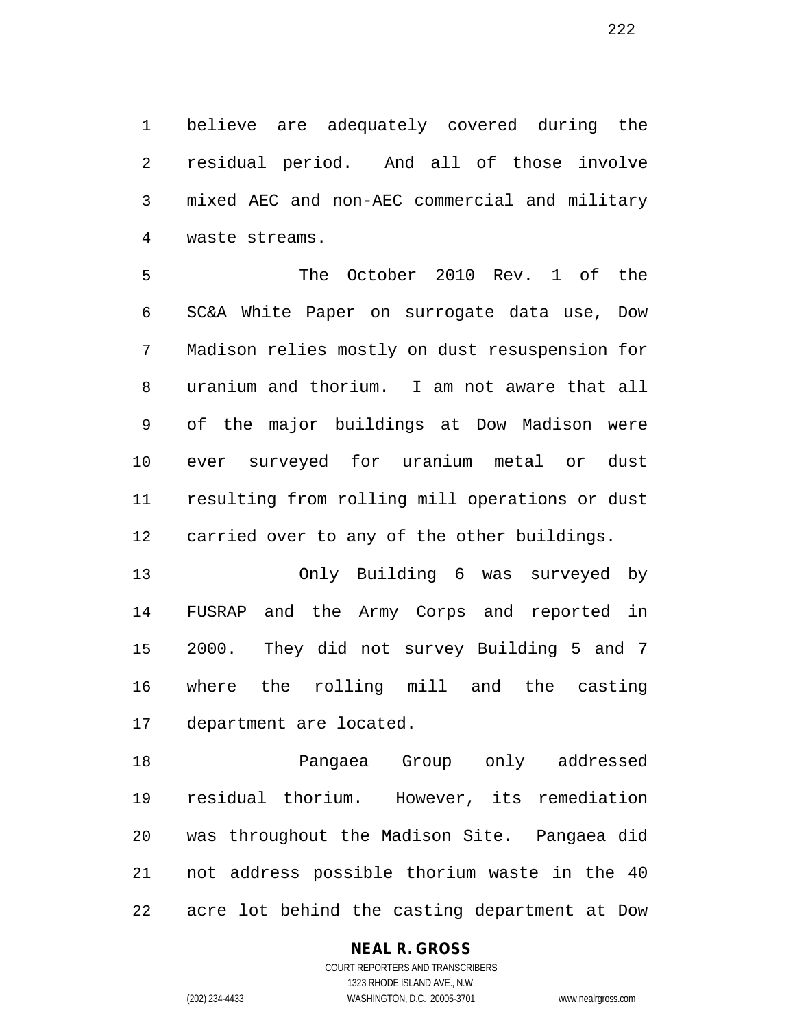believe are adequately covered during the residual period. And all of those involve mixed AEC and non-AEC commercial and military waste streams.

The October 2010 Rev. 1 of the SC&A White Paper on surrogate data use, Dow Madison relies mostly on dust resuspension for uranium and thorium. I am not aware that all of the major buildings at Dow Madison were ever surveyed for uranium metal or dust resulting from rolling mill operations or dust carried over to any of the other buildings.

Only Building 6 was surveyed by FUSRAP and the Army Corps and reported in 2000. They did not survey Building 5 and 7 where the rolling mill and the casting department are located.

Pangaea Group only addressed residual thorium. However, its remediation was throughout the Madison Site. Pangaea did not address possible thorium waste in the 40 acre lot behind the casting department at Dow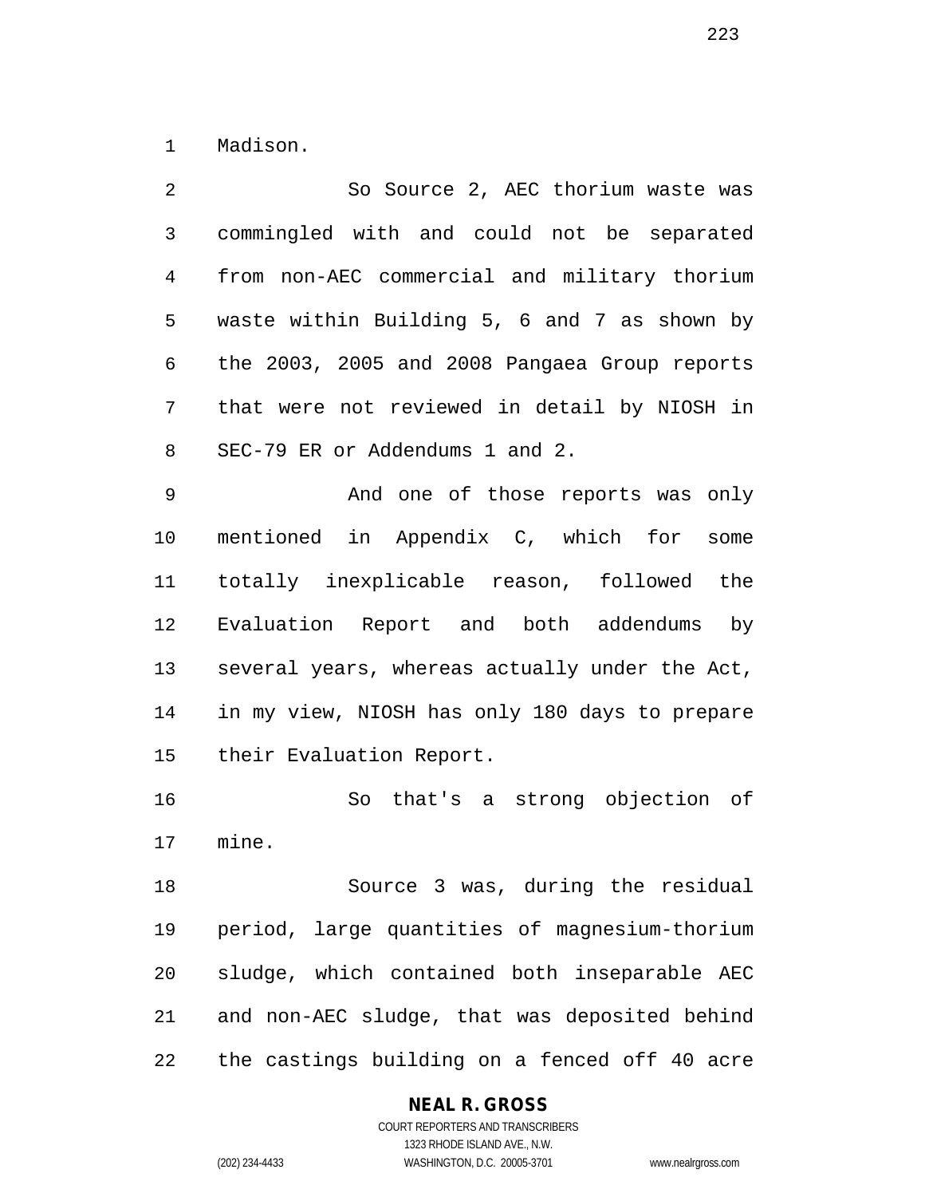Madison.

So Source 2, AEC thorium waste was commingled with and could not be separated from non-AEC commercial and military thorium waste within Building 5, 6 and 7 as shown by the 2003, 2005 and 2008 Pangaea Group reports that were not reviewed in detail by NIOSH in SEC-79 ER or Addendums 1 and 2.

And one of those reports was only mentioned in Appendix C, which for some totally inexplicable reason, followed the Evaluation Report and both addendums by several years, whereas actually under the Act, in my view, NIOSH has only 180 days to prepare their Evaluation Report.

So that's a strong objection of mine.

Source 3 was, during the residual period, large quantities of magnesium-thorium sludge, which contained both inseparable AEC and non-AEC sludge, that was deposited behind the castings building on a fenced off 40 acre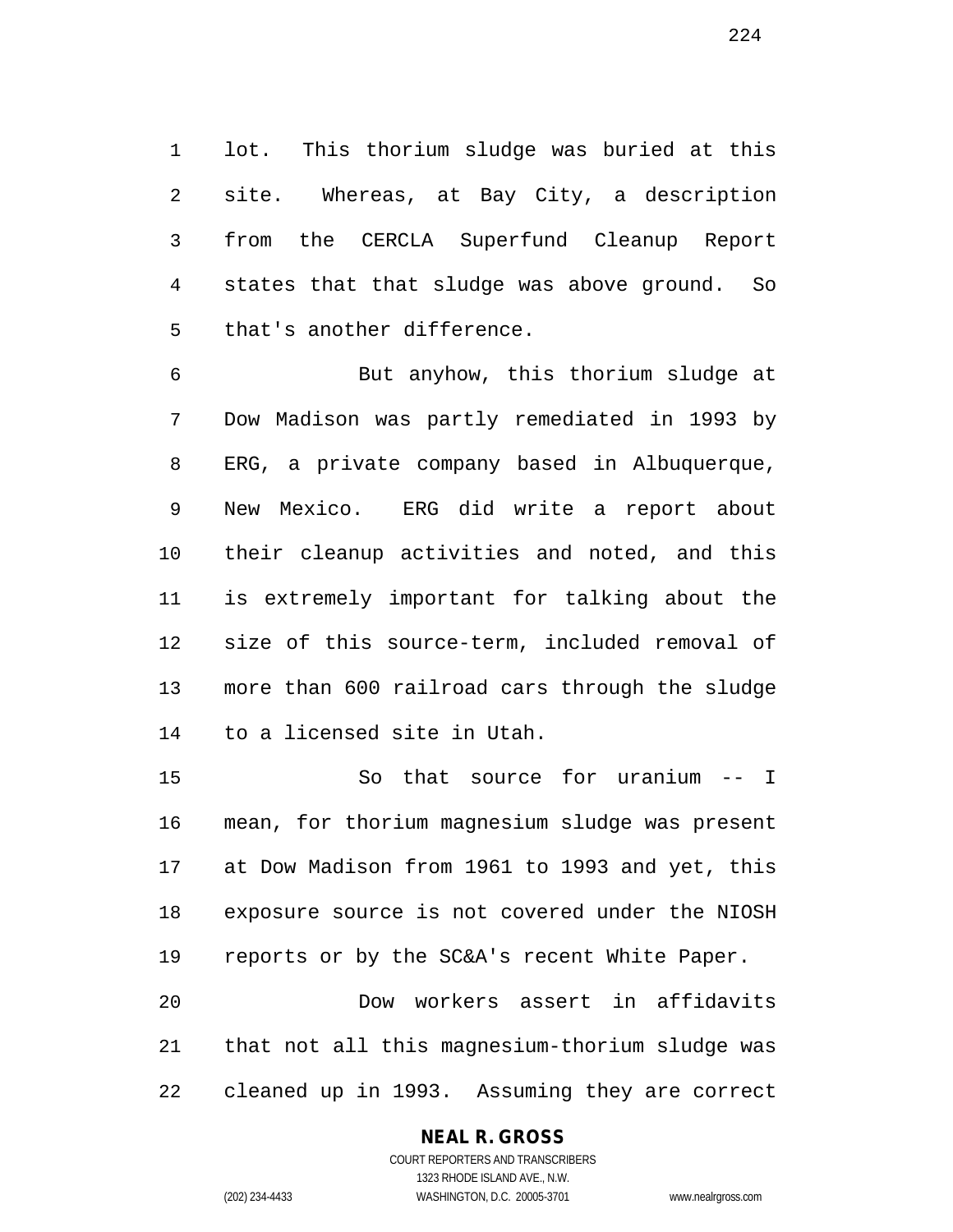lot. This thorium sludge was buried at this site. Whereas, at Bay City, a description from the CERCLA Superfund Cleanup Report states that that sludge was above ground. So that's another difference.

But anyhow, this thorium sludge at Dow Madison was partly remediated in 1993 by ERG, a private company based in Albuquerque, New Mexico. ERG did write a report about their cleanup activities and noted, and this is extremely important for talking about the size of this source-term, included removal of more than 600 railroad cars through the sludge to a licensed site in Utah.

So that source for uranium -- I mean, for thorium magnesium sludge was present at Dow Madison from 1961 to 1993 and yet, this exposure source is not covered under the NIOSH reports or by the SC&A's recent White Paper.

Dow workers assert in affidavits that not all this magnesium-thorium sludge was cleaned up in 1993. Assuming they are correct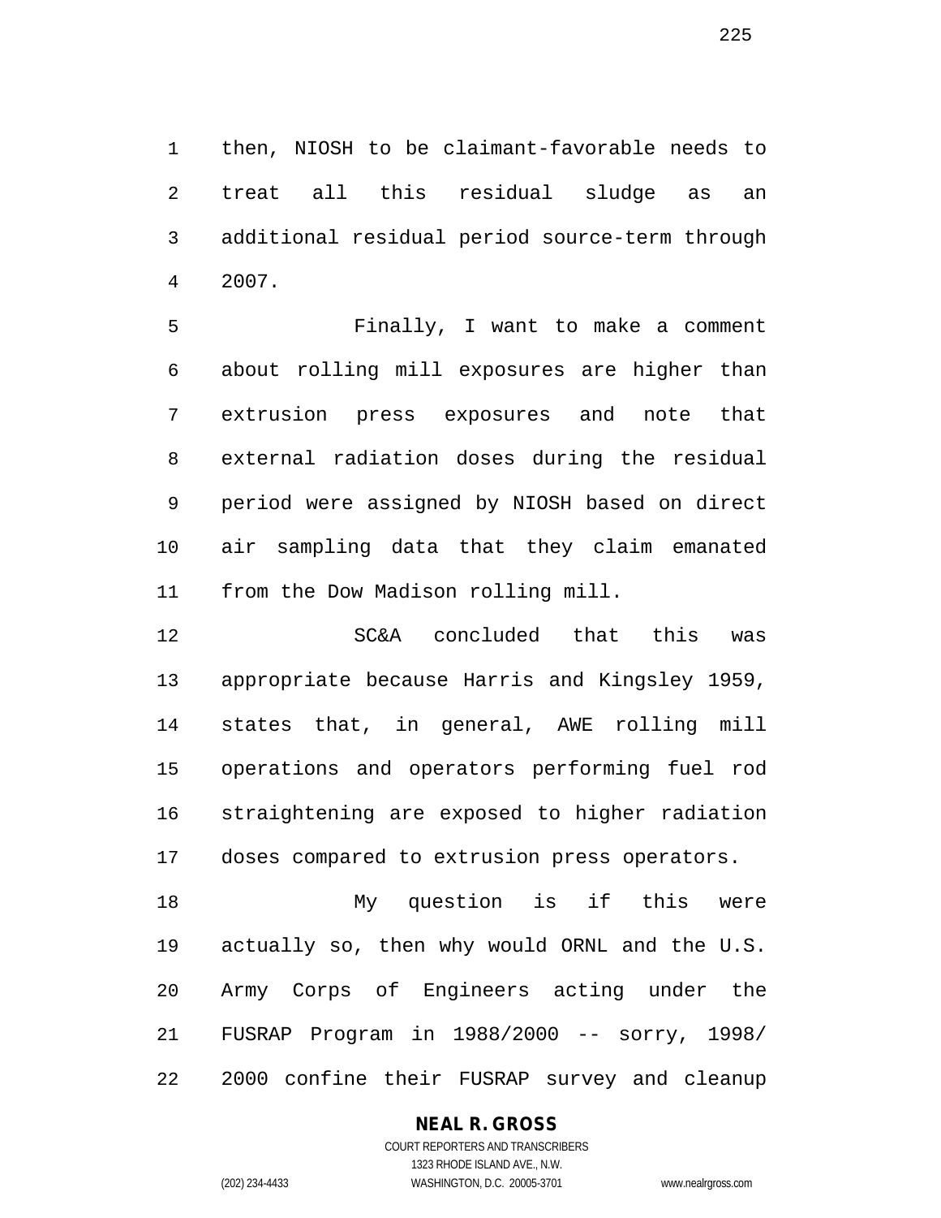then, NIOSH to be claimant-favorable needs to treat all this residual sludge as an additional residual period source-term through 2007.

Finally, I want to make a comment about rolling mill exposures are higher than extrusion press exposures and note that external radiation doses during the residual period were assigned by NIOSH based on direct air sampling data that they claim emanated from the Dow Madison rolling mill.

SC&A concluded that this was appropriate because Harris and Kingsley 1959, states that, in general, AWE rolling mill operations and operators performing fuel rod straightening are exposed to higher radiation doses compared to extrusion press operators.

My question is if this were actually so, then why would ORNL and the U.S. Army Corps of Engineers acting under the FUSRAP Program in 1988/2000 -- sorry, 1998/2000 confine their FUSRAP survey and cleanup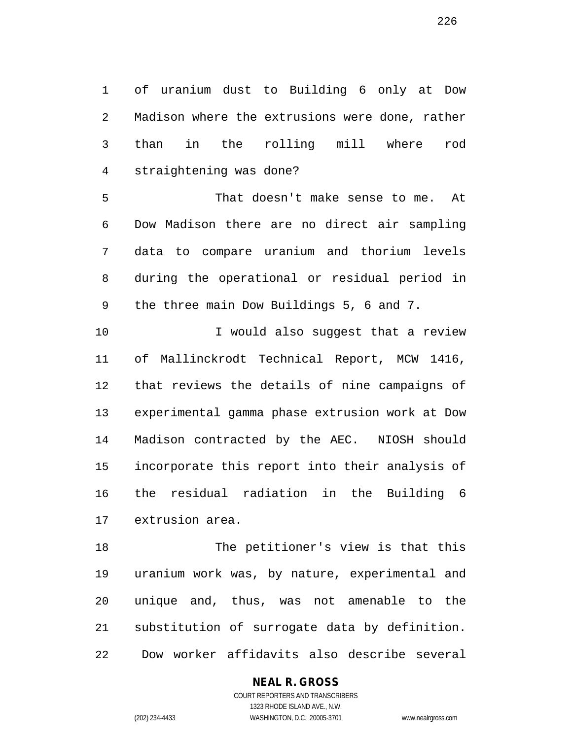of uranium dust to Building 6 only at Dow Madison where the extrusions were done, rather than in the rolling mill where rod straightening was done?

That doesn't make sense to me. At Dow Madison there are no direct air sampling data to compare uranium and thorium levels during the operational or residual period in the three main Dow Buildings 5, 6 and 7.

I would also suggest that a review of Mallinckrodt Technical Report, MCW 1416, that reviews the details of nine campaigns of experimental gamma phase extrusion work at Dow Madison contracted by the AEC. NIOSH should incorporate this report into their analysis of the residual radiation in the Building 6 extrusion area.

The petitioner's view is that this uranium work was, by nature, experimental and unique and, thus, was not amenable to the substitution of surrogate data by definition. Dow worker affidavits also describe several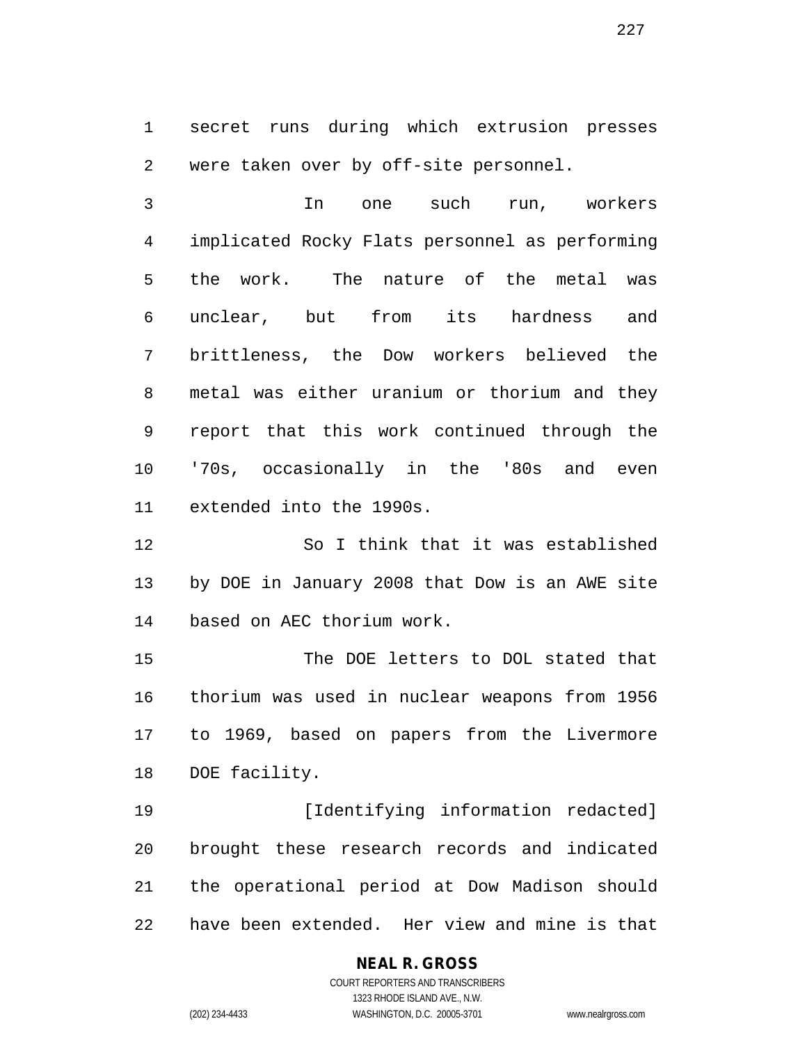secret runs during which extrusion presses were taken over by off-site personnel.

In one such run, workers implicated Rocky Flats personnel as performing the work. The nature of the metal was unclear, but from its hardness and brittleness, the Dow workers believed the metal was either uranium or thorium and they report that this work continued through the '70s, occasionally in the '80s and even extended into the 1990s.

So I think that it was established by DOE in January 2008 that Dow is an AWE site based on AEC thorium work.

The DOE letters to DOL stated that thorium was used in nuclear weapons from 1956 to 1969, based on papers from the Livermore DOE facility.

[Identifying information redacted] brought these research records and indicated the operational period at Dow Madison should have been extended. Her view and mine is that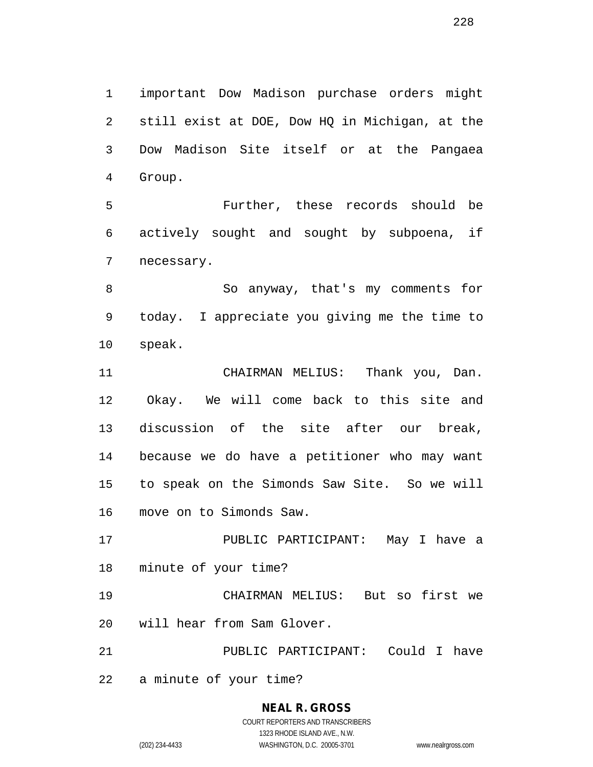important Dow Madison purchase orders might still exist at DOE, Dow HQ in Michigan, at the Dow Madison Site itself or at the Pangaea Group.

Further, these records should be actively sought and sought by subpoena, if necessary.

So anyway, that's my comments for today. I appreciate you giving me the time to speak.

CHAIRMAN MELIUS: Thank you, Dan. Okay. We will come back to this site and discussion of the site after our break, because we do have a petitioner who may want to speak on the Simonds Saw Site. So we will move on to Simonds Saw.

PUBLIC PARTICIPANT: May I have a minute of your time?

CHAIRMAN MELIUS: But so first we will hear from Sam Glover.

PUBLIC PARTICIPANT: Could I have a minute of your time?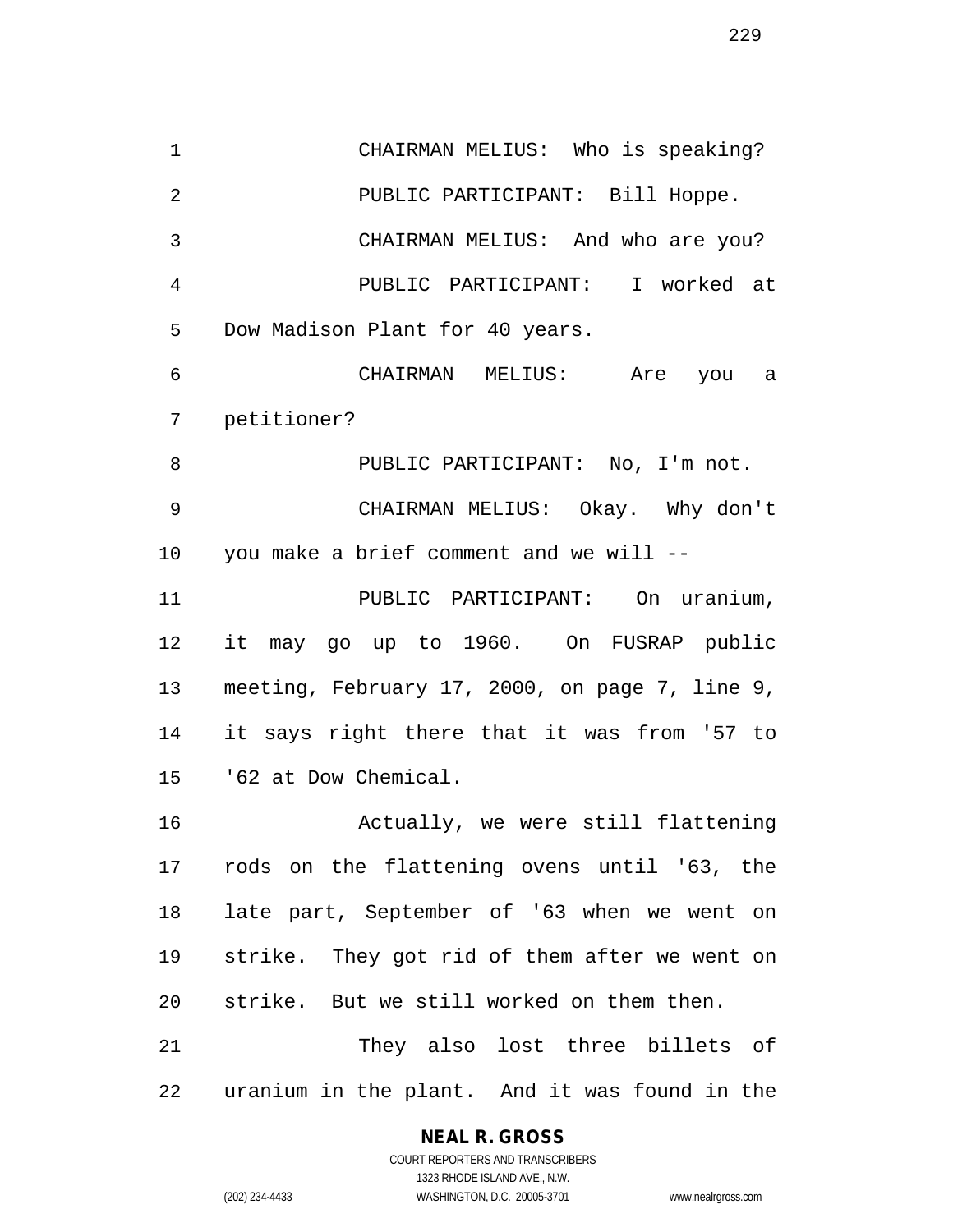CHAIRMAN MELIUS: Who is speaking?

PUBLIC PARTICIPANT: Bill Hoppe.

CHAIRMAN MELIUS: And who are you?

PUBLIC PARTICIPANT: I worked at Dow Madison Plant for 40 years.

CHAIRMAN MELIUS: Are you a petitioner?

PUBLIC PARTICIPANT: No, I'm not.

CHAIRMAN MELIUS: Okay. Why don't you make a brief comment and we will --

PUBLIC PARTICIPANT: On uranium, it may go up to 1960. On FUSRAP public meeting, February 17, 2000, on page 7, line 9, it says right there that it was from '57 to '62 at Dow Chemical.

Actually, we were still flattening rods on the flattening ovens until '63, the late part, September of '63 when we went on strike. They got rid of them after we went on strike. But we still worked on them then.

They also lost three billets of uranium in the plant. And it was found in the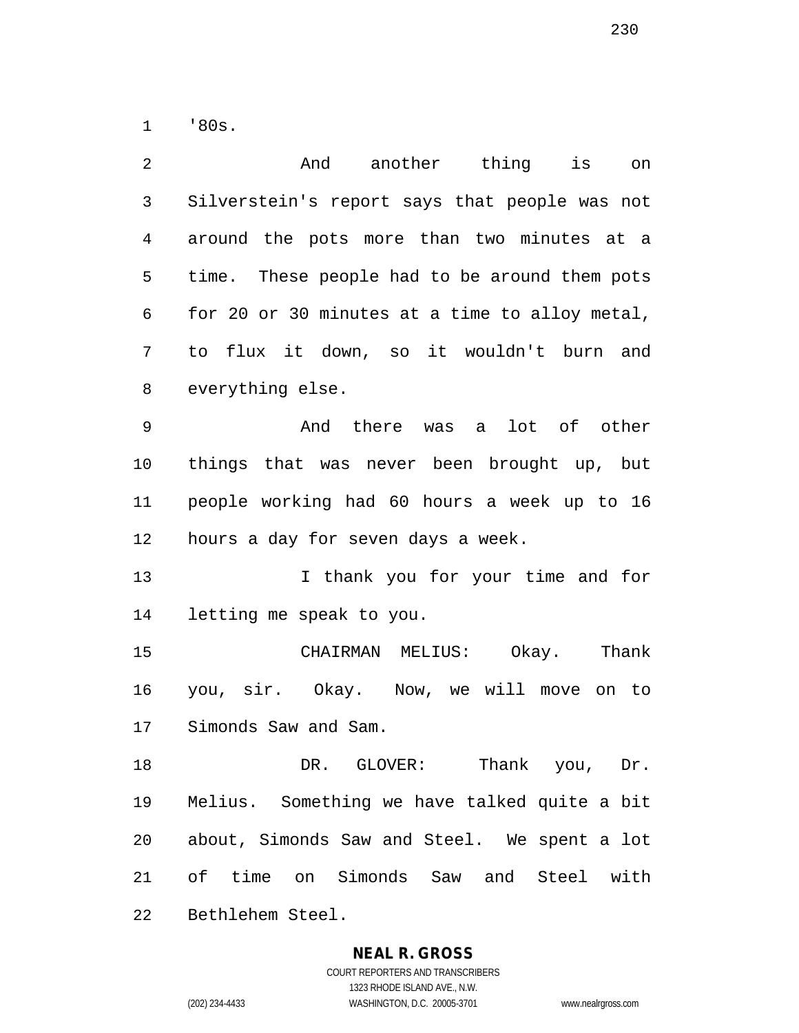'80s.

And another thing is on Silverstein's report says that people was not around the pots more than two minutes at a time. These people had to be around them pots for 20 or 30 minutes at a time to alloy metal, to flux it down, so it wouldn't burn and everything else.

And there was a lot of other things that was never been brought up, but people working had 60 hours a week up to 16 hours a day for seven days a week.

I thank you for your time and for letting me speak to you.

CHAIRMAN MELIUS: Okay. Thank you, sir. Okay. Now, we will move on to Simonds Saw and Sam.

DR. GLOVER: Thank you, Dr. Melius. Something we have talked quite a bit about, Simonds Saw and Steel. We spent a lot of time on Simonds Saw and Steel with Bethlehem Steel.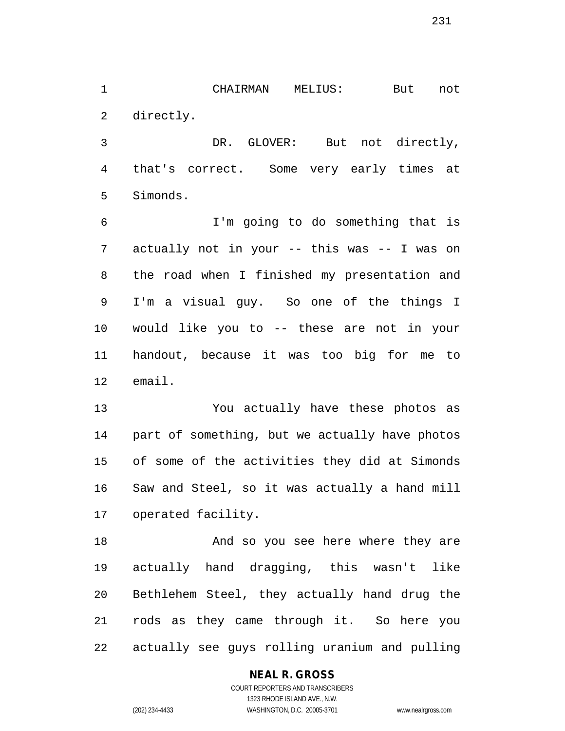CHAIRMAN MELIUS: But not directly.

DR. GLOVER: But not directly, that's correct. Some very early times at Simonds.

I'm going to do something that is actually not in your -- this was -- I was on the road when I finished my presentation and I'm a visual guy. So one of the things I would like you to -- these are not in your handout, because it was too big for me to email.

You actually have these photos as part of something, but we actually have photos of some of the activities they did at Simonds Saw and Steel, so it was actually a hand mill operated facility.

And so you see here where they are actually hand dragging, this wasn't like Bethlehem Steel, they actually hand drug the rods as they came through it. So here you actually see guys rolling uranium and pulling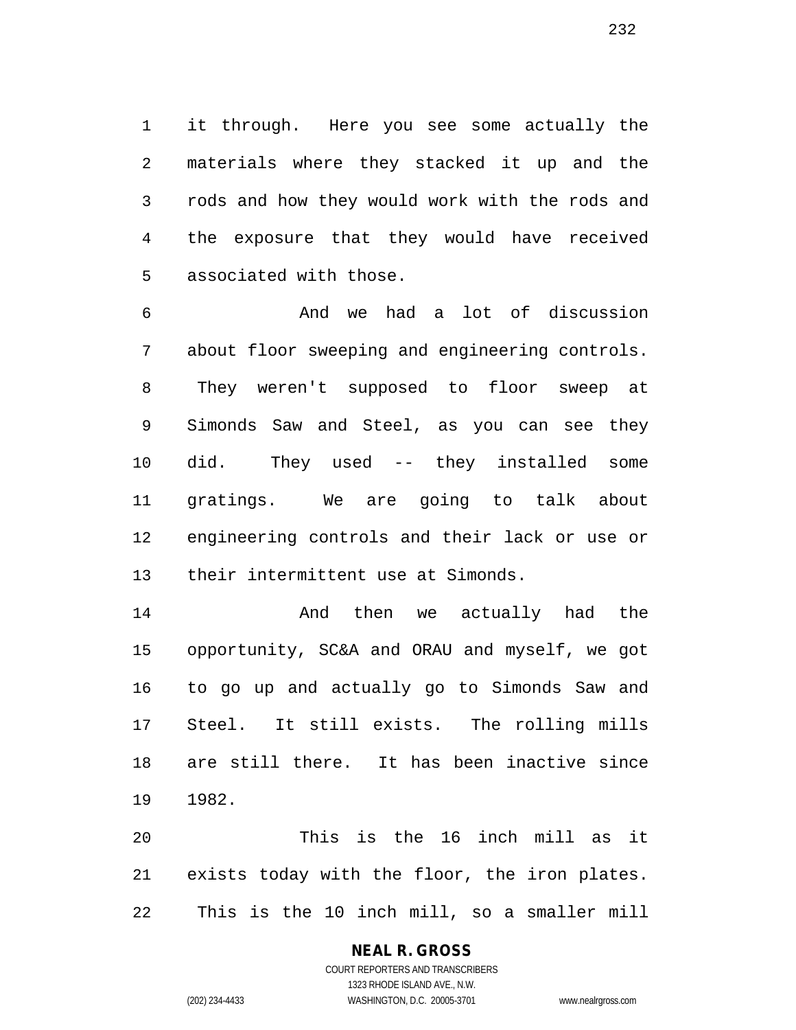it through. Here you see some actually the materials where they stacked it up and the rods and how they would work with the rods and the exposure that they would have received associated with those.

And we had a lot of discussion about floor sweeping and engineering controls. They weren't supposed to floor sweep at Simonds Saw and Steel, as you can see they did. They used -- they installed some gratings. We are going to talk about engineering controls and their lack or use or their intermittent use at Simonds.

And then we actually had the opportunity, SC&A and ORAU and myself, we got to go up and actually go to Simonds Saw and Steel. It still exists. The rolling mills are still there. It has been inactive since 1982.

This is the 16 inch mill as it exists today with the floor, the iron plates. This is the 10 inch mill, so a smaller mill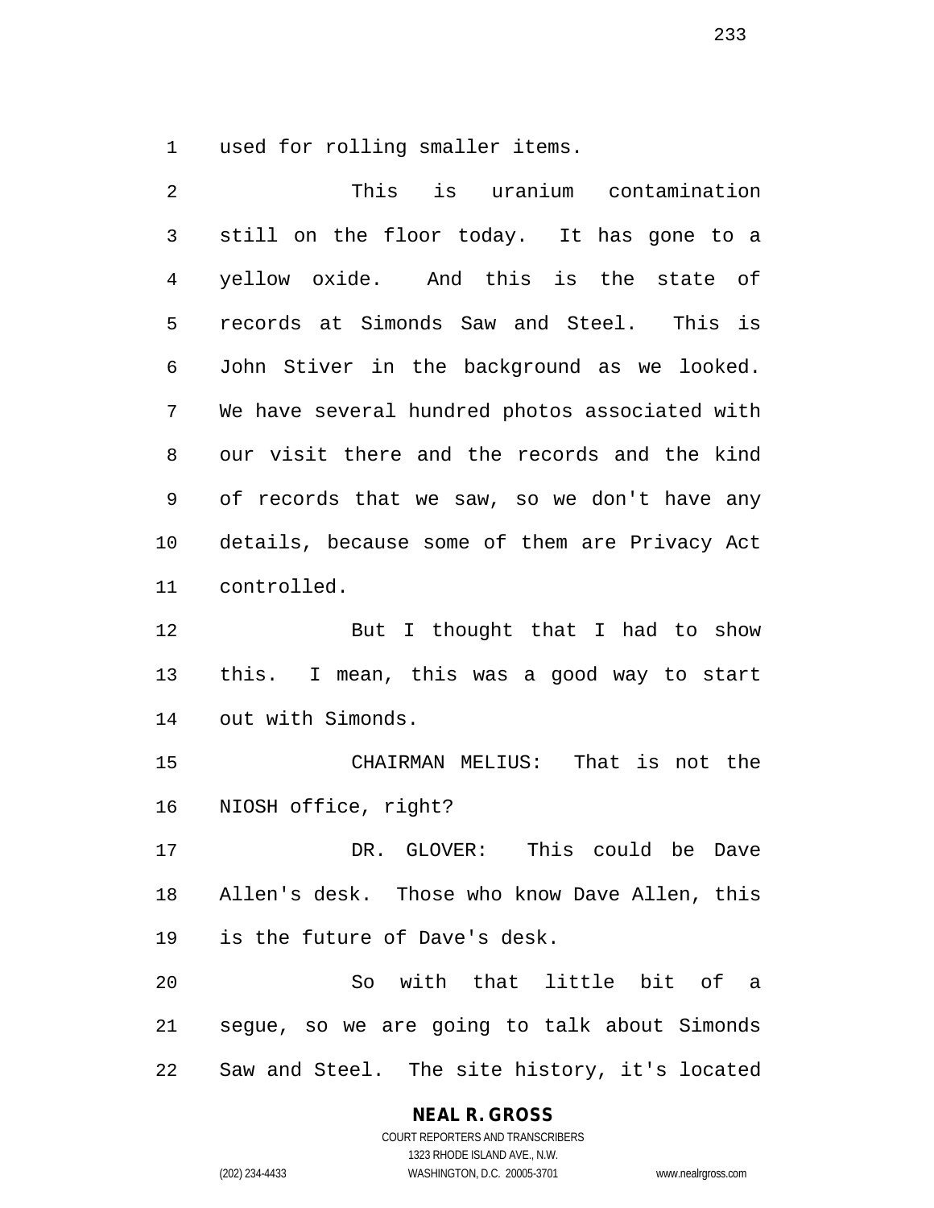used for rolling smaller items.

This is uranium contamination still on the floor today. It has gone to a yellow oxide. And this is the state of records at Simonds Saw and Steel. This is John Stiver in the background as we looked. We have several hundred photos associated with our visit there and the records and the kind of records that we saw, so we don't have any details, because some of them are Privacy Act controlled.

But I thought that I had to show this. I mean, this was a good way to start out with Simonds.

CHAIRMAN MELIUS: That is not the NIOSH office, right?

DR. GLOVER: This could be Dave Allen's desk. Those who know Dave Allen, this is the future of Dave's desk.

So with that little bit of a segue, so we are going to talk about Simonds Saw and Steel. The site history, it's located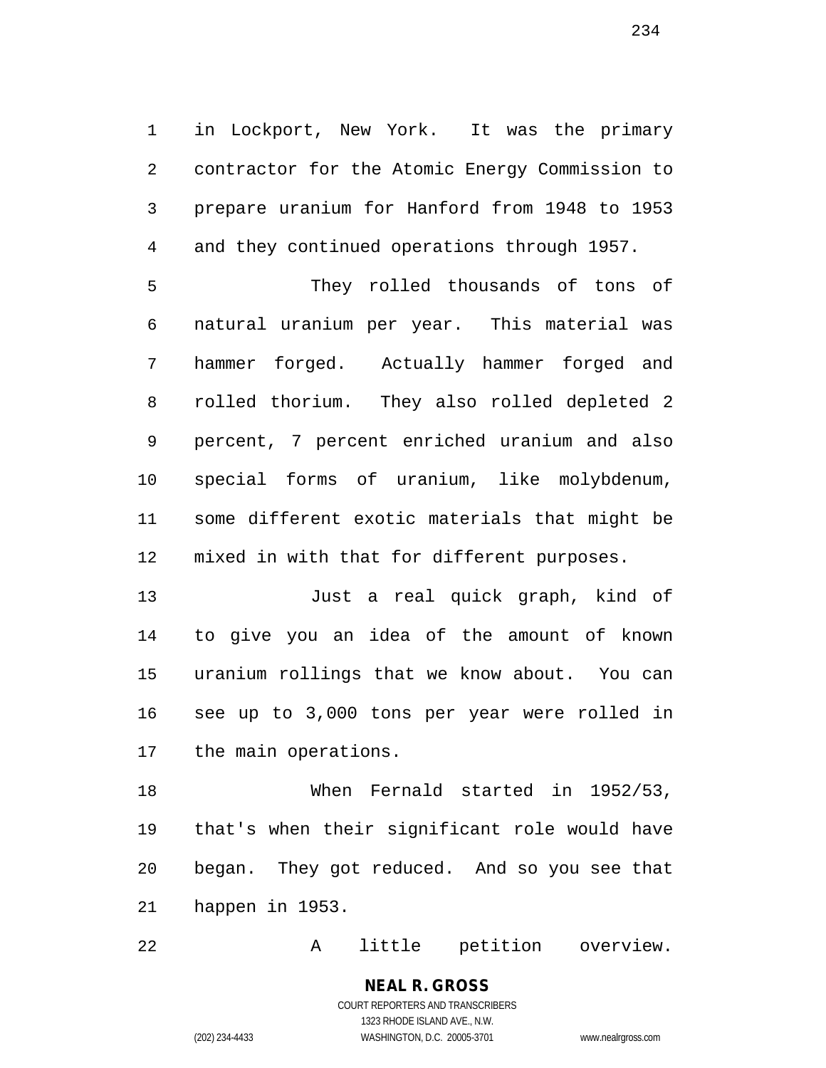in Lockport, New York. It was the primary contractor for the Atomic Energy Commission to prepare uranium for Hanford from 1948 to 1953 and they continued operations through 1957.

They rolled thousands of tons of natural uranium per year. This material was hammer forged. Actually hammer forged and rolled thorium. They also rolled depleted 2 percent, 7 percent enriched uranium and also special forms of uranium, like molybdenum, some different exotic materials that might be mixed in with that for different purposes.

Just a real quick graph, kind of to give you an idea of the amount of known uranium rollings that we know about. You can see up to 3,000 tons per year were rolled in the main operations.

When Fernald started in 1952/53, that's when their significant role would have began. They got reduced. And so you see that happen in 1953.

A little petition overview.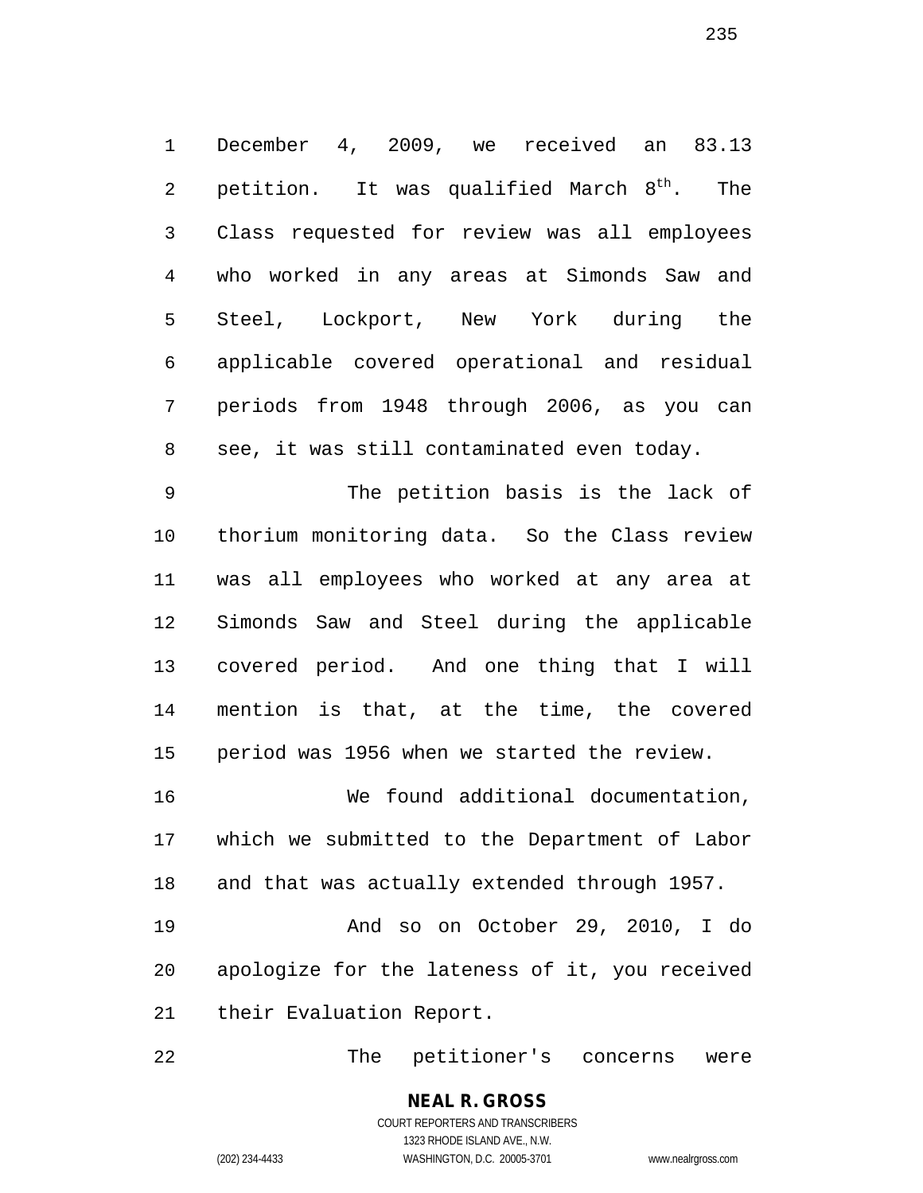December 4, 2009, we received an 83.13 petition. It was qualified March 8th. The Class requested for review was all employees who worked in any areas at Simonds Saw and Steel, Lockport, New York during the applicable covered operational and residual periods from 1948 through 2006, as you can see, it was still contaminated even today.

The petition basis is the lack of thorium monitoring data. So the Class review was all employees who worked at any area at Simonds Saw and Steel during the applicable covered period. And one thing that I will mention is that, at the time, the covered period was 1956 when we started the review.

We found additional documentation, which we submitted to the Department of Labor and that was actually extended through 1957.

And so on October 29, 2010, I do apologize for the lateness of it, you received their Evaluation Report.

The petitioner's concerns were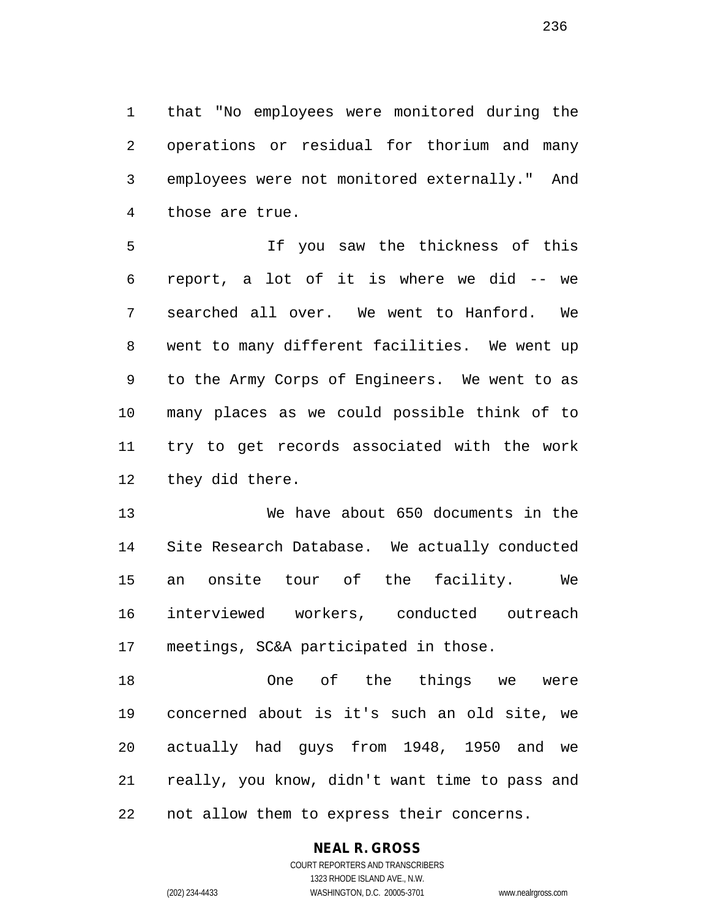that "No employees were monitored during the operations or residual for thorium and many employees were not monitored externally." And those are true.

If you saw the thickness of this report, a lot of it is where we did -- we searched all over. We went to Hanford. We went to many different facilities. We went up to the Army Corps of Engineers. We went to as many places as we could possible think of to try to get records associated with the work they did there.

We have about 650 documents in the Site Research Database. We actually conducted an onsite tour of the facility. We interviewed workers, conducted outreach meetings, SC&A participated in those.

One of the things we were concerned about is it's such an old site, we actually had guys from 1948, 1950 and we really, you know, didn't want time to pass and not allow them to express their concerns.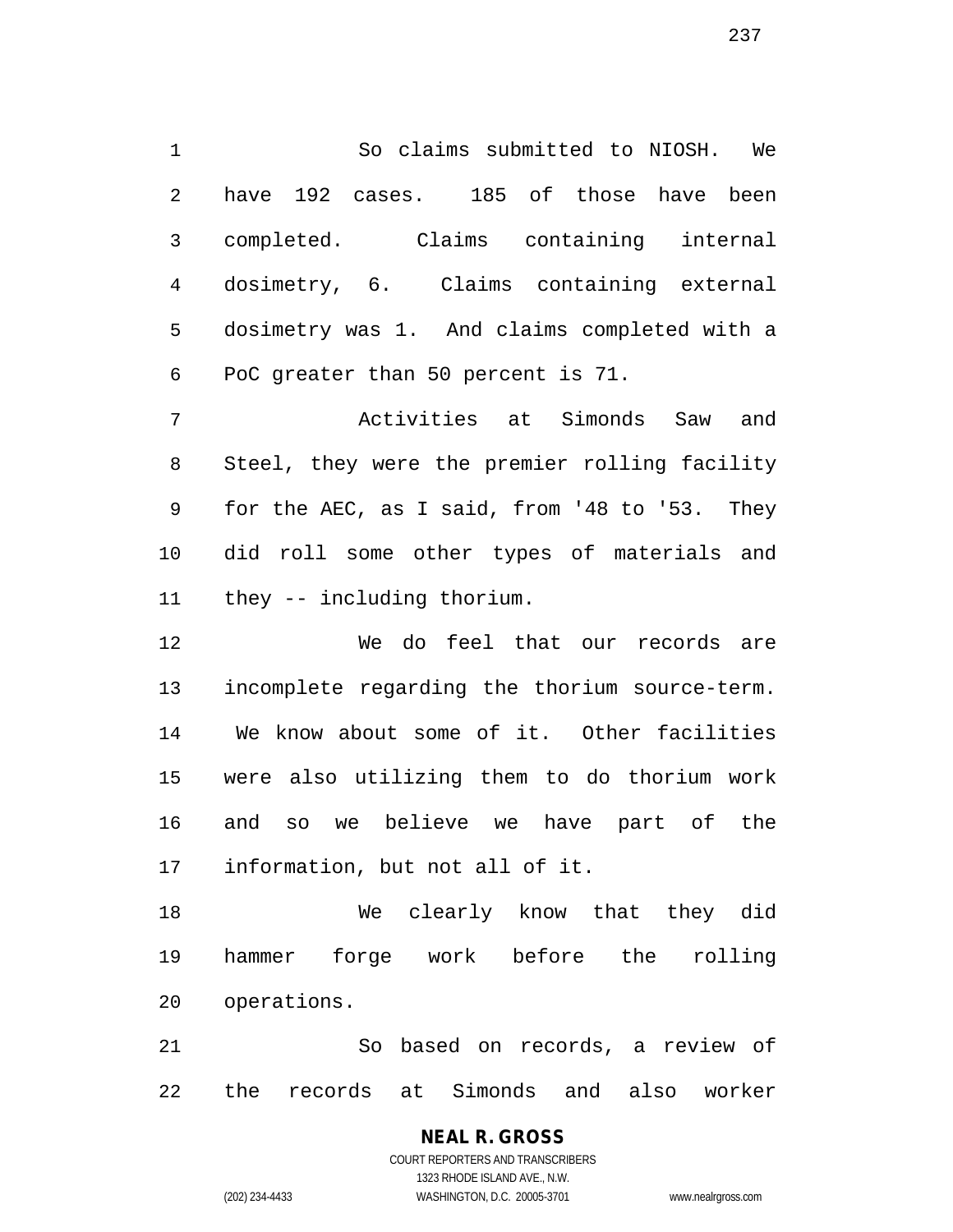So claims submitted to NIOSH. We have 192 cases. 185 of those have been completed. Claims containing internal dosimetry, 6. Claims containing external dosimetry was 1. And claims completed with a PoC greater than 50 percent is 71.

Activities at Simonds Saw and Steel, they were the premier rolling facility for the AEC, as I said, from '48 to '53. They did roll some other types of materials and they -- including thorium.

We do feel that our records are incomplete regarding the thorium source-term. We know about some of it. Other facilities were also utilizing them to do thorium work and so we believe we have part of the information, but not all of it.

We clearly know that they did hammer forge work before the rolling operations.

So based on records, a review of the records at Simonds and also worker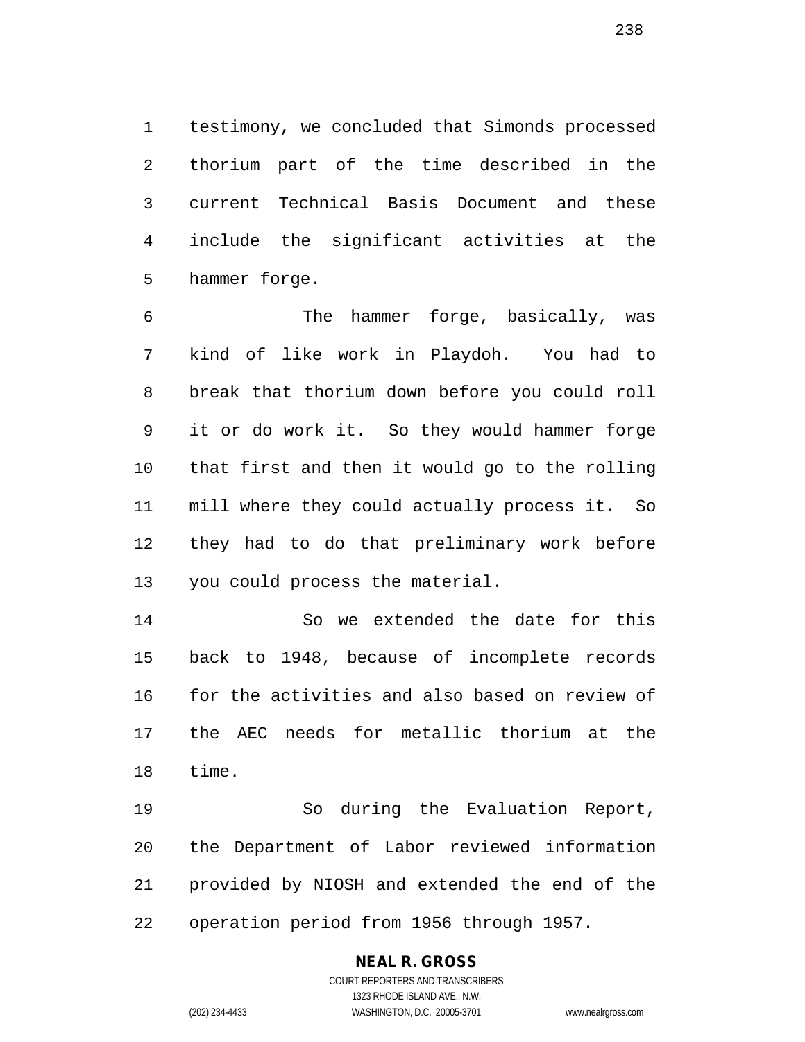testimony, we concluded that Simonds processed thorium part of the time described in the current Technical Basis Document and these include the significant activities at the hammer forge.

The hammer forge, basically, was kind of like work in Playdoh. You had to break that thorium down before you could roll it or do work it. So they would hammer forge that first and then it would go to the rolling mill where they could actually process it. So they had to do that preliminary work before you could process the material.

So we extended the date for this back to 1948, because of incomplete records for the activities and also based on review of the AEC needs for metallic thorium at the time.

So during the Evaluation Report, the Department of Labor reviewed information provided by NIOSH and extended the end of the operation period from 1956 through 1957.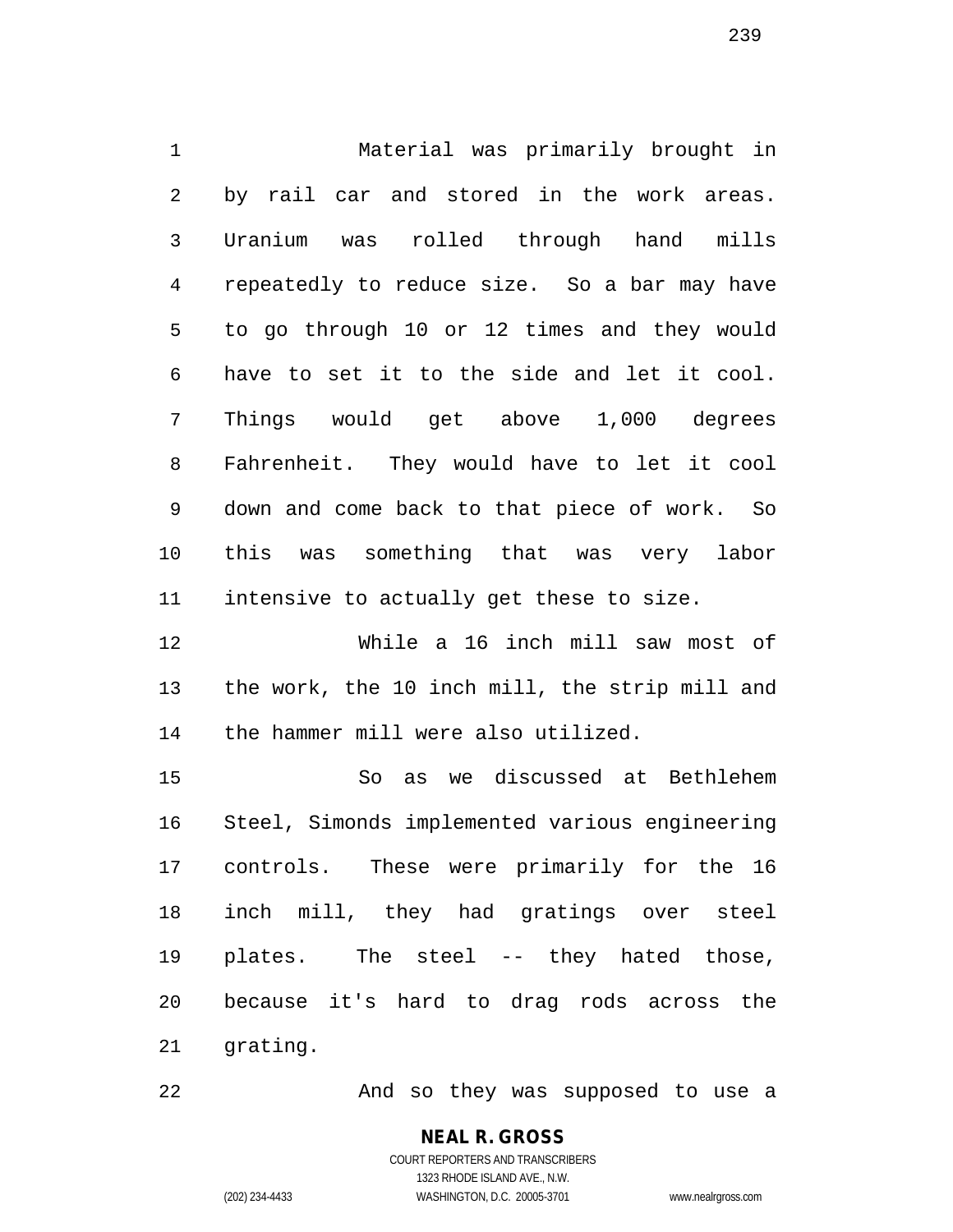Material was primarily brought in by rail car and stored in the work areas. Uranium was rolled through hand mills repeatedly to reduce size. So a bar may have to go through 10 or 12 times and they would have to set it to the side and let it cool. Things would get above 1,000 degrees Fahrenheit. They would have to let it cool down and come back to that piece of work. So this was something that was very labor intensive to actually get these to size.

While a 16 inch mill saw most of the work, the 10 inch mill, the strip mill and the hammer mill were also utilized.

So as we discussed at Bethlehem Steel, Simonds implemented various engineering controls. These were primarily for the 16 inch mill, they had gratings over steel plates. The steel -- they hated those, because it's hard to drag rods across the grating.

And so they was supposed to use a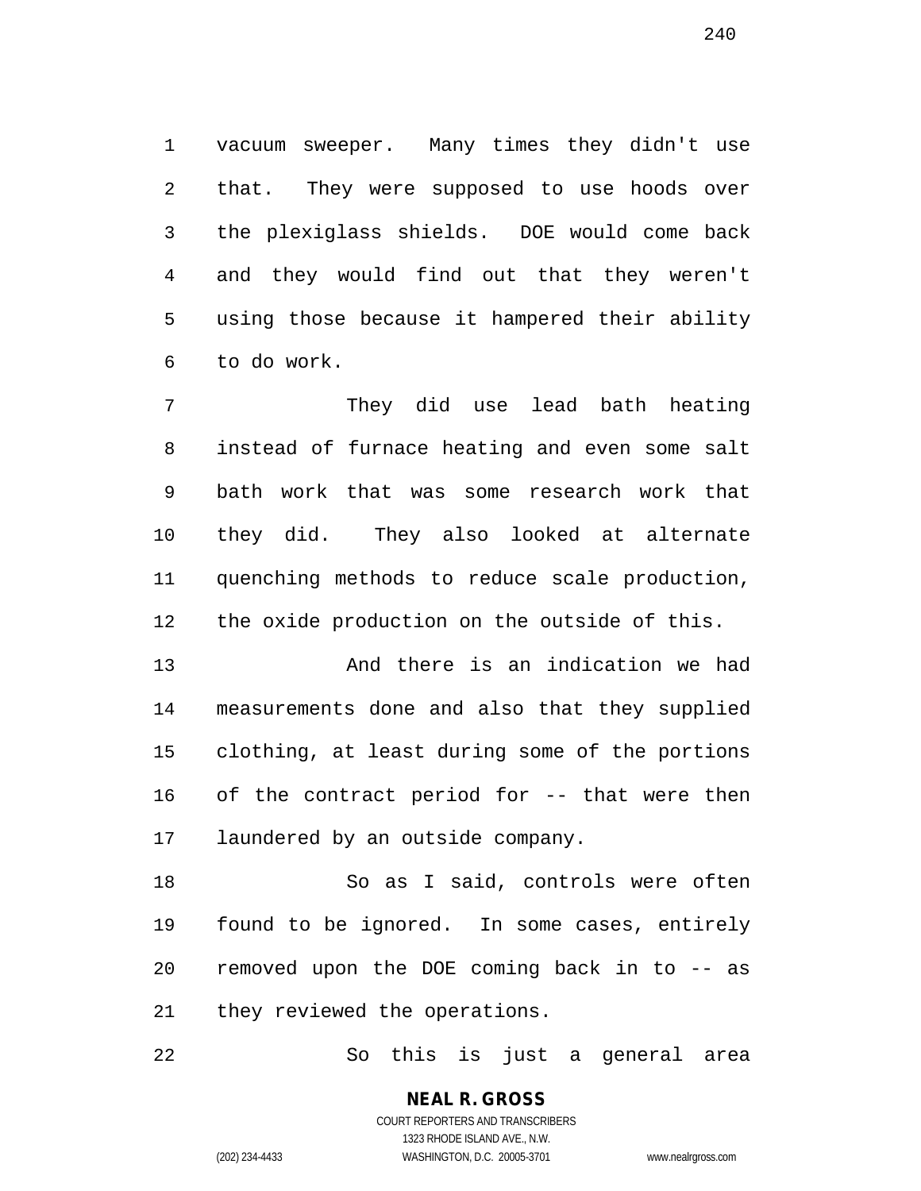vacuum sweeper. Many times they didn't use that. They were supposed to use hoods over the plexiglass shields. DOE would come back and they would find out that they weren't using those because it hampered their ability to do work.

They did use lead bath heating instead of furnace heating and even some salt bath work that was some research work that they did. They also looked at alternate quenching methods to reduce scale production, the oxide production on the outside of this.

And there is an indication we had measurements done and also that they supplied clothing, at least during some of the portions of the contract period for -- that were then laundered by an outside company.

So as I said, controls were often found to be ignored. In some cases, entirely removed upon the DOE coming back in to -- as they reviewed the operations.

So this is just a general area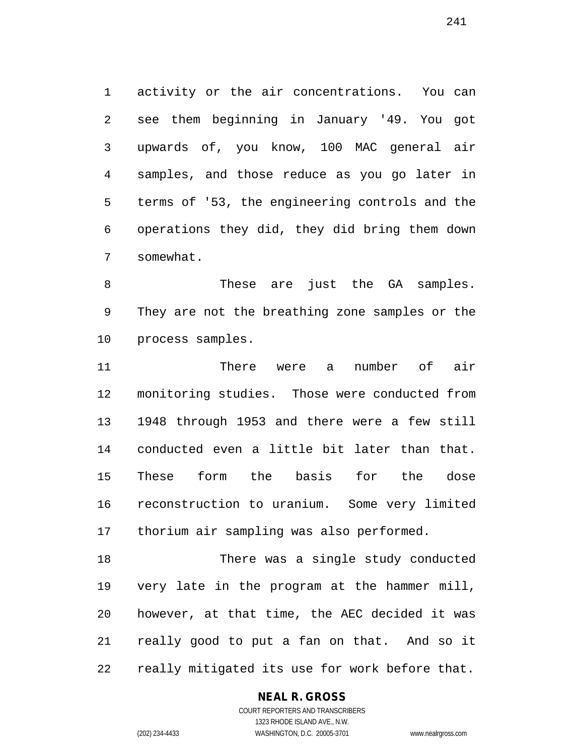activity or the air concentrations. You can see them beginning in January '49. You got upwards of, you know, 100 MAC general air samples, and those reduce as you go later in terms of '53, the engineering controls and the operations they did, they did bring them down somewhat.

These are just the GA samples. They are not the breathing zone samples or the process samples.

There were a number of air monitoring studies. Those were conducted from 1948 through 1953 and there were a few still conducted even a little bit later than that. These form the basis for the dose reconstruction to uranium. Some very limited thorium air sampling was also performed.

There was a single study conducted very late in the program at the hammer mill, however, at that time, the AEC decided it was really good to put a fan on that. And so it really mitigated its use for work before that.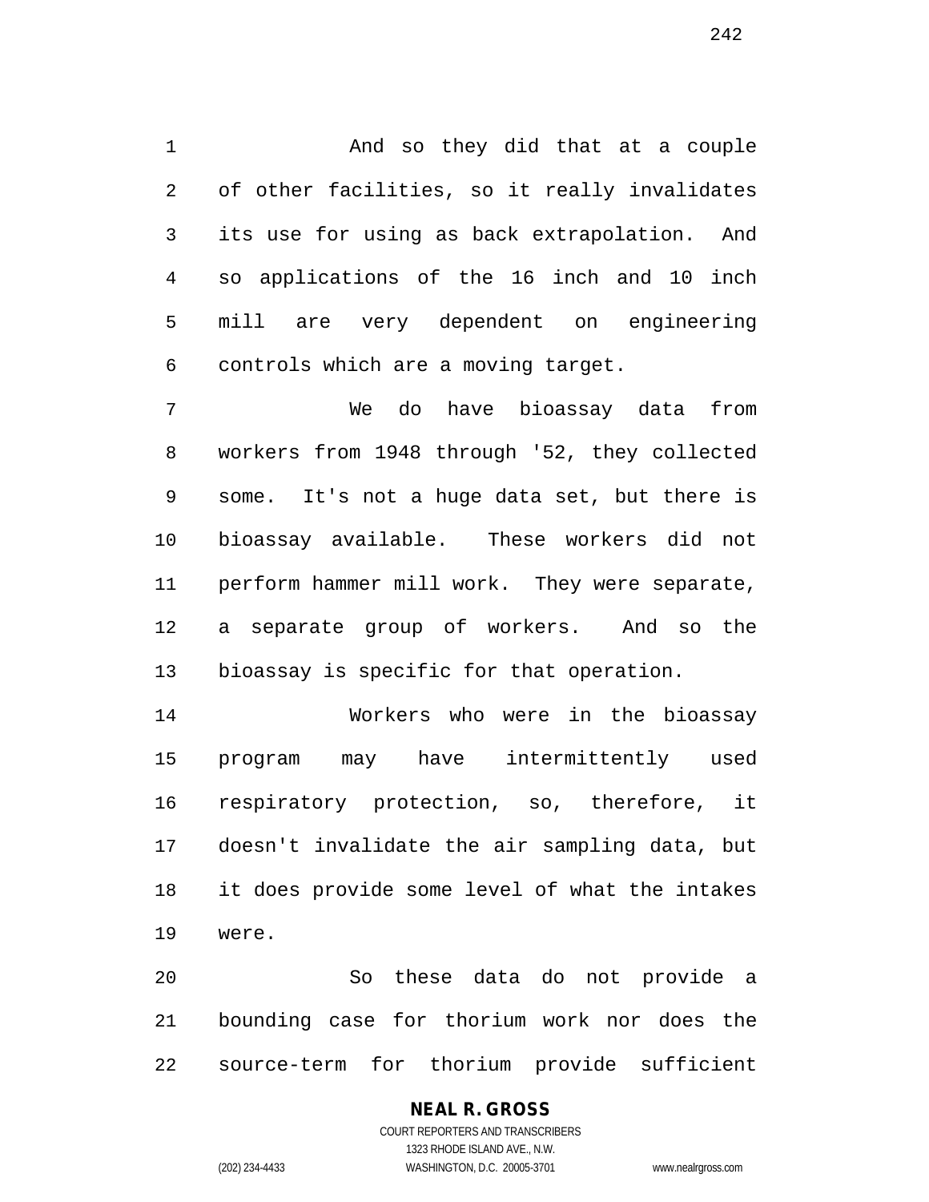And so they did that at a couple of other facilities, so it really invalidates its use for using as back extrapolation. And so applications of the 16 inch and 10 inch mill are very dependent on engineering controls which are a moving target.

We do have bioassay data from workers from 1948 through '52, they collected some. It's not a huge data set, but there is bioassay available. These workers did not perform hammer mill work. They were separate, a separate group of workers. And so the bioassay is specific for that operation.

Workers who were in the bioassay program may have intermittently used respiratory protection, so, therefore, it doesn't invalidate the air sampling data, but it does provide some level of what the intakes were.

So these data do not provide a bounding case for thorium work nor does the source-term for thorium provide sufficient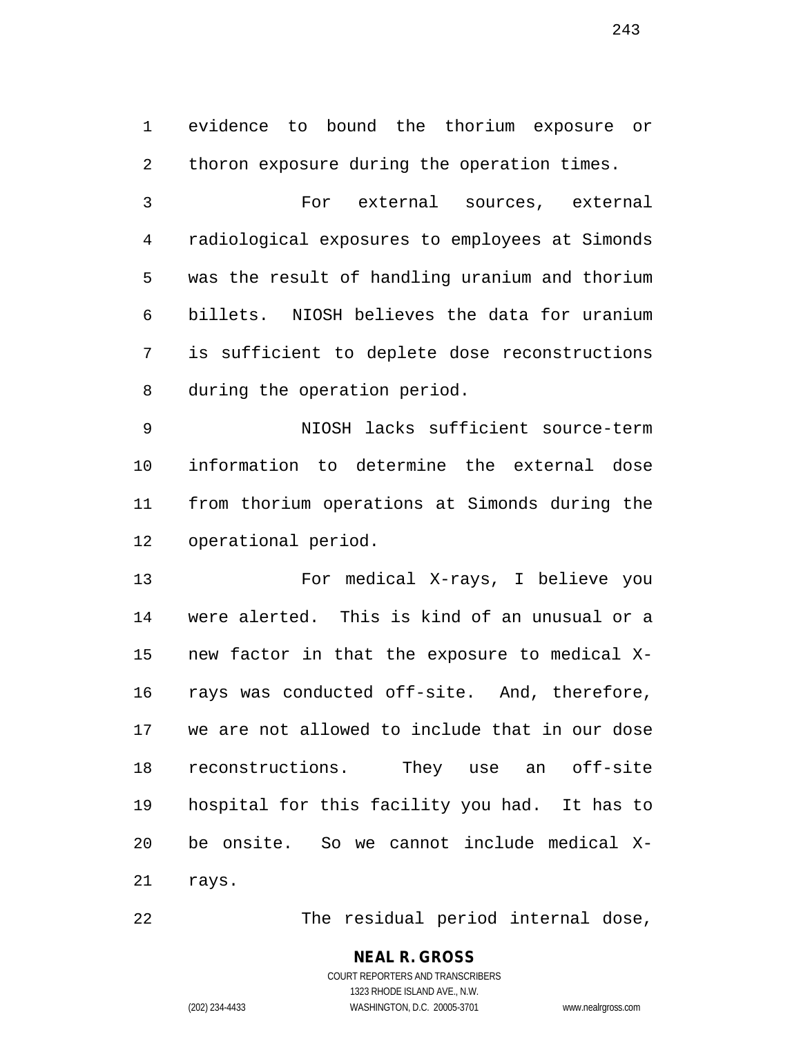evidence to bound the thorium exposure or thoron exposure during the operation times.

For external sources, external radiological exposures to employees at Simonds was the result of handling uranium and thorium billets. NIOSH believes the data for uranium is sufficient to deplete dose reconstructions during the operation period.

NIOSH lacks sufficient source-term information to determine the external dose from thorium operations at Simonds during the operational period.

For medical X-rays, I believe you were alerted. This is kind of an unusual or a new factor in that the exposure to medical X-rays was conducted off-site. And, therefore, we are not allowed to include that in our dose reconstructions. They use an off-site hospital for this facility you had. It has to be onsite. So we cannot include medical X-rays.

The residual period internal dose,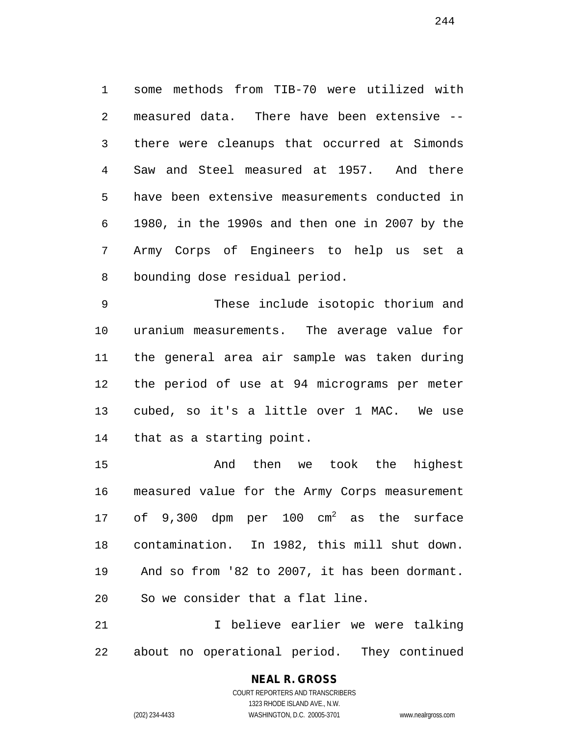some methods from TIB-70 were utilized with measured data. There have been extensive -- there were cleanups that occurred at Simonds Saw and Steel measured at 1957. And there have been extensive measurements conducted in 1980, in the 1990s and then one in 2007 by the Army Corps of Engineers to help us set a bounding dose residual period.

These include isotopic thorium and uranium measurements. The average value for the general area air sample was taken during the period of use at 94 micrograms per meter cubed, so it's a little over 1 MAC. We use that as a starting point.

And then we took the highest measured value for the Army Corps measurement of 9,300 dpm per 100 $cm^2$ as the surface contamination. In 1982, this mill shut down. And so from '82 to 2007, it has been dormant. So we consider that a flat line.

I believe earlier we were talking about no operational period. They continued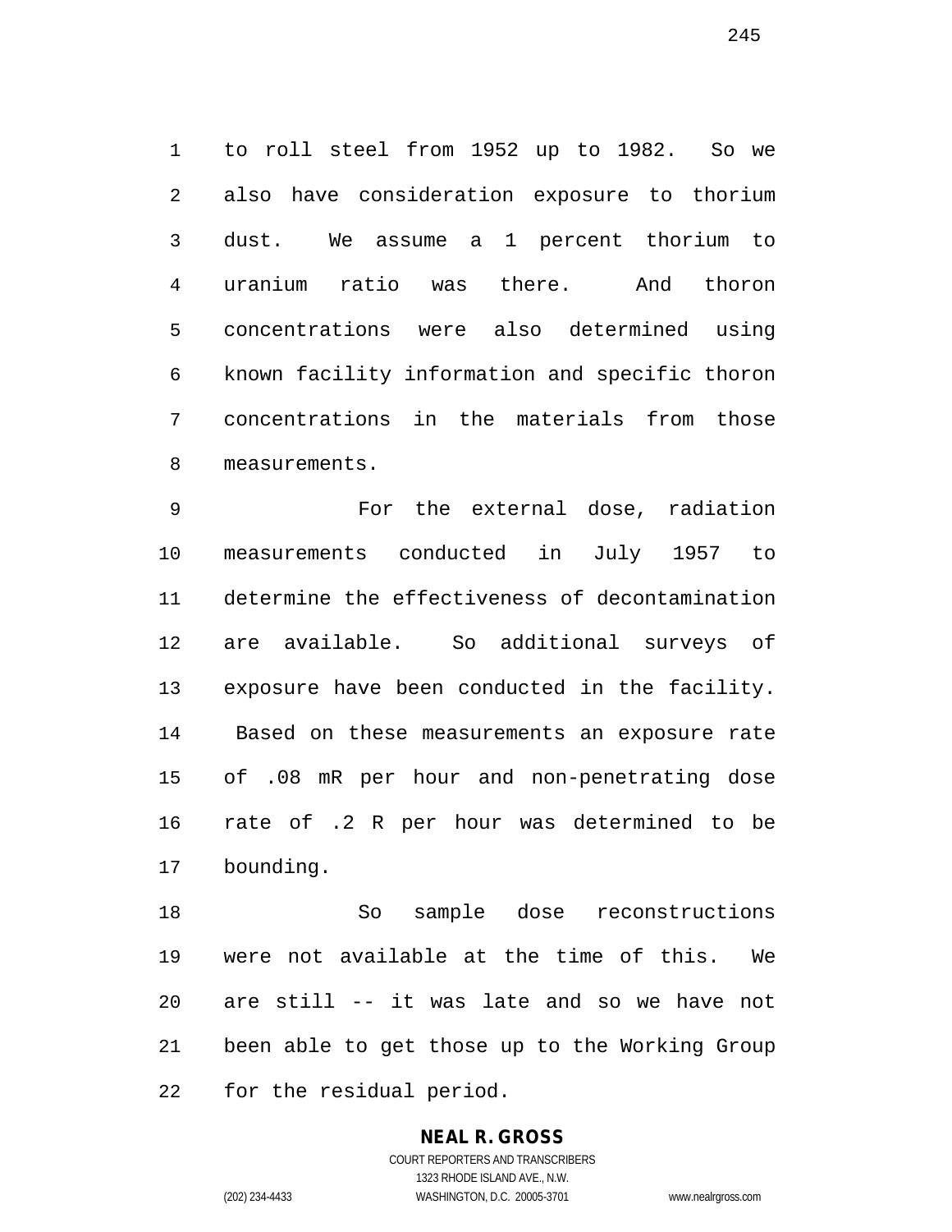to roll steel from 1952 up to 1982. So we also have consideration exposure to thorium dust. We assume a 1 percent thorium to uranium ratio was there. And thoron concentrations were also determined using known facility information and specific thoron concentrations in the materials from those measurements.

For the external dose, radiation measurements conducted in July 1957 to determine the effectiveness of decontamination are available. So additional surveys of exposure have been conducted in the facility. Based on these measurements an exposure rate of .08 mR per hour and non-penetrating dose rate of .2 R per hour was determined to be bounding.

So sample dose reconstructions were not available at the time of this. We are still -- it was late and so we have not been able to get those up to the Working Group for the residual period.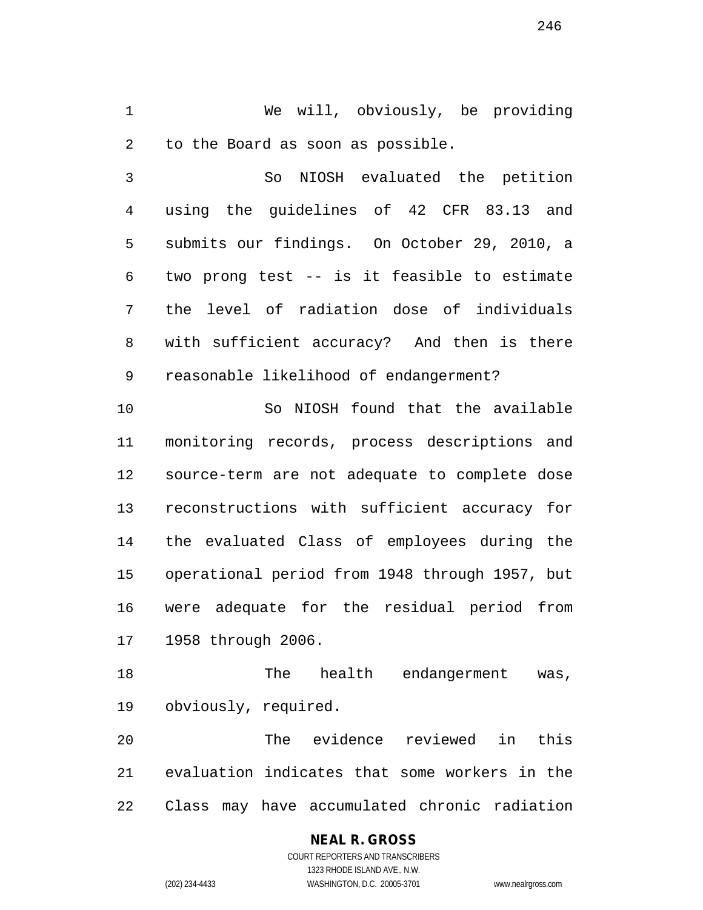We will, obviously, be providing to the Board as soon as possible.

So NIOSH evaluated the petition using the guidelines of 42 CFR 83.13 and submits our findings. On October 29, 2010, a two prong test -- is it feasible to estimate the level of radiation dose of individuals with sufficient accuracy? And then is there reasonable likelihood of endangerment?

So NIOSH found that the available monitoring records, process descriptions and source-term are not adequate to complete dose reconstructions with sufficient accuracy for the evaluated Class of employees during the operational period from 1948 through 1957, but were adequate for the residual period from 1958 through 2006.

The health endangerment was, obviously, required.

The evidence reviewed in this evaluation indicates that some workers in the Class may have accumulated chronic radiation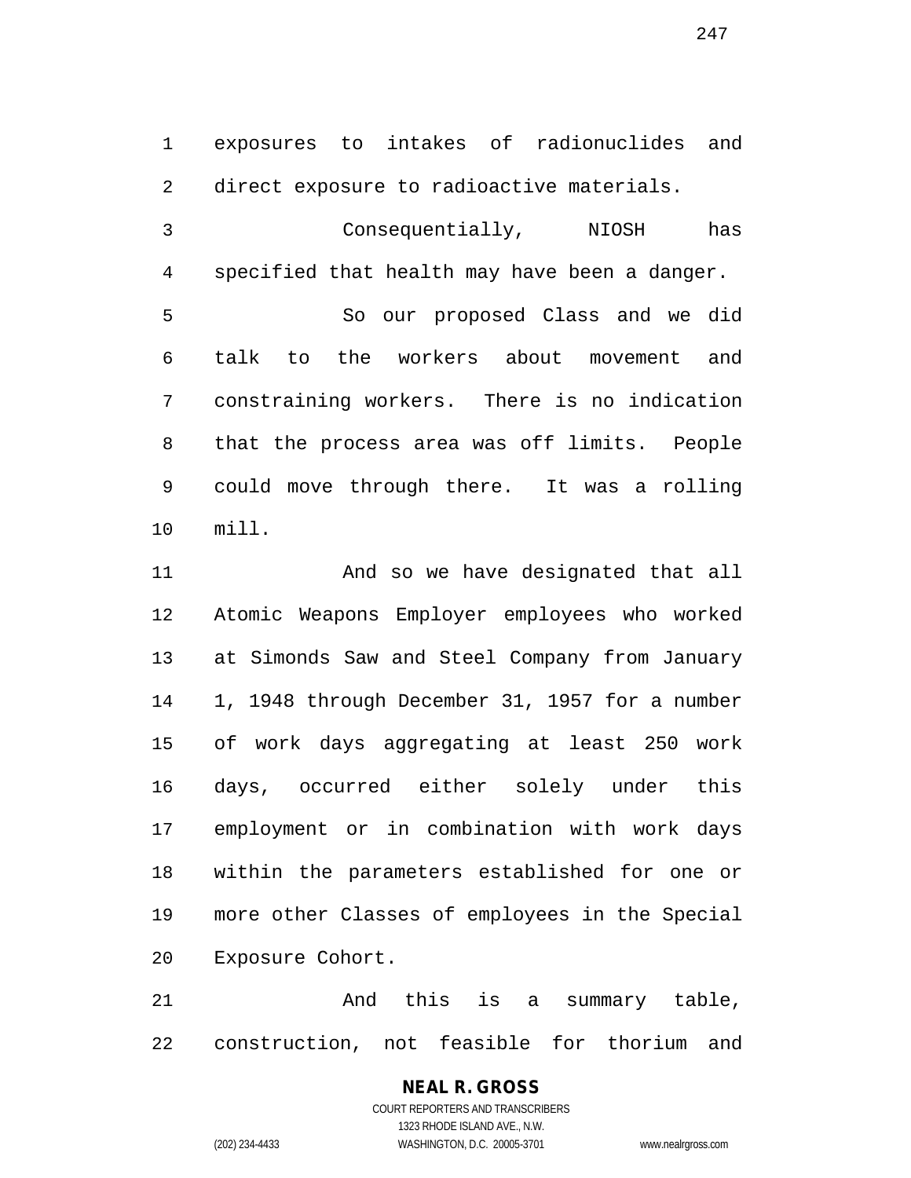exposures to intakes of radionuclides and direct exposure to radioactive materials.

Consequentially, NIOSH has specified that health may have been a danger.

So our proposed Class and we did talk to the workers about movement and constraining workers. There is no indication that the process area was off limits. People could move through there. It was a rolling mill.

And so we have designated that all Atomic Weapons Employer employees who worked at Simonds Saw and Steel Company from January 1, 1948 through December 31, 1957 for a number of work days aggregating at least 250 work days, occurred either solely under this employment or in combination with work days within the parameters established for one or more other Classes of employees in the Special Exposure Cohort.

And this is a summary table, construction, not feasible for thorium and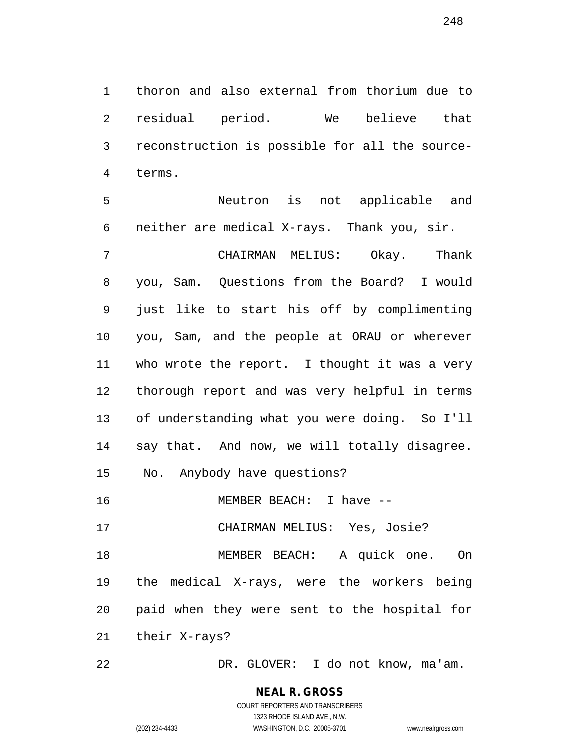thoron and also external from thorium due to residual period. We believe that reconstruction is possible for all the source-terms.

Neutron is not applicable and neither are medical X-rays. Thank you, sir.

CHAIRMAN MELIUS: Okay. Thank you, Sam. Questions from the Board? I would just like to start his off by complimenting you, Sam, and the people at ORAU or wherever who wrote the report. I thought it was a very thorough report and was very helpful in terms of understanding what you were doing. So I'll say that. And now, we will totally disagree. No. Anybody have questions?

MEMBER BEACH: I have --

CHAIRMAN MELIUS: Yes, Josie?

MEMBER BEACH: A quick one. On the medical X-rays, were the workers being paid when they were sent to the hospital for their X-rays?

DR. GLOVER: I do not know, ma'am.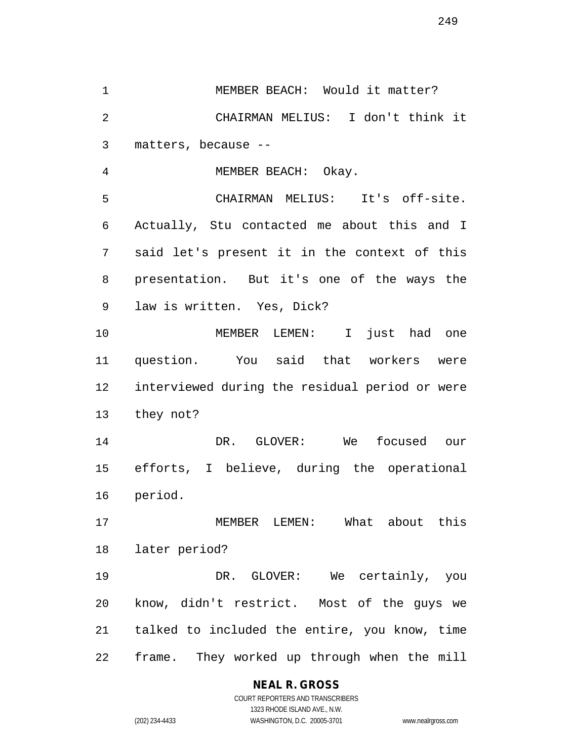MEMBER BEACH: Would it matter?

CHAIRMAN MELIUS: I don't think it matters, because --

MEMBER BEACH: Okay.

CHAIRMAN MELIUS: It's off-site. Actually, Stu contacted me about this and I said let's present it in the context of this presentation. But it's one of the ways the law is written. Yes, Dick?

MEMBER LEMEN: I just had one question. You said that workers were interviewed during the residual period or were they not?

DR. GLOVER: We focused our efforts, I believe, during the operational period.

MEMBER LEMEN: What about this later period?

DR. GLOVER: We certainly, you know, didn't restrict. Most of the guys we talked to included the entire, you know, time frame. They worked up through when the mill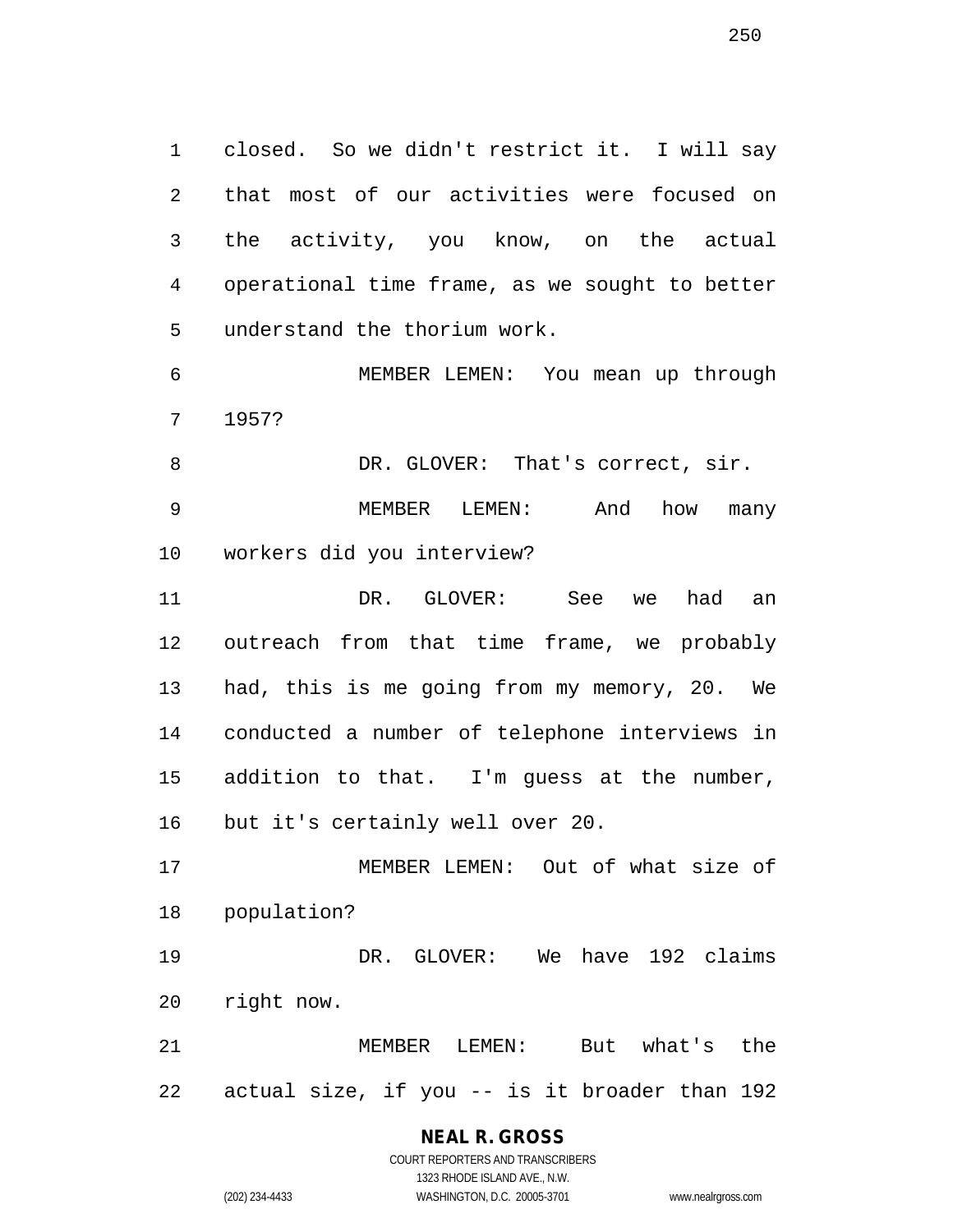closed. So we didn't restrict it. I will say that most of our activities were focused on the activity, you know, on the actual operational time frame, as we sought to better understand the thorium work.

MEMBER LEMEN: You mean up through 1957?

DR. GLOVER: That's correct, sir.

MEMBER LEMEN: And how many workers did you interview?

DR. GLOVER: See we had an outreach from that time frame, we probably had, this is me going from my memory, 20. We conducted a number of telephone interviews in addition to that. I'm guess at the number, but it's certainly well over 20.

MEMBER LEMEN: Out of what size of population?

DR. GLOVER: We have 192 claims right now.

MEMBER LEMEN: But what's the actual size, if you -- is it broader than 192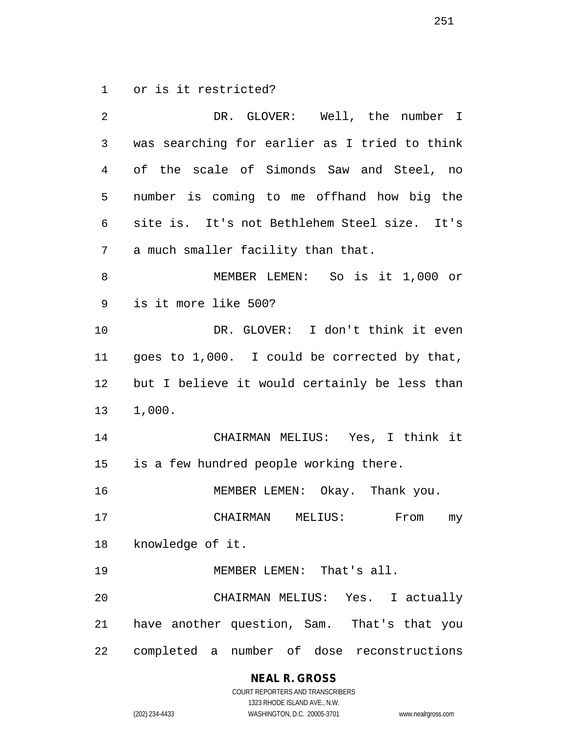or is it restricted?

DR. GLOVER: Well, the number I was searching for earlier as I tried to think of the scale of Simonds Saw and Steel, no number is coming to me offhand how big the site is. It's not Bethlehem Steel size. It's a much smaller facility than that.

MEMBER LEMEN: So is it 1,000 or is it more like 500?

DR. GLOVER: I don't think it even goes to 1,000. I could be corrected by that, but I believe it would certainly be less than 1,000.

CHAIRMAN MELIUS: Yes, I think it is a few hundred people working there.

MEMBER LEMEN: Okay. Thank you.

CHAIRMAN MELIUS: From my knowledge of it.

MEMBER LEMEN: That's all.

CHAIRMAN MELIUS: Yes. I actually have another question, Sam. That's that you completed a number of dose reconstructions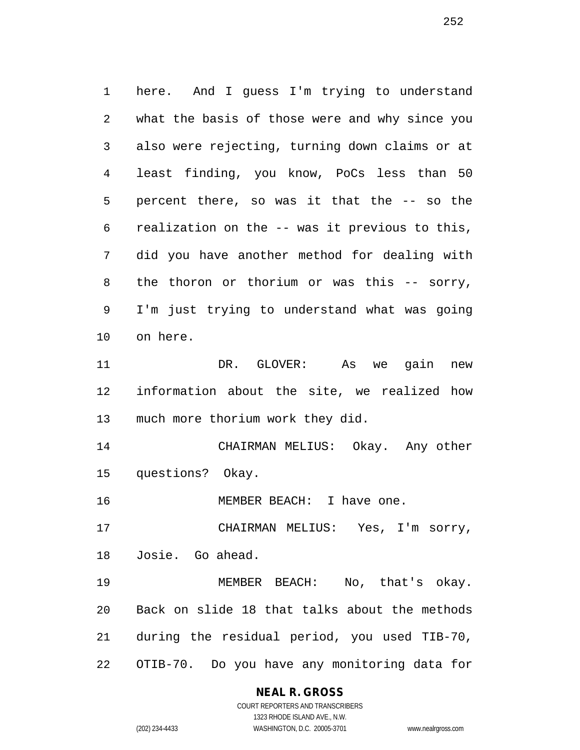here. And I guess I'm trying to understand what the basis of those were and why since you also were rejecting, turning down claims or at least finding, you know, PoCs less than 50 percent there, so was it that the -- so the realization on the -- was it previous to this, did you have another method for dealing with the thoron or thorium or was this -- sorry, I'm just trying to understand what was going on here.

DR. GLOVER: As we gain new information about the site, we realized how much more thorium work they did.

CHAIRMAN MELIUS: Okay. Any other questions? Okay.

MEMBER BEACH: I have one.

CHAIRMAN MELIUS: Yes, I'm sorry, Josie. Go ahead.

MEMBER BEACH: No, that's okay. Back on slide 18 that talks about the methods during the residual period, you used TIB-70, OTIB-70. Do you have any monitoring data for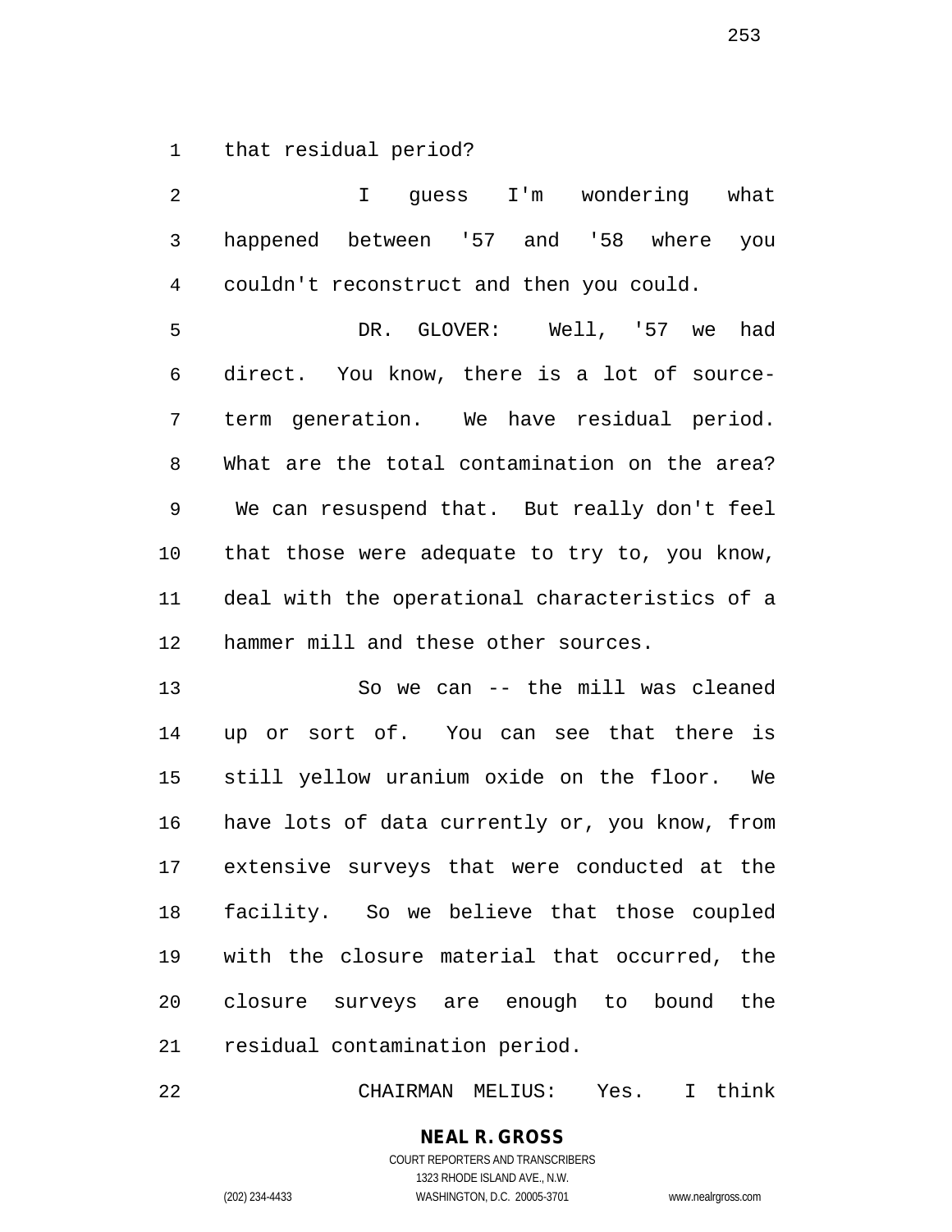that residual period?

I guess I'm wondering what happened between '57 and '58 where you couldn't reconstruct and then you could.

DR. GLOVER: Well, '57 we had direct. You know, there is a lot of source-term generation. We have residual period. What are the total contamination on the area? We can resuspend that. But really don't feel that those were adequate to try to, you know, deal with the operational characteristics of a hammer mill and these other sources.

So we can -- the mill was cleaned up or sort of. You can see that there is still yellow uranium oxide on the floor. We have lots of data currently or, you know, from extensive surveys that were conducted at the facility. So we believe that those coupled with the closure material that occurred, the closure surveys are enough to bound the residual contamination period.

CHAIRMAN MELIUS: Yes. I think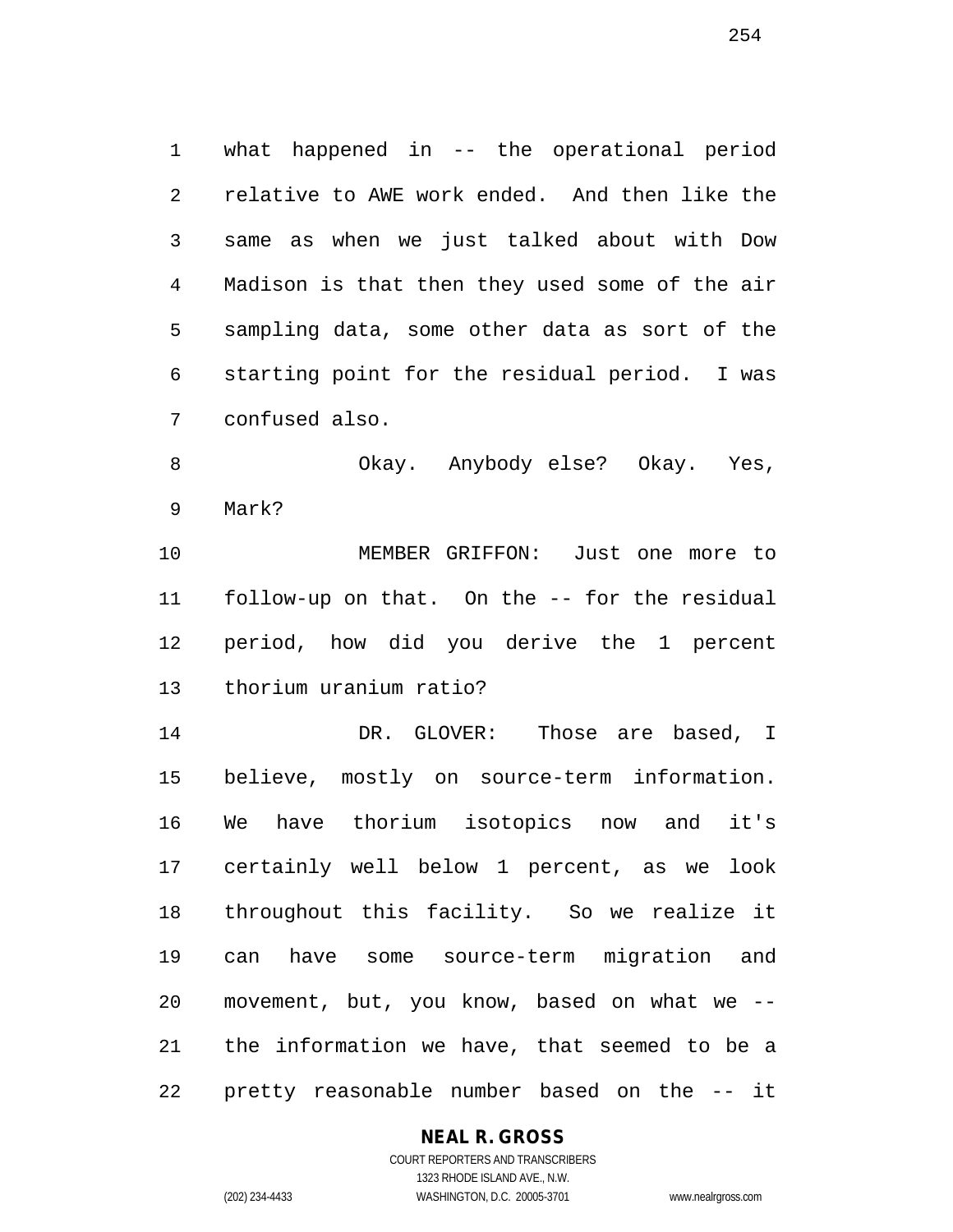what happened in -- the operational period relative to AWE work ended. And then like the same as when we just talked about with Dow Madison is that then they used some of the air sampling data, some other data as sort of the starting point for the residual period. I was confused also.

Okay. Anybody else? Okay. Yes, Mark?

MEMBER GRIFFON: Just one more to follow-up on that. On the -- for the residual period, how did you derive the 1 percent thorium uranium ratio?

DR. GLOVER: Those are based, I believe, mostly on source-term information. We have thorium isotopics now and it's certainly well below 1 percent, as we look throughout this facility. So we realize it can have some source-term migration and movement, but, you know, based on what we -- the information we have, that seemed to be a pretty reasonable number based on the -- it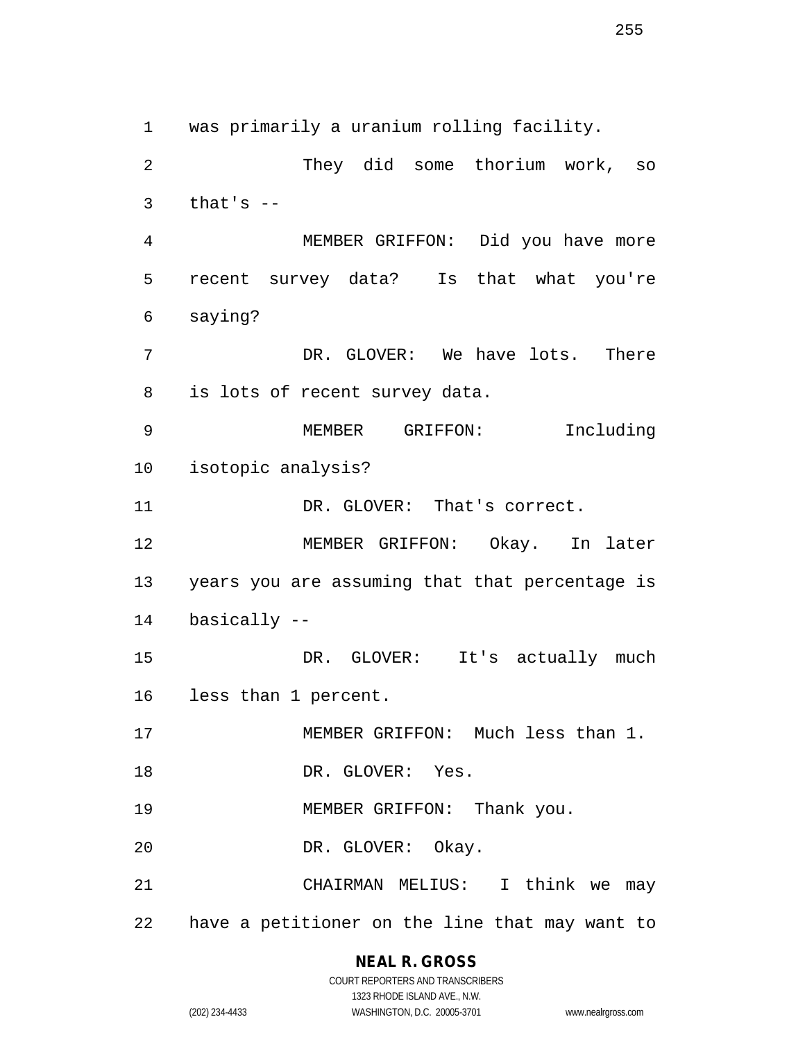was primarily a uranium rolling facility.

They did some thorium work, so that's --

MEMBER GRIFFON: Did you have more recent survey data? Is that what you're saying?

DR. GLOVER: We have lots. There is lots of recent survey data.

MEMBER GRIFFON: Including isotopic analysis?

DR. GLOVER: That's correct.

MEMBER GRIFFON: Okay. In later years you are assuming that that percentage is basically --

DR. GLOVER: It's actually much less than 1 percent.

MEMBER GRIFFON: Much less than 1.

DR. GLOVER: Yes.

MEMBER GRIFFON: Thank you.

DR. GLOVER: Okay.

CHAIRMAN MELIUS: I think we may have a petitioner on the line that may want to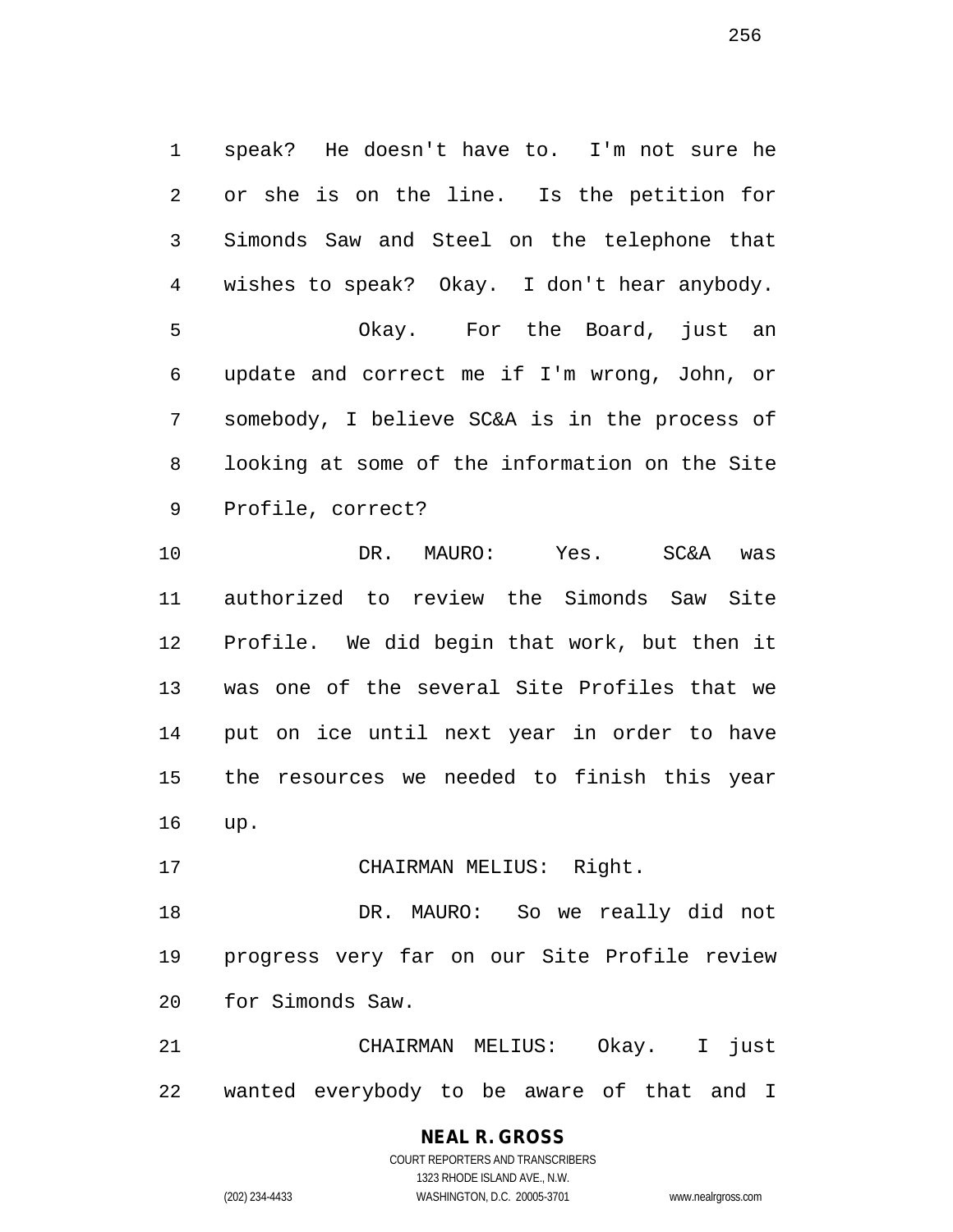speak? He doesn't have to. I'm not sure he or she is on the line. Is the petition for Simonds Saw and Steel on the telephone that wishes to speak? Okay. I don't hear anybody.

Okay. For the Board, just an update and correct me if I'm wrong, John, or somebody, I believe SC&A is in the process of looking at some of the information on the Site Profile, correct?

DR. MAURO: Yes. SC&A was authorized to review the Simonds Saw Site Profile. We did begin that work, but then it was one of the several Site Profiles that we put on ice until next year in order to have the resources we needed to finish this year up.

CHAIRMAN MELIUS: Right.

DR. MAURO: So we really did not progress very far on our Site Profile review for Simonds Saw.

CHAIRMAN MELIUS: Okay. I just wanted everybody to be aware of that and I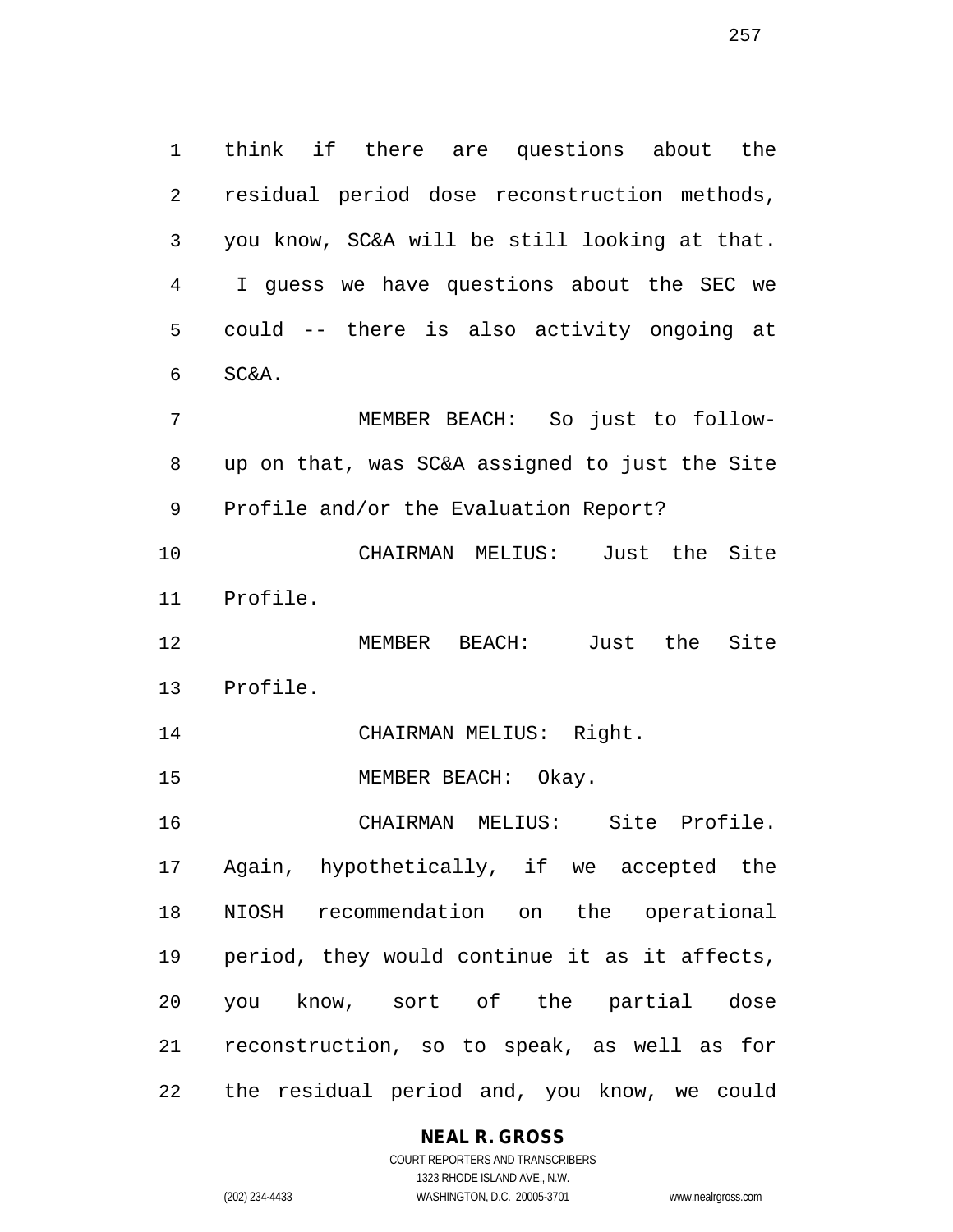think if there are questions about the residual period dose reconstruction methods, you know, SC&A will be still looking at that. I guess we have questions about the SEC we could -- there is also activity ongoing at SC&A.

MEMBER BEACH: So just to follow-up on that, was SC&A assigned to just the Site Profile and/or the Evaluation Report?

CHAIRMAN MELIUS: Just the Site Profile.

MEMBER BEACH: Just the Site Profile.

CHAIRMAN MELIUS: Right.

MEMBER BEACH: Okay.

CHAIRMAN MELIUS: Site Profile. Again, hypothetically, if we accepted the NIOSH recommendation on the operational period, they would continue it as it affects, you know, sort of the partial dose reconstruction, so to speak, as well as for the residual period and, you know, we could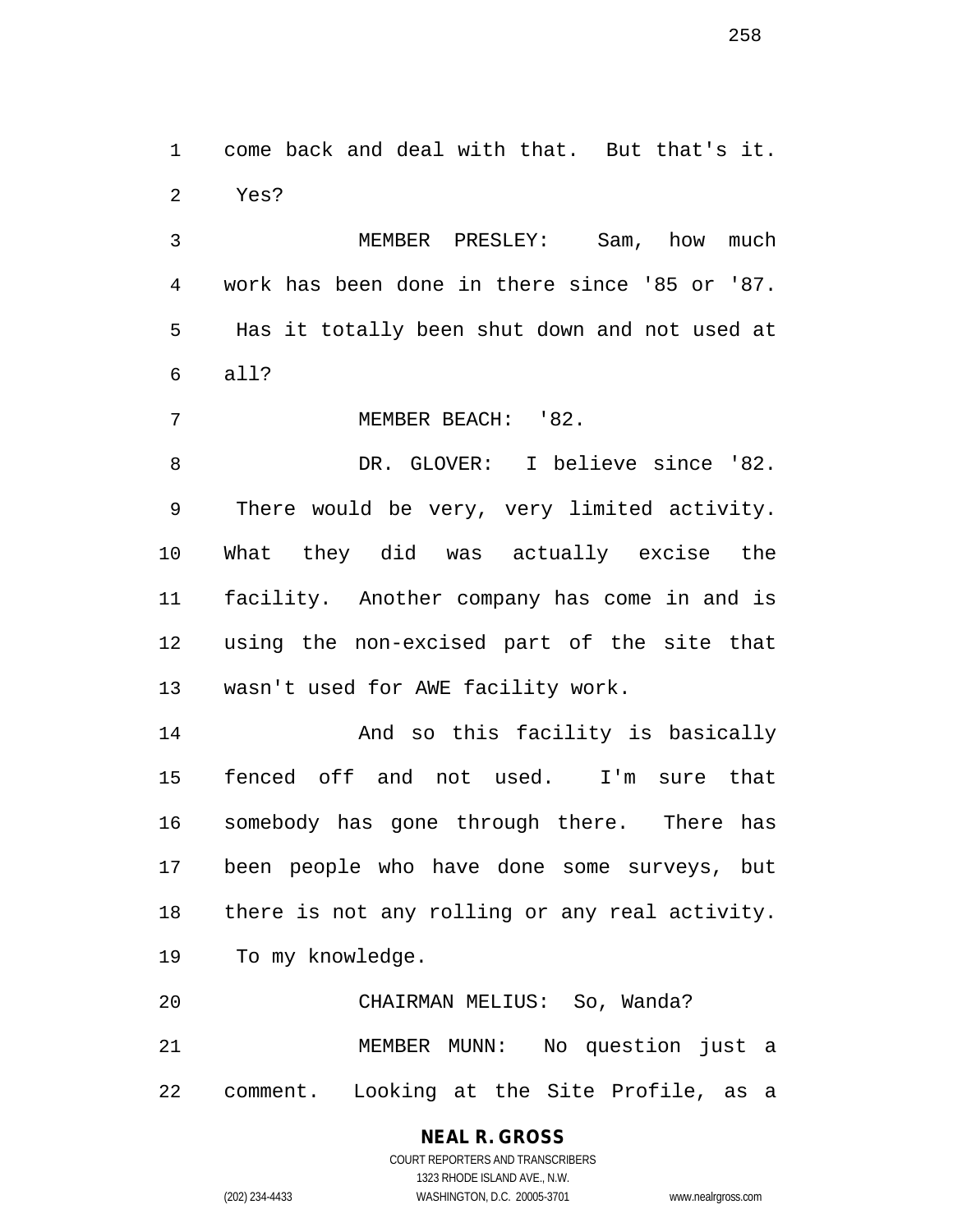come back and deal with that. But that's it. Yes?

MEMBER PRESLEY: Sam, how much work has been done in there since '85 or '87. Has it totally been shut down and not used at all?

MEMBER BEACH: '82.

DR. GLOVER: I believe since '82. There would be very, very limited activity. What they did was actually excise the facility. Another company has come in and is using the non-excised part of the site that wasn't used for AWE facility work.

And so this facility is basically fenced off and not used. I'm sure that somebody has gone through there. There has been people who have done some surveys, but there is not any rolling or any real activity. To my knowledge.

CHAIRMAN MELIUS: So, Wanda?

MEMBER MUNN: No question just a comment. Looking at the Site Profile, as a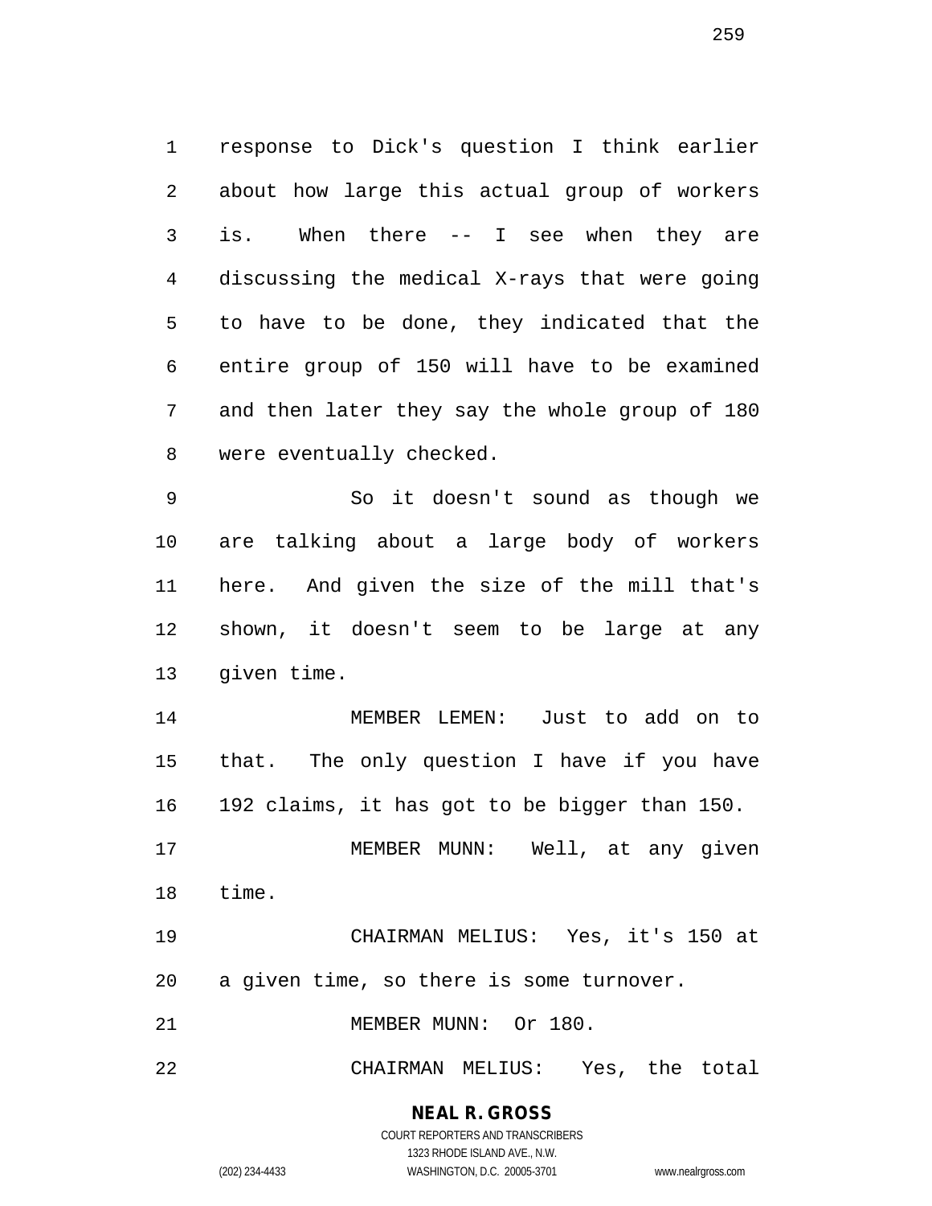response to Dick's question I think earlier about how large this actual group of workers is. When there -- I see when they are discussing the medical X-rays that were going to have to be done, they indicated that the entire group of 150 will have to be examined and then later they say the whole group of 180 were eventually checked.

So it doesn't sound as though we are talking about a large body of workers here. And given the size of the mill that's shown, it doesn't seem to be large at any given time.

MEMBER LEMEN: Just to add on to that. The only question I have if you have 192 claims, it has got to be bigger than 150.

MEMBER MUNN: Well, at any given time.

CHAIRMAN MELIUS: Yes, it's 150 at a given time, so there is some turnover.

MEMBER MUNN: Or 180.

CHAIRMAN MELIUS: Yes, the total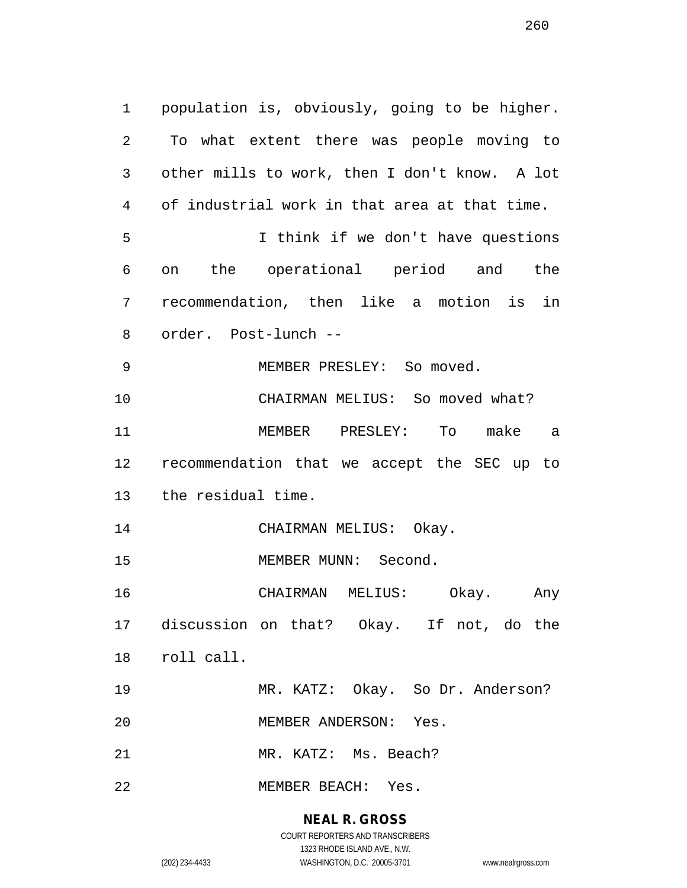population is, obviously, going to be higher. To what extent there was people moving to other mills to work, then I don't know. A lot of industrial work in that area at that time.

I think if we don't have questions on the operational period and the recommendation, then like a motion is in order. Post-lunch --

MEMBER PRESLEY: So moved.

CHAIRMAN MELIUS: So moved what?

MEMBER PRESLEY: To make a recommendation that we accept the SEC up to the residual time.

CHAIRMAN MELIUS: Okay.

MEMBER MUNN: Second.

CHAIRMAN MELIUS: Okay. Any discussion on that? Okay. If not, do the roll call.

MR. KATZ: Okay. So Dr. Anderson?

MEMBER ANDERSON: Yes.

MR. KATZ: Ms. Beach?

MEMBER BEACH: Yes.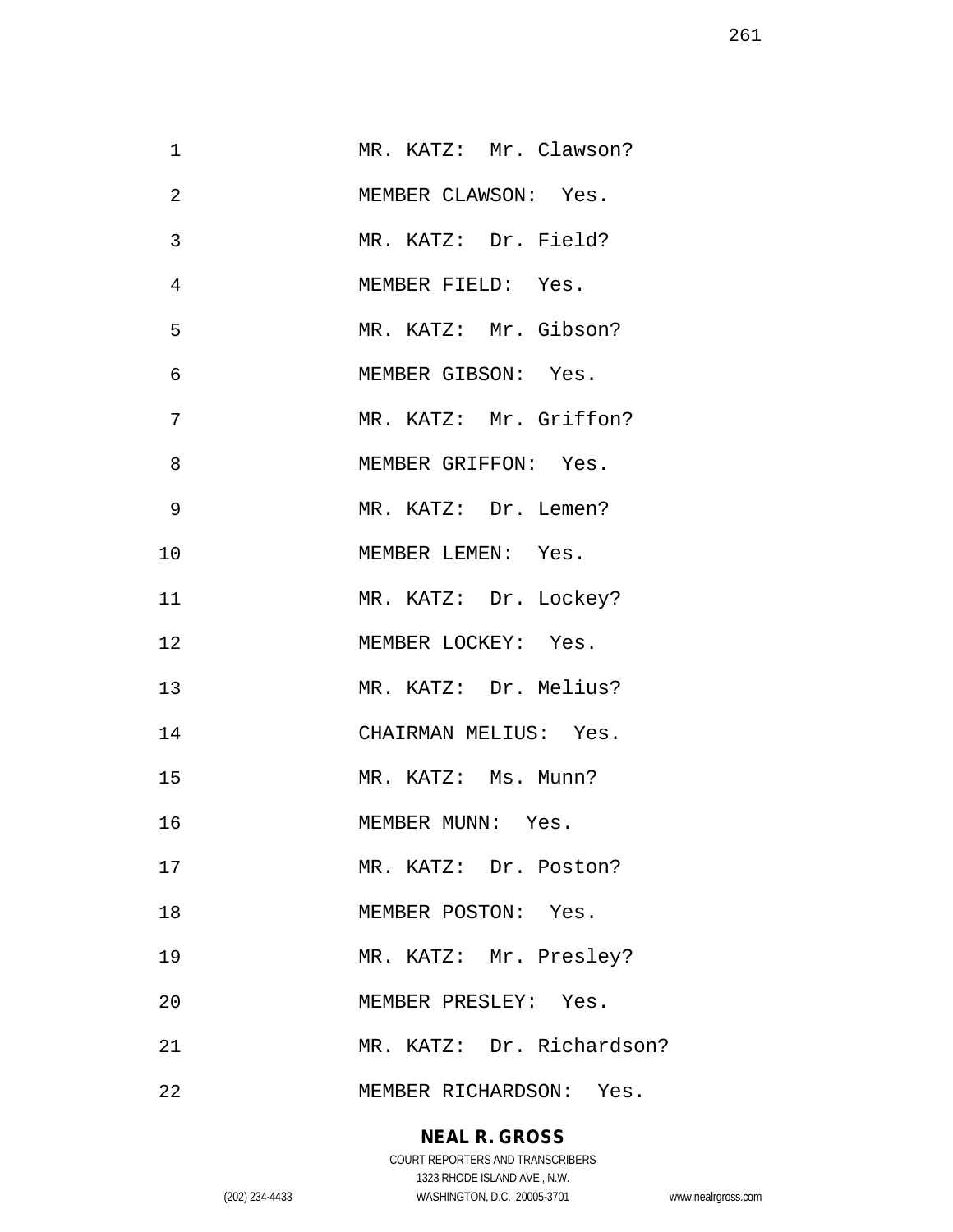MR. KATZ: Mr. Clawson?

MEMBER CLAWSON: Yes.

MR. KATZ: Dr. Field?

MEMBER FIELD: Yes.

MR. KATZ: Mr. Gibson?

MEMBER GIBSON: Yes.

MR. KATZ: Mr. Griffon?

MEMBER GRIFFON: Yes.

MR. KATZ: Dr. Lemen?

MEMBER LEMEN: Yes.

MR. KATZ: Dr. Lockey?

MEMBER LOCKEY: Yes.

MR. KATZ: Dr. Melius?

CHAIRMAN MELIUS: Yes.

MR. KATZ: Ms. Munn?

MEMBER MUNN: Yes.

MR. KATZ: Dr. Poston?

MEMBER POSTON: Yes.

MR. KATZ: Mr. Presley?

MEMBER PRESLEY: Yes.

MR. KATZ: Dr. Richardson?

MEMBER RICHARDSON: Yes.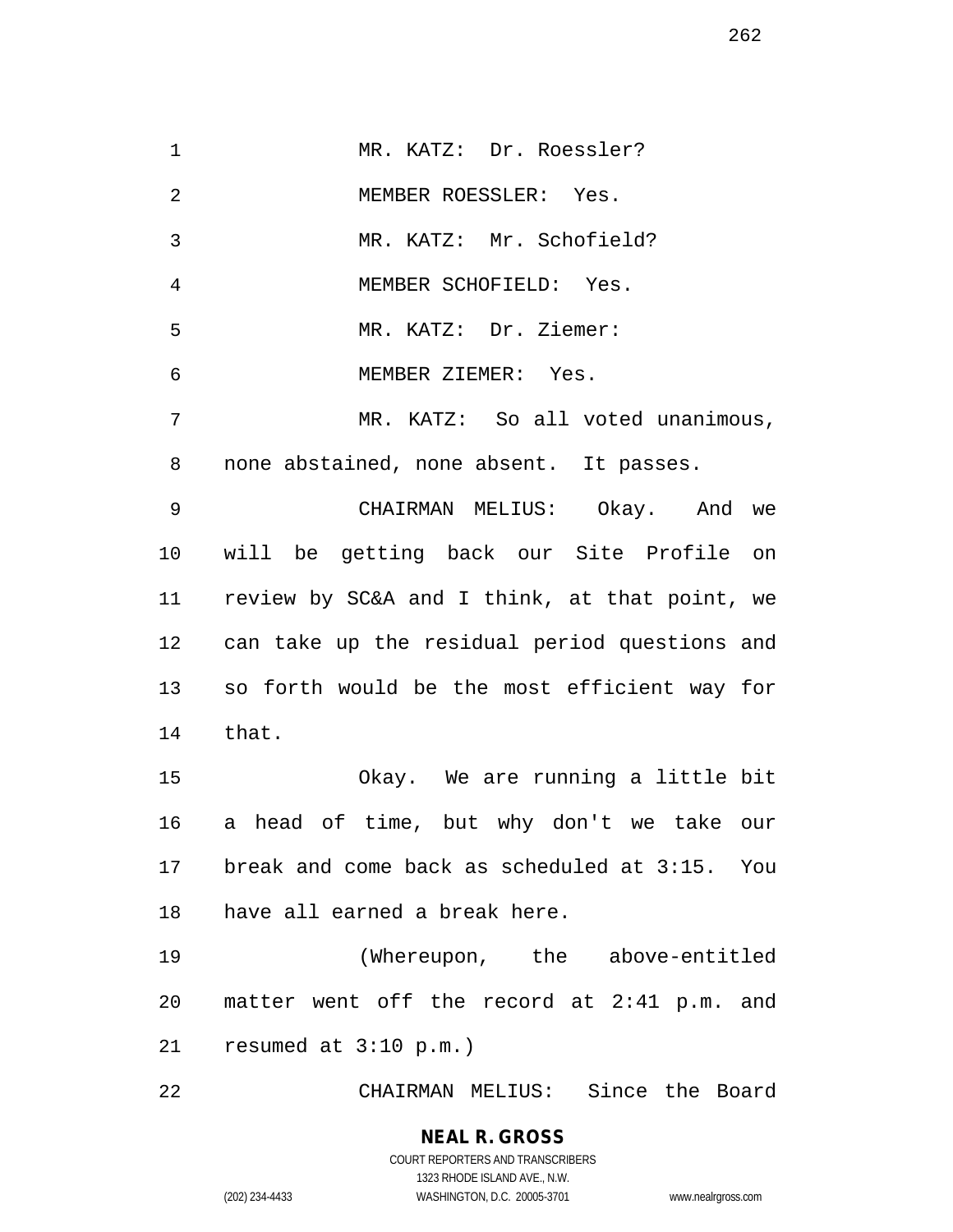MR. KATZ: Dr. Roessler?

MEMBER ROESSLER: Yes.

MR. KATZ: Mr. Schofield?

MEMBER SCHOFIELD: Yes.

MR. KATZ: Dr. Ziemer:

MEMBER ZIEMER: Yes.

MR. KATZ: So all voted unanimous, none abstained, none absent. It passes.

CHAIRMAN MELIUS: Okay. And we will be getting back our Site Profile on review by SC&A and I think, at that point, we can take up the residual period questions and so forth would be the most efficient way for that.

Okay. We are running a little bit a head of time, but why don't we take our break and come back as scheduled at 3:15. You have all earned a break here.

(Whereupon, the above-entitled matter went off the record at 2:41 p.m. and resumed at 3:10 p.m.)

CHAIRMAN MELIUS: Since the Board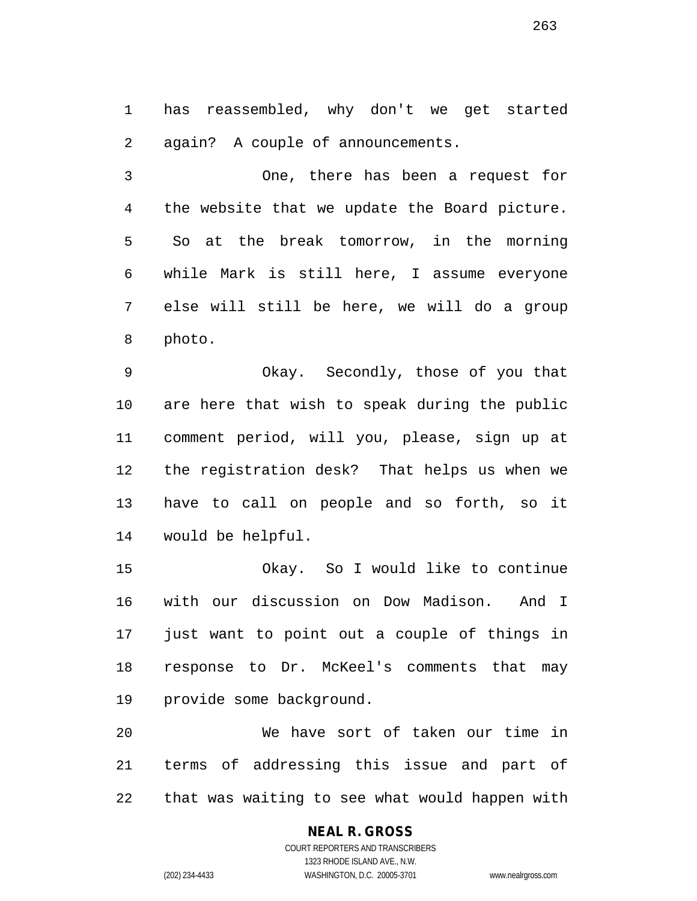has reassembled, why don't we get started again? A couple of announcements.

One, there has been a request for the website that we update the Board picture. So at the break tomorrow, in the morning while Mark is still here, I assume everyone else will still be here, we will do a group photo.

Okay. Secondly, those of you that are here that wish to speak during the public comment period, will you, please, sign up at the registration desk? That helps us when we have to call on people and so forth, so it would be helpful.

Okay. So I would like to continue with our discussion on Dow Madison. And I just want to point out a couple of things in response to Dr. McKeel's comments that may provide some background.

We have sort of taken our time in terms of addressing this issue and part of that was waiting to see what would happen with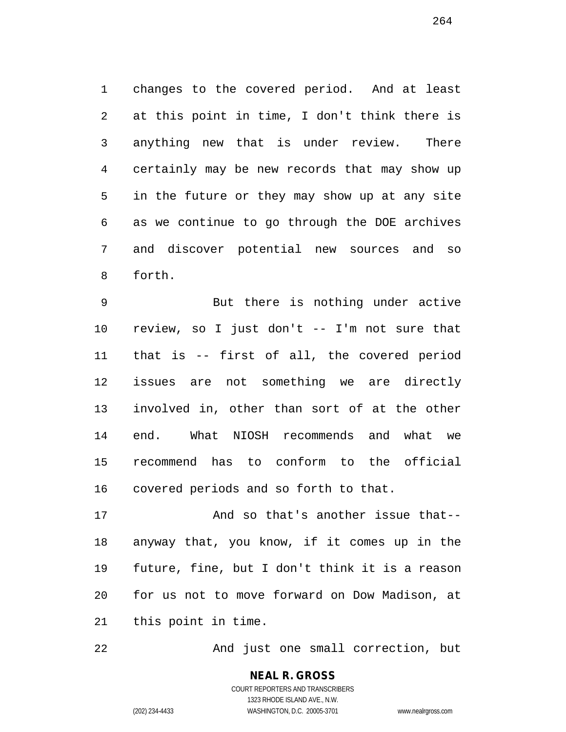changes to the covered period. And at least at this point in time, I don't think there is anything new that is under review. There certainly may be new records that may show up in the future or they may show up at any site as we continue to go through the DOE archives and discover potential new sources and so forth.

But there is nothing under active review, so I just don't -- I'm not sure that that is -- first of all, the covered period issues are not something we are directly involved in, other than sort of at the other end. What NIOSH recommends and what we recommend has to conform to the official covered periods and so forth to that.

And so that's another issue that-- anyway that, you know, if it comes up in the future, fine, but I don't think it is a reason for us not to move forward on Dow Madison, at this point in time.

And just one small correction, but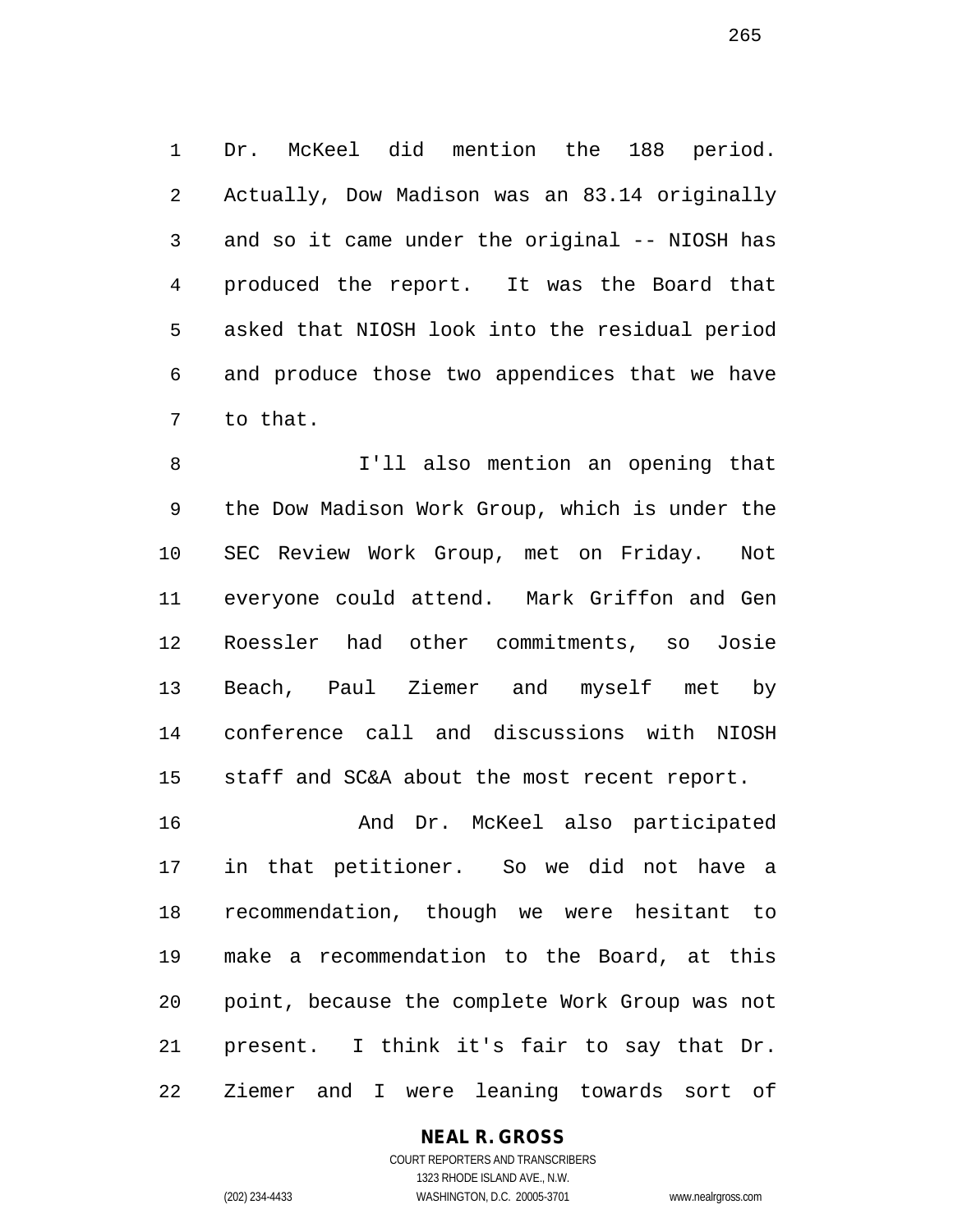Dr. McKeel did mention the 188 period. Actually, Dow Madison was an 83.14 originally and so it came under the original -- NIOSH has produced the report. It was the Board that asked that NIOSH look into the residual period and produce those two appendices that we have to that.

I'll also mention an opening that the Dow Madison Work Group, which is under the SEC Review Work Group, met on Friday. Not everyone could attend. Mark Griffon and Gen Roessler had other commitments, so Josie Beach, Paul Ziemer and myself met by conference call and discussions with NIOSH staff and SC&A about the most recent report.

And Dr. McKeel also participated in that petitioner. So we did not have a recommendation, though we were hesitant to make a recommendation to the Board, at this point, because the complete Work Group was not present. I think it's fair to say that Dr. Ziemer and I were leaning towards sort of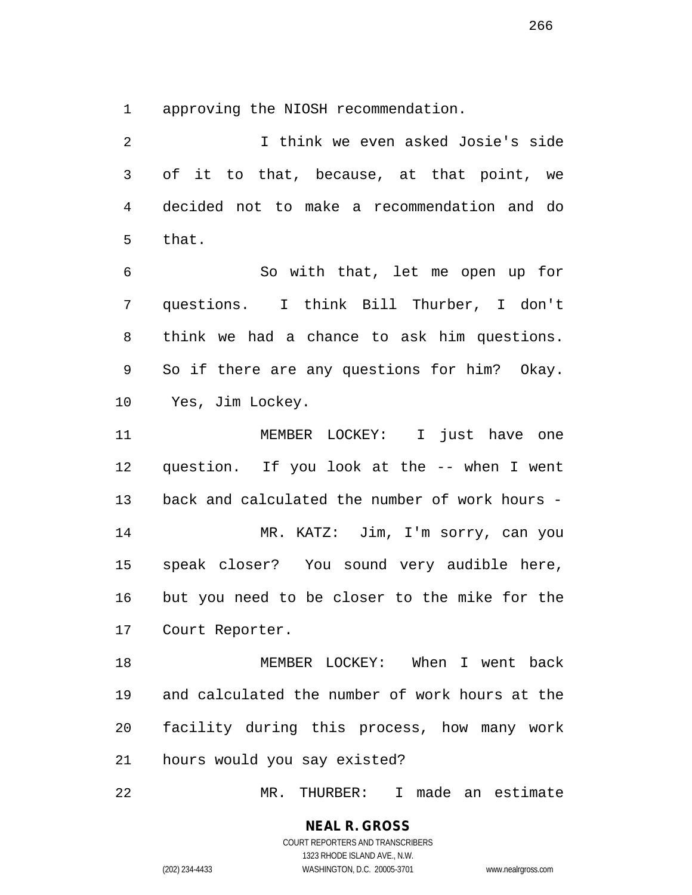approving the NIOSH recommendation.

I think we even asked Josie's side of it to that, because, at that point, we decided not to make a recommendation and do that.

So with that, let me open up for questions. I think Bill Thurber, I don't think we had a chance to ask him questions. So if there are any questions for him? Okay. Yes, Jim Lockey.

MEMBER LOCKEY: I just have one question. If you look at the -- when I went back and calculated the number of work hours -

MR. KATZ: Jim, I'm sorry, can you speak closer? You sound very audible here, but you need to be closer to the mike for the Court Reporter.

MEMBER LOCKEY: When I went back and calculated the number of work hours at the facility during this process, how many work hours would you say existed?

MR. THURBER: I made an estimate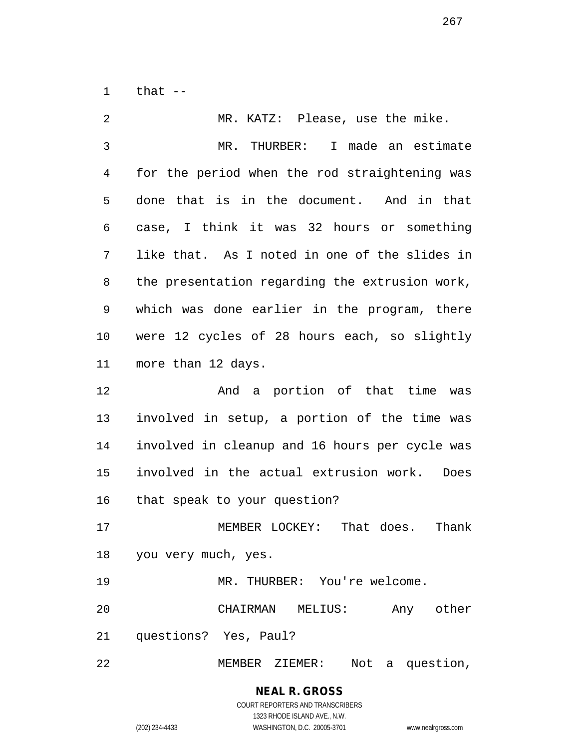that --

MR. KATZ: Please, use the mike.

MR. THURBER: I made an estimate for the period when the rod straightening was done that is in the document. And in that case, I think it was 32 hours or something like that. As I noted in one of the slides in the presentation regarding the extrusion work, which was done earlier in the program, there were 12 cycles of 28 hours each, so slightly more than 12 days.

And a portion of that time was involved in setup, a portion of the time was involved in cleanup and 16 hours per cycle was involved in the actual extrusion work. Does that speak to your question?

MEMBER LOCKEY: That does. Thank you very much, yes.

MR. THURBER: You're welcome.

CHAIRMAN MELIUS: Any other questions? Yes, Paul?

MEMBER ZIEMER: Not a question,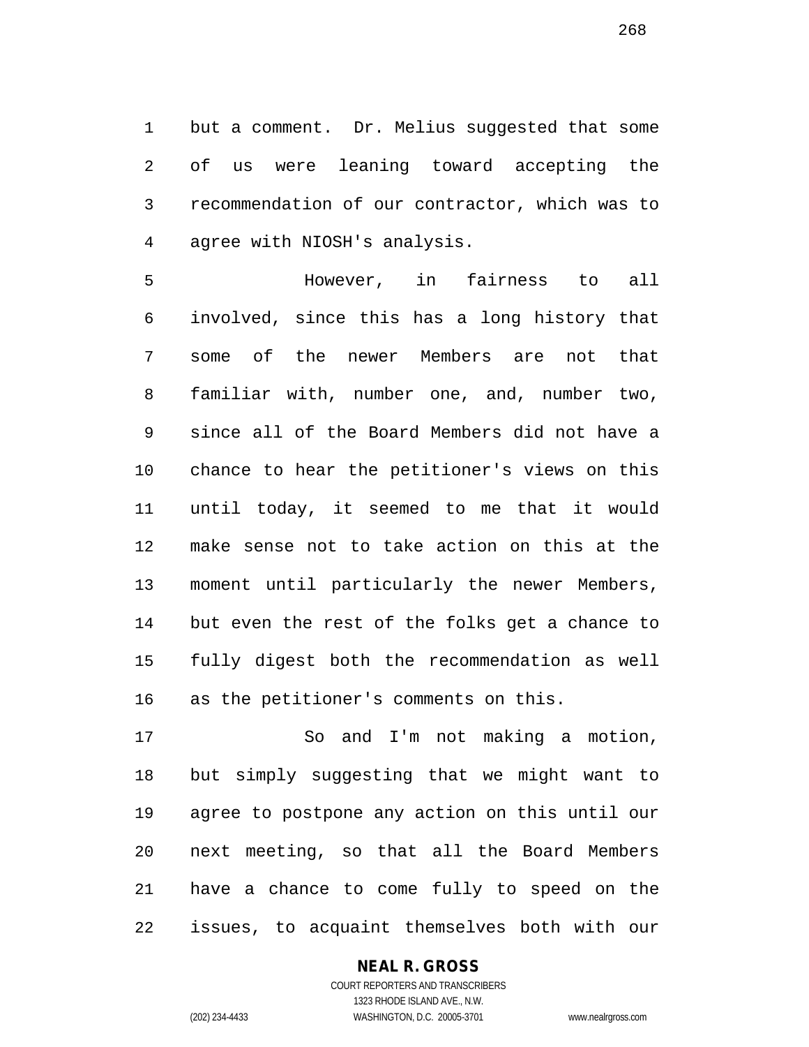but a comment. Dr. Melius suggested that some of us were leaning toward accepting the recommendation of our contractor, which was to agree with NIOSH's analysis.

However, in fairness to all involved, since this has a long history that some of the newer Members are not that familiar with, number one, and, number two, since all of the Board Members did not have a chance to hear the petitioner's views on this until today, it seemed to me that it would make sense not to take action on this at the moment until particularly the newer Members, but even the rest of the folks get a chance to fully digest both the recommendation as well as the petitioner's comments on this.

So and I'm not making a motion, but simply suggesting that we might want to agree to postpone any action on this until our next meeting, so that all the Board Members have a chance to come fully to speed on the issues, to acquaint themselves both with our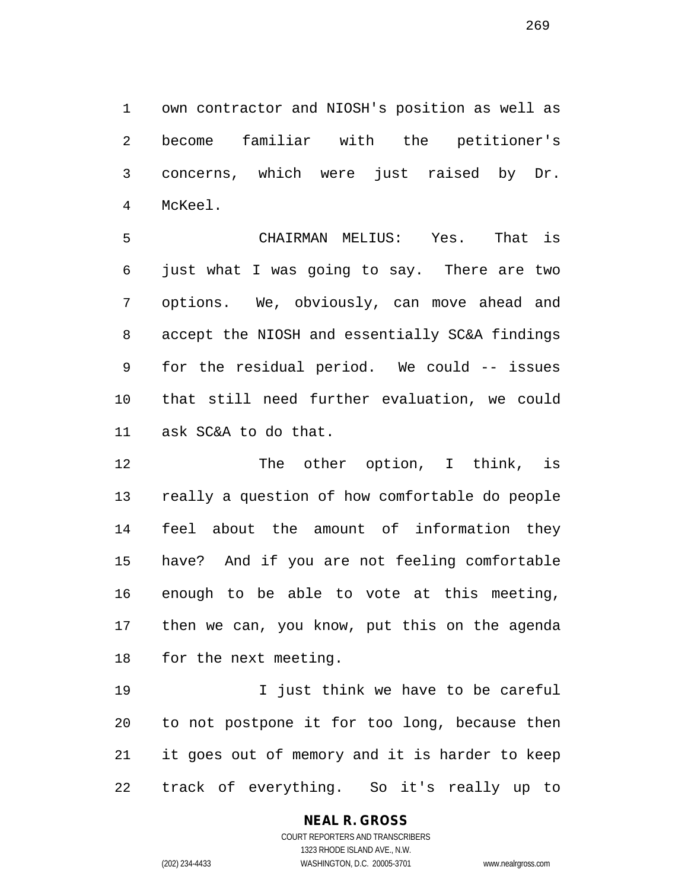own contractor and NIOSH's position as well as become familiar with the petitioner's concerns, which were just raised by Dr. McKeel.

CHAIRMAN MELIUS: Yes. That is just what I was going to say. There are two options. We, obviously, can move ahead and accept the NIOSH and essentially SC&A findings for the residual period. We could -- issues that still need further evaluation, we could ask SC&A to do that.

The other option, I think, is really a question of how comfortable do people feel about the amount of information they have? And if you are not feeling comfortable enough to be able to vote at this meeting, then we can, you know, put this on the agenda for the next meeting.

I just think we have to be careful to not postpone it for too long, because then it goes out of memory and it is harder to keep track of everything. So it's really up to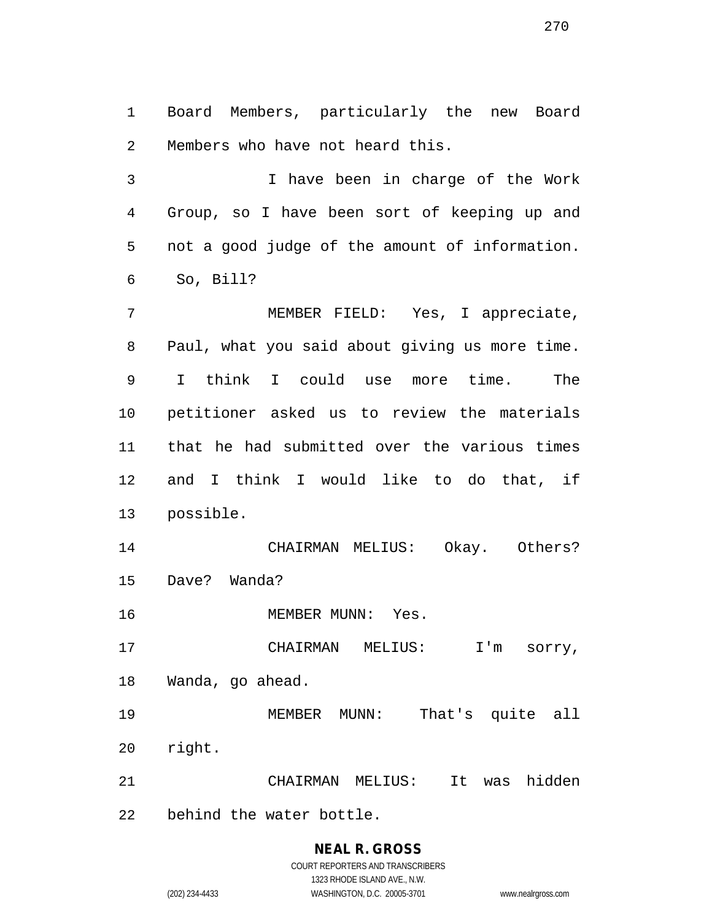Board Members, particularly the new Board Members who have not heard this.

I have been in charge of the Work Group, so I have been sort of keeping up and not a good judge of the amount of information. So, Bill?

MEMBER FIELD: Yes, I appreciate, Paul, what you said about giving us more time. I think I could use more time. The petitioner asked us to review the materials that he had submitted over the various times and I think I would like to do that, if possible.

CHAIRMAN MELIUS: Okay. Others? Dave? Wanda?

MEMBER MUNN: Yes.

CHAIRMAN MELIUS: I'm sorry, Wanda, go ahead.

MEMBER MUNN: That's quite all right.

CHAIRMAN MELIUS: It was hidden behind the water bottle.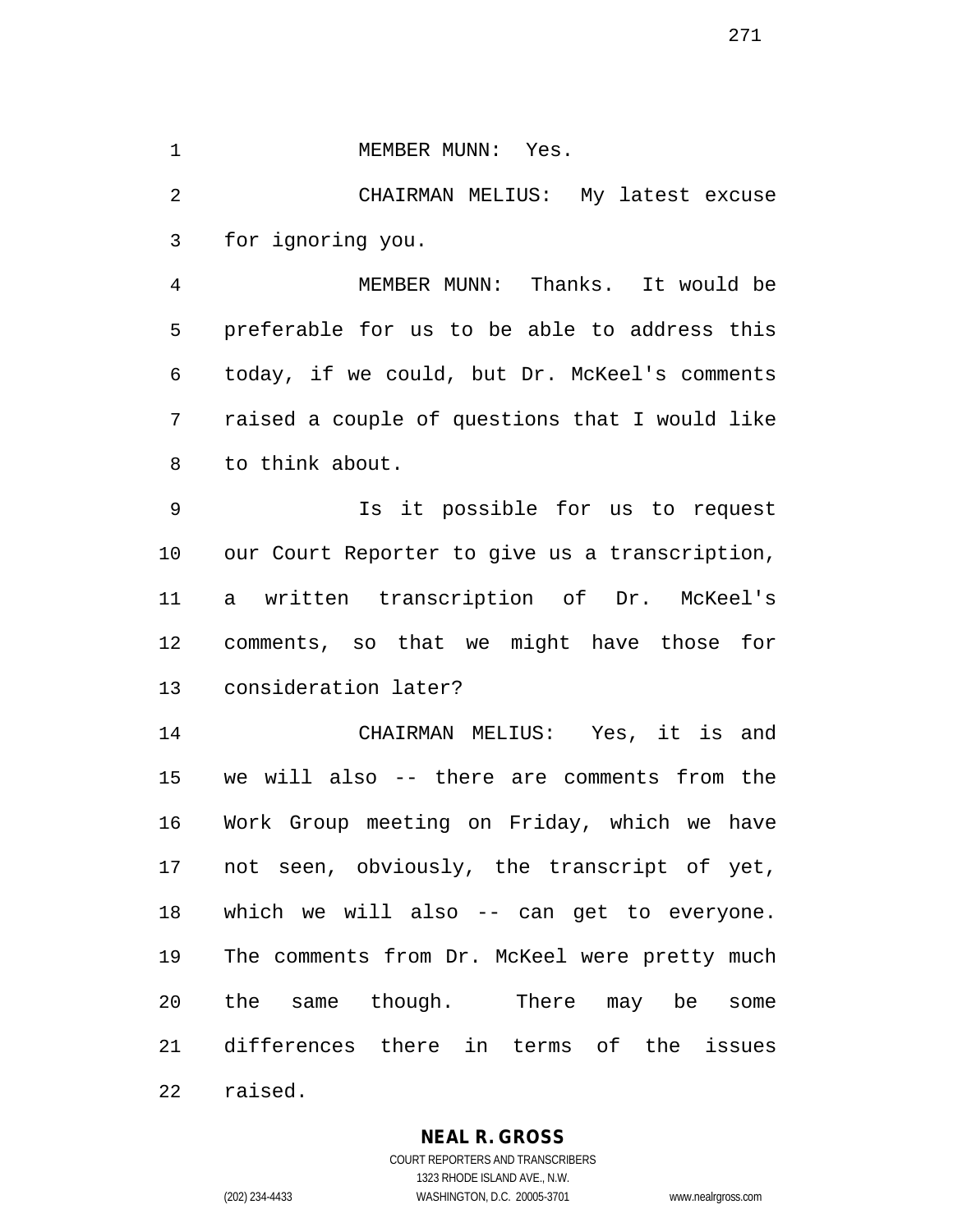MEMBER MUNN: Yes.

CHAIRMAN MELIUS: My latest excuse for ignoring you.

MEMBER MUNN: Thanks. It would be preferable for us to be able to address this today, if we could, but Dr. McKeel's comments raised a couple of questions that I would like to think about.

Is it possible for us to request our Court Reporter to give us a transcription, a written transcription of Dr. McKeel's comments, so that we might have those for consideration later?

CHAIRMAN MELIUS: Yes, it is and we will also -- there are comments from the Work Group meeting on Friday, which we have not seen, obviously, the transcript of yet, which we will also -- can get to everyone. The comments from Dr. McKeel were pretty much the same though. There may be some differences there in terms of the issues raised.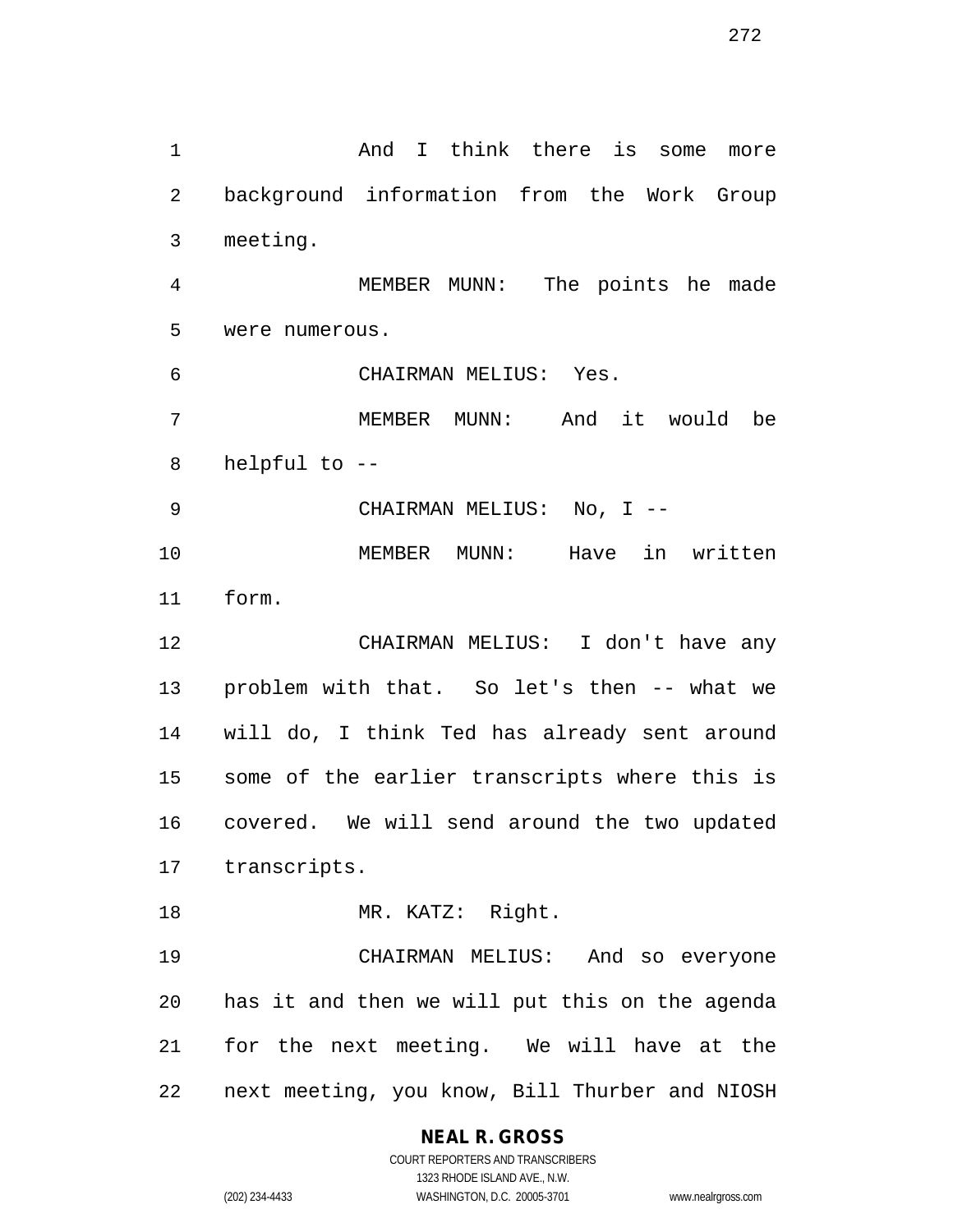And I think there is some more background information from the Work Group meeting.

MEMBER MUNN: The points he made were numerous.

CHAIRMAN MELIUS: Yes.

MEMBER MUNN: And it would be helpful to --

CHAIRMAN MELIUS: No, I --

MEMBER MUNN: Have in written form.

CHAIRMAN MELIUS: I don't have any problem with that. So let's then -- what we will do, I think Ted has already sent around some of the earlier transcripts where this is covered. We will send around the two updated transcripts.

MR. KATZ: Right.

CHAIRMAN MELIUS: And so everyone has it and then we will put this on the agenda for the next meeting. We will have at the next meeting, you know, Bill Thurber and NIOSH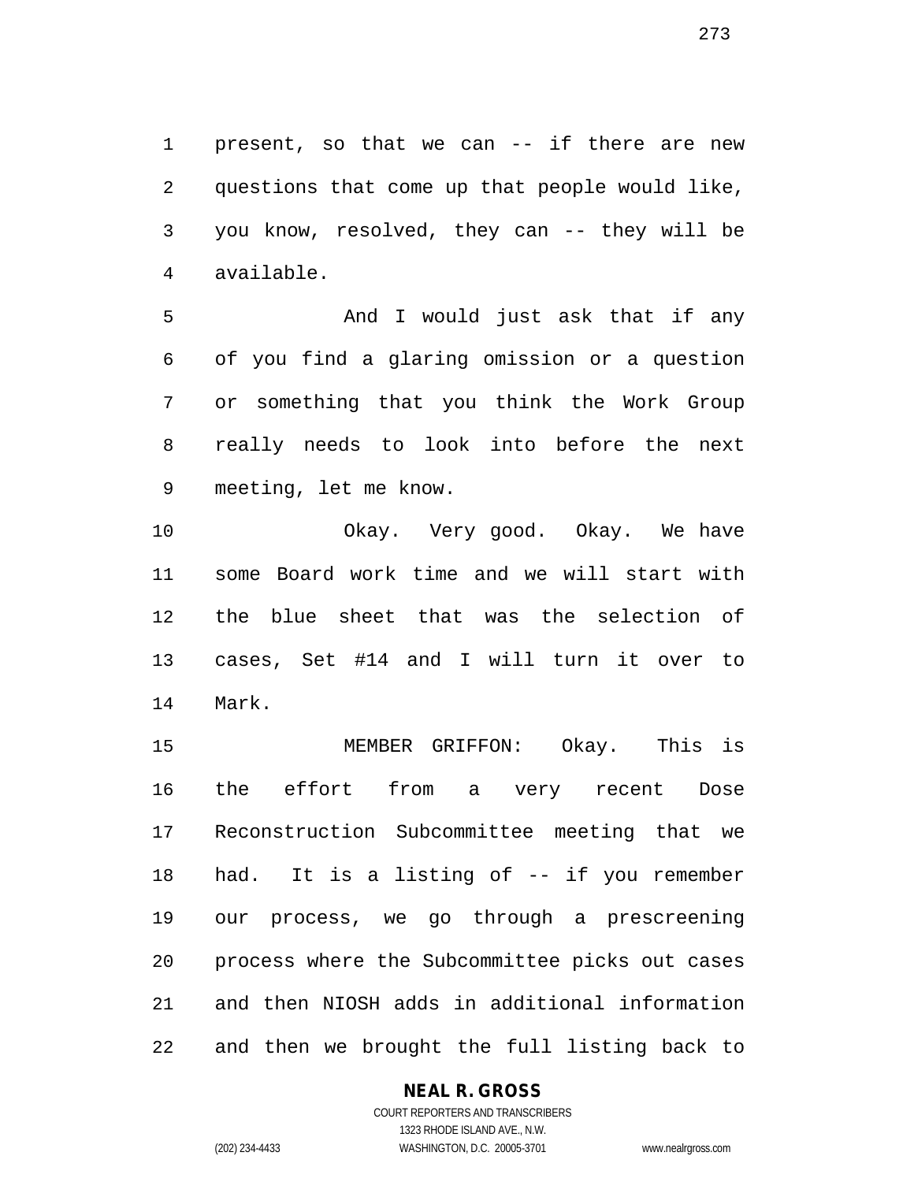present, so that we can -- if there are new questions that come up that people would like, you know, resolved, they can -- they will be available.

And I would just ask that if any of you find a glaring omission or a question or something that you think the Work Group really needs to look into before the next meeting, let me know.

Okay. Very good. Okay. We have some Board work time and we will start with the blue sheet that was the selection of cases, Set #14 and I will turn it over to Mark.

MEMBER GRIFFON: Okay. This is the effort from a very recent Dose Reconstruction Subcommittee meeting that we had. It is a listing of -- if you remember our process, we go through a prescreening process where the Subcommittee picks out cases and then NIOSH adds in additional information and then we brought the full listing back to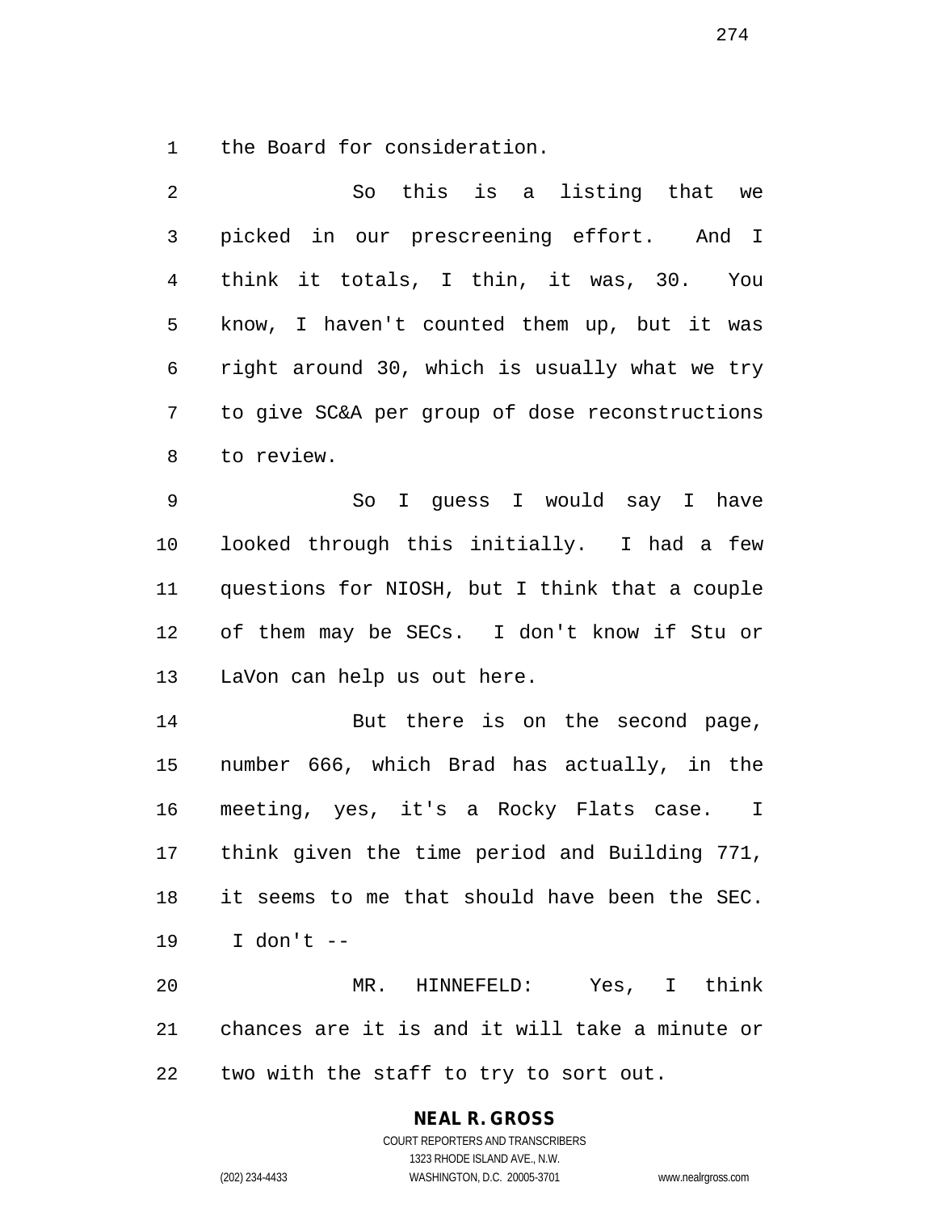the Board for consideration.

So this is a listing that we picked in our prescreening effort. And I think it totals, I thin, it was, 30. You know, I haven't counted them up, but it was right around 30, which is usually what we try to give SC&A per group of dose reconstructions to review.

So I guess I would say I have looked through this initially. I had a few questions for NIOSH, but I think that a couple of them may be SECs. I don't know if Stu or LaVon can help us out here.

But there is on the second page, number 666, which Brad has actually, in the meeting, yes, it's a Rocky Flats case. I think given the time period and Building 771, it seems to me that should have been the SEC. I don't --

MR. HINNEFELD: Yes, I think chances are it is and it will take a minute or two with the staff to try to sort out.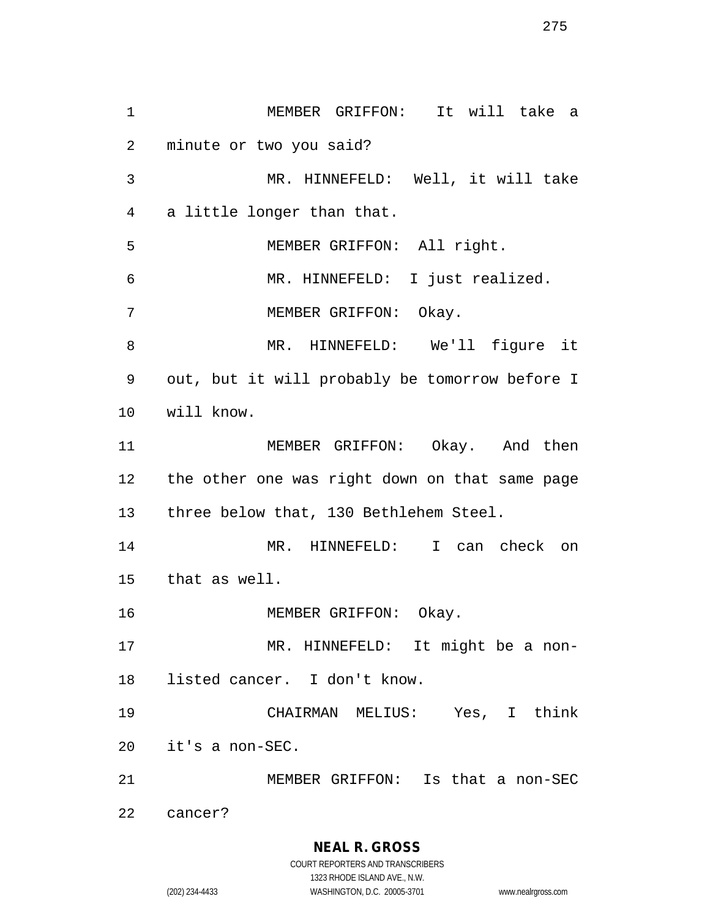MEMBER GRIFFON: It will take a minute or two you said?

MR. HINNEFELD: Well, it will take a little longer than that.

MEMBER GRIFFON: All right.

MR. HINNEFELD: I just realized.

MEMBER GRIFFON: Okay.

MR. HINNEFELD: We'll figure it out, but it will probably be tomorrow before I will know.

MEMBER GRIFFON: Okay. And then the other one was right down on that same page three below that, 130 Bethlehem Steel.

MR. HINNEFELD: I can check on that as well.

MEMBER GRIFFON: Okay.

MR. HINNEFELD: It might be a non-listed cancer. I don't know.

CHAIRMAN MELIUS: Yes, I think it's a non-SEC.

MEMBER GRIFFON: Is that a non-SEC cancer?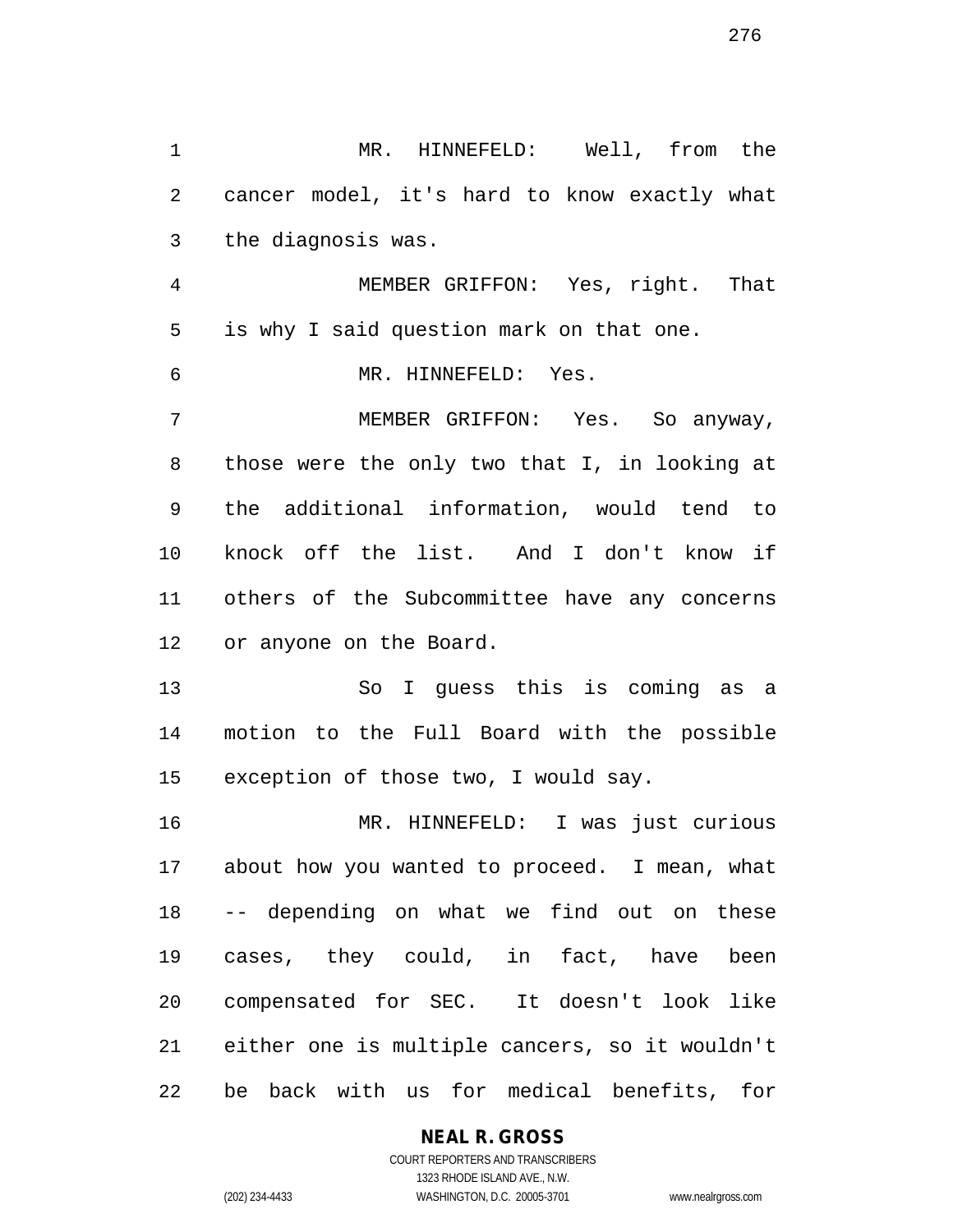MR. HINNEFELD: Well, from the cancer model, it's hard to know exactly what the diagnosis was.

MEMBER GRIFFON: Yes, right. That is why I said question mark on that one.

MR. HINNEFELD: Yes.

MEMBER GRIFFON: Yes. So anyway, those were the only two that I, in looking at the additional information, would tend to knock off the list. And I don't know if others of the Subcommittee have any concerns or anyone on the Board.

So I guess this is coming as a motion to the Full Board with the possible exception of those two, I would say.

MR. HINNEFELD: I was just curious about how you wanted to proceed. I mean, what -- depending on what we find out on these cases, they could, in fact, have been compensated for SEC. It doesn't look like either one is multiple cancers, so it wouldn't be back with us for medical benefits, for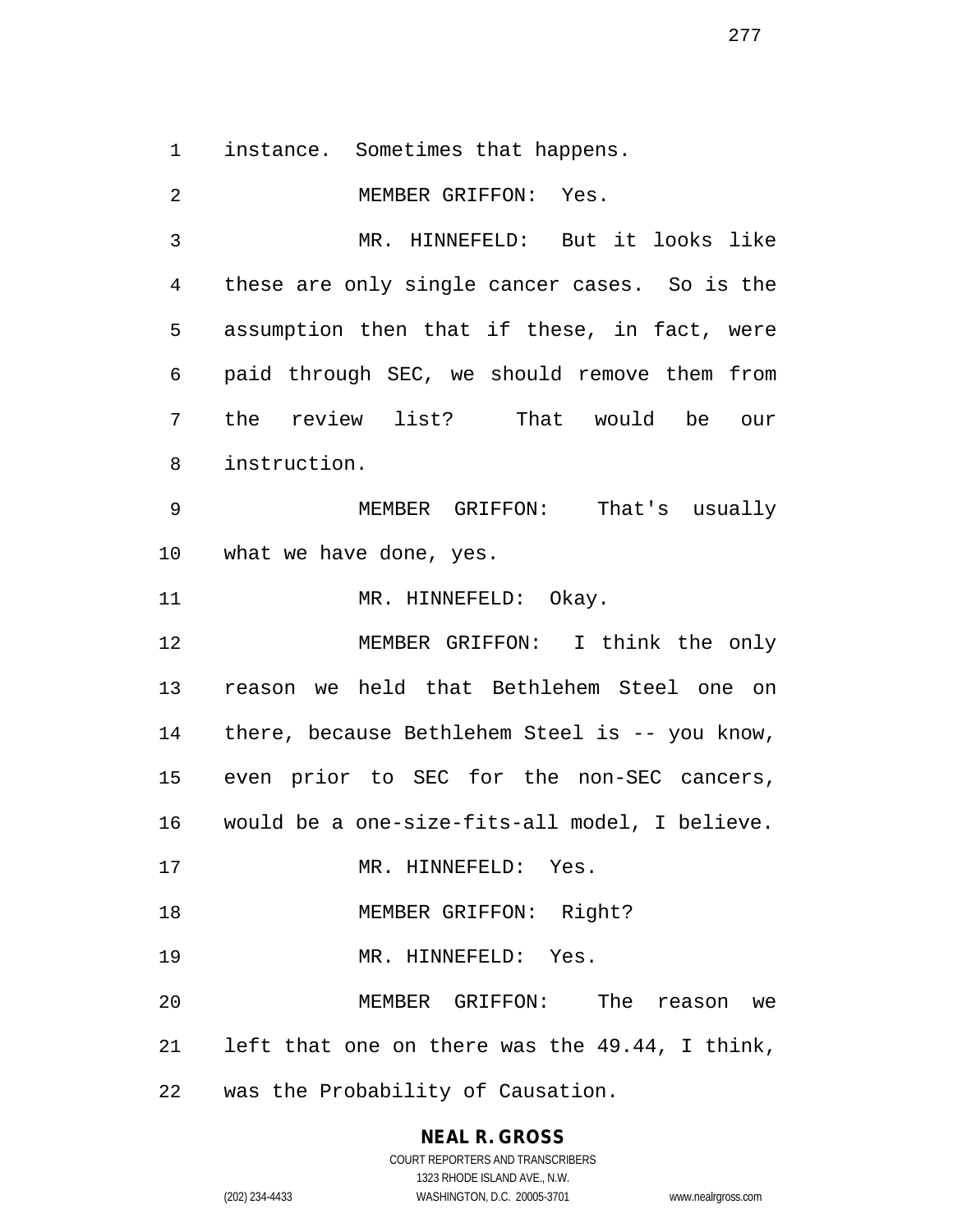instance. Sometimes that happens.

MEMBER GRIFFON: Yes.

MR. HINNEFELD: But it looks like these are only single cancer cases. So is the assumption then that if these, in fact, were paid through SEC, we should remove them from the review list? That would be our instruction.

MEMBER GRIFFON: That's usually what we have done, yes.

MR. HINNEFELD: Okay.

MEMBER GRIFFON: I think the only reason we held that Bethlehem Steel one on there, because Bethlehem Steel is -- you know, even prior to SEC for the non-SEC cancers, would be a one-size-fits-all model, I believe.

MR. HINNEFELD: Yes.

MEMBER GRIFFON: Right?

MR. HINNEFELD: Yes.

MEMBER GRIFFON: The reason we left that one on there was the 49.44, I think, was the Probability of Causation.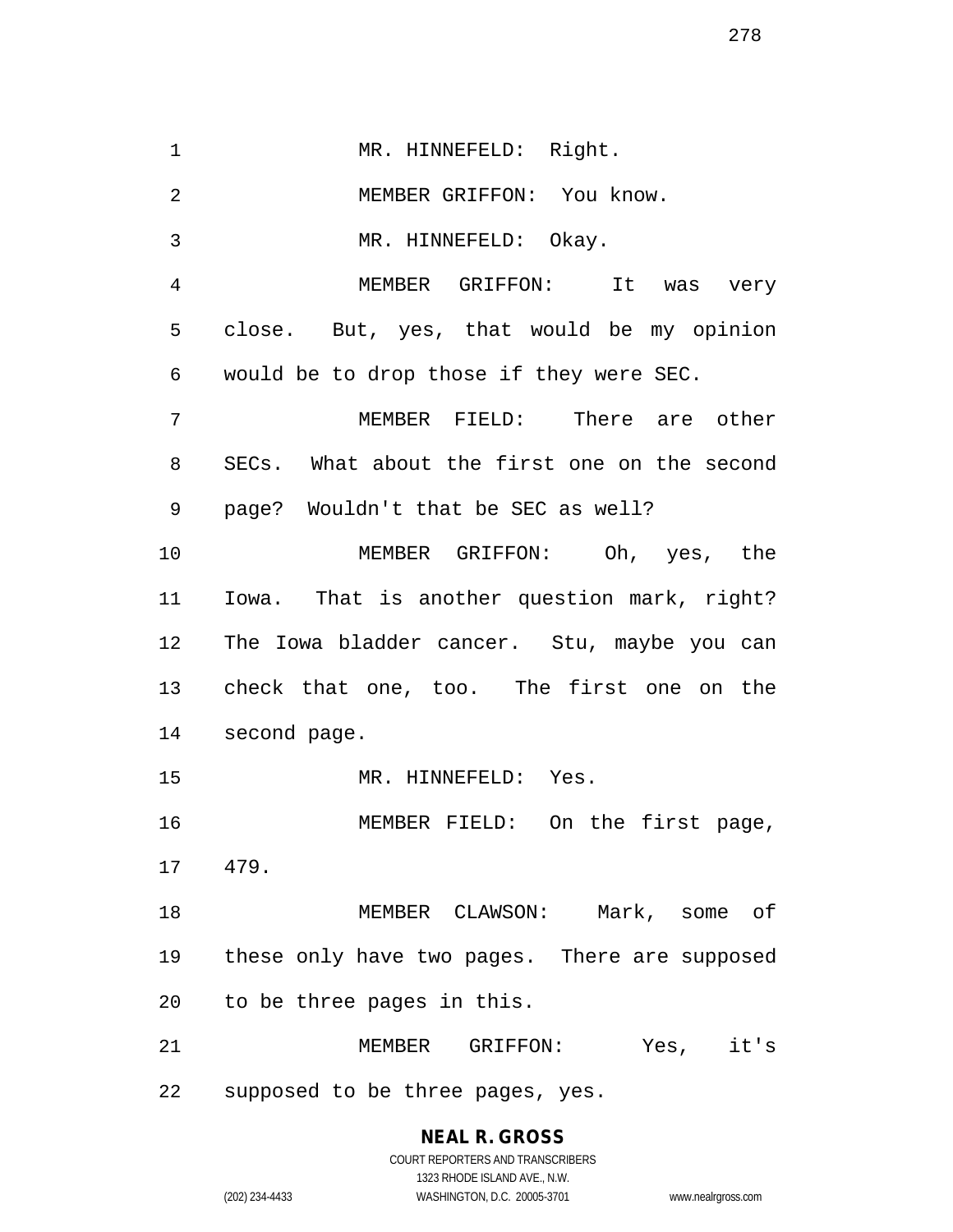MR. HINNEFELD: Right.

MEMBER GRIFFON: You know.

MR. HINNEFELD: Okay.

MEMBER GRIFFON: It was very close. But, yes, that would be my opinion would be to drop those if they were SEC.

MEMBER FIELD: There are other SECs. What about the first one on the second page? Wouldn't that be SEC as well?

MEMBER GRIFFON: Oh, yes, the Iowa. That is another question mark, right? The Iowa bladder cancer. Stu, maybe you can check that one, too. The first one on the second page.

MR. HINNEFELD: Yes.

MEMBER FIELD: On the first page, 479.

MEMBER CLAWSON: Mark, some of these only have two pages. There are supposed to be three pages in this.

MEMBER GRIFFON: Yes, it's supposed to be three pages, yes.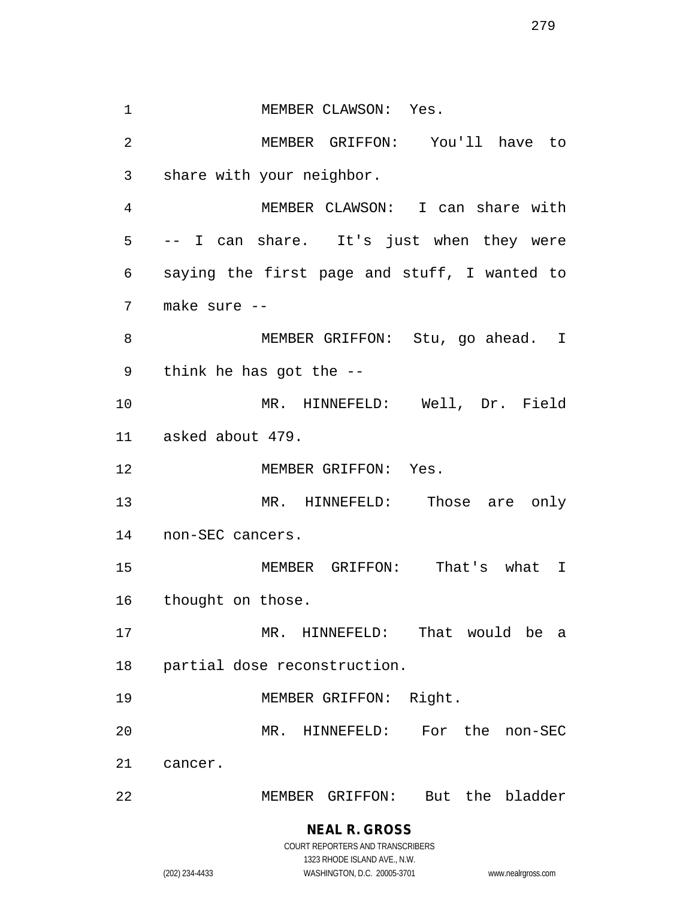MEMBER CLAWSON: Yes.

MEMBER GRIFFON: You'll have to share with your neighbor.

MEMBER CLAWSON: I can share with -- I can share. It's just when they were saying the first page and stuff, I wanted to make sure --

MEMBER GRIFFON: Stu, go ahead. I think he has got the --

MR. HINNEFELD: Well, Dr. Field asked about 479.

MEMBER GRIFFON: Yes.

MR. HINNEFELD: Those are only non-SEC cancers.

MEMBER GRIFFON: That's what I thought on those.

MR. HINNEFELD: That would be a partial dose reconstruction.

MEMBER GRIFFON: Right.

MR. HINNEFELD: For the non-SEC cancer.

MEMBER GRIFFON: But the bladder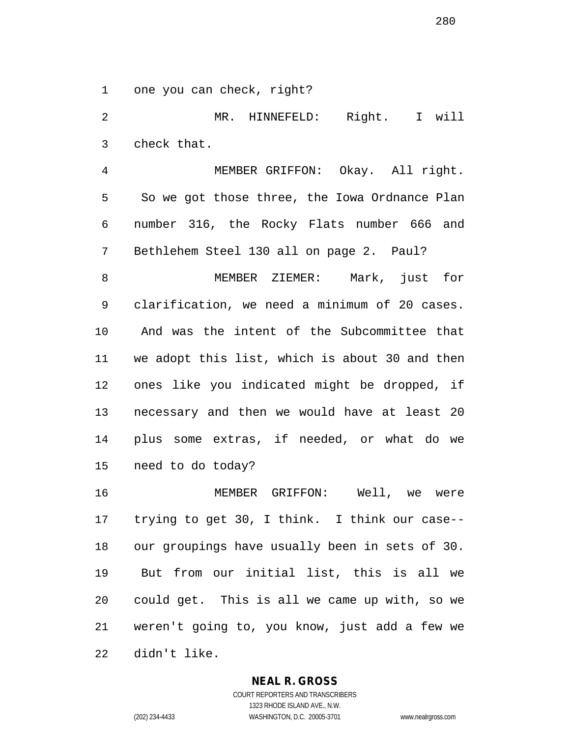one you can check, right?

MR. HINNEFELD: Right. I will check that.

MEMBER GRIFFON: Okay. All right. So we got those three, the Iowa Ordnance Plan number 316, the Rocky Flats number 666 and Bethlehem Steel 130 all on page 2. Paul?

MEMBER ZIEMER: Mark, just for clarification, we need a minimum of 20 cases. And was the intent of the Subcommittee that we adopt this list, which is about 30 and then ones like you indicated might be dropped, if necessary and then we would have at least 20 plus some extras, if needed, or what do we need to do today?

MEMBER GRIFFON: Well, we were trying to get 30, I think. I think our case-- our groupings have usually been in sets of 30. But from our initial list, this is all we could get. This is all we came up with, so we weren't going to, you know, just add a few we didn't like.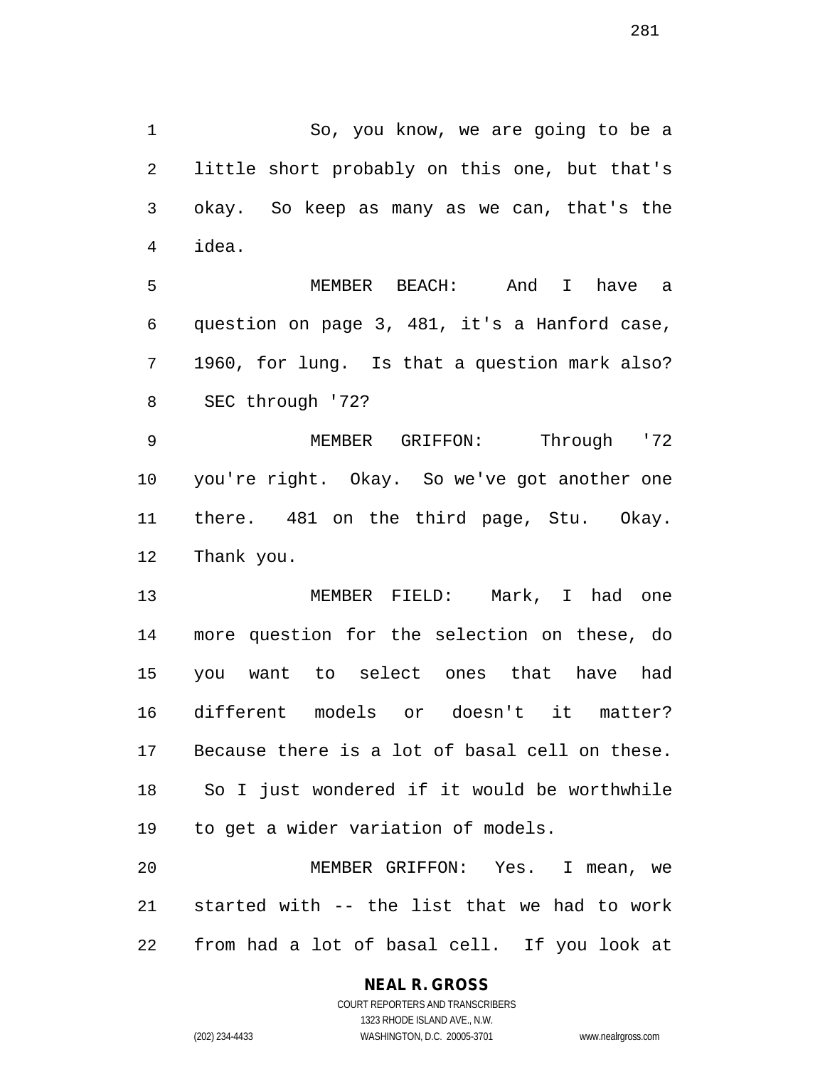So, you know, we are going to be a little short probably on this one, but that's okay. So keep as many as we can, that's the idea.

MEMBER BEACH: And I have a question on page 3, 481, it's a Hanford case, 1960, for lung. Is that a question mark also? SEC through '72?

MEMBER GRIFFON: Through '72 you're right. Okay. So we've got another one there. 481 on the third page, Stu. Okay. Thank you.

MEMBER FIELD: Mark, I had one more question for the selection on these, do you want to select ones that have had different models or doesn't it matter? Because there is a lot of basal cell on these. So I just wondered if it would be worthwhile to get a wider variation of models.

MEMBER GRIFFON: Yes. I mean, we started with -- the list that we had to work from had a lot of basal cell. If you look at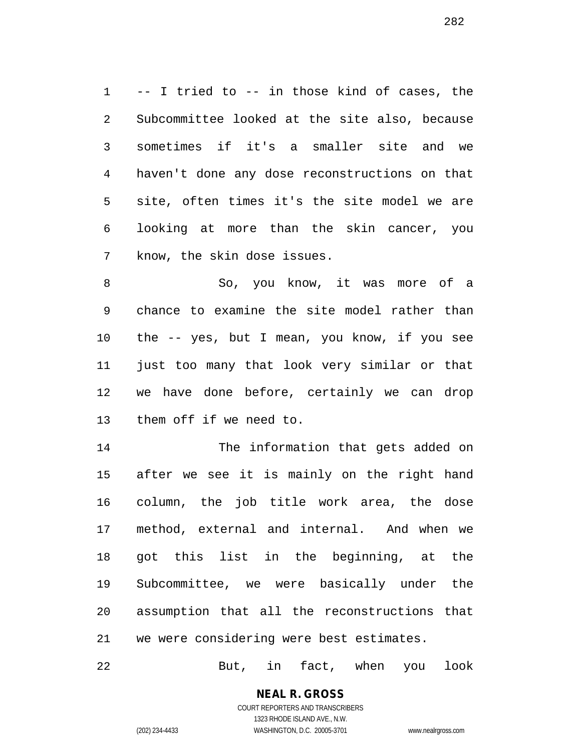-- I tried to -- in those kind of cases, the Subcommittee looked at the site also, because sometimes if it's a smaller site and we haven't done any dose reconstructions on that site, often times it's the site model we are looking at more than the skin cancer, you know, the skin dose issues.

So, you know, it was more of a chance to examine the site model rather than the -- yes, but I mean, you know, if you see just too many that look very similar or that we have done before, certainly we can drop them off if we need to.

The information that gets added on after we see it is mainly on the right hand column, the job title work area, the dose method, external and internal. And when we got this list in the beginning, at the Subcommittee, we were basically under the assumption that all the reconstructions that we were considering were best estimates.

But, in fact, when you look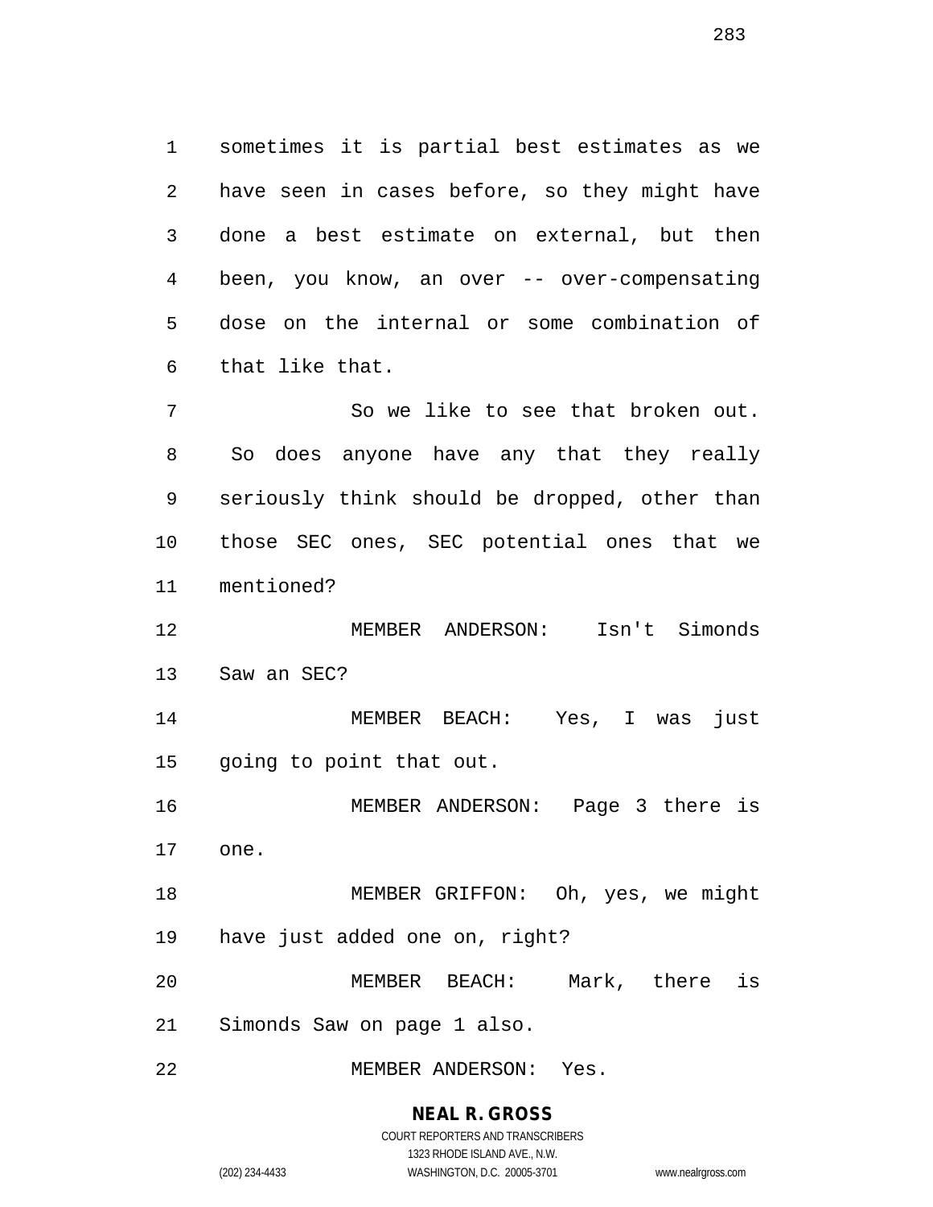sometimes it is partial best estimates as we have seen in cases before, so they might have done a best estimate on external, but then been, you know, an over -- over-compensating dose on the internal or some combination of that like that.

So we like to see that broken out. So does anyone have any that they really seriously think should be dropped, other than those SEC ones, SEC potential ones that we mentioned?

MEMBER ANDERSON: Isn't Simonds Saw an SEC?

MEMBER BEACH: Yes, I was just going to point that out.

MEMBER ANDERSON: Page 3 there is one.

MEMBER GRIFFON: Oh, yes, we might have just added one on, right?

MEMBER BEACH: Mark, there is Simonds Saw on page 1 also.

MEMBER ANDERSON: Yes.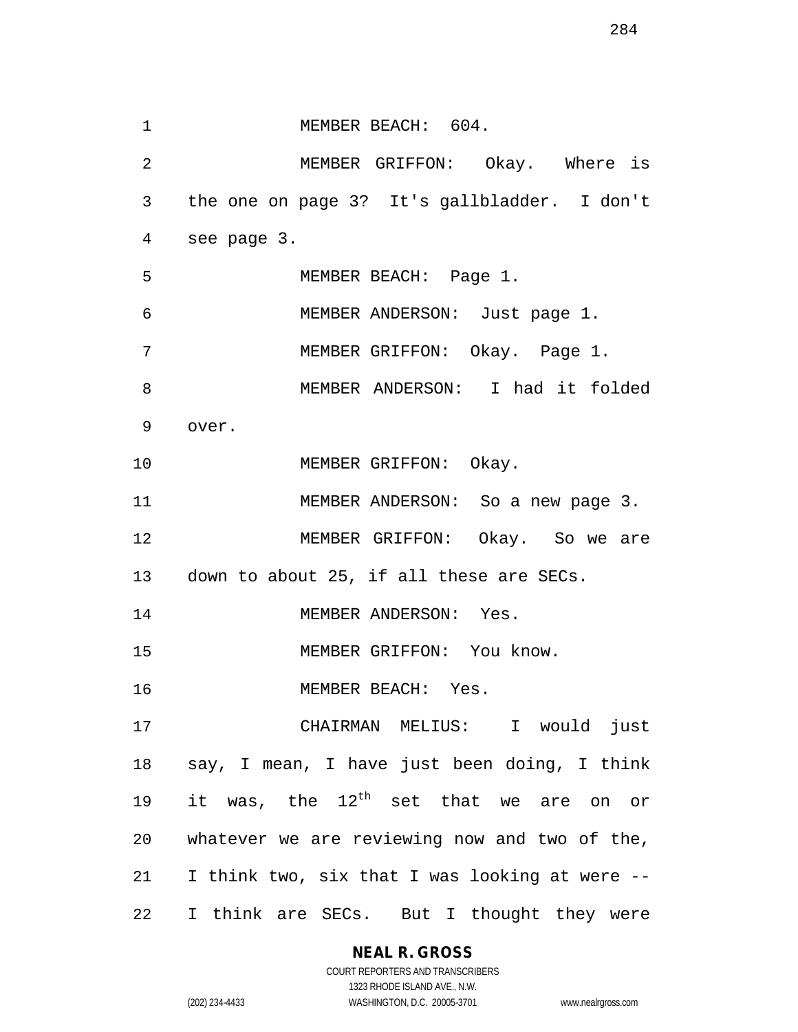MEMBER BEACH: 604.

MEMBER GRIFFON: Okay. Where is the one on page 3? It's gallbladder. I don't see page 3.

MEMBER BEACH: Page 1.

MEMBER ANDERSON: Just page 1.

MEMBER GRIFFON: Okay. Page 1.

MEMBER ANDERSON: I had it folded over.

MEMBER GRIFFON: Okay.

MEMBER ANDERSON: So a new page 3.

MEMBER GRIFFON: Okay. So we are down to about 25, if all these are SECs.

MEMBER ANDERSON: Yes.

MEMBER GRIFFON: You know.

MEMBER BEACH: Yes.

CHAIRMAN MELIUS: I would just say, I mean, I have just been doing, I think it was, the 12th set that we are on or whatever we are reviewing now and two of the, I think two, six that I was looking at were -- I think are SECs. But I thought they were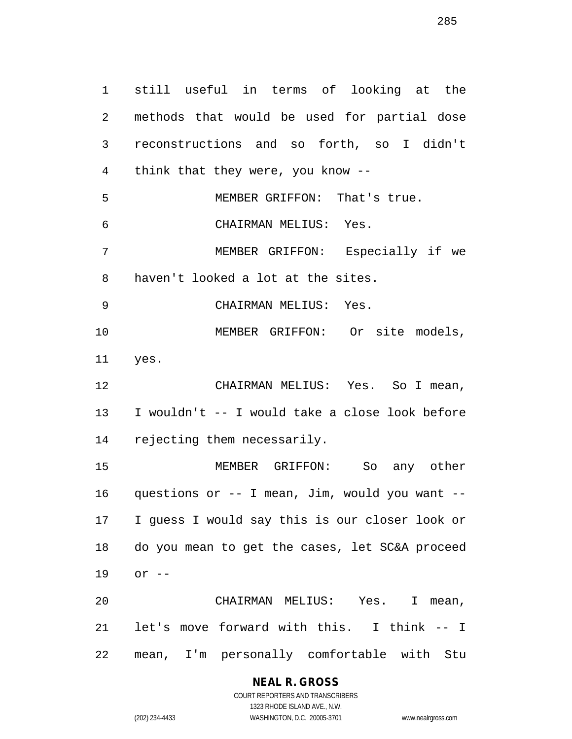still useful in terms of looking at the methods that would be used for partial dose reconstructions and so forth, so I didn't think that they were, you know --

MEMBER GRIFFON: That's true.

CHAIRMAN MELIUS: Yes.

MEMBER GRIFFON: Especially if we haven't looked a lot at the sites.

CHAIRMAN MELIUS: Yes.

MEMBER GRIFFON: Or site models, yes.

CHAIRMAN MELIUS: Yes. So I mean, I wouldn't -- I would take a close look before rejecting them necessarily.

MEMBER GRIFFON: So any other questions or -- I mean, Jim, would you want -- I guess I would say this is our closer look or do you mean to get the cases, let SC&A proceed or --

CHAIRMAN MELIUS: Yes. I mean, let's move forward with this. I think -- I mean, I'm personally comfortable with Stu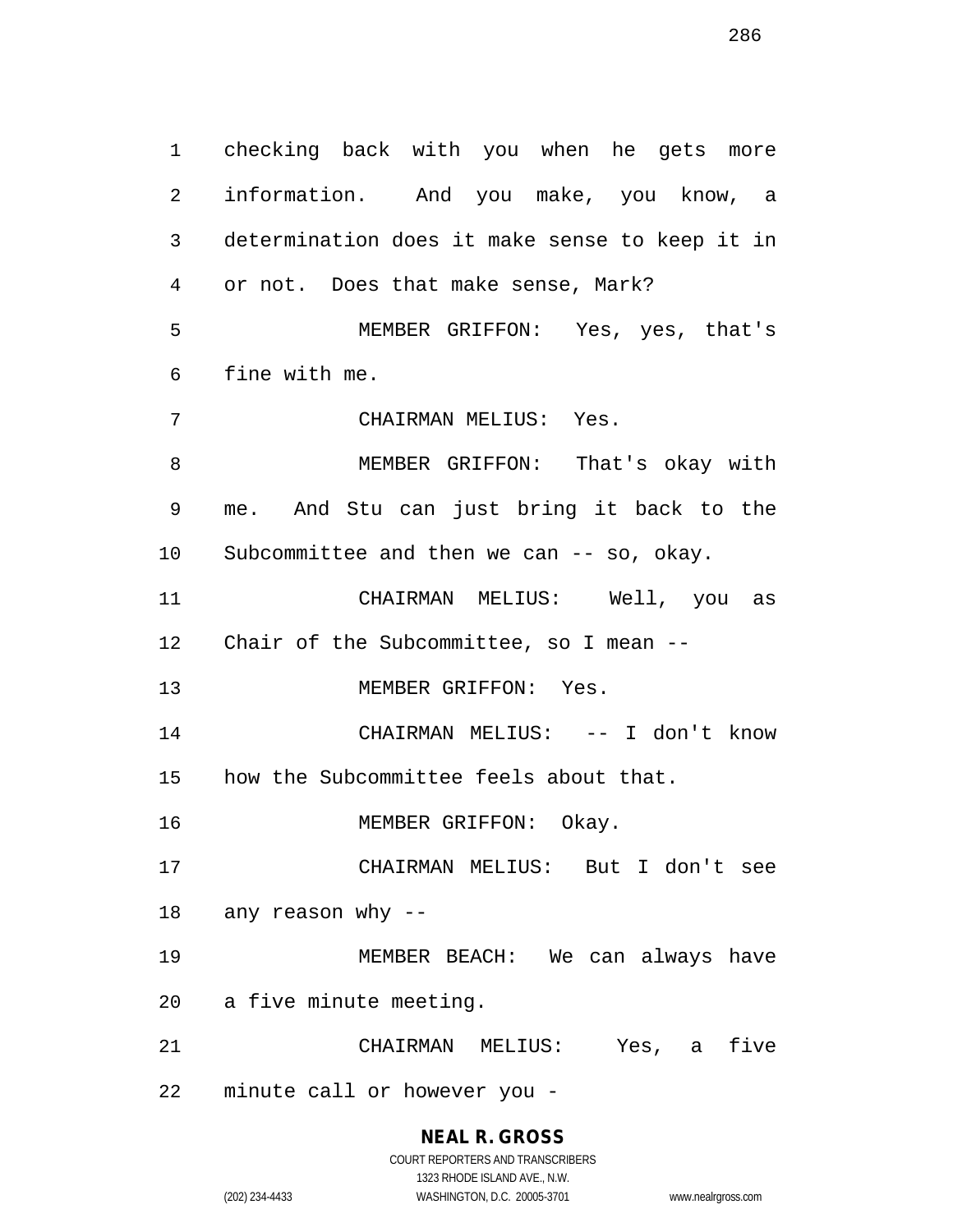checking back with you when he gets more information. And you make, you know, a determination does it make sense to keep it in or not. Does that make sense, Mark?

MEMBER GRIFFON: Yes, yes, that's fine with me.

CHAIRMAN MELIUS: Yes.

MEMBER GRIFFON: That's okay with me. And Stu can just bring it back to the Subcommittee and then we can -- so, okay.

CHAIRMAN MELIUS: Well, you as Chair of the Subcommittee, so I mean --

MEMBER GRIFFON: Yes.

CHAIRMAN MELIUS: -- I don't know how the Subcommittee feels about that.

MEMBER GRIFFON: Okay.

CHAIRMAN MELIUS: But I don't see any reason why --

MEMBER BEACH: We can always have a five minute meeting.

CHAIRMAN MELIUS: Yes, a five minute call or however you -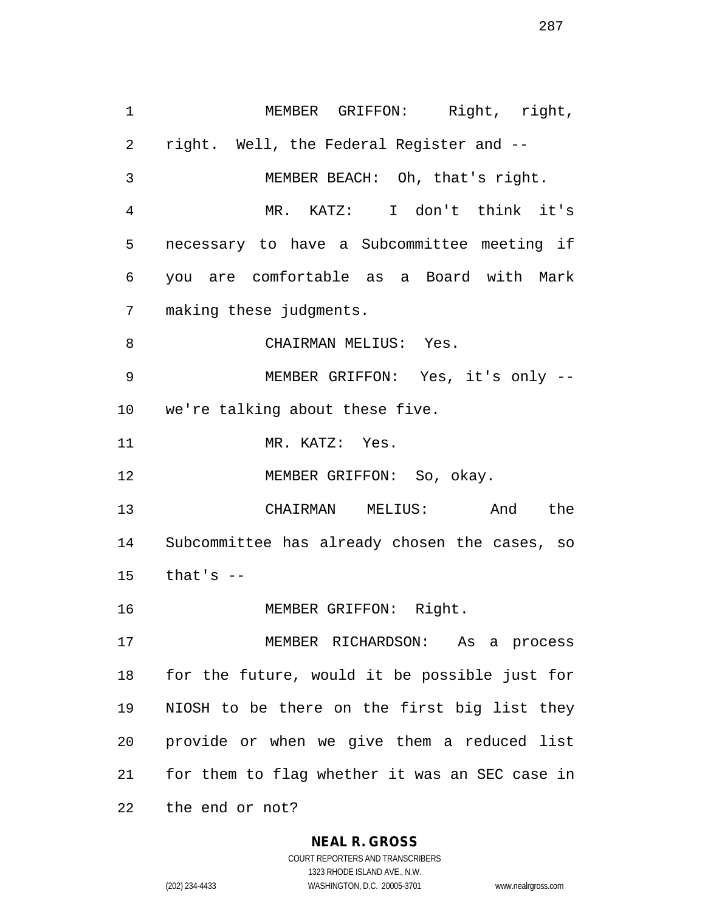MEMBER GRIFFON: Right, right, right. Well, the Federal Register and --

MEMBER BEACH: Oh, that's right.

MR. KATZ: I don't think it's necessary to have a Subcommittee meeting if you are comfortable as a Board with Mark making these judgments.

CHAIRMAN MELIUS: Yes.

MEMBER GRIFFON: Yes, it's only -- we're talking about these five.

MR. KATZ: Yes.

MEMBER GRIFFON: So, okay.

CHAIRMAN MELIUS: And the Subcommittee has already chosen the cases, so that's --

MEMBER GRIFFON: Right.

MEMBER RICHARDSON: As a process for the future, would it be possible just for NIOSH to be there on the first big list they provide or when we give them a reduced list for them to flag whether it was an SEC case in the end or not?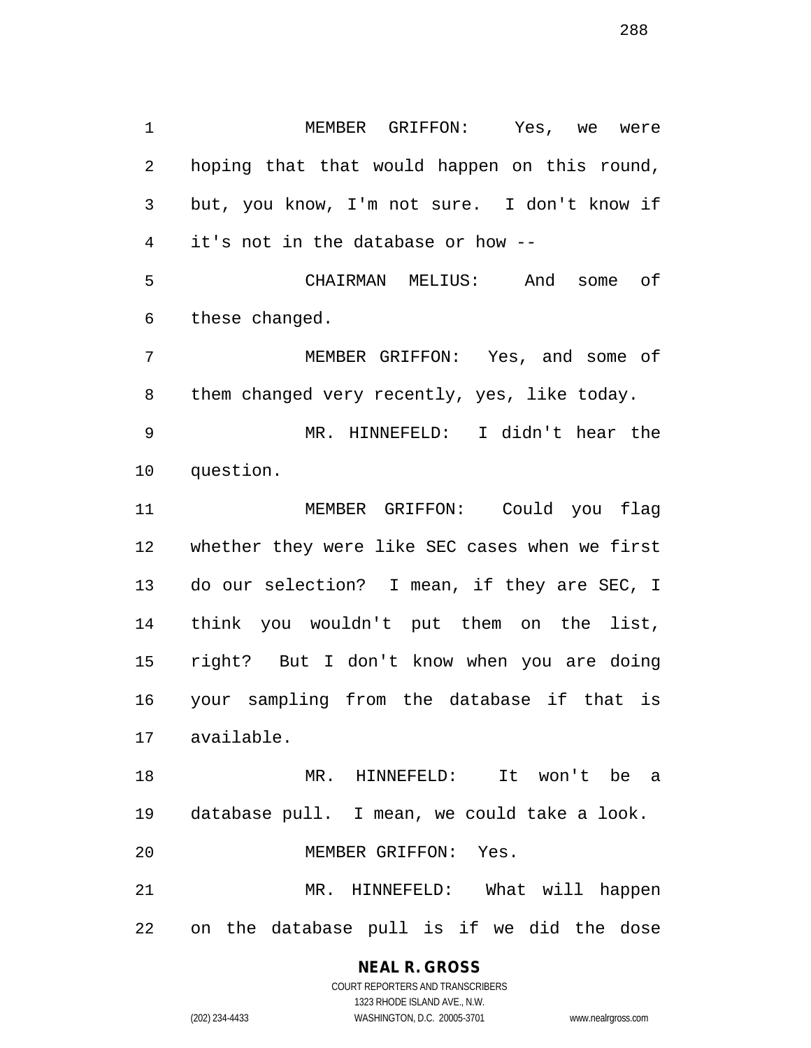MEMBER GRIFFON: Yes, we were hoping that that would happen on this round, but, you know, I'm not sure. I don't know if it's not in the database or how --

CHAIRMAN MELIUS: And some of these changed.

MEMBER GRIFFON: Yes, and some of them changed very recently, yes, like today.

MR. HINNEFELD: I didn't hear the question.

MEMBER GRIFFON: Could you flag whether they were like SEC cases when we first do our selection? I mean, if they are SEC, I think you wouldn't put them on the list, right? But I don't know when you are doing your sampling from the database if that is available.

MR. HINNEFELD: It won't be a database pull. I mean, we could take a look.

MEMBER GRIFFON: Yes.

MR. HINNEFELD: What will happen on the database pull is if we did the dose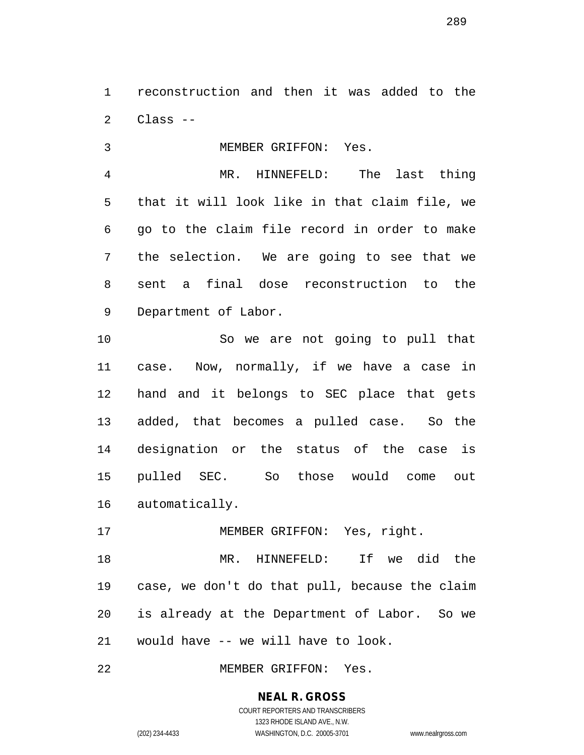reconstruction and then it was added to the Class --

MEMBER GRIFFON: Yes.

MR. HINNEFELD: The last thing that it will look like in that claim file, we go to the claim file record in order to make the selection. We are going to see that we sent a final dose reconstruction to the Department of Labor.

So we are not going to pull that case. Now, normally, if we have a case in hand and it belongs to SEC place that gets added, that becomes a pulled case. So the designation or the status of the case is pulled SEC. So those would come out automatically.

MEMBER GRIFFON: Yes, right.

MR. HINNEFELD: If we did the case, we don't do that pull, because the claim is already at the Department of Labor. So we would have -- we will have to look.

MEMBER GRIFFON: Yes.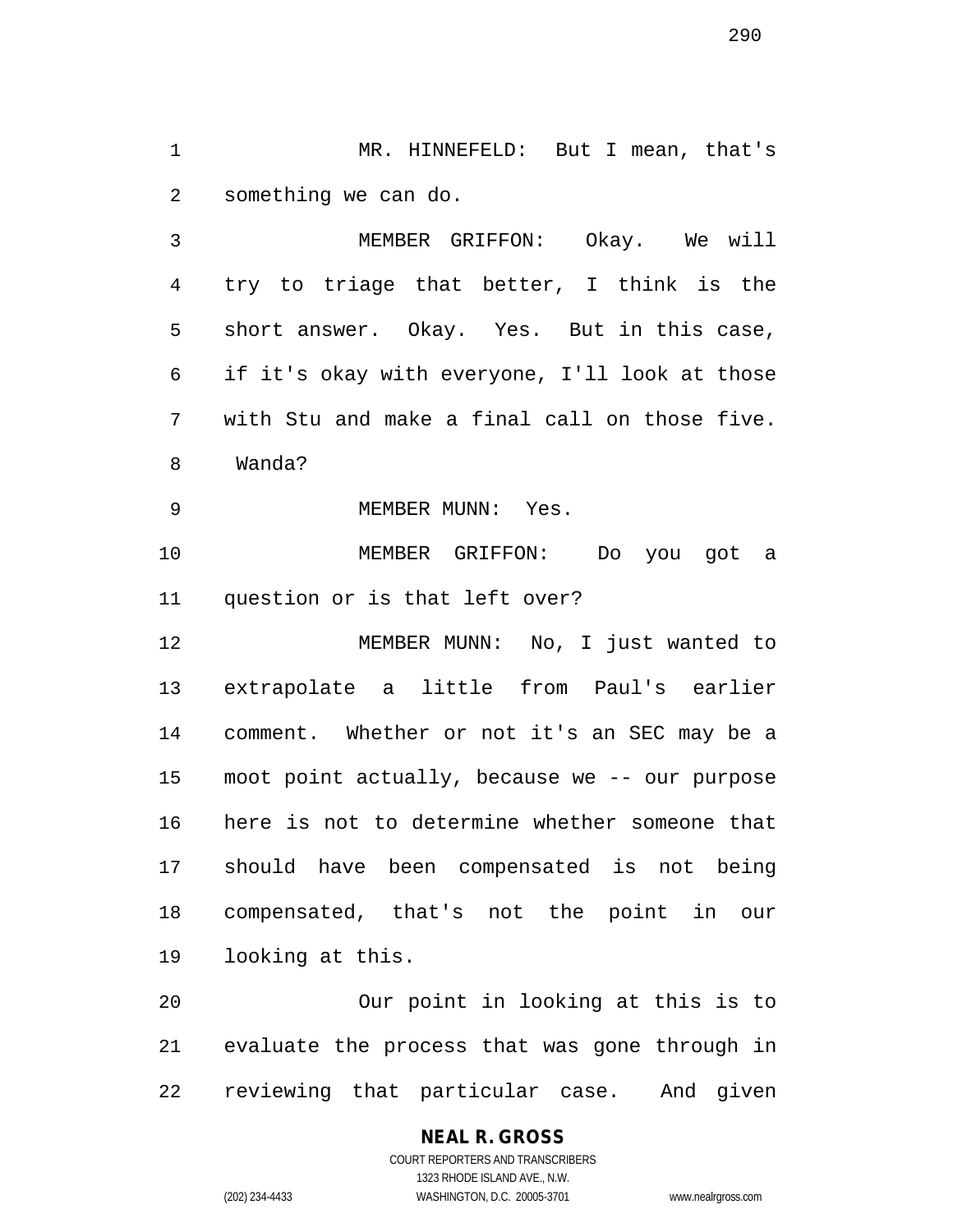MR. HINNEFELD: But I mean, that's something we can do.

MEMBER GRIFFON: Okay. We will try to triage that better, I think is the short answer. Okay. Yes. But in this case, if it's okay with everyone, I'll look at those with Stu and make a final call on those five. Wanda?

MEMBER MUNN: Yes.

MEMBER GRIFFON: Do you got a question or is that left over?

MEMBER MUNN: No, I just wanted to extrapolate a little from Paul's earlier comment. Whether or not it's an SEC may be a moot point actually, because we -- our purpose here is not to determine whether someone that should have been compensated is not being compensated, that's not the point in our looking at this.

Our point in looking at this is to evaluate the process that was gone through in reviewing that particular case. And given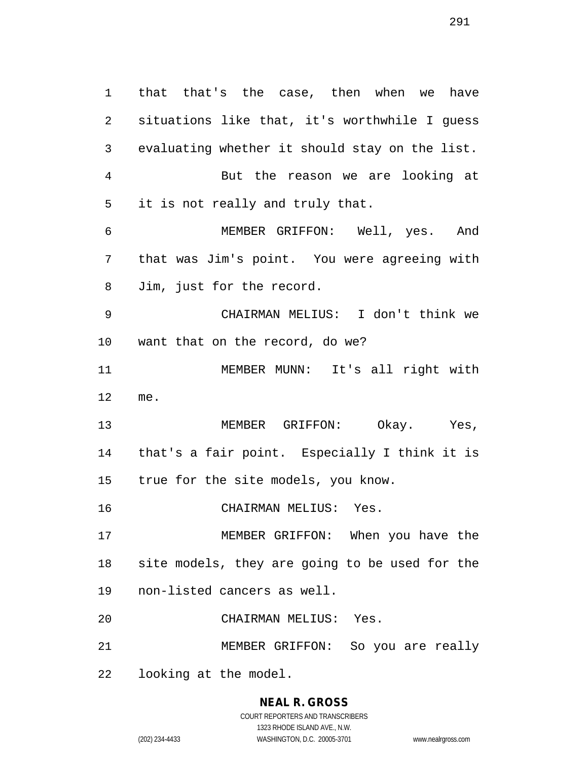that that's the case, then when we have situations like that, it's worthwhile I guess evaluating whether it should stay on the list.

But the reason we are looking at it is not really and truly that.

MEMBER GRIFFON: Well, yes. And that was Jim's point. You were agreeing with Jim, just for the record.

CHAIRMAN MELIUS: I don't think we want that on the record, do we?

MEMBER MUNN: It's all right with me.

MEMBER GRIFFON: Okay. Yes, that's a fair point. Especially I think it is true for the site models, you know.

CHAIRMAN MELIUS: Yes.

MEMBER GRIFFON: When you have the site models, they are going to be used for the non-listed cancers as well.

CHAIRMAN MELIUS: Yes.

MEMBER GRIFFON: So you are really looking at the model.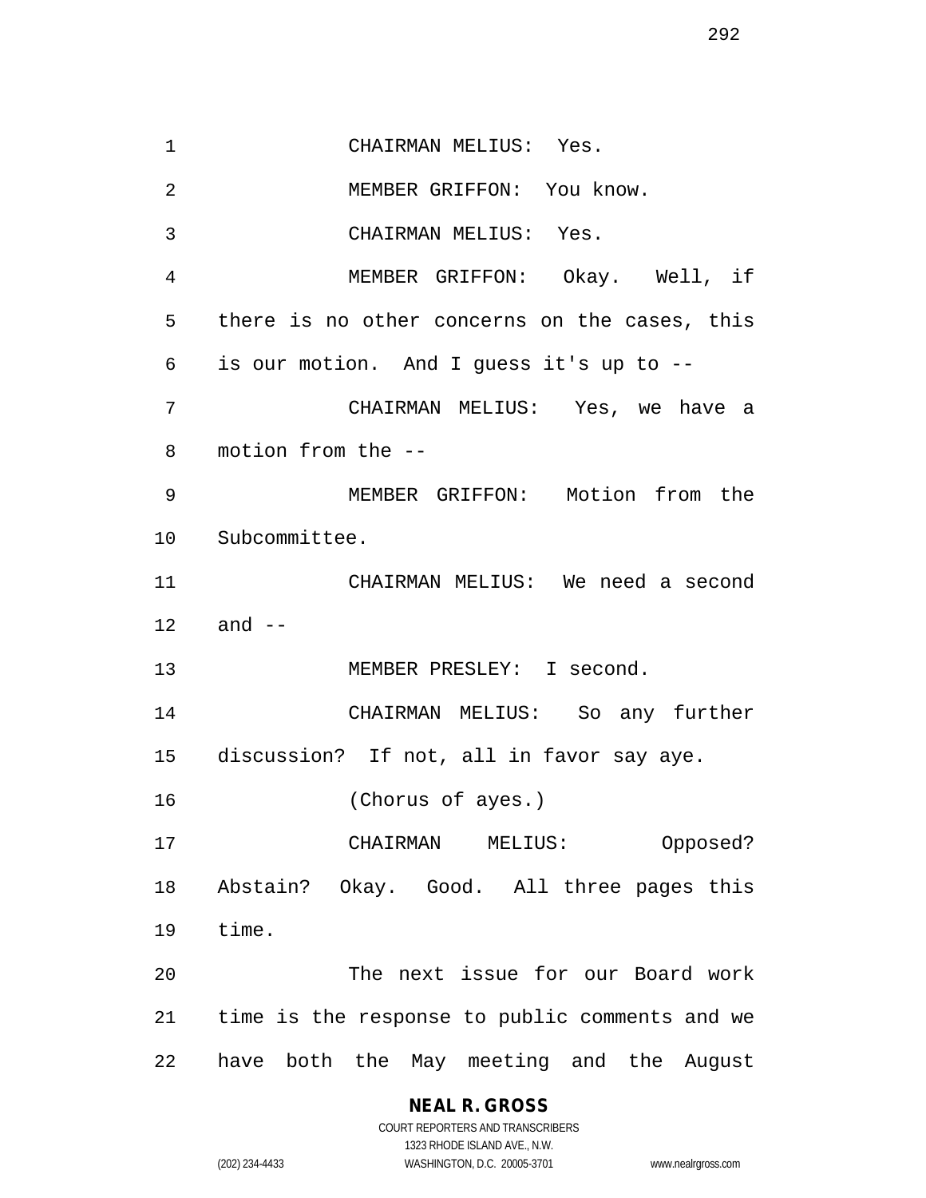CHAIRMAN MELIUS: Yes.

MEMBER GRIFFON: You know.

CHAIRMAN MELIUS: Yes.

MEMBER GRIFFON: Okay. Well, if there is no other concerns on the cases, this is our motion. And I guess it's up to --

CHAIRMAN MELIUS: Yes, we have a motion from the --

MEMBER GRIFFON: Motion from the Subcommittee.

CHAIRMAN MELIUS: We need a second and --

MEMBER PRESLEY: I second.

CHAIRMAN MELIUS: So any further discussion? If not, all in favor say aye.

(Chorus of ayes.)

CHAIRMAN MELIUS: Opposed? Abstain? Okay. Good. All three pages this time.

The next issue for our Board work time is the response to public comments and we have both the May meeting and the August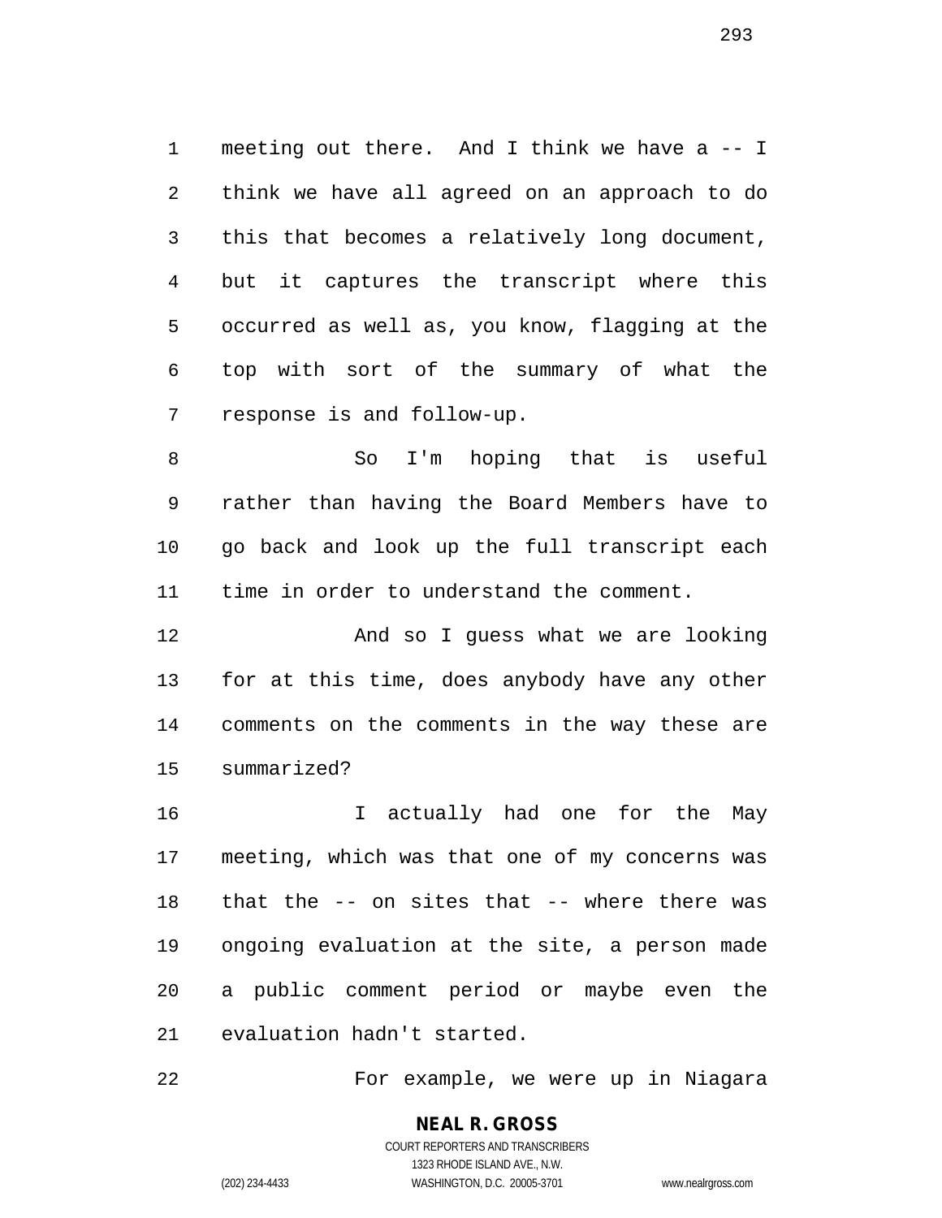meeting out there. And I think we have a -- I think we have all agreed on an approach to do this that becomes a relatively long document, but it captures the transcript where this occurred as well as, you know, flagging at the top with sort of the summary of what the response is and follow-up.

So I'm hoping that is useful rather than having the Board Members have to go back and look up the full transcript each time in order to understand the comment.

And so I guess what we are looking for at this time, does anybody have any other comments on the comments in the way these are summarized?

I actually had one for the May meeting, which was that one of my concerns was that the -- on sites that -- where there was ongoing evaluation at the site, a person made a public comment period or maybe even the evaluation hadn't started.

For example, we were up in Niagara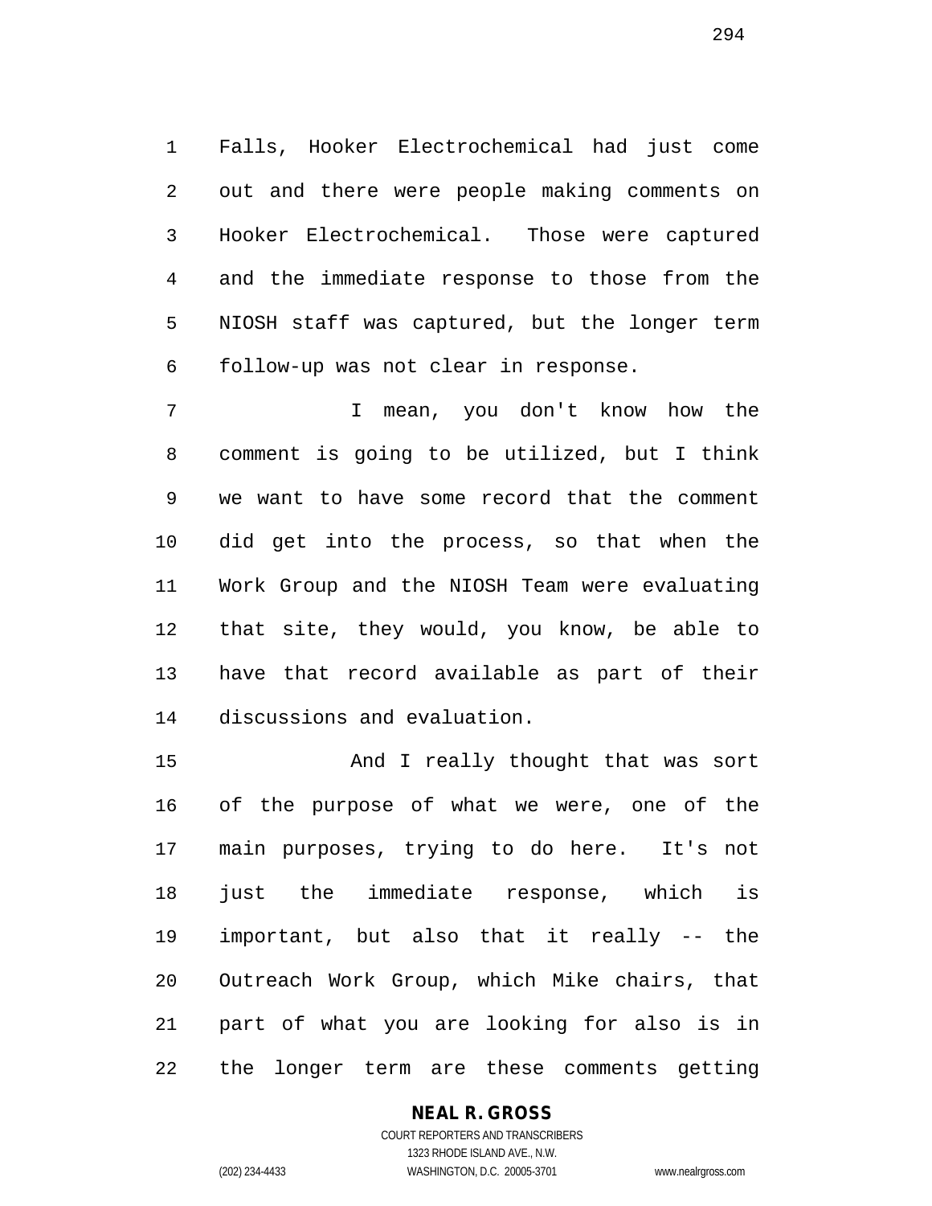Falls, Hooker Electrochemical had just come out and there were people making comments on Hooker Electrochemical. Those were captured and the immediate response to those from the NIOSH staff was captured, but the longer term follow-up was not clear in response.

I mean, you don't know how the comment is going to be utilized, but I think we want to have some record that the comment did get into the process, so that when the Work Group and the NIOSH Team were evaluating that site, they would, you know, be able to have that record available as part of their discussions and evaluation.

And I really thought that was sort of the purpose of what we were, one of the main purposes, trying to do here. It's not just the immediate response, which is important, but also that it really -- the Outreach Work Group, which Mike chairs, that part of what you are looking for also is in the longer term are these comments getting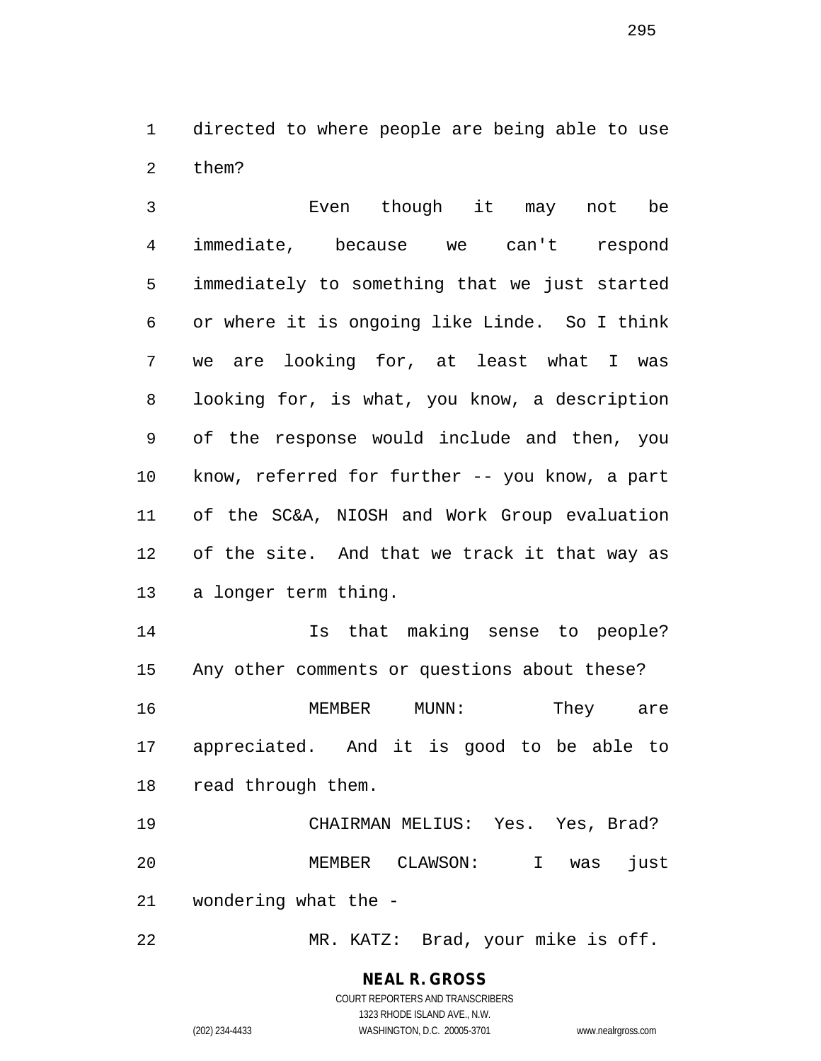directed to where people are being able to use them?

Even though it may not be immediate, because we can't respond immediately to something that we just started or where it is ongoing like Linde. So I think we are looking for, at least what I was looking for, is what, you know, a description of the response would include and then, you know, referred for further -- you know, a part of the SC&A, NIOSH and Work Group evaluation of the site. And that we track it that way as a longer term thing.

Is that making sense to people? Any other comments or questions about these?

MEMBER MUNN: They are appreciated. And it is good to be able to read through them.

CHAIRMAN MELIUS: Yes. Yes, Brad?

MEMBER CLAWSON: I was just wondering what the -

MR. KATZ: Brad, your mike is off.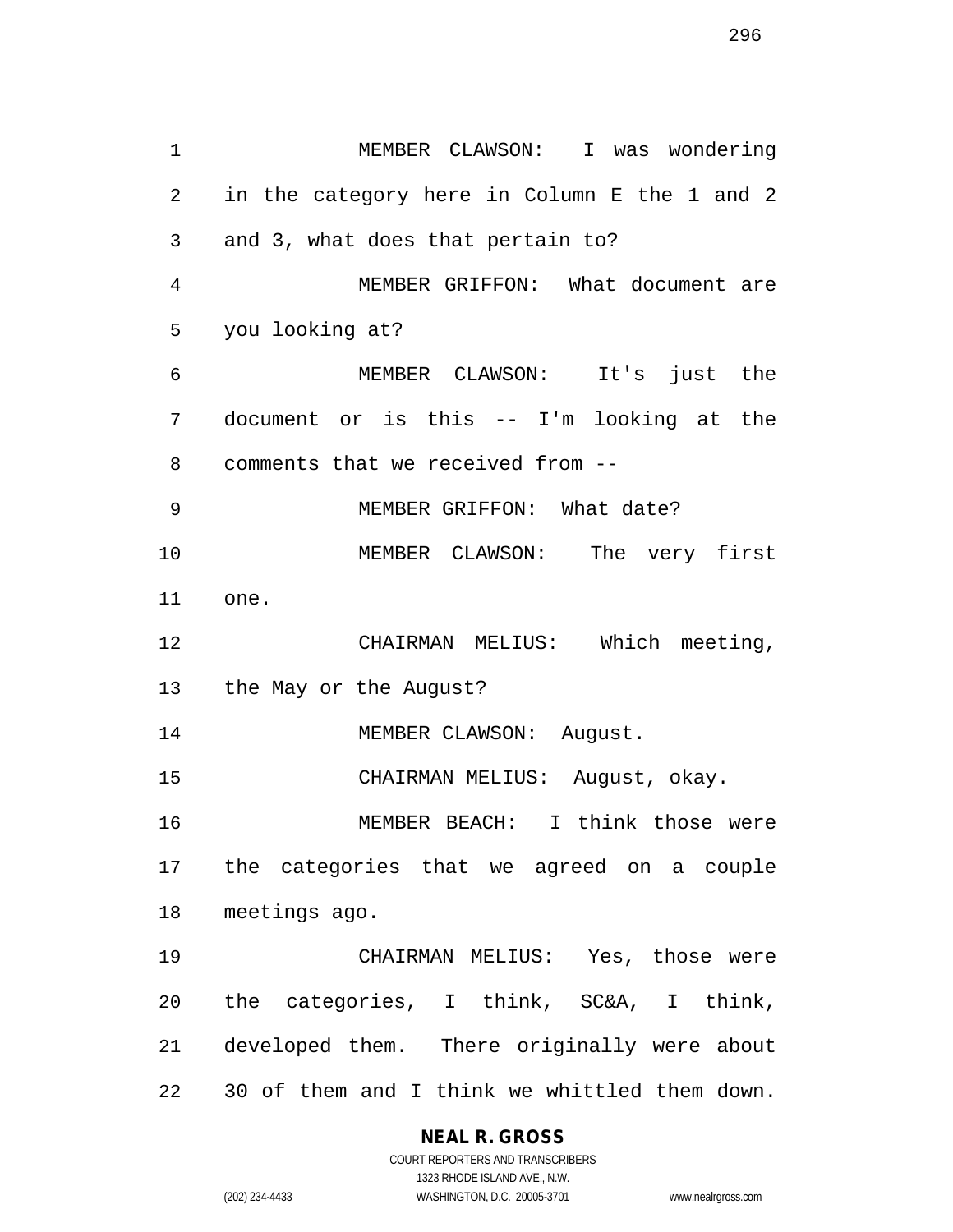MEMBER CLAWSON: I was wondering in the category here in Column E the 1 and 2 and 3, what does that pertain to?

MEMBER GRIFFON: What document are you looking at?

MEMBER CLAWSON: It's just the document or is this -- I'm looking at the comments that we received from --

MEMBER GRIFFON: What date?

MEMBER CLAWSON: The very first one.

CHAIRMAN MELIUS: Which meeting, the May or the August?

MEMBER CLAWSON: August.

CHAIRMAN MELIUS: August, okay.

MEMBER BEACH: I think those were the categories that we agreed on a couple meetings ago.

CHAIRMAN MELIUS: Yes, those were the categories, I think, SC&A, I think, developed them. There originally were about 30 of them and I think we whittled them down.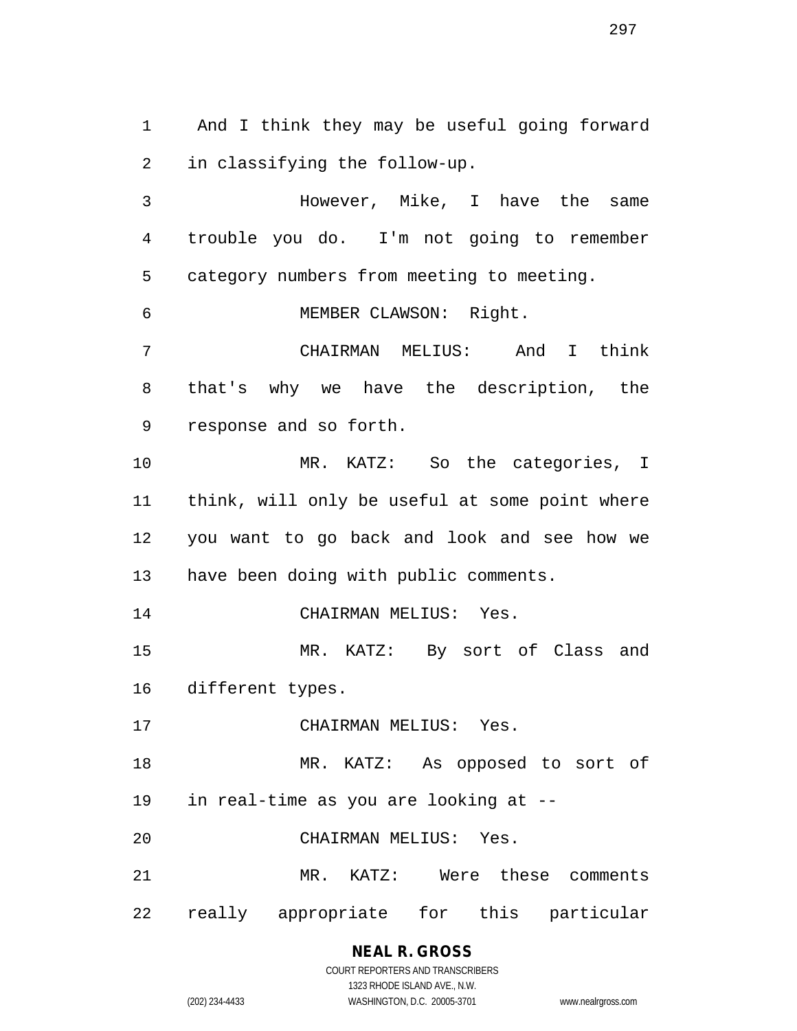And I think they may be useful going forward in classifying the follow-up.

However, Mike, I have the same trouble you do. I'm not going to remember category numbers from meeting to meeting.

MEMBER CLAWSON: Right.

CHAIRMAN MELIUS: And I think that's why we have the description, the response and so forth.

MR. KATZ: So the categories, I think, will only be useful at some point where you want to go back and look and see how we have been doing with public comments.

CHAIRMAN MELIUS: Yes.

MR. KATZ: By sort of Class and different types.

CHAIRMAN MELIUS: Yes.

MR. KATZ: As opposed to sort of in real-time as you are looking at --

CHAIRMAN MELIUS: Yes.

MR. KATZ: Were these comments really appropriate for this particular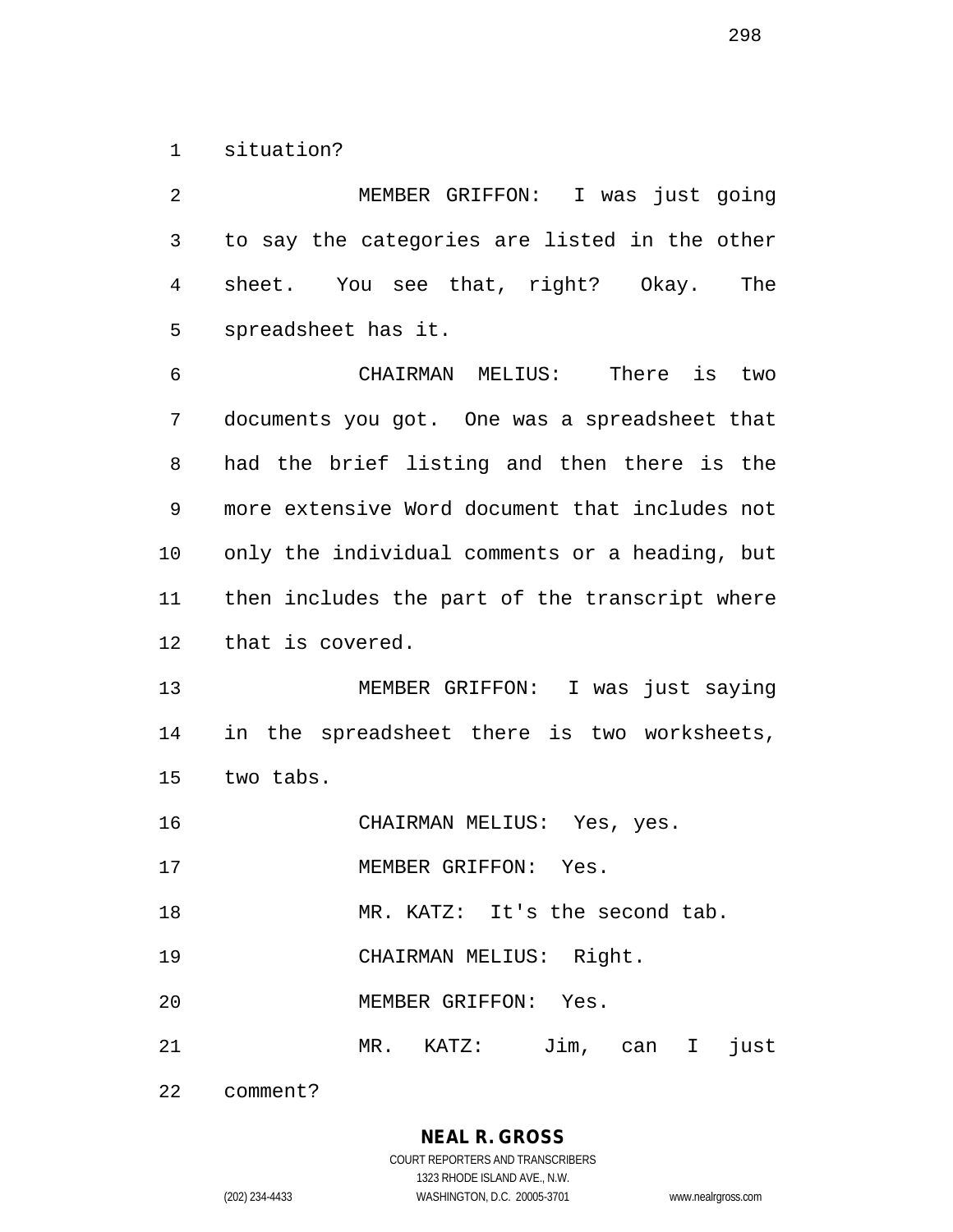situation?

MEMBER GRIFFON: I was just going to say the categories are listed in the other sheet. You see that, right? Okay. The spreadsheet has it.

CHAIRMAN MELIUS: There is two documents you got. One was a spreadsheet that had the brief listing and then there is the more extensive Word document that includes not only the individual comments or a heading, but then includes the part of the transcript where that is covered.

MEMBER GRIFFON: I was just saying in the spreadsheet there is two worksheets, two tabs.

CHAIRMAN MELIUS: Yes, yes.

MEMBER GRIFFON: Yes.

MR. KATZ: It's the second tab.

CHAIRMAN MELIUS: Right.

MEMBER GRIFFON: Yes.

MR. KATZ: Jim, can I just comment?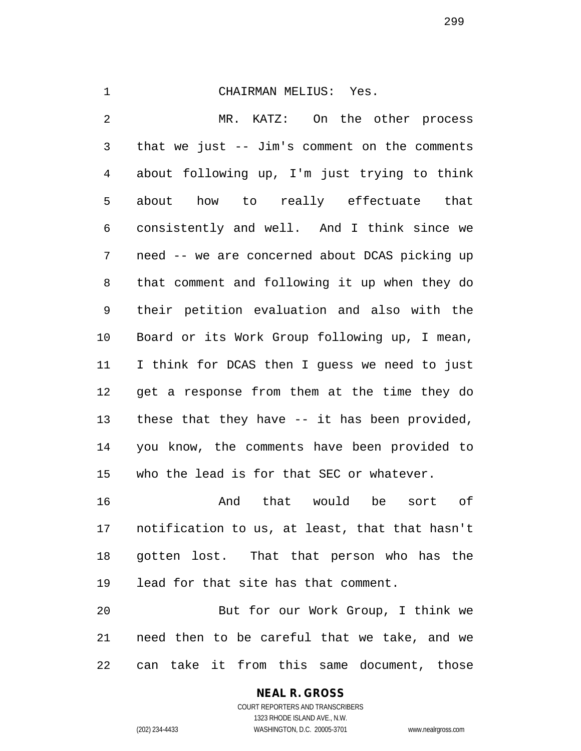CHAIRMAN MELIUS: Yes.

MR. KATZ: On the other process that we just -- Jim's comment on the comments about following up, I'm just trying to think about how to really effectuate that consistently and well. And I think since we need -- we are concerned about DCAS picking up that comment and following it up when they do their petition evaluation and also with the Board or its Work Group following up, I mean, I think for DCAS then I guess we need to just get a response from them at the time they do these that they have -- it has been provided, you know, the comments have been provided to who the lead is for that SEC or whatever.

And that would be sort of notification to us, at least, that that hasn't gotten lost. That that person who has the lead for that site has that comment.

But for our Work Group, I think we need then to be careful that we take, and we can take it from this same document, those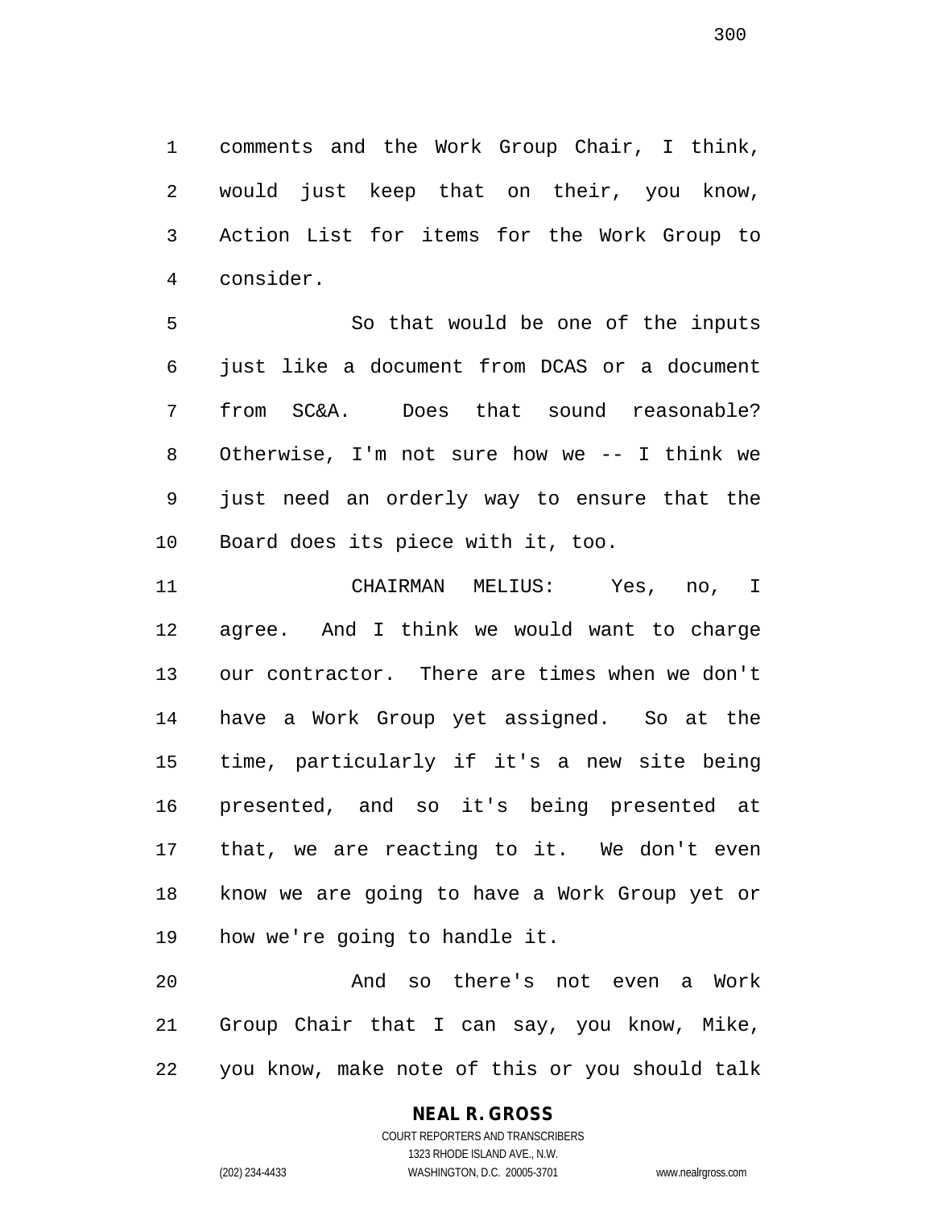comments and the Work Group Chair, I think, would just keep that on their, you know, Action List for items for the Work Group to consider.

So that would be one of the inputs just like a document from DCAS or a document from SC&A. Does that sound reasonable? Otherwise, I'm not sure how we -- I think we just need an orderly way to ensure that the Board does its piece with it, too.

CHAIRMAN MELIUS: Yes, no, I agree. And I think we would want to charge our contractor. There are times when we don't have a Work Group yet assigned. So at the time, particularly if it's a new site being presented, and so it's being presented at that, we are reacting to it. We don't even know we are going to have a Work Group yet or how we're going to handle it.

And so there's not even a Work Group Chair that I can say, you know, Mike, you know, make note of this or you should talk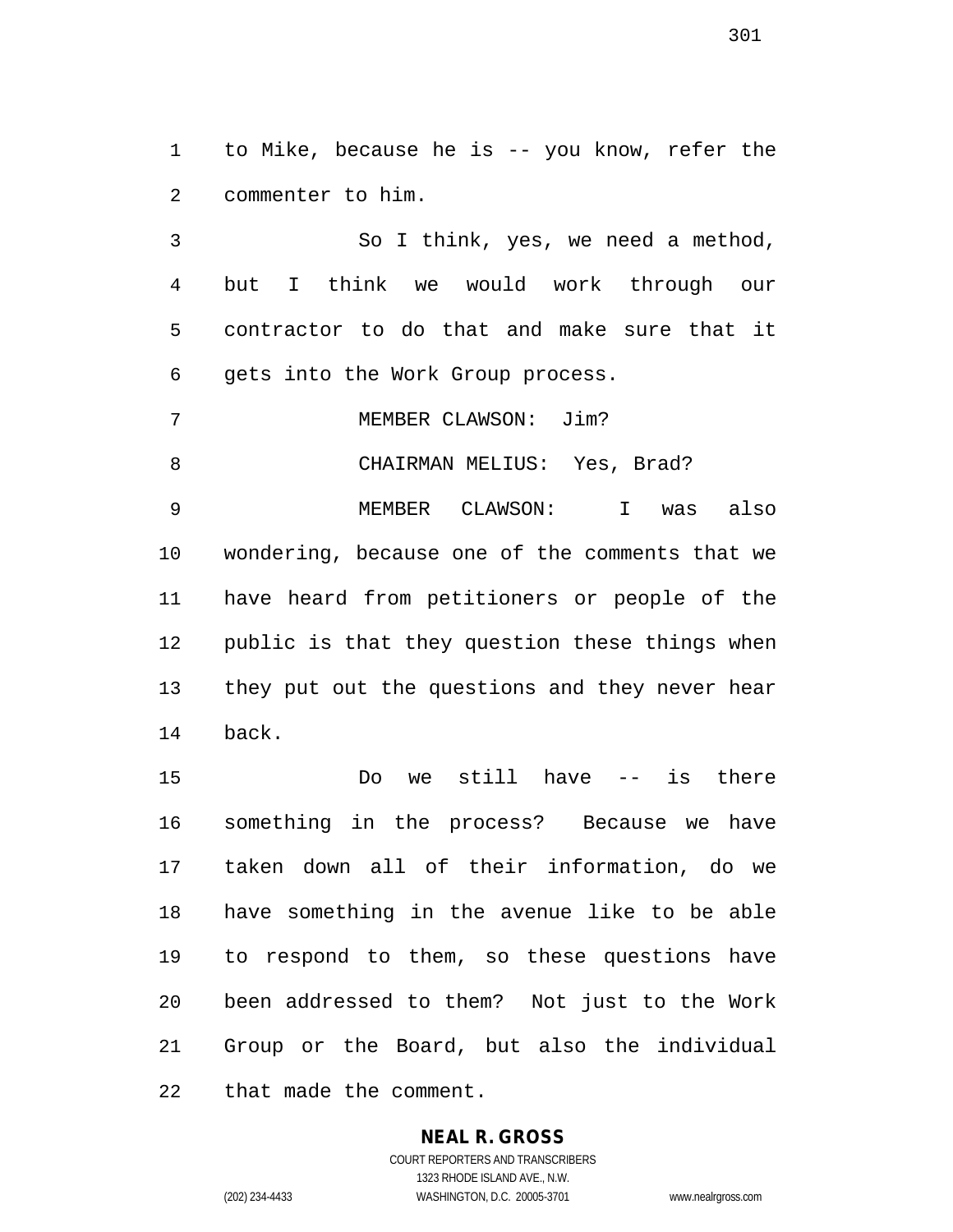to Mike, because he is -- you know, refer the commenter to him.

So I think, yes, we need a method, but I think we would work through our contractor to do that and make sure that it gets into the Work Group process.

MEMBER CLAWSON: Jim?

CHAIRMAN MELIUS: Yes, Brad?

MEMBER CLAWSON: I was also wondering, because one of the comments that we have heard from petitioners or people of the public is that they question these things when they put out the questions and they never hear back.

Do we still have -- is there something in the process? Because we have taken down all of their information, do we have something in the avenue like to be able to respond to them, so these questions have been addressed to them? Not just to the Work Group or the Board, but also the individual that made the comment.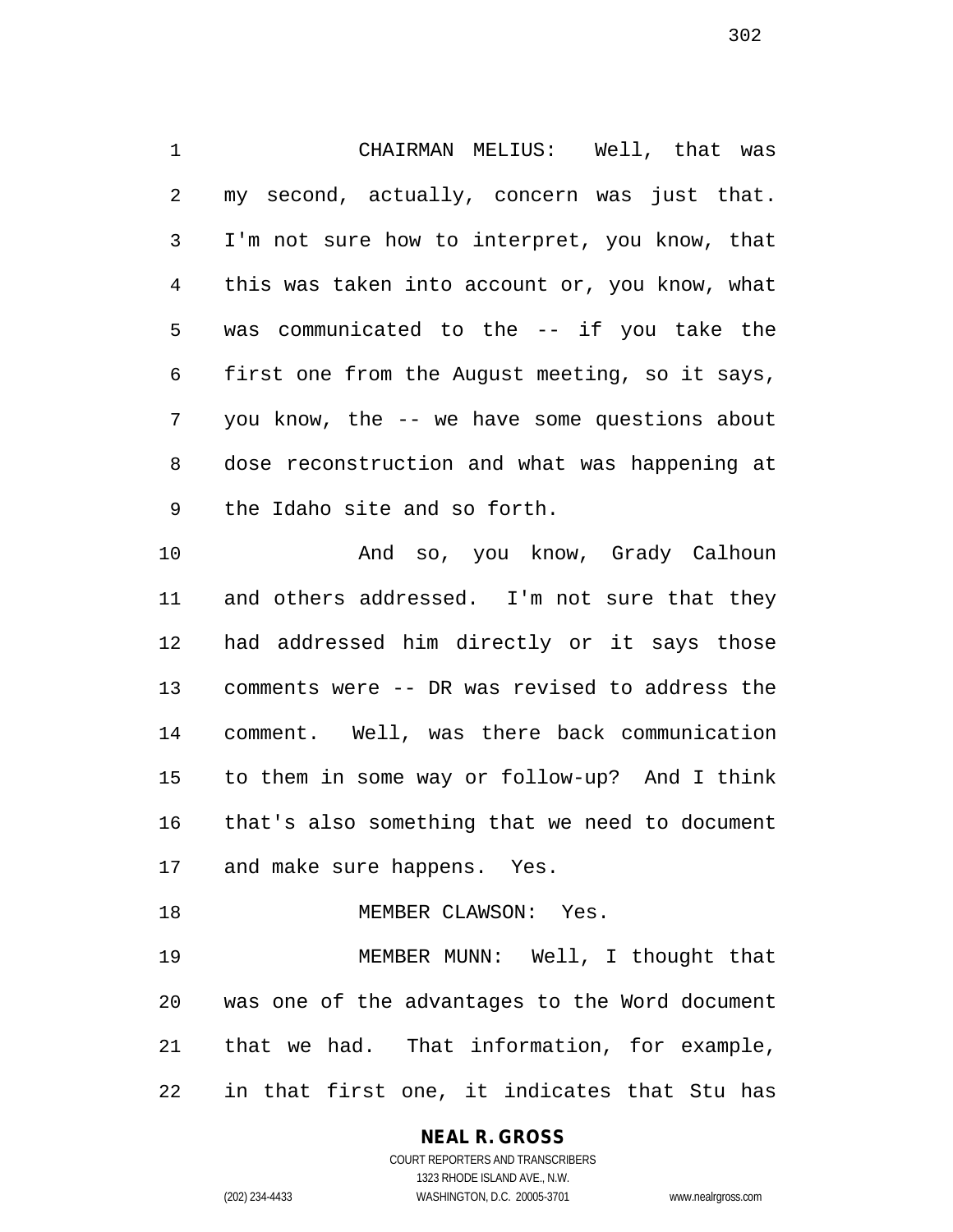CHAIRMAN MELIUS: Well, that was my second, actually, concern was just that. I'm not sure how to interpret, you know, that this was taken into account or, you know, what was communicated to the -- if you take the first one from the August meeting, so it says, you know, the -- we have some questions about dose reconstruction and what was happening at the Idaho site and so forth.

And so, you know, Grady Calhoun and others addressed. I'm not sure that they had addressed him directly or it says those comments were -- DR was revised to address the comment. Well, was there back communication to them in some way or follow-up? And I think that's also something that we need to document and make sure happens. Yes.

MEMBER CLAWSON: Yes.

MEMBER MUNN: Well, I thought that was one of the advantages to the Word document that we had. That information, for example, in that first one, it indicates that Stu has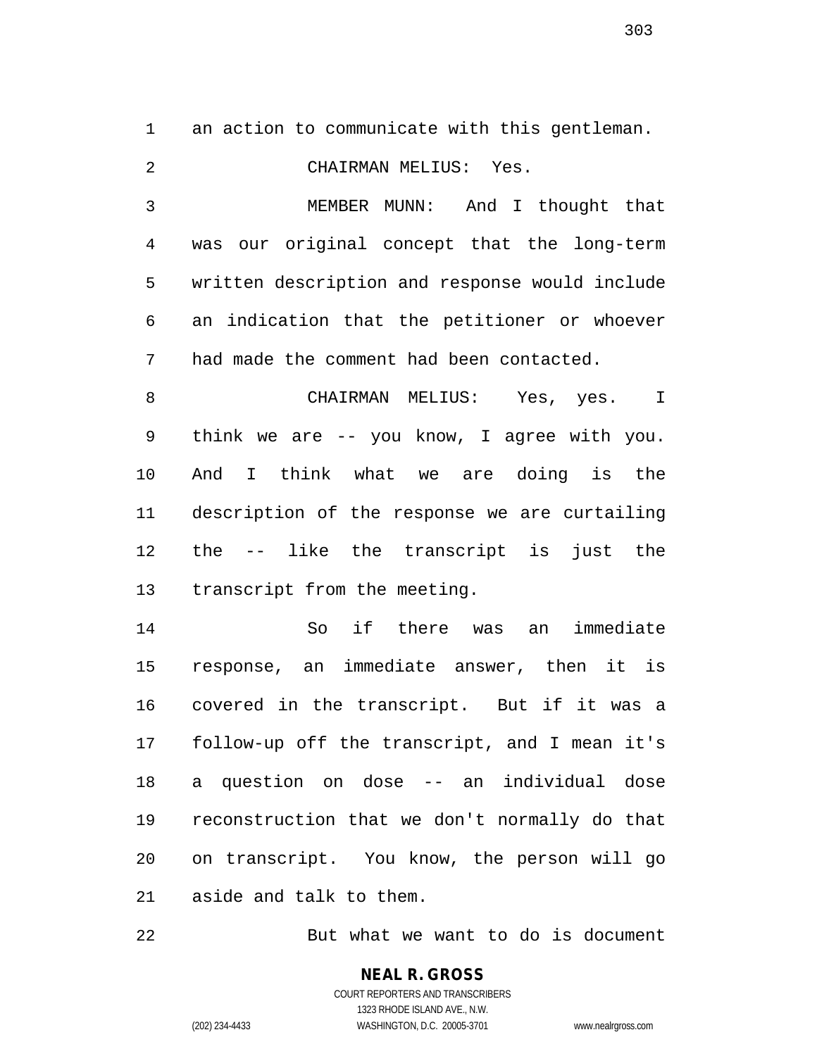an action to communicate with this gentleman.

CHAIRMAN MELIUS: Yes.

MEMBER MUNN: And I thought that was our original concept that the long-term written description and response would include an indication that the petitioner or whoever had made the comment had been contacted.

CHAIRMAN MELIUS: Yes, yes. I think we are -- you know, I agree with you. And I think what we are doing is the description of the response we are curtailing the -- like the transcript is just the transcript from the meeting.

So if there was an immediate response, an immediate answer, then it is covered in the transcript. But if it was a follow-up off the transcript, and I mean it's a question on dose -- an individual dose reconstruction that we don't normally do that on transcript. You know, the person will go aside and talk to them.

But what we want to do is document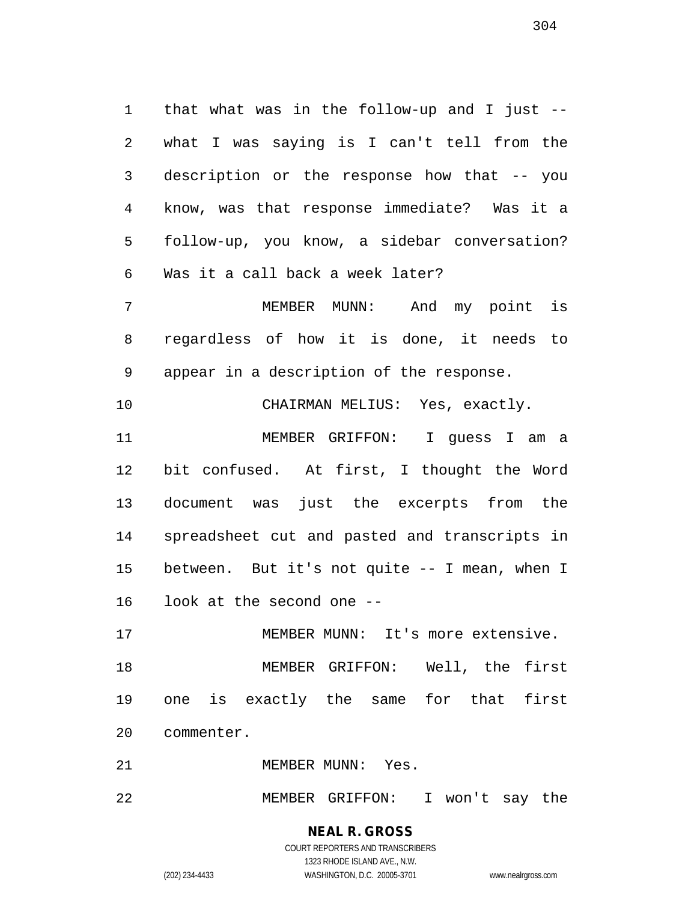that what was in the follow-up and I just -- what I was saying is I can't tell from the description or the response how that -- you know, was that response immediate? Was it a follow-up, you know, a sidebar conversation? Was it a call back a week later?

MEMBER MUNN: And my point is regardless of how it is done, it needs to appear in a description of the response.

CHAIRMAN MELIUS: Yes, exactly.

MEMBER GRIFFON: I guess I am a bit confused. At first, I thought the Word document was just the excerpts from the spreadsheet cut and pasted and transcripts in between. But it's not quite -- I mean, when I look at the second one --

MEMBER MUNN: It's more extensive.

MEMBER GRIFFON: Well, the first one is exactly the same for that first commenter.

MEMBER MUNN: Yes.

MEMBER GRIFFON: I won't say the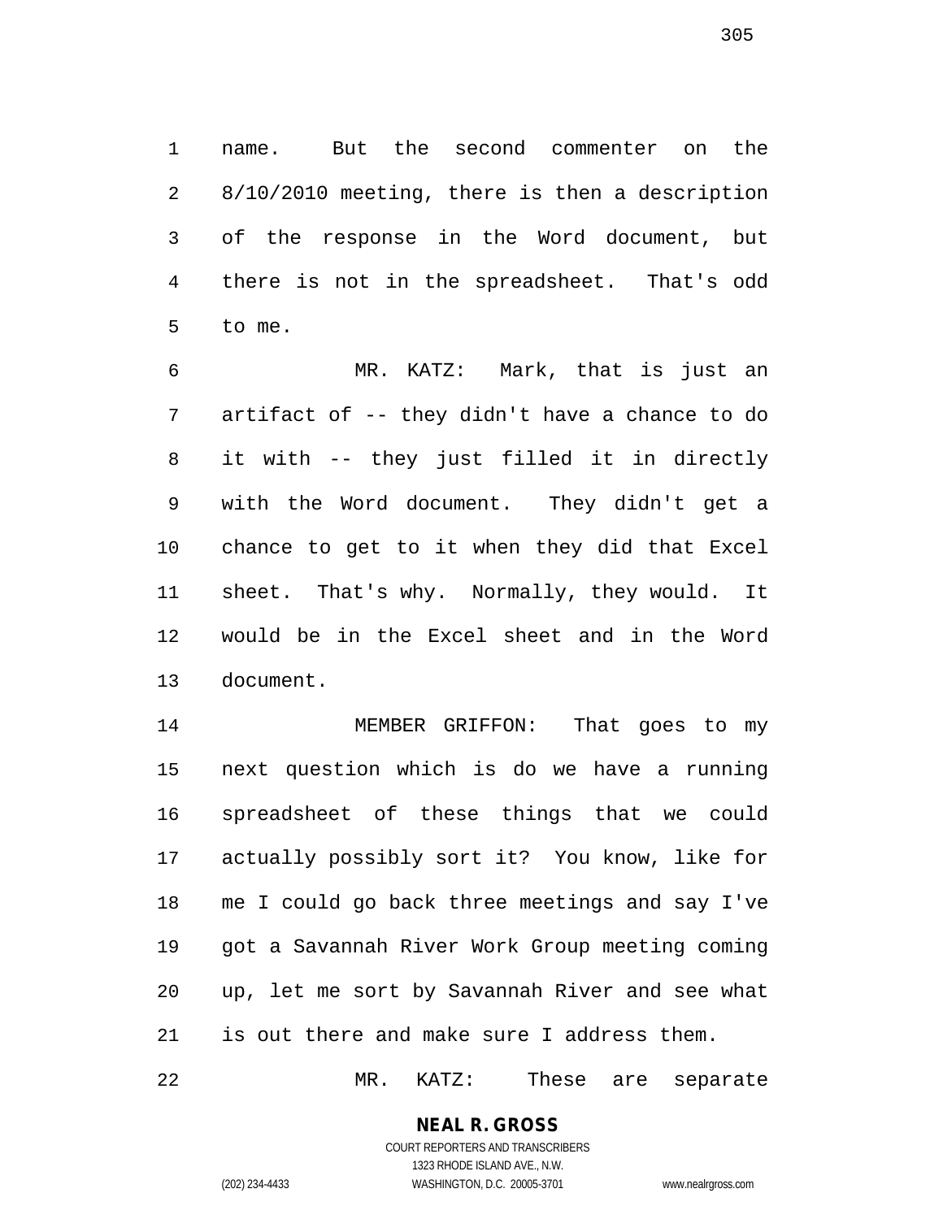name. But the second commenter on the 8/10/2010 meeting, there is then a description of the response in the Word document, but there is not in the spreadsheet. That's odd to me.

MR. KATZ: Mark, that is just an artifact of -- they didn't have a chance to do it with -- they just filled it in directly with the Word document. They didn't get a chance to get to it when they did that Excel sheet. That's why. Normally, they would. It would be in the Excel sheet and in the Word document.

MEMBER GRIFFON: That goes to my next question which is do we have a running spreadsheet of these things that we could actually possibly sort it? You know, like for me I could go back three meetings and say I've got a Savannah River Work Group meeting coming up, let me sort by Savannah River and see what is out there and make sure I address them.

MR. KATZ: These are separate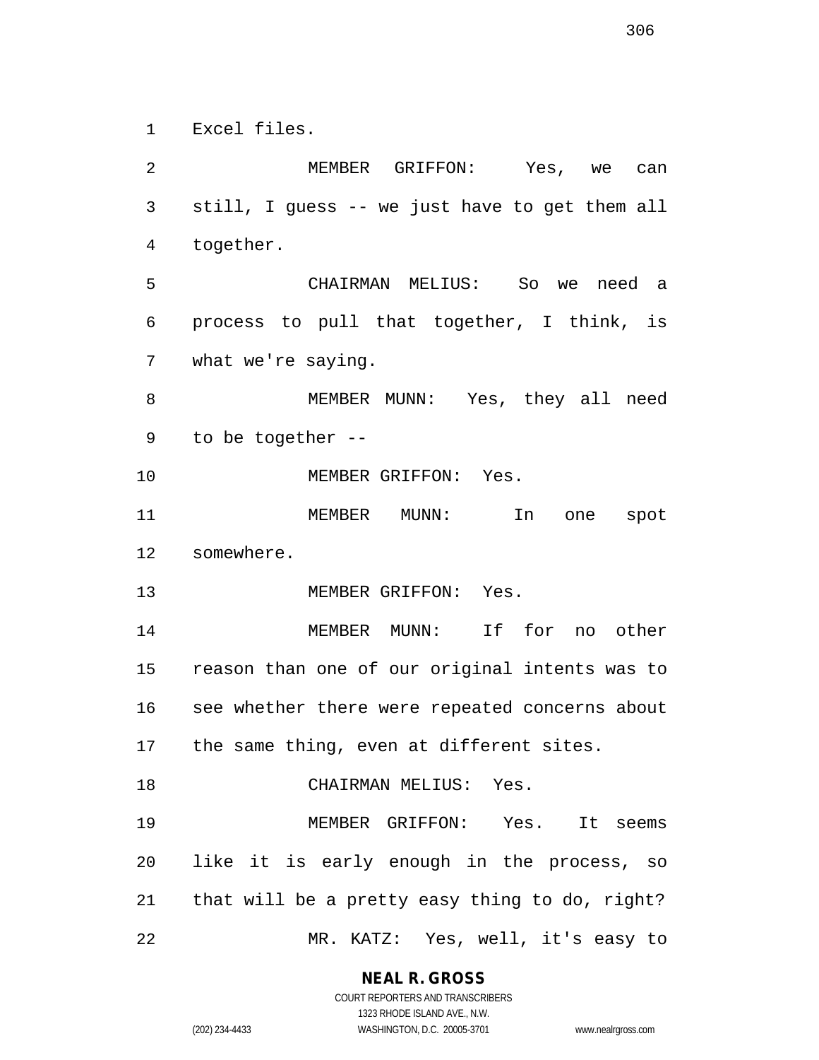Excel files.

MEMBER GRIFFON: Yes, we can still, I guess -- we just have to get them all together.

CHAIRMAN MELIUS: So we need a process to pull that together, I think, is what we're saying.

MEMBER MUNN: Yes, they all need to be together --

MEMBER GRIFFON: Yes.

MEMBER MUNN: In one spot somewhere.

MEMBER GRIFFON: Yes.

MEMBER MUNN: If for no other reason than one of our original intents was to see whether there were repeated concerns about the same thing, even at different sites.

CHAIRMAN MELIUS: Yes.

MEMBER GRIFFON: Yes. It seems like it is early enough in the process, so that will be a pretty easy thing to do, right?

MR. KATZ: Yes, well, it's easy to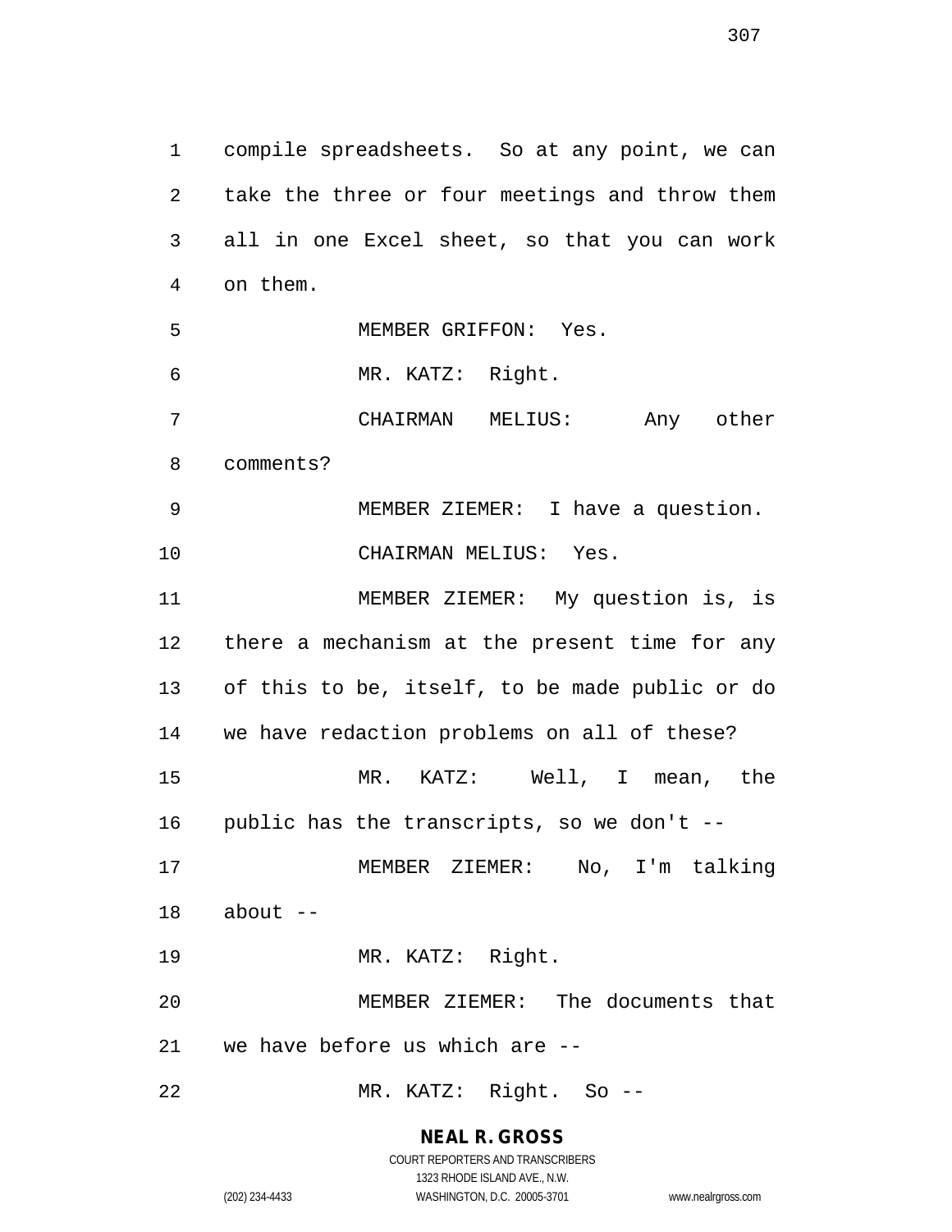compile spreadsheets. So at any point, we can take the three or four meetings and throw them all in one Excel sheet, so that you can work on them.

MEMBER GRIFFON: Yes.

MR. KATZ: Right.

CHAIRMAN MELIUS: Any other comments?

MEMBER ZIEMER: I have a question.

CHAIRMAN MELIUS: Yes.

MEMBER ZIEMER: My question is, is there a mechanism at the present time for any of this to be, itself, to be made public or do we have redaction problems on all of these?

MR. KATZ: Well, I mean, the public has the transcripts, so we don't --

MEMBER ZIEMER: No, I'm talking about --

MR. KATZ: Right.

MEMBER ZIEMER: The documents that we have before us which are --

MR. KATZ: Right. So --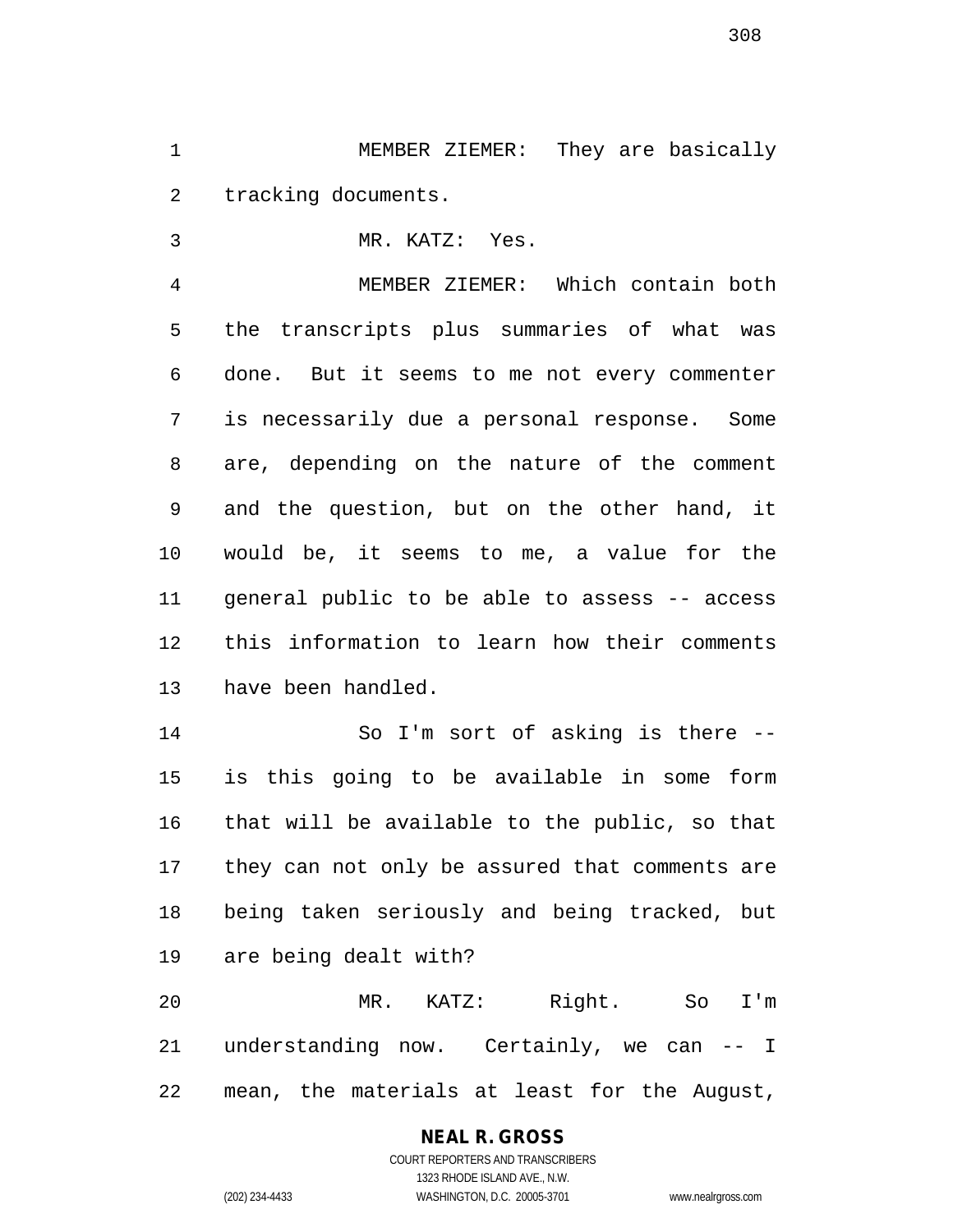MEMBER ZIEMER: They are basically tracking documents.

MR. KATZ: Yes.

MEMBER ZIEMER: Which contain both the transcripts plus summaries of what was done. But it seems to me not every commenter is necessarily due a personal response. Some are, depending on the nature of the comment and the question, but on the other hand, it would be, it seems to me, a value for the general public to be able to assess -- access this information to learn how their comments have been handled.

So I'm sort of asking is there -- is this going to be available in some form that will be available to the public, so that they can not only be assured that comments are being taken seriously and being tracked, but are being dealt with?

MR. KATZ: Right. So I'm understanding now. Certainly, we can -- I mean, the materials at least for the August,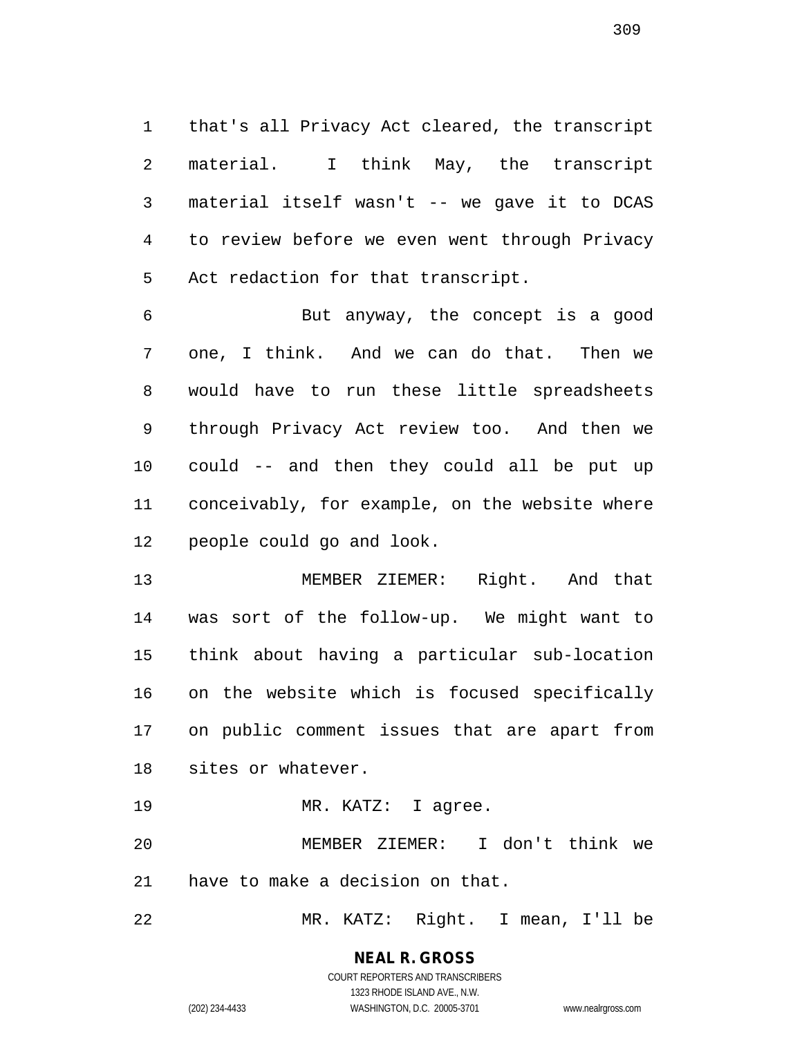that's all Privacy Act cleared, the transcript material. I think May, the transcript material itself wasn't -- we gave it to DCAS to review before we even went through Privacy Act redaction for that transcript.

But anyway, the concept is a good one, I think. And we can do that. Then we would have to run these little spreadsheets through Privacy Act review too. And then we could -- and then they could all be put up conceivably, for example, on the website where people could go and look.

MEMBER ZIEMER: Right. And that was sort of the follow-up. We might want to think about having a particular sub-location on the website which is focused specifically on public comment issues that are apart from sites or whatever.

MR. KATZ: I agree.

MEMBER ZIEMER: I don't think we have to make a decision on that.

MR. KATZ: Right. I mean, I'll be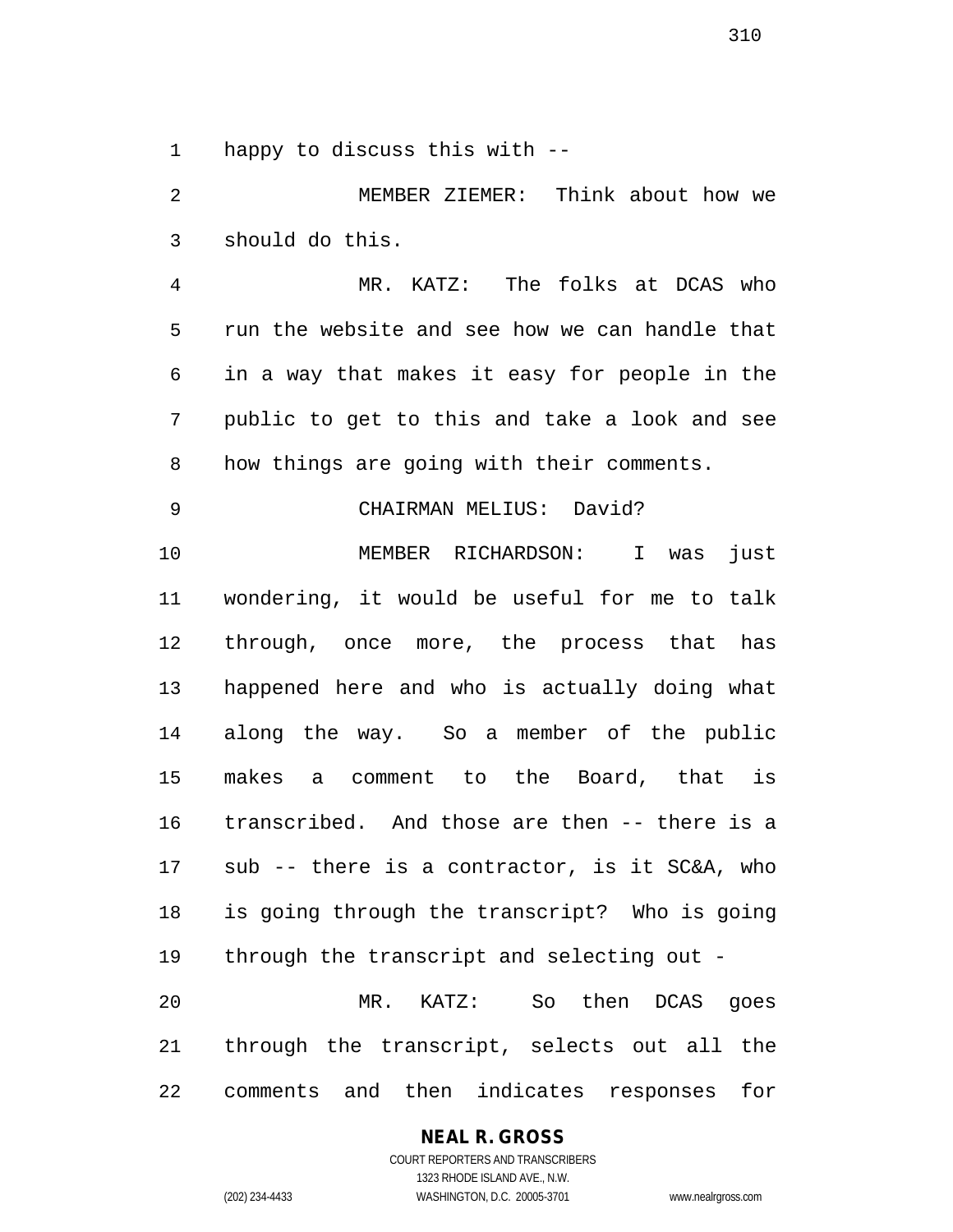happy to discuss this with --

MEMBER ZIEMER: Think about how we should do this.

MR. KATZ: The folks at DCAS who run the website and see how we can handle that in a way that makes it easy for people in the public to get to this and take a look and see how things are going with their comments.

CHAIRMAN MELIUS: David?

MEMBER RICHARDSON: I was just wondering, it would be useful for me to talk through, once more, the process that has happened here and who is actually doing what along the way. So a member of the public makes a comment to the Board, that is transcribed. And those are then -- there is a sub -- there is a contractor, is it SC&A, who is going through the transcript? Who is going through the transcript and selecting out -

MR. KATZ: So then DCAS goes through the transcript, selects out all the comments and then indicates responses for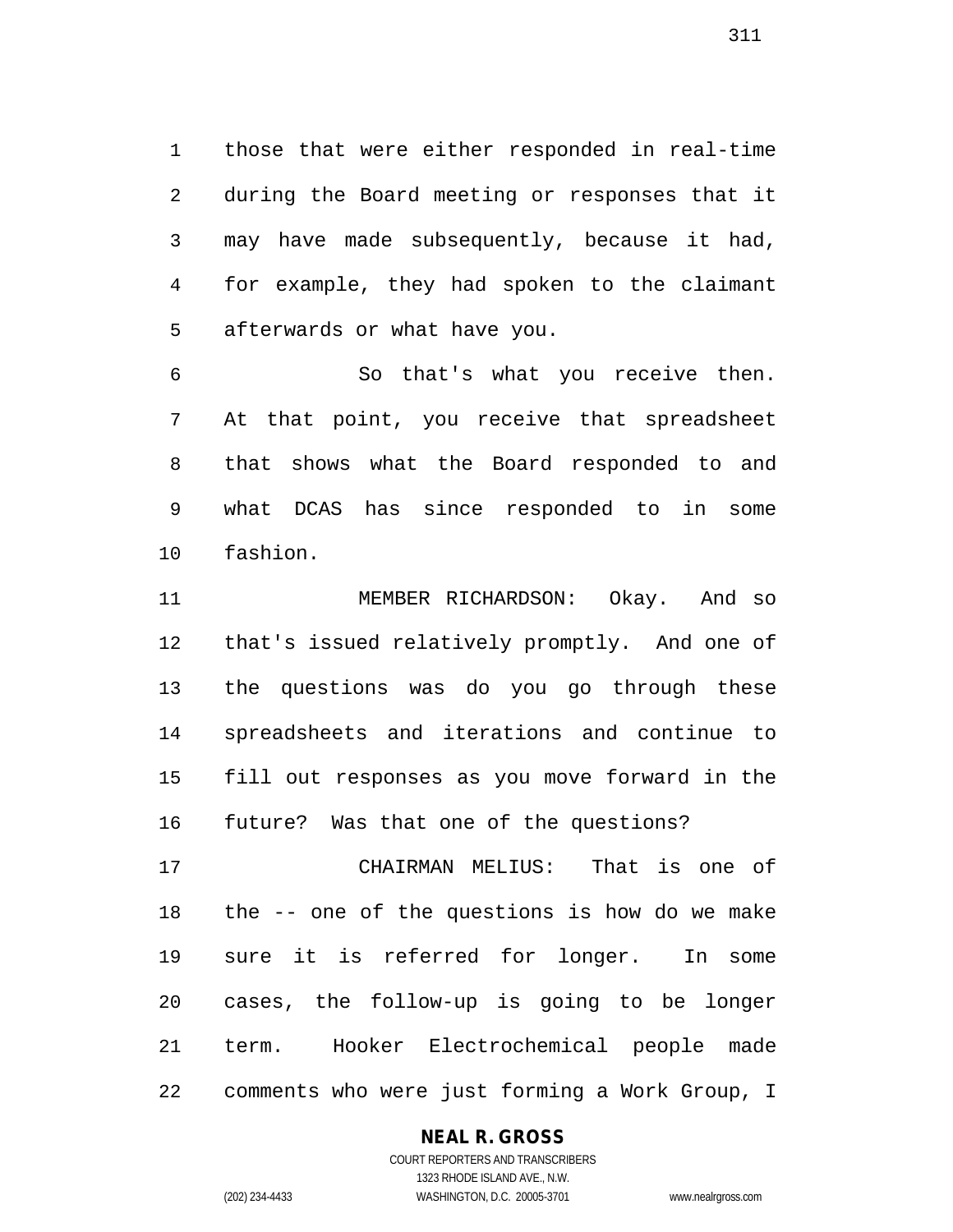those that were either responded in real-time during the Board meeting or responses that it may have made subsequently, because it had, for example, they had spoken to the claimant afterwards or what have you.

So that's what you receive then. At that point, you receive that spreadsheet that shows what the Board responded to and what DCAS has since responded to in some fashion.

MEMBER RICHARDSON: Okay. And so that's issued relatively promptly. And one of the questions was do you go through these spreadsheets and iterations and continue to fill out responses as you move forward in the future? Was that one of the questions?

CHAIRMAN MELIUS: That is one of the -- one of the questions is how do we make sure it is referred for longer. In some cases, the follow-up is going to be longer term. Hooker Electrochemical people made comments who were just forming a Work Group, I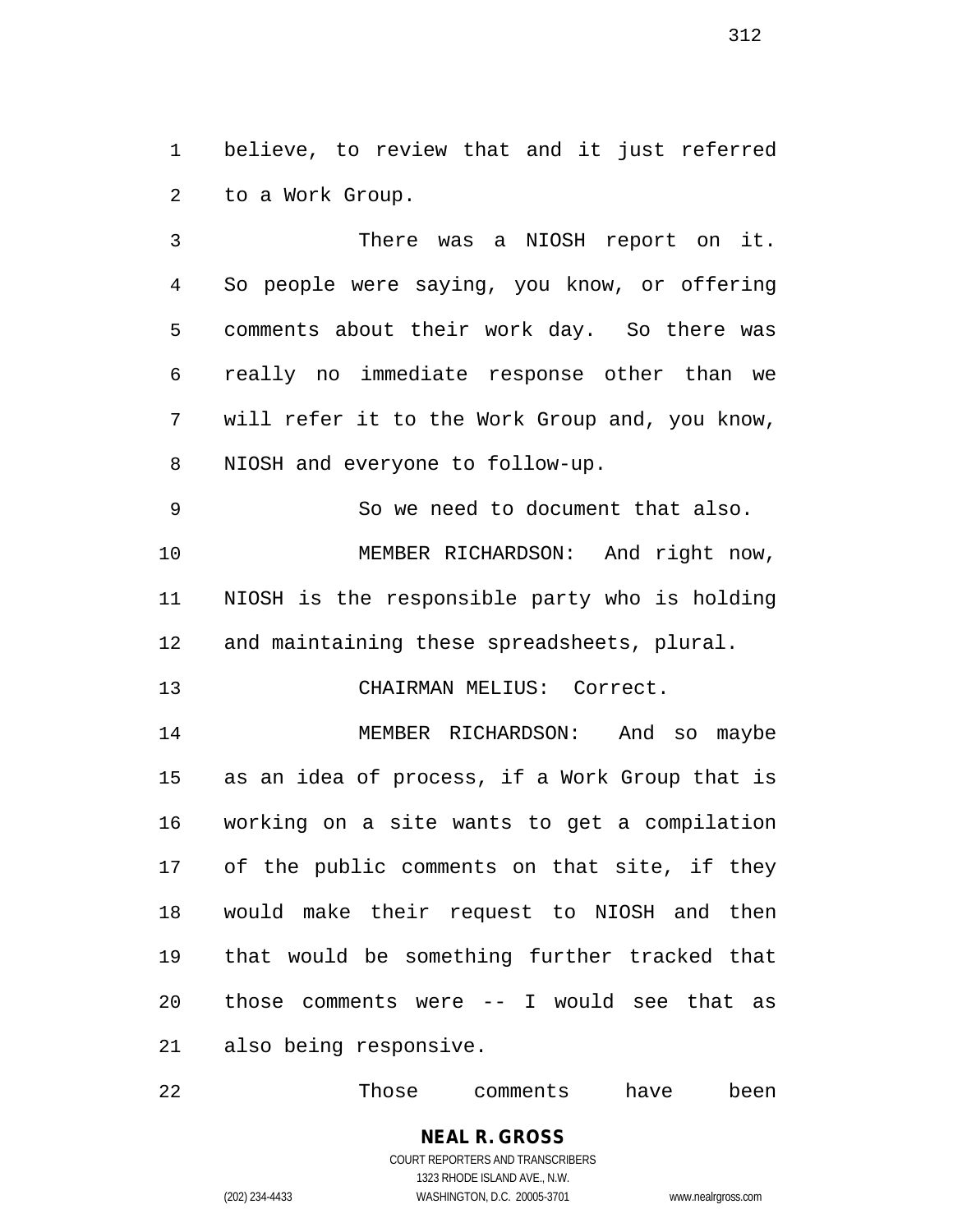believe, to review that and it just referred to a Work Group.

There was a NIOSH report on it. So people were saying, you know, or offering comments about their work day. So there was really no immediate response other than we will refer it to the Work Group and, you know, NIOSH and everyone to follow-up.

So we need to document that also.

MEMBER RICHARDSON: And right now, NIOSH is the responsible party who is holding and maintaining these spreadsheets, plural.

CHAIRMAN MELIUS: Correct.

MEMBER RICHARDSON: And so maybe as an idea of process, if a Work Group that is working on a site wants to get a compilation of the public comments on that site, if they would make their request to NIOSH and then that would be something further tracked that those comments were -- I would see that as also being responsive.

Those comments have been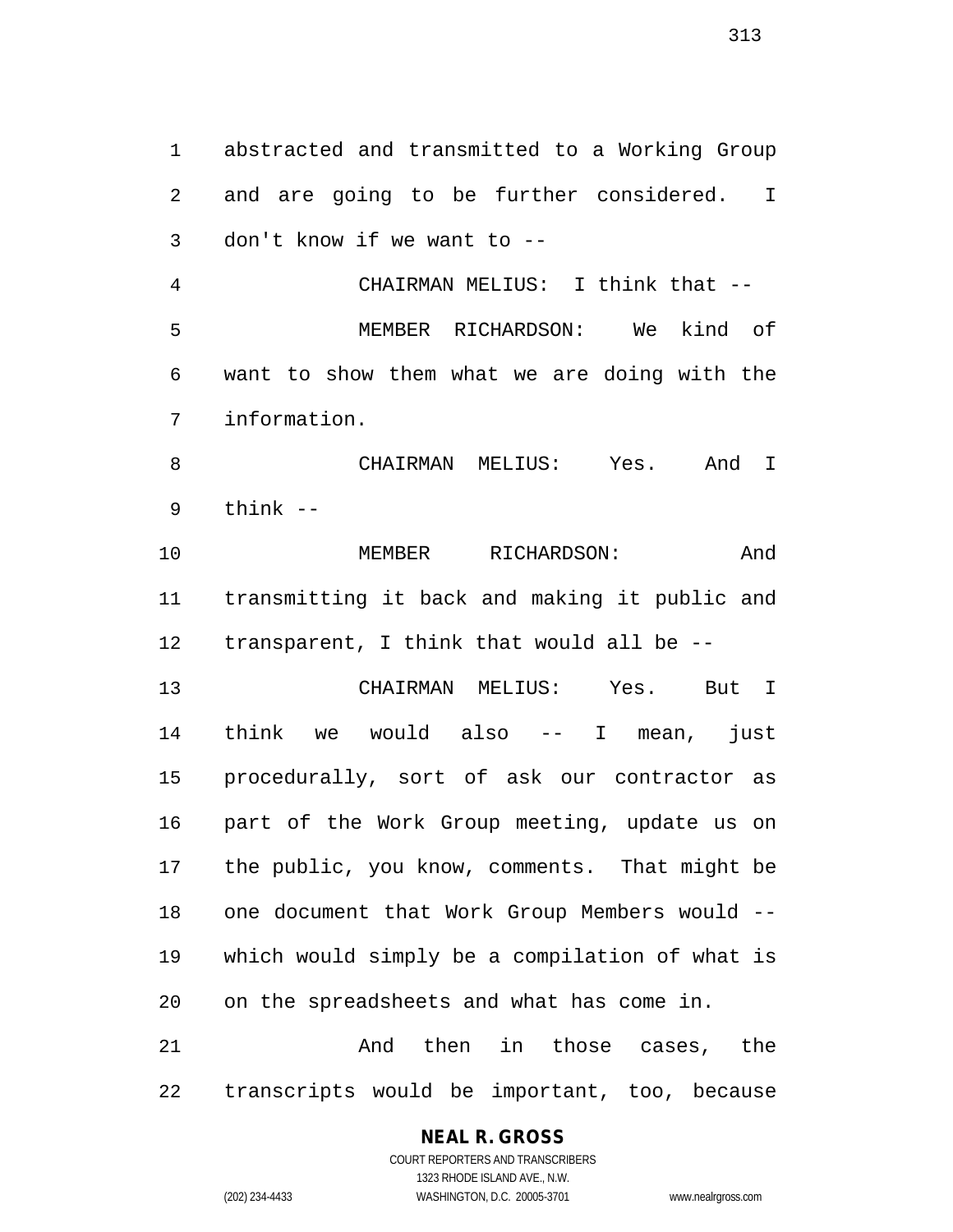abstracted and transmitted to a Working Group and are going to be further considered. I don't know if we want to --

CHAIRMAN MELIUS: I think that --

MEMBER RICHARDSON: We kind of want to show them what we are doing with the information.

CHAIRMAN MELIUS: Yes. And I think --

MEMBER RICHARDSON: And transmitting it back and making it public and transparent, I think that would all be --

CHAIRMAN MELIUS: Yes. But I think we would also -- I mean, just procedurally, sort of ask our contractor as part of the Work Group meeting, update us on the public, you know, comments. That might be one document that Work Group Members would -- which would simply be a compilation of what is on the spreadsheets and what has come in.

And then in those cases, the transcripts would be important, too, because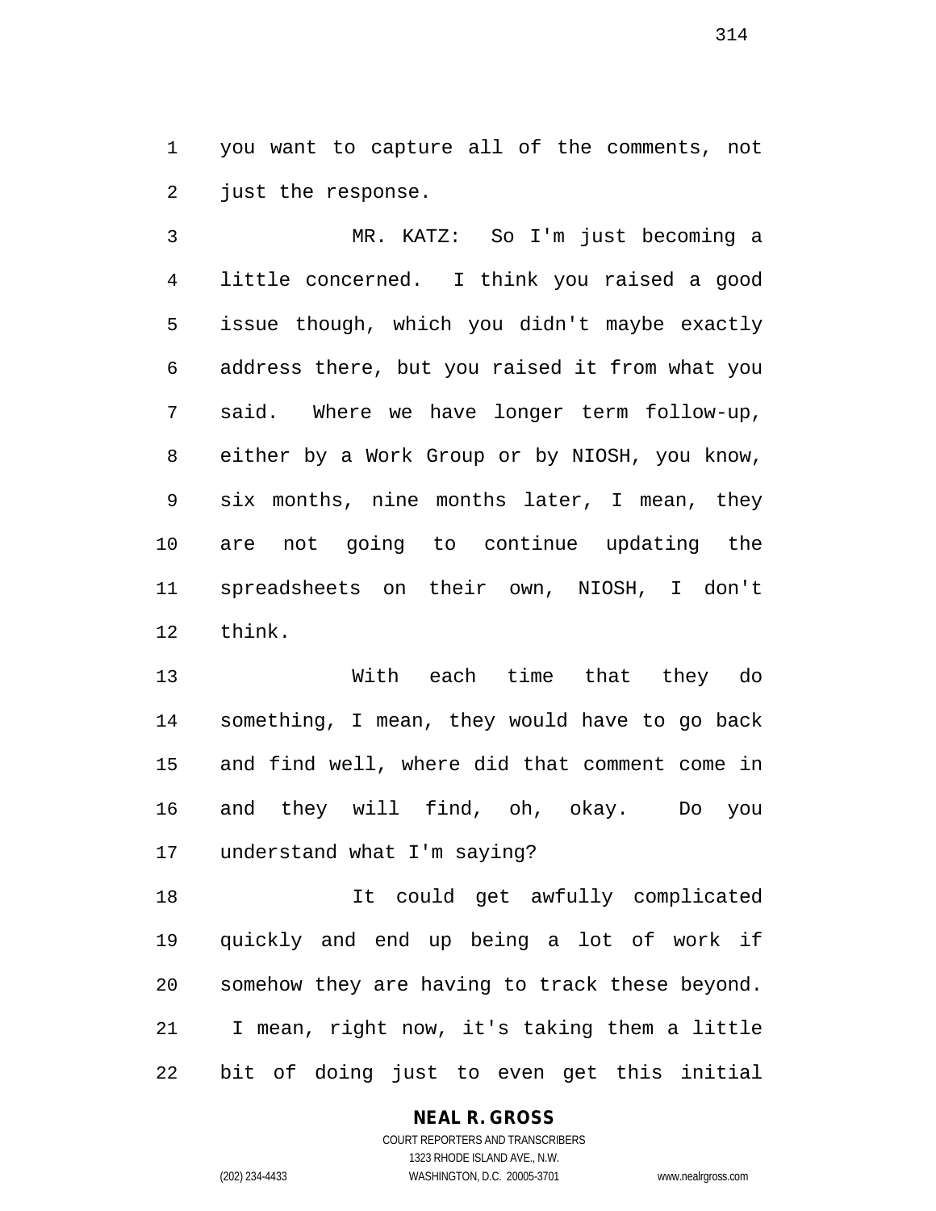you want to capture all of the comments, not just the response.

MR. KATZ: So I'm just becoming a little concerned. I think you raised a good issue though, which you didn't maybe exactly address there, but you raised it from what you said. Where we have longer term follow-up, either by a Work Group or by NIOSH, you know, six months, nine months later, I mean, they are not going to continue updating the spreadsheets on their own, NIOSH, I don't think.

With each time that they do something, I mean, they would have to go back and find well, where did that comment come in and they will find, oh, okay. Do you understand what I'm saying?

It could get awfully complicated quickly and end up being a lot of work if somehow they are having to track these beyond. I mean, right now, it's taking them a little bit of doing just to even get this initial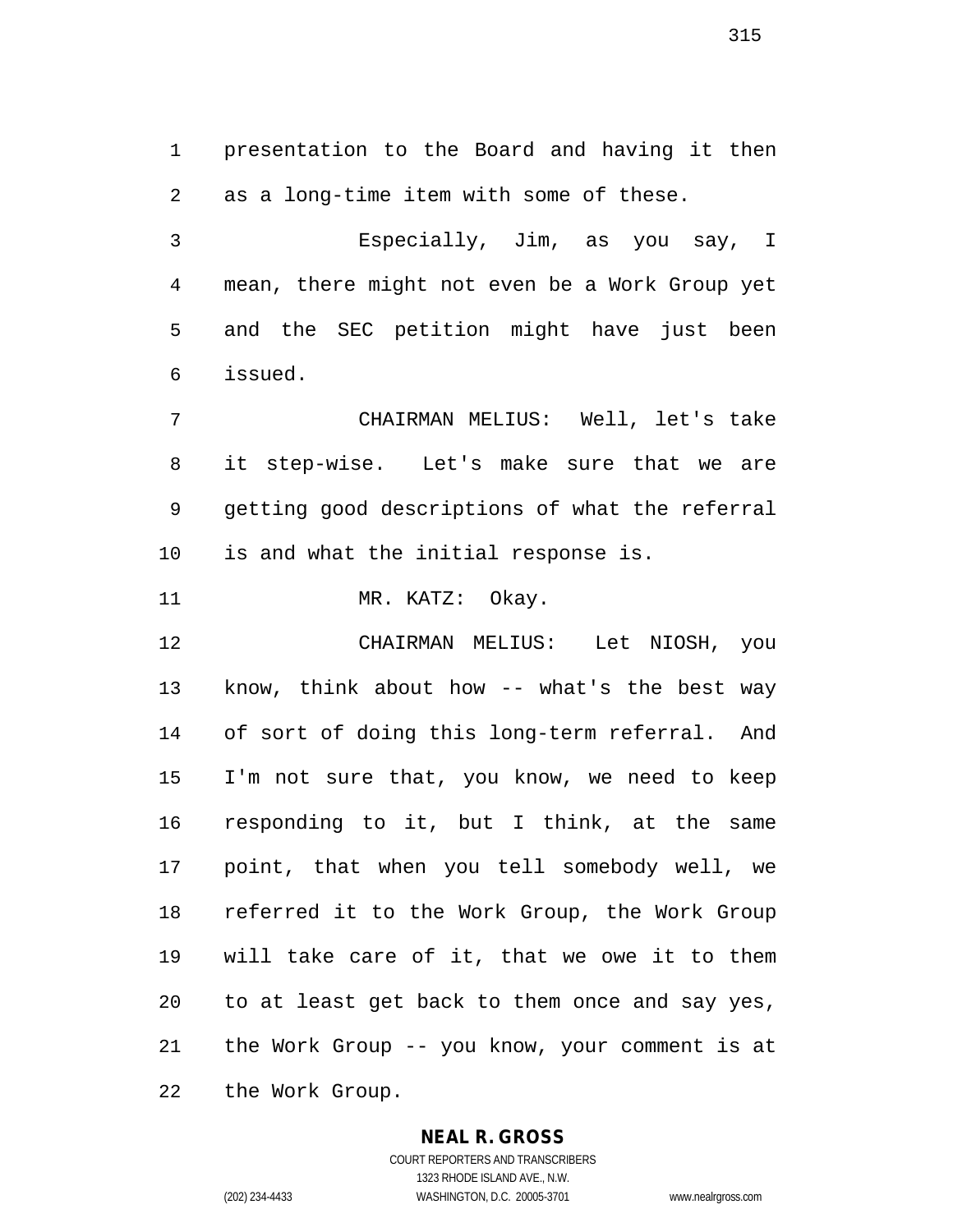presentation to the Board and having it then as a long-time item with some of these.

Especially, Jim, as you say, I mean, there might not even be a Work Group yet and the SEC petition might have just been issued.

CHAIRMAN MELIUS: Well, let's take it step-wise. Let's make sure that we are getting good descriptions of what the referral is and what the initial response is.

MR. KATZ: Okay.

CHAIRMAN MELIUS: Let NIOSH, you know, think about how -- what's the best way of sort of doing this long-term referral. And I'm not sure that, you know, we need to keep responding to it, but I think, at the same point, that when you tell somebody well, we referred it to the Work Group, the Work Group will take care of it, that we owe it to them to at least get back to them once and say yes, the Work Group -- you know, your comment is at the Work Group.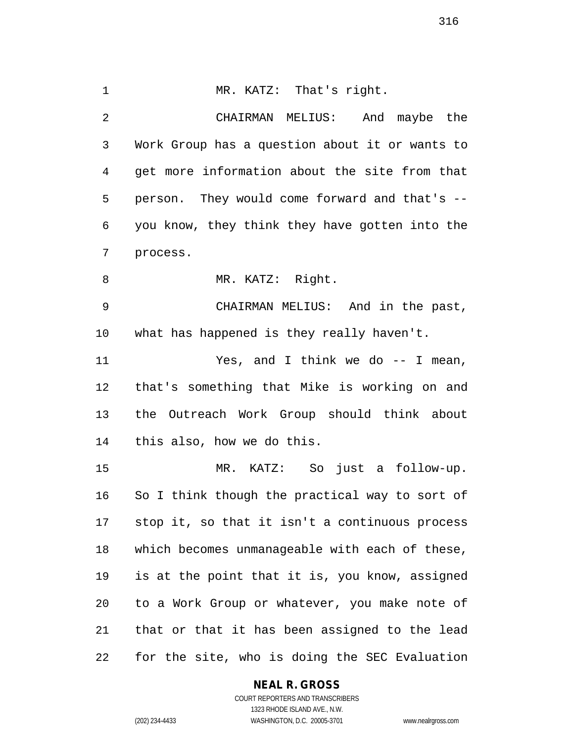MR. KATZ: That's right.

CHAIRMAN MELIUS: And maybe the Work Group has a question about it or wants to get more information about the site from that person. They would come forward and that's -- you know, they think they have gotten into the process.

MR. KATZ: Right.

CHAIRMAN MELIUS: And in the past, what has happened is they really haven't.

Yes, and I think we do -- I mean, that's something that Mike is working on and the Outreach Work Group should think about this also, how we do this.

MR. KATZ: So just a follow-up. So I think though the practical way to sort of stop it, so that it isn't a continuous process which becomes unmanageable with each of these, is at the point that it is, you know, assigned to a Work Group or whatever, you make note of that or that it has been assigned to the lead for the site, who is doing the SEC Evaluation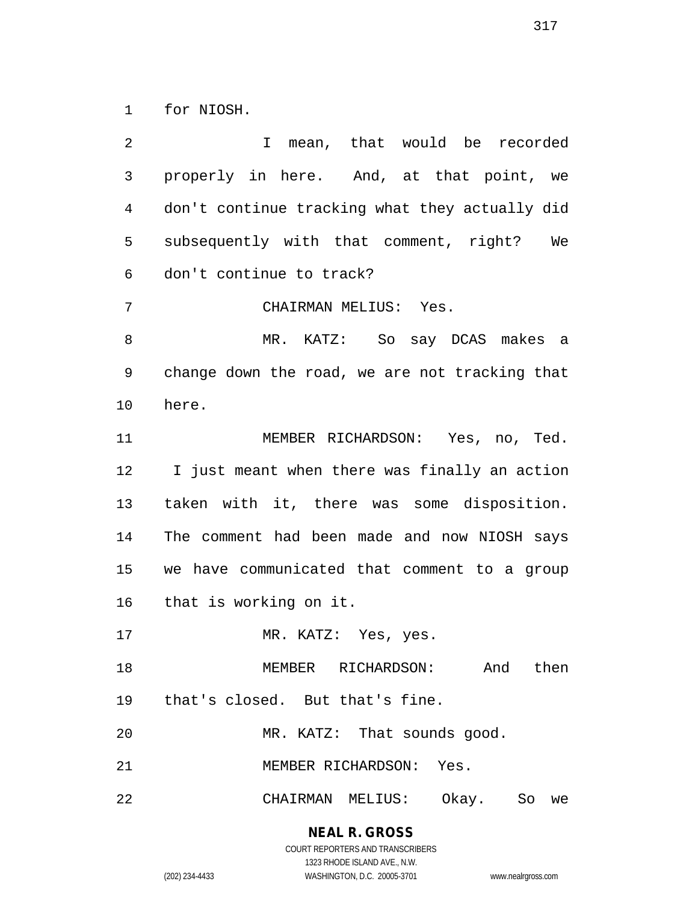for NIOSH.

I mean, that would be recorded properly in here. And, at that point, we don't continue tracking what they actually did subsequently with that comment, right? We don't continue to track?

CHAIRMAN MELIUS: Yes.

MR. KATZ: So say DCAS makes a change down the road, we are not tracking that here.

MEMBER RICHARDSON: Yes, no, Ted. I just meant when there was finally an action taken with it, there was some disposition. The comment had been made and now NIOSH says we have communicated that comment to a group that is working on it.

MR. KATZ: Yes, yes.

MEMBER RICHARDSON: And then that's closed. But that's fine.

MR. KATZ: That sounds good.

MEMBER RICHARDSON: Yes.

CHAIRMAN MELIUS: Okay. So we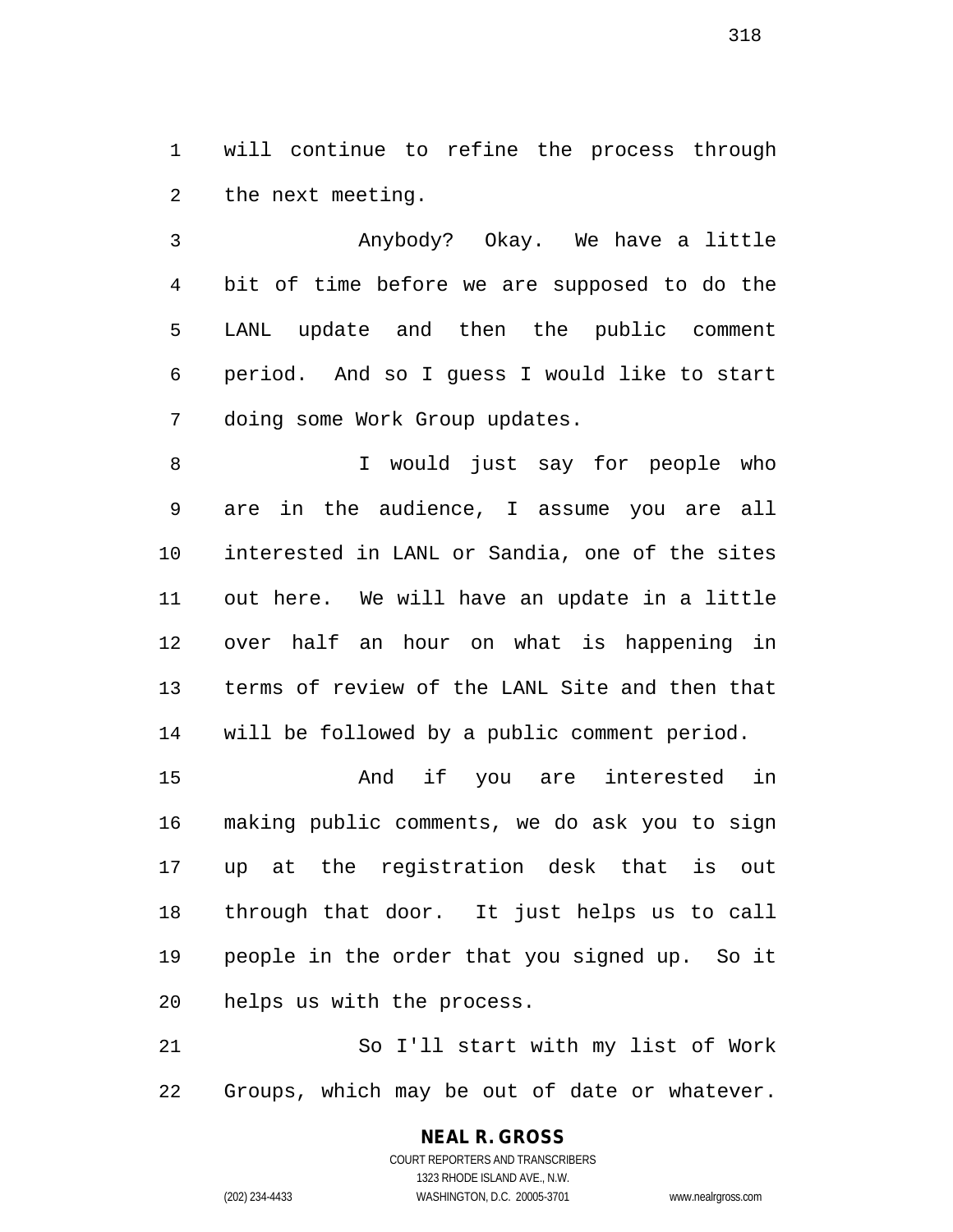will continue to refine the process through the next meeting.

Anybody? Okay. We have a little bit of time before we are supposed to do the LANL update and then the public comment period. And so I guess I would like to start doing some Work Group updates.

I would just say for people who are in the audience, I assume you are all interested in LANL or Sandia, one of the sites out here. We will have an update in a little over half an hour on what is happening in terms of review of the LANL Site and then that will be followed by a public comment period.

And if you are interested in making public comments, we do ask you to sign up at the registration desk that is out through that door. It just helps us to call people in the order that you signed up. So it helps us with the process.

So I'll start with my list of Work Groups, which may be out of date or whatever.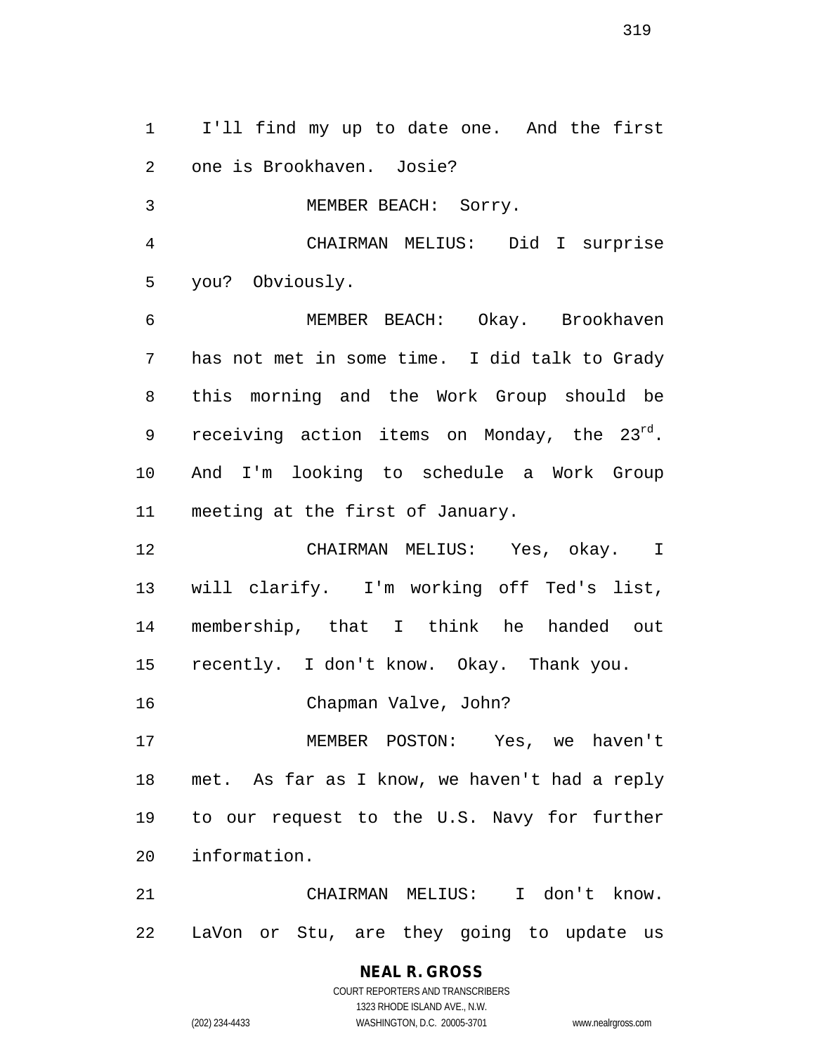I'll find my up to date one. And the first one is Brookhaven. Josie?

MEMBER BEACH: Sorry.

CHAIRMAN MELIUS: Did I surprise you? Obviously.

MEMBER BEACH: Okay. Brookhaven has not met in some time. I did talk to Grady this morning and the Work Group should be receiving action items on Monday, the 23rd. And I'm looking to schedule a Work Group meeting at the first of January.

CHAIRMAN MELIUS: Yes, okay. I will clarify. I'm working off Ted's list, membership, that I think he handed out recently. I don't know. Okay. Thank you.

Chapman Valve, John?

MEMBER POSTON: Yes, we haven't met. As far as I know, we haven't had a reply to our request to the U.S. Navy for further information.

CHAIRMAN MELIUS: I don't know. LaVon or Stu, are they going to update us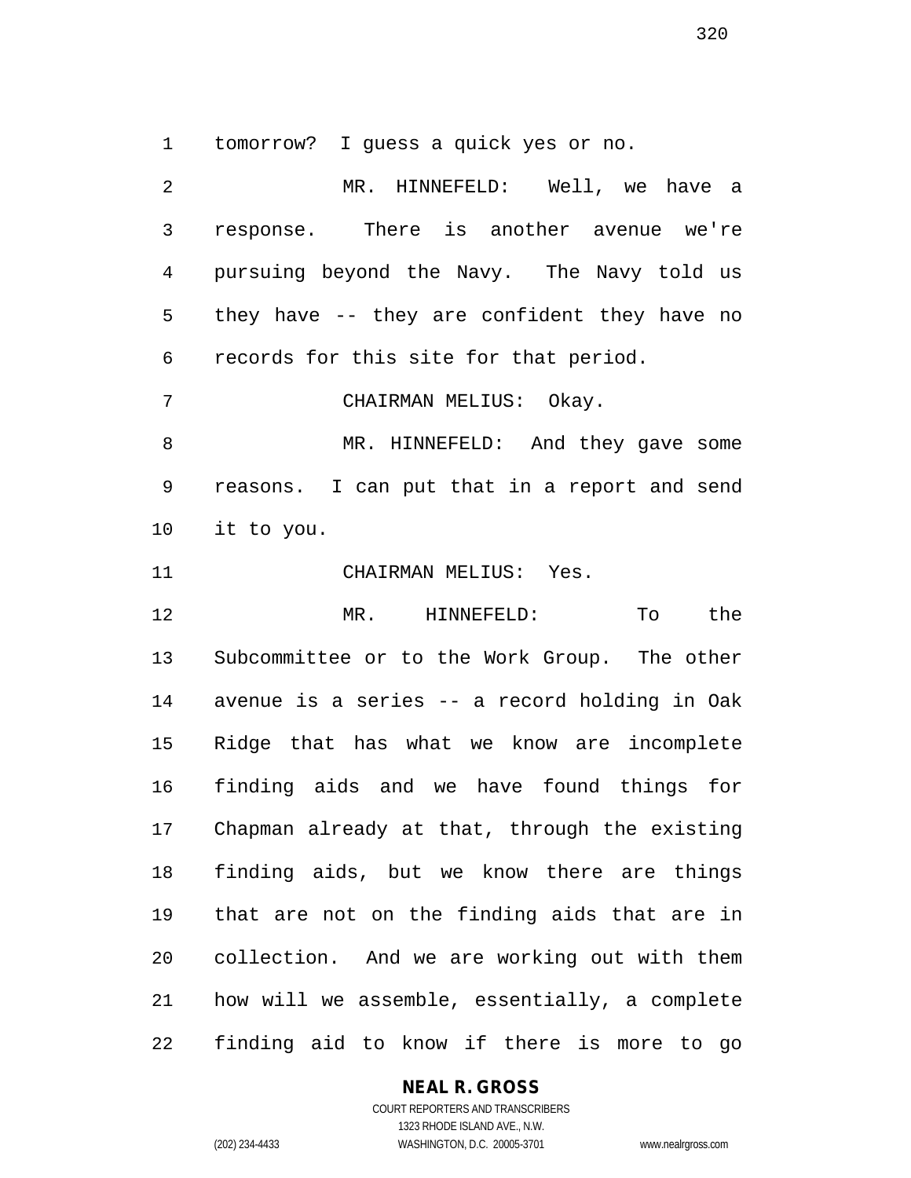tomorrow? I guess a quick yes or no.

MR. HINNEFELD: Well, we have a response. There is another avenue we're pursuing beyond the Navy. The Navy told us they have -- they are confident they have no records for this site for that period.

CHAIRMAN MELIUS: Okay.

MR. HINNEFELD: And they gave some reasons. I can put that in a report and send it to you.

CHAIRMAN MELIUS: Yes.

MR. HINNEFELD: To the Subcommittee or to the Work Group. The other avenue is a series -- a record holding in Oak Ridge that has what we know are incomplete finding aids and we have found things for Chapman already at that, through the existing finding aids, but we know there are things that are not on the finding aids that are in collection. And we are working out with them how will we assemble, essentially, a complete finding aid to know if there is more to go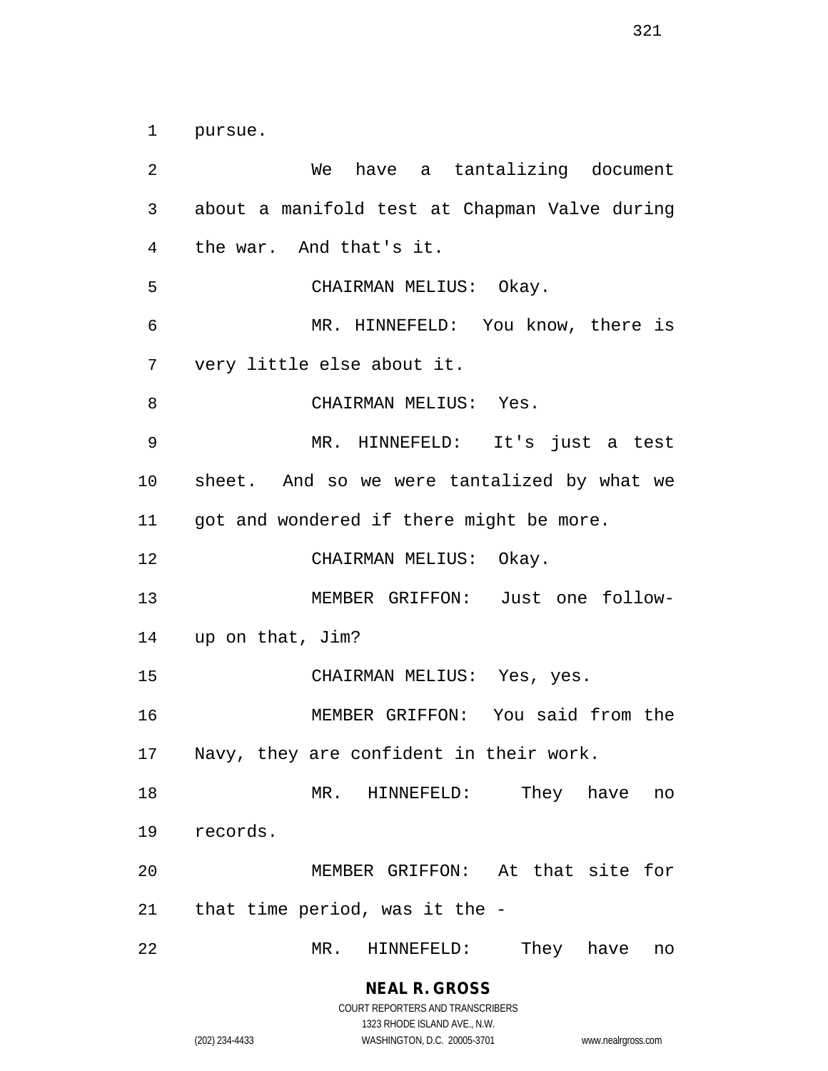pursue.

We have a tantalizing document about a manifold test at Chapman Valve during the war. And that's it.

CHAIRMAN MELIUS: Okay.

MR. HINNEFELD: You know, there is very little else about it.

CHAIRMAN MELIUS: Yes.

MR. HINNEFELD: It's just a test sheet. And so we were tantalized by what we got and wondered if there might be more.

CHAIRMAN MELIUS: Okay.

MEMBER GRIFFON: Just one follow-up on that, Jim?

CHAIRMAN MELIUS: Yes, yes.

MEMBER GRIFFON: You said from the Navy, they are confident in their work.

MR. HINNEFELD: They have no records.

MEMBER GRIFFON: At that site for that time period, was it the -

MR. HINNEFELD: They have no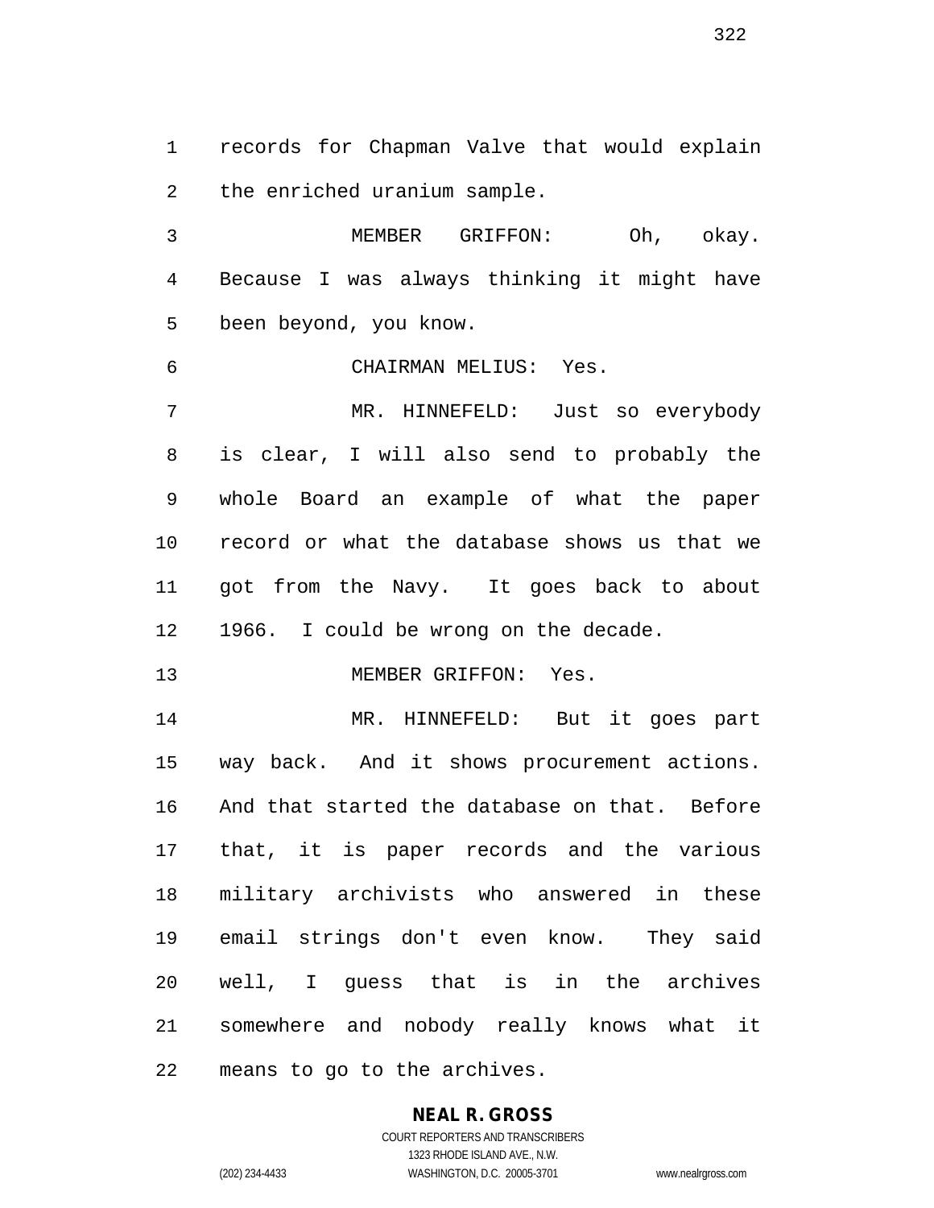records for Chapman Valve that would explain the enriched uranium sample.

MEMBER GRIFFON: Oh, okay. Because I was always thinking it might have been beyond, you know.

CHAIRMAN MELIUS: Yes.

MR. HINNEFELD: Just so everybody is clear, I will also send to probably the whole Board an example of what the paper record or what the database shows us that we got from the Navy. It goes back to about 1966. I could be wrong on the decade.

MEMBER GRIFFON: Yes.

MR. HINNEFELD: But it goes part way back. And it shows procurement actions. And that started the database on that. Before that, it is paper records and the various military archivists who answered in these email strings don't even know. They said well, I guess that is in the archives somewhere and nobody really knows what it means to go to the archives.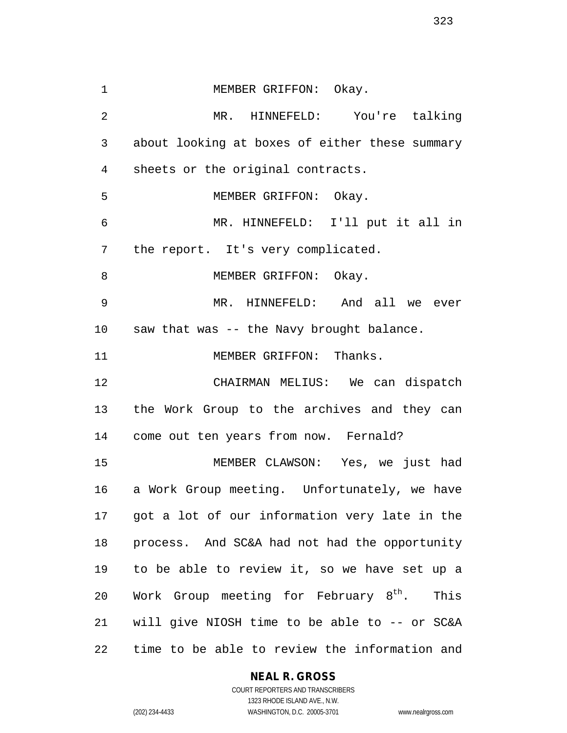MEMBER GRIFFON: Okay.

MR. HINNEFELD: You're talking about looking at boxes of either these summary sheets or the original contracts.

MEMBER GRIFFON: Okay.

MR. HINNEFELD: I'll put it all in the report. It's very complicated.

MEMBER GRIFFON: Okay.

MR. HINNEFELD: And all we ever saw that was -- the Navy brought balance.

MEMBER GRIFFON: Thanks.

CHAIRMAN MELIUS: We can dispatch the Work Group to the archives and they can come out ten years from now. Fernald?

MEMBER CLAWSON: Yes, we just had a Work Group meeting. Unfortunately, we have got a lot of our information very late in the process. And SC&A had not had the opportunity to be able to review it, so we have set up a Work Group meeting for February 8th. This will give NIOSH time to be able to -- or SC&A time to be able to review the information and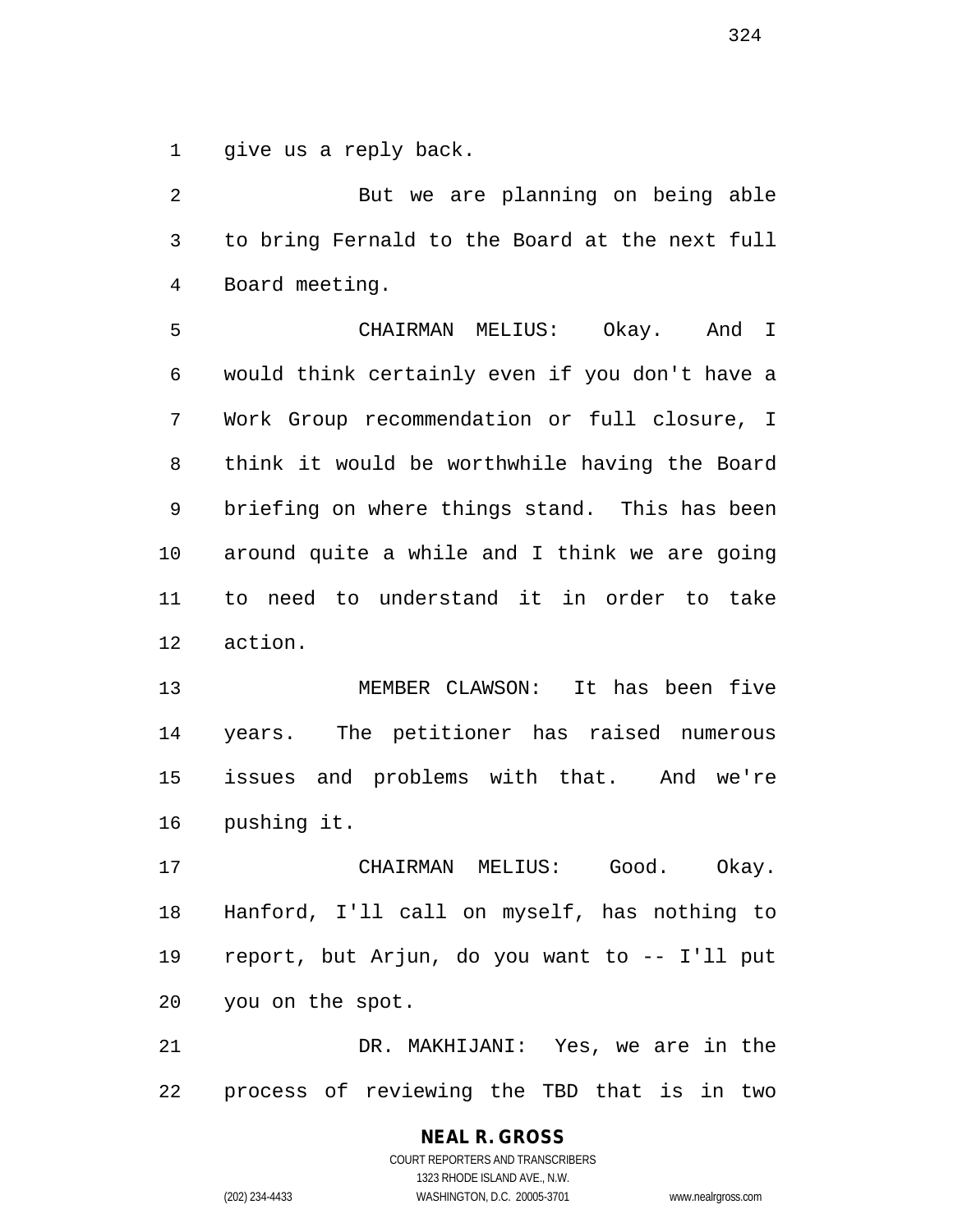give us a reply back.

But we are planning on being able to bring Fernald to the Board at the next full Board meeting.

CHAIRMAN MELIUS: Okay. And I would think certainly even if you don't have a Work Group recommendation or full closure, I think it would be worthwhile having the Board briefing on where things stand. This has been around quite a while and I think we are going to need to understand it in order to take action.

MEMBER CLAWSON: It has been five years. The petitioner has raised numerous issues and problems with that. And we're pushing it.

CHAIRMAN MELIUS: Good. Okay. Hanford, I'll call on myself, has nothing to report, but Arjun, do you want to -- I'll put you on the spot.

DR. MAKHIJANI: Yes, we are in the process of reviewing the TBD that is in two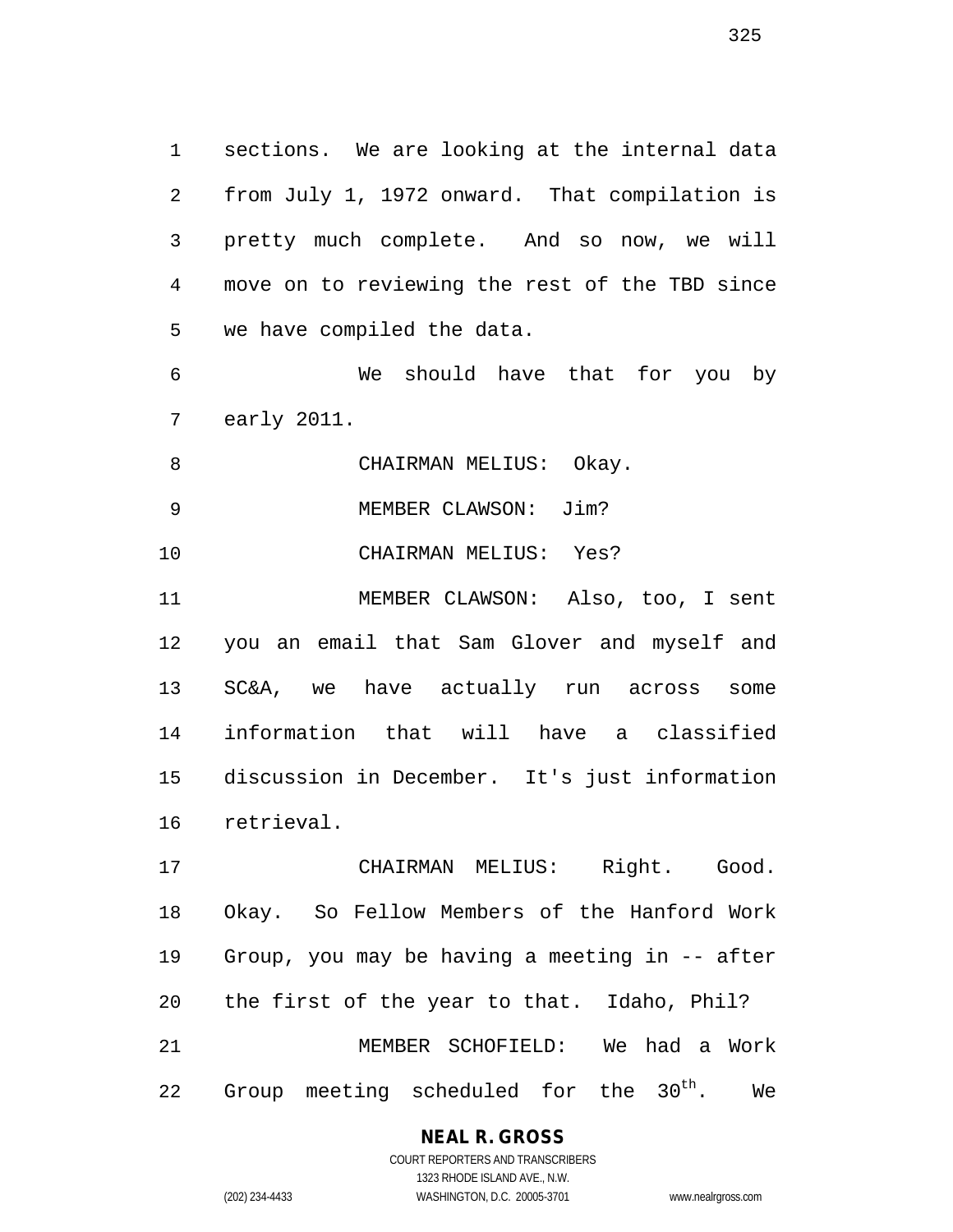sections. We are looking at the internal data from July 1, 1972 onward. That compilation is pretty much complete. And so now, we will move on to reviewing the rest of the TBD since we have compiled the data.

We should have that for you by early 2011.

CHAIRMAN MELIUS: Okay.

MEMBER CLAWSON: Jim?

CHAIRMAN MELIUS: Yes?

MEMBER CLAWSON: Also, too, I sent you an email that Sam Glover and myself and SC&A, we have actually run across some information that will have a classified discussion in December. It's just information retrieval.

CHAIRMAN MELIUS: Right. Good. Okay. So Fellow Members of the Hanford Work Group, you may be having a meeting in -- after the first of the year to that. Idaho, Phil?

MEMBER SCHOFIELD: We had a Work Group meeting scheduled for the 30th. We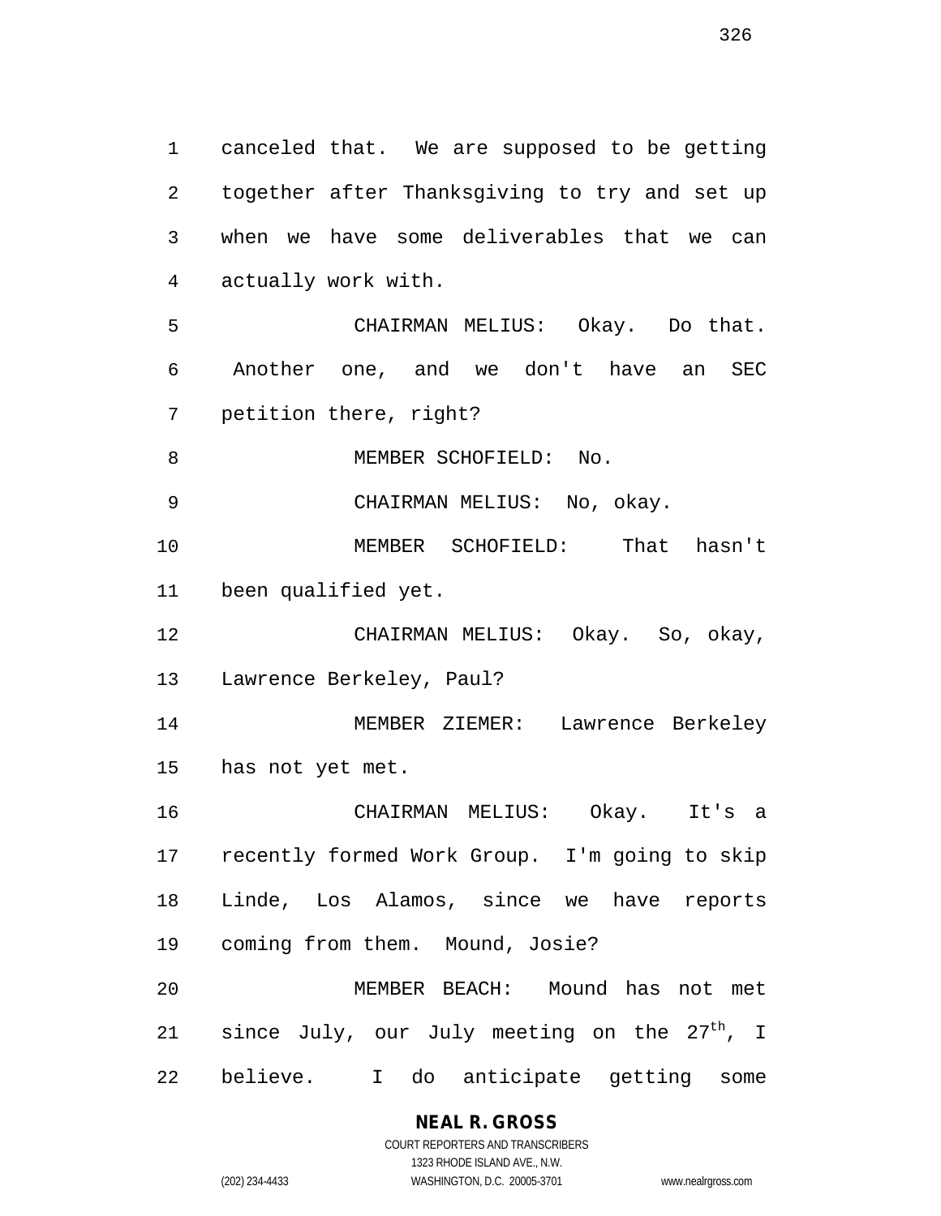canceled that. We are supposed to be getting together after Thanksgiving to try and set up when we have some deliverables that we can actually work with.

CHAIRMAN MELIUS: Okay. Do that. Another one, and we don't have an SEC petition there, right?

MEMBER SCHOFIELD: No.

CHAIRMAN MELIUS: No, okay.

MEMBER SCHOFIELD: That hasn't been qualified yet.

CHAIRMAN MELIUS: Okay. So, okay, Lawrence Berkeley, Paul?

MEMBER ZIEMER: Lawrence Berkeley has not yet met.

CHAIRMAN MELIUS: Okay. It's a recently formed Work Group. I'm going to skip Linde, Los Alamos, since we have reports coming from them. Mound, Josie?

MEMBER BEACH: Mound has not met since July, our July meeting on the 27th, I believe. I do anticipate getting some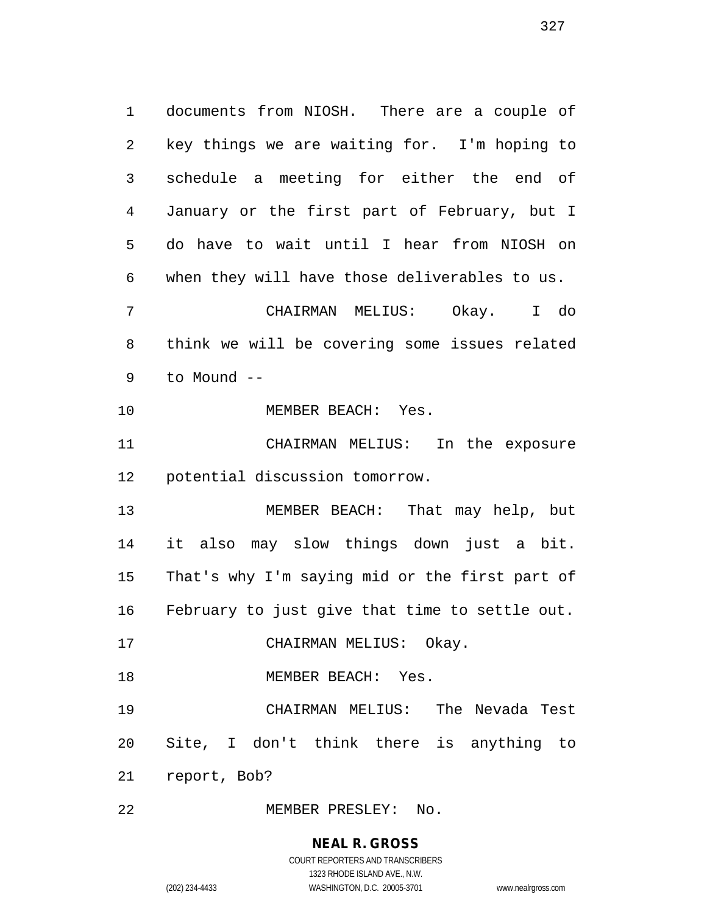documents from NIOSH. There are a couple of key things we are waiting for. I'm hoping to schedule a meeting for either the end of January or the first part of February, but I do have to wait until I hear from NIOSH on when they will have those deliverables to us.

CHAIRMAN MELIUS: Okay. I do think we will be covering some issues related to Mound --

MEMBER BEACH: Yes.

CHAIRMAN MELIUS: In the exposure potential discussion tomorrow.

MEMBER BEACH: That may help, but it also may slow things down just a bit. That's why I'm saying mid or the first part of February to just give that time to settle out.

CHAIRMAN MELIUS: Okay.

MEMBER BEACH: Yes.

CHAIRMAN MELIUS: The Nevada Test Site, I don't think there is anything to report, Bob?

MEMBER PRESLEY: No.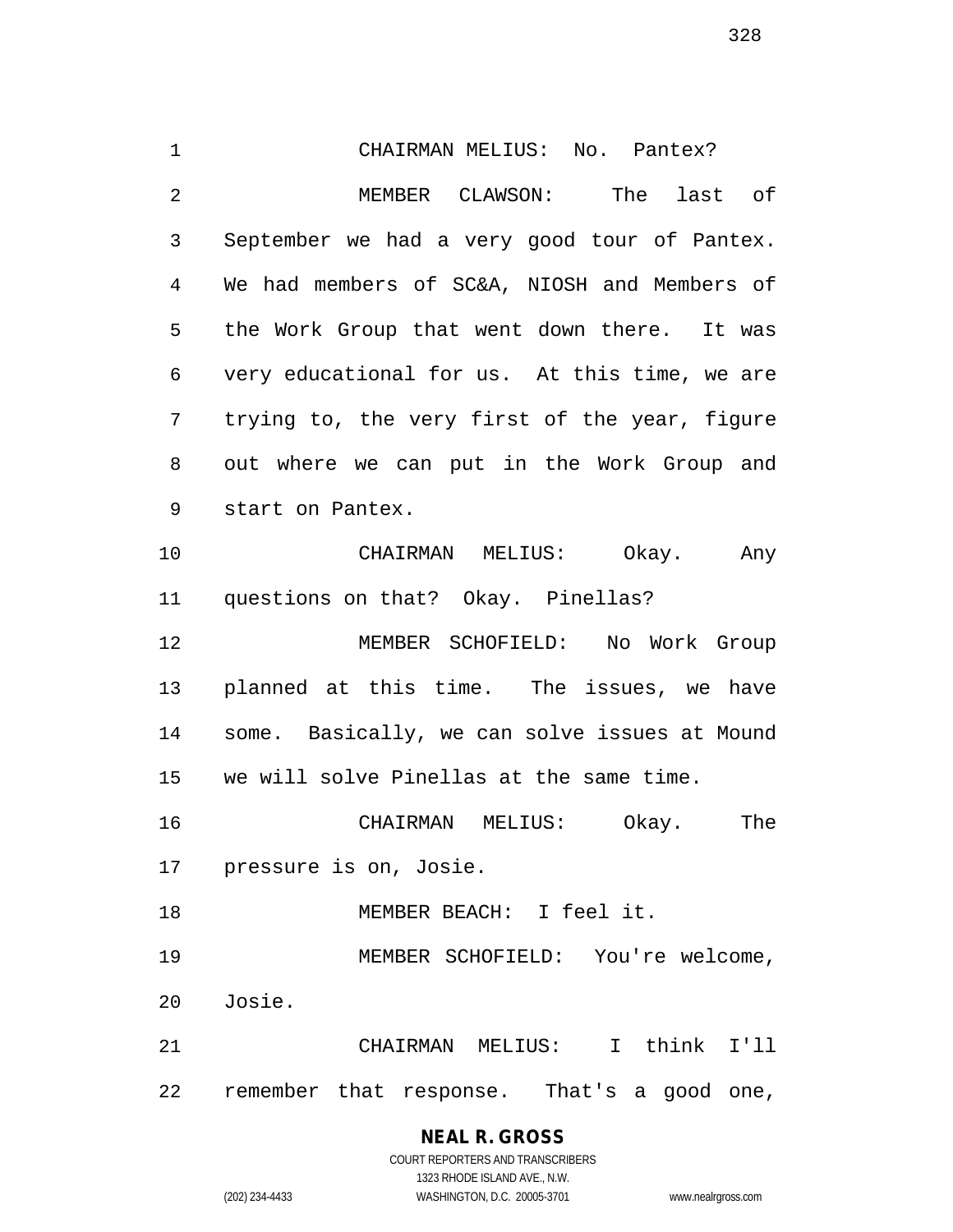CHAIRMAN MELIUS: No. Pantex?

MEMBER CLAWSON: The last of September we had a very good tour of Pantex. We had members of SC&A, NIOSH and Members of the Work Group that went down there. It was very educational for us. At this time, we are trying to, the very first of the year, figure out where we can put in the Work Group and start on Pantex.

CHAIRMAN MELIUS: Okay. Any questions on that? Okay. Pinellas?

MEMBER SCHOFIELD: No Work Group planned at this time. The issues, we have some. Basically, we can solve issues at Mound we will solve Pinellas at the same time.

CHAIRMAN MELIUS: Okay. The pressure is on, Josie.

MEMBER BEACH: I feel it.

MEMBER SCHOFIELD: You're welcome, Josie.

CHAIRMAN MELIUS: I think I'll remember that response. That's a good one,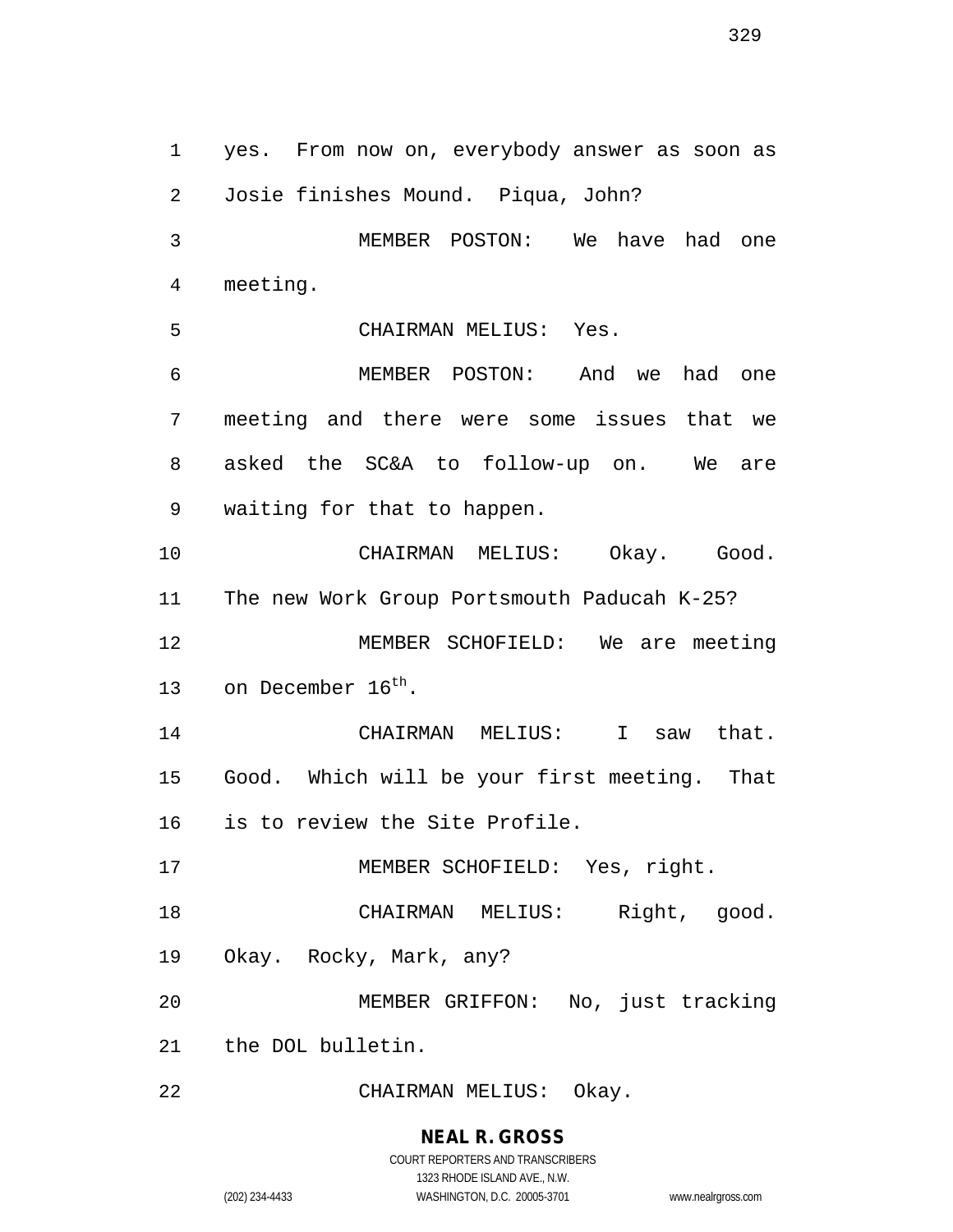yes. From now on, everybody answer as soon as Josie finishes Mound. Piqua, John?

MEMBER POSTON: We have had one meeting.

CHAIRMAN MELIUS: Yes.

MEMBER POSTON: And we had one meeting and there were some issues that we asked the SC&A to follow-up on. We are waiting for that to happen.

CHAIRMAN MELIUS: Okay. Good. The new Work Group Portsmouth Paducah K-25?

MEMBER SCHOFIELD: We are meeting on December 16th.

CHAIRMAN MELIUS: I saw that. Good. Which will be your first meeting. That is to review the Site Profile.

MEMBER SCHOFIELD: Yes, right.

CHAIRMAN MELIUS: Right, good. Okay. Rocky, Mark, any?

MEMBER GRIFFON: No, just tracking the DOL bulletin.

CHAIRMAN MELIUS: Okay.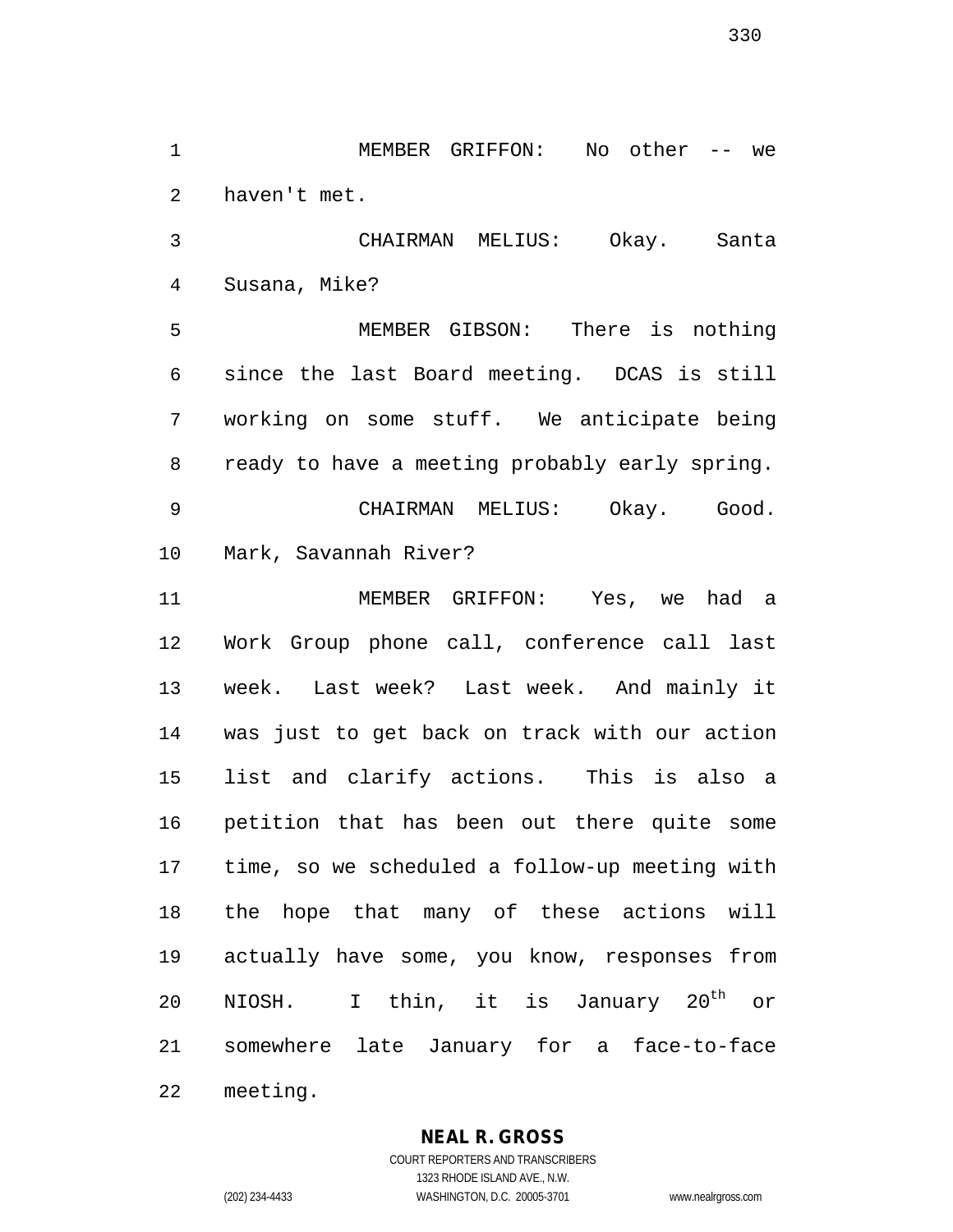MEMBER GRIFFON: No other -- we haven't met.

CHAIRMAN MELIUS: Okay. Santa Susana, Mike?

MEMBER GIBSON: There is nothing since the last Board meeting. DCAS is still working on some stuff. We anticipate being ready to have a meeting probably early spring.

CHAIRMAN MELIUS: Okay. Good. Mark, Savannah River?

MEMBER GRIFFON: Yes, we had a Work Group phone call, conference call last week. Last week? Last week. And mainly it was just to get back on track with our action list and clarify actions. This is also a petition that has been out there quite some time, so we scheduled a follow-up meeting with the hope that many of these actions will actually have some, you know, responses from NIOSH. I thin, it is January 20th or somewhere late January for a face-to-face meeting.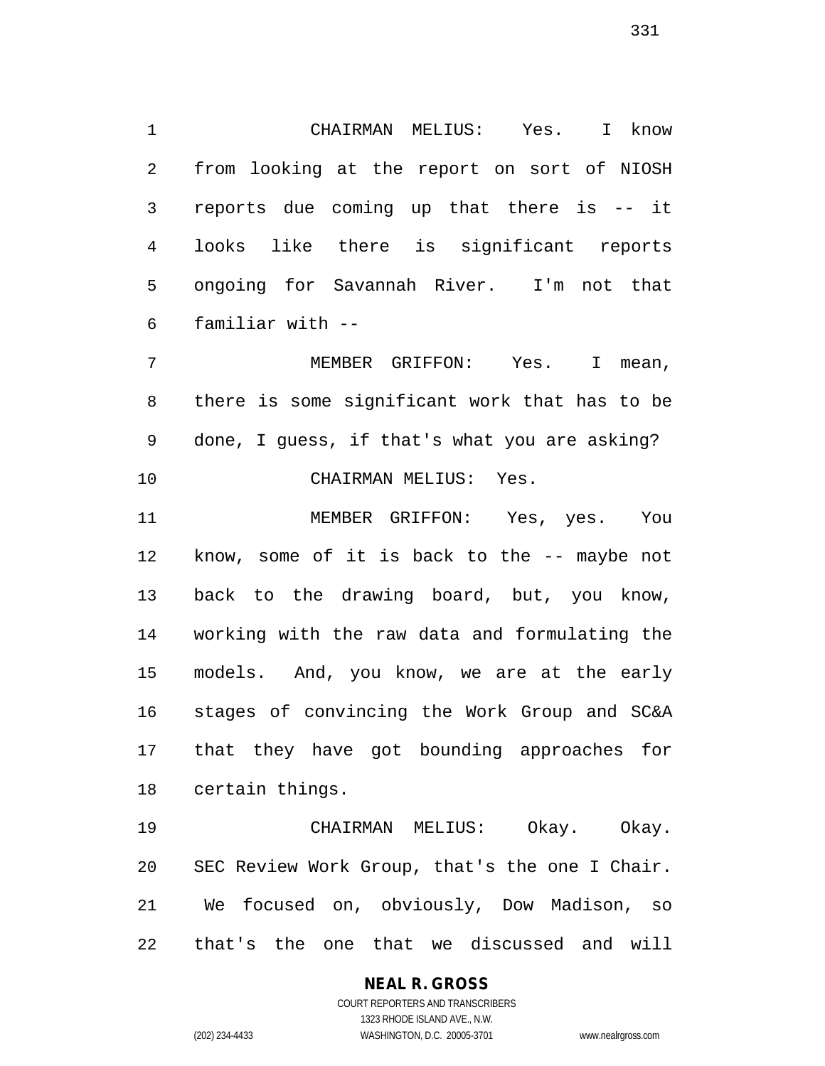CHAIRMAN MELIUS: Yes. I know from looking at the report on sort of NIOSH reports due coming up that there is -- it looks like there is significant reports ongoing for Savannah River. I'm not that familiar with --

MEMBER GRIFFON: Yes. I mean, there is some significant work that has to be done, I guess, if that's what you are asking?

CHAIRMAN MELIUS: Yes.

MEMBER GRIFFON: Yes, yes. You know, some of it is back to the -- maybe not back to the drawing board, but, you know, working with the raw data and formulating the models. And, you know, we are at the early stages of convincing the Work Group and SC&A that they have got bounding approaches for certain things.

CHAIRMAN MELIUS: Okay. Okay. SEC Review Work Group, that's the one I Chair. We focused on, obviously, Dow Madison, so that's the one that we discussed and will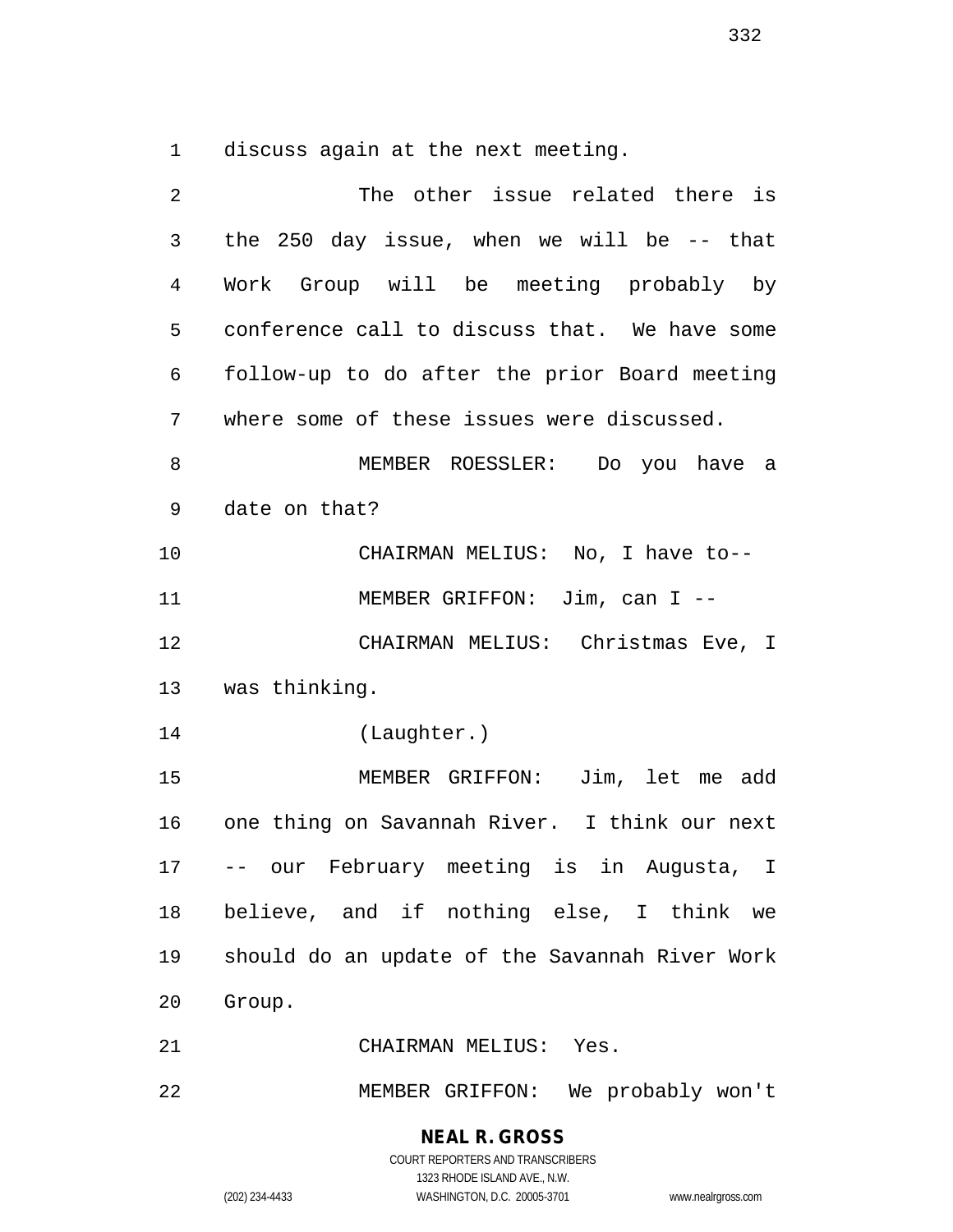discuss again at the next meeting.

The other issue related there is the 250 day issue, when we will be -- that Work Group will be meeting probably by conference call to discuss that. We have some follow-up to do after the prior Board meeting where some of these issues were discussed.

MEMBER ROESSLER: Do you have a date on that?

CHAIRMAN MELIUS: No, I have to--

MEMBER GRIFFON: Jim, can I --

CHAIRMAN MELIUS: Christmas Eve, I was thinking.

(Laughter.)

MEMBER GRIFFON: Jim, let me add one thing on Savannah River. I think our next -- our February meeting is in Augusta, I believe, and if nothing else, I think we should do an update of the Savannah River Work Group.

CHAIRMAN MELIUS: Yes.

MEMBER GRIFFON: We probably won't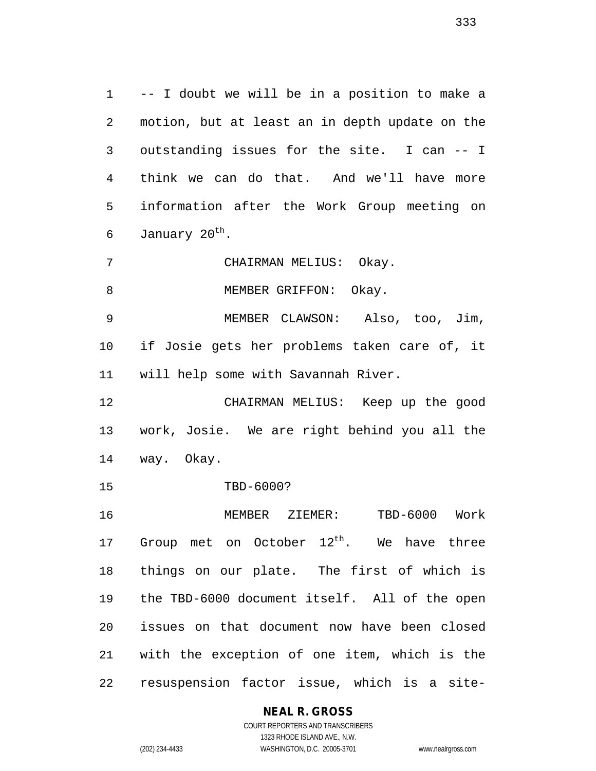-- I doubt we will be in a position to make a motion, but at least an in depth update on the outstanding issues for the site. I can -- I think we can do that. And we'll have more information after the Work Group meeting on January 20th.

CHAIRMAN MELIUS: Okay.

MEMBER GRIFFON: Okay.

MEMBER CLAWSON: Also, too, Jim, if Josie gets her problems taken care of, it will help some with Savannah River.

CHAIRMAN MELIUS: Keep up the good work, Josie. We are right behind you all the way. Okay.

TBD-6000?

MEMBER ZIEMER: TBD-6000 Work Group met on October 12th. We have three things on our plate. The first of which is the TBD-6000 document itself. All of the open issues on that document now have been closed with the exception of one item, which is the resuspension factor issue, which is a site-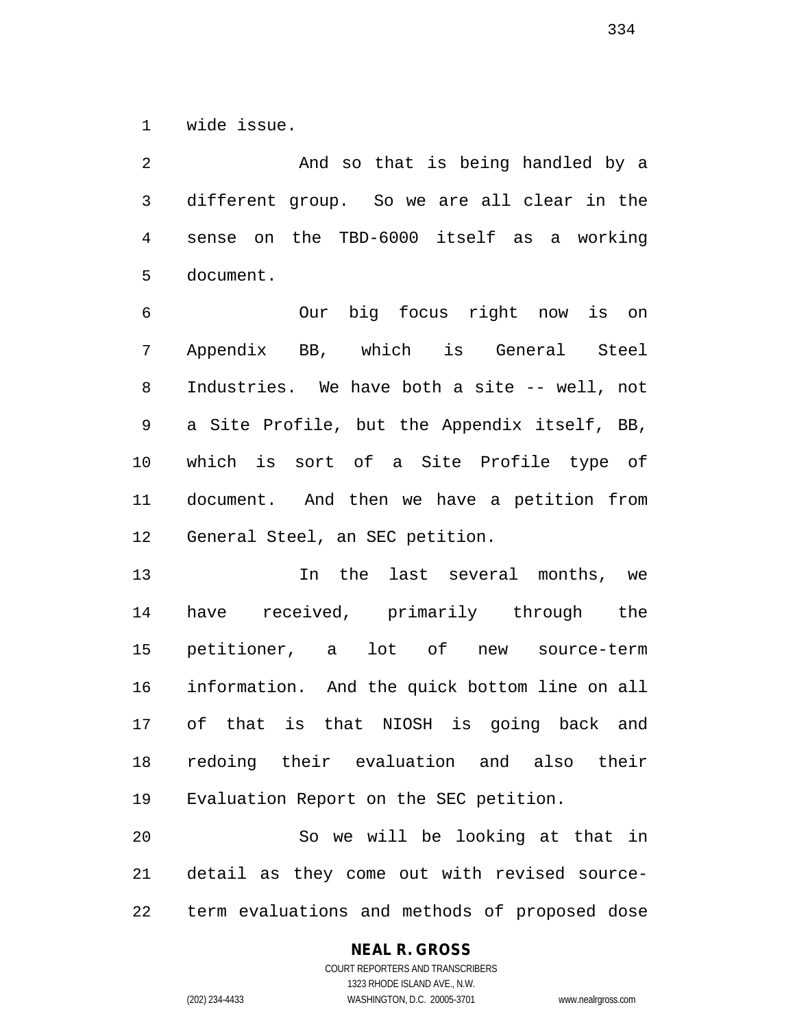wide issue.

And so that is being handled by a different group. So we are all clear in the sense on the TBD-6000 itself as a working document.

Our big focus right now is on Appendix BB, which is General Steel Industries. We have both a site -- well, not a Site Profile, but the Appendix itself, BB, which is sort of a Site Profile type of document. And then we have a petition from General Steel, an SEC petition.

In the last several months, we have received, primarily through the petitioner, a lot of new source-term information. And the quick bottom line on all of that is that NIOSH is going back and redoing their evaluation and also their Evaluation Report on the SEC petition.

So we will be looking at that in detail as they come out with revised source-term evaluations and methods of proposed dose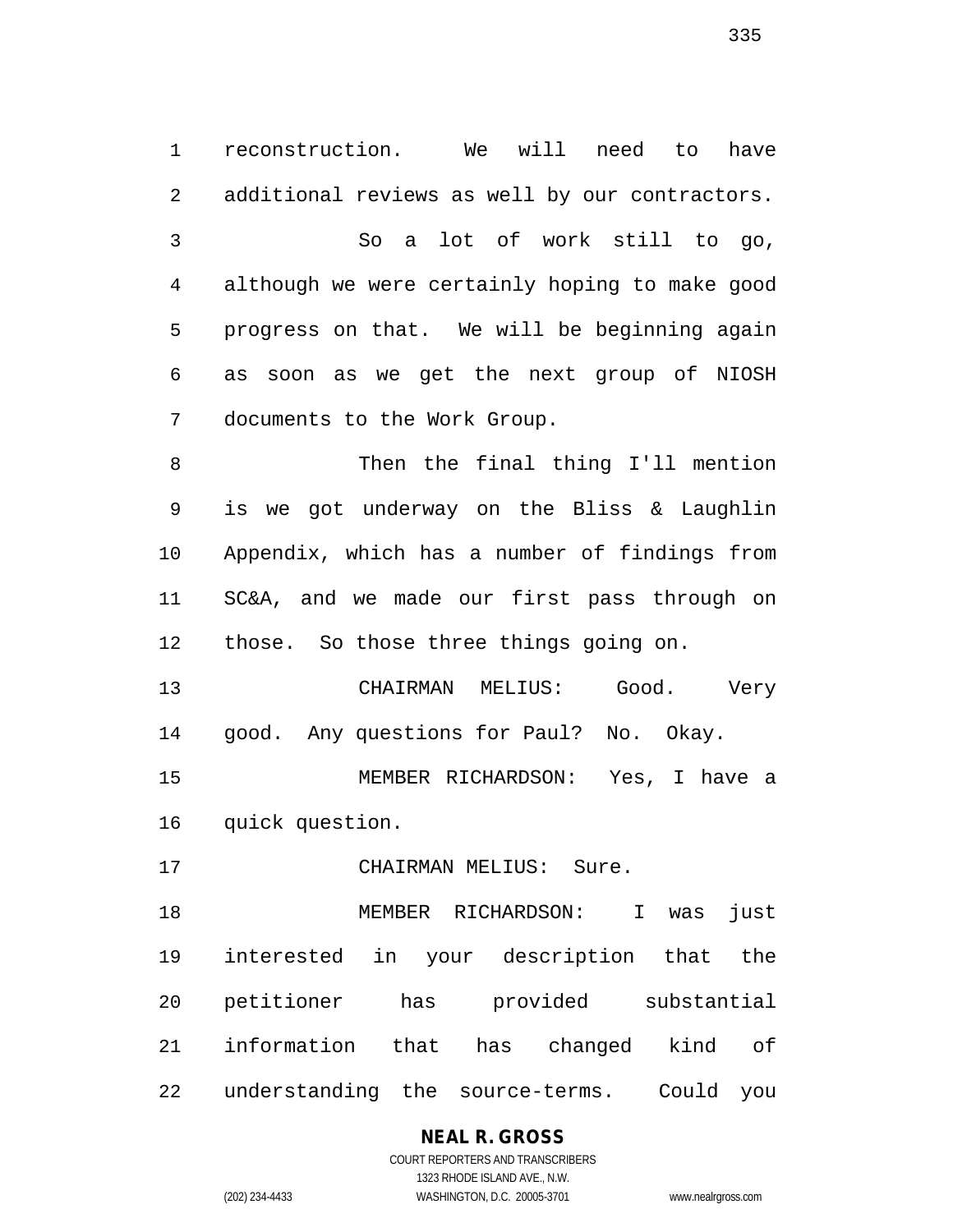reconstruction. We will need to have additional reviews as well by our contractors.

So a lot of work still to go, although we were certainly hoping to make good progress on that. We will be beginning again as soon as we get the next group of NIOSH documents to the Work Group.

Then the final thing I'll mention is we got underway on the Bliss & Laughlin Appendix, which has a number of findings from SC&A, and we made our first pass through on those. So those three things going on.

CHAIRMAN MELIUS: Good. Very good. Any questions for Paul? No. Okay.

MEMBER RICHARDSON: Yes, I have a quick question.

CHAIRMAN MELIUS: Sure.

MEMBER RICHARDSON: I was just interested in your description that the petitioner has provided substantial information that has changed kind of understanding the source-terms. Could you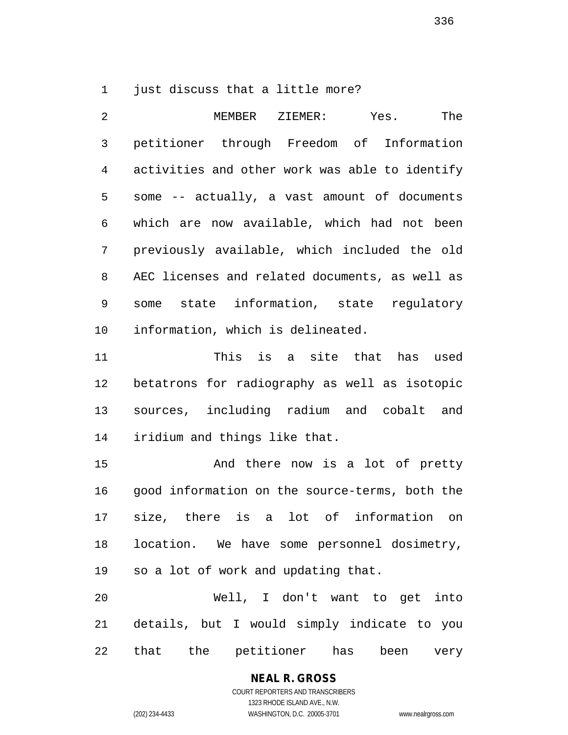just discuss that a little more?

MEMBER ZIEMER: Yes. The petitioner through Freedom of Information activities and other work was able to identify some -- actually, a vast amount of documents which are now available, which had not been previously available, which included the old AEC licenses and related documents, as well as some state information, state regulatory information, which is delineated.

This is a site that has used betatrons for radiography as well as isotopic sources, including radium and cobalt and iridium and things like that.

And there now is a lot of pretty good information on the source-terms, both the size, there is a lot of information on location. We have some personnel dosimetry, so a lot of work and updating that.

Well, I don't want to get into details, but I would simply indicate to you that the petitioner has been very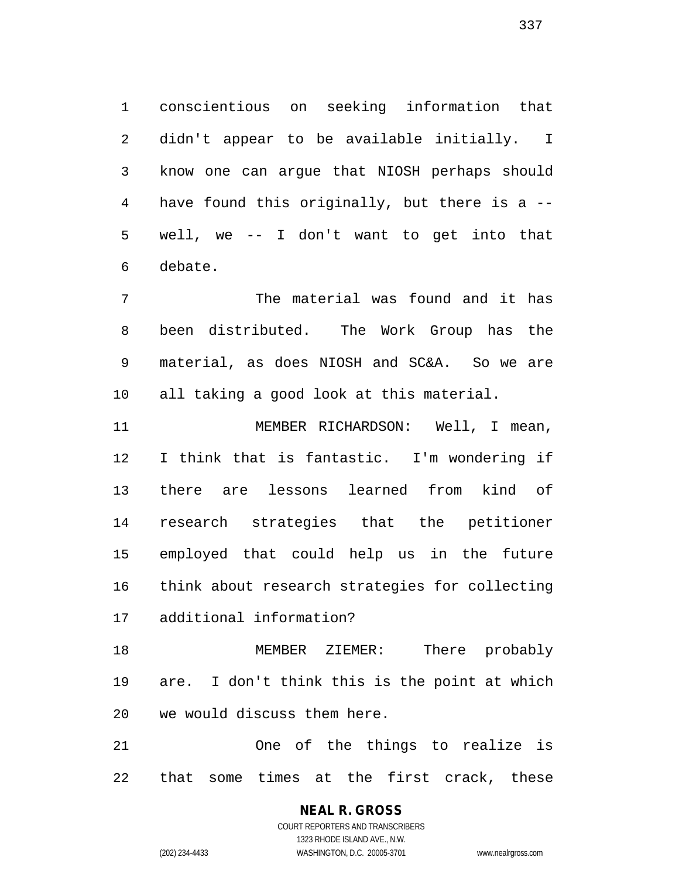conscientious on seeking information that didn't appear to be available initially. I know one can argue that NIOSH perhaps should have found this originally, but there is a -- well, we -- I don't want to get into that debate.

The material was found and it has been distributed. The Work Group has the material, as does NIOSH and SC&A. So we are all taking a good look at this material.

MEMBER RICHARDSON: Well, I mean, I think that is fantastic. I'm wondering if there are lessons learned from kind of research strategies that the petitioner employed that could help us in the future think about research strategies for collecting additional information?

MEMBER ZIEMER: There probably are. I don't think this is the point at which we would discuss them here.

One of the things to realize is that some times at the first crack, these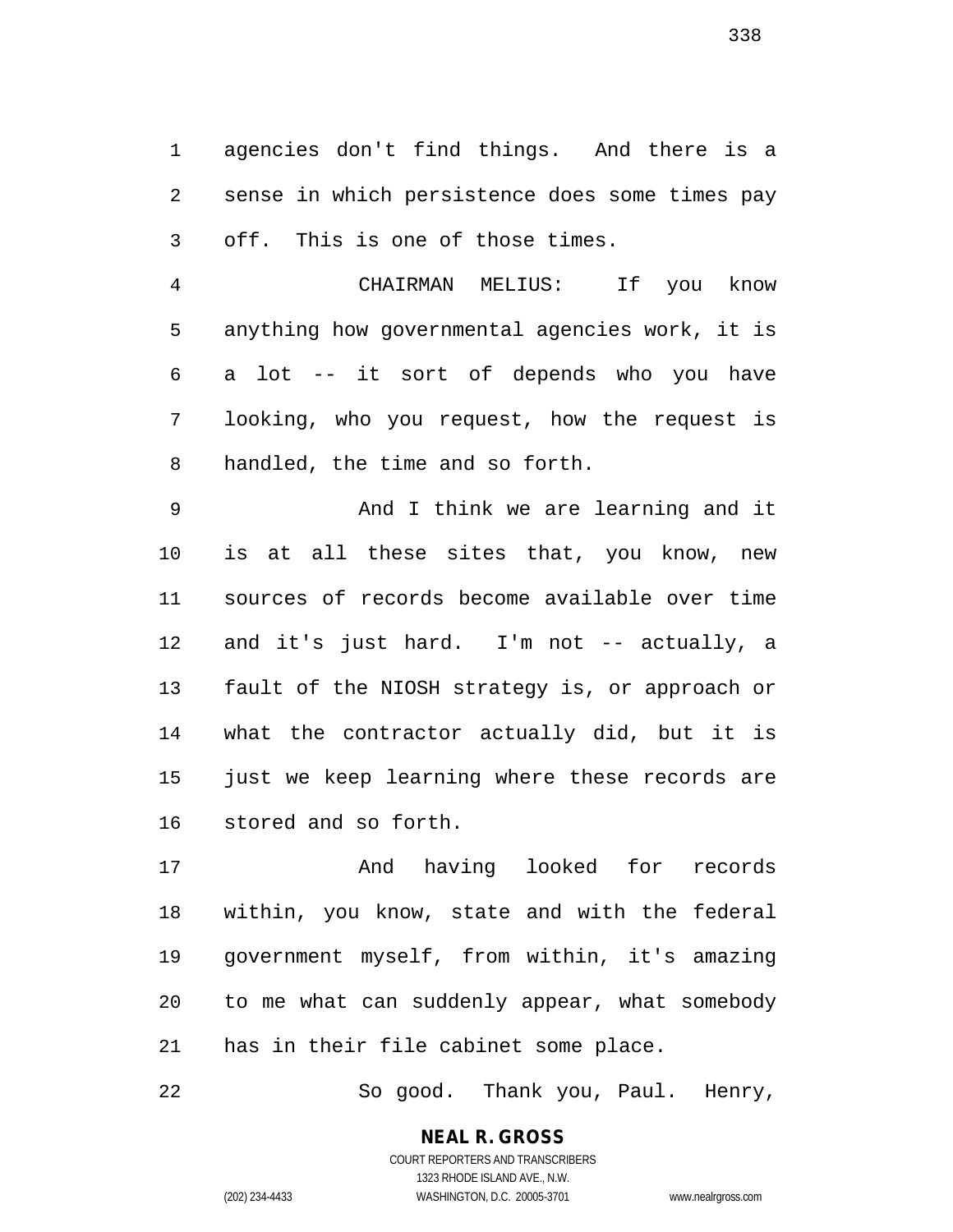agencies don't find things. And there is a sense in which persistence does some times pay off. This is one of those times.

CHAIRMAN MELIUS: If you know anything how governmental agencies work, it is a lot -- it sort of depends who you have looking, who you request, how the request is handled, the time and so forth.

And I think we are learning and it is at all these sites that, you know, new sources of records become available over time and it's just hard. I'm not -- actually, a fault of the NIOSH strategy is, or approach or what the contractor actually did, but it is just we keep learning where these records are stored and so forth.

And having looked for records within, you know, state and with the federal government myself, from within, it's amazing to me what can suddenly appear, what somebody has in their file cabinet some place.

So good. Thank you, Paul. Henry,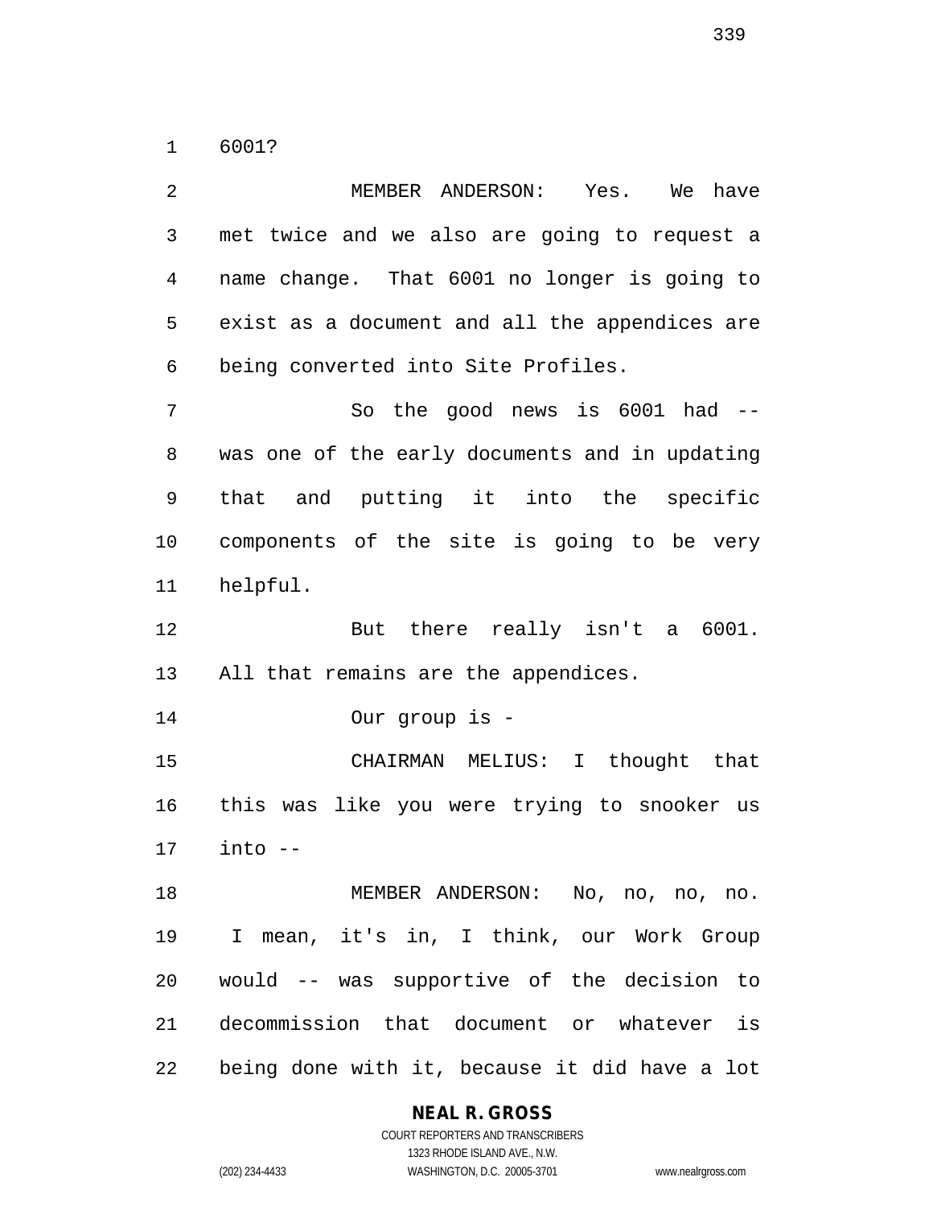6001?

MEMBER ANDERSON: Yes. We have met twice and we also are going to request a name change. That 6001 no longer is going to exist as a document and all the appendices are being converted into Site Profiles.

So the good news is 6001 had -- was one of the early documents and in updating that and putting it into the specific components of the site is going to be very helpful.

But there really isn't a 6001. All that remains are the appendices.

Our group is -

CHAIRMAN MELIUS: I thought that this was like you were trying to snooker us into --

MEMBER ANDERSON: No, no, no, no. I mean, it's in, I think, our Work Group would -- was supportive of the decision to decommission that document or whatever is being done with it, because it did have a lot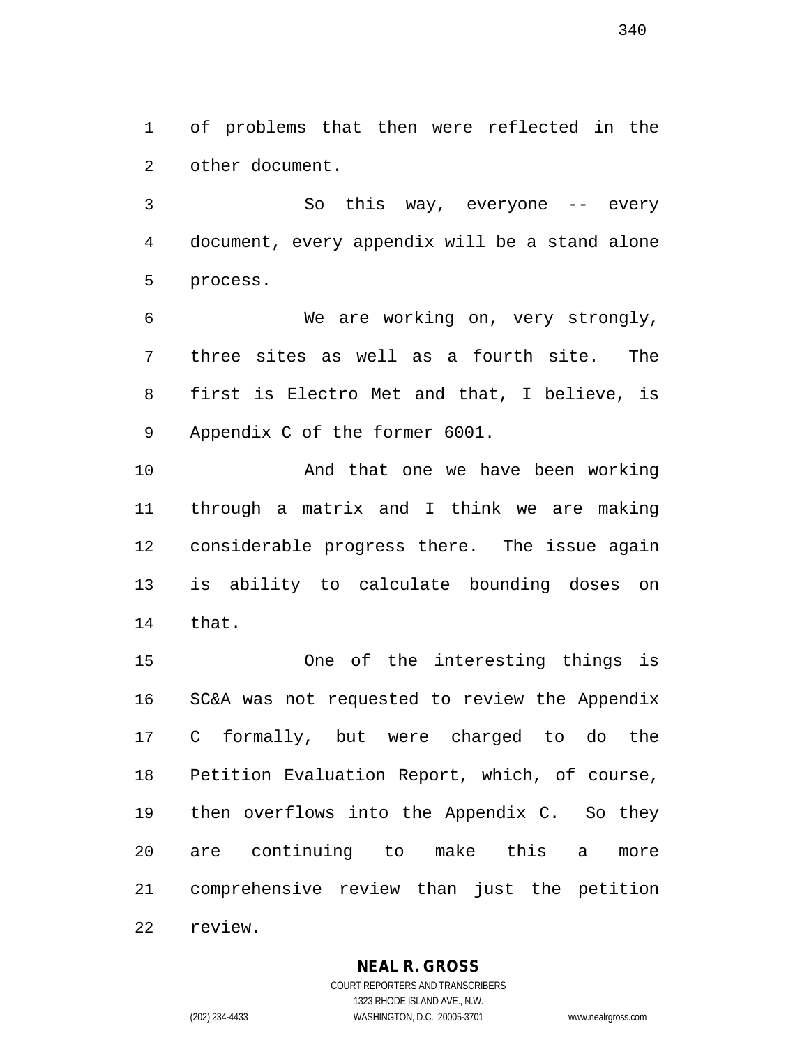of problems that then were reflected in the other document.

So this way, everyone -- every document, every appendix will be a stand alone process.

We are working on, very strongly, three sites as well as a fourth site. The first is Electro Met and that, I believe, is Appendix C of the former 6001.

And that one we have been working through a matrix and I think we are making considerable progress there. The issue again is ability to calculate bounding doses on that.

One of the interesting things is SC&A was not requested to review the Appendix C formally, but were charged to do the Petition Evaluation Report, which, of course, then overflows into the Appendix C. So they are continuing to make this a more comprehensive review than just the petition review.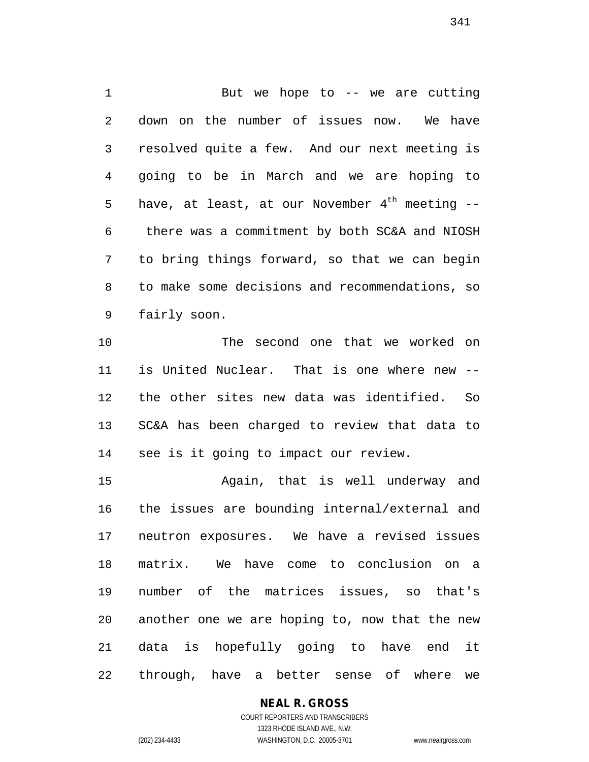But we hope to -- we are cutting down on the number of issues now. We have resolved quite a few. And our next meeting is going to be in March and we are hoping to have, at least, at our November 4th meeting -- there was a commitment by both SC&A and NIOSH to bring things forward, so that we can begin to make some decisions and recommendations, so fairly soon.

The second one that we worked on is United Nuclear. That is one where new -- the other sites new data was identified. So SC&A has been charged to review that data to see is it going to impact our review.

Again, that is well underway and the issues are bounding internal/external and neutron exposures. We have a revised issues matrix. We have come to conclusion on a number of the matrices issues, so that's another one we are hoping to, now that the new data is hopefully going to have end it through, have a better sense of where we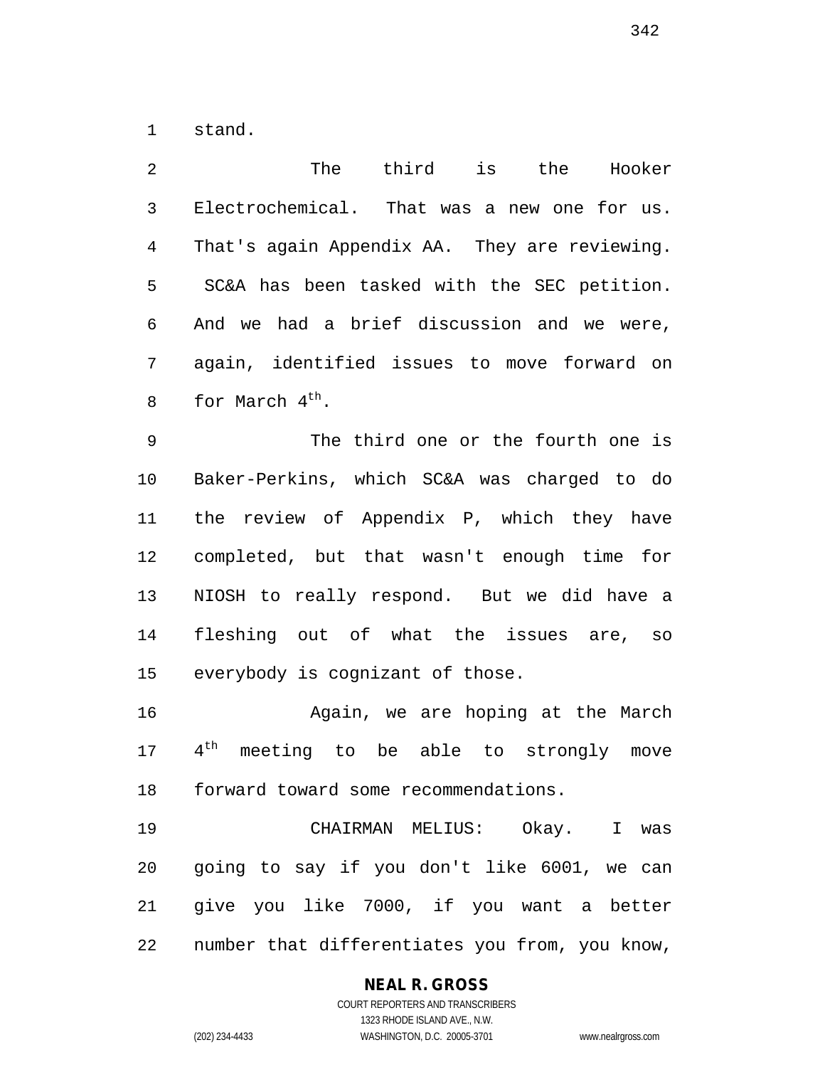stand.

The third is the Hooker Electrochemical. That was a new one for us. That's again Appendix AA. They are reviewing. SC&A has been tasked with the SEC petition. And we had a brief discussion and we were, again, identified issues to move forward on for March 4th.

The third one or the fourth one is Baker-Perkins, which SC&A was charged to do the review of Appendix P, which they have completed, but that wasn't enough time for NIOSH to really respond. But we did have a fleshing out of what the issues are, so everybody is cognizant of those.

Again, we are hoping at the March 4th meeting to be able to strongly move forward toward some recommendations.

CHAIRMAN MELIUS: Okay. I was going to say if you don't like 6001, we can give you like 7000, if you want a better number that differentiates you from, you know,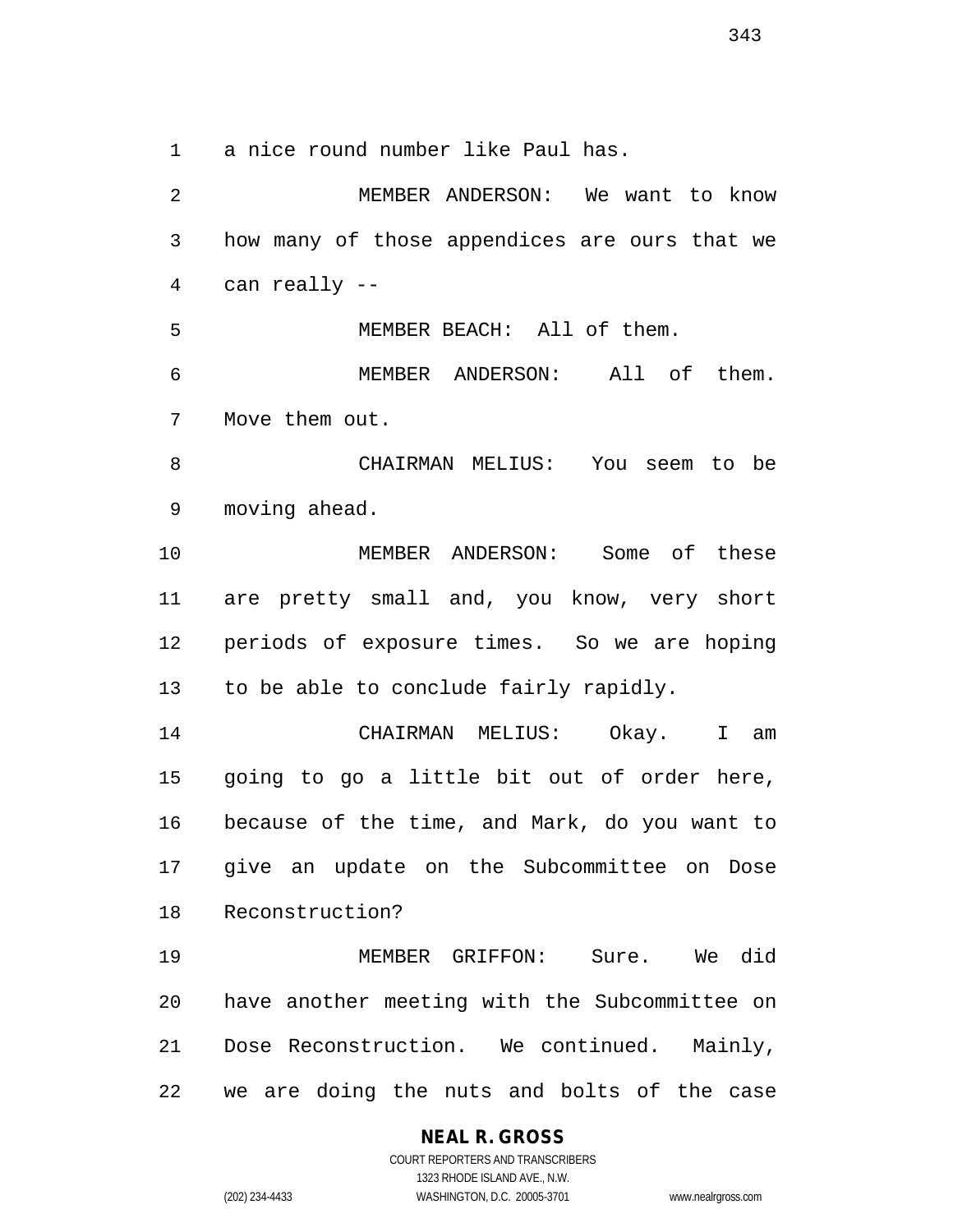a nice round number like Paul has.

MEMBER ANDERSON: We want to know how many of those appendices are ours that we can really --

MEMBER BEACH: All of them.

MEMBER ANDERSON: All of them. Move them out.

CHAIRMAN MELIUS: You seem to be moving ahead.

MEMBER ANDERSON: Some of these are pretty small and, you know, very short periods of exposure times. So we are hoping to be able to conclude fairly rapidly.

CHAIRMAN MELIUS: Okay. I am going to go a little bit out of order here, because of the time, and Mark, do you want to give an update on the Subcommittee on Dose Reconstruction?

MEMBER GRIFFON: Sure. We did have another meeting with the Subcommittee on Dose Reconstruction. We continued. Mainly, we are doing the nuts and bolts of the case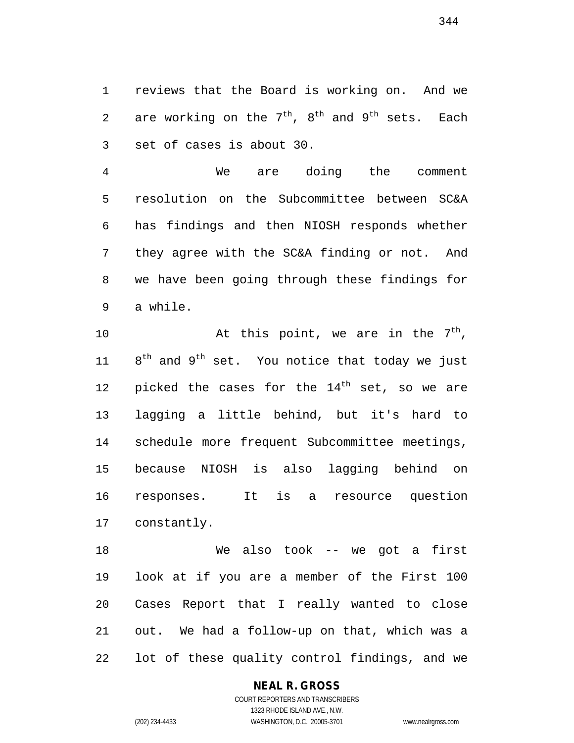reviews that the Board is working on. And we are working on the 7th, 8th and 9th sets. Each set of cases is about 30.

We are doing the comment resolution on the Subcommittee between SC&A has findings and then NIOSH responds whether they agree with the SC&A finding or not. And we have been going through these findings for a while.

At this point, we are in the 7th, 8th and 9th set. You notice that today we just picked the cases for the 14th set, so we are lagging a little behind, but it's hard to schedule more frequent Subcommittee meetings, because NIOSH is also lagging behind on responses. It is a resource question constantly.

We also took -- we got a first look at if you are a member of the First 100 Cases Report that I really wanted to close out. We had a follow-up on that, which was a lot of these quality control findings, and we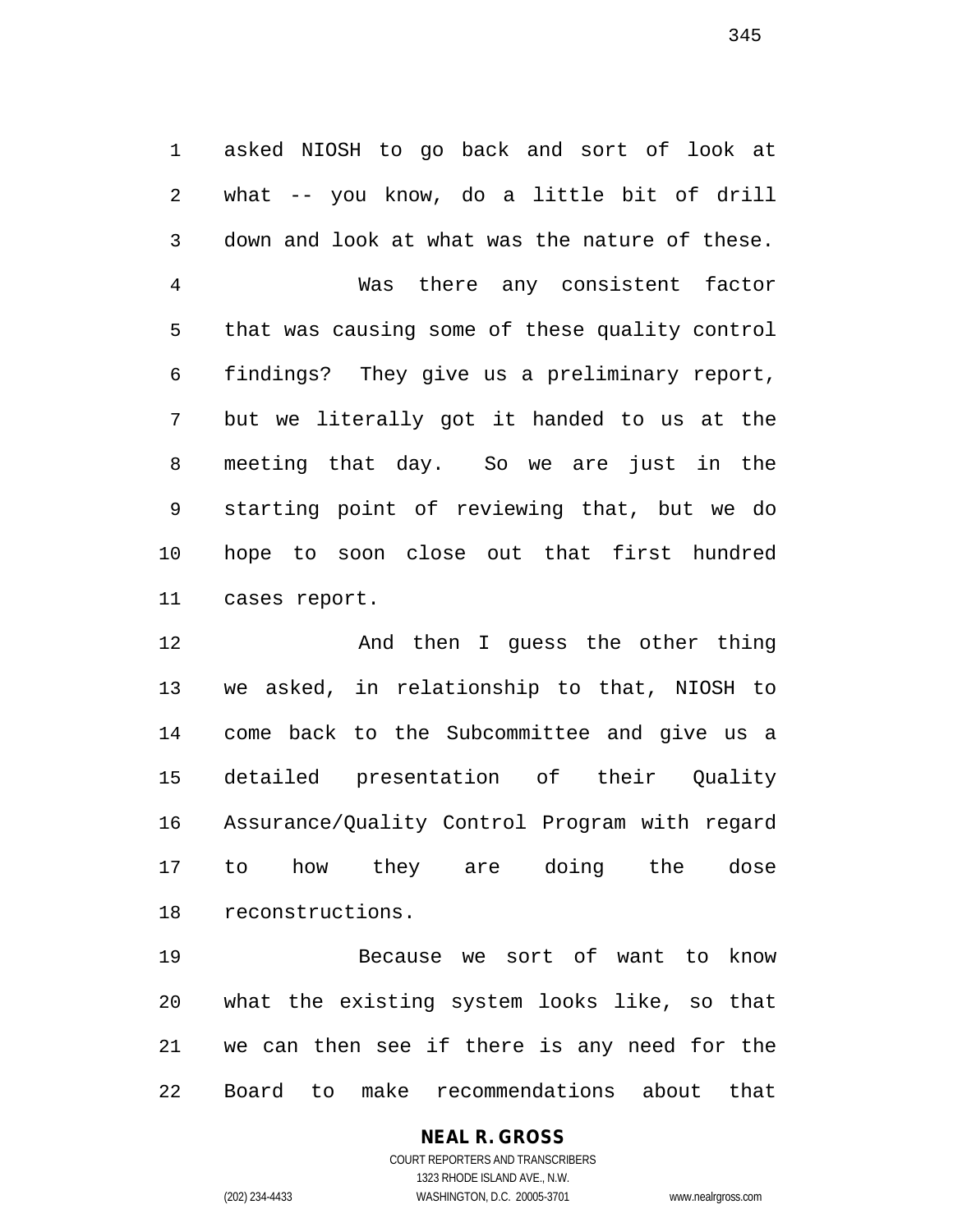asked NIOSH to go back and sort of look at what -- you know, do a little bit of drill down and look at what was the nature of these.

Was there any consistent factor that was causing some of these quality control findings? They give us a preliminary report, but we literally got it handed to us at the meeting that day. So we are just in the starting point of reviewing that, but we do hope to soon close out that first hundred cases report.

And then I guess the other thing we asked, in relationship to that, NIOSH to come back to the Subcommittee and give us a detailed presentation of their Quality Assurance/Quality Control Program with regard to how they are doing the dose reconstructions.

Because we sort of want to know what the existing system looks like, so that we can then see if there is any need for the Board to make recommendations about that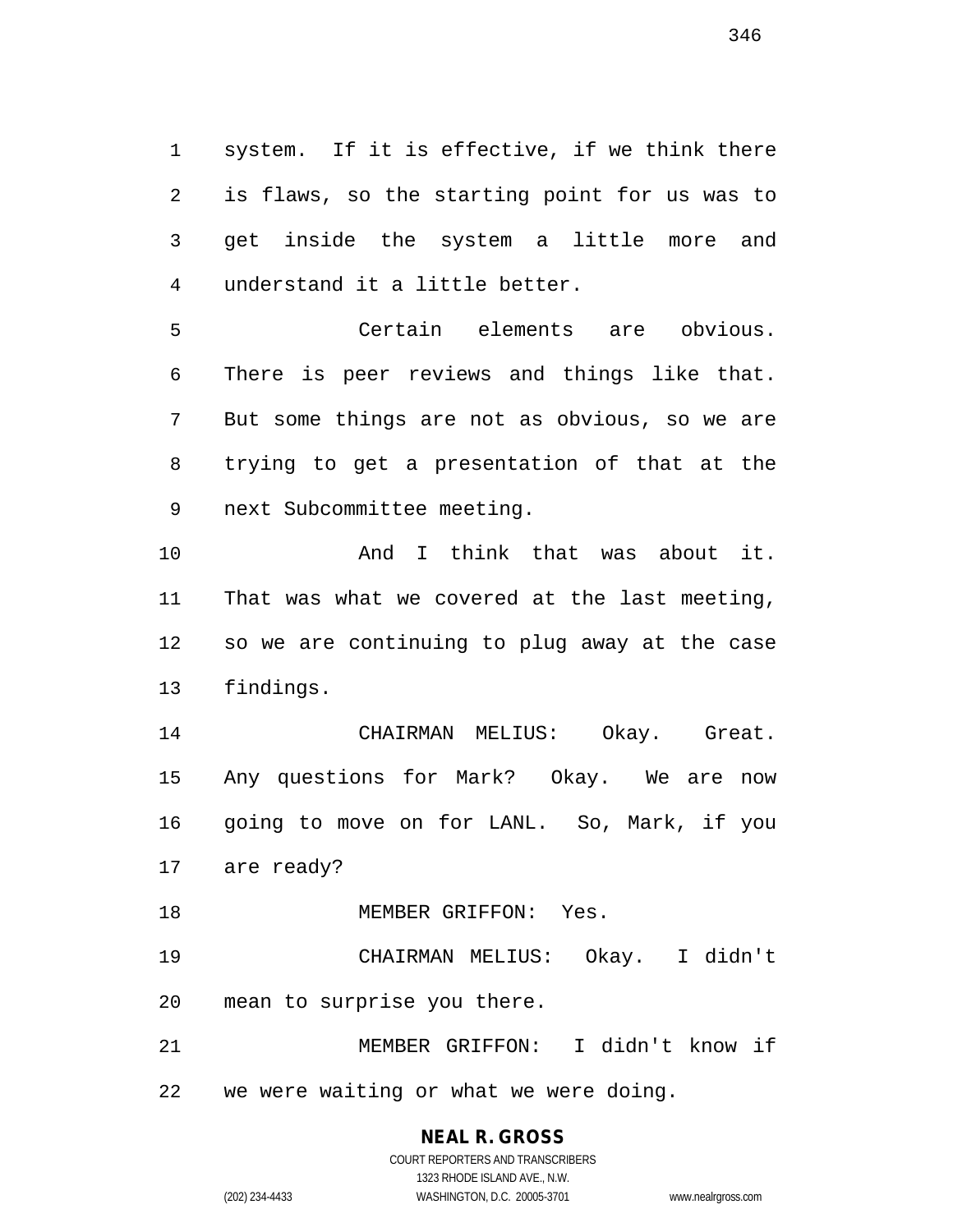system. If it is effective, if we think there is flaws, so the starting point for us was to get inside the system a little more and understand it a little better.

Certain elements are obvious. There is peer reviews and things like that. But some things are not as obvious, so we are trying to get a presentation of that at the next Subcommittee meeting.

And I think that was about it. That was what we covered at the last meeting, so we are continuing to plug away at the case findings.

CHAIRMAN MELIUS: Okay. Great. Any questions for Mark? Okay. We are now going to move on for LANL. So, Mark, if you are ready?

MEMBER GRIFFON: Yes.

CHAIRMAN MELIUS: Okay. I didn't mean to surprise you there.

MEMBER GRIFFON: I didn't know if we were waiting or what we were doing.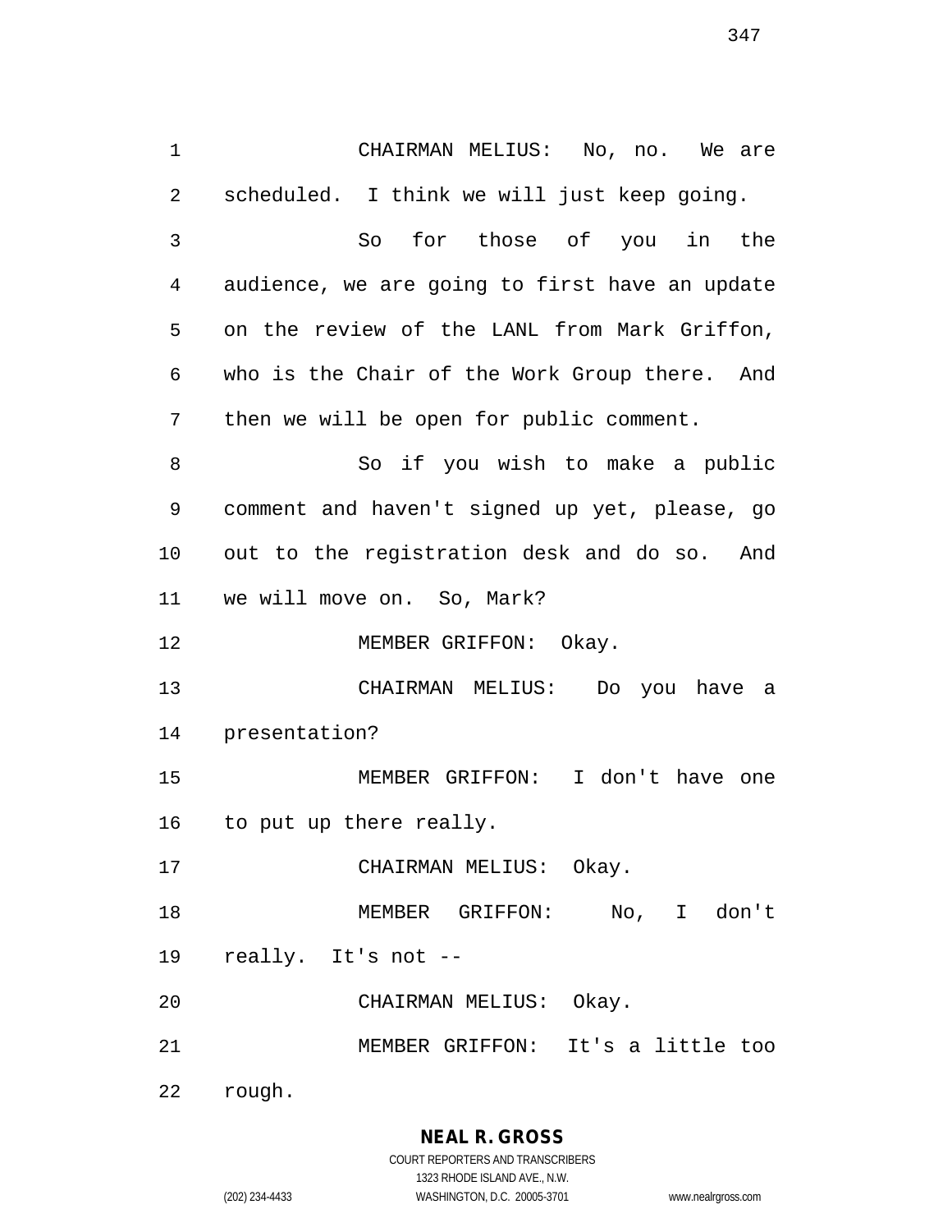CHAIRMAN MELIUS: No, no. We are scheduled. I think we will just keep going.

So for those of you in the audience, we are going to first have an update on the review of the LANL from Mark Griffon, who is the Chair of the Work Group there. And then we will be open for public comment.

So if you wish to make a public comment and haven't signed up yet, please, go out to the registration desk and do so. And we will move on. So, Mark?

MEMBER GRIFFON: Okay.

CHAIRMAN MELIUS: Do you have a presentation?

MEMBER GRIFFON: I don't have one to put up there really.

CHAIRMAN MELIUS: Okay.

MEMBER GRIFFON: No, I don't really. It's not --

CHAIRMAN MELIUS: Okay.

MEMBER GRIFFON: It's a little too rough.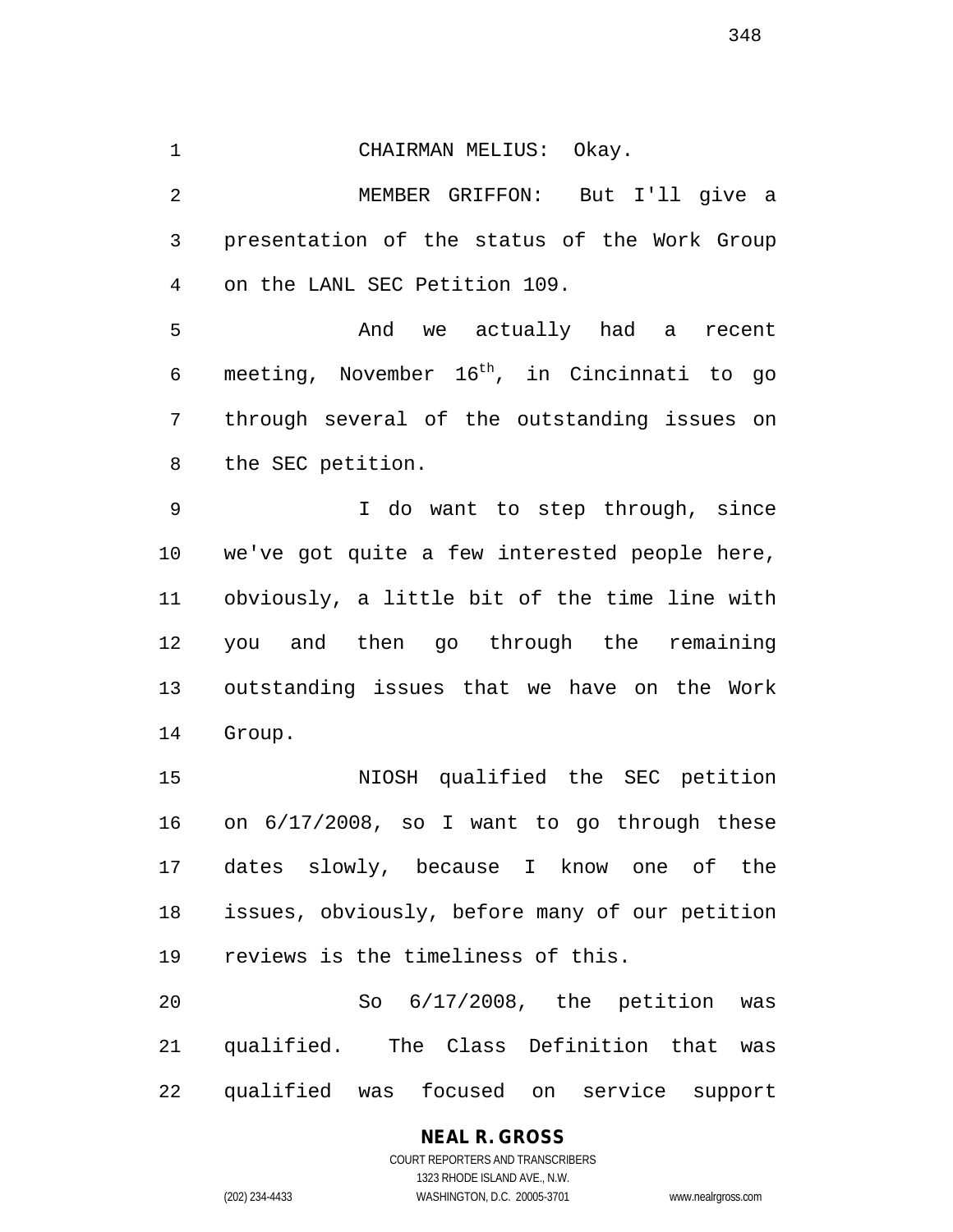CHAIRMAN MELIUS: Okay.

MEMBER GRIFFON: But I'll give a presentation of the status of the Work Group on the LANL SEC Petition 109.

And we actually had a recent meeting, November 16th, in Cincinnati to go through several of the outstanding issues on the SEC petition.

I do want to step through, since we've got quite a few interested people here, obviously, a little bit of the time line with you and then go through the remaining outstanding issues that we have on the Work Group.

NIOSH qualified the SEC petition on 6/17/2008, so I want to go through these dates slowly, because I know one of the issues, obviously, before many of our petition reviews is the timeliness of this.

So 6/17/2008, the petition was qualified. The Class Definition that was qualified was focused on service support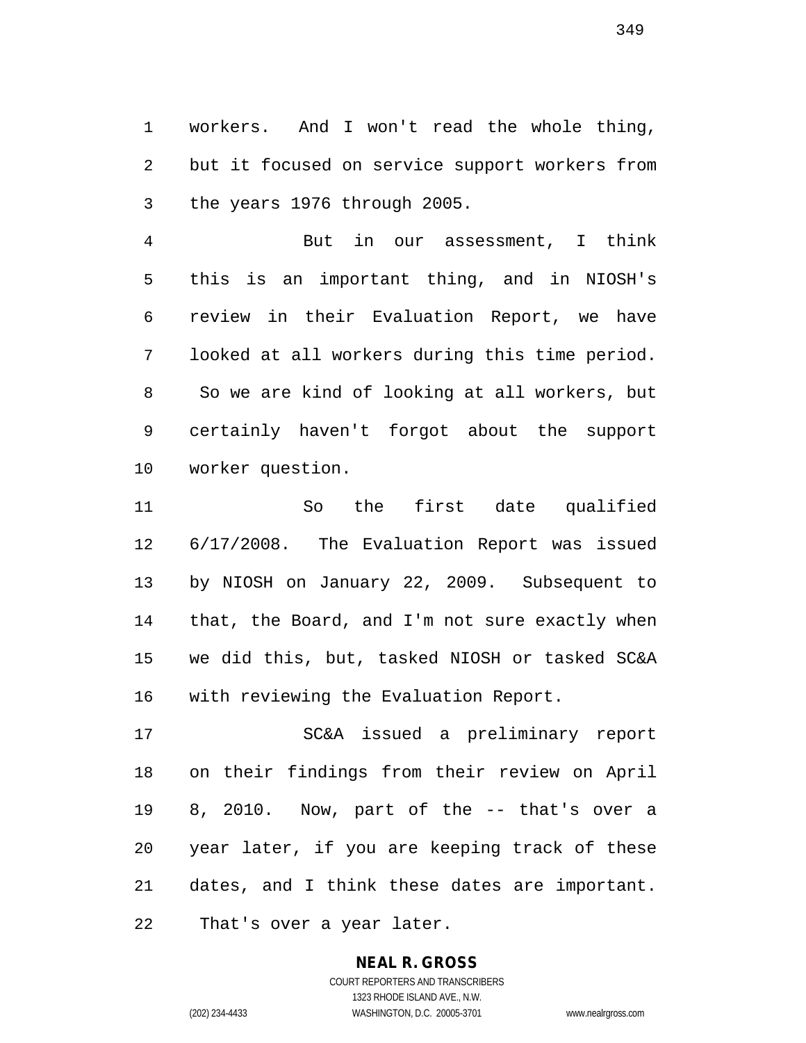workers. And I won't read the whole thing, but it focused on service support workers from the years 1976 through 2005.

But in our assessment, I think this is an important thing, and in NIOSH's review in their Evaluation Report, we have looked at all workers during this time period. So we are kind of looking at all workers, but certainly haven't forgot about the support worker question.

So the first date qualified 6/17/2008. The Evaluation Report was issued by NIOSH on January 22, 2009. Subsequent to that, the Board, and I'm not sure exactly when we did this, but, tasked NIOSH or tasked SC&A with reviewing the Evaluation Report.

SC&A issued a preliminary report on their findings from their review on April 8, 2010. Now, part of the -- that's over a year later, if you are keeping track of these dates, and I think these dates are important. That's over a year later.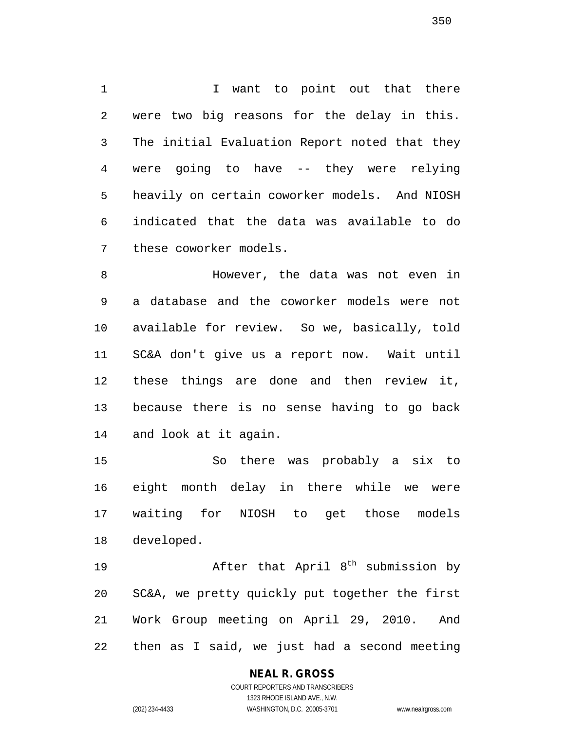I want to point out that there were two big reasons for the delay in this. The initial Evaluation Report noted that they were going to have -- they were relying heavily on certain coworker models. And NIOSH indicated that the data was available to do these coworker models.

However, the data was not even in a database and the coworker models were not available for review. So we, basically, told SC&A don't give us a report now. Wait until these things are done and then review it, because there is no sense having to go back and look at it again.

So there was probably a six to eight month delay in there while we were waiting for NIOSH to get those models developed.

After that April 8th submission by SC&A, we pretty quickly put together the first Work Group meeting on April 29, 2010. And then as I said, we just had a second meeting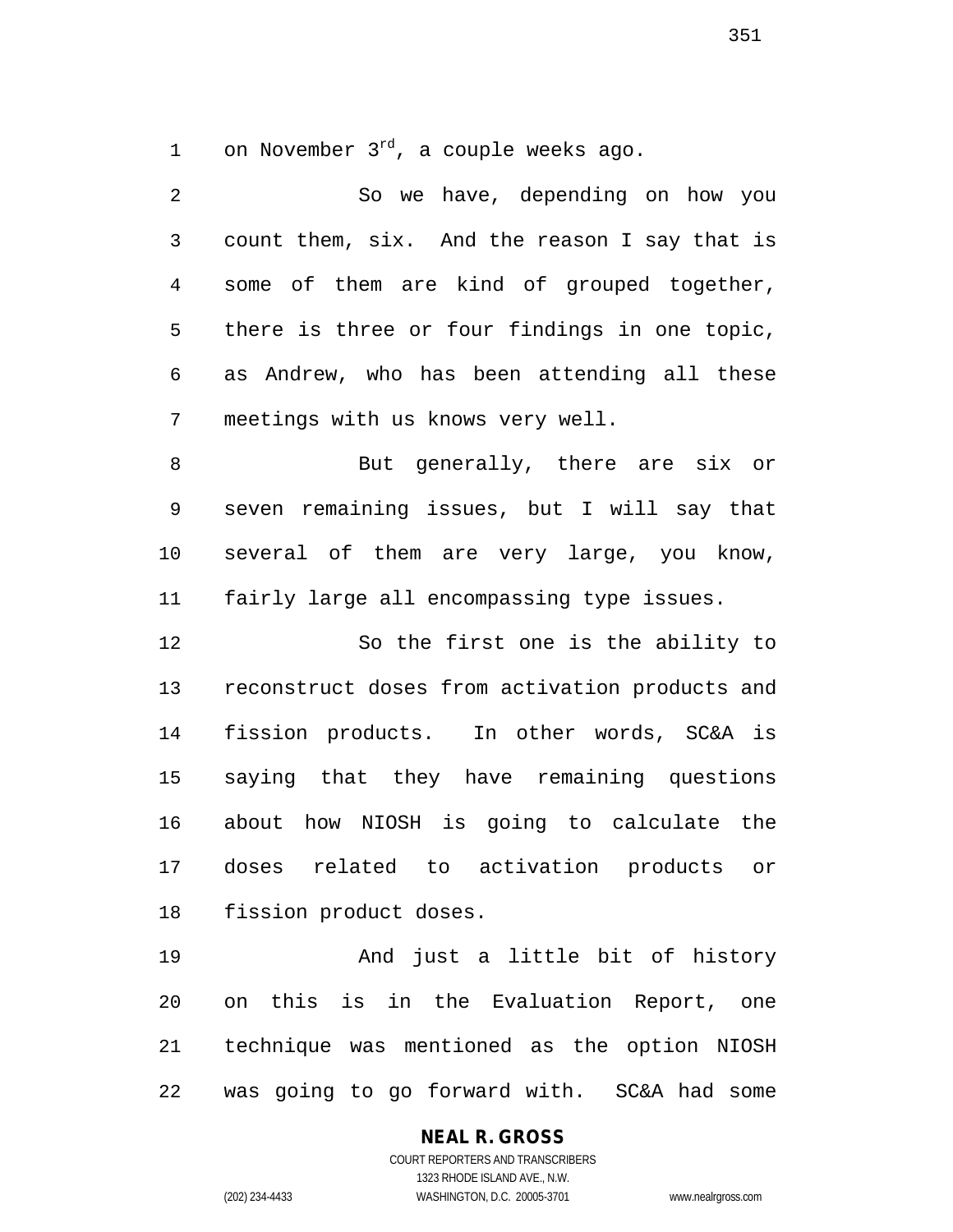on November 3rd, a couple weeks ago.

So we have, depending on how you count them, six. And the reason I say that is some of them are kind of grouped together, there is three or four findings in one topic, as Andrew, who has been attending all these meetings with us knows very well.

But generally, there are six or seven remaining issues, but I will say that several of them are very large, you know, fairly large all encompassing type issues.

So the first one is the ability to reconstruct doses from activation products and fission products. In other words, SC&A is saying that they have remaining questions about how NIOSH is going to calculate the doses related to activation products or fission product doses.

And just a little bit of history on this is in the Evaluation Report, one technique was mentioned as the option NIOSH was going to go forward with. SC&A had some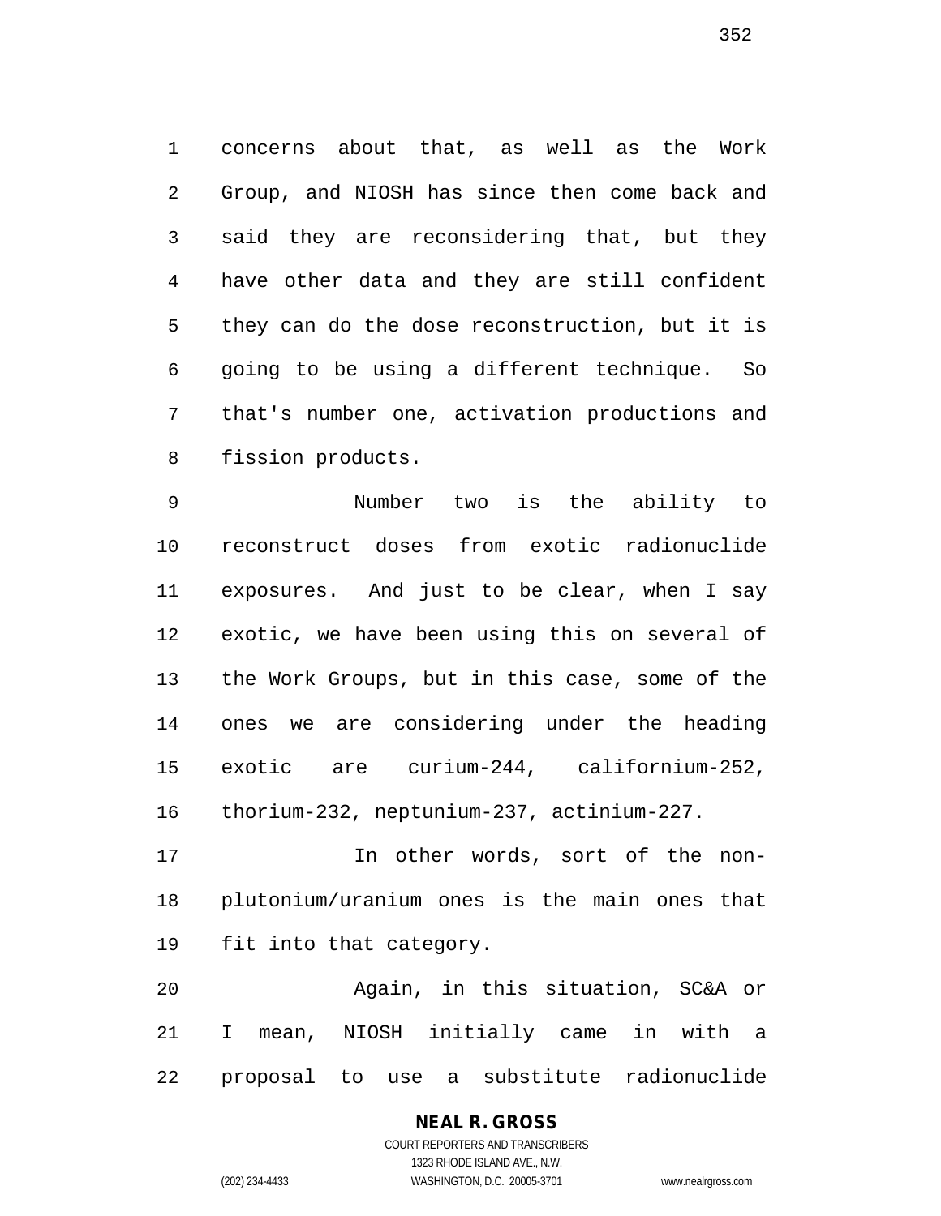concerns about that, as well as the Work Group, and NIOSH has since then come back and said they are reconsidering that, but they have other data and they are still confident they can do the dose reconstruction, but it is going to be using a different technique. So that's number one, activation productions and fission products.

Number two is the ability to reconstruct doses from exotic radionuclide exposures. And just to be clear, when I say exotic, we have been using this on several of the Work Groups, but in this case, some of the ones we are considering under the heading exotic are curium-244, californium-252, thorium-232, neptunium-237, actinium-227.

In other words, sort of the non-plutonium/uranium ones is the main ones that fit into that category.

Again, in this situation, SC&A or I mean, NIOSH initially came in with a proposal to use a substitute radionuclide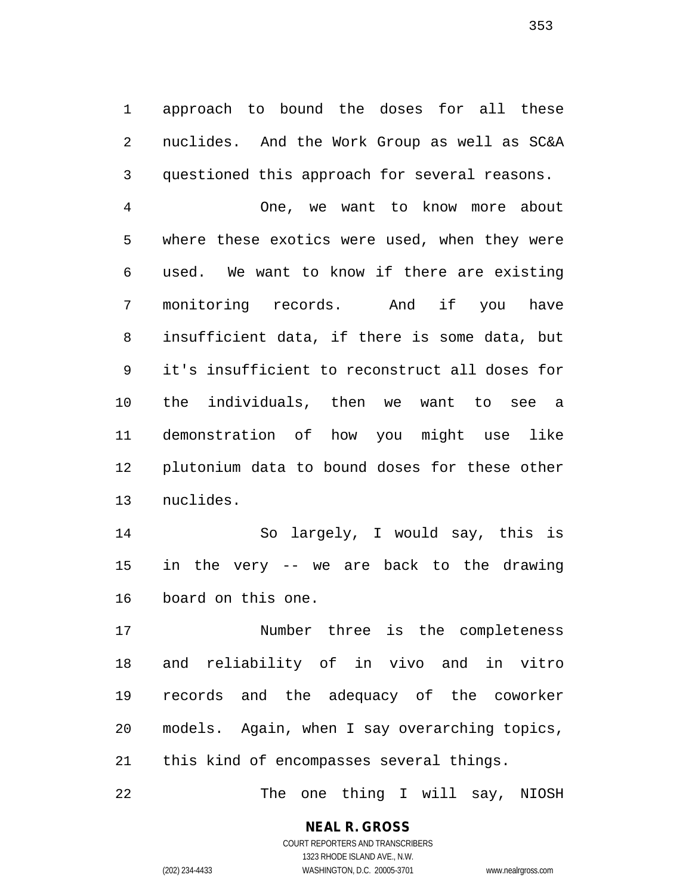approach to bound the doses for all these nuclides. And the Work Group as well as SC&A questioned this approach for several reasons.

One, we want to know more about where these exotics were used, when they were used. We want to know if there are existing monitoring records. And if you have insufficient data, if there is some data, but it's insufficient to reconstruct all doses for the individuals, then we want to see a demonstration of how you might use like plutonium data to bound doses for these other nuclides.

So largely, I would say, this is in the very -- we are back to the drawing board on this one.

Number three is the completeness and reliability of in vivo and in vitro records and the adequacy of the coworker models. Again, when I say overarching topics, this kind of encompasses several things.

The one thing I will say, NIOSH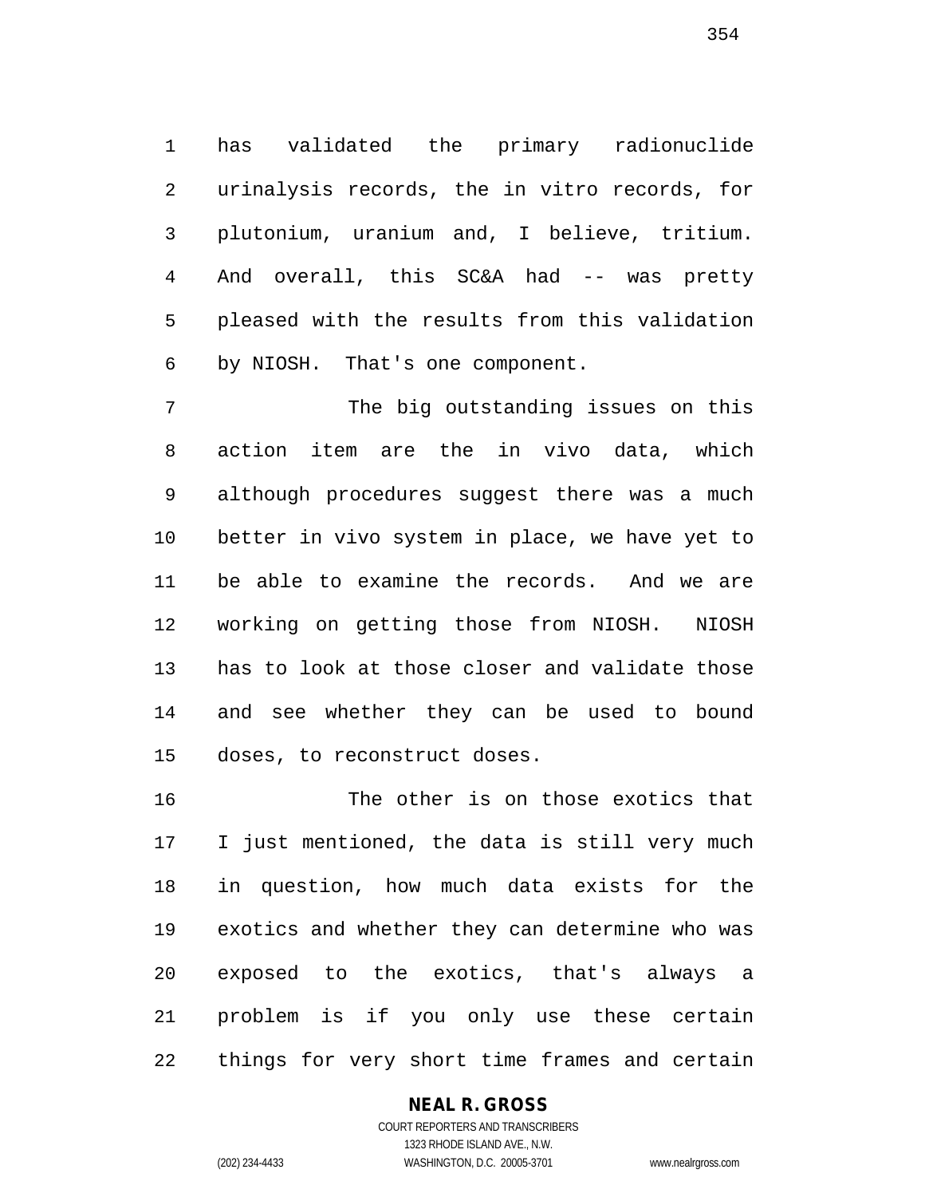has validated the primary radionuclide urinalysis records, the in vitro records, for plutonium, uranium and, I believe, tritium. And overall, this SC&A had -- was pretty pleased with the results from this validation by NIOSH. That's one component.

The big outstanding issues on this action item are the in vivo data, which although procedures suggest there was a much better in vivo system in place, we have yet to be able to examine the records. And we are working on getting those from NIOSH. NIOSH has to look at those closer and validate those and see whether they can be used to bound doses, to reconstruct doses.

The other is on those exotics that I just mentioned, the data is still very much in question, how much data exists for the exotics and whether they can determine who was exposed to the exotics, that's always a problem is if you only use these certain things for very short time frames and certain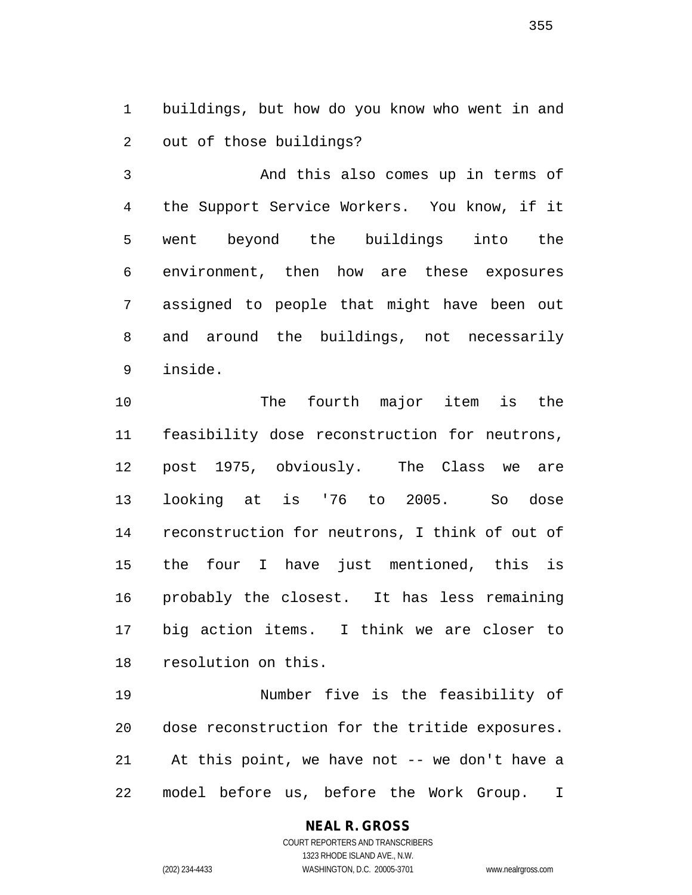buildings, but how do you know who went in and out of those buildings?

And this also comes up in terms of the Support Service Workers. You know, if it went beyond the buildings into the environment, then how are these exposures assigned to people that might have been out and around the buildings, not necessarily inside.

The fourth major item is the feasibility dose reconstruction for neutrons, post 1975, obviously. The Class we are looking at is '76 to 2005. So dose reconstruction for neutrons, I think of out of the four I have just mentioned, this is probably the closest. It has less remaining big action items. I think we are closer to resolution on this.

Number five is the feasibility of dose reconstruction for the tritide exposures. At this point, we have not -- we don't have a model before us, before the Work Group. I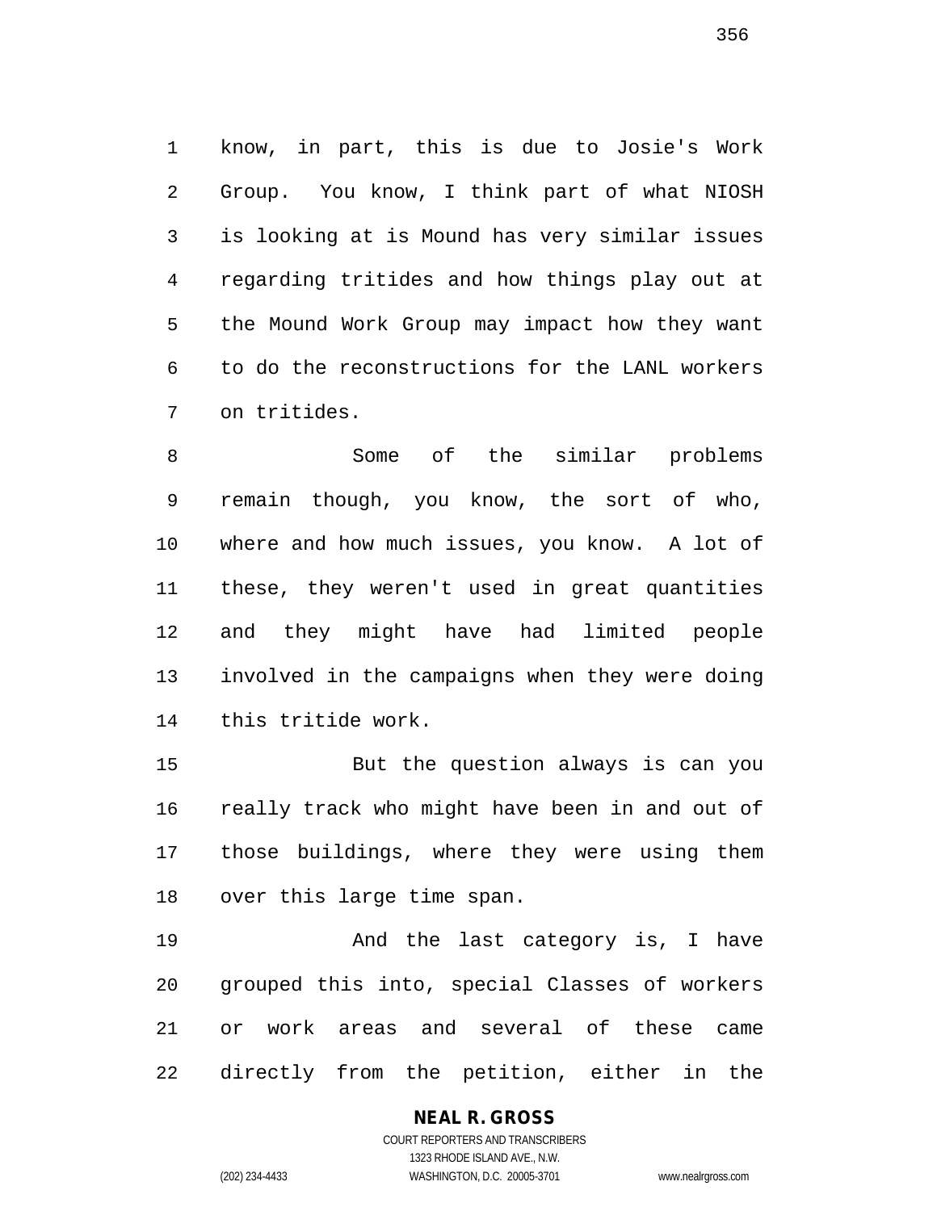know, in part, this is due to Josie's Work Group. You know, I think part of what NIOSH is looking at is Mound has very similar issues regarding tritides and how things play out at the Mound Work Group may impact how they want to do the reconstructions for the LANL workers on tritides.

Some of the similar problems remain though, you know, the sort of who, where and how much issues, you know. A lot of these, they weren't used in great quantities and they might have had limited people involved in the campaigns when they were doing this tritide work.

But the question always is can you really track who might have been in and out of those buildings, where they were using them over this large time span.

And the last category is, I have grouped this into, special Classes of workers or work areas and several of these came directly from the petition, either in the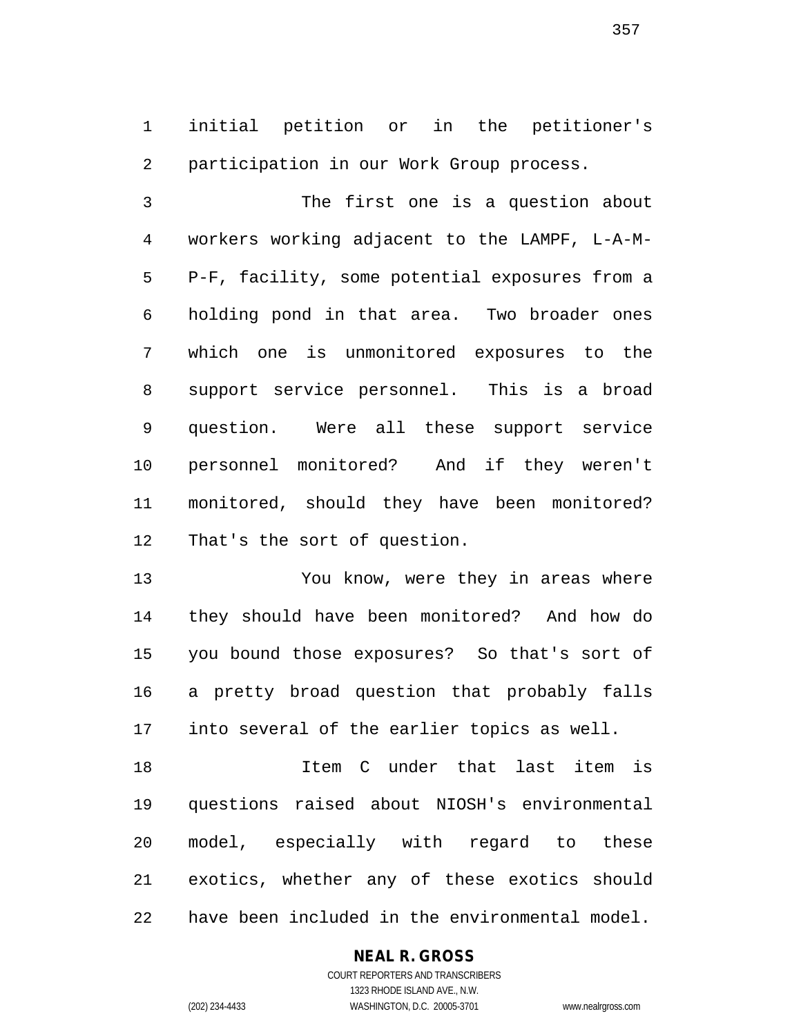initial petition or in the petitioner's participation in our Work Group process.

The first one is a question about workers working adjacent to the LAMPF, L-A-M-P-F, facility, some potential exposures from a holding pond in that area. Two broader ones which one is unmonitored exposures to the support service personnel. This is a broad question. Were all these support service personnel monitored? And if they weren't monitored, should they have been monitored? That's the sort of question.

You know, were they in areas where they should have been monitored? And how do you bound those exposures? So that's sort of a pretty broad question that probably falls into several of the earlier topics as well.

Item C under that last item is questions raised about NIOSH's environmental model, especially with regard to these exotics, whether any of these exotics should have been included in the environmental model.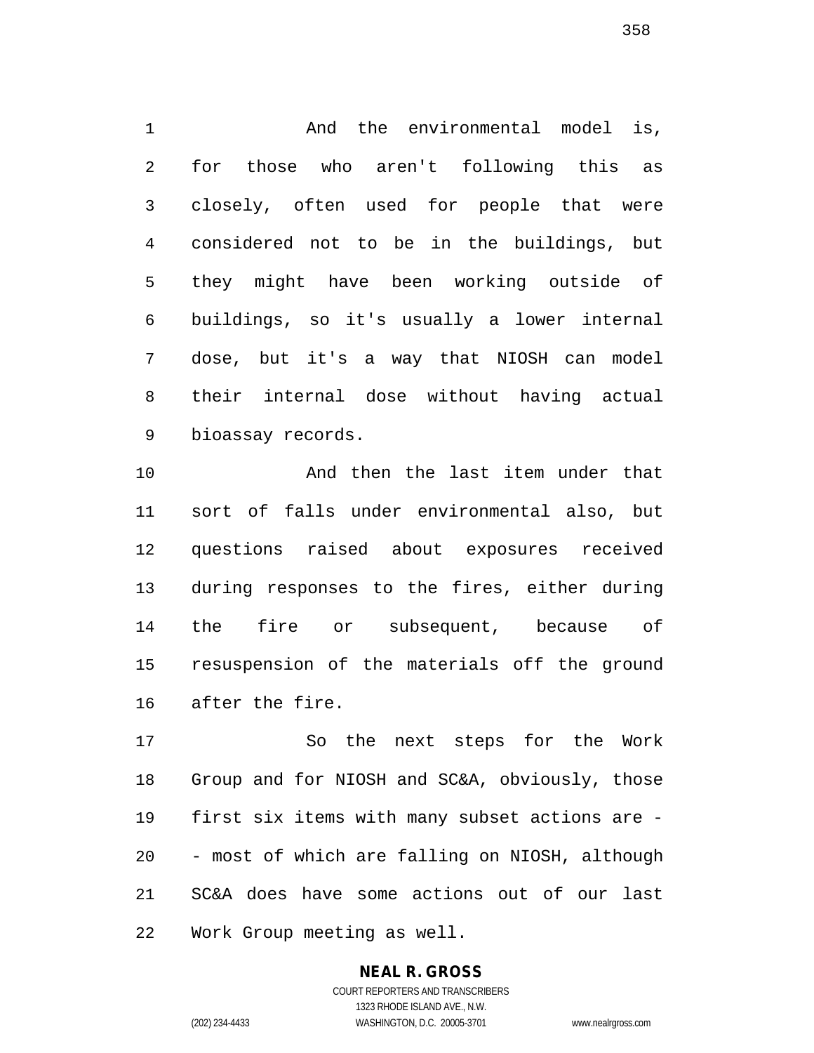And the environmental model is, for those who aren't following this as closely, often used for people that were considered not to be in the buildings, but they might have been working outside of buildings, so it's usually a lower internal dose, but it's a way that NIOSH can model their internal dose without having actual bioassay records.

And then the last item under that sort of falls under environmental also, but questions raised about exposures received during responses to the fires, either during the fire or subsequent, because of resuspension of the materials off the ground after the fire.

So the next steps for the Work Group and for NIOSH and SC&A, obviously, those first six items with many subset actions are -- most of which are falling on NIOSH, although SC&A does have some actions out of our last Work Group meeting as well.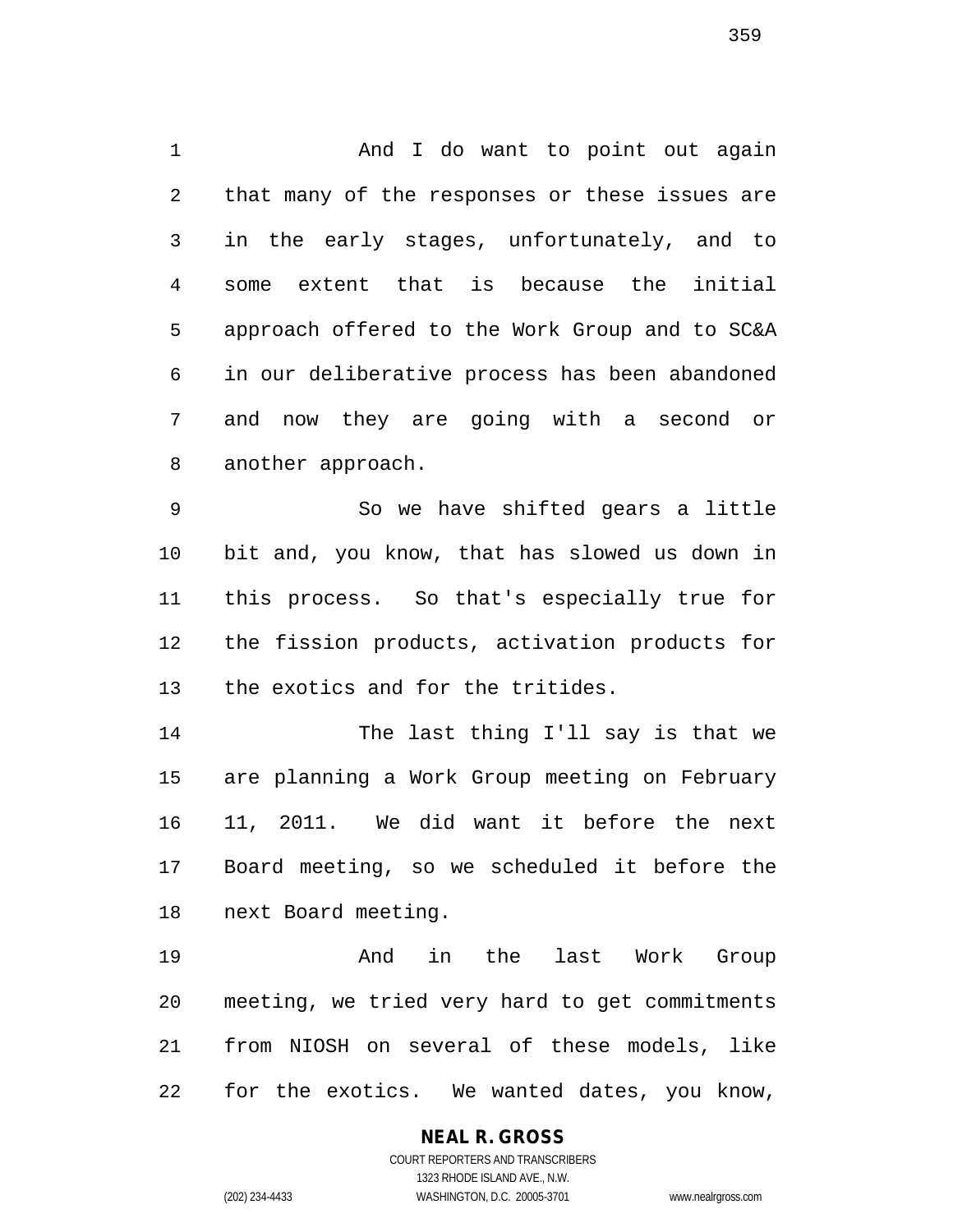And I do want to point out again that many of the responses or these issues are in the early stages, unfortunately, and to some extent that is because the initial approach offered to the Work Group and to SC&A in our deliberative process has been abandoned and now they are going with a second or another approach.

So we have shifted gears a little bit and, you know, that has slowed us down in this process. So that's especially true for the fission products, activation products for the exotics and for the tritides.

The last thing I'll say is that we are planning a Work Group meeting on February 11, 2011. We did want it before the next Board meeting, so we scheduled it before the next Board meeting.

And in the last Work Group meeting, we tried very hard to get commitments from NIOSH on several of these models, like for the exotics. We wanted dates, you know,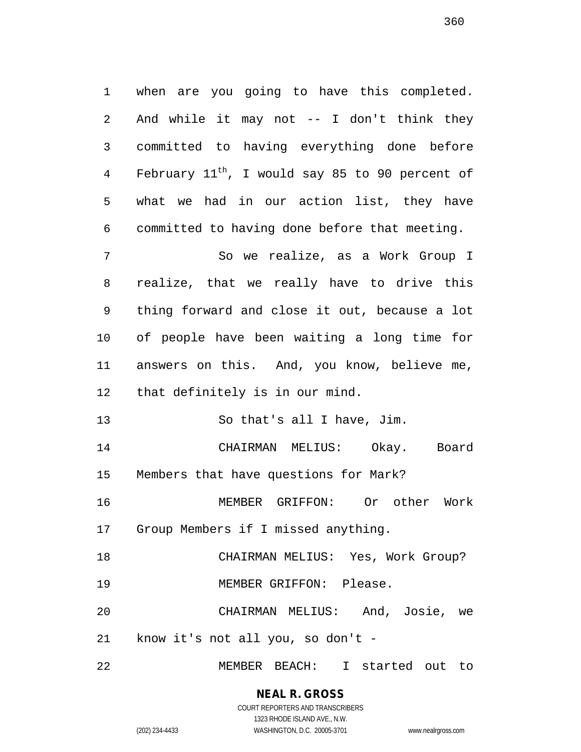when are you going to have this completed. And while it may not -- I don't think they committed to having everything done before February 11th, I would say 85 to 90 percent of what we had in our action list, they have committed to having done before that meeting.

So we realize, as a Work Group I realize, that we really have to drive this thing forward and close it out, because a lot of people have been waiting a long time for answers on this. And, you know, believe me, that definitely is in our mind.

So that's all I have, Jim.

CHAIRMAN MELIUS: Okay. Board Members that have questions for Mark?

MEMBER GRIFFON: Or other Work Group Members if I missed anything.

CHAIRMAN MELIUS: Yes, Work Group?

MEMBER GRIFFON: Please.

CHAIRMAN MELIUS: And, Josie, we know it's not all you, so don't -

MEMBER BEACH: I started out to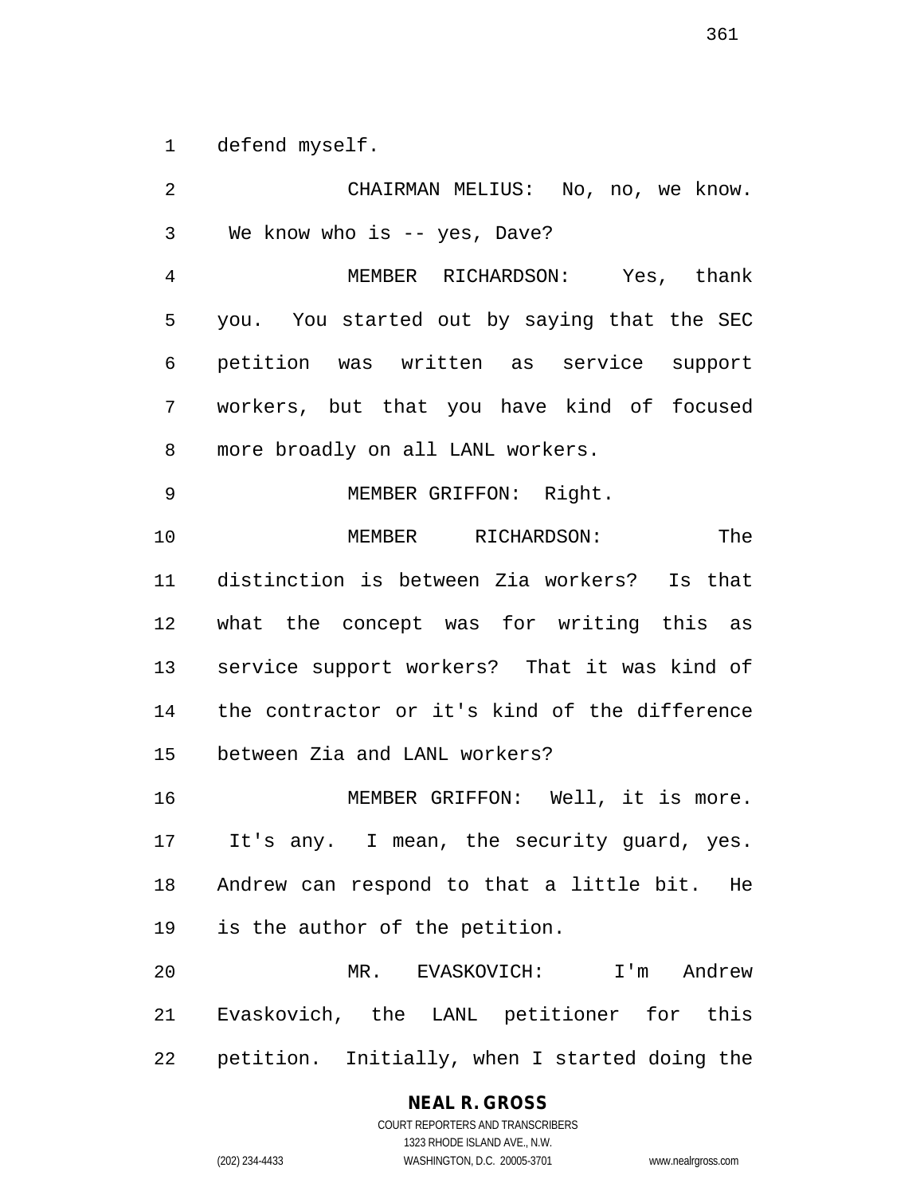defend myself.

CHAIRMAN MELIUS: No, no, we know. We know who is -- yes, Dave?

MEMBER RICHARDSON: Yes, thank you. You started out by saying that the SEC petition was written as service support workers, but that you have kind of focused more broadly on all LANL workers.

MEMBER GRIFFON: Right.

MEMBER RICHARDSON: The distinction is between Zia workers? Is that what the concept was for writing this as service support workers? That it was kind of the contractor or it's kind of the difference between Zia and LANL workers?

MEMBER GRIFFON: Well, it is more. It's any. I mean, the security guard, yes. Andrew can respond to that a little bit. He is the author of the petition.

MR. EVASKOVICH: I'm Andrew Evaskovich, the LANL petitioner for this petition. Initially, when I started doing the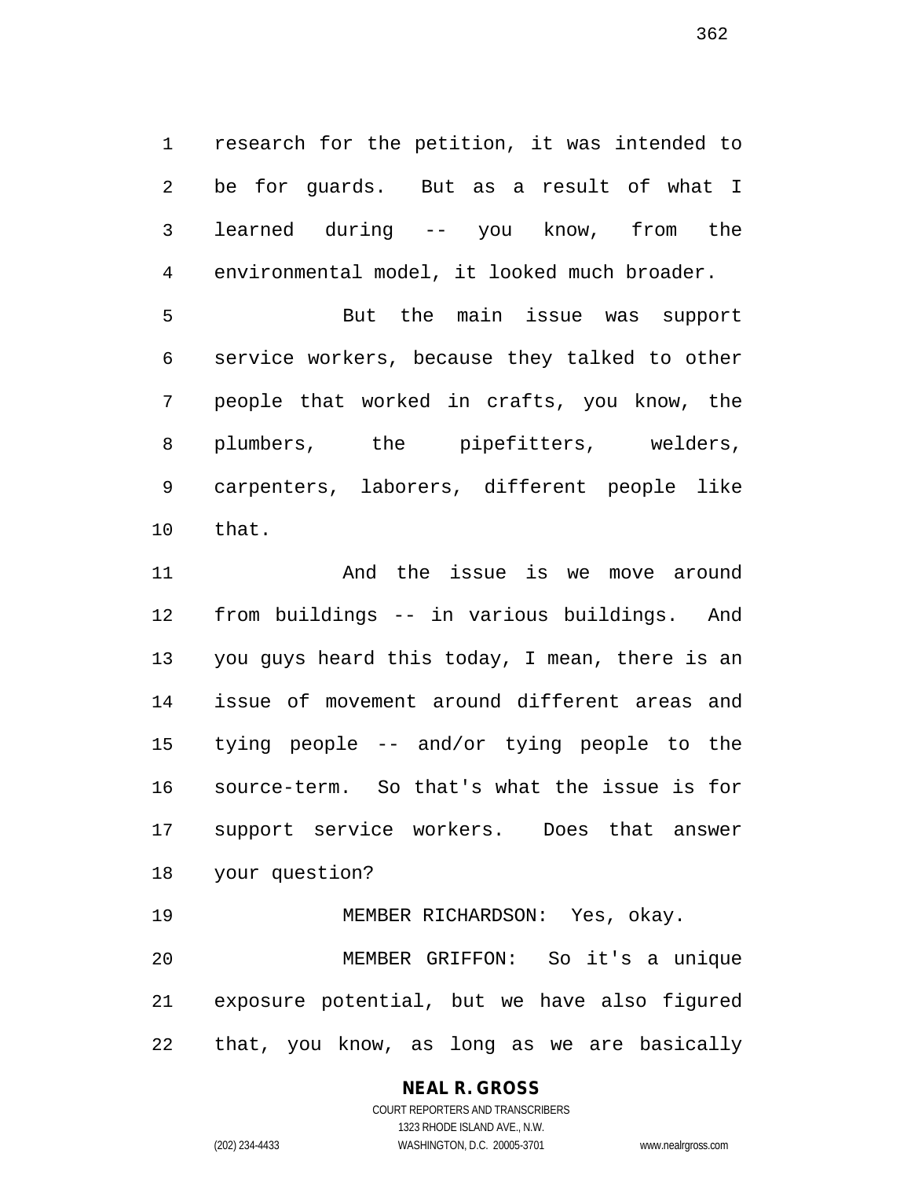research for the petition, it was intended to be for guards. But as a result of what I learned during -- you know, from the environmental model, it looked much broader.

But the main issue was support service workers, because they talked to other people that worked in crafts, you know, the plumbers, the pipefitters, welders, carpenters, laborers, different people like that.

And the issue is we move around from buildings -- in various buildings. And you guys heard this today, I mean, there is an issue of movement around different areas and tying people -- and/or tying people to the source-term. So that's what the issue is for support service workers. Does that answer your question?

MEMBER RICHARDSON: Yes, okay.

MEMBER GRIFFON: So it's a unique exposure potential, but we have also figured that, you know, as long as we are basically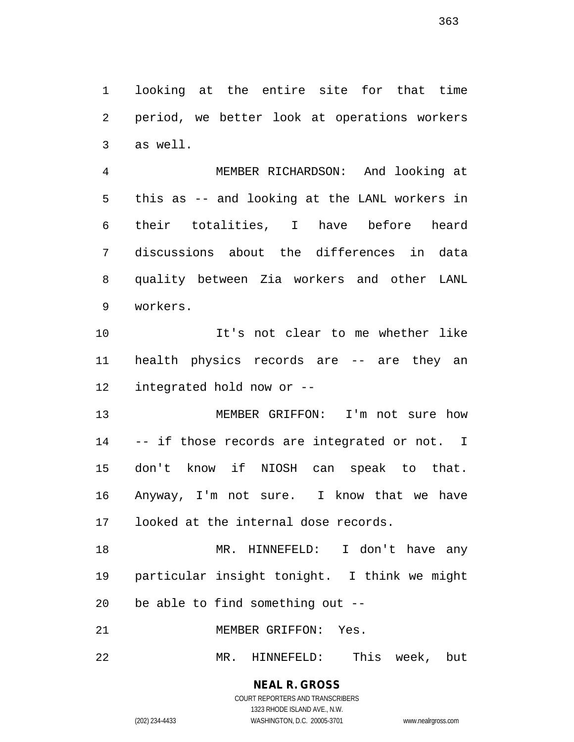looking at the entire site for that time period, we better look at operations workers as well.

MEMBER RICHARDSON: And looking at this as -- and looking at the LANL workers in their totalities, I have before heard discussions about the differences in data quality between Zia workers and other LANL workers.

It's not clear to me whether like health physics records are -- are they an integrated hold now or --

MEMBER GRIFFON: I'm not sure how -- if those records are integrated or not. I don't know if NIOSH can speak to that. Anyway, I'm not sure. I know that we have looked at the internal dose records.

MR. HINNEFELD: I don't have any particular insight tonight. I think we might be able to find something out --

MEMBER GRIFFON: Yes.

MR. HINNEFELD: This week, but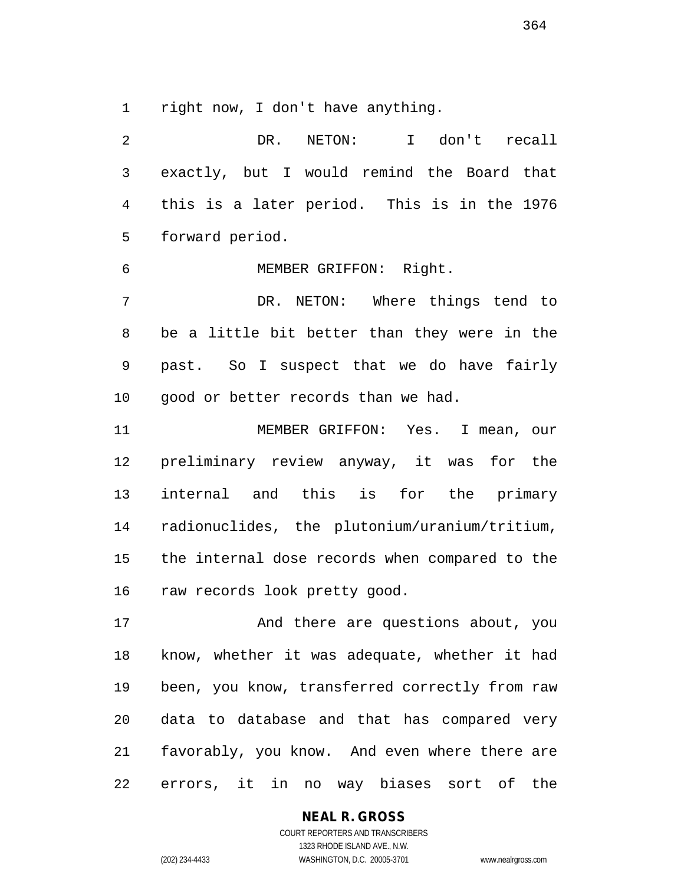right now, I don't have anything.

DR. NETON: I don't recall exactly, but I would remind the Board that this is a later period. This is in the 1976 forward period.

MEMBER GRIFFON: Right.

DR. NETON: Where things tend to be a little bit better than they were in the past. So I suspect that we do have fairly good or better records than we had.

MEMBER GRIFFON: Yes. I mean, our preliminary review anyway, it was for the internal and this is for the primary radionuclides, the plutonium/uranium/tritium, the internal dose records when compared to the raw records look pretty good.

And there are questions about, you know, whether it was adequate, whether it had been, you know, transferred correctly from raw data to database and that has compared very favorably, you know. And even where there are errors, it in no way biases sort of the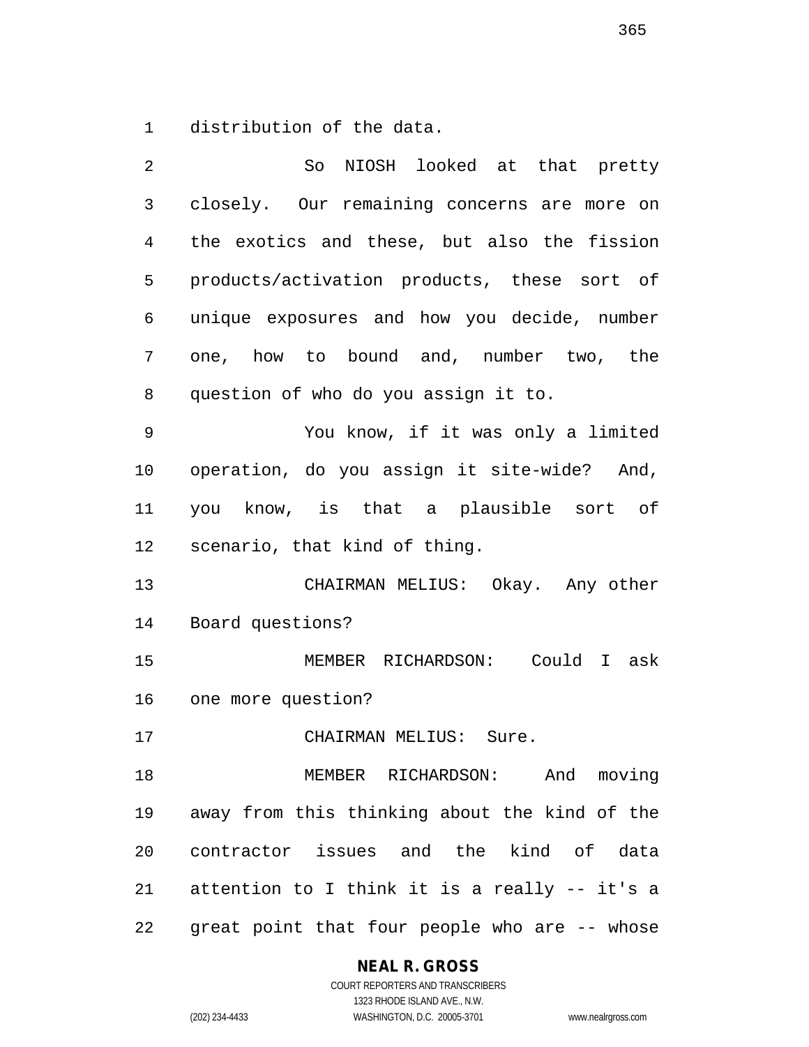distribution of the data.

So NIOSH looked at that pretty closely. Our remaining concerns are more on the exotics and these, but also the fission products/activation products, these sort of unique exposures and how you decide, number one, how to bound and, number two, the question of who do you assign it to.

You know, if it was only a limited operation, do you assign it site-wide? And, you know, is that a plausible sort of scenario, that kind of thing.

CHAIRMAN MELIUS: Okay. Any other Board questions?

MEMBER RICHARDSON: Could I ask one more question?

CHAIRMAN MELIUS: Sure.

MEMBER RICHARDSON: And moving away from this thinking about the kind of the contractor issues and the kind of data attention to I think it is a really -- it's a great point that four people who are -- whose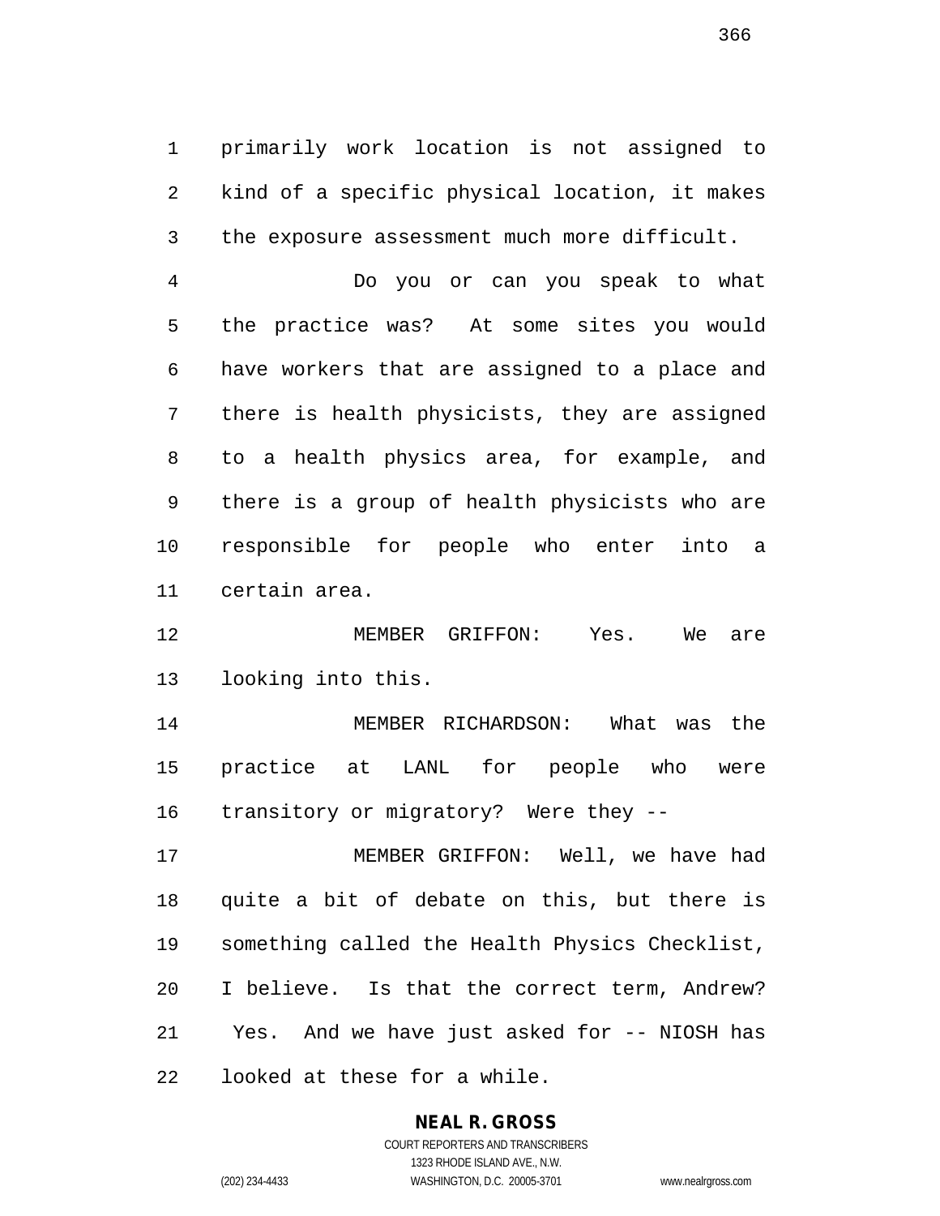primarily work location is not assigned to kind of a specific physical location, it makes the exposure assessment much more difficult.

Do you or can you speak to what the practice was? At some sites you would have workers that are assigned to a place and there is health physicists, they are assigned to a health physics area, for example, and there is a group of health physicists who are responsible for people who enter into a certain area.

MEMBER GRIFFON: Yes. We are looking into this.

MEMBER RICHARDSON: What was the practice at LANL for people who were transitory or migratory? Were they --

MEMBER GRIFFON: Well, we have had quite a bit of debate on this, but there is something called the Health Physics Checklist, I believe. Is that the correct term, Andrew? Yes. And we have just asked for -- NIOSH has looked at these for a while.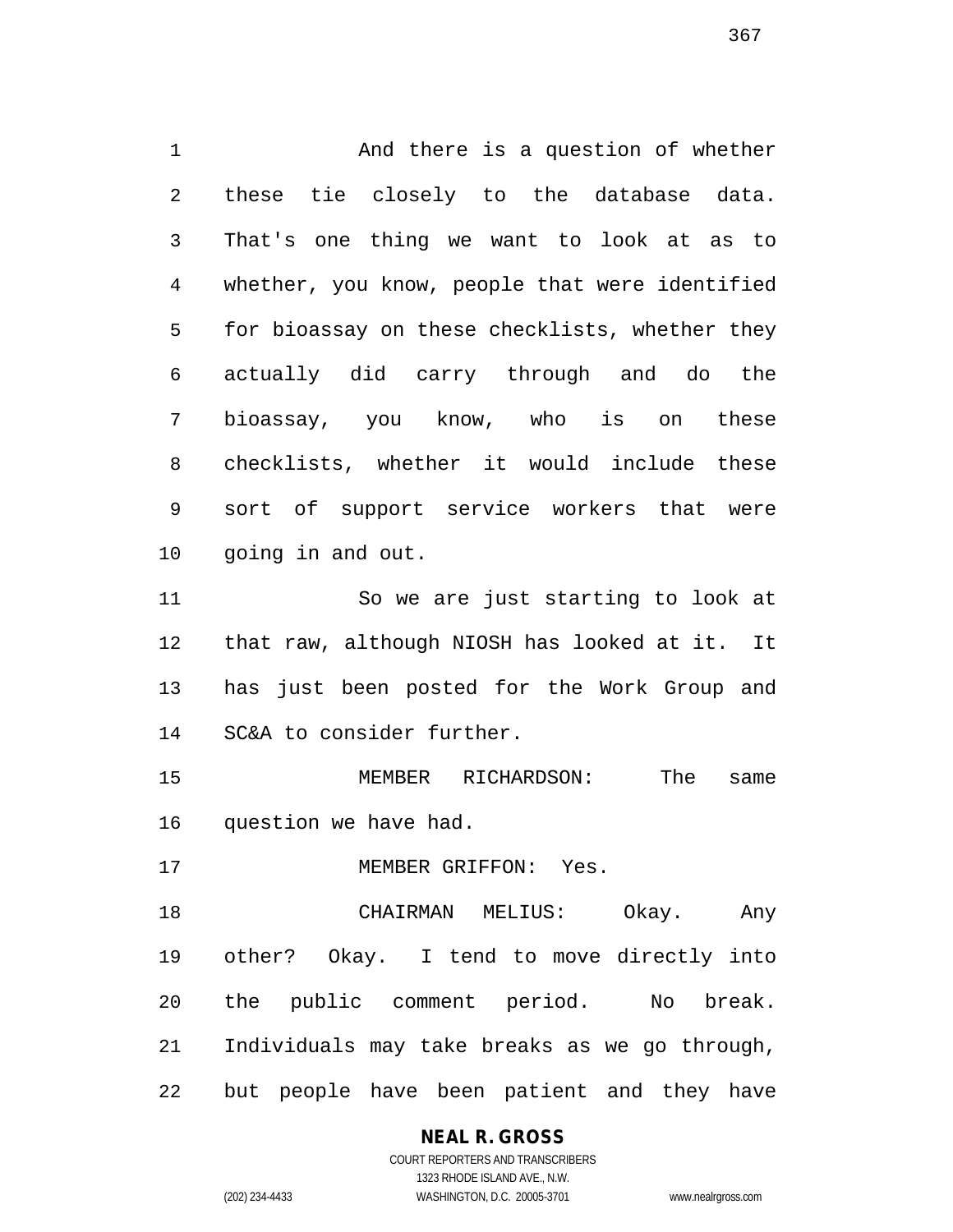And there is a question of whether these tie closely to the database data. That's one thing we want to look at as to whether, you know, people that were identified for bioassay on these checklists, whether they actually did carry through and do the bioassay, you know, who is on these checklists, whether it would include these sort of support service workers that were going in and out.

So we are just starting to look at that raw, although NIOSH has looked at it. It has just been posted for the Work Group and SC&A to consider further.

MEMBER RICHARDSON: The same question we have had.

MEMBER GRIFFON: Yes.

CHAIRMAN MELIUS: Okay. Any other? Okay. I tend to move directly into the public comment period. No break. Individuals may take breaks as we go through, but people have been patient and they have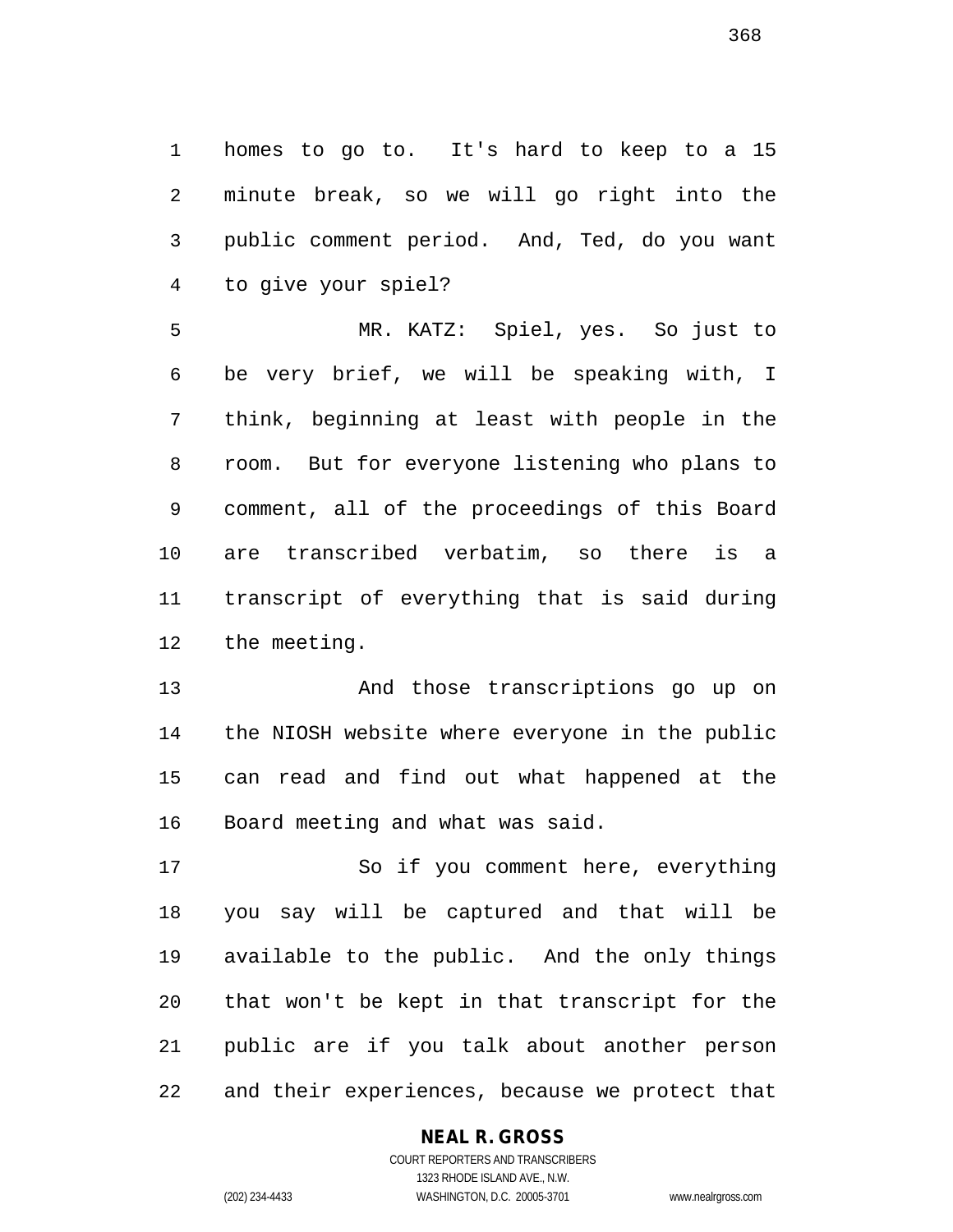homes to go to. It's hard to keep to a 15 minute break, so we will go right into the public comment period. And, Ted, do you want to give your spiel?

MR. KATZ: Spiel, yes. So just to be very brief, we will be speaking with, I think, beginning at least with people in the room. But for everyone listening who plans to comment, all of the proceedings of this Board are transcribed verbatim, so there is a transcript of everything that is said during the meeting.

And those transcriptions go up on the NIOSH website where everyone in the public can read and find out what happened at the Board meeting and what was said.

So if you comment here, everything you say will be captured and that will be available to the public. And the only things that won't be kept in that transcript for the public are if you talk about another person and their experiences, because we protect that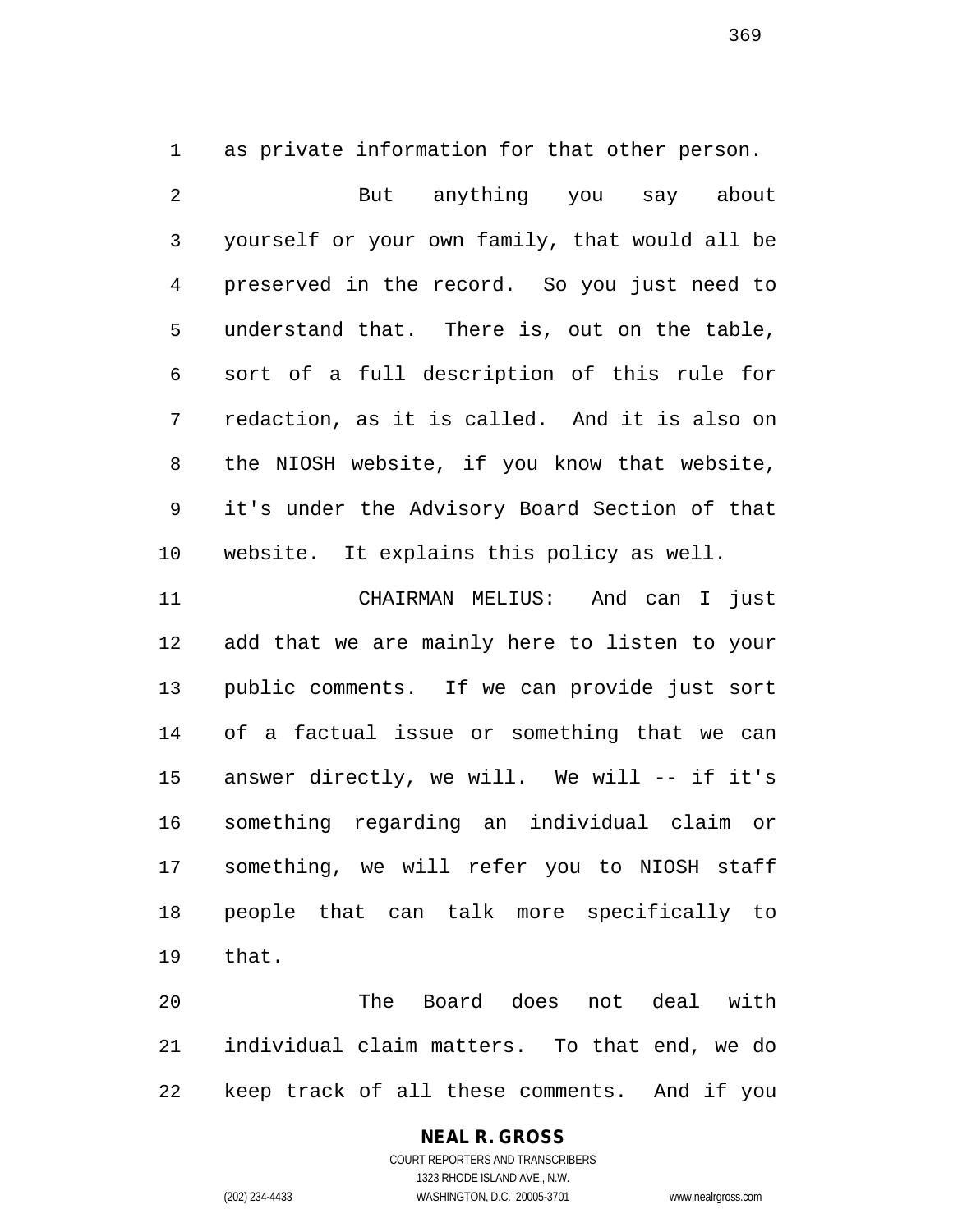as private information for that other person.

But anything you say about yourself or your own family, that would all be preserved in the record. So you just need to understand that. There is, out on the table, sort of a full description of this rule for redaction, as it is called. And it is also on the NIOSH website, if you know that website, it's under the Advisory Board Section of that website. It explains this policy as well.

CHAIRMAN MELIUS: And can I just add that we are mainly here to listen to your public comments. If we can provide just sort of a factual issue or something that we can answer directly, we will. We will -- if it's something regarding an individual claim or something, we will refer you to NIOSH staff people that can talk more specifically to that.

The Board does not deal with individual claim matters. To that end, we do keep track of all these comments. And if you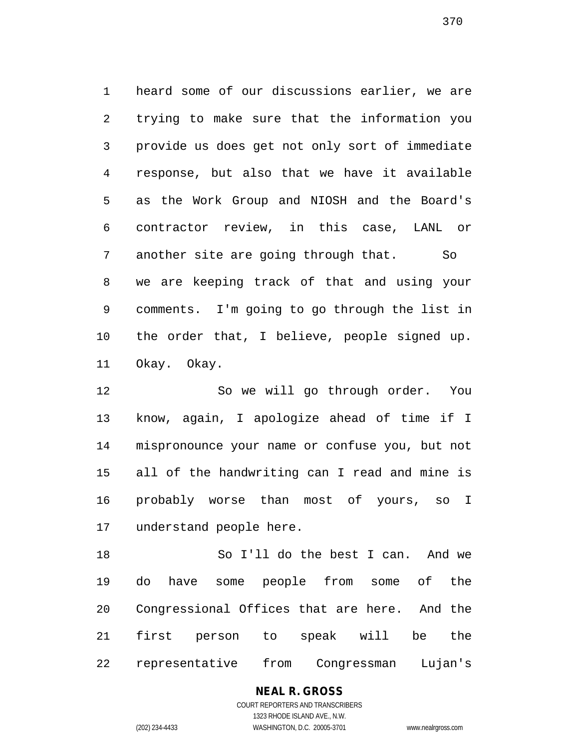heard some of our discussions earlier, we are trying to make sure that the information you provide us does get not only sort of immediate response, but also that we have it available as the Work Group and NIOSH and the Board's contractor review, in this case, LANL or another site are going through that. So we are keeping track of that and using your comments. I'm going to go through the list in the order that, I believe, people signed up. Okay. Okay.

So we will go through order. You know, again, I apologize ahead of time if I mispronounce your name or confuse you, but not all of the handwriting can I read and mine is probably worse than most of yours, so I understand people here.

So I'll do the best I can. And we do have some people from some of the Congressional Offices that are here. And the first person to speak will be the representative from Congressman Lujan's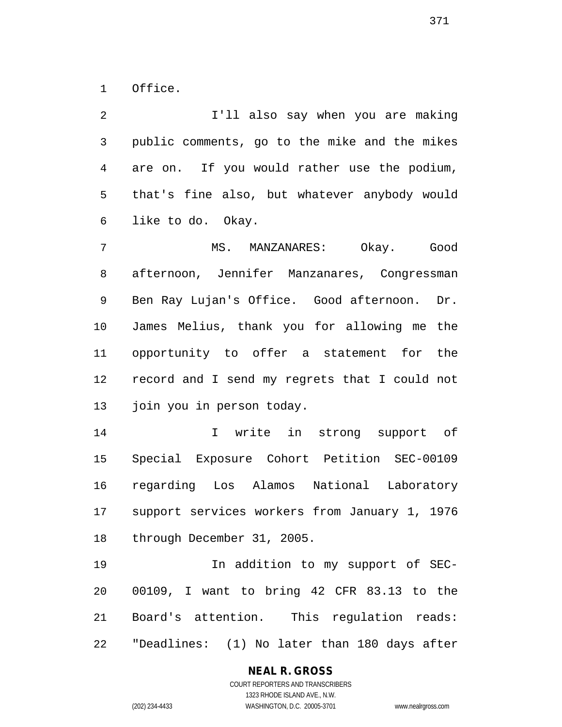Office.

I'll also say when you are making public comments, go to the mike and the mikes are on. If you would rather use the podium, that's fine also, but whatever anybody would like to do. Okay.

MS. MANZANARES: Okay. Good afternoon, Jennifer Manzanares, Congressman Ben Ray Lujan's Office. Good afternoon. Dr. James Melius, thank you for allowing me the opportunity to offer a statement for the record and I send my regrets that I could not join you in person today.

I write in strong support of Special Exposure Cohort Petition SEC-00109 regarding Los Alamos National Laboratory support services workers from January 1, 1976 through December 31, 2005.

In addition to my support of SEC-00109, I want to bring 42 CFR 83.13 to the Board's attention. This regulation reads: "Deadlines: (1) No later than 180 days after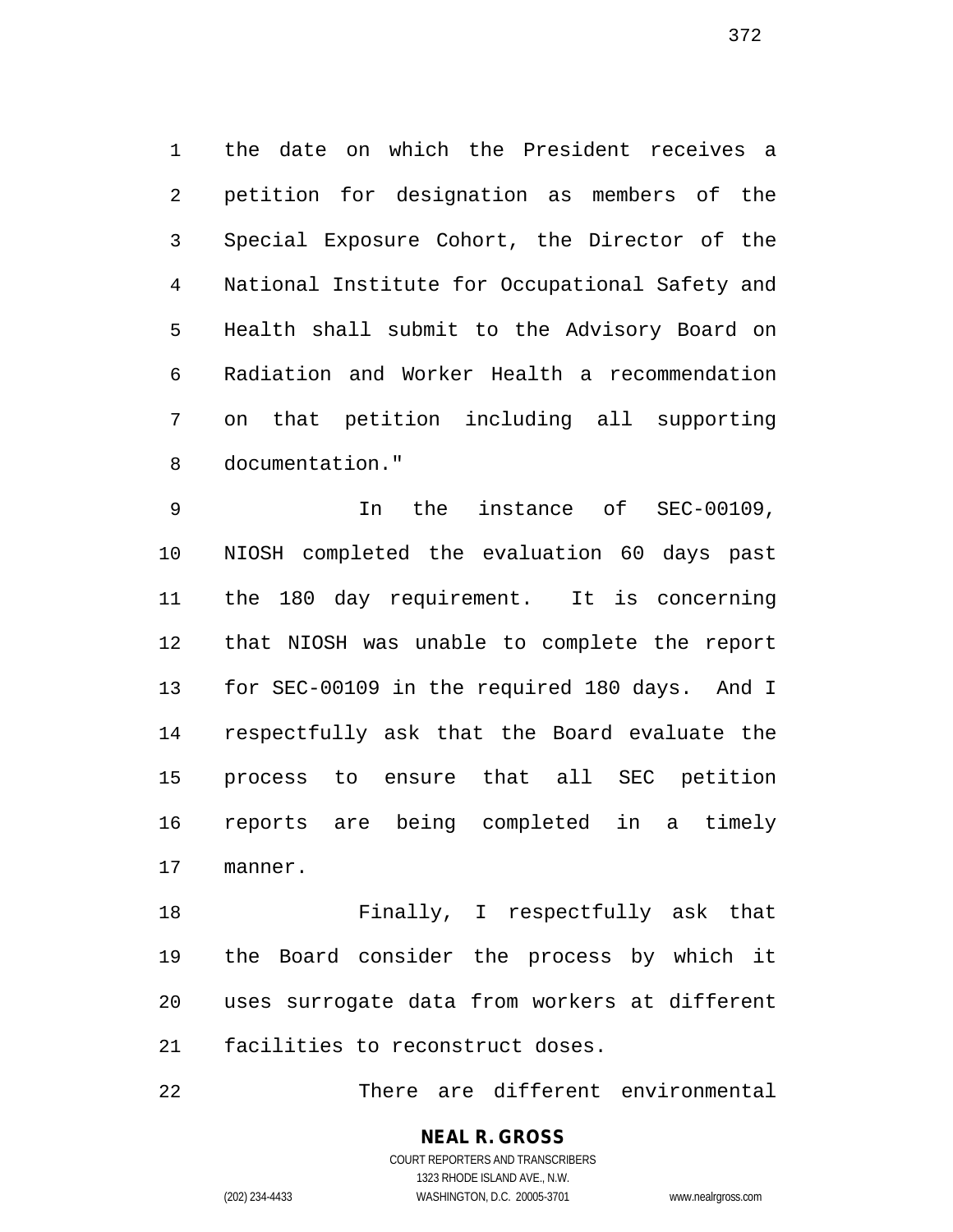the date on which the President receives a petition for designation as members of the Special Exposure Cohort, the Director of the National Institute for Occupational Safety and Health shall submit to the Advisory Board on Radiation and Worker Health a recommendation on that petition including all supporting documentation."

In the instance of SEC-00109, NIOSH completed the evaluation 60 days past the 180 day requirement. It is concerning that NIOSH was unable to complete the report for SEC-00109 in the required 180 days. And I respectfully ask that the Board evaluate the process to ensure that all SEC petition reports are being completed in a timely manner.

Finally, I respectfully ask that the Board consider the process by which it uses surrogate data from workers at different facilities to reconstruct doses.

There are different environmental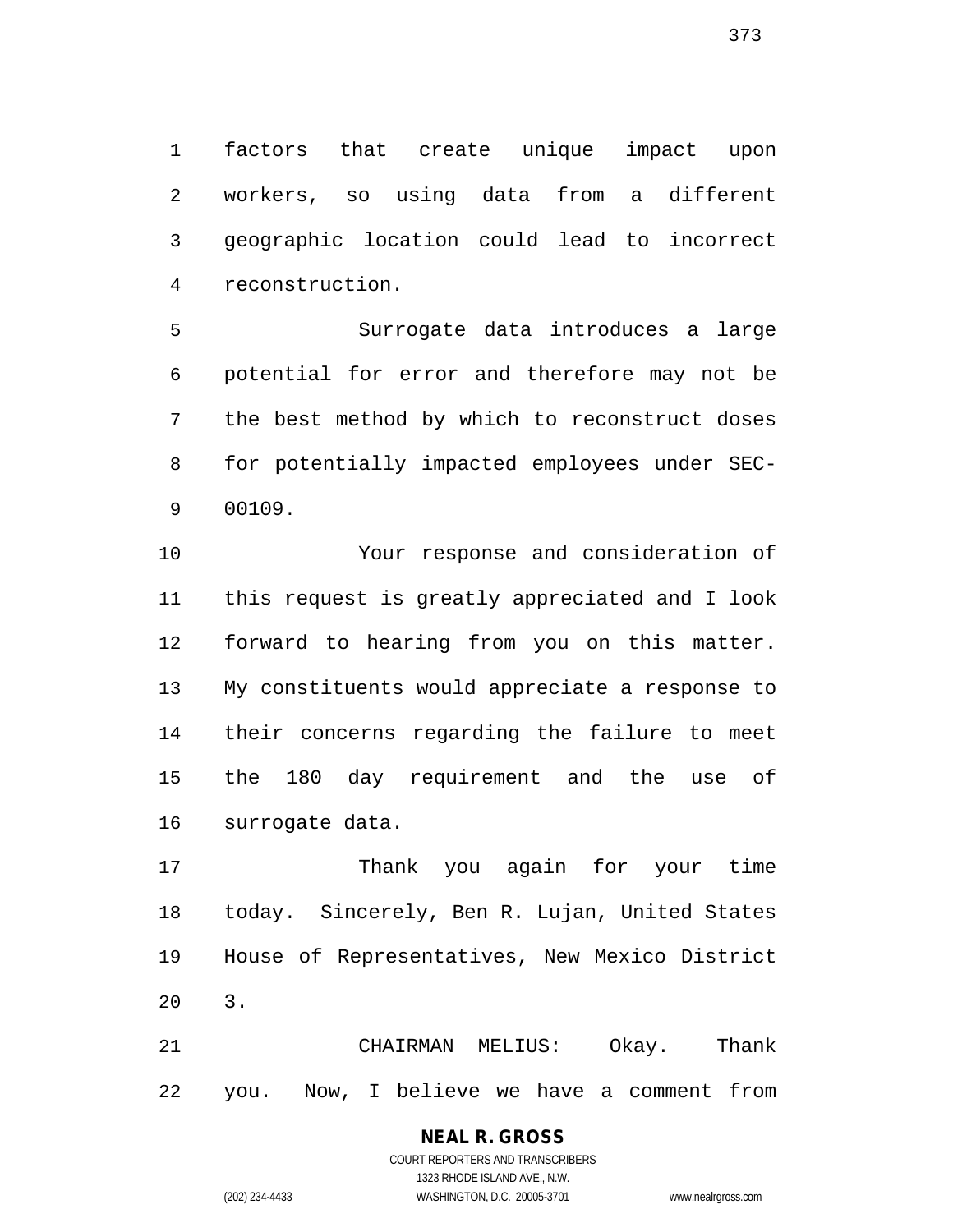factors that create unique impact upon workers, so using data from a different geographic location could lead to incorrect reconstruction.

Surrogate data introduces a large potential for error and therefore may not be the best method by which to reconstruct doses for potentially impacted employees under SEC-00109.

Your response and consideration of this request is greatly appreciated and I look forward to hearing from you on this matter. My constituents would appreciate a response to their concerns regarding the failure to meet the 180 day requirement and the use of surrogate data.

Thank you again for your time today. Sincerely, Ben R. Lujan, United States House of Representatives, New Mexico District 3.

CHAIRMAN MELIUS: Okay. Thank you. Now, I believe we have a comment from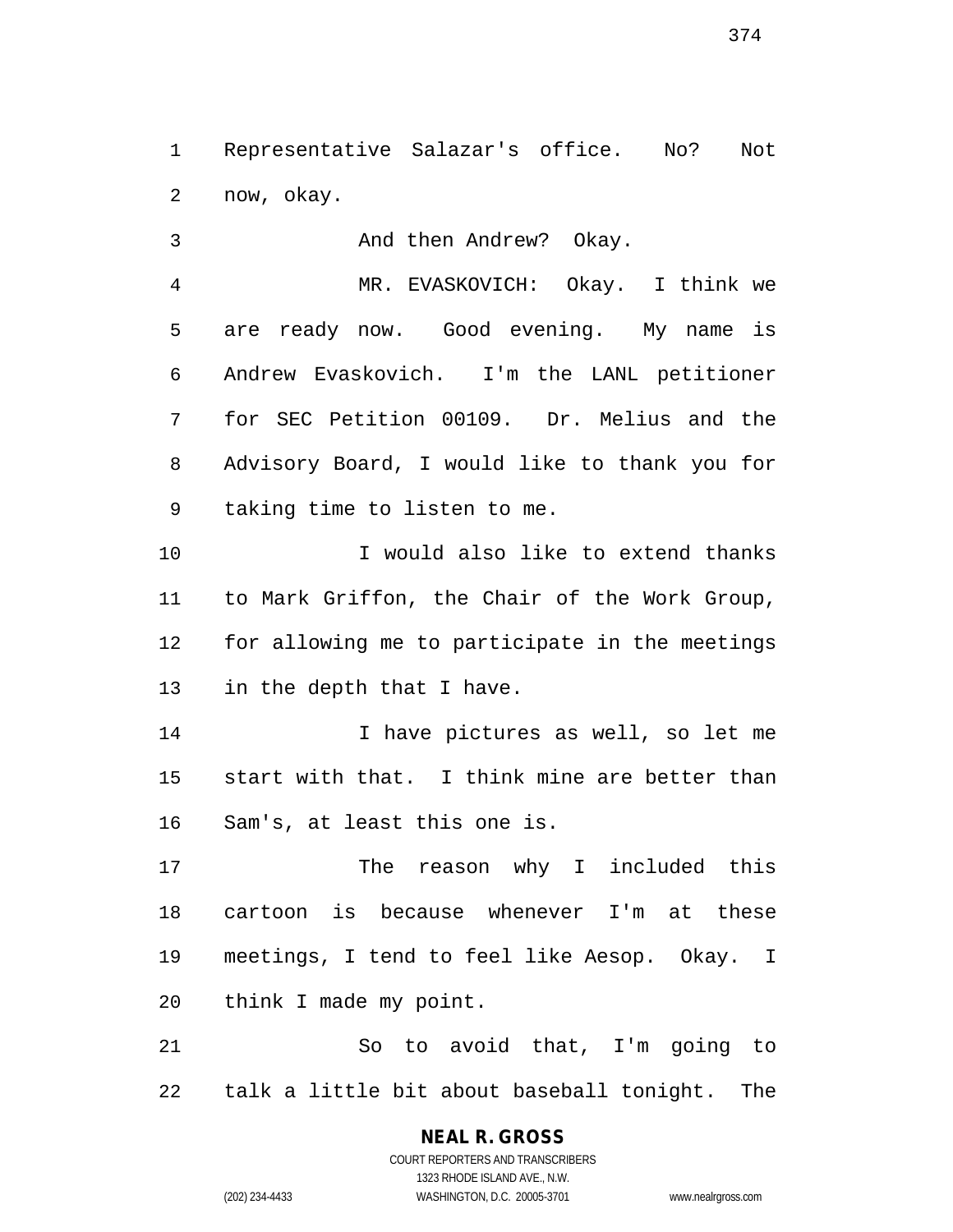Representative Salazar's office. No? Not now, okay.

And then Andrew? Okay.

MR. EVASKOVICH: Okay. I think we are ready now. Good evening. My name is Andrew Evaskovich. I'm the LANL petitioner for SEC Petition 00109. Dr. Melius and the Advisory Board, I would like to thank you for taking time to listen to me.

I would also like to extend thanks to Mark Griffon, the Chair of the Work Group, for allowing me to participate in the meetings in the depth that I have.

I have pictures as well, so let me start with that. I think mine are better than Sam's, at least this one is.

The reason why I included this cartoon is because whenever I'm at these meetings, I tend to feel like Aesop. Okay. I think I made my point.

So to avoid that, I'm going to talk a little bit about baseball tonight. The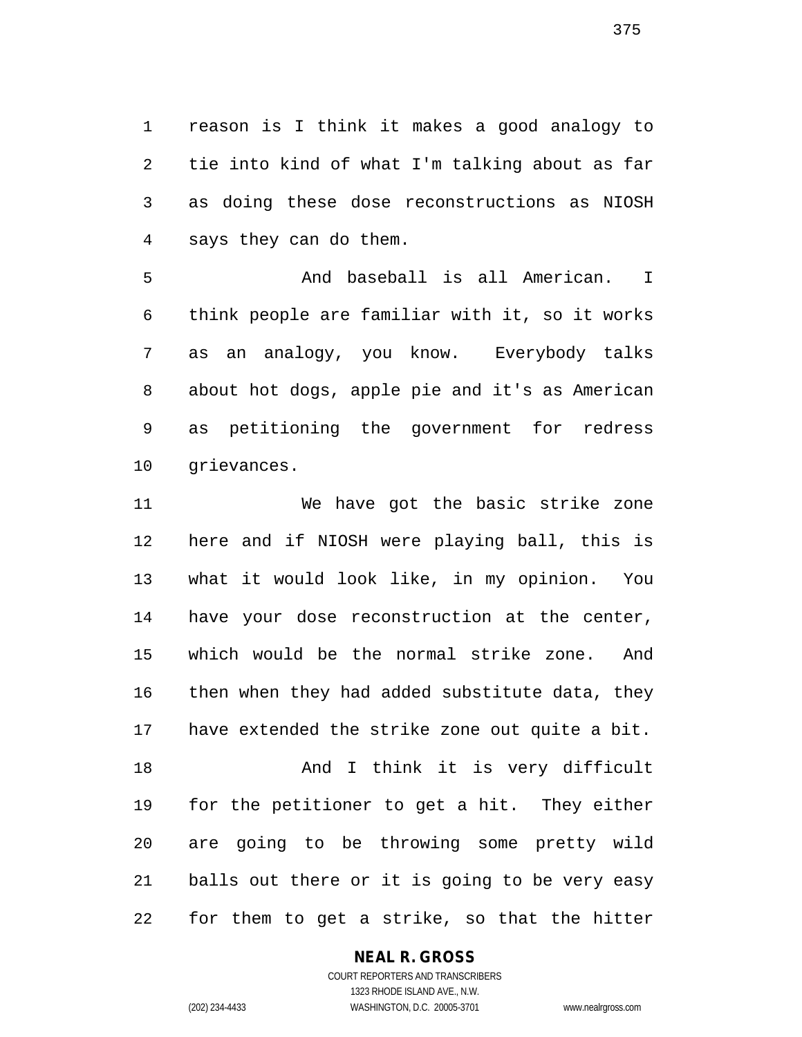reason is I think it makes a good analogy to tie into kind of what I'm talking about as far as doing these dose reconstructions as NIOSH says they can do them.

And baseball is all American. I think people are familiar with it, so it works as an analogy, you know. Everybody talks about hot dogs, apple pie and it's as American as petitioning the government for redress grievances.

We have got the basic strike zone here and if NIOSH were playing ball, this is what it would look like, in my opinion. You have your dose reconstruction at the center, which would be the normal strike zone. And then when they had added substitute data, they have extended the strike zone out quite a bit.

And I think it is very difficult for the petitioner to get a hit. They either are going to be throwing some pretty wild balls out there or it is going to be very easy for them to get a strike, so that the hitter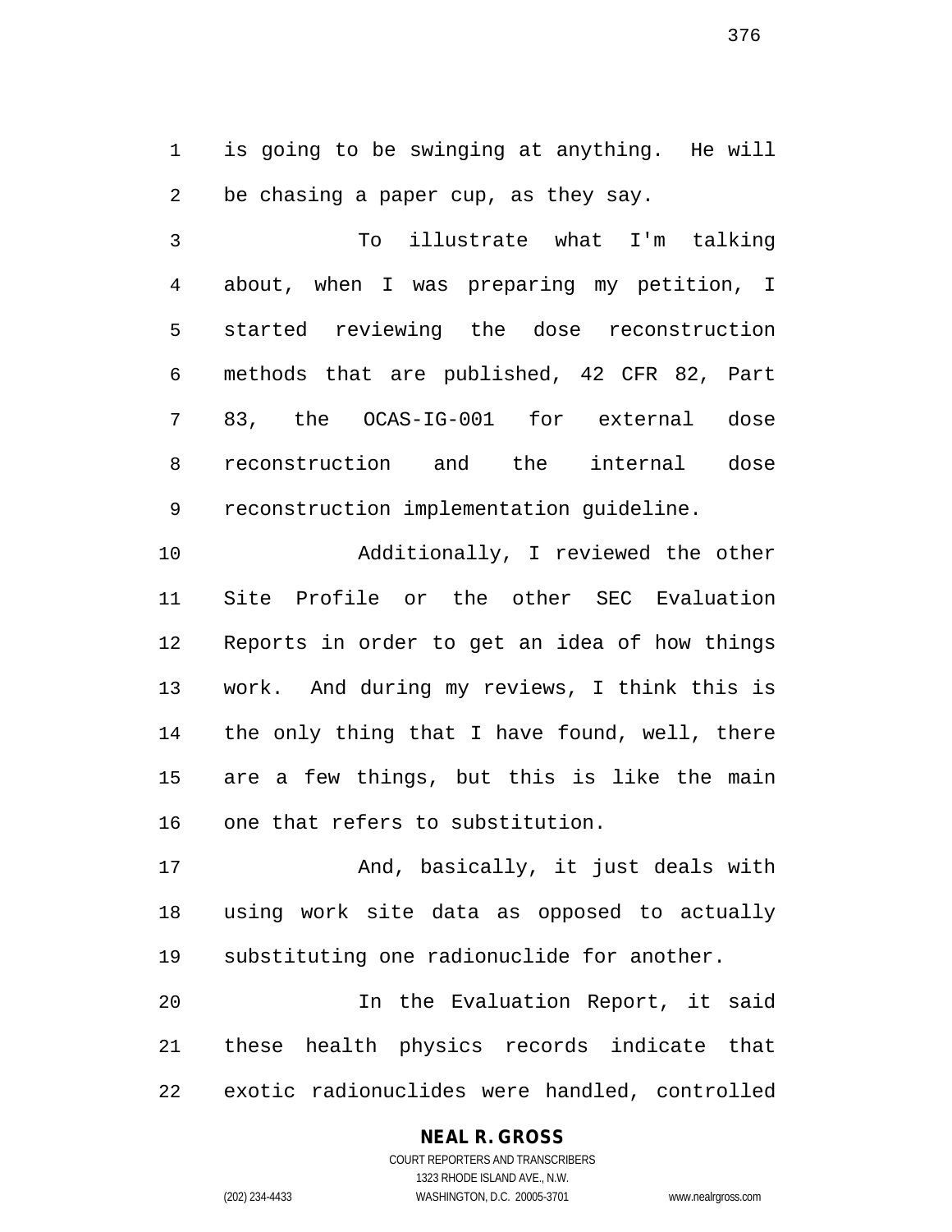is going to be swinging at anything. He will be chasing a paper cup, as they say.

To illustrate what I'm talking about, when I was preparing my petition, I started reviewing the dose reconstruction methods that are published, 42 CFR 82, Part 83, the OCAS-IG-001 for external dose reconstruction and the internal dose reconstruction implementation guideline.

Additionally, I reviewed the other Site Profile or the other SEC Evaluation Reports in order to get an idea of how things work. And during my reviews, I think this is the only thing that I have found, well, there are a few things, but this is like the main one that refers to substitution.

And, basically, it just deals with using work site data as opposed to actually substituting one radionuclide for another.

In the Evaluation Report, it said these health physics records indicate that exotic radionuclides were handled, controlled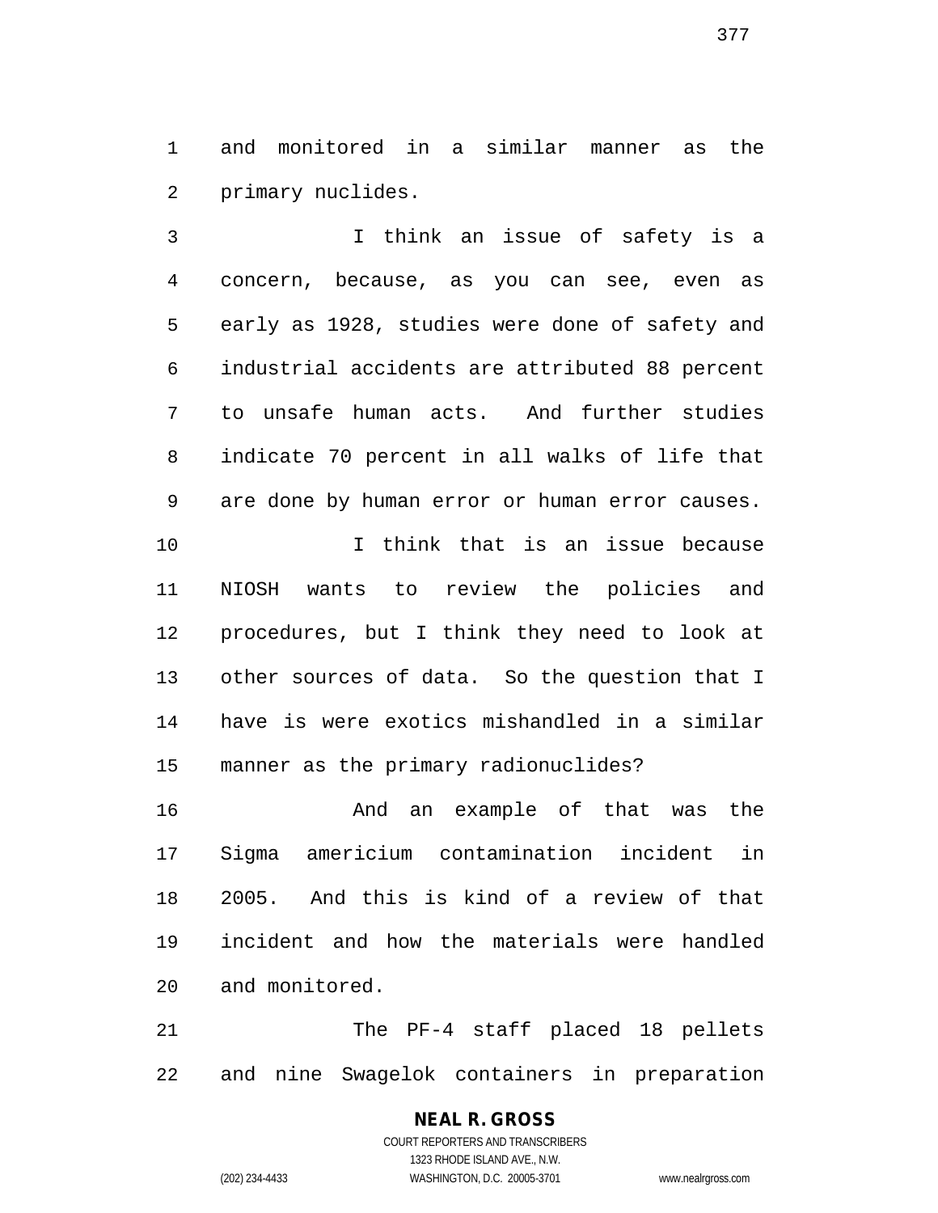and monitored in a similar manner as the primary nuclides.

I think an issue of safety is a concern, because, as you can see, even as early as 1928, studies were done of safety and industrial accidents are attributed 88 percent to unsafe human acts. And further studies indicate 70 percent in all walks of life that are done by human error or human error causes.

I think that is an issue because NIOSH wants to review the policies and procedures, but I think they need to look at other sources of data. So the question that I have is were exotics mishandled in a similar manner as the primary radionuclides?

And an example of that was the Sigma americium contamination incident in 2005. And this is kind of a review of that incident and how the materials were handled and monitored.

The PF-4 staff placed 18 pellets and nine Swagelok containers in preparation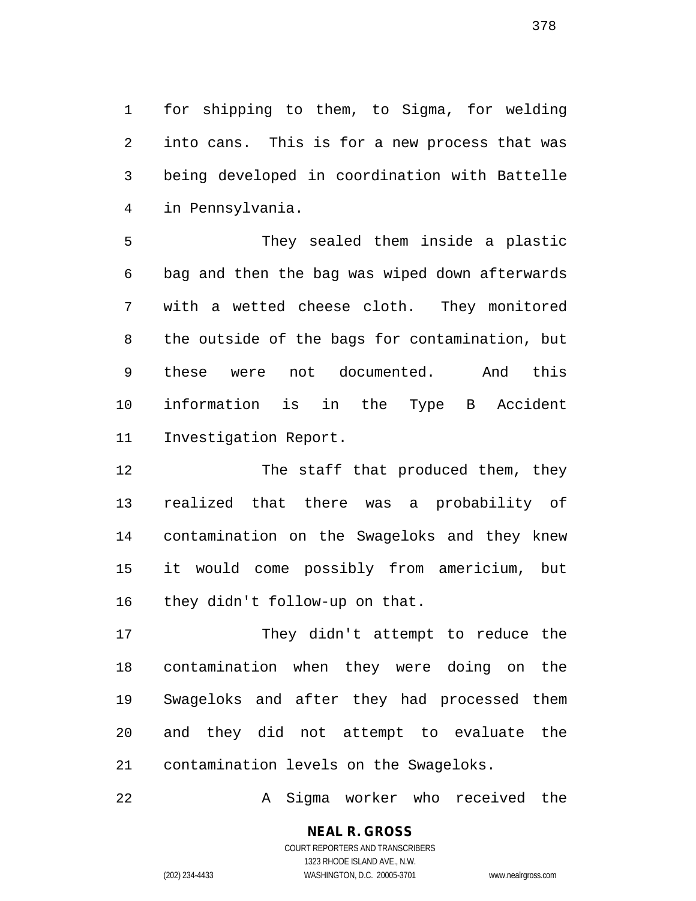for shipping to them, to Sigma, for welding into cans. This is for a new process that was being developed in coordination with Battelle in Pennsylvania.

They sealed them inside a plastic bag and then the bag was wiped down afterwards with a wetted cheese cloth. They monitored the outside of the bags for contamination, but these were not documented. And this information is in the Type B Accident Investigation Report.

The staff that produced them, they realized that there was a probability of contamination on the Swageloks and they knew it would come possibly from americium, but they didn't follow-up on that.

They didn't attempt to reduce the contamination when they were doing on the Swageloks and after they had processed them and they did not attempt to evaluate the contamination levels on the Swageloks.

A Sigma worker who received the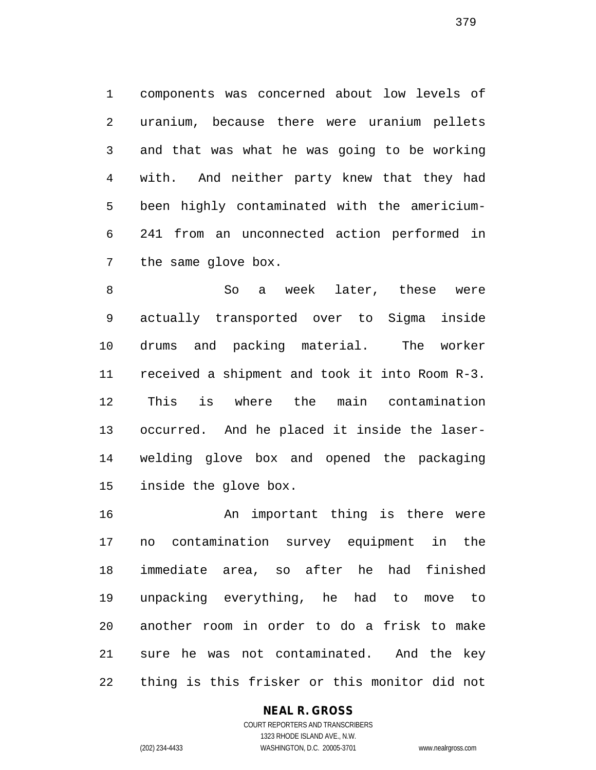components was concerned about low levels of uranium, because there were uranium pellets and that was what he was going to be working with. And neither party knew that they had been highly contaminated with the americium-241 from an unconnected action performed in the same glove box.

So a week later, these were actually transported over to Sigma inside drums and packing material. The worker received a shipment and took it into Room R-3. This is where the main contamination occurred. And he placed it inside the laser-welding glove box and opened the packaging inside the glove box.

An important thing is there were no contamination survey equipment in the immediate area, so after he had finished unpacking everything, he had to move to another room in order to do a frisk to make sure he was not contaminated. And the key thing is this frisker or this monitor did not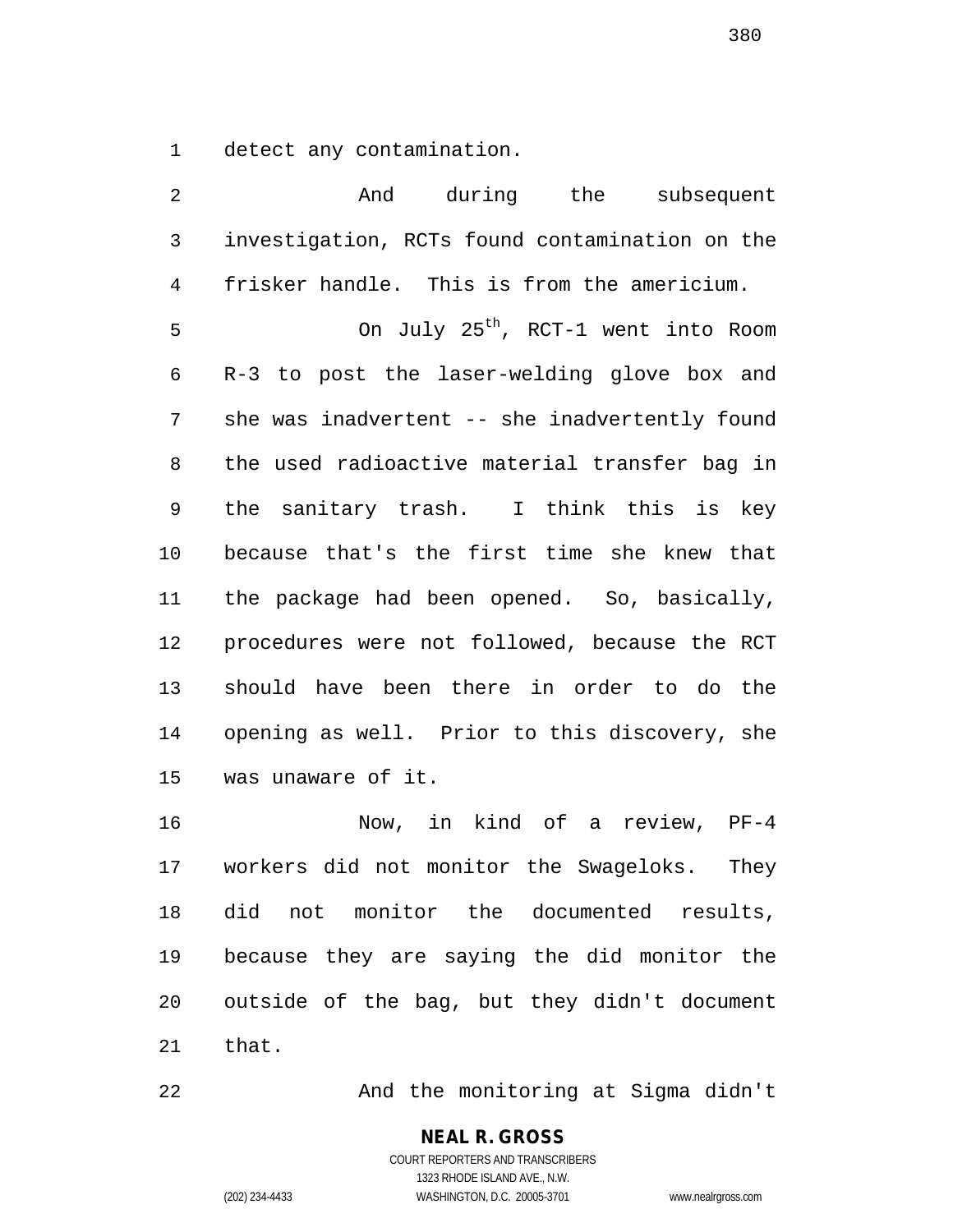detect any contamination.

And during the subsequent investigation, RCTs found contamination on the frisker handle. This is from the americium.

On July 25th, RCT-1 went into Room R-3 to post the laser-welding glove box and she was inadvertent -- she inadvertently found the used radioactive material transfer bag in the sanitary trash. I think this is key because that's the first time she knew that the package had been opened. So, basically, procedures were not followed, because the RCT should have been there in order to do the opening as well. Prior to this discovery, she was unaware of it.

Now, in kind of a review, PF-4 workers did not monitor the Swageloks. They did not monitor the documented results, because they are saying the did monitor the outside of the bag, but they didn't document that.

And the monitoring at Sigma didn't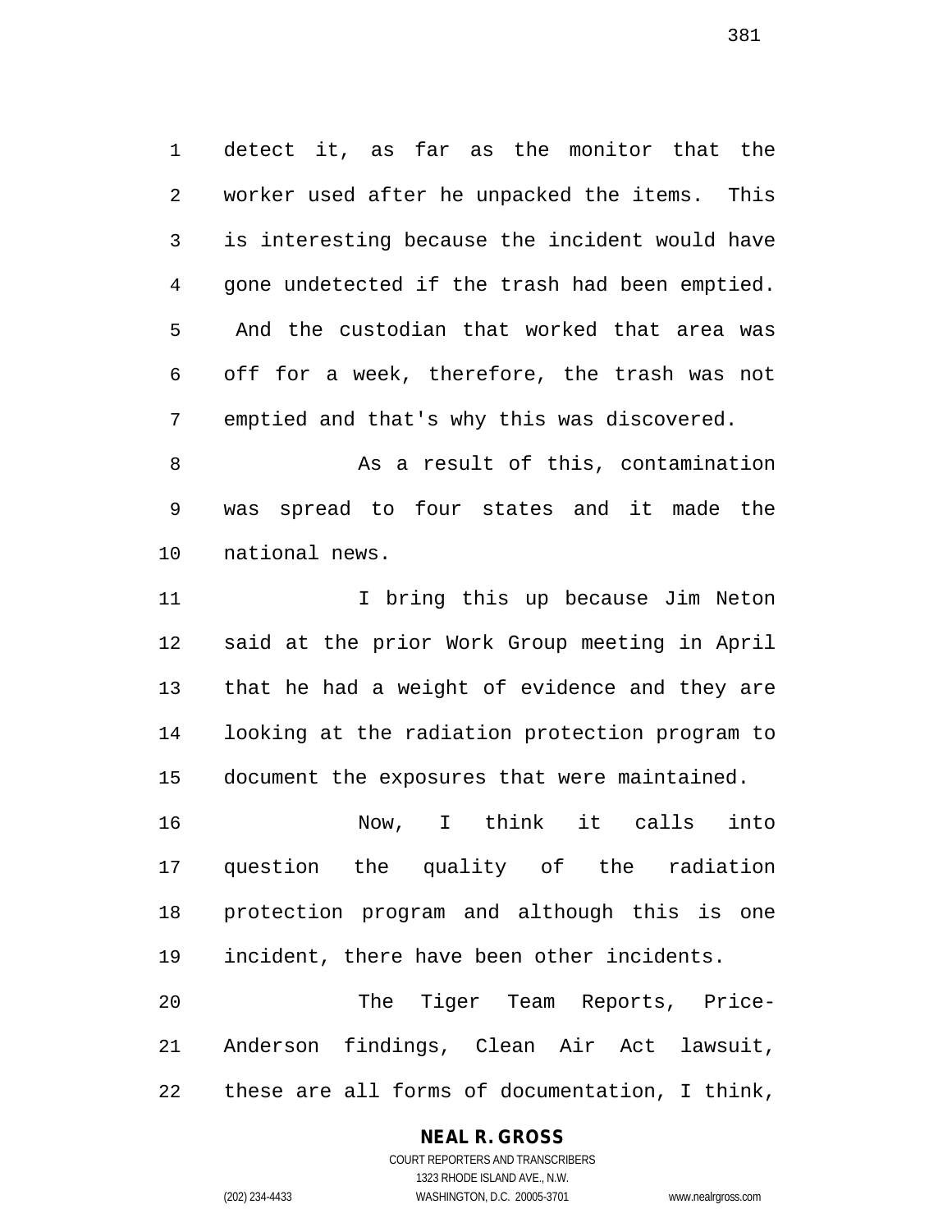detect it, as far as the monitor that the worker used after he unpacked the items. This is interesting because the incident would have gone undetected if the trash had been emptied. And the custodian that worked that area was off for a week, therefore, the trash was not emptied and that's why this was discovered.

As a result of this, contamination was spread to four states and it made the national news.

I bring this up because Jim Neton said at the prior Work Group meeting in April that he had a weight of evidence and they are looking at the radiation protection program to document the exposures that were maintained.

Now, I think it calls into question the quality of the radiation protection program and although this is one incident, there have been other incidents.

The Tiger Team Reports, Price-Anderson findings, Clean Air Act lawsuit, these are all forms of documentation, I think,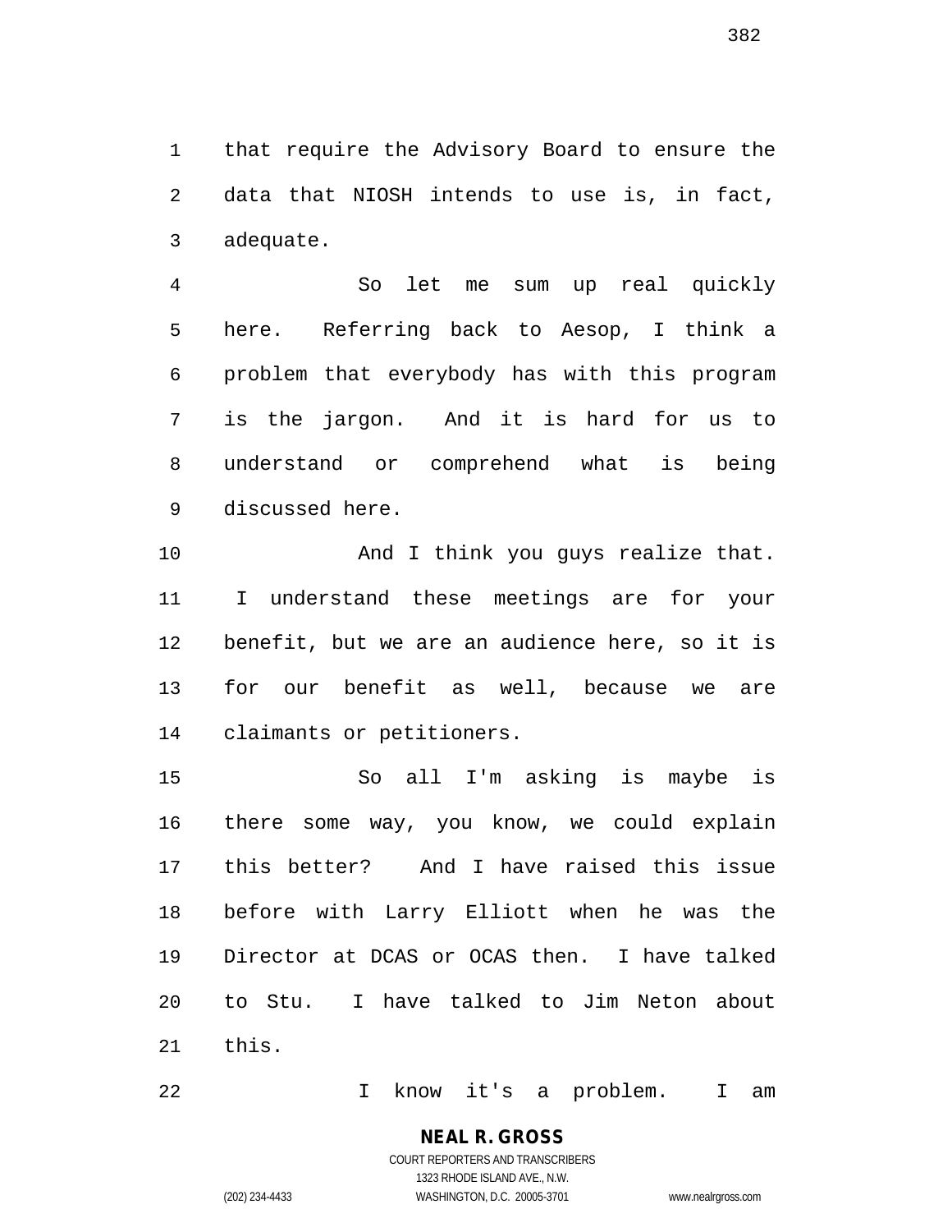that require the Advisory Board to ensure the data that NIOSH intends to use is, in fact, adequate.

So let me sum up real quickly here. Referring back to Aesop, I think a problem that everybody has with this program is the jargon. And it is hard for us to understand or comprehend what is being discussed here.

And I think you guys realize that. I understand these meetings are for your benefit, but we are an audience here, so it is for our benefit as well, because we are claimants or petitioners.

So all I'm asking is maybe is there some way, you know, we could explain this better? And I have raised this issue before with Larry Elliott when he was the Director at DCAS or OCAS then. I have talked to Stu. I have talked to Jim Neton about this.

I know it's a problem. I am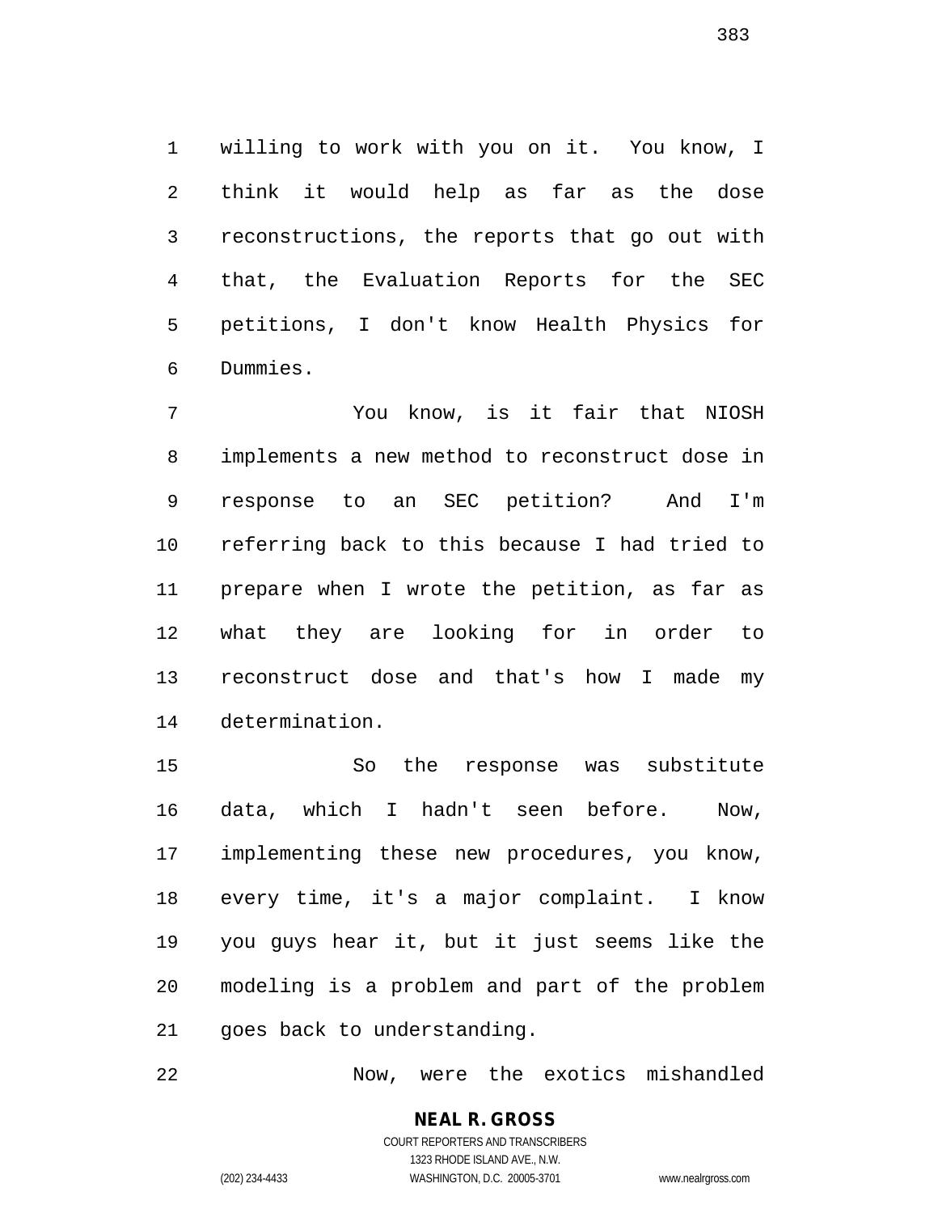willing to work with you on it. You know, I think it would help as far as the dose reconstructions, the reports that go out with that, the Evaluation Reports for the SEC petitions, I don't know Health Physics for Dummies.

You know, is it fair that NIOSH implements a new method to reconstruct dose in response to an SEC petition? And I'm referring back to this because I had tried to prepare when I wrote the petition, as far as what they are looking for in order to reconstruct dose and that's how I made my determination.

So the response was substitute data, which I hadn't seen before. Now, implementing these new procedures, you know, every time, it's a major complaint. I know you guys hear it, but it just seems like the modeling is a problem and part of the problem goes back to understanding.

Now, were the exotics mishandled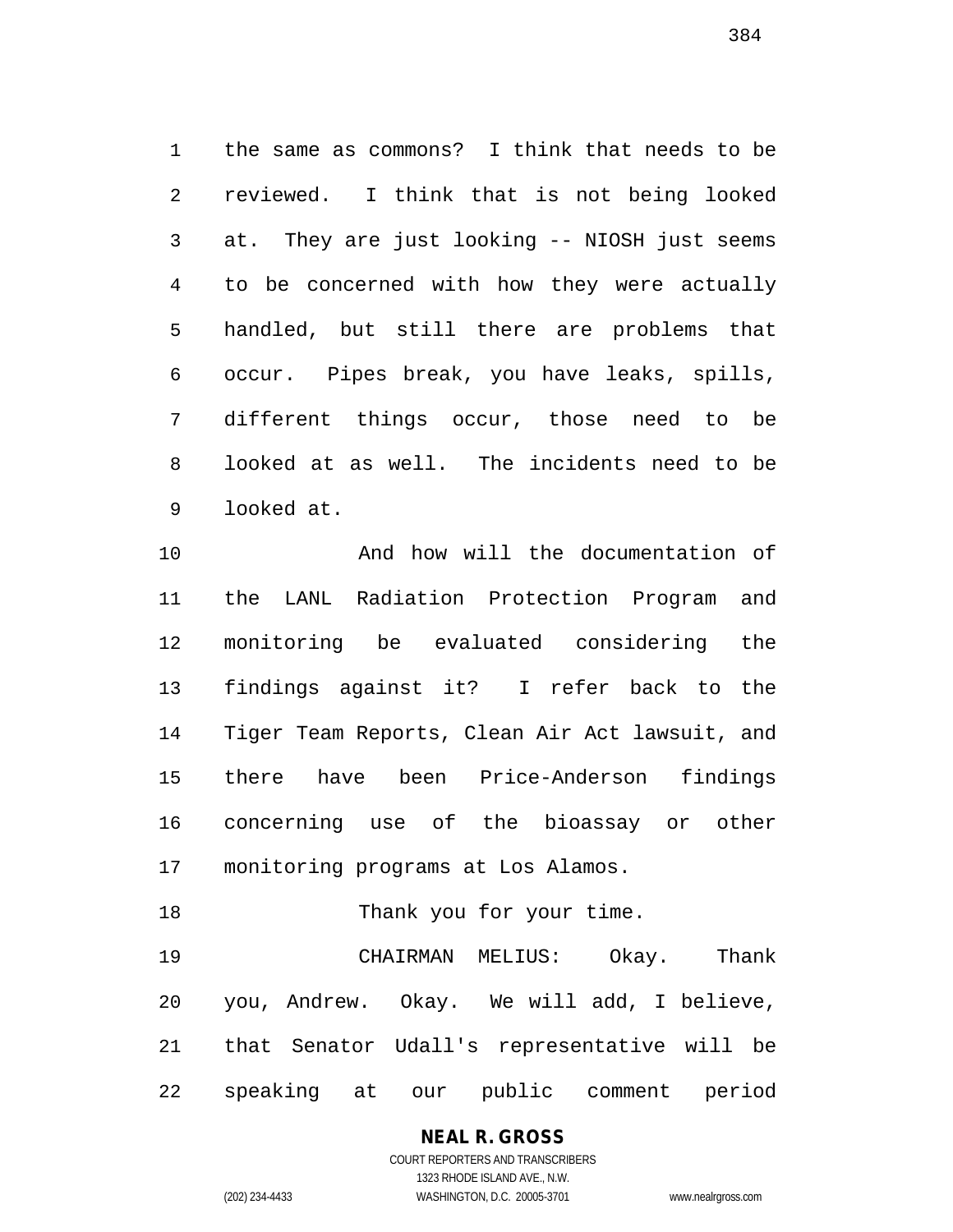the same as commons? I think that needs to be reviewed. I think that is not being looked at. They are just looking -- NIOSH just seems to be concerned with how they were actually handled, but still there are problems that occur. Pipes break, you have leaks, spills, different things occur, those need to be looked at as well. The incidents need to be looked at.

And how will the documentation of the LANL Radiation Protection Program and monitoring be evaluated considering the findings against it? I refer back to the Tiger Team Reports, Clean Air Act lawsuit, and there have been Price-Anderson findings concerning use of the bioassay or other monitoring programs at Los Alamos.

Thank you for your time.

CHAIRMAN MELIUS: Okay. Thank you, Andrew. Okay. We will add, I believe, that Senator Udall's representative will be speaking at our public comment period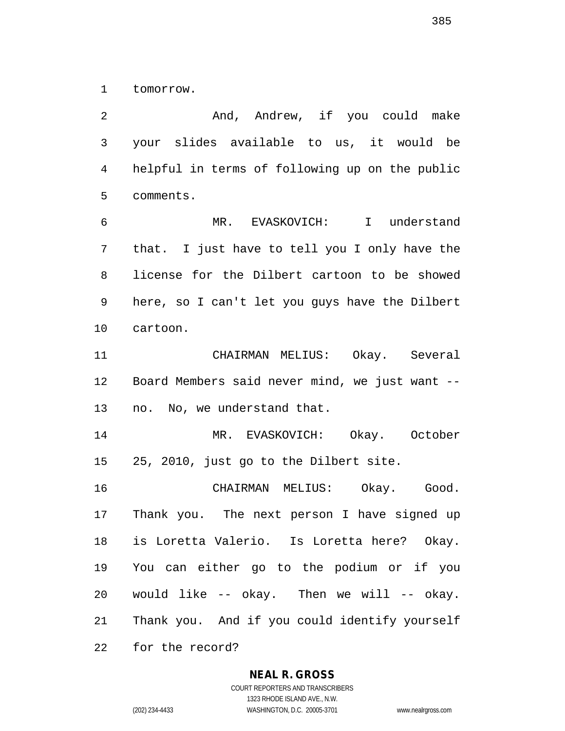tomorrow.

And, Andrew, if you could make your slides available to us, it would be helpful in terms of following up on the public comments.

MR. EVASKOVICH: I understand that. I just have to tell you I only have the license for the Dilbert cartoon to be showed here, so I can't let you guys have the Dilbert cartoon.

CHAIRMAN MELIUS: Okay. Several Board Members said never mind, we just want -- no. No, we understand that.

MR. EVASKOVICH: Okay. October 25, 2010, just go to the Dilbert site.

CHAIRMAN MELIUS: Okay. Good. Thank you. The next person I have signed up is Loretta Valerio. Is Loretta here? Okay. You can either go to the podium or if you would like -- okay. Then we will -- okay. Thank you. And if you could identify yourself for the record?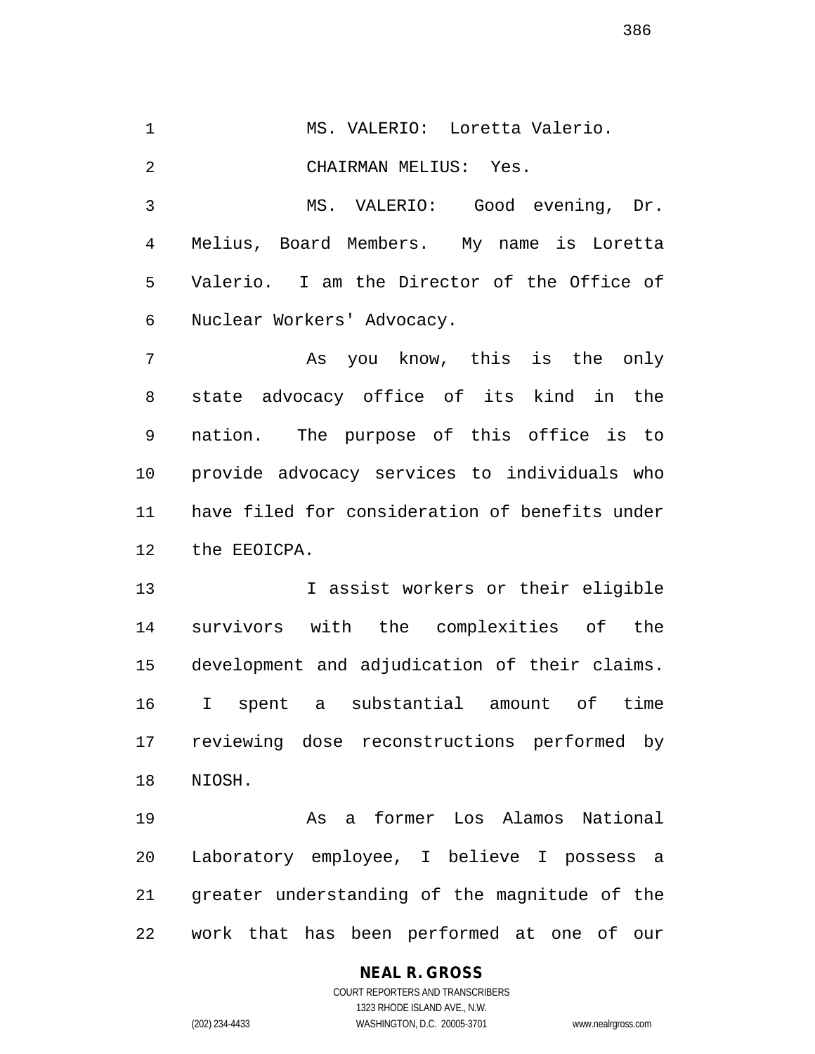MS. VALERIO: Loretta Valerio.

CHAIRMAN MELIUS: Yes.

MS. VALERIO: Good evening, Dr. Melius, Board Members. My name is Loretta Valerio. I am the Director of the Office of Nuclear Workers' Advocacy.

As you know, this is the only state advocacy office of its kind in the nation. The purpose of this office is to provide advocacy services to individuals who have filed for consideration of benefits under the EEOICPA.

I assist workers or their eligible survivors with the complexities of the development and adjudication of their claims. I spent a substantial amount of time reviewing dose reconstructions performed by NIOSH.

As a former Los Alamos National Laboratory employee, I believe I possess a greater understanding of the magnitude of the work that has been performed at one of our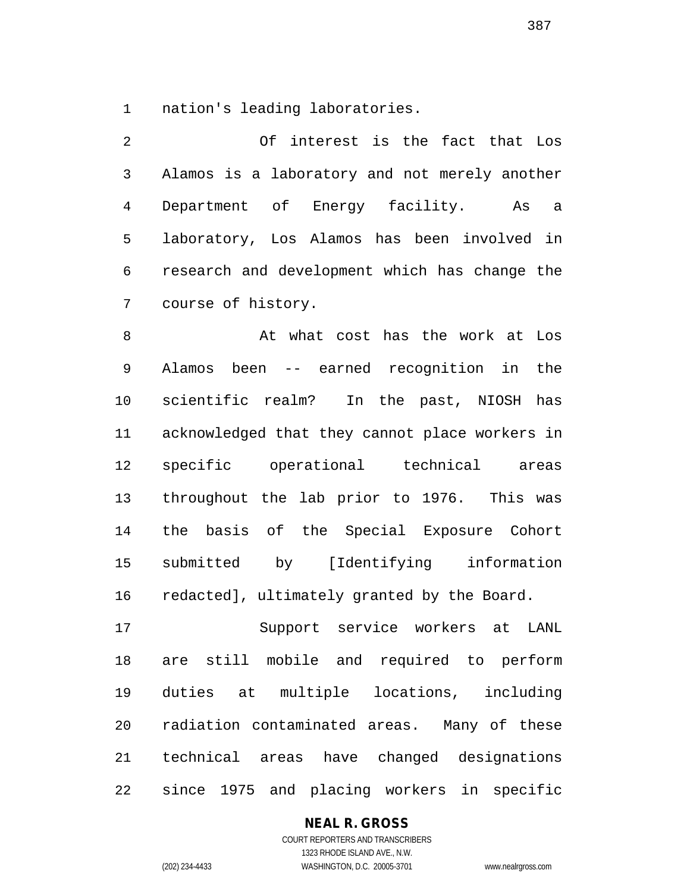nation's leading laboratories.

Of interest is the fact that Los Alamos is a laboratory and not merely another Department of Energy facility. As a laboratory, Los Alamos has been involved in research and development which has change the course of history.

At what cost has the work at Los Alamos been -- earned recognition in the scientific realm? In the past, NIOSH has acknowledged that they cannot place workers in specific operational technical areas throughout the lab prior to 1976. This was the basis of the Special Exposure Cohort submitted by [Identifying information redacted], ultimately granted by the Board.

Support service workers at LANL are still mobile and required to perform duties at multiple locations, including radiation contaminated areas. Many of these technical areas have changed designations since 1975 and placing workers in specific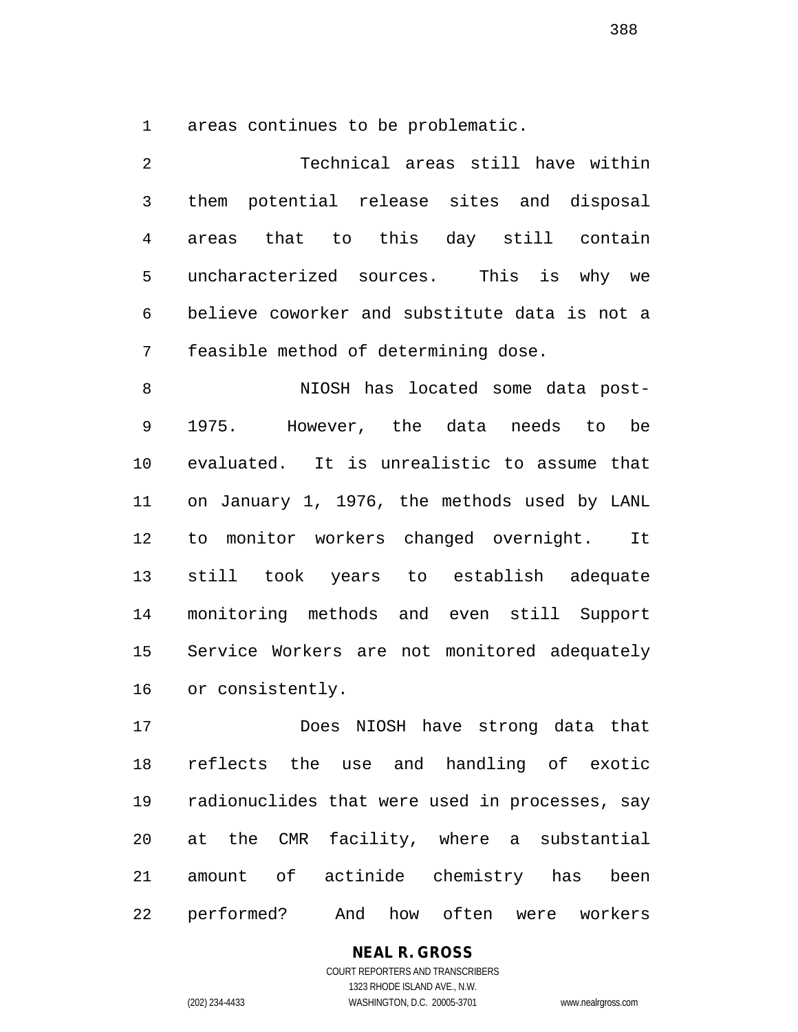areas continues to be problematic.

Technical areas still have within them potential release sites and disposal areas that to this day still contain uncharacterized sources. This is why we believe coworker and substitute data is not a feasible method of determining dose.

NIOSH has located some data post-1975. However, the data needs to be evaluated. It is unrealistic to assume that on January 1, 1976, the methods used by LANL to monitor workers changed overnight. It still took years to establish adequate monitoring methods and even still Support Service Workers are not monitored adequately or consistently.

Does NIOSH have strong data that reflects the use and handling of exotic radionuclides that were used in processes, say at the CMR facility, where a substantial amount of actinide chemistry has been performed? And how often were workers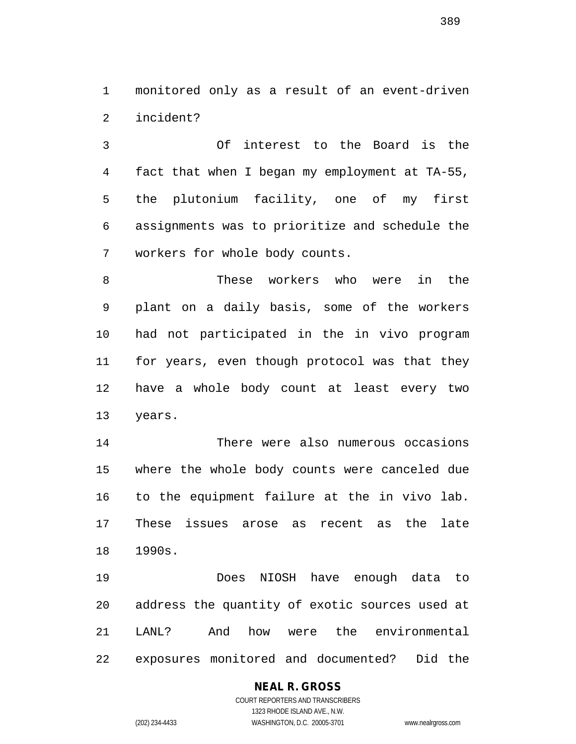monitored only as a result of an event-driven incident?

Of interest to the Board is the fact that when I began my employment at TA-55, the plutonium facility, one of my first assignments was to prioritize and schedule the workers for whole body counts.

These workers who were in the plant on a daily basis, some of the workers had not participated in the in vivo program for years, even though protocol was that they have a whole body count at least every two years.

There were also numerous occasions where the whole body counts were canceled due to the equipment failure at the in vivo lab. These issues arose as recent as the late 1990s.

Does NIOSH have enough data to address the quantity of exotic sources used at LANL? And how were the environmental exposures monitored and documented? Did the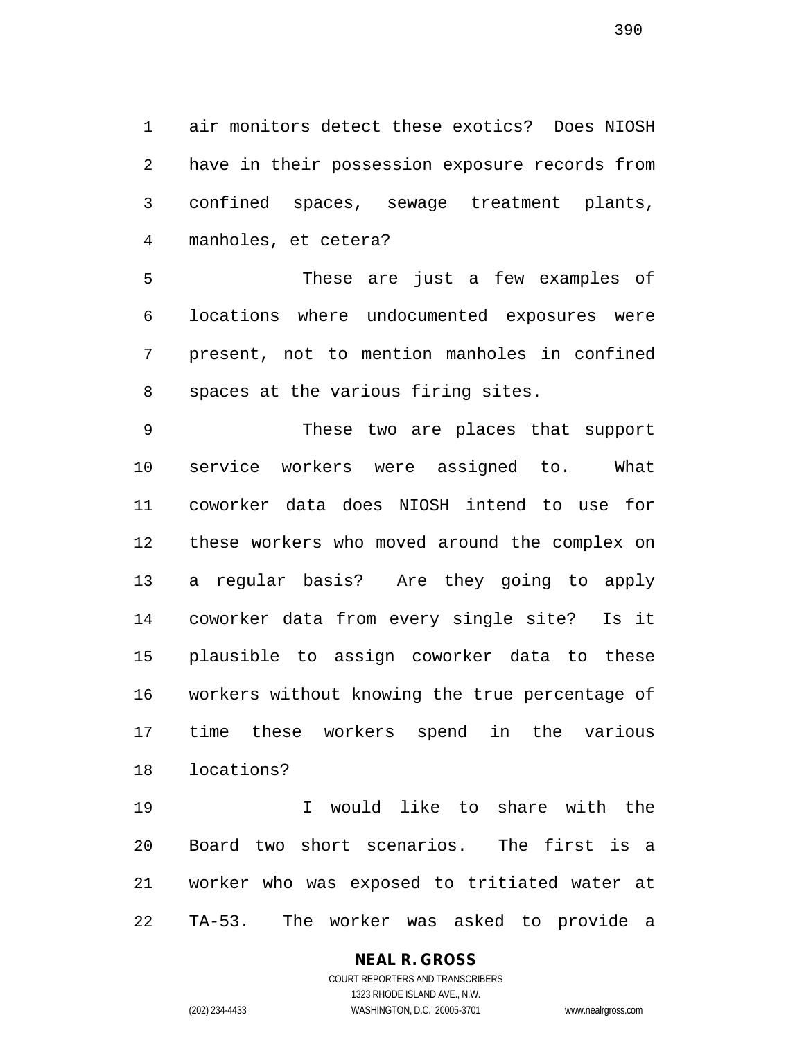air monitors detect these exotics? Does NIOSH have in their possession exposure records from confined spaces, sewage treatment plants, manholes, et cetera?

These are just a few examples of locations where undocumented exposures were present, not to mention manholes in confined spaces at the various firing sites.

These two are places that support service workers were assigned to. What coworker data does NIOSH intend to use for these workers who moved around the complex on a regular basis? Are they going to apply coworker data from every single site? Is it plausible to assign coworker data to these workers without knowing the true percentage of time these workers spend in the various locations?

I would like to share with the Board two short scenarios. The first is a worker who was exposed to tritiated water at TA-53. The worker was asked to provide a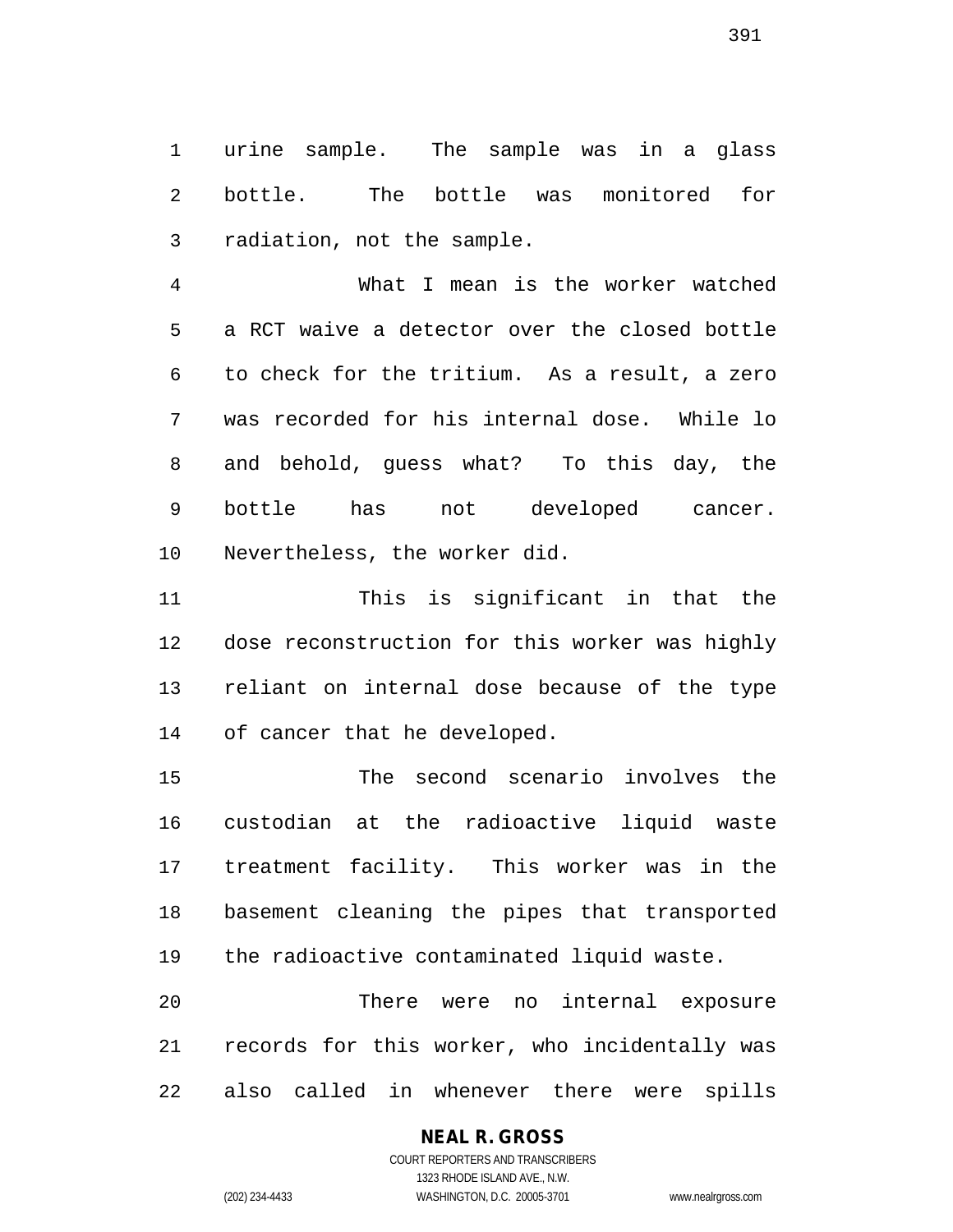urine sample. The sample was in a glass bottle. The bottle was monitored for radiation, not the sample.

What I mean is the worker watched a RCT waive a detector over the closed bottle to check for the tritium. As a result, a zero was recorded for his internal dose. While lo and behold, guess what? To this day, the bottle has not developed cancer. Nevertheless, the worker did.

This is significant in that the dose reconstruction for this worker was highly reliant on internal dose because of the type of cancer that he developed.

The second scenario involves the custodian at the radioactive liquid waste treatment facility. This worker was in the basement cleaning the pipes that transported the radioactive contaminated liquid waste.

There were no internal exposure records for this worker, who incidentally was also called in whenever there were spills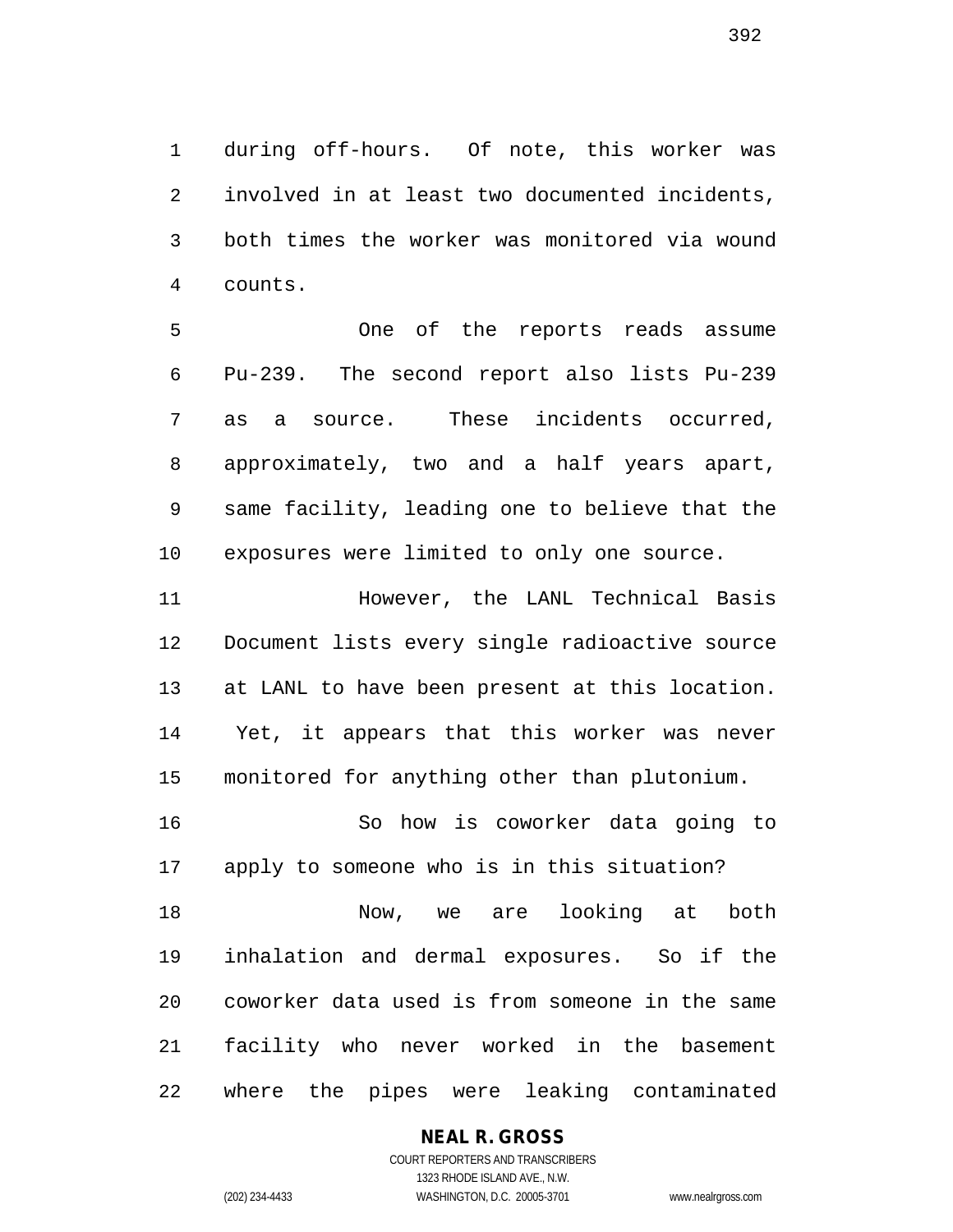during off-hours. Of note, this worker was involved in at least two documented incidents, both times the worker was monitored via wound counts.

One of the reports reads assume Pu-239. The second report also lists Pu-239 as a source. These incidents occurred, approximately, two and a half years apart, same facility, leading one to believe that the exposures were limited to only one source.

However, the LANL Technical Basis Document lists every single radioactive source at LANL to have been present at this location. Yet, it appears that this worker was never monitored for anything other than plutonium.

So how is coworker data going to apply to someone who is in this situation?

Now, we are looking at both inhalation and dermal exposures. So if the coworker data used is from someone in the same facility who never worked in the basement where the pipes were leaking contaminated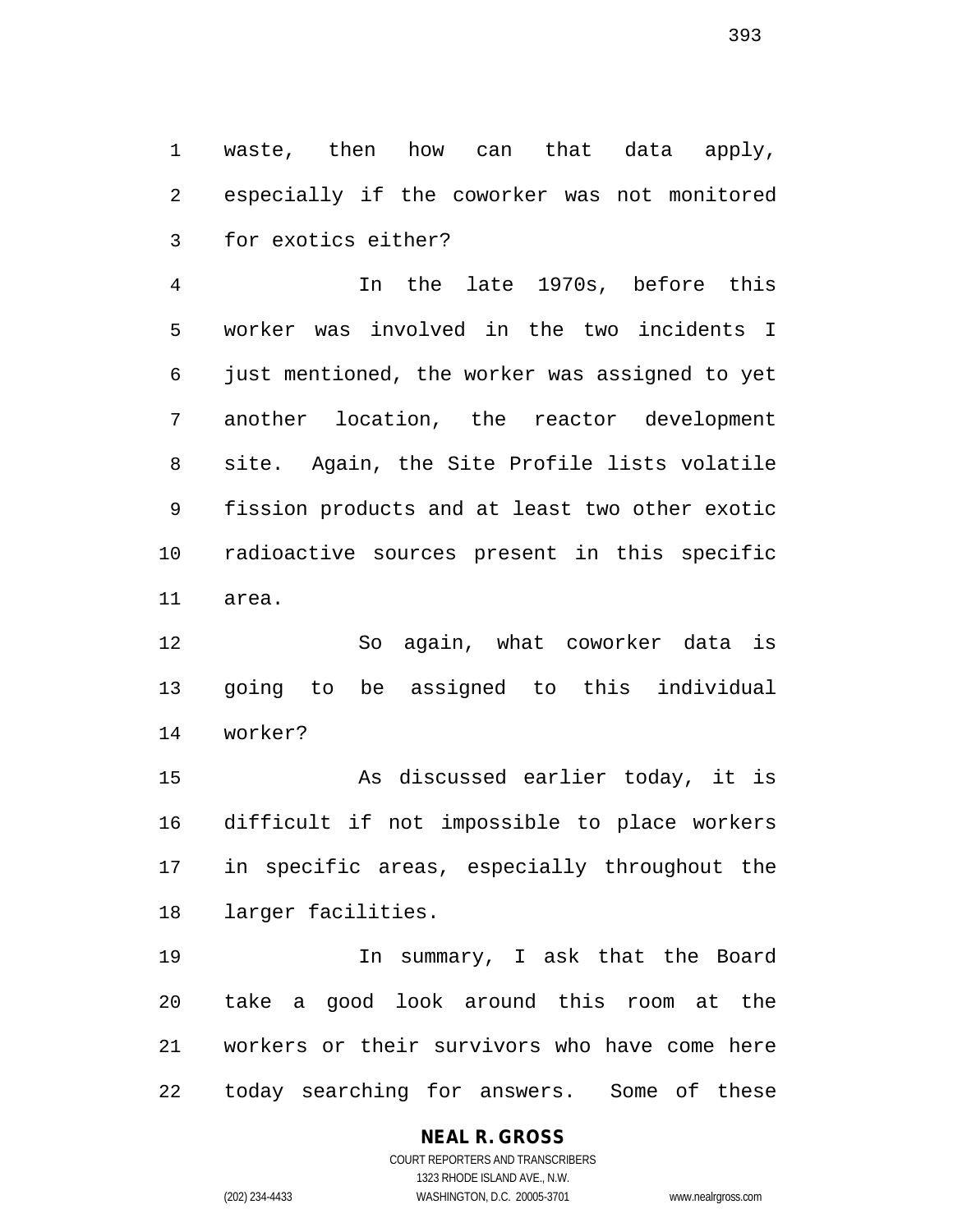waste, then how can that data apply, especially if the coworker was not monitored for exotics either?

In the late 1970s, before this worker was involved in the two incidents I just mentioned, the worker was assigned to yet another location, the reactor development site. Again, the Site Profile lists volatile fission products and at least two other exotic radioactive sources present in this specific area.

So again, what coworker data is going to be assigned to this individual worker?

As discussed earlier today, it is difficult if not impossible to place workers in specific areas, especially throughout the larger facilities.

In summary, I ask that the Board take a good look around this room at the workers or their survivors who have come here today searching for answers. Some of these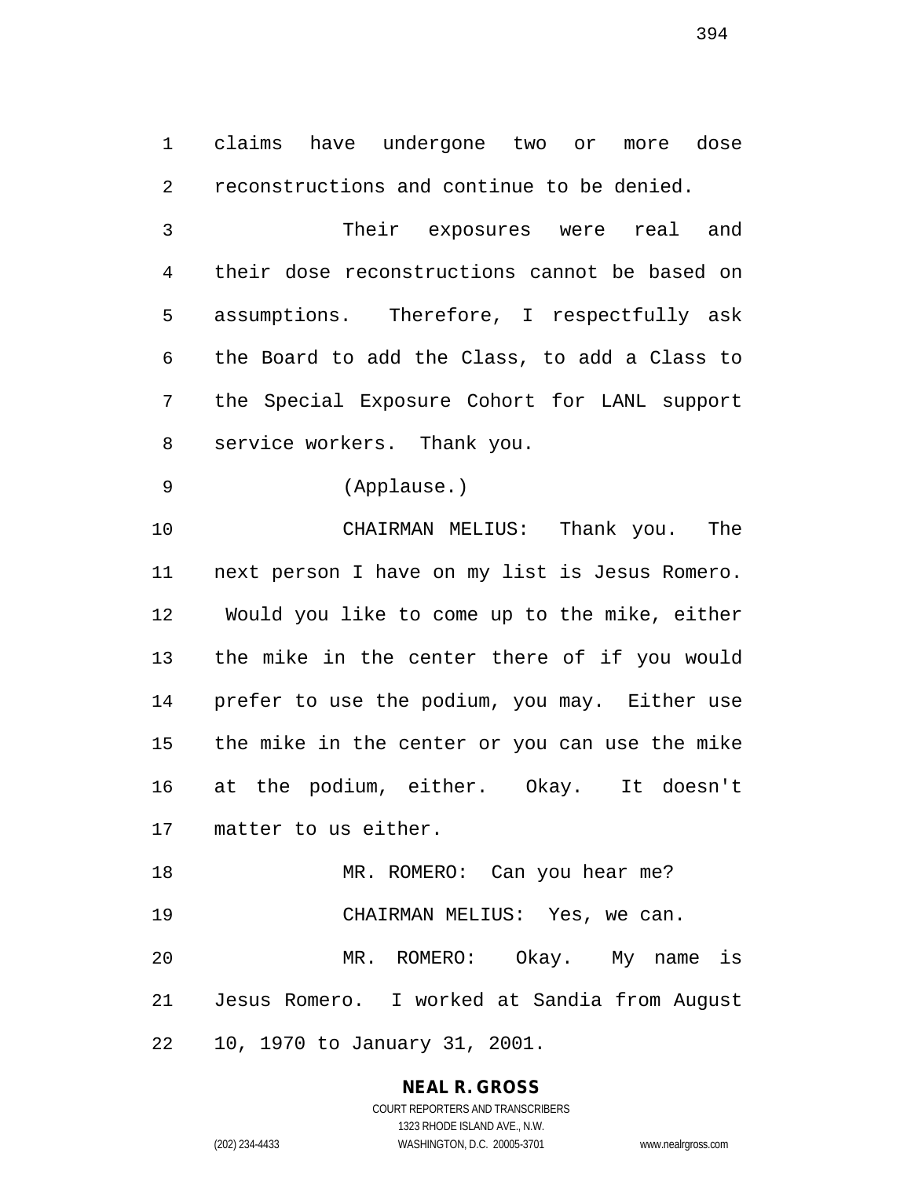claims have undergone two or more dose reconstructions and continue to be denied.

Their exposures were real and their dose reconstructions cannot be based on assumptions. Therefore, I respectfully ask the Board to add the Class, to add a Class to the Special Exposure Cohort for LANL support service workers. Thank you.

(Applause.)

CHAIRMAN MELIUS: Thank you. The next person I have on my list is Jesus Romero. Would you like to come up to the mike, either the mike in the center there of if you would prefer to use the podium, you may. Either use the mike in the center or you can use the mike at the podium, either. Okay. It doesn't matter to us either.

MR. ROMERO: Can you hear me?

CHAIRMAN MELIUS: Yes, we can.

MR. ROMERO: Okay. My name is Jesus Romero. I worked at Sandia from August 10, 1970 to January 31, 2001.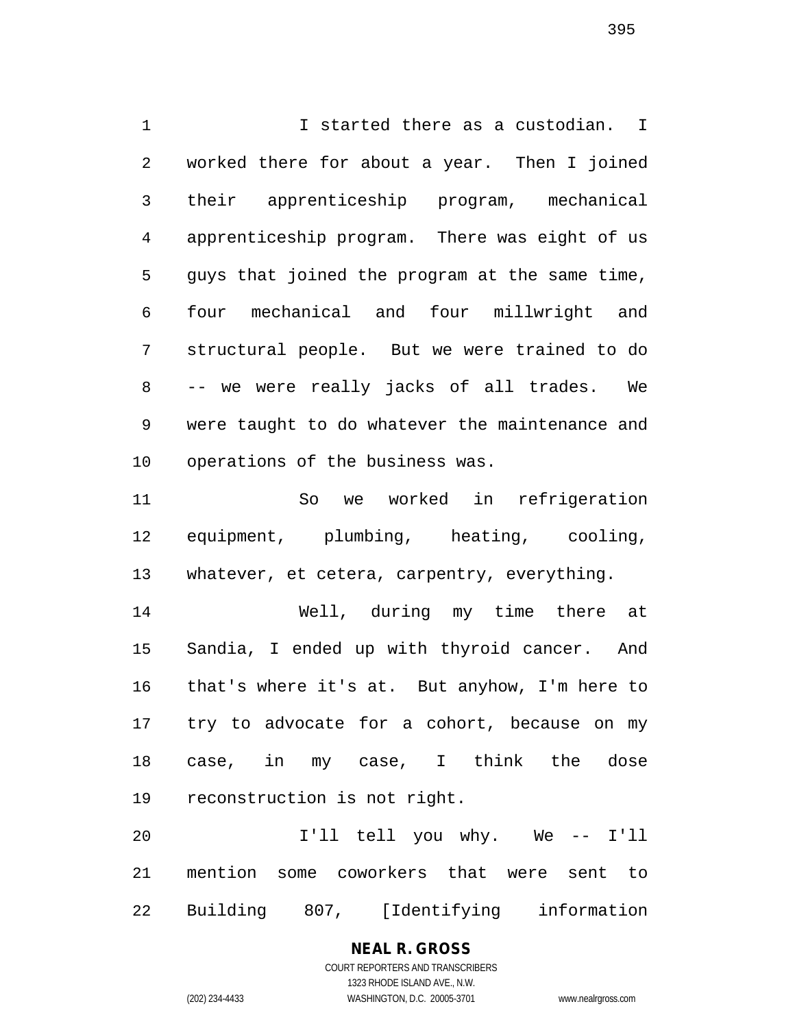I started there as a custodian. I worked there for about a year. Then I joined their apprenticeship program, mechanical apprenticeship program. There was eight of us guys that joined the program at the same time, four mechanical and four millwright and structural people. But we were trained to do -- we were really jacks of all trades. We were taught to do whatever the maintenance and operations of the business was.

So we worked in refrigeration equipment, plumbing, heating, cooling, whatever, et cetera, carpentry, everything.

Well, during my time there at Sandia, I ended up with thyroid cancer. And that's where it's at. But anyhow, I'm here to try to advocate for a cohort, because on my case, in my case, I think the dose reconstruction is not right.

I'll tell you why. We -- I'll mention some coworkers that were sent to Building 807, [Identifying information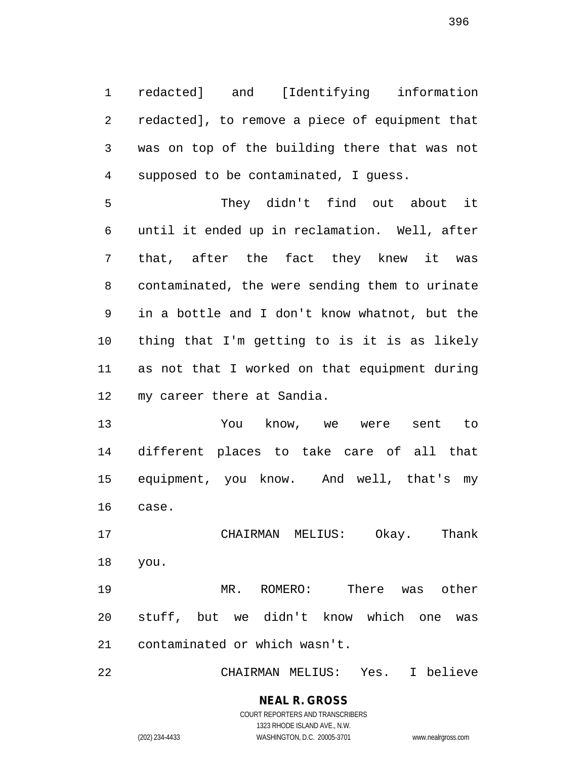redacted] and [Identifying information redacted], to remove a piece of equipment that was on top of the building there that was not supposed to be contaminated, I guess.

They didn't find out about it until it ended up in reclamation. Well, after that, after the fact they knew it was contaminated, the were sending them to urinate in a bottle and I don't know whatnot, but the thing that I'm getting to is it is as likely as not that I worked on that equipment during my career there at Sandia.

You know, we were sent to different places to take care of all that equipment, you know. And well, that's my case.

CHAIRMAN MELIUS: Okay. Thank you.

MR. ROMERO: There was other stuff, but we didn't know which one was contaminated or which wasn't.

CHAIRMAN MELIUS: Yes. I believe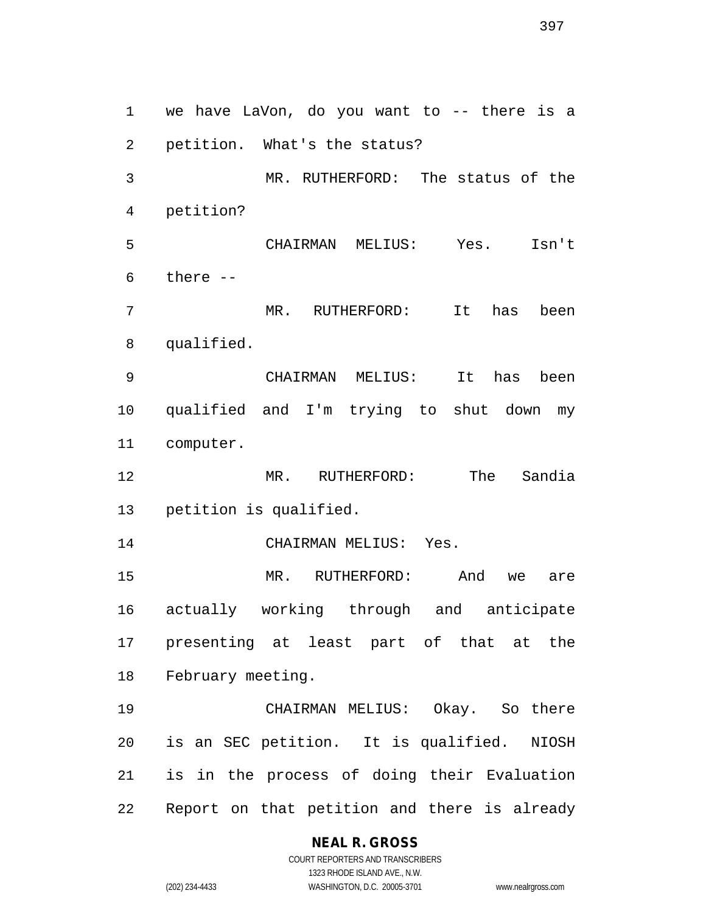we have LaVon, do you want to -- there is a petition. What's the status?

MR. RUTHERFORD: The status of the petition?

CHAIRMAN MELIUS: Yes. Isn't there --

MR. RUTHERFORD: It has been qualified.

CHAIRMAN MELIUS: It has been qualified and I'm trying to shut down my computer.

MR. RUTHERFORD: The Sandia petition is qualified.

CHAIRMAN MELIUS: Yes.

MR. RUTHERFORD: And we are actually working through and anticipate presenting at least part of that at the February meeting.

CHAIRMAN MELIUS: Okay. So there is an SEC petition. It is qualified. NIOSH is in the process of doing their Evaluation Report on that petition and there is already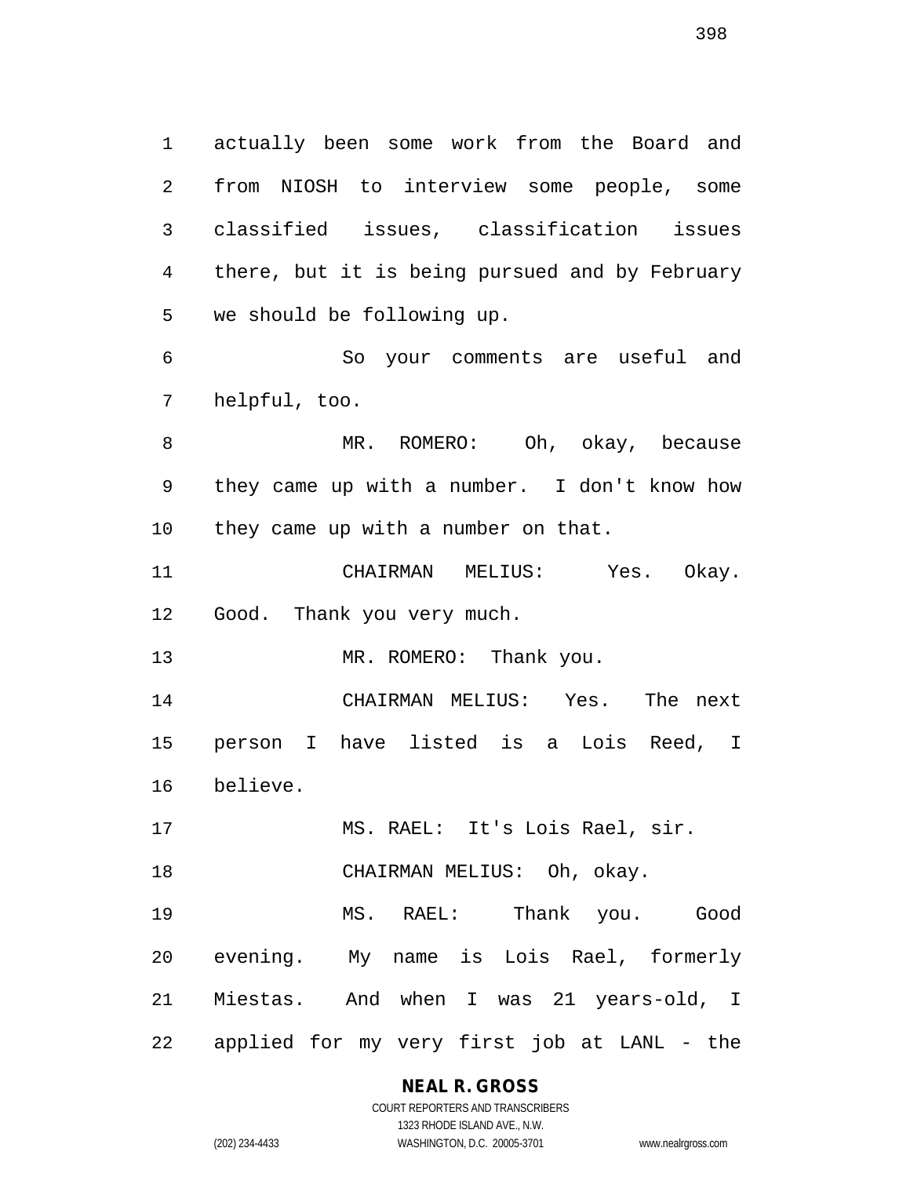actually been some work from the Board and from NIOSH to interview some people, some classified issues, classification issues there, but it is being pursued and by February we should be following up.

So your comments are useful and helpful, too.

MR. ROMERO: Oh, okay, because they came up with a number. I don't know how they came up with a number on that.

CHAIRMAN MELIUS: Yes. Okay. Good. Thank you very much.

MR. ROMERO: Thank you.

CHAIRMAN MELIUS: Yes. The next person I have listed is a Lois Reed, I believe.

MS. RAEL: It's Lois Rael, sir.

CHAIRMAN MELIUS: Oh, okay.

MS. RAEL: Thank you. Good evening. My name is Lois Rael, formerly Miestas. And when I was 21 years-old, I applied for my very first job at LANL - the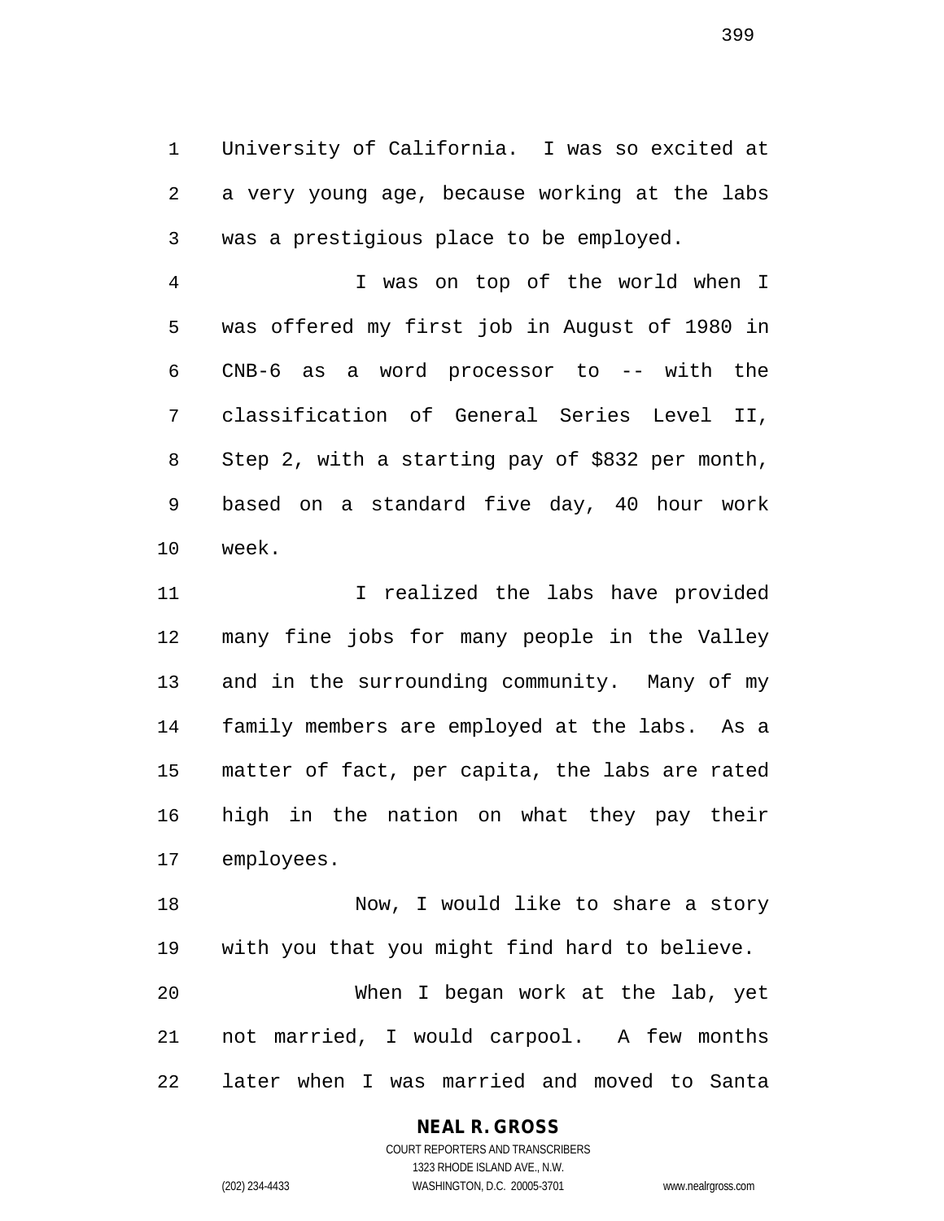University of California. I was so excited at a very young age, because working at the labs was a prestigious place to be employed.

I was on top of the world when I was offered my first job in August of 1980 in CNB-6 as a word processor to -- with the classification of General Series Level II, Step 2, with a starting pay of $832 per month, based on a standard five day, 40 hour work week.

I realized the labs have provided many fine jobs for many people in the Valley and in the surrounding community. Many of my family members are employed at the labs. As a matter of fact, per capita, the labs are rated high in the nation on what they pay their employees.

Now, I would like to share a story with you that you might find hard to believe.

When I began work at the lab, yet not married, I would carpool. A few months later when I was married and moved to Santa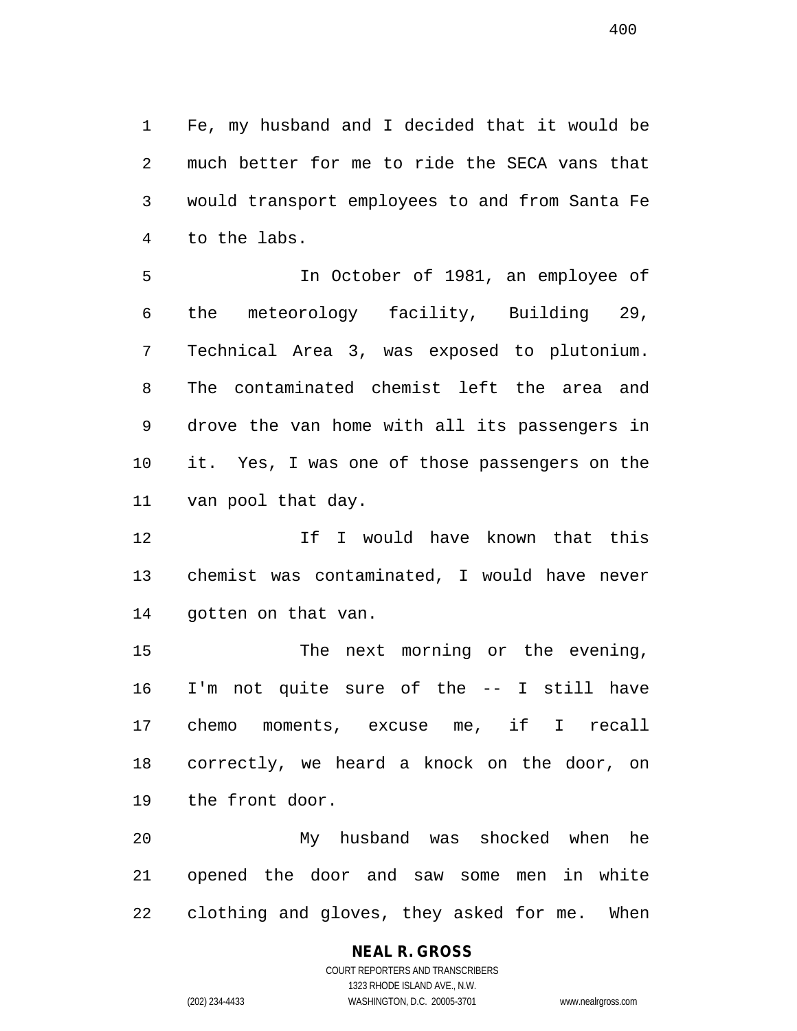Fe, my husband and I decided that it would be much better for me to ride the SECA vans that would transport employees to and from Santa Fe to the labs.

In October of 1981, an employee of the meteorology facility, Building 29, Technical Area 3, was exposed to plutonium. The contaminated chemist left the area and drove the van home with all its passengers in it. Yes, I was one of those passengers on the van pool that day.

If I would have known that this chemist was contaminated, I would have never gotten on that van.

The next morning or the evening, I'm not quite sure of the -- I still have chemo moments, excuse me, if I recall correctly, we heard a knock on the door, on the front door.

My husband was shocked when he opened the door and saw some men in white clothing and gloves, they asked for me. When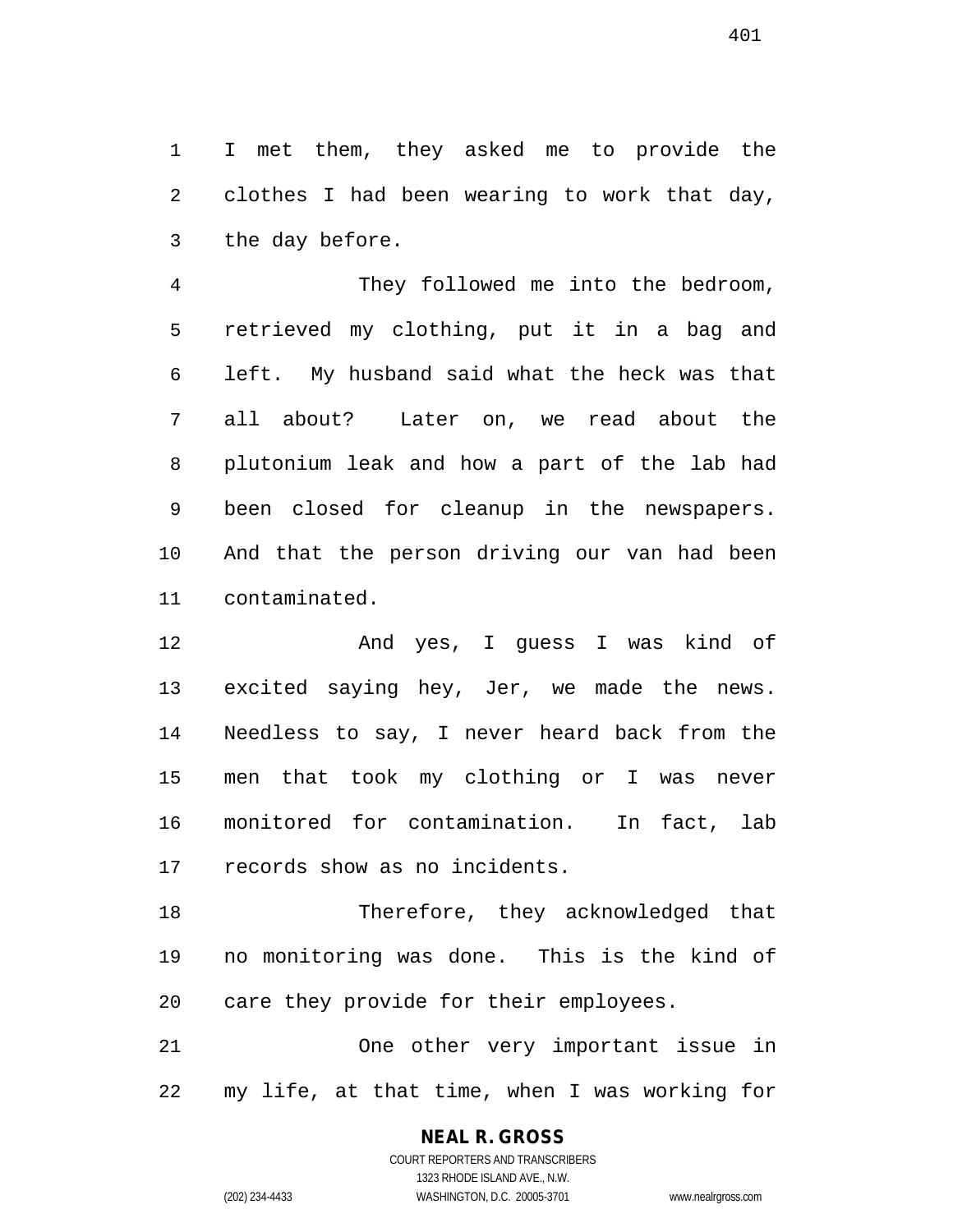I met them, they asked me to provide the clothes I had been wearing to work that day, the day before.

They followed me into the bedroom, retrieved my clothing, put it in a bag and left. My husband said what the heck was that all about? Later on, we read about the plutonium leak and how a part of the lab had been closed for cleanup in the newspapers. And that the person driving our van had been contaminated.

And yes, I guess I was kind of excited saying hey, Jer, we made the news. Needless to say, I never heard back from the men that took my clothing or I was never monitored for contamination. In fact, lab records show as no incidents.

Therefore, they acknowledged that no monitoring was done. This is the kind of care they provide for their employees.

One other very important issue in my life, at that time, when I was working for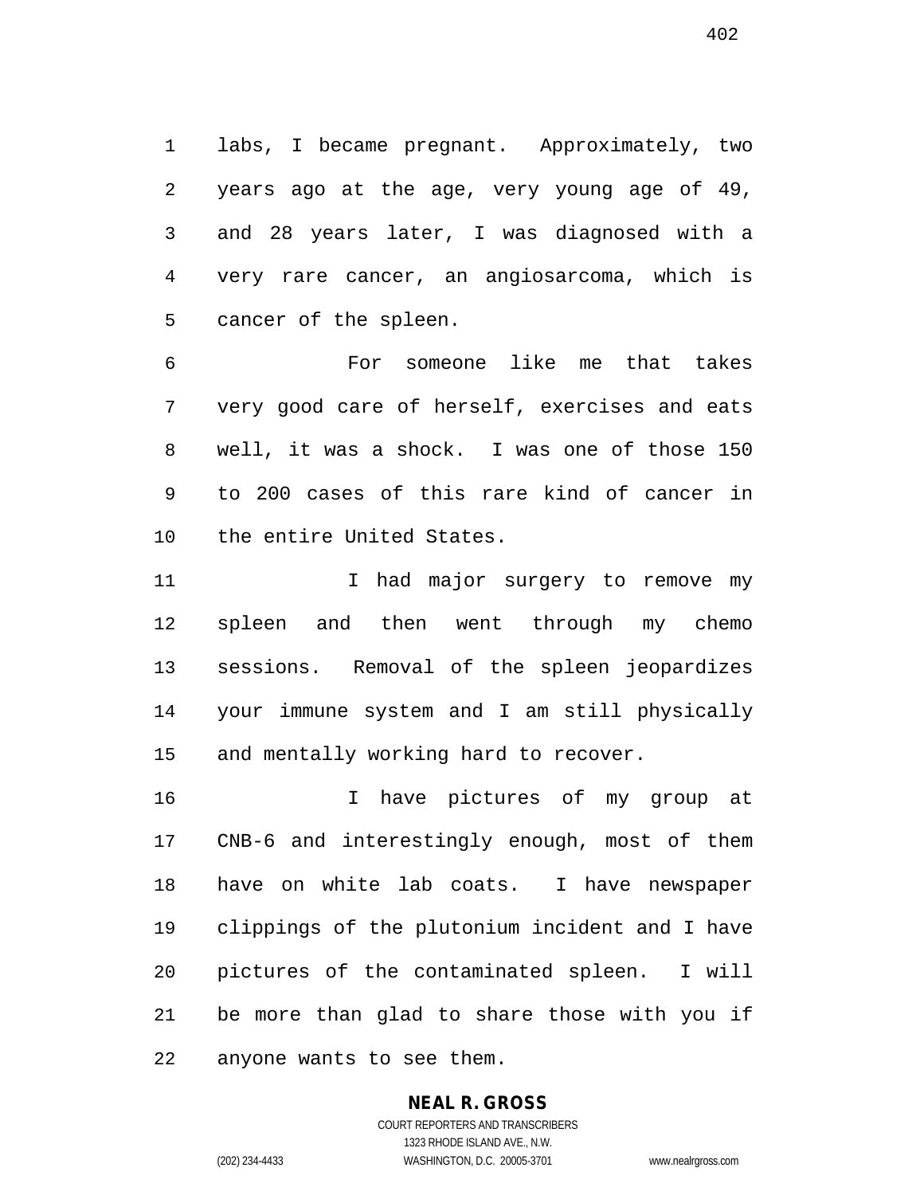labs, I became pregnant. Approximately, two years ago at the age, very young age of 49, and 28 years later, I was diagnosed with a very rare cancer, an angiosarcoma, which is cancer of the spleen.

For someone like me that takes very good care of herself, exercises and eats well, it was a shock. I was one of those 150 to 200 cases of this rare kind of cancer in the entire United States.

I had major surgery to remove my spleen and then went through my chemo sessions. Removal of the spleen jeopardizes your immune system and I am still physically and mentally working hard to recover.

I have pictures of my group at CNB-6 and interestingly enough, most of them have on white lab coats. I have newspaper clippings of the plutonium incident and I have pictures of the contaminated spleen. I will be more than glad to share those with you if anyone wants to see them.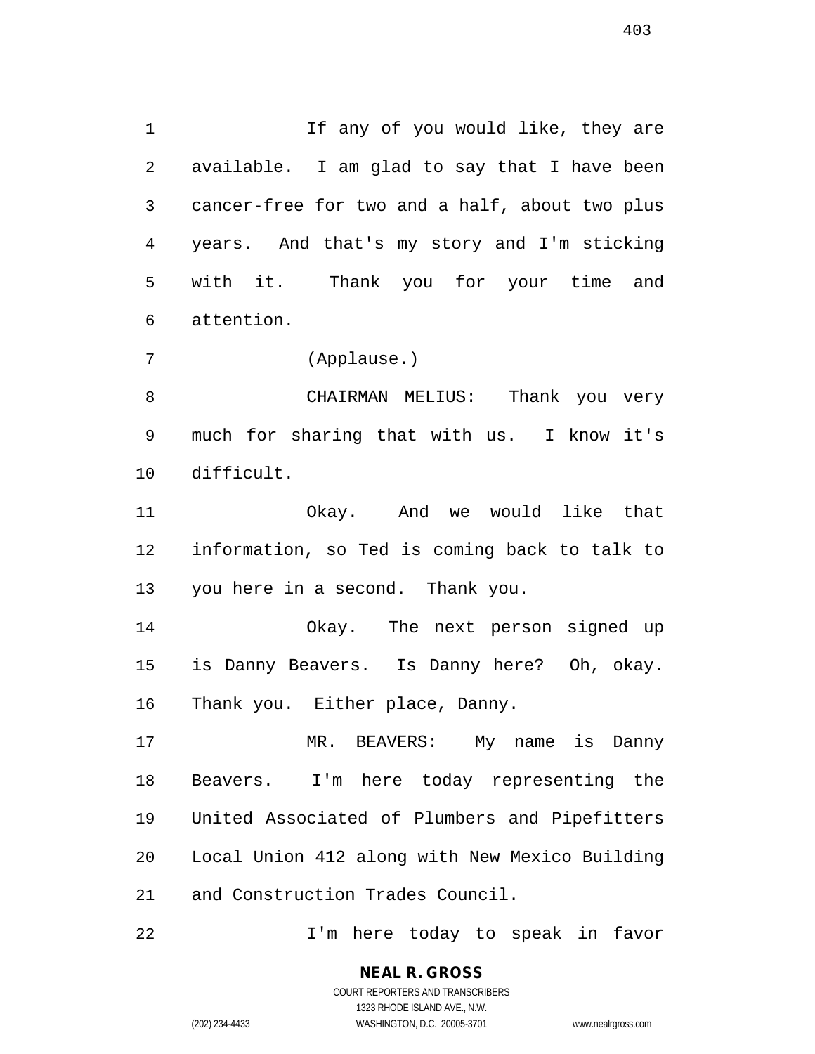If any of you would like, they are available. I am glad to say that I have been cancer-free for two and a half, about two plus years. And that's my story and I'm sticking with it. Thank you for your time and attention.

(Applause.)

CHAIRMAN MELIUS: Thank you very much for sharing that with us. I know it's difficult.

Okay. And we would like that information, so Ted is coming back to talk to you here in a second. Thank you.

Okay. The next person signed up is Danny Beavers. Is Danny here? Oh, okay. Thank you. Either place, Danny.

MR. BEAVERS: My name is Danny Beavers. I'm here today representing the United Associated of Plumbers and Pipefitters Local Union 412 along with New Mexico Building and Construction Trades Council.

I'm here today to speak in favor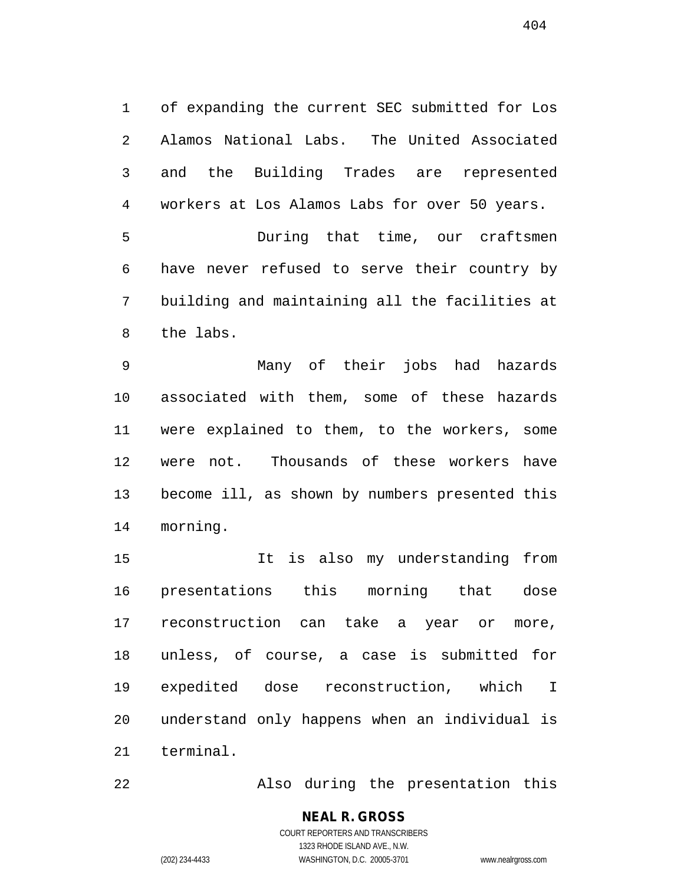of expanding the current SEC submitted for Los Alamos National Labs. The United Associated and the Building Trades are represented workers at Los Alamos Labs for over 50 years.

During that time, our craftsmen have never refused to serve their country by building and maintaining all the facilities at the labs.

Many of their jobs had hazards associated with them, some of these hazards were explained to them, to the workers, some were not. Thousands of these workers have become ill, as shown by numbers presented this morning.

It is also my understanding from presentations this morning that dose reconstruction can take a year or more, unless, of course, a case is submitted for expedited dose reconstruction, which I understand only happens when an individual is terminal.

Also during the presentation this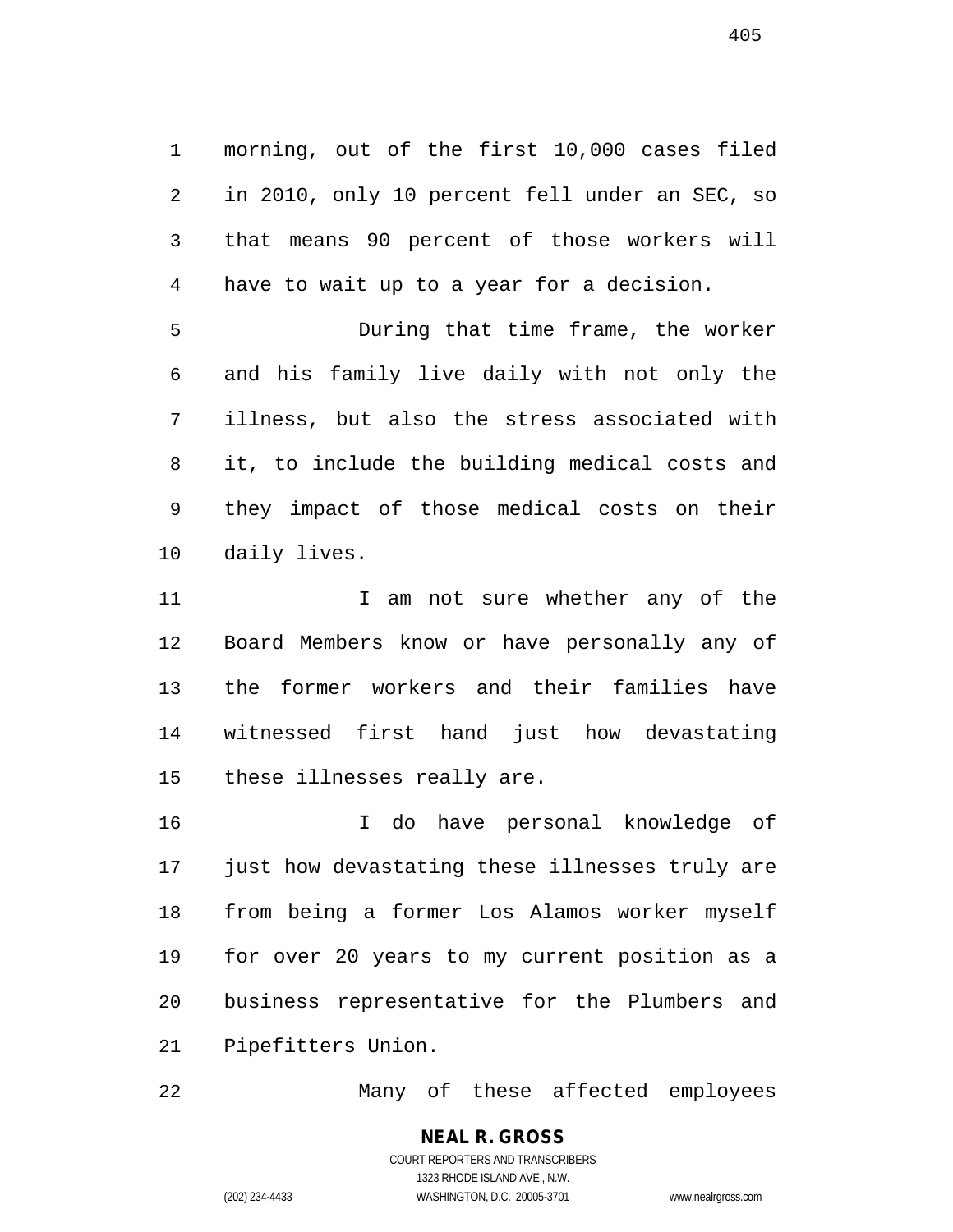morning, out of the first 10,000 cases filed in 2010, only 10 percent fell under an SEC, so that means 90 percent of those workers will have to wait up to a year for a decision.

During that time frame, the worker and his family live daily with not only the illness, but also the stress associated with it, to include the building medical costs and they impact of those medical costs on their daily lives.

I am not sure whether any of the Board Members know or have personally any of the former workers and their families have witnessed first hand just how devastating these illnesses really are.

I do have personal knowledge of just how devastating these illnesses truly are from being a former Los Alamos worker myself for over 20 years to my current position as a business representative for the Plumbers and Pipefitters Union.

Many of these affected employees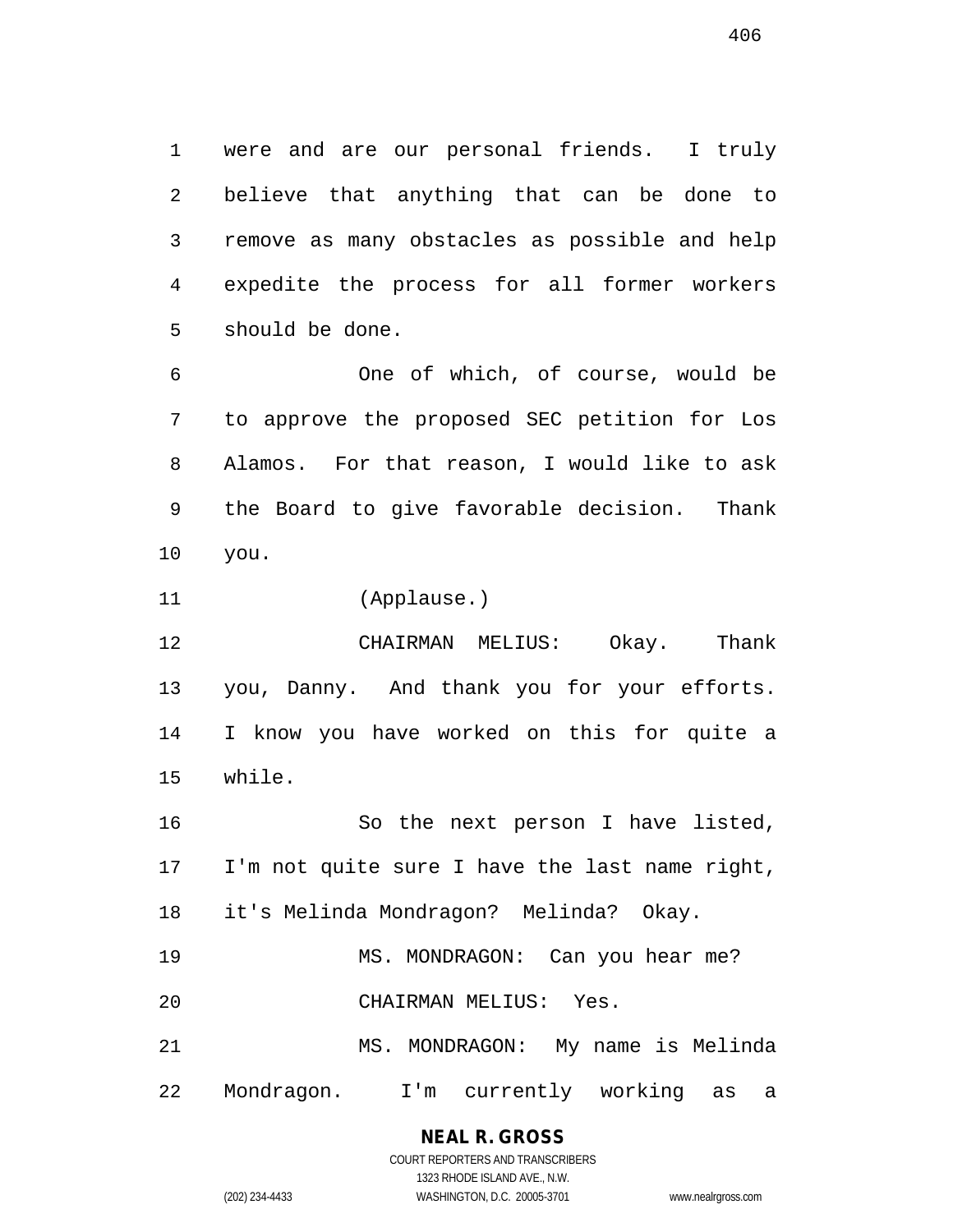were and are our personal friends. I truly believe that anything that can be done to remove as many obstacles as possible and help expedite the process for all former workers should be done.

One of which, of course, would be to approve the proposed SEC petition for Los Alamos. For that reason, I would like to ask the Board to give favorable decision. Thank you.

(Applause.)

CHAIRMAN MELIUS: Okay. Thank you, Danny. And thank you for your efforts. I know you have worked on this for quite a while.

So the next person I have listed, I'm not quite sure I have the last name right, it's Melinda Mondragon? Melinda? Okay.

MS. MONDRAGON: Can you hear me?

CHAIRMAN MELIUS: Yes.

MS. MONDRAGON: My name is Melinda Mondragon. I'm currently working as a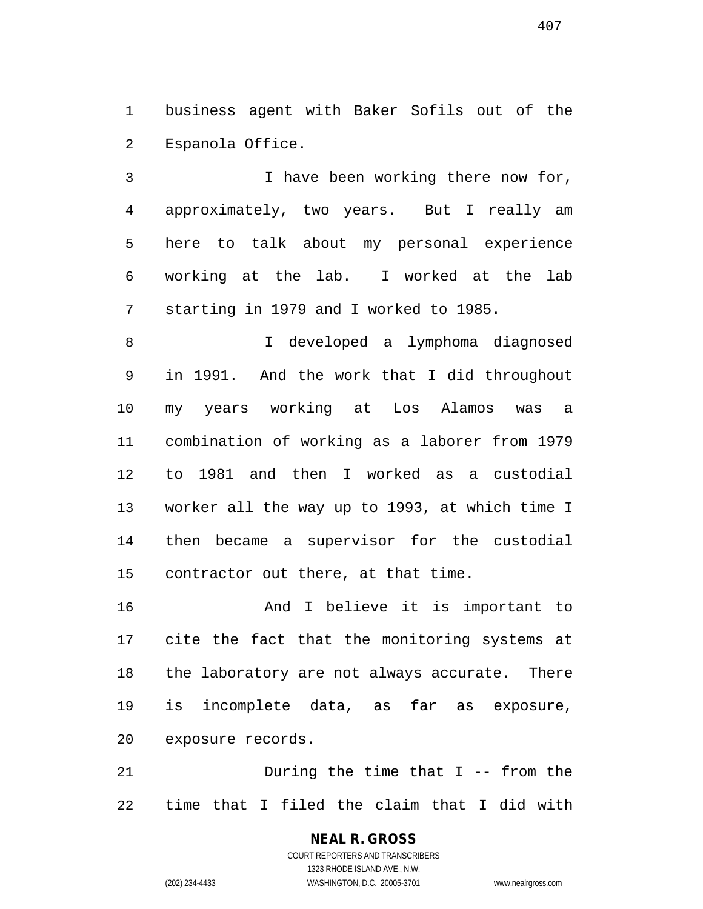business agent with Baker Sofils out of the Espanola Office.

I have been working there now for, approximately, two years. But I really am here to talk about my personal experience working at the lab. I worked at the lab starting in 1979 and I worked to 1985.

I developed a lymphoma diagnosed in 1991. And the work that I did throughout my years working at Los Alamos was a combination of working as a laborer from 1979 to 1981 and then I worked as a custodial worker all the way up to 1993, at which time I then became a supervisor for the custodial contractor out there, at that time.

And I believe it is important to cite the fact that the monitoring systems at the laboratory are not always accurate. There is incomplete data, as far as exposure, exposure records.

During the time that I -- from the time that I filed the claim that I did with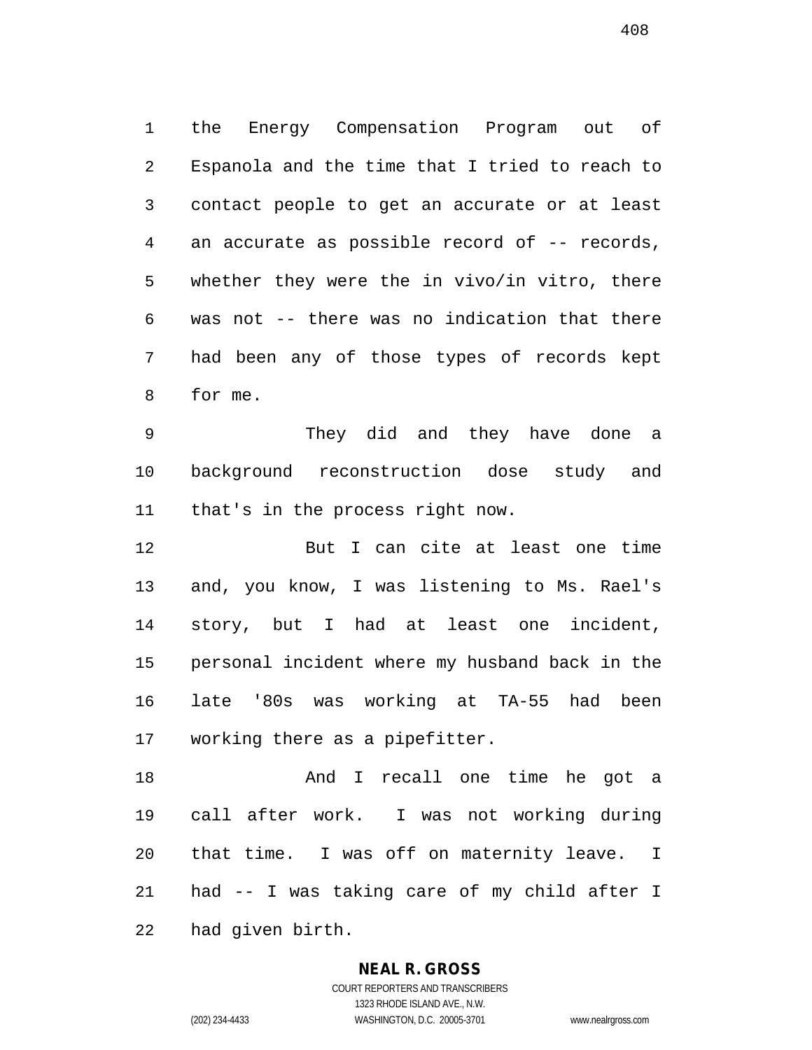the Energy Compensation Program out of Espanola and the time that I tried to reach to contact people to get an accurate or at least an accurate as possible record of -- records, whether they were the in vivo/in vitro, there was not -- there was no indication that there had been any of those types of records kept for me.

They did and they have done a background reconstruction dose study and that's in the process right now.

But I can cite at least one time and, you know, I was listening to Ms. Rael's story, but I had at least one incident, personal incident where my husband back in the late '80s was working at TA-55 had been working there as a pipefitter.

And I recall one time he got a call after work. I was not working during that time. I was off on maternity leave. I had -- I was taking care of my child after I had given birth.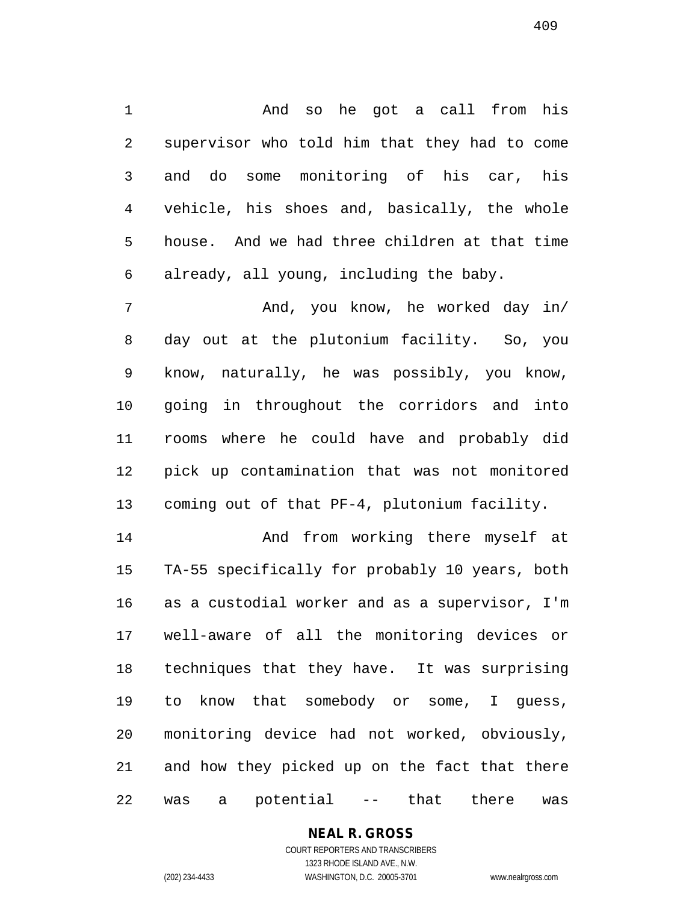And so he got a call from his supervisor who told him that they had to come and do some monitoring of his car, his vehicle, his shoes and, basically, the whole house. And we had three children at that time already, all young, including the baby.

And, you know, he worked day in/ day out at the plutonium facility. So, you know, naturally, he was possibly, you know, going in throughout the corridors and into rooms where he could have and probably did pick up contamination that was not monitored coming out of that PF-4, plutonium facility.

And from working there myself at TA-55 specifically for probably 10 years, both as a custodial worker and as a supervisor, I'm well-aware of all the monitoring devices or techniques that they have. It was surprising to know that somebody or some, I guess, monitoring device had not worked, obviously, and how they picked up on the fact that there was a potential -- that there was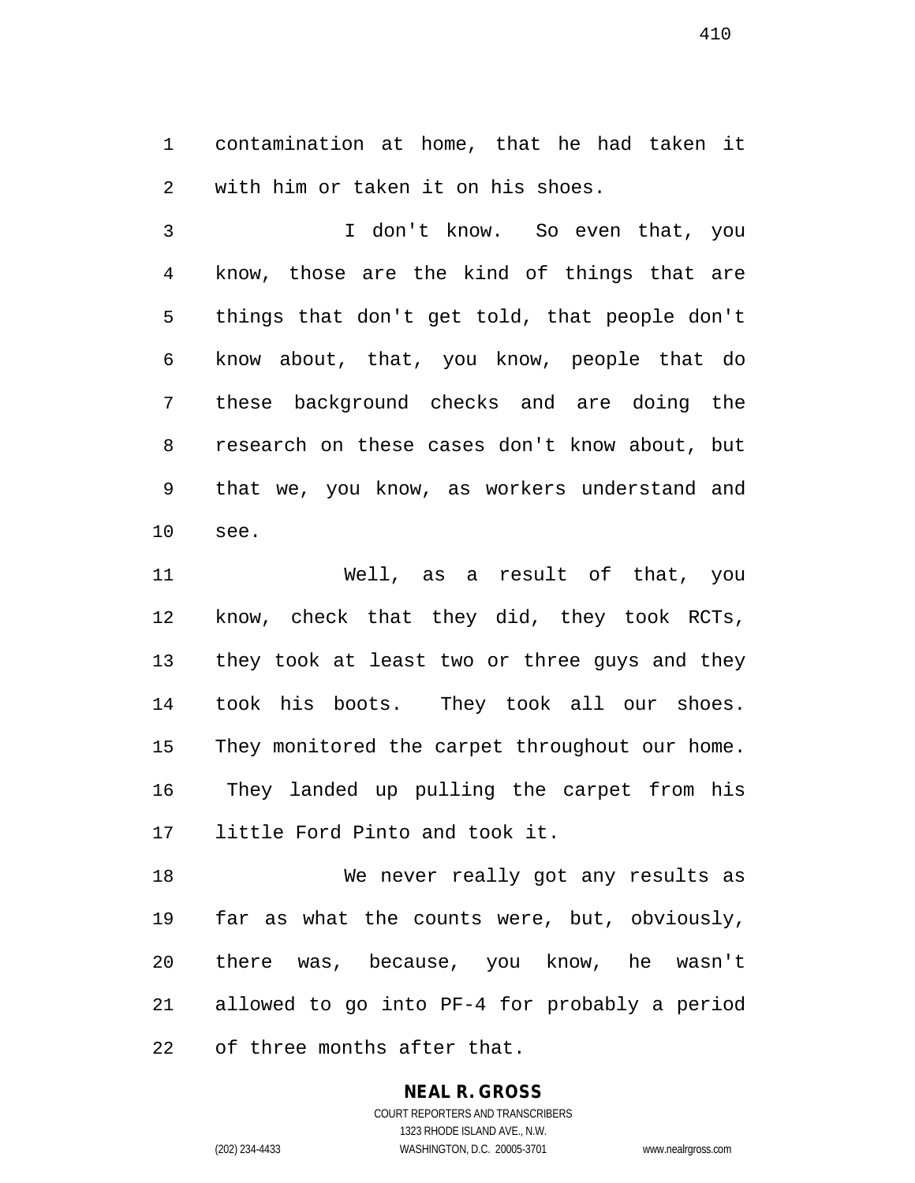contamination at home, that he had taken it with him or taken it on his shoes.

I don't know. So even that, you know, those are the kind of things that are things that don't get told, that people don't know about, that, you know, people that do these background checks and are doing the research on these cases don't know about, but that we, you know, as workers understand and see.

Well, as a result of that, you know, check that they did, they took RCTs, they took at least two or three guys and they took his boots. They took all our shoes. They monitored the carpet throughout our home. They landed up pulling the carpet from his little Ford Pinto and took it.

We never really got any results as far as what the counts were, but, obviously, there was, because, you know, he wasn't allowed to go into PF-4 for probably a period of three months after that.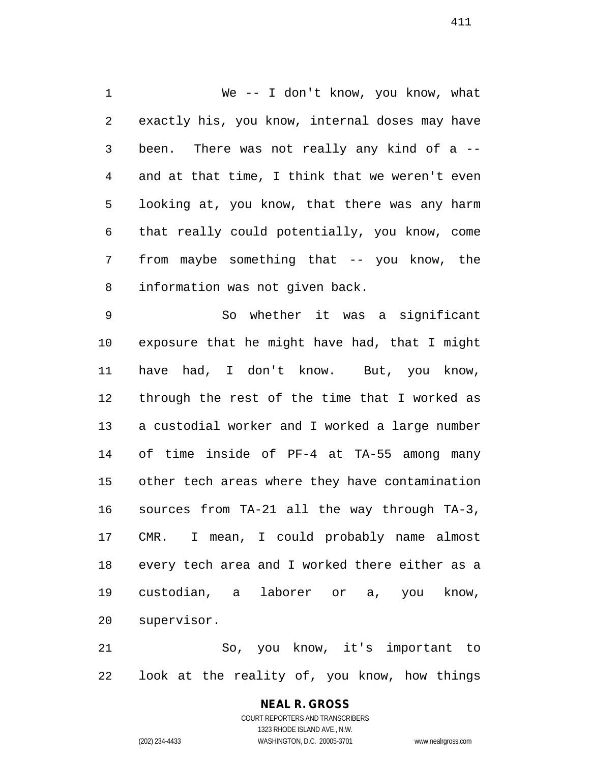We -- I don't know, you know, what exactly his, you know, internal doses may have been. There was not really any kind of a -- and at that time, I think that we weren't even looking at, you know, that there was any harm that really could potentially, you know, come from maybe something that -- you know, the information was not given back.

So whether it was a significant exposure that he might have had, that I might have had, I don't know. But, you know, through the rest of the time that I worked as a custodial worker and I worked a large number of time inside of PF-4 at TA-55 among many other tech areas where they have contamination sources from TA-21 all the way through TA-3, CMR. I mean, I could probably name almost every tech area and I worked there either as a custodian, a laborer or a, you know, supervisor.

So, you know, it's important to look at the reality of, you know, how things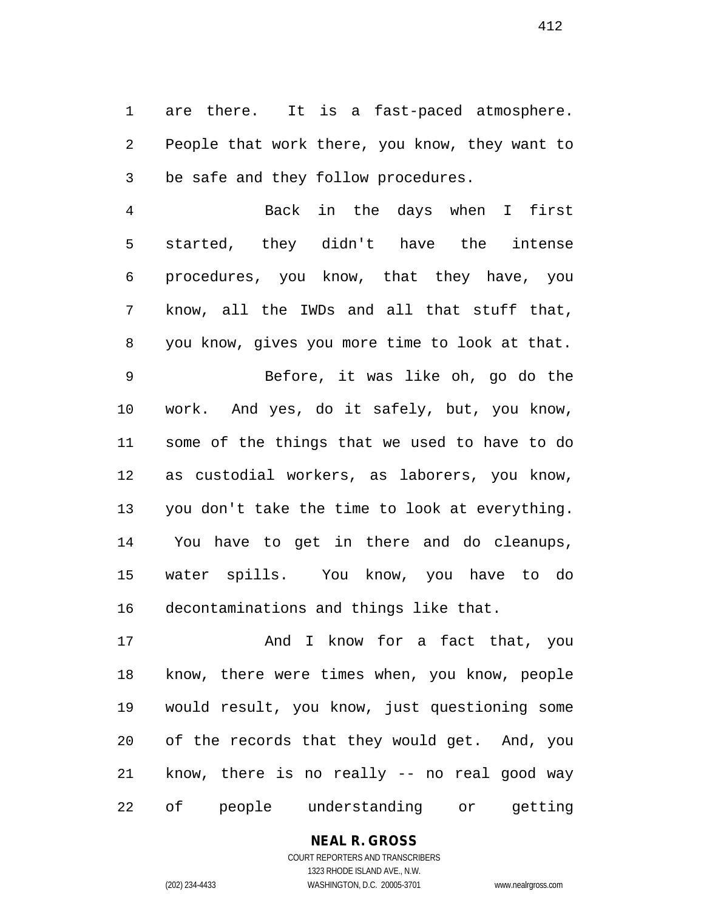are there. It is a fast-paced atmosphere. People that work there, you know, they want to be safe and they follow procedures.

Back in the days when I first started, they didn't have the intense procedures, you know, that they have, you know, all the IWDs and all that stuff that, you know, gives you more time to look at that.

Before, it was like oh, go do the work. And yes, do it safely, but, you know, some of the things that we used to have to do as custodial workers, as laborers, you know, you don't take the time to look at everything. You have to get in there and do cleanups, water spills. You know, you have to do decontaminations and things like that.

And I know for a fact that, you know, there were times when, you know, people would result, you know, just questioning some of the records that they would get. And, you know, there is no really -- no real good way of people understanding or getting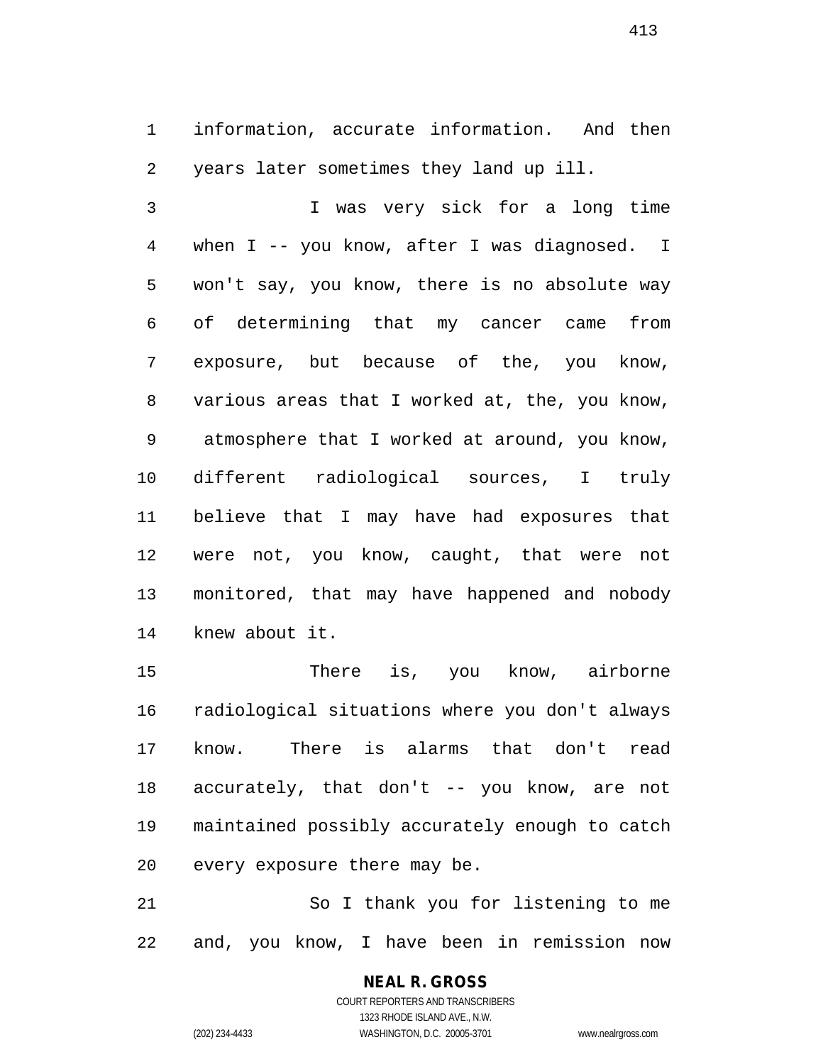information, accurate information. And then years later sometimes they land up ill.

I was very sick for a long time when I -- you know, after I was diagnosed. I won't say, you know, there is no absolute way of determining that my cancer came from exposure, but because of the, you know, various areas that I worked at, the, you know, atmosphere that I worked at around, you know, different radiological sources, I truly believe that I may have had exposures that were not, you know, caught, that were not monitored, that may have happened and nobody knew about it.

There is, you know, airborne radiological situations where you don't always know. There is alarms that don't read accurately, that don't -- you know, are not maintained possibly accurately enough to catch every exposure there may be.

So I thank you for listening to me and, you know, I have been in remission now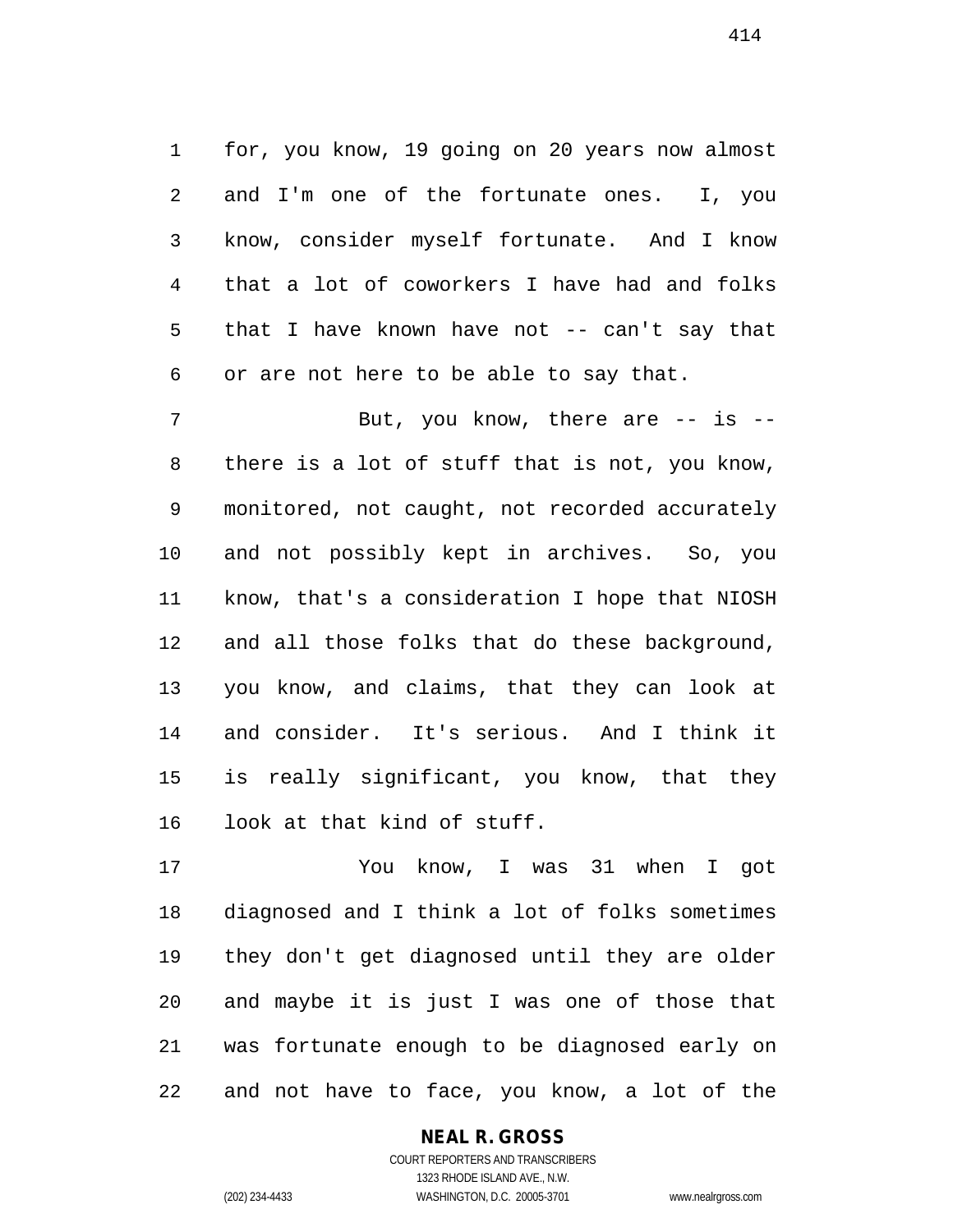for, you know, 19 going on 20 years now almost and I'm one of the fortunate ones. I, you know, consider myself fortunate. And I know that a lot of coworkers I have had and folks that I have known have not -- can't say that or are not here to be able to say that.

But, you know, there are -- is -- there is a lot of stuff that is not, you know, monitored, not caught, not recorded accurately and not possibly kept in archives. So, you know, that's a consideration I hope that NIOSH and all those folks that do these background, you know, and claims, that they can look at and consider. It's serious. And I think it is really significant, you know, that they look at that kind of stuff.

You know, I was 31 when I got diagnosed and I think a lot of folks sometimes they don't get diagnosed until they are older and maybe it is just I was one of those that was fortunate enough to be diagnosed early on and not have to face, you know, a lot of the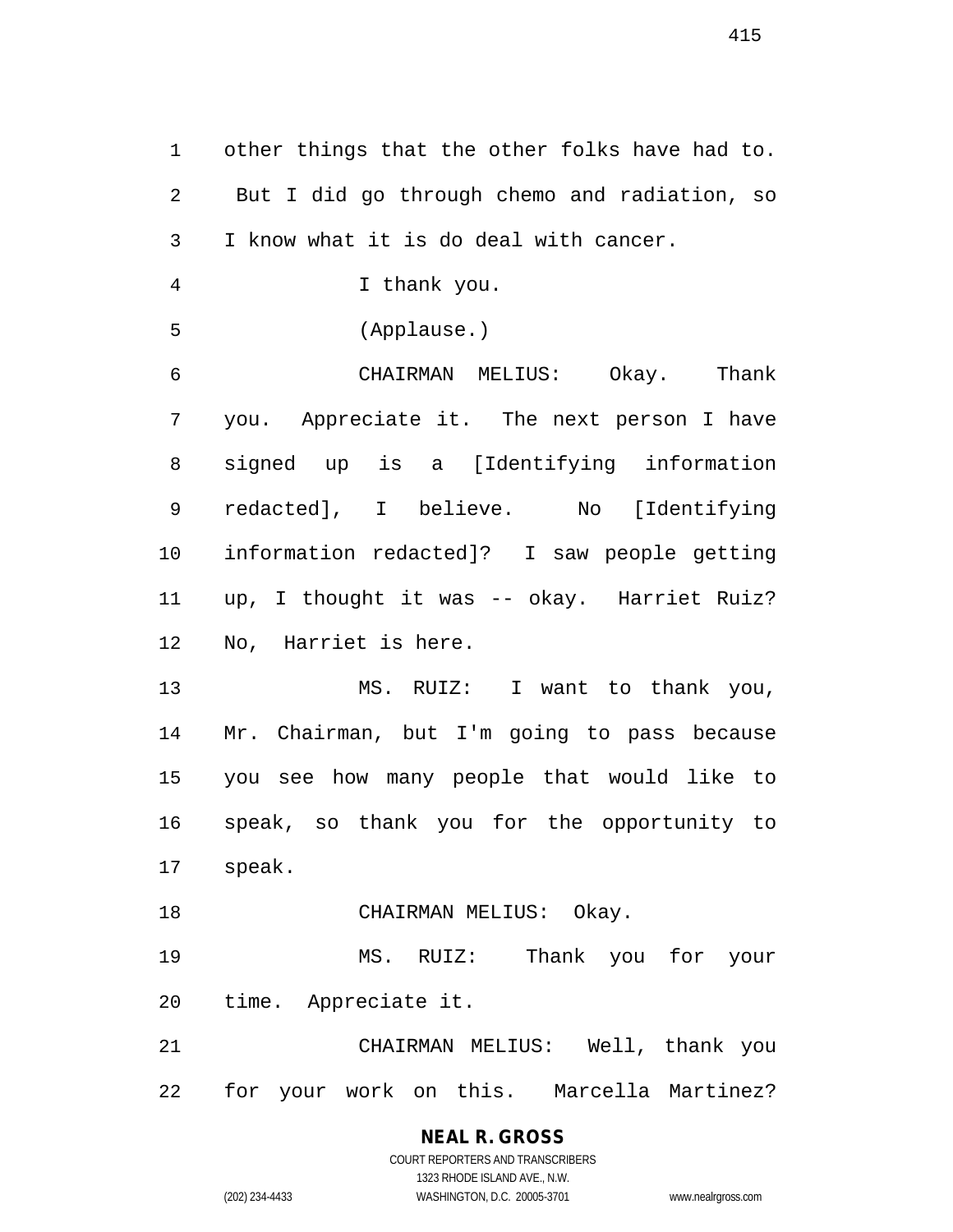other things that the other folks have had to. But I did go through chemo and radiation, so I know what it is do deal with cancer.

I thank you.

(Applause.)

CHAIRMAN MELIUS: Okay. Thank you. Appreciate it. The next person I have signed up is a [Identifying information redacted], I believe. No [Identifying information redacted]? I saw people getting up, I thought it was -- okay. Harriet Ruiz? No, Harriet is here.

MS. RUIZ: I want to thank you, Mr. Chairman, but I'm going to pass because you see how many people that would like to speak, so thank you for the opportunity to speak.

CHAIRMAN MELIUS: Okay.

MS. RUIZ: Thank you for your time. Appreciate it.

CHAIRMAN MELIUS: Well, thank you for your work on this. Marcella Martinez?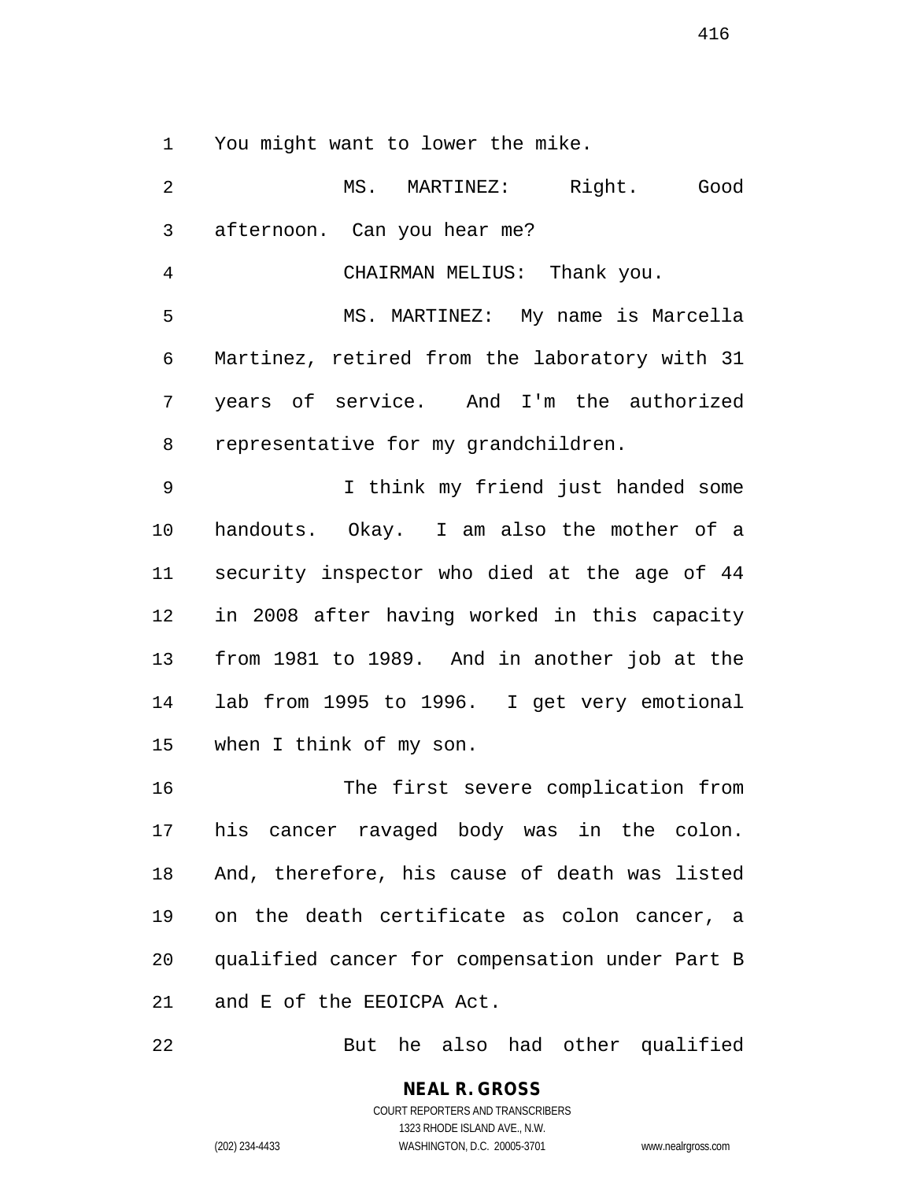You might want to lower the mike.

MS. MARTINEZ: Right. Good afternoon. Can you hear me?

CHAIRMAN MELIUS: Thank you.

MS. MARTINEZ: My name is Marcella Martinez, retired from the laboratory with 31 years of service. And I'm the authorized representative for my grandchildren.

I think my friend just handed some handouts. Okay. I am also the mother of a security inspector who died at the age of 44 in 2008 after having worked in this capacity from 1981 to 1989. And in another job at the lab from 1995 to 1996. I get very emotional when I think of my son.

The first severe complication from his cancer ravaged body was in the colon. And, therefore, his cause of death was listed on the death certificate as colon cancer, a qualified cancer for compensation under Part B and E of the EEOICPA Act.

But he also had other qualified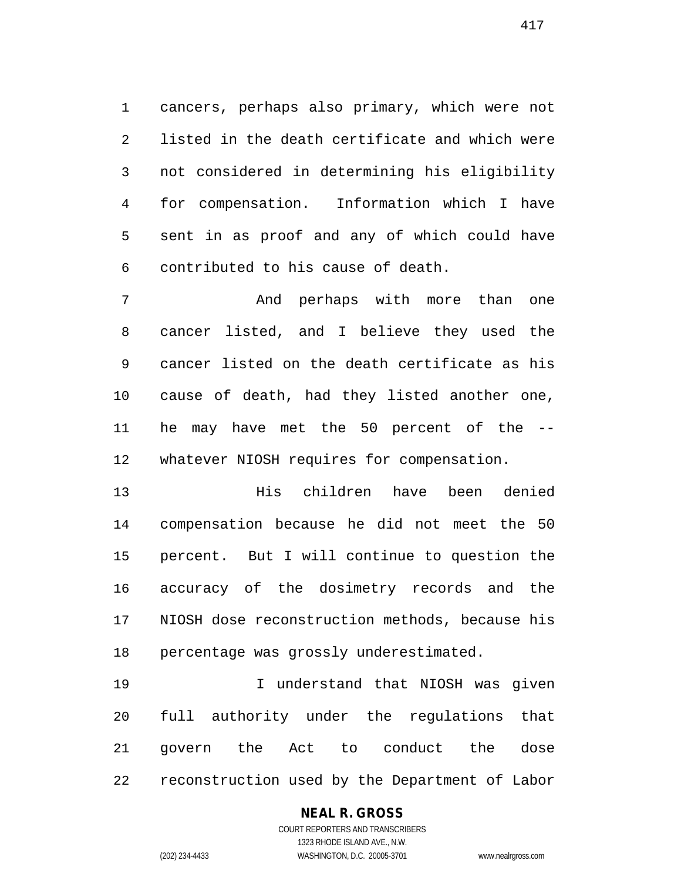cancers, perhaps also primary, which were not listed in the death certificate and which were not considered in determining his eligibility for compensation. Information which I have sent in as proof and any of which could have contributed to his cause of death.

And perhaps with more than one cancer listed, and I believe they used the cancer listed on the death certificate as his cause of death, had they listed another one, he may have met the 50 percent of the -- whatever NIOSH requires for compensation.

His children have been denied compensation because he did not meet the 50 percent. But I will continue to question the accuracy of the dosimetry records and the NIOSH dose reconstruction methods, because his percentage was grossly underestimated.

I understand that NIOSH was given full authority under the regulations that govern the Act to conduct the dose reconstruction used by the Department of Labor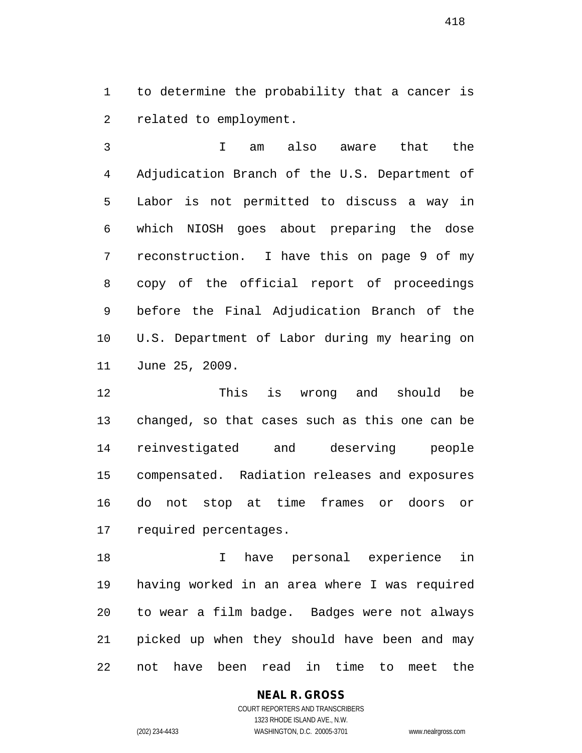to determine the probability that a cancer is related to employment.

I am also aware that the Adjudication Branch of the U.S. Department of Labor is not permitted to discuss a way in which NIOSH goes about preparing the dose reconstruction. I have this on page 9 of my copy of the official report of proceedings before the Final Adjudication Branch of the U.S. Department of Labor during my hearing on June 25, 2009.

This is wrong and should be changed, so that cases such as this one can be reinvestigated and deserving people compensated. Radiation releases and exposures do not stop at time frames or doors or required percentages.

I have personal experience in having worked in an area where I was required to wear a film badge. Badges were not always picked up when they should have been and may not have been read in time to meet the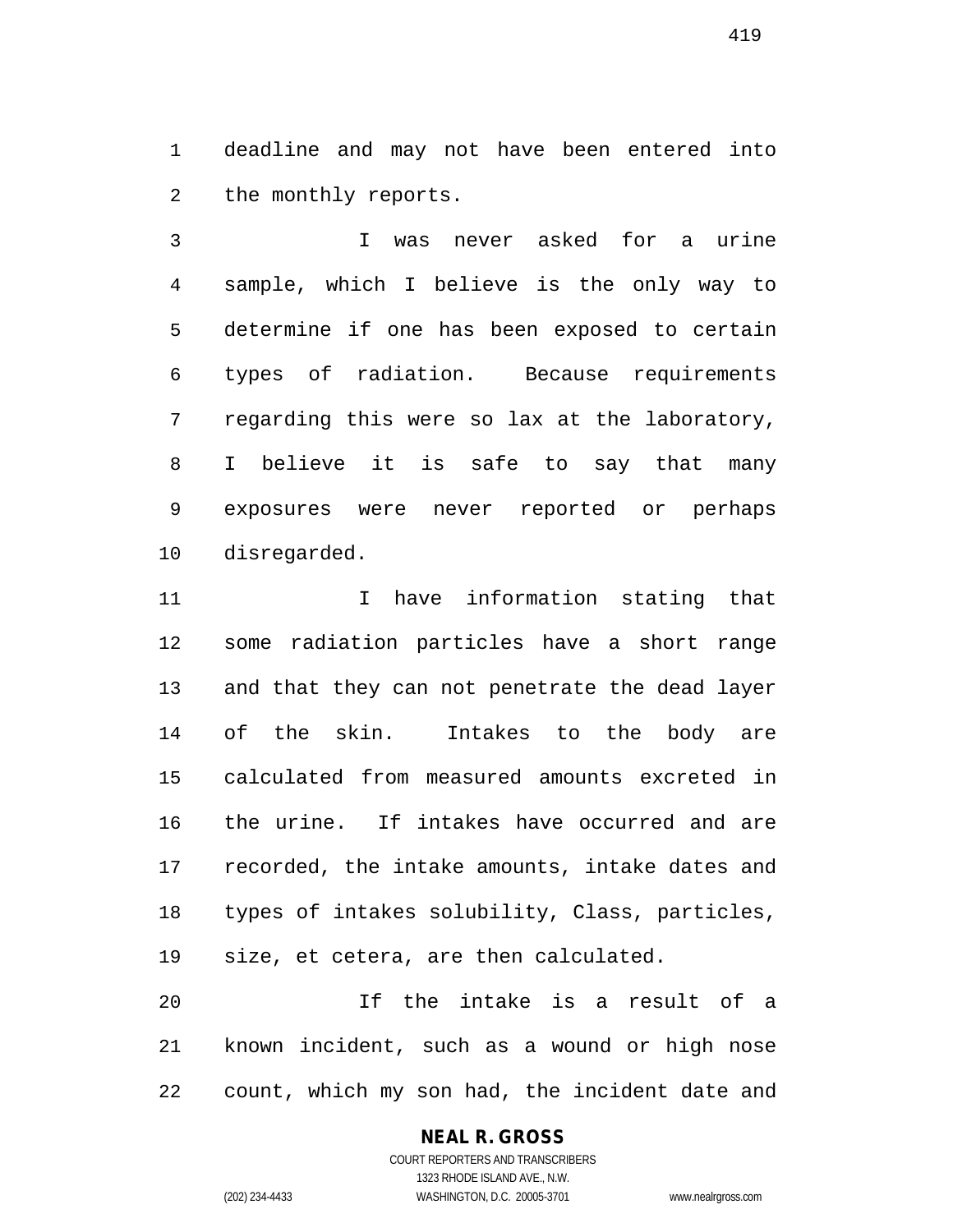deadline and may not have been entered into the monthly reports.

I was never asked for a urine sample, which I believe is the only way to determine if one has been exposed to certain types of radiation. Because requirements regarding this were so lax at the laboratory, I believe it is safe to say that many exposures were never reported or perhaps disregarded.

I have information stating that some radiation particles have a short range and that they can not penetrate the dead layer of the skin. Intakes to the body are calculated from measured amounts excreted in the urine. If intakes have occurred and are recorded, the intake amounts, intake dates and types of intakes solubility, Class, particles, size, et cetera, are then calculated.

If the intake is a result of a known incident, such as a wound or high nose count, which my son had, the incident date and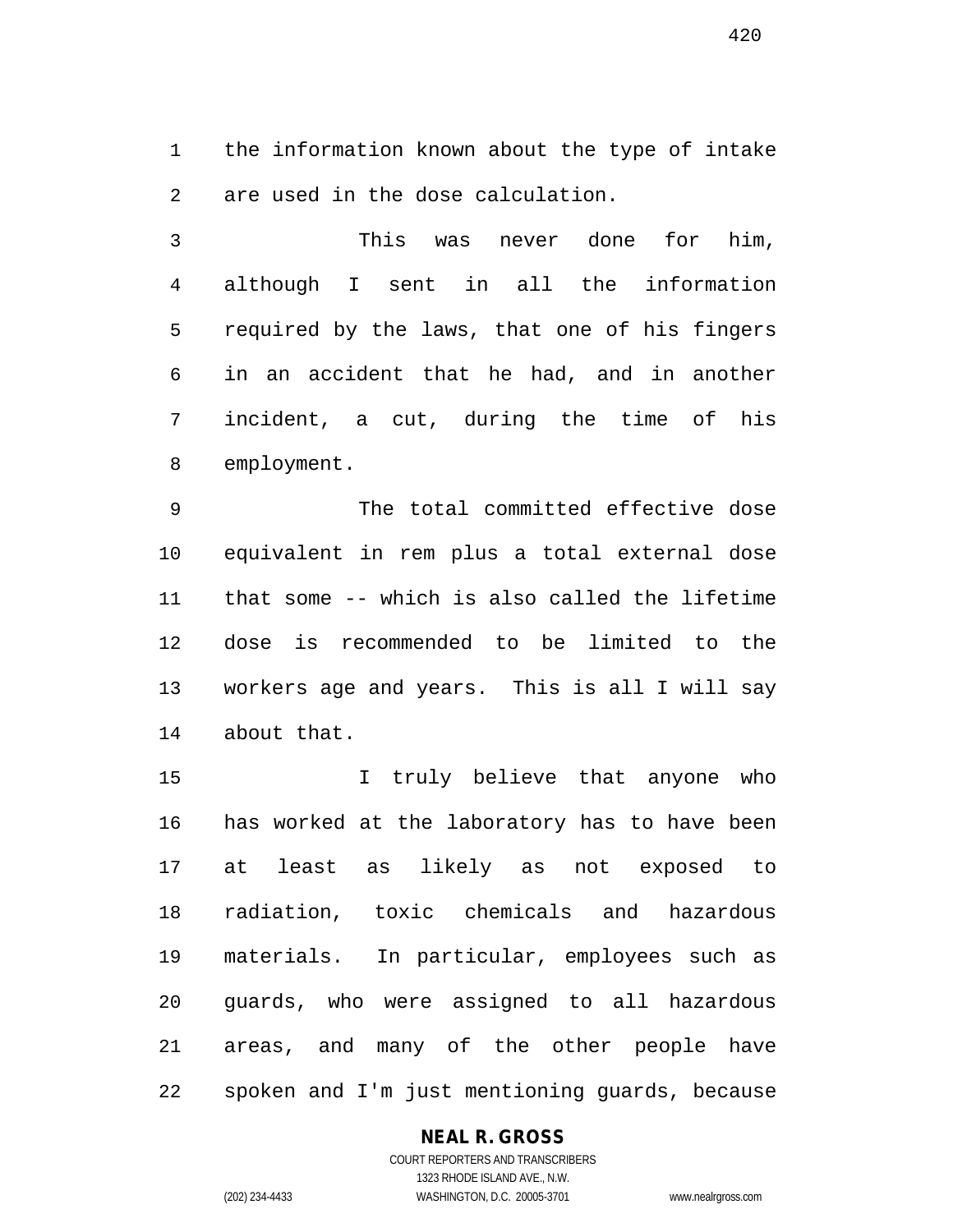the information known about the type of intake are used in the dose calculation.

This was never done for him, although I sent in all the information required by the laws, that one of his fingers in an accident that he had, and in another incident, a cut, during the time of his employment.

The total committed effective dose equivalent in rem plus a total external dose that some -- which is also called the lifetime dose is recommended to be limited to the workers age and years. This is all I will say about that.

I truly believe that anyone who has worked at the laboratory has to have been at least as likely as not exposed to radiation, toxic chemicals and hazardous materials. In particular, employees such as guards, who were assigned to all hazardous areas, and many of the other people have spoken and I'm just mentioning guards, because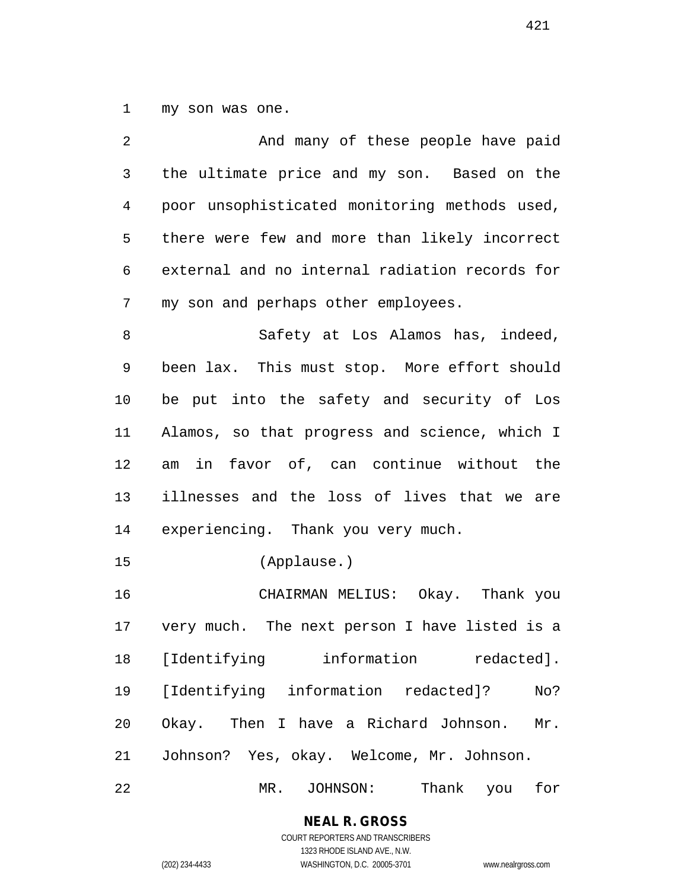my son was one.

And many of these people have paid the ultimate price and my son. Based on the poor unsophisticated monitoring methods used, there were few and more than likely incorrect external and no internal radiation records for my son and perhaps other employees.

Safety at Los Alamos has, indeed, been lax. This must stop. More effort should be put into the safety and security of Los Alamos, so that progress and science, which I am in favor of, can continue without the illnesses and the loss of lives that we are experiencing. Thank you very much.

(Applause.)

CHAIRMAN MELIUS: Okay. Thank you very much. The next person I have listed is a [Identifying information redacted]. [Identifying information redacted]? No? Okay. Then I have a Richard Johnson. Mr. Johnson? Yes, okay. Welcome, Mr. Johnson.

MR. JOHNSON: Thank you for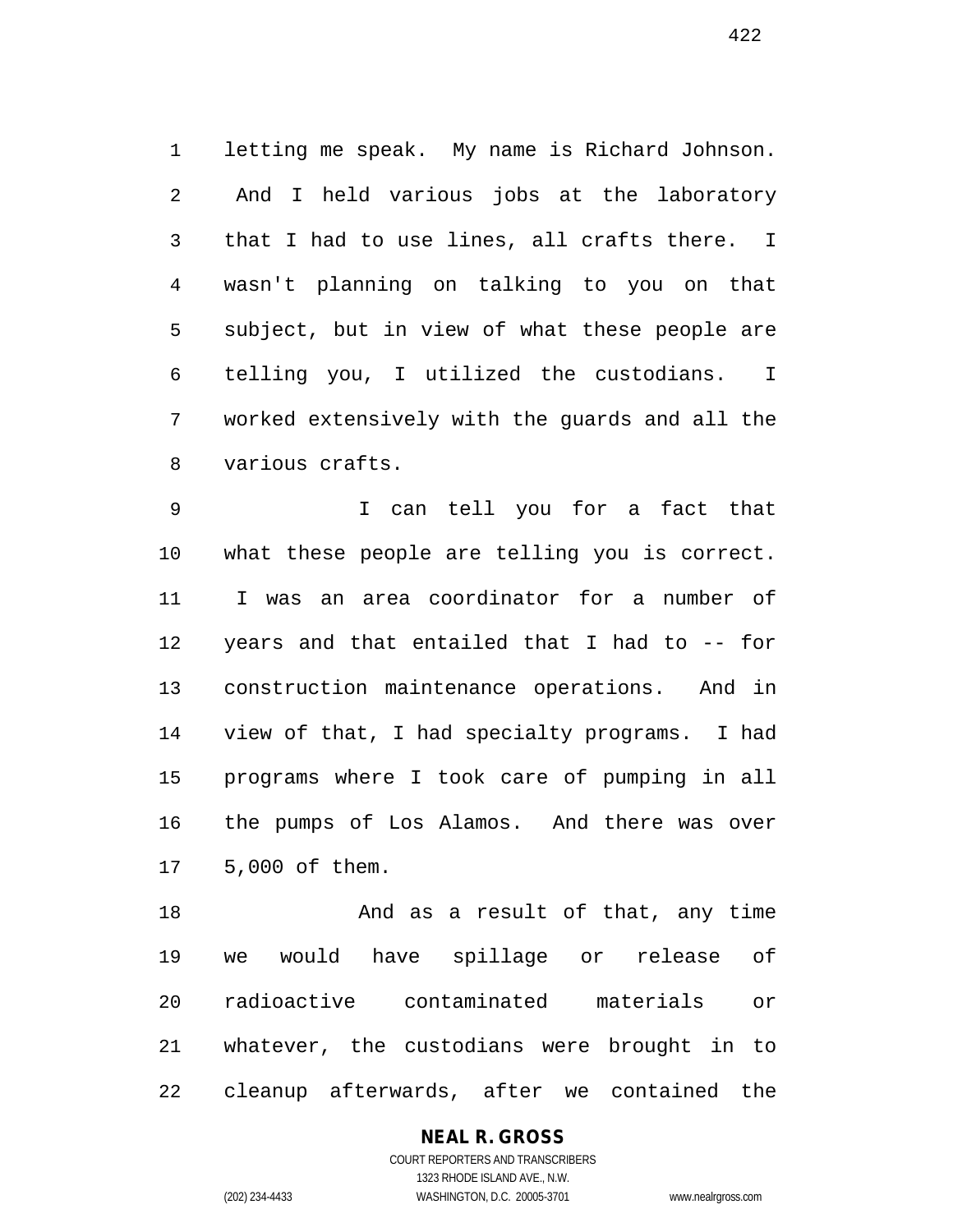letting me speak. My name is Richard Johnson. And I held various jobs at the laboratory that I had to use lines, all crafts there. I wasn't planning on talking to you on that subject, but in view of what these people are telling you, I utilized the custodians. I worked extensively with the guards and all the various crafts.

I can tell you for a fact that what these people are telling you is correct. I was an area coordinator for a number of years and that entailed that I had to -- for construction maintenance operations. And in view of that, I had specialty programs. I had programs where I took care of pumping in all the pumps of Los Alamos. And there was over 5,000 of them.

And as a result of that, any time we would have spillage or release of radioactive contaminated materials or whatever, the custodians were brought in to cleanup afterwards, after we contained the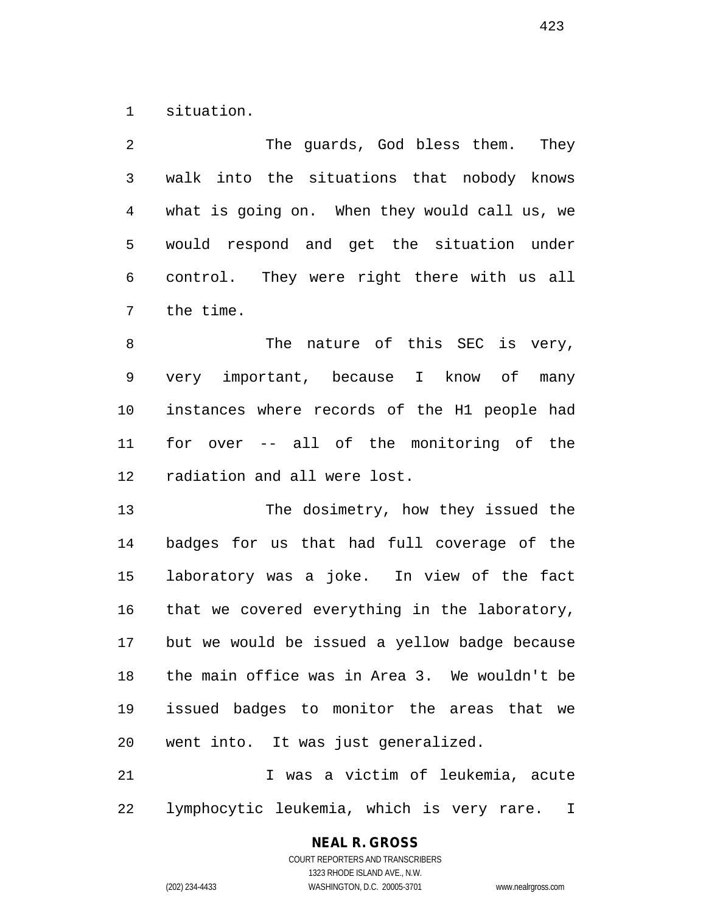situation.

The guards, God bless them. They walk into the situations that nobody knows what is going on. When they would call us, we would respond and get the situation under control. They were right there with us all the time.

The nature of this SEC is very, very important, because I know of many instances where records of the H1 people had for over -- all of the monitoring of the radiation and all were lost.

The dosimetry, how they issued the badges for us that had full coverage of the laboratory was a joke. In view of the fact that we covered everything in the laboratory, but we would be issued a yellow badge because the main office was in Area 3. We wouldn't be issued badges to monitor the areas that we went into. It was just generalized.

I was a victim of leukemia, acute lymphocytic leukemia, which is very rare. I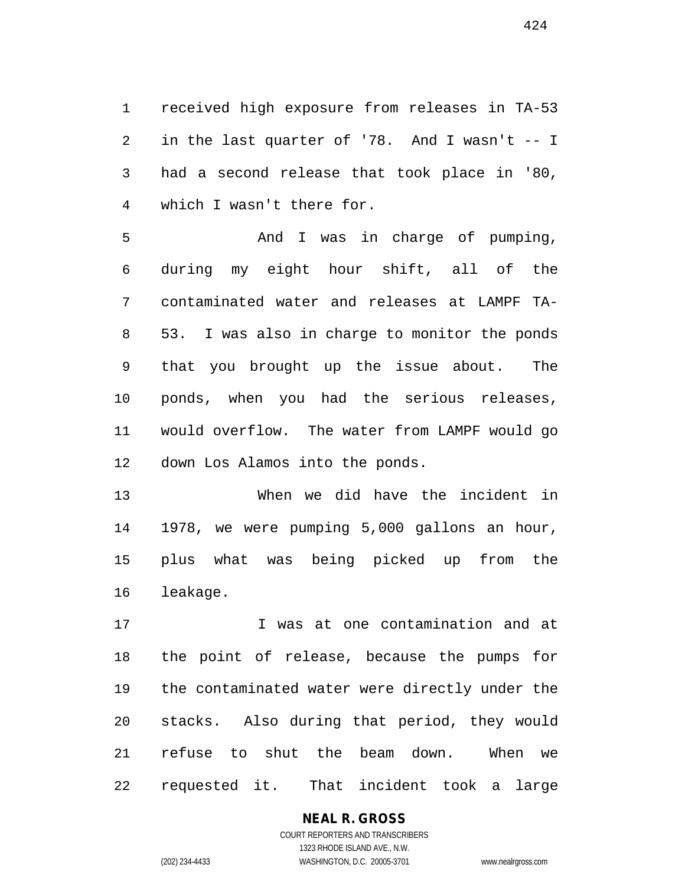received high exposure from releases in TA-53 in the last quarter of '78. And I wasn't -- I had a second release that took place in '80, which I wasn't there for.

And I was in charge of pumping, during my eight hour shift, all of the contaminated water and releases at LAMPF TA-53. I was also in charge to monitor the ponds that you brought up the issue about. The ponds, when you had the serious releases, would overflow. The water from LAMPF would go down Los Alamos into the ponds.

When we did have the incident in 1978, we were pumping 5,000 gallons an hour, plus what was being picked up from the leakage.

I was at one contamination and at the point of release, because the pumps for the contaminated water were directly under the stacks. Also during that period, they would refuse to shut the beam down. When we requested it. That incident took a large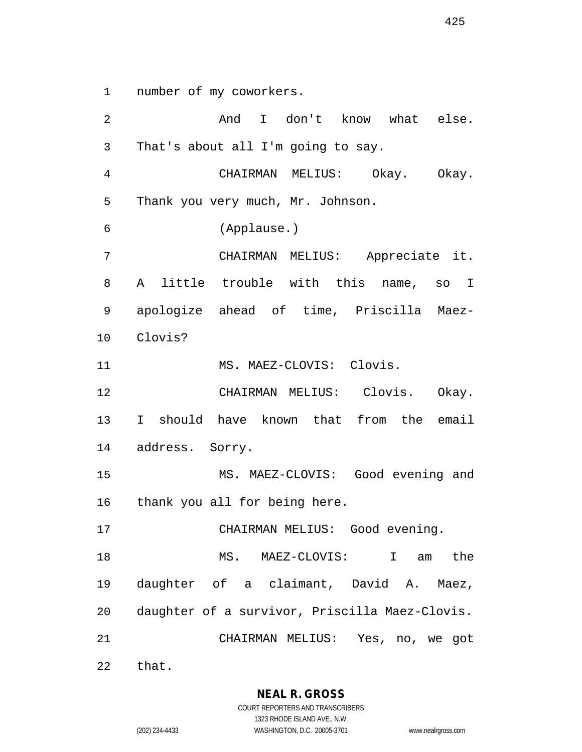number of my coworkers.

And I don't know what else. That's about all I'm going to say.

CHAIRMAN MELIUS: Okay. Okay. Thank you very much, Mr. Johnson.

(Applause.)

CHAIRMAN MELIUS: Appreciate it. A little trouble with this name, so I apologize ahead of time, Priscilla Maez-Clovis?

MS. MAEZ-CLOVIS: Clovis.

CHAIRMAN MELIUS: Clovis. Okay. I should have known that from the email address. Sorry.

MS. MAEZ-CLOVIS: Good evening and thank you all for being here.

CHAIRMAN MELIUS: Good evening.

MS. MAEZ-CLOVIS: I am the daughter of a claimant, David A. Maez, daughter of a survivor, Priscilla Maez-Clovis.

CHAIRMAN MELIUS: Yes, no, we got that.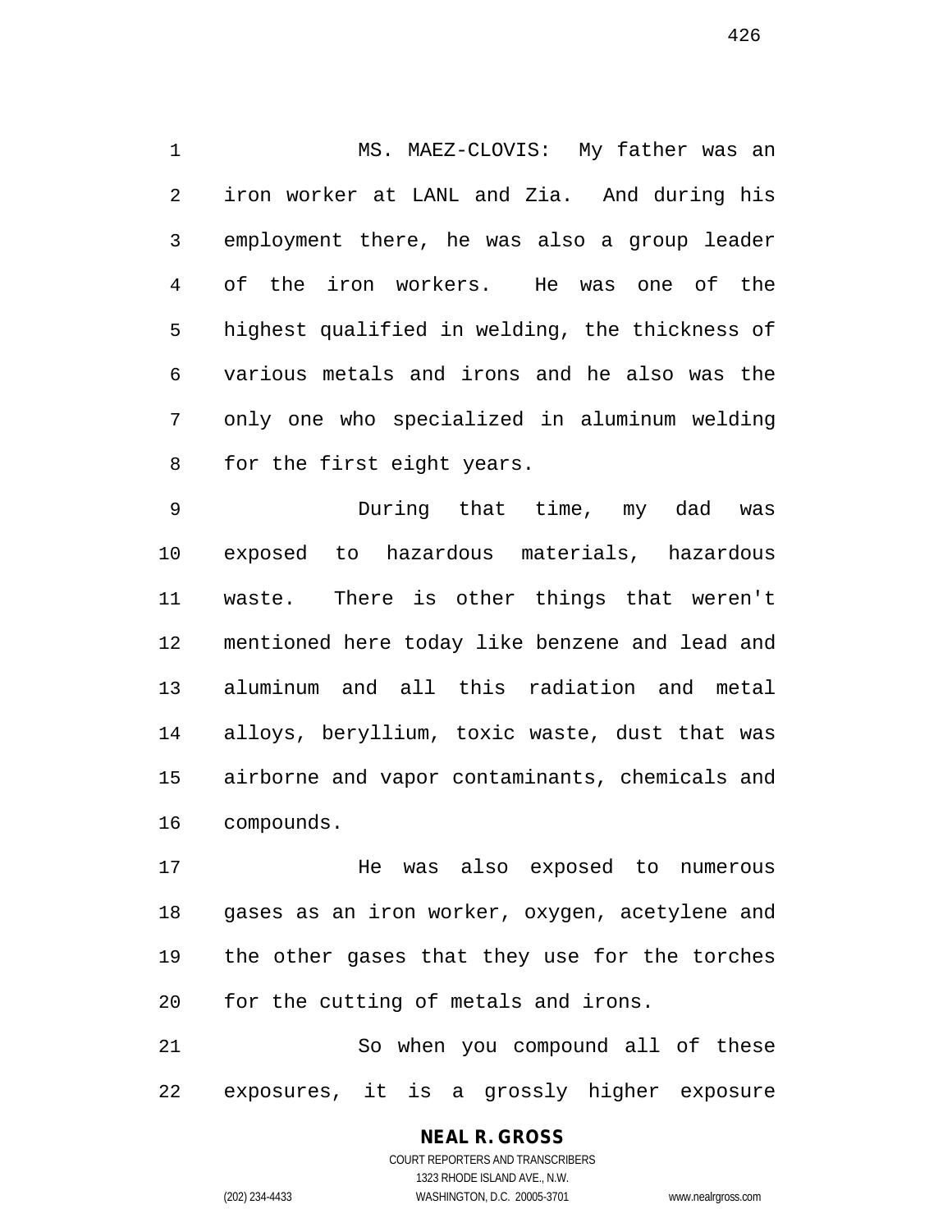MS. MAEZ-CLOVIS: My father was an iron worker at LANL and Zia. And during his employment there, he was also a group leader of the iron workers. He was one of the highest qualified in welding, the thickness of various metals and irons and he also was the only one who specialized in aluminum welding for the first eight years.

During that time, my dad was exposed to hazardous materials, hazardous waste. There is other things that weren't mentioned here today like benzene and lead and aluminum and all this radiation and metal alloys, beryllium, toxic waste, dust that was airborne and vapor contaminants, chemicals and compounds.

He was also exposed to numerous gases as an iron worker, oxygen, acetylene and the other gases that they use for the torches for the cutting of metals and irons.

So when you compound all of these exposures, it is a grossly higher exposure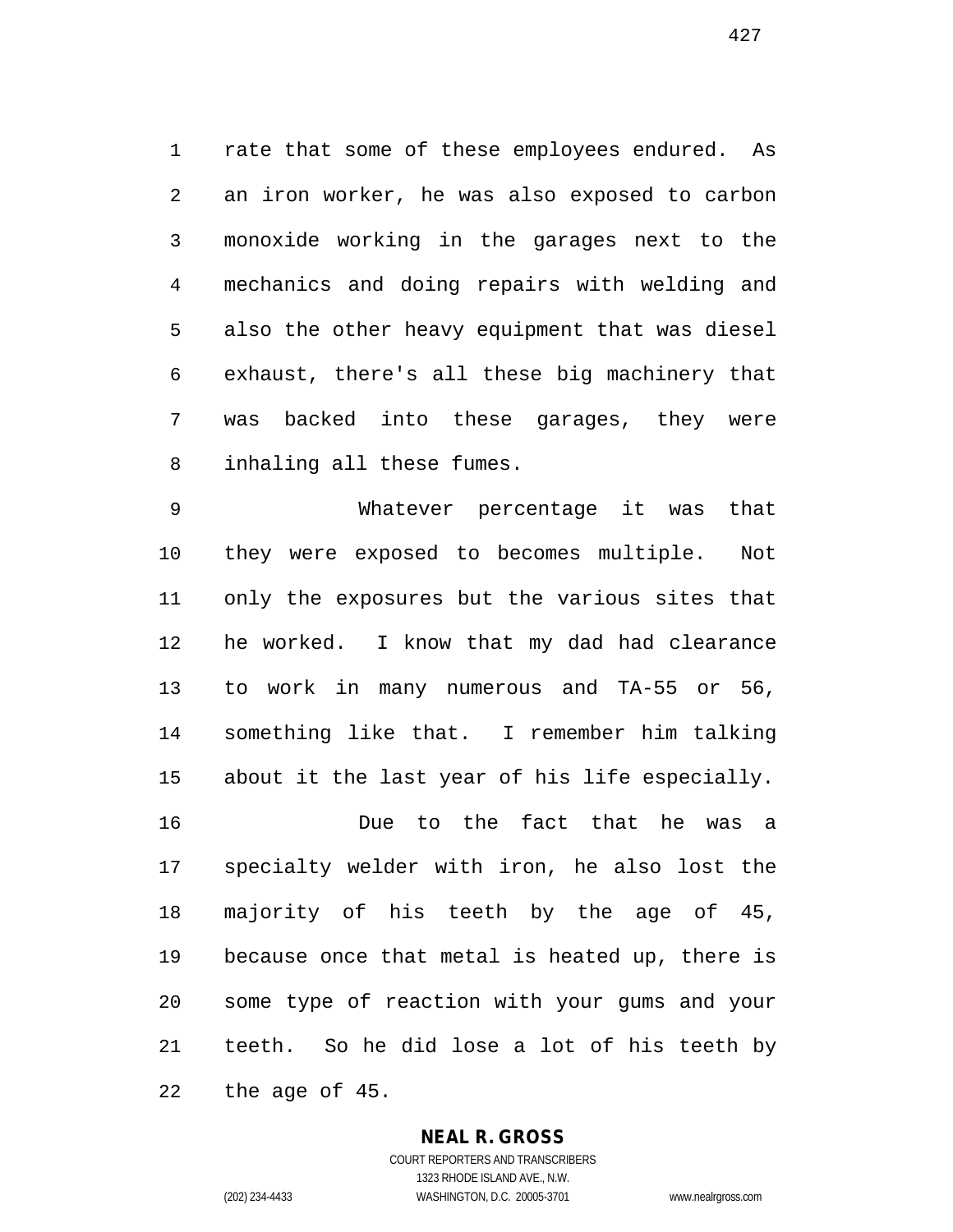rate that some of these employees endured. As an iron worker, he was also exposed to carbon monoxide working in the garages next to the mechanics and doing repairs with welding and also the other heavy equipment that was diesel exhaust, there's all these big machinery that was backed into these garages, they were inhaling all these fumes.

Whatever percentage it was that they were exposed to becomes multiple. Not only the exposures but the various sites that he worked. I know that my dad had clearance to work in many numerous and TA-55 or 56, something like that. I remember him talking about it the last year of his life especially.

Due to the fact that he was a specialty welder with iron, he also lost the majority of his teeth by the age of 45, because once that metal is heated up, there is some type of reaction with your gums and your teeth. So he did lose a lot of his teeth by the age of 45.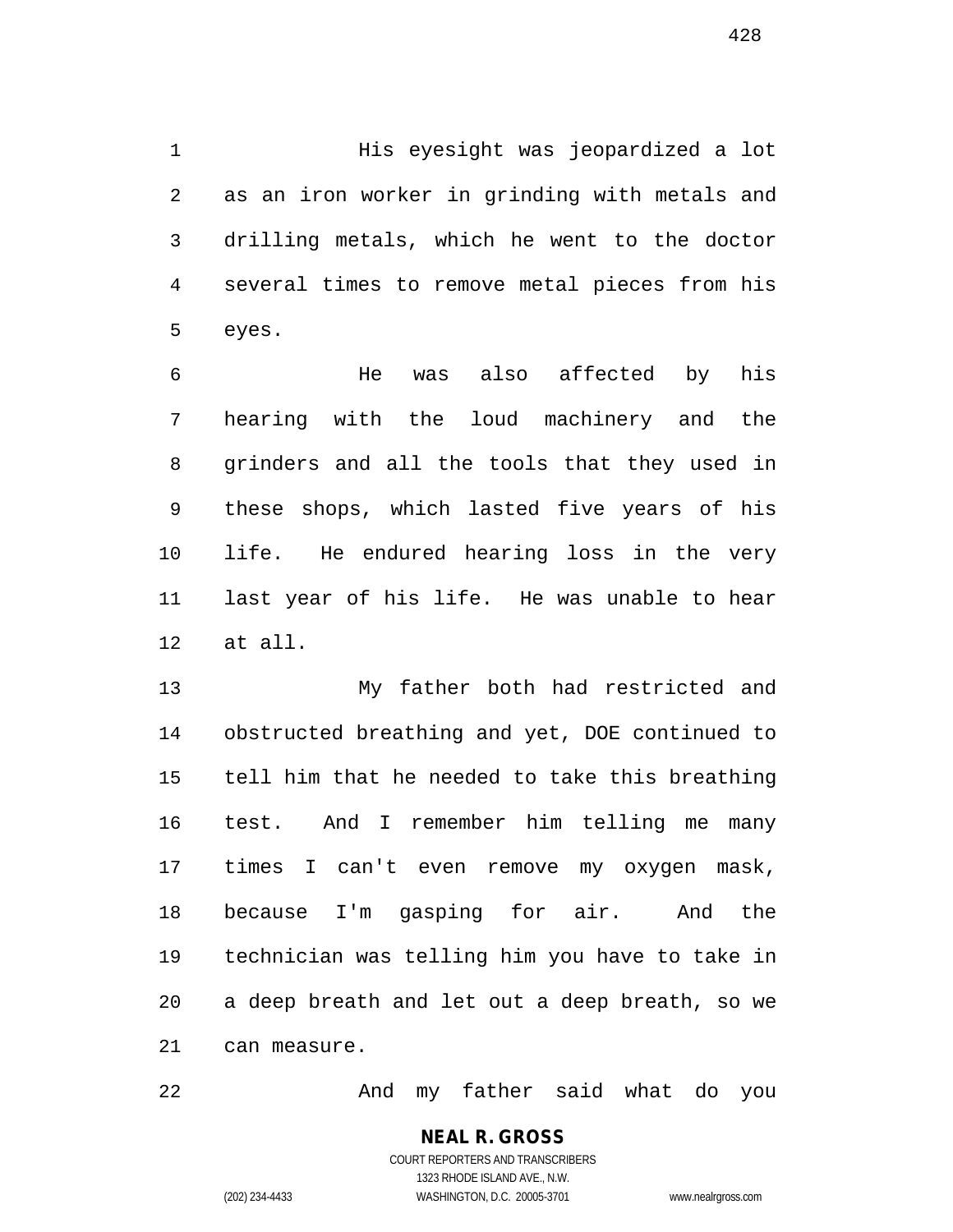His eyesight was jeopardized a lot as an iron worker in grinding with metals and drilling metals, which he went to the doctor several times to remove metal pieces from his eyes.

He was also affected by his hearing with the loud machinery and the grinders and all the tools that they used in these shops, which lasted five years of his life. He endured hearing loss in the very last year of his life. He was unable to hear at all.

My father both had restricted and obstructed breathing and yet, DOE continued to tell him that he needed to take this breathing test. And I remember him telling me many times I can't even remove my oxygen mask, because I'm gasping for air. And the technician was telling him you have to take in a deep breath and let out a deep breath, so we can measure.

And my father said what do you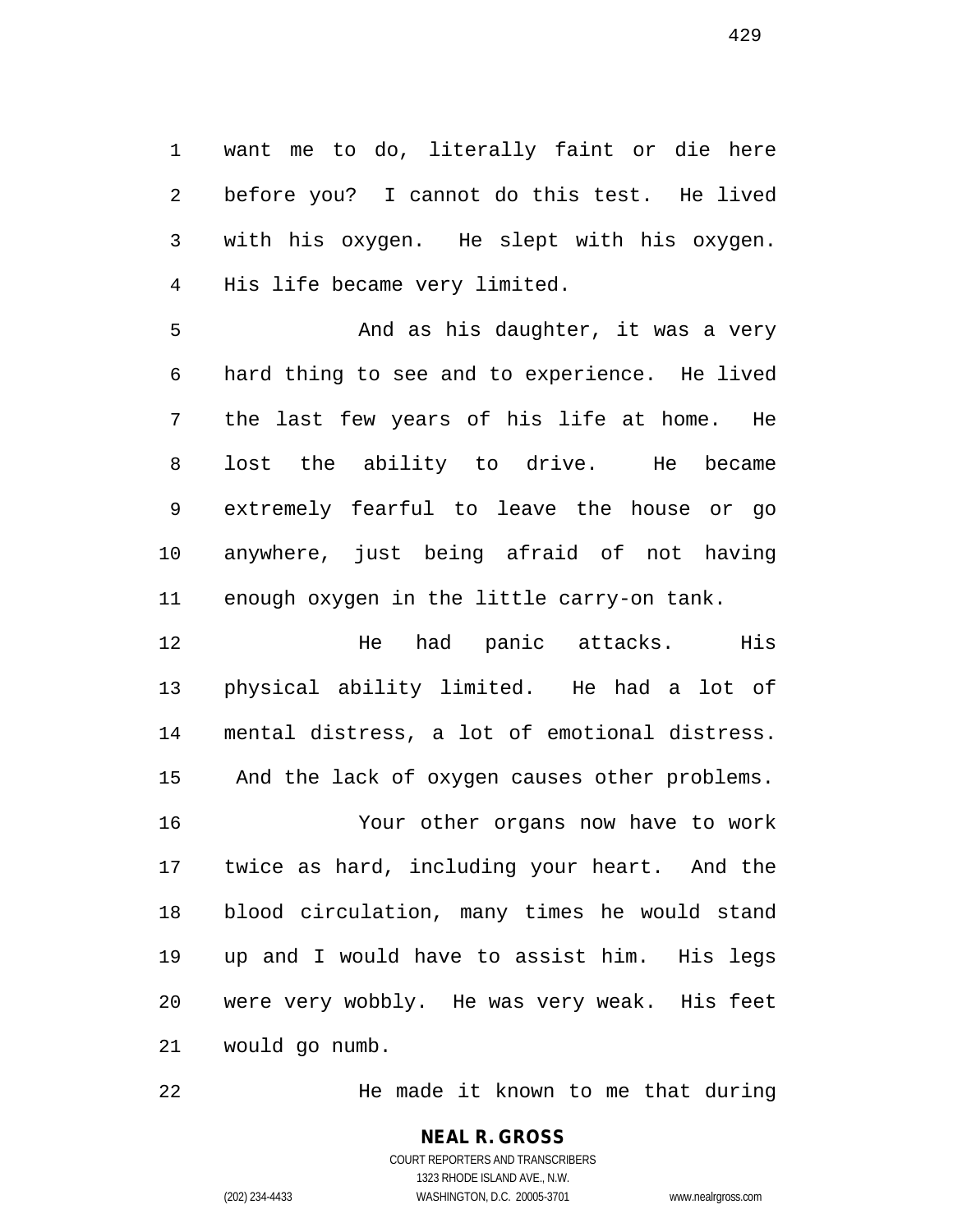want me to do, literally faint or die here before you? I cannot do this test. He lived with his oxygen. He slept with his oxygen. His life became very limited.

And as his daughter, it was a very hard thing to see and to experience. He lived the last few years of his life at home. He lost the ability to drive. He became extremely fearful to leave the house or go anywhere, just being afraid of not having enough oxygen in the little carry-on tank.

He had panic attacks. His physical ability limited. He had a lot of mental distress, a lot of emotional distress. And the lack of oxygen causes other problems.

Your other organs now have to work twice as hard, including your heart. And the blood circulation, many times he would stand up and I would have to assist him. His legs were very wobbly. He was very weak. His feet would go numb.

He made it known to me that during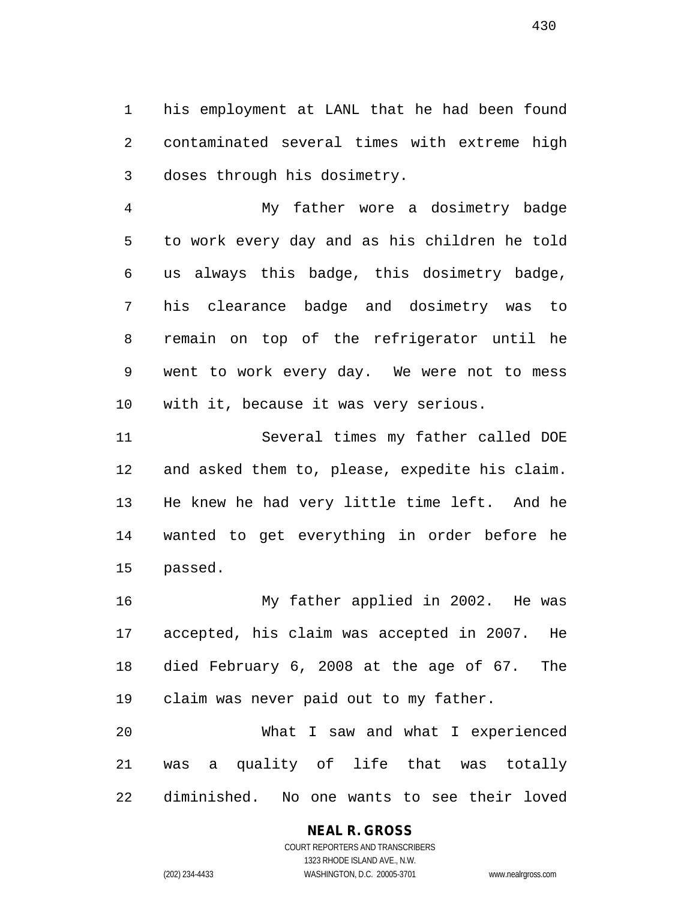his employment at LANL that he had been found contaminated several times with extreme high doses through his dosimetry.

My father wore a dosimetry badge to work every day and as his children he told us always this badge, this dosimetry badge, his clearance badge and dosimetry was to remain on top of the refrigerator until he went to work every day. We were not to mess with it, because it was very serious.

Several times my father called DOE and asked them to, please, expedite his claim. He knew he had very little time left. And he wanted to get everything in order before he passed.

My father applied in 2002. He was accepted, his claim was accepted in 2007. He died February 6, 2008 at the age of 67. The claim was never paid out to my father.

What I saw and what I experienced was a quality of life that was totally diminished. No one wants to see their loved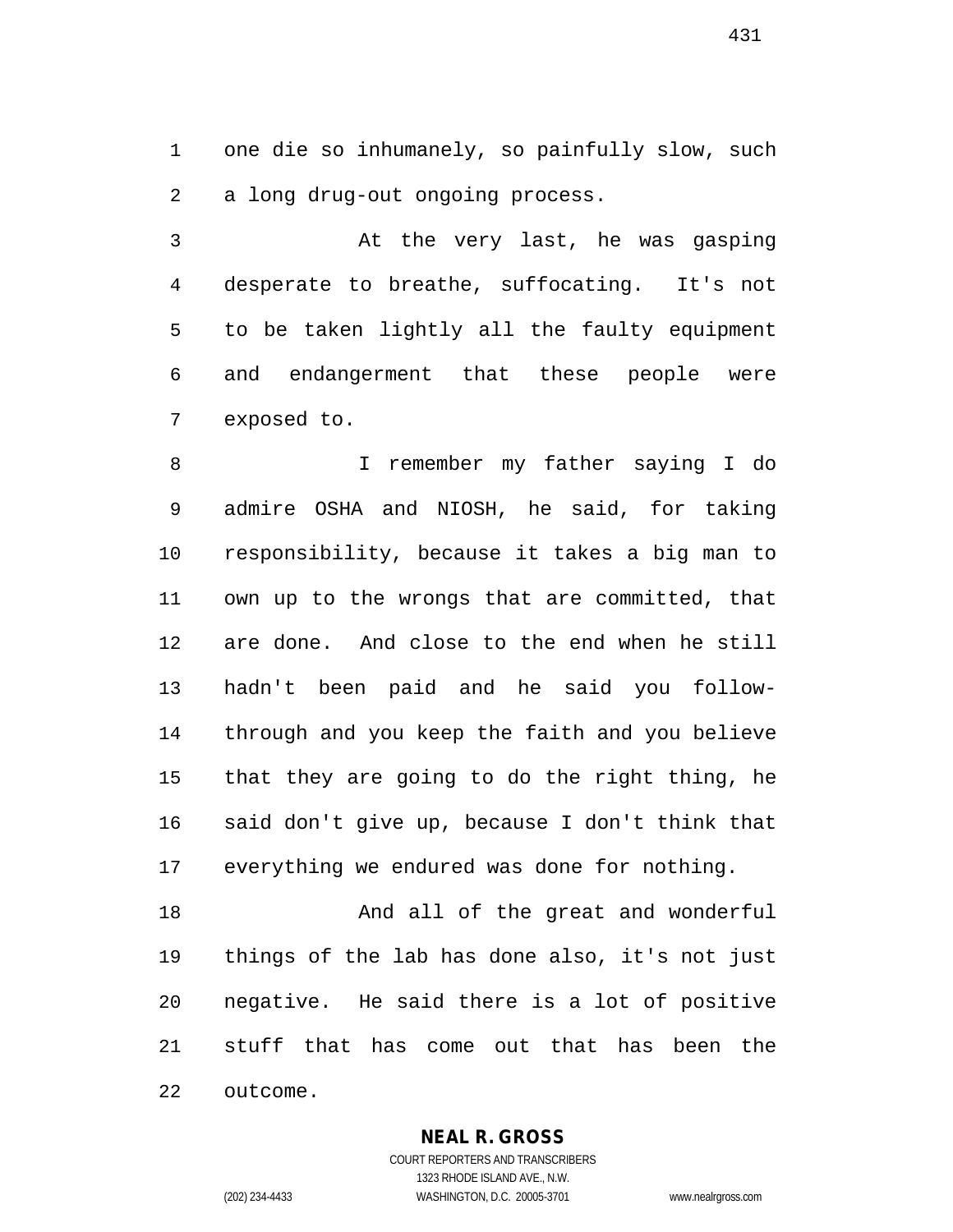one die so inhumanely, so painfully slow, such a long drug-out ongoing process.

At the very last, he was gasping desperate to breathe, suffocating. It's not to be taken lightly all the faulty equipment and endangerment that these people were exposed to.

I remember my father saying I do admire OSHA and NIOSH, he said, for taking responsibility, because it takes a big man to own up to the wrongs that are committed, that are done. And close to the end when he still hadn't been paid and he said you follow-through and you keep the faith and you believe that they are going to do the right thing, he said don't give up, because I don't think that everything we endured was done for nothing.

And all of the great and wonderful things of the lab has done also, it's not just negative. He said there is a lot of positive stuff that has come out that has been the outcome.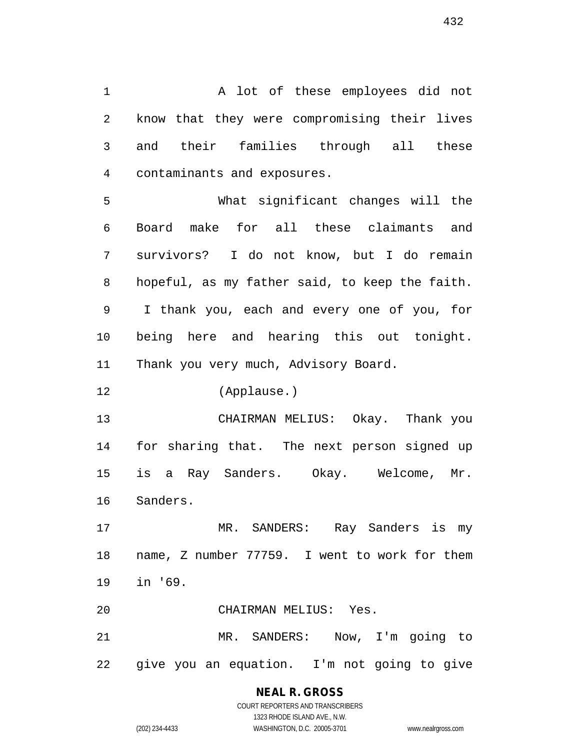A lot of these employees did not know that they were compromising their lives and their families through all these contaminants and exposures.

What significant changes will the Board make for all these claimants and survivors? I do not know, but I do remain hopeful, as my father said, to keep the faith. I thank you, each and every one of you, for being here and hearing this out tonight. Thank you very much, Advisory Board.

(Applause.)

CHAIRMAN MELIUS: Okay. Thank you for sharing that. The next person signed up is a Ray Sanders. Okay. Welcome, Mr. Sanders.

MR. SANDERS: Ray Sanders is my name, Z number 77759. I went to work for them in '69.

CHAIRMAN MELIUS: Yes.

MR. SANDERS: Now, I'm going to give you an equation. I'm not going to give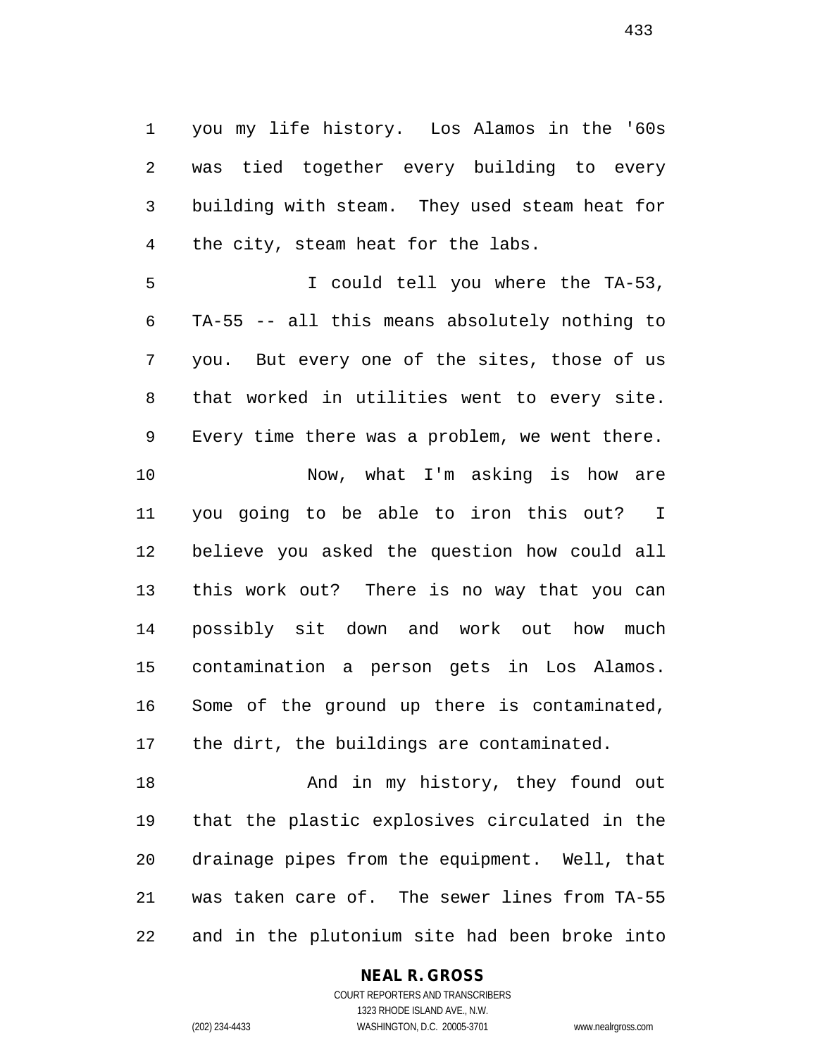you my life history. Los Alamos in the '60s was tied together every building to every building with steam. They used steam heat for the city, steam heat for the labs.

I could tell you where the TA-53, TA-55 -- all this means absolutely nothing to you. But every one of the sites, those of us that worked in utilities went to every site. Every time there was a problem, we went there.

Now, what I'm asking is how are you going to be able to iron this out? I believe you asked the question how could all this work out? There is no way that you can possibly sit down and work out how much contamination a person gets in Los Alamos. Some of the ground up there is contaminated, the dirt, the buildings are contaminated.

And in my history, they found out that the plastic explosives circulated in the drainage pipes from the equipment. Well, that was taken care of. The sewer lines from TA-55 and in the plutonium site had been broke into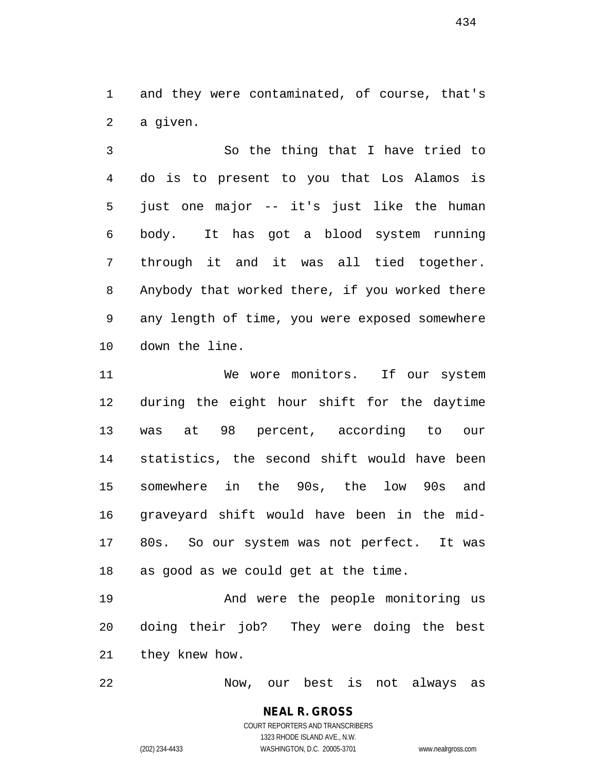and they were contaminated, of course, that's a given.

So the thing that I have tried to do is to present to you that Los Alamos is just one major -- it's just like the human body. It has got a blood system running through it and it was all tied together. Anybody that worked there, if you worked there any length of time, you were exposed somewhere down the line.

We wore monitors. If our system during the eight hour shift for the daytime was at 98 percent, according to our statistics, the second shift would have been somewhere in the 90s, the low 90s and graveyard shift would have been in the mid-80s. So our system was not perfect. It was as good as we could get at the time.

And were the people monitoring us doing their job? They were doing the best they knew how.

Now, our best is not always as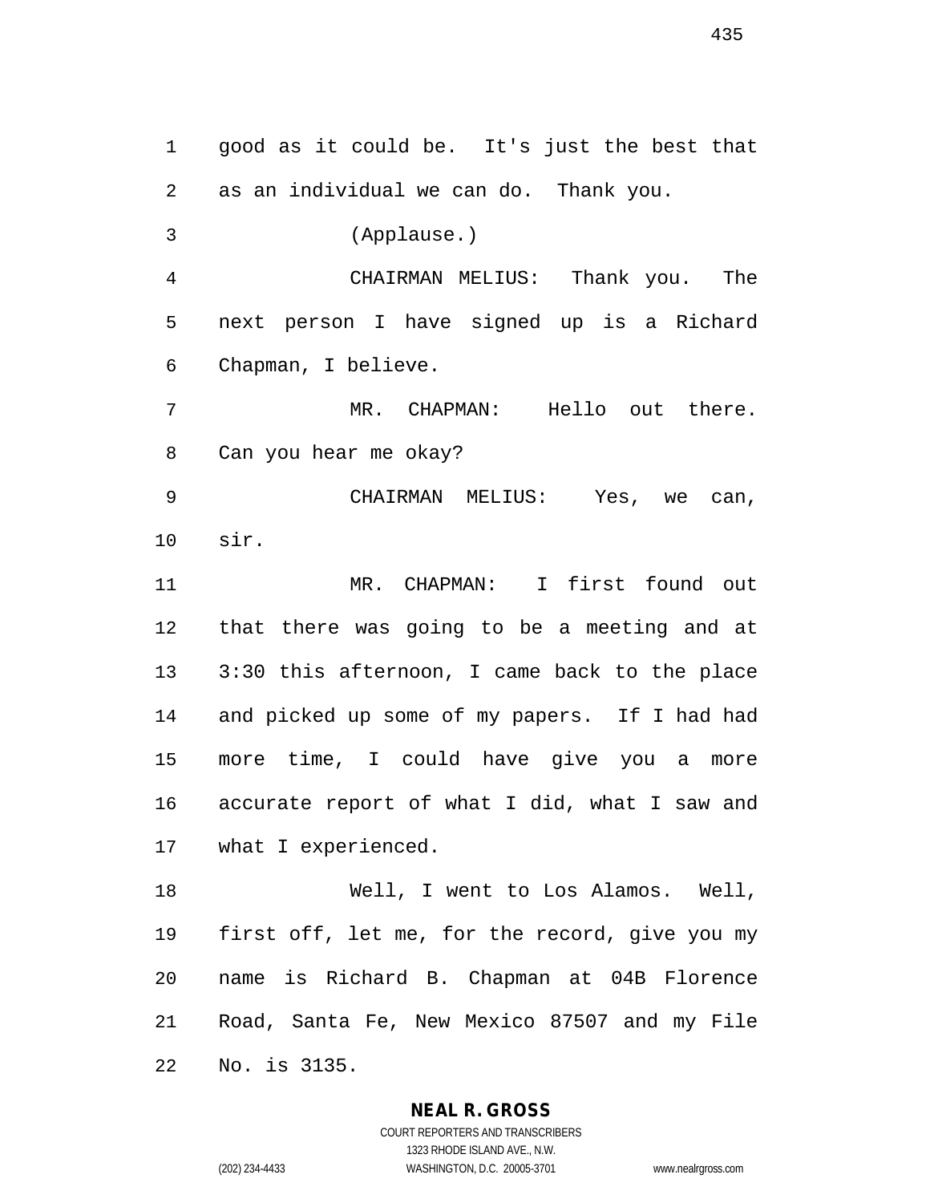good as it could be. It's just the best that as an individual we can do. Thank you.

(Applause.)

CHAIRMAN MELIUS: Thank you. The next person I have signed up is a Richard Chapman, I believe.

MR. CHAPMAN: Hello out there. Can you hear me okay?

CHAIRMAN MELIUS: Yes, we can, sir.

MR. CHAPMAN: I first found out that there was going to be a meeting and at 3:30 this afternoon, I came back to the place and picked up some of my papers. If I had had more time, I could have give you a more accurate report of what I did, what I saw and what I experienced.

Well, I went to Los Alamos. Well, first off, let me, for the record, give you my name is Richard B. Chapman at 04B Florence Road, Santa Fe, New Mexico 87507 and my File No. is 3135.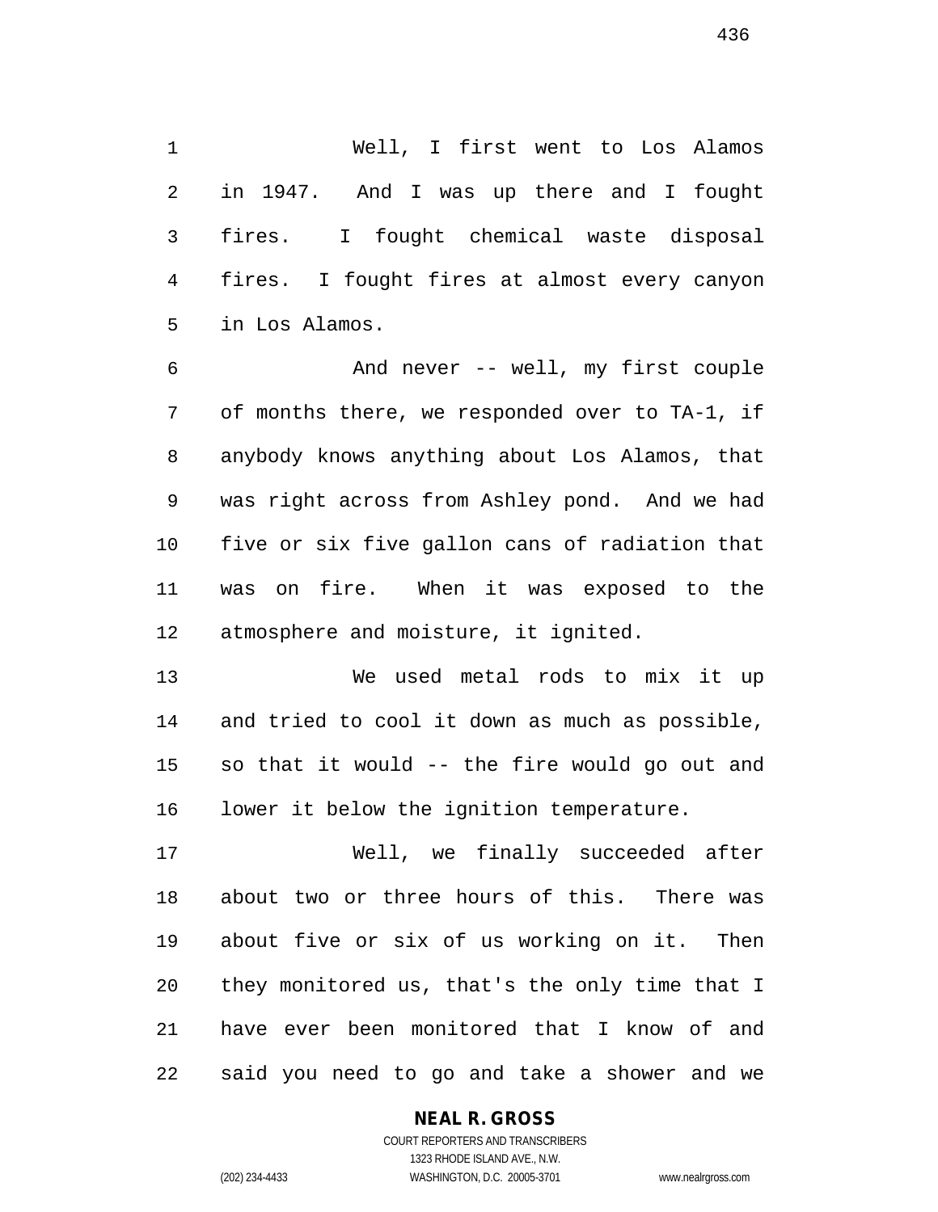Well, I first went to Los Alamos in 1947. And I was up there and I fought fires. I fought chemical waste disposal fires. I fought fires at almost every canyon in Los Alamos.

And never -- well, my first couple of months there, we responded over to TA-1, if anybody knows anything about Los Alamos, that was right across from Ashley pond. And we had five or six five gallon cans of radiation that was on fire. When it was exposed to the atmosphere and moisture, it ignited.

We used metal rods to mix it up and tried to cool it down as much as possible, so that it would -- the fire would go out and lower it below the ignition temperature.

Well, we finally succeeded after about two or three hours of this. There was about five or six of us working on it. Then they monitored us, that's the only time that I have ever been monitored that I know of and said you need to go and take a shower and we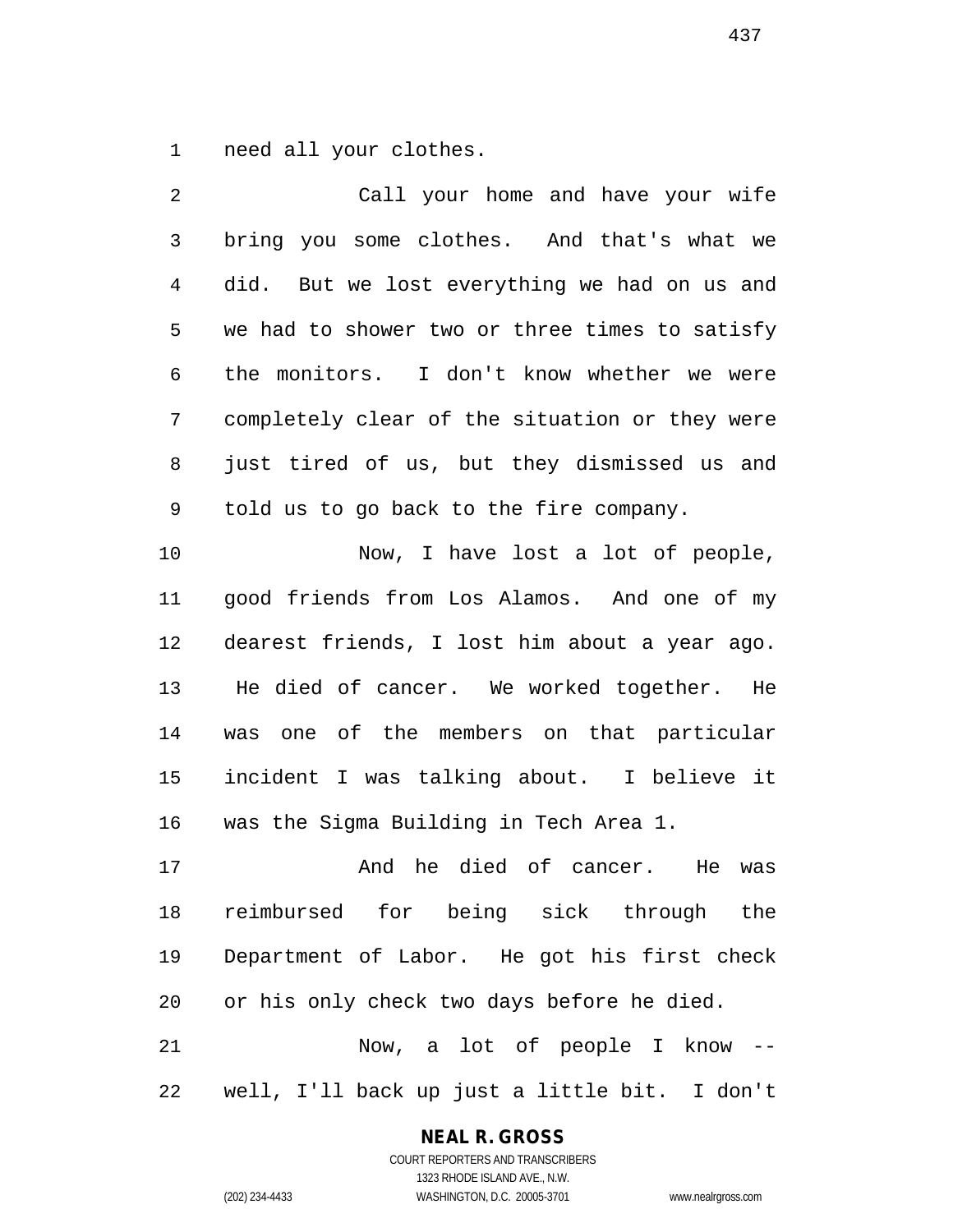need all your clothes.

Call your home and have your wife bring you some clothes. And that's what we did. But we lost everything we had on us and we had to shower two or three times to satisfy the monitors. I don't know whether we were completely clear of the situation or they were just tired of us, but they dismissed us and told us to go back to the fire company.

Now, I have lost a lot of people, good friends from Los Alamos. And one of my dearest friends, I lost him about a year ago. He died of cancer. We worked together. He was one of the members on that particular incident I was talking about. I believe it was the Sigma Building in Tech Area 1.

And he died of cancer. He was reimbursed for being sick through the Department of Labor. He got his first check or his only check two days before he died.

Now, a lot of people I know -- well, I'll back up just a little bit. I don't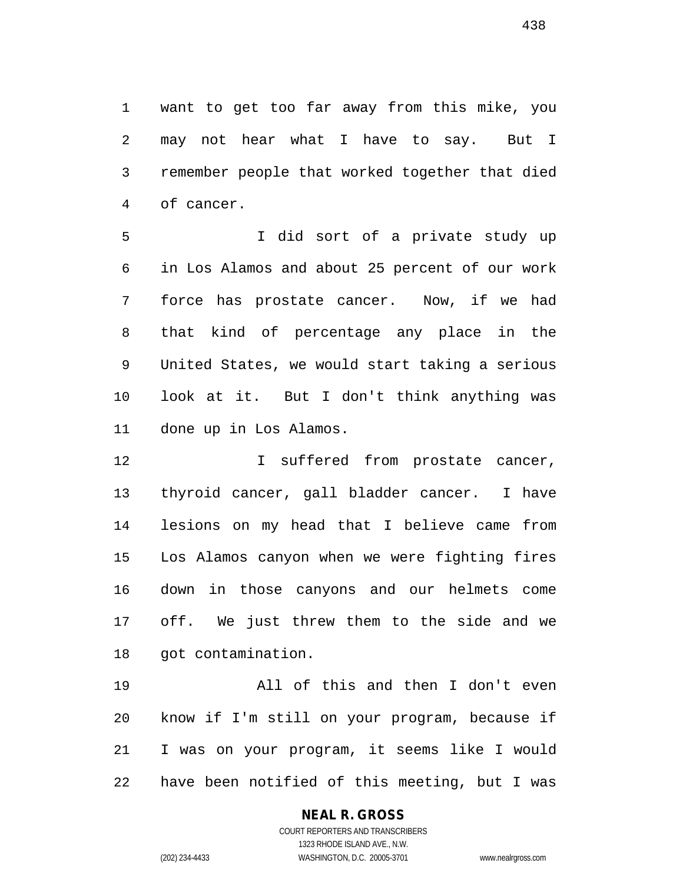want to get too far away from this mike, you may not hear what I have to say. But I remember people that worked together that died of cancer.

I did sort of a private study up in Los Alamos and about 25 percent of our work force has prostate cancer. Now, if we had that kind of percentage any place in the United States, we would start taking a serious look at it. But I don't think anything was done up in Los Alamos.

I suffered from prostate cancer, thyroid cancer, gall bladder cancer. I have lesions on my head that I believe came from Los Alamos canyon when we were fighting fires down in those canyons and our helmets come off. We just threw them to the side and we got contamination.

All of this and then I don't even know if I'm still on your program, because if I was on your program, it seems like I would have been notified of this meeting, but I was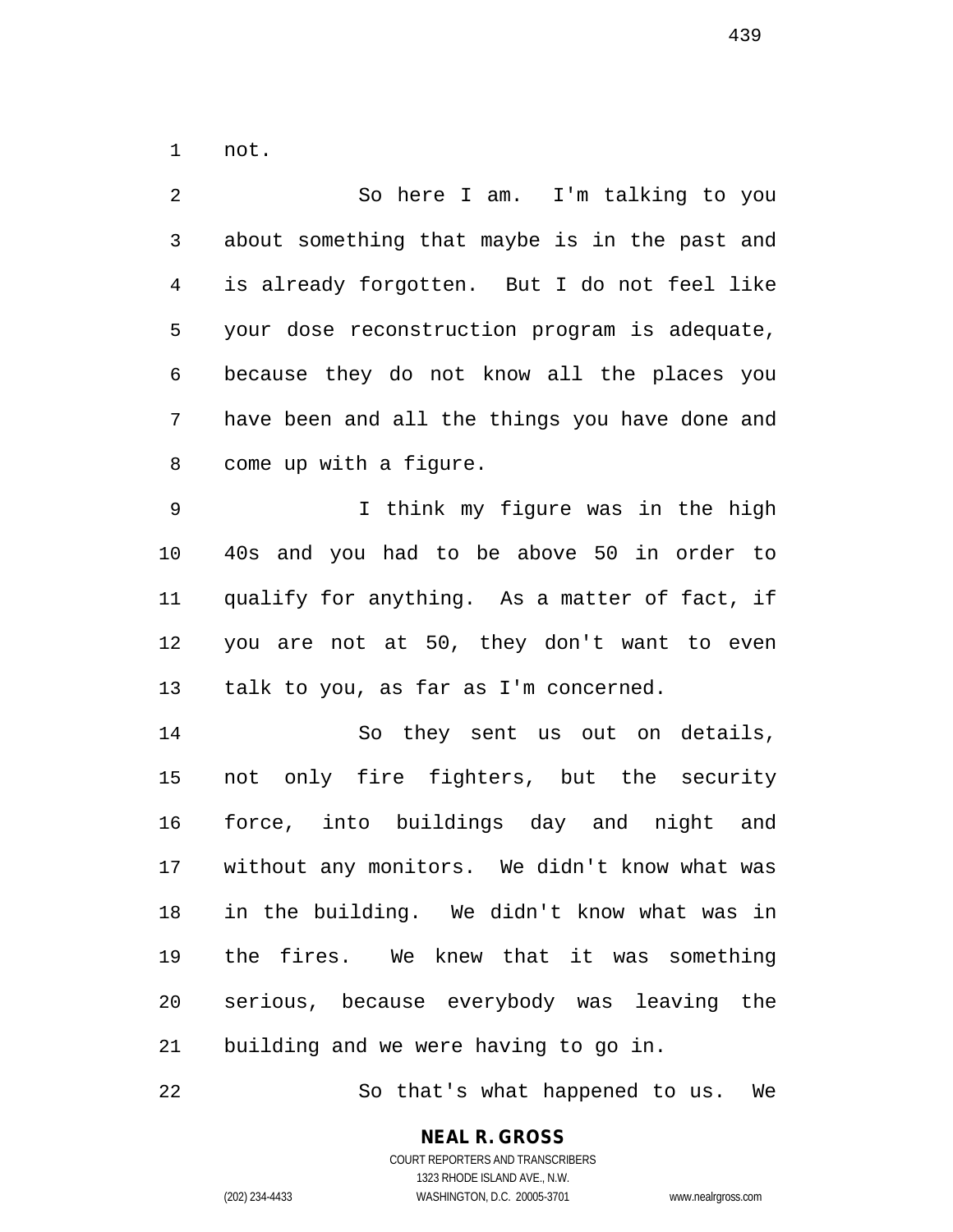not.

So here I am. I'm talking to you about something that maybe is in the past and is already forgotten. But I do not feel like your dose reconstruction program is adequate, because they do not know all the places you have been and all the things you have done and come up with a figure.

I think my figure was in the high 40s and you had to be above 50 in order to qualify for anything. As a matter of fact, if you are not at 50, they don't want to even talk to you, as far as I'm concerned.

So they sent us out on details, not only fire fighters, but the security force, into buildings day and night and without any monitors. We didn't know what was in the building. We didn't know what was in the fires. We knew that it was something serious, because everybody was leaving the building and we were having to go in.

So that's what happened to us. We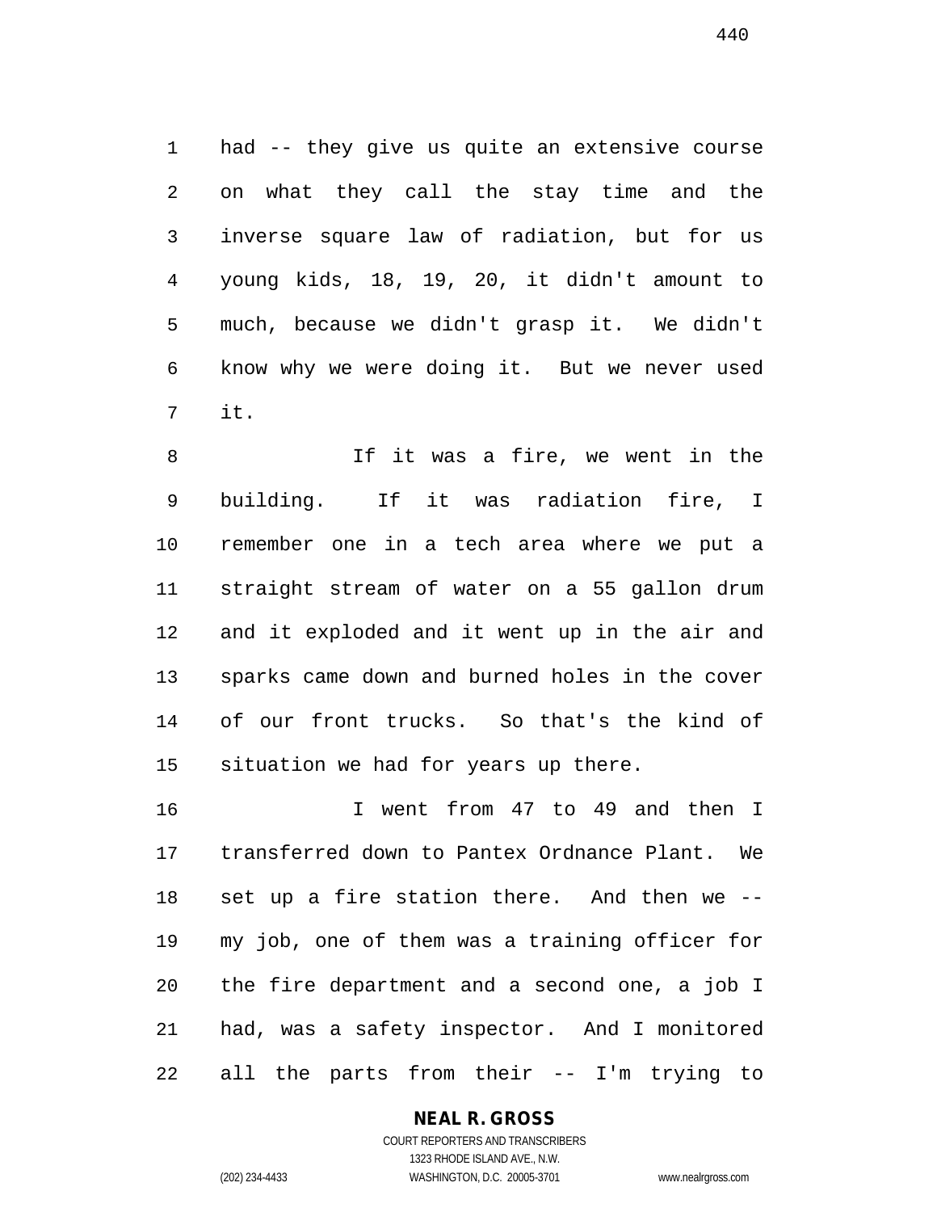had -- they give us quite an extensive course on what they call the stay time and the inverse square law of radiation, but for us young kids, 18, 19, 20, it didn't amount to much, because we didn't grasp it. We didn't know why we were doing it. But we never used it.

If it was a fire, we went in the building. If it was radiation fire, I remember one in a tech area where we put a straight stream of water on a 55 gallon drum and it exploded and it went up in the air and sparks came down and burned holes in the cover of our front trucks. So that's the kind of situation we had for years up there.

I went from 47 to 49 and then I transferred down to Pantex Ordnance Plant. We set up a fire station there. And then we -- my job, one of them was a training officer for the fire department and a second one, a job I had, was a safety inspector. And I monitored all the parts from their -- I'm trying to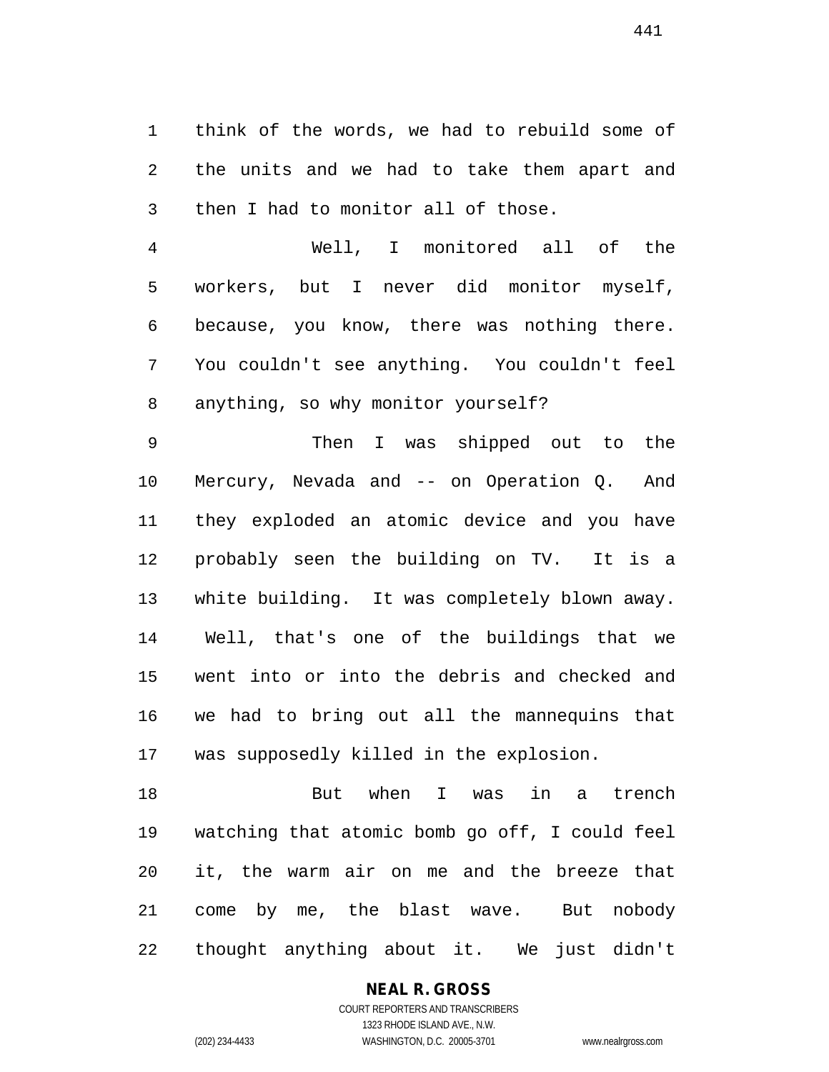think of the words, we had to rebuild some of the units and we had to take them apart and then I had to monitor all of those.

Well, I monitored all of the workers, but I never did monitor myself, because, you know, there was nothing there. You couldn't see anything. You couldn't feel anything, so why monitor yourself?

Then I was shipped out to the Mercury, Nevada and -- on Operation Q. And they exploded an atomic device and you have probably seen the building on TV. It is a white building. It was completely blown away. Well, that's one of the buildings that we went into or into the debris and checked and we had to bring out all the mannequins that was supposedly killed in the explosion.

But when I was in a trench watching that atomic bomb go off, I could feel it, the warm air on me and the breeze that come by me, the blast wave. But nobody thought anything about it. We just didn't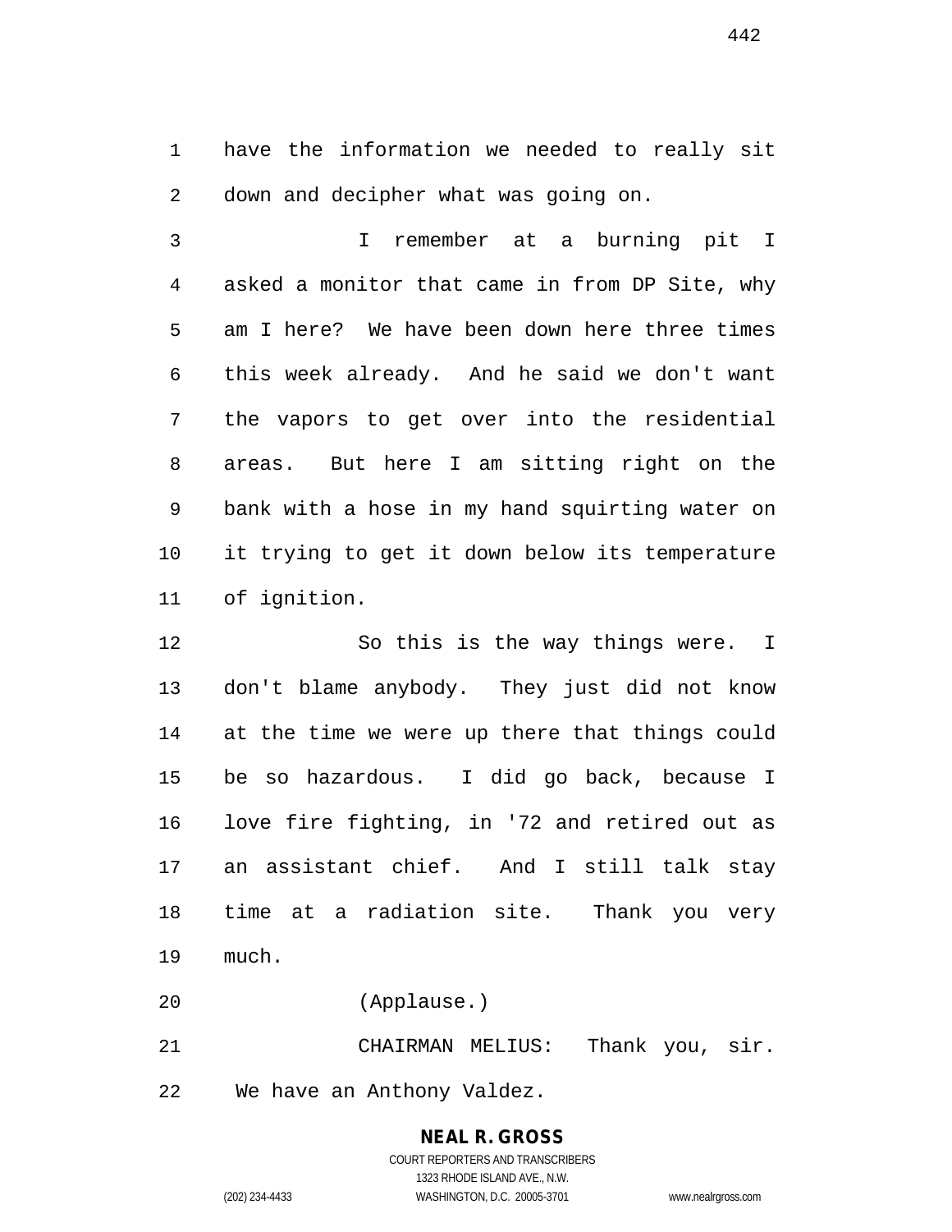have the information we needed to really sit down and decipher what was going on.

I remember at a burning pit I asked a monitor that came in from DP Site, why am I here? We have been down here three times this week already. And he said we don't want the vapors to get over into the residential areas. But here I am sitting right on the bank with a hose in my hand squirting water on it trying to get it down below its temperature of ignition.

So this is the way things were. I don't blame anybody. They just did not know at the time we were up there that things could be so hazardous. I did go back, because I love fire fighting, in '72 and retired out as an assistant chief. And I still talk stay time at a radiation site. Thank you very much.

(Applause.)

CHAIRMAN MELIUS: Thank you, sir. We have an Anthony Valdez.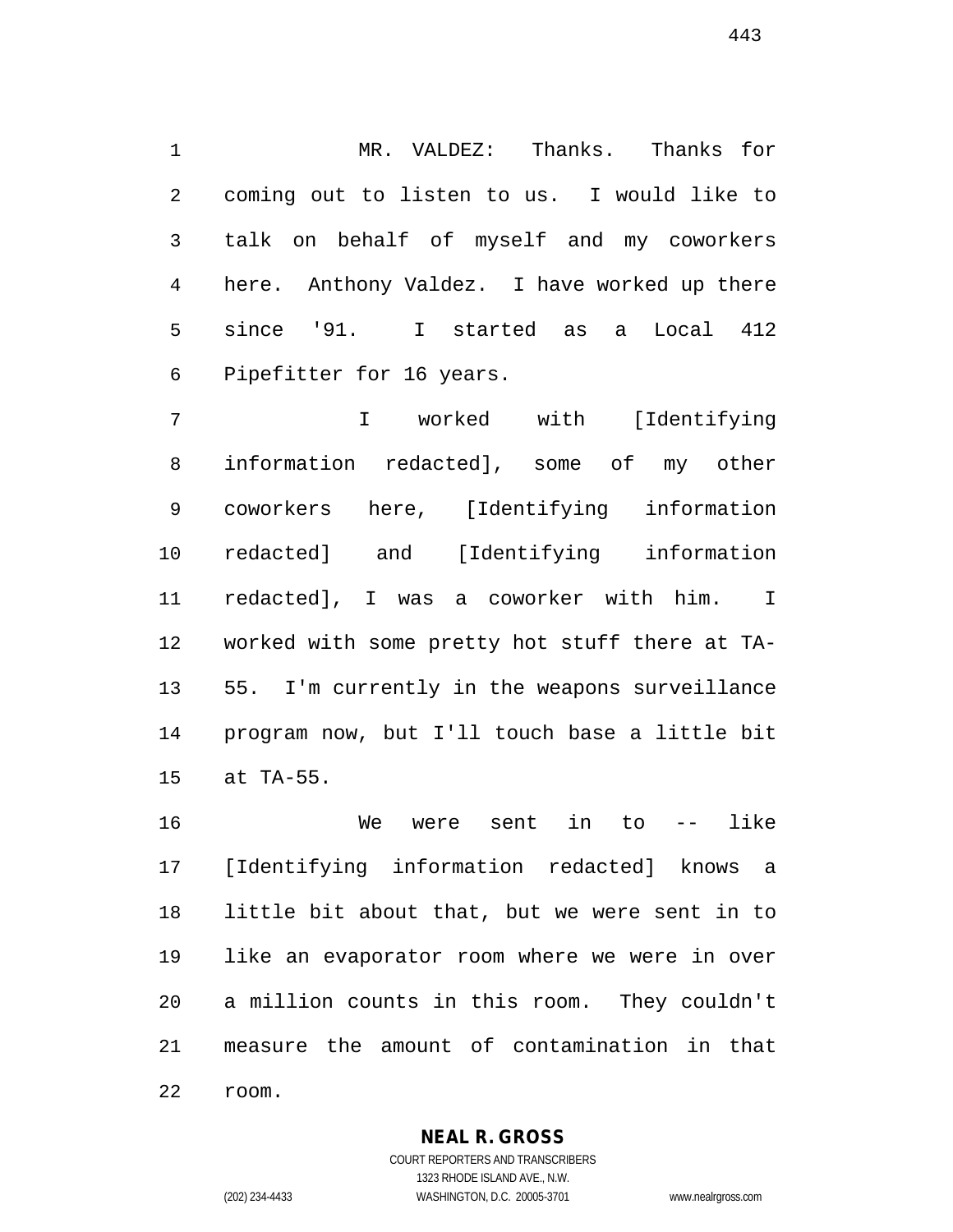MR. VALDEZ: Thanks. Thanks for coming out to listen to us. I would like to talk on behalf of myself and my coworkers here. Anthony Valdez. I have worked up there since '91. I started as a Local 412 Pipefitter for 16 years.

I worked with [Identifying information redacted], some of my other coworkers here, [Identifying information redacted] and [Identifying information redacted], I was a coworker with him. I worked with some pretty hot stuff there at TA-55. I'm currently in the weapons surveillance program now, but I'll touch base a little bit at TA-55.

We were sent in to -- like [Identifying information redacted] knows a little bit about that, but we were sent in to like an evaporator room where we were in over a million counts in this room. They couldn't measure the amount of contamination in that room.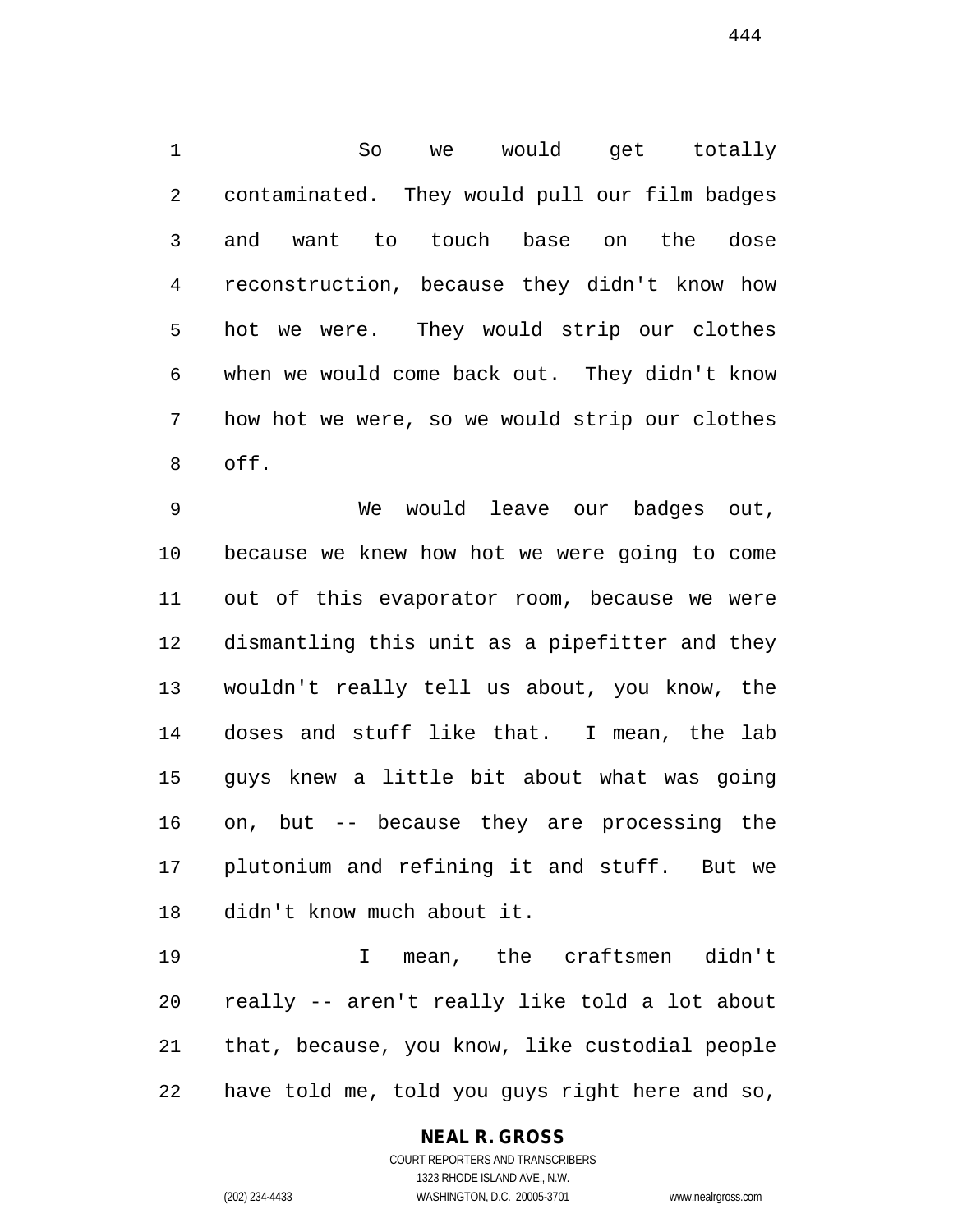So we would get totally contaminated. They would pull our film badges and want to touch base on the dose reconstruction, because they didn't know how hot we were. They would strip our clothes when we would come back out. They didn't know how hot we were, so we would strip our clothes off.

We would leave our badges out, because we knew how hot we were going to come out of this evaporator room, because we were dismantling this unit as a pipefitter and they wouldn't really tell us about, you know, the doses and stuff like that. I mean, the lab guys knew a little bit about what was going on, but -- because they are processing the plutonium and refining it and stuff. But we didn't know much about it.

I mean, the craftsmen didn't really -- aren't really like told a lot about that, because, you know, like custodial people have told me, told you guys right here and so,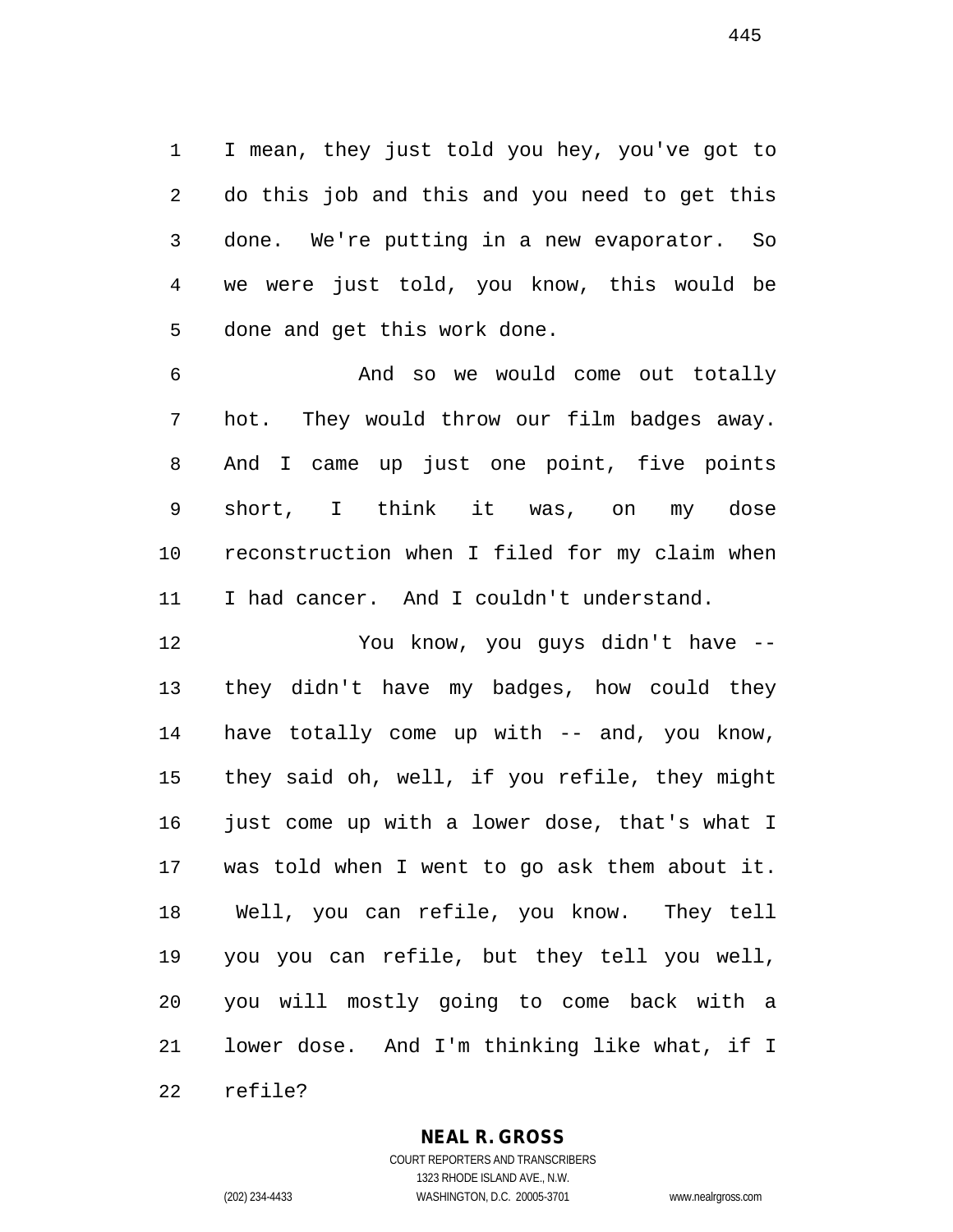I mean, they just told you hey, you've got to do this job and this and you need to get this done. We're putting in a new evaporator. So we were just told, you know, this would be done and get this work done.

And so we would come out totally hot. They would throw our film badges away. And I came up just one point, five points short, I think it was, on my dose reconstruction when I filed for my claim when I had cancer. And I couldn't understand.

You know, you guys didn't have -- they didn't have my badges, how could they have totally come up with -- and, you know, they said oh, well, if you refile, they might just come up with a lower dose, that's what I was told when I went to go ask them about it. Well, you can refile, you know. They tell you you can refile, but they tell you well, you will mostly going to come back with a lower dose. And I'm thinking like what, if I refile?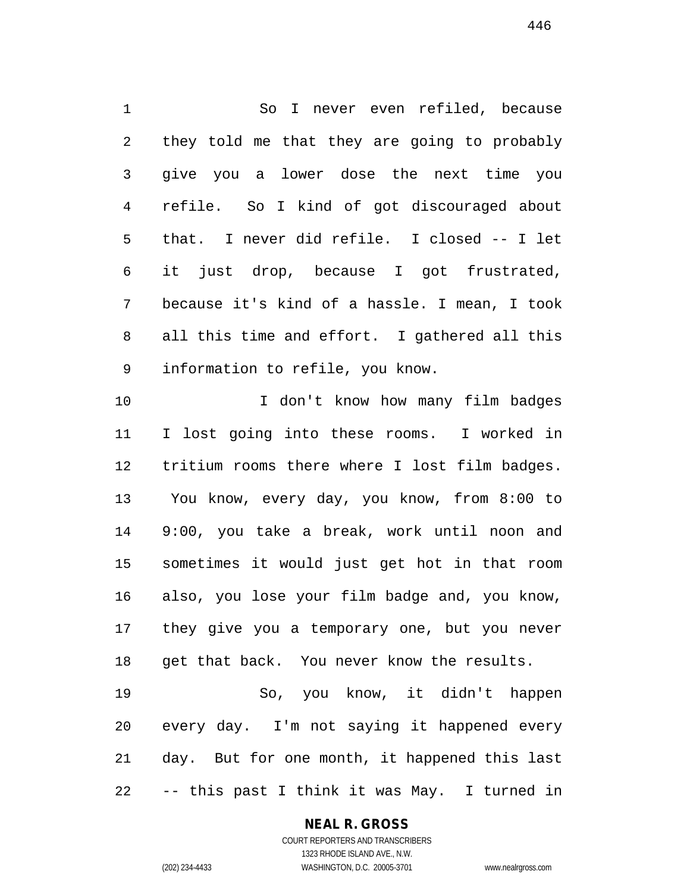So I never even refiled, because they told me that they are going to probably give you a lower dose the next time you refile. So I kind of got discouraged about that. I never did refile. I closed -- I let it just drop, because I got frustrated, because it's kind of a hassle. I mean, I took all this time and effort. I gathered all this information to refile, you know.

I don't know how many film badges I lost going into these rooms. I worked in tritium rooms there where I lost film badges. You know, every day, you know, from 8:00 to 9:00, you take a break, work until noon and sometimes it would just get hot in that room also, you lose your film badge and, you know, they give you a temporary one, but you never get that back. You never know the results.

So, you know, it didn't happen every day. I'm not saying it happened every day. But for one month, it happened this last -- this past I think it was May. I turned in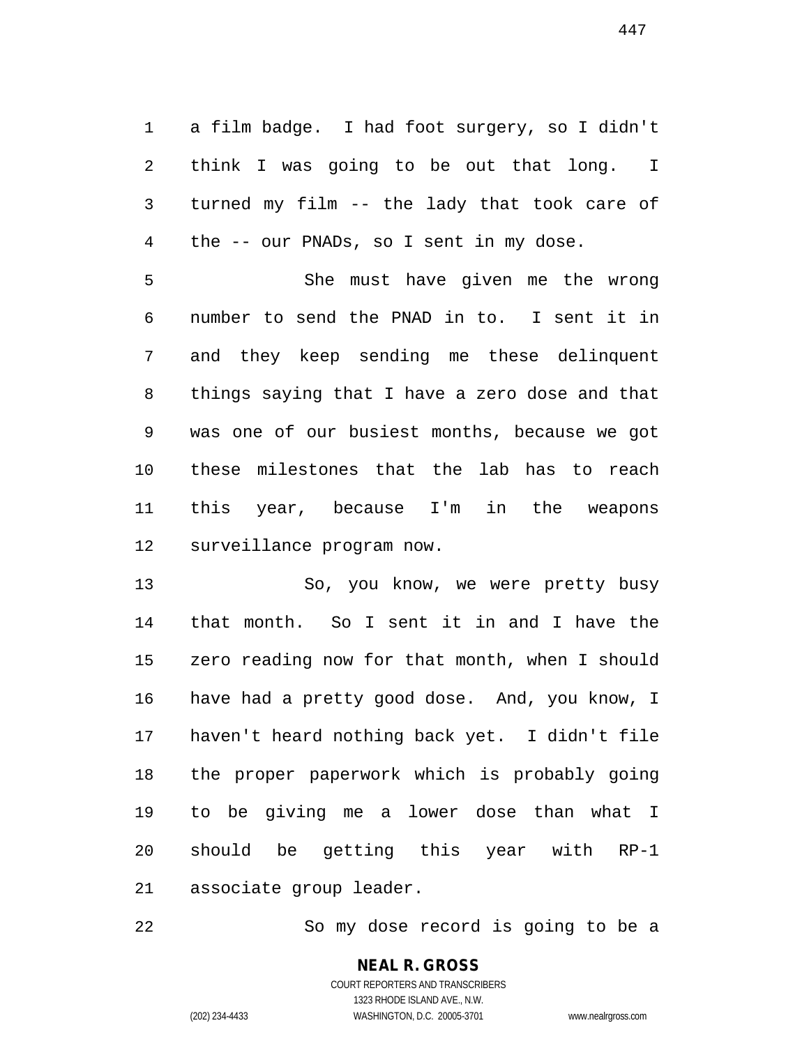a film badge. I had foot surgery, so I didn't think I was going to be out that long. I turned my film -- the lady that took care of the -- our PNADs, so I sent in my dose.

She must have given me the wrong number to send the PNAD in to. I sent it in and they keep sending me these delinquent things saying that I have a zero dose and that was one of our busiest months, because we got these milestones that the lab has to reach this year, because I'm in the weapons surveillance program now.

So, you know, we were pretty busy that month. So I sent it in and I have the zero reading now for that month, when I should have had a pretty good dose. And, you know, I haven't heard nothing back yet. I didn't file the proper paperwork which is probably going to be giving me a lower dose than what I should be getting this year with RP-1 associate group leader.

So my dose record is going to be a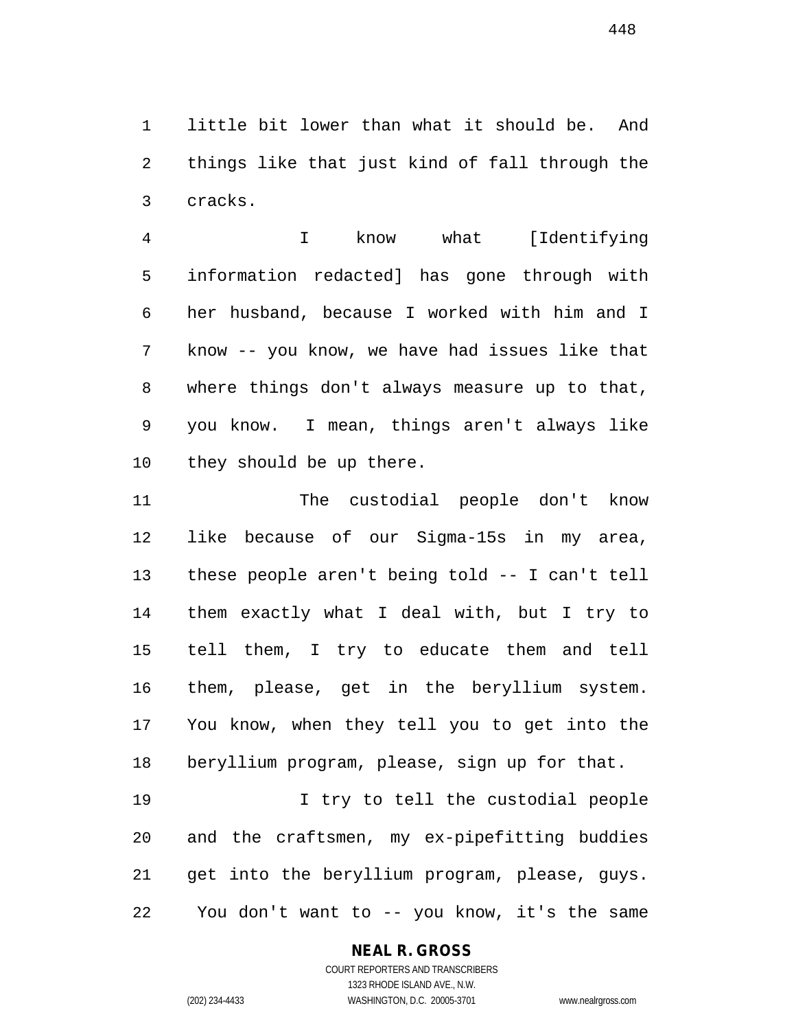little bit lower than what it should be. And things like that just kind of fall through the cracks.

I know what [Identifying information redacted] has gone through with her husband, because I worked with him and I know -- you know, we have had issues like that where things don't always measure up to that, you know. I mean, things aren't always like they should be up there.

The custodial people don't know like because of our Sigma-15s in my area, these people aren't being told -- I can't tell them exactly what I deal with, but I try to tell them, I try to educate them and tell them, please, get in the beryllium system. You know, when they tell you to get into the beryllium program, please, sign up for that.

I try to tell the custodial people and the craftsmen, my ex-pipefitting buddies get into the beryllium program, please, guys. You don't want to -- you know, it's the same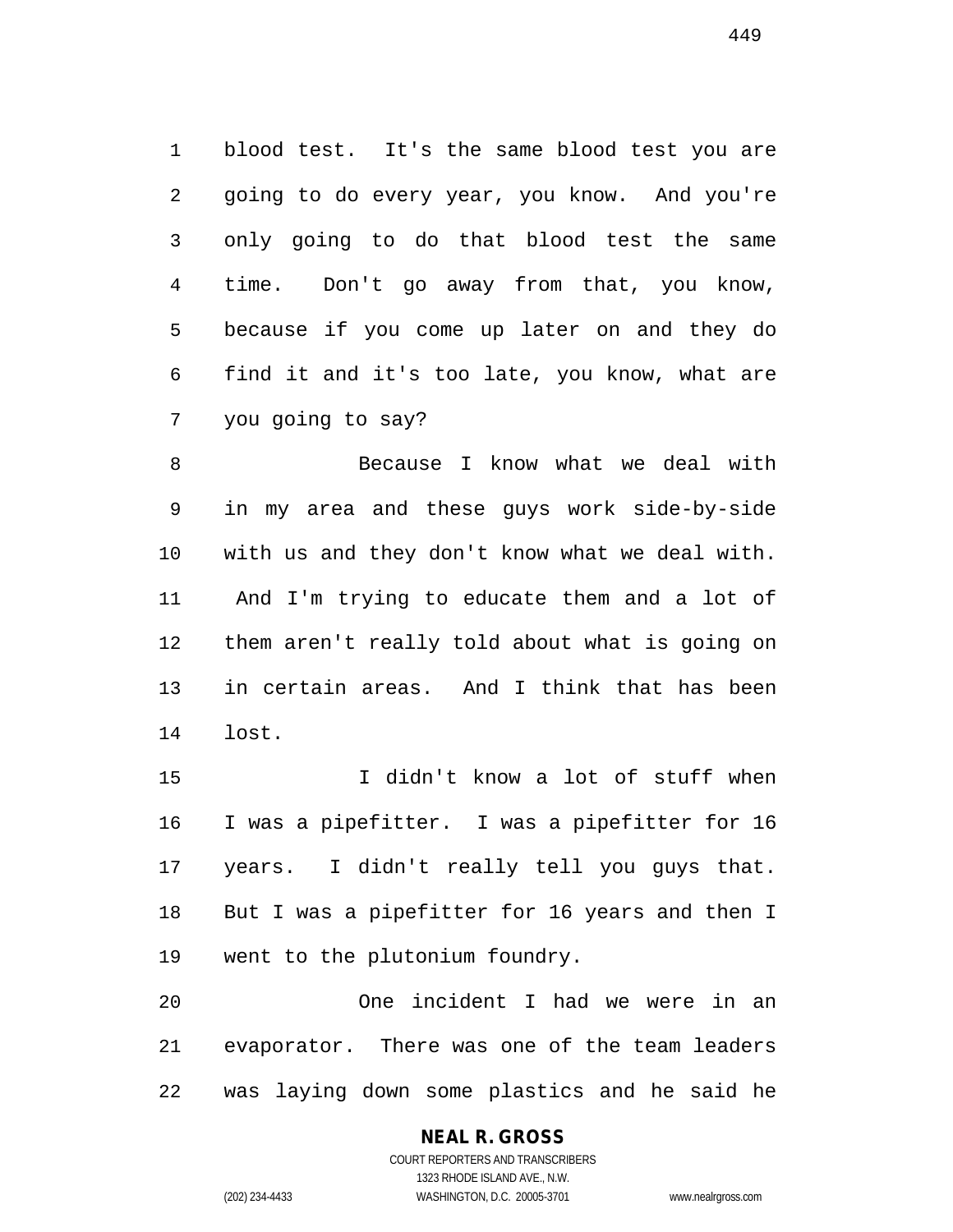blood test. It's the same blood test you are going to do every year, you know. And you're only going to do that blood test the same time. Don't go away from that, you know, because if you come up later on and they do find it and it's too late, you know, what are you going to say?

Because I know what we deal with in my area and these guys work side-by-side with us and they don't know what we deal with. And I'm trying to educate them and a lot of them aren't really told about what is going on in certain areas. And I think that has been lost.

I didn't know a lot of stuff when I was a pipefitter. I was a pipefitter for 16 years. I didn't really tell you guys that. But I was a pipefitter for 16 years and then I went to the plutonium foundry.

One incident I had we were in an evaporator. There was one of the team leaders was laying down some plastics and he said he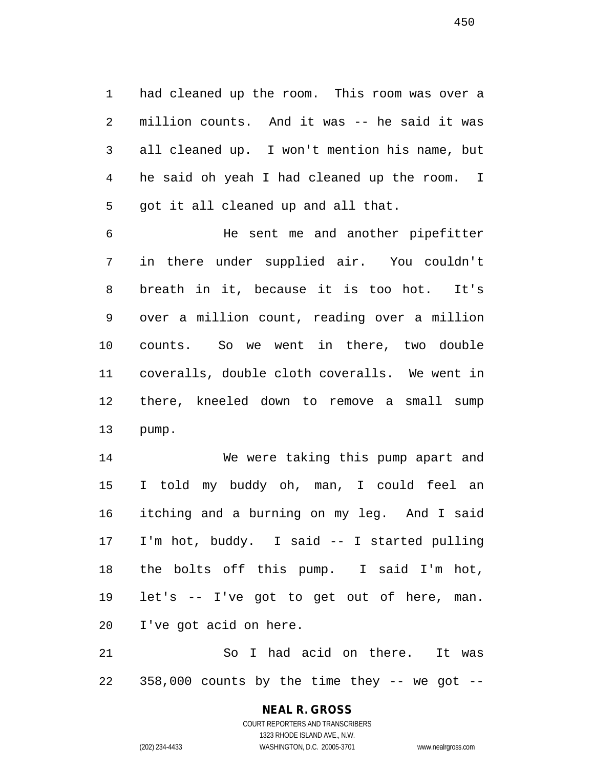had cleaned up the room. This room was over a million counts. And it was -- he said it was all cleaned up. I won't mention his name, but he said oh yeah I had cleaned up the room. I got it all cleaned up and all that.

He sent me and another pipefitter in there under supplied air. You couldn't breath in it, because it is too hot. It's over a million count, reading over a million counts. So we went in there, two double coveralls, double cloth coveralls. We went in there, kneeled down to remove a small sump pump.

We were taking this pump apart and I told my buddy oh, man, I could feel an itching and a burning on my leg. And I said I'm hot, buddy. I said -- I started pulling the bolts off this pump. I said I'm hot, let's -- I've got to get out of here, man. I've got acid on here.

So I had acid on there. It was 358,000 counts by the time they -- we got --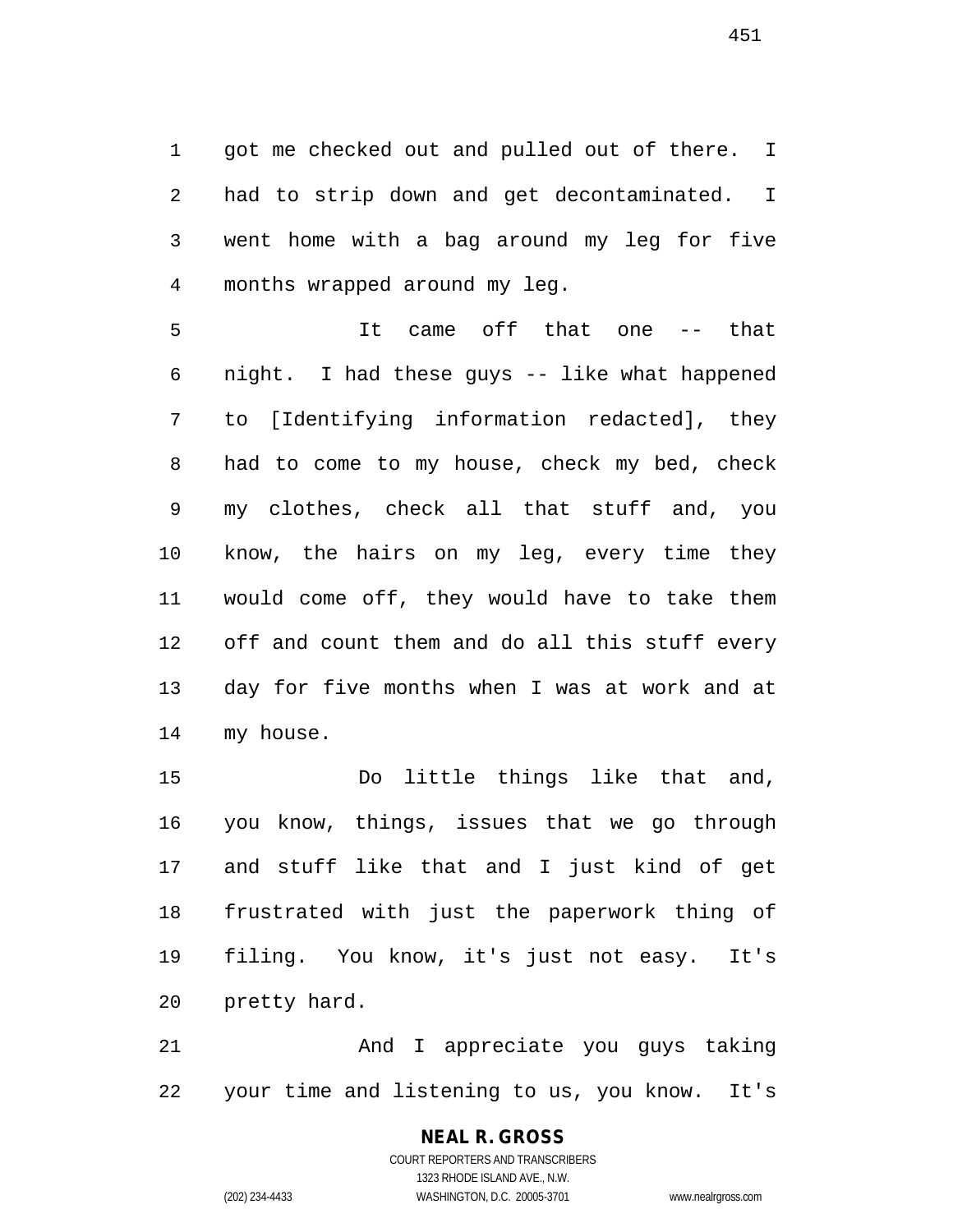got me checked out and pulled out of there. I had to strip down and get decontaminated. I went home with a bag around my leg for five months wrapped around my leg.

It came off that one -- that night. I had these guys -- like what happened to [Identifying information redacted], they had to come to my house, check my bed, check my clothes, check all that stuff and, you know, the hairs on my leg, every time they would come off, they would have to take them off and count them and do all this stuff every day for five months when I was at work and at my house.

Do little things like that and, you know, things, issues that we go through and stuff like that and I just kind of get frustrated with just the paperwork thing of filing. You know, it's just not easy. It's pretty hard.

And I appreciate you guys taking your time and listening to us, you know. It's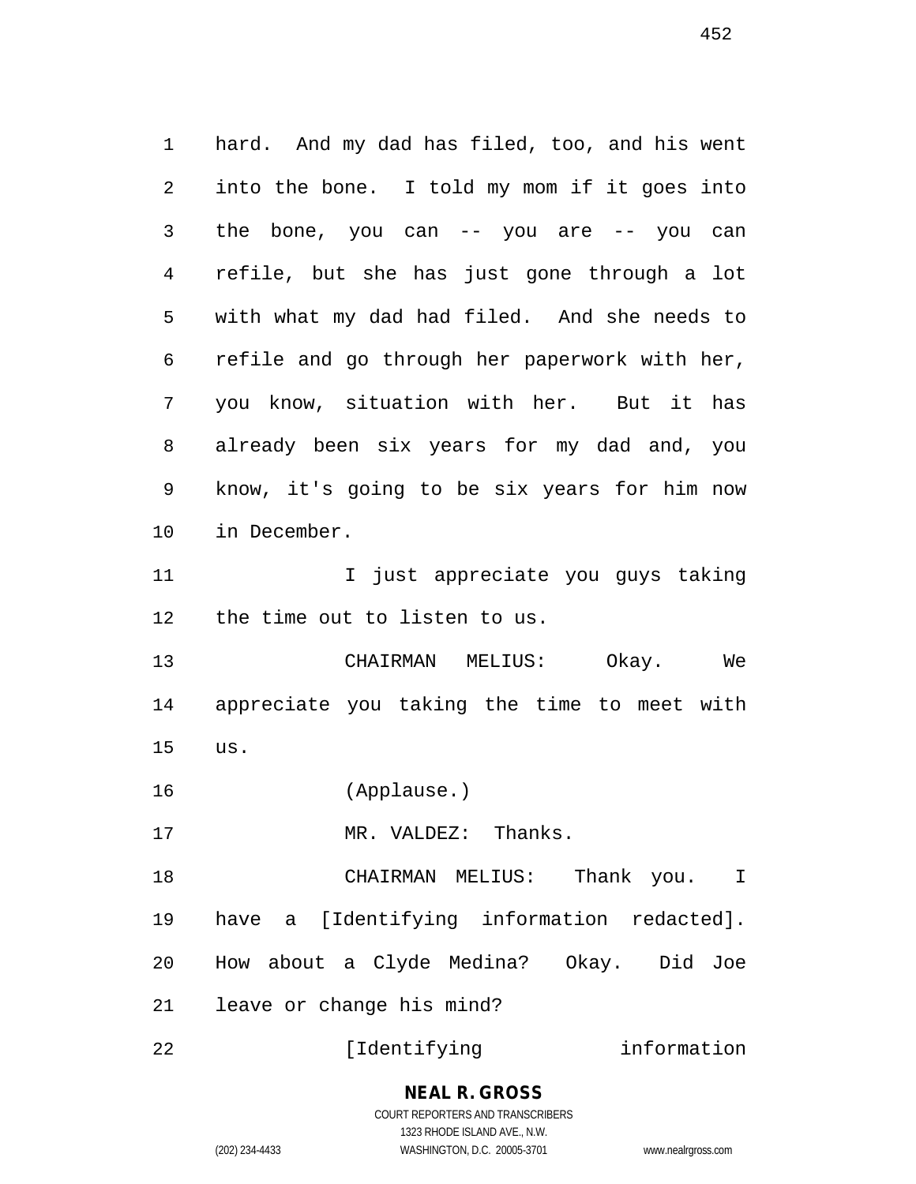hard. And my dad has filed, too, and his went into the bone. I told my mom if it goes into the bone, you can -- you are -- you can refile, but she has just gone through a lot with what my dad had filed. And she needs to refile and go through her paperwork with her, you know, situation with her. But it has already been six years for my dad and, you know, it's going to be six years for him now in December.

I just appreciate you guys taking the time out to listen to us.

CHAIRMAN MELIUS: Okay. We appreciate you taking the time to meet with us.

(Applause.)

MR. VALDEZ: Thanks.

CHAIRMAN MELIUS: Thank you. I have a [Identifying information redacted]. How about a Clyde Medina? Okay. Did Joe leave or change his mind?

[Identifying information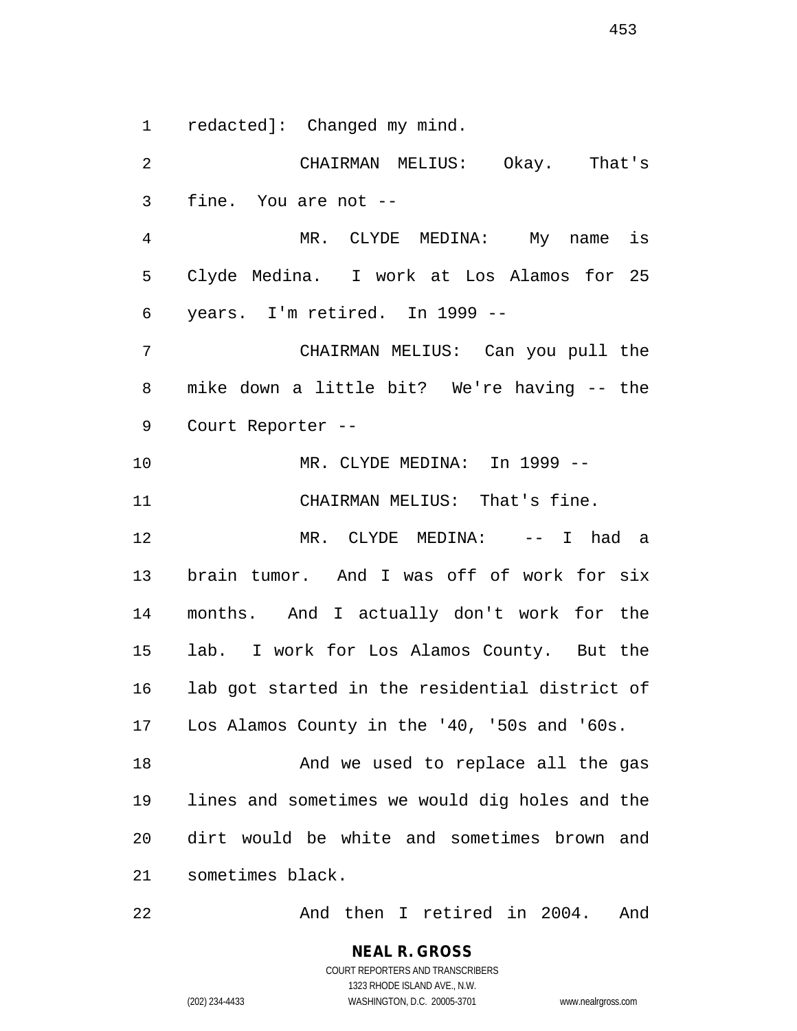redacted]: Changed my mind.

CHAIRMAN MELIUS: Okay. That's fine. You are not --

MR. CLYDE MEDINA: My name is Clyde Medina. I work at Los Alamos for 25 years. I'm retired. In 1999 --

CHAIRMAN MELIUS: Can you pull the mike down a little bit? We're having -- the Court Reporter --

MR. CLYDE MEDINA: In 1999 --

CHAIRMAN MELIUS: That's fine.

MR. CLYDE MEDINA: -- I had a brain tumor. And I was off of work for six months. And I actually don't work for the lab. I work for Los Alamos County. But the lab got started in the residential district of Los Alamos County in the '40, '50s and '60s.

And we used to replace all the gas lines and sometimes we would dig holes and the dirt would be white and sometimes brown and sometimes black.

And then I retired in 2004. And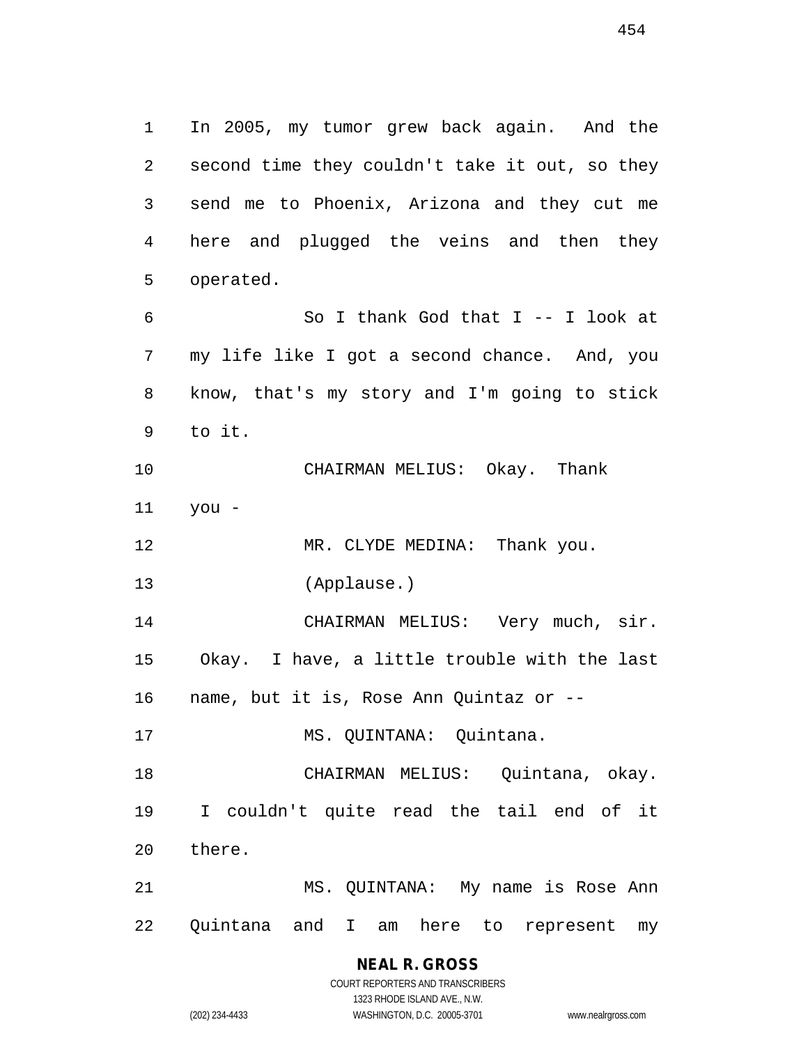In 2005, my tumor grew back again. And the second time they couldn't take it out, so they send me to Phoenix, Arizona and they cut me here and plugged the veins and then they operated.

So I thank God that I -- I look at my life like I got a second chance. And, you know, that's my story and I'm going to stick to it.

CHAIRMAN MELIUS: Okay. Thank you -

MR. CLYDE MEDINA: Thank you.

(Applause.)

CHAIRMAN MELIUS: Very much, sir. Okay. I have, a little trouble with the last name, but it is, Rose Ann Quintaz or --

MS. QUINTANA: Quintana.

CHAIRMAN MELIUS: Quintana, okay. I couldn't quite read the tail end of it there.

MS. QUINTANA: My name is Rose Ann Quintana and I am here to represent my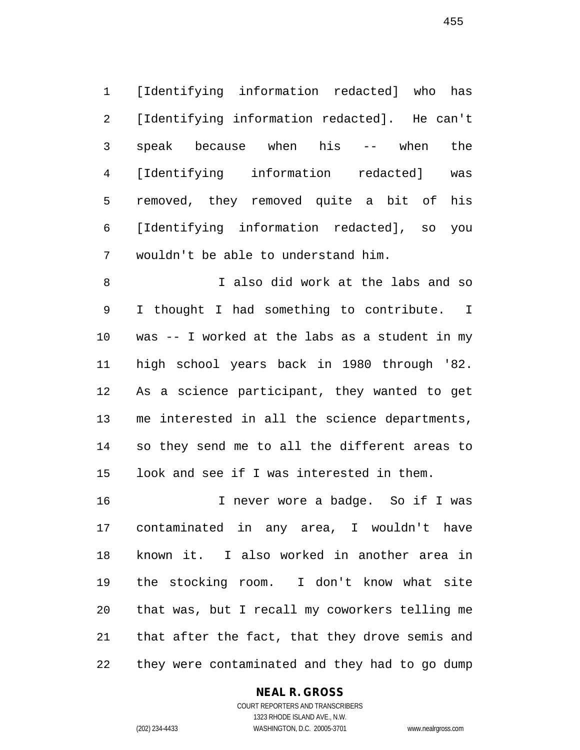[Identifying information redacted] who has [Identifying information redacted]. He can't speak because when his -- when the [Identifying information redacted] was removed, they removed quite a bit of his [Identifying information redacted], so you wouldn't be able to understand him.

I also did work at the labs and so I thought I had something to contribute. I was -- I worked at the labs as a student in my high school years back in 1980 through '82. As a science participant, they wanted to get me interested in all the science departments, so they send me to all the different areas to look and see if I was interested in them.

I never wore a badge. So if I was contaminated in any area, I wouldn't have known it. I also worked in another area in the stocking room. I don't know what site that was, but I recall my coworkers telling me that after the fact, that they drove semis and they were contaminated and they had to go dump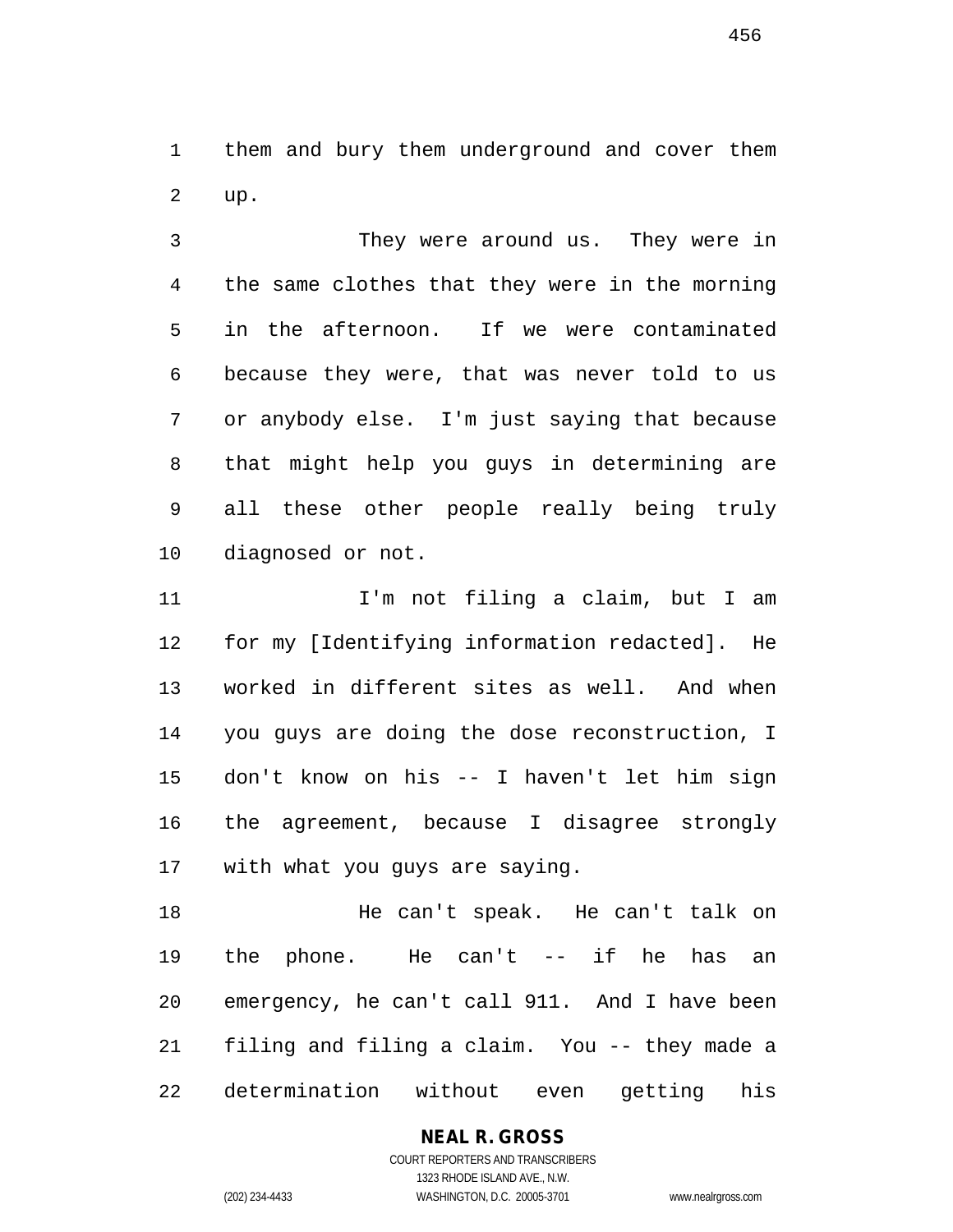them and bury them underground and cover them up.

They were around us. They were in the same clothes that they were in the morning in the afternoon. If we were contaminated because they were, that was never told to us or anybody else. I'm just saying that because that might help you guys in determining are all these other people really being truly diagnosed or not.

I'm not filing a claim, but I am for my [Identifying information redacted]. He worked in different sites as well. And when you guys are doing the dose reconstruction, I don't know on his -- I haven't let him sign the agreement, because I disagree strongly with what you guys are saying.

He can't speak. He can't talk on the phone. He can't -- if he has an emergency, he can't call 911. And I have been filing and filing a claim. You -- they made a determination without even getting his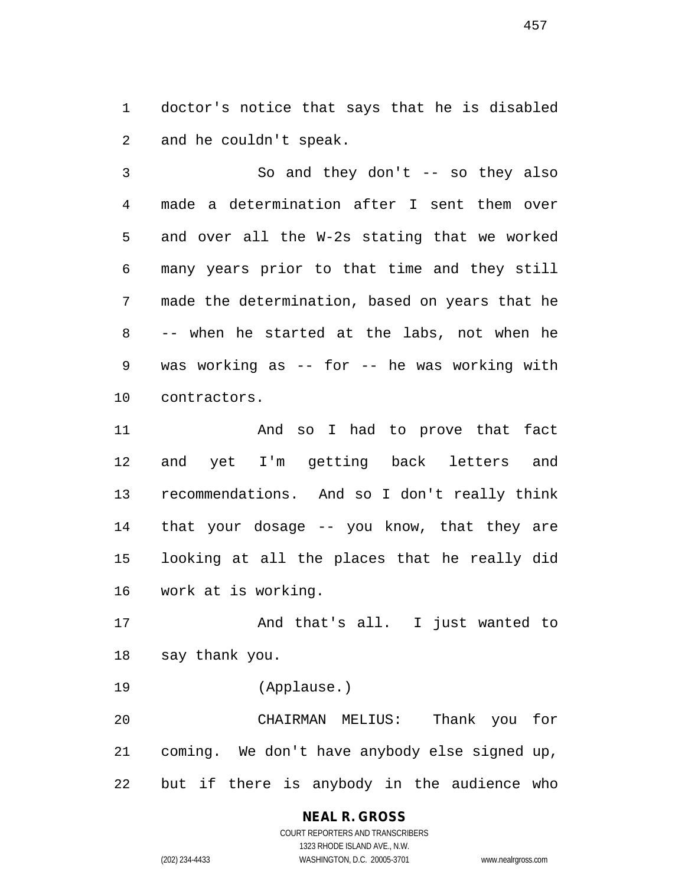doctor's notice that says that he is disabled and he couldn't speak.

So and they don't -- so they also made a determination after I sent them over and over all the W-2s stating that we worked many years prior to that time and they still made the determination, based on years that he -- when he started at the labs, not when he was working as -- for -- he was working with contractors.

And so I had to prove that fact and yet I'm getting back letters and recommendations. And so I don't really think that your dosage -- you know, that they are looking at all the places that he really did work at is working.

And that's all. I just wanted to say thank you.

(Applause.)

CHAIRMAN MELIUS: Thank you for coming. We don't have anybody else signed up, but if there is anybody in the audience who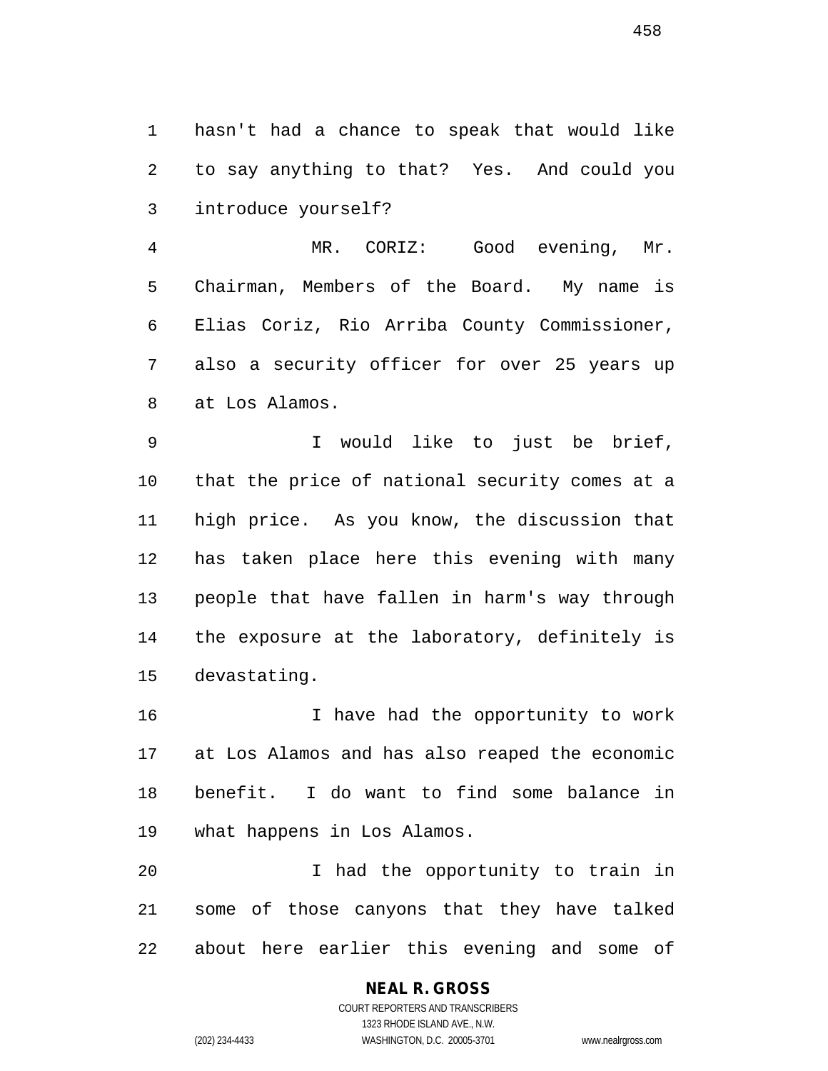hasn't had a chance to speak that would like to say anything to that? Yes. And could you introduce yourself?

MR. CORIZ: Good evening, Mr. Chairman, Members of the Board. My name is Elias Coriz, Rio Arriba County Commissioner, also a security officer for over 25 years up at Los Alamos.

I would like to just be brief, that the price of national security comes at a high price. As you know, the discussion that has taken place here this evening with many people that have fallen in harm's way through the exposure at the laboratory, definitely is devastating.

I have had the opportunity to work at Los Alamos and has also reaped the economic benefit. I do want to find some balance in what happens in Los Alamos.

I had the opportunity to train in some of those canyons that they have talked about here earlier this evening and some of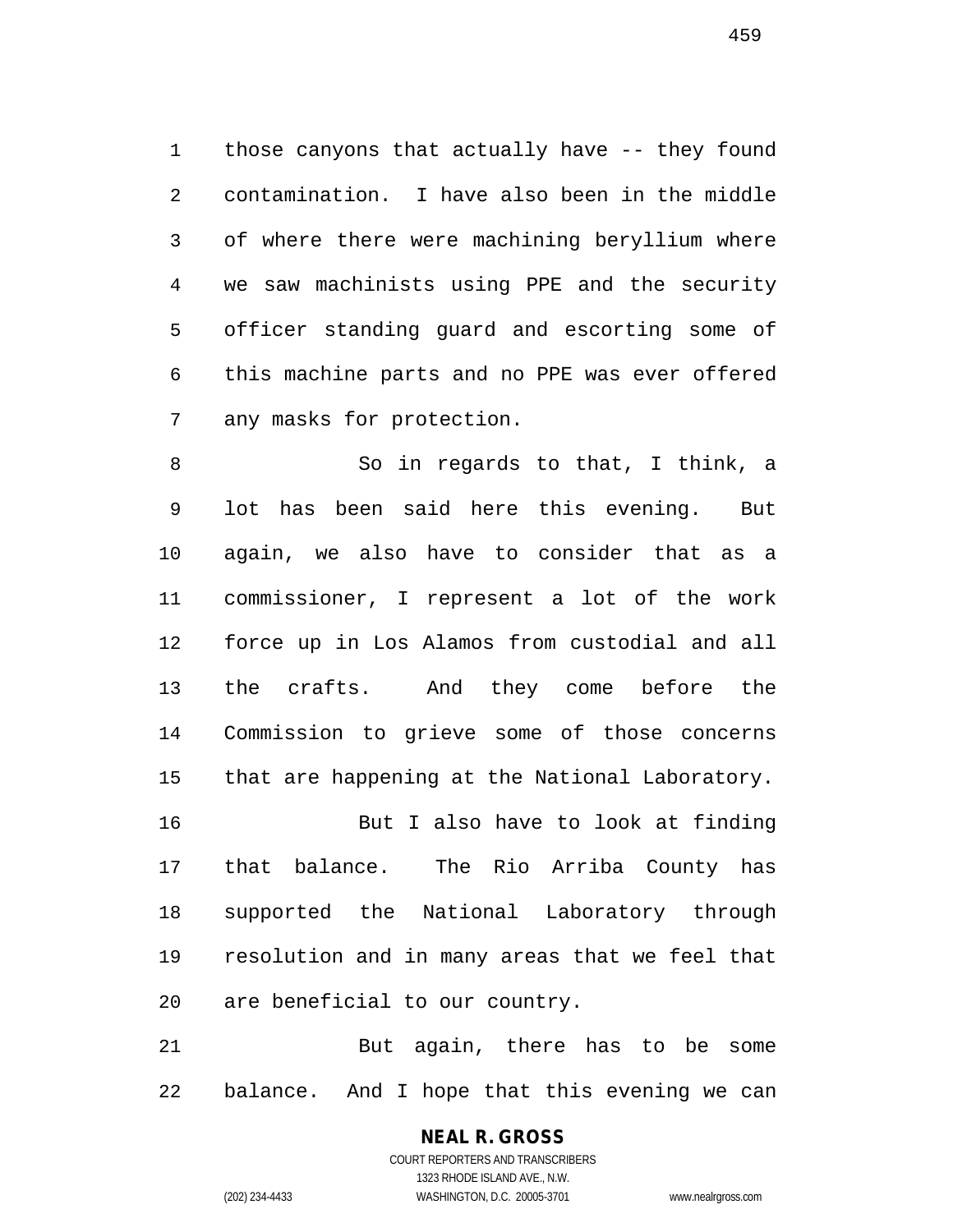those canyons that actually have -- they found contamination. I have also been in the middle of where there were machining beryllium where we saw machinists using PPE and the security officer standing guard and escorting some of this machine parts and no PPE was ever offered any masks for protection.

So in regards to that, I think, a lot has been said here this evening. But again, we also have to consider that as a commissioner, I represent a lot of the work force up in Los Alamos from custodial and all the crafts. And they come before the Commission to grieve some of those concerns that are happening at the National Laboratory.

But I also have to look at finding that balance. The Rio Arriba County has supported the National Laboratory through resolution and in many areas that we feel that are beneficial to our country.

But again, there has to be some balance. And I hope that this evening we can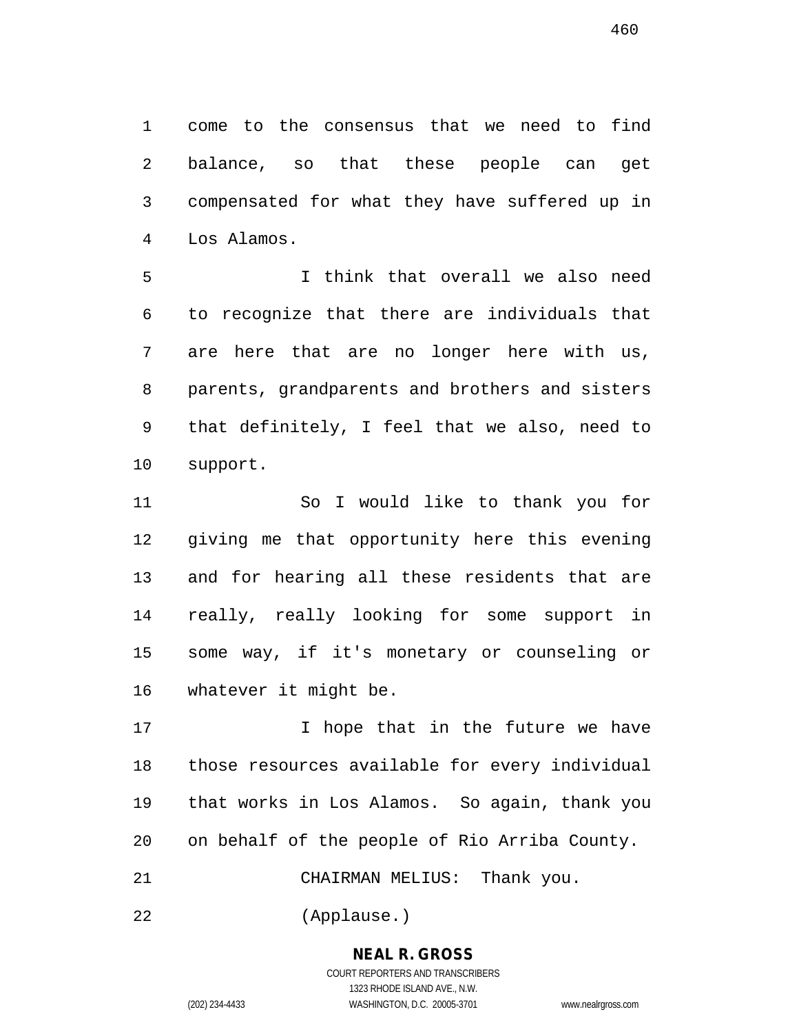come to the consensus that we need to find balance, so that these people can get compensated for what they have suffered up in Los Alamos.

I think that overall we also need to recognize that there are individuals that are here that are no longer here with us, parents, grandparents and brothers and sisters that definitely, I feel that we also, need to support.

So I would like to thank you for giving me that opportunity here this evening and for hearing all these residents that are really, really looking for some support in some way, if it's monetary or counseling or whatever it might be.

I hope that in the future we have those resources available for every individual that works in Los Alamos. So again, thank you on behalf of the people of Rio Arriba County.

CHAIRMAN MELIUS: Thank you.

(Applause.)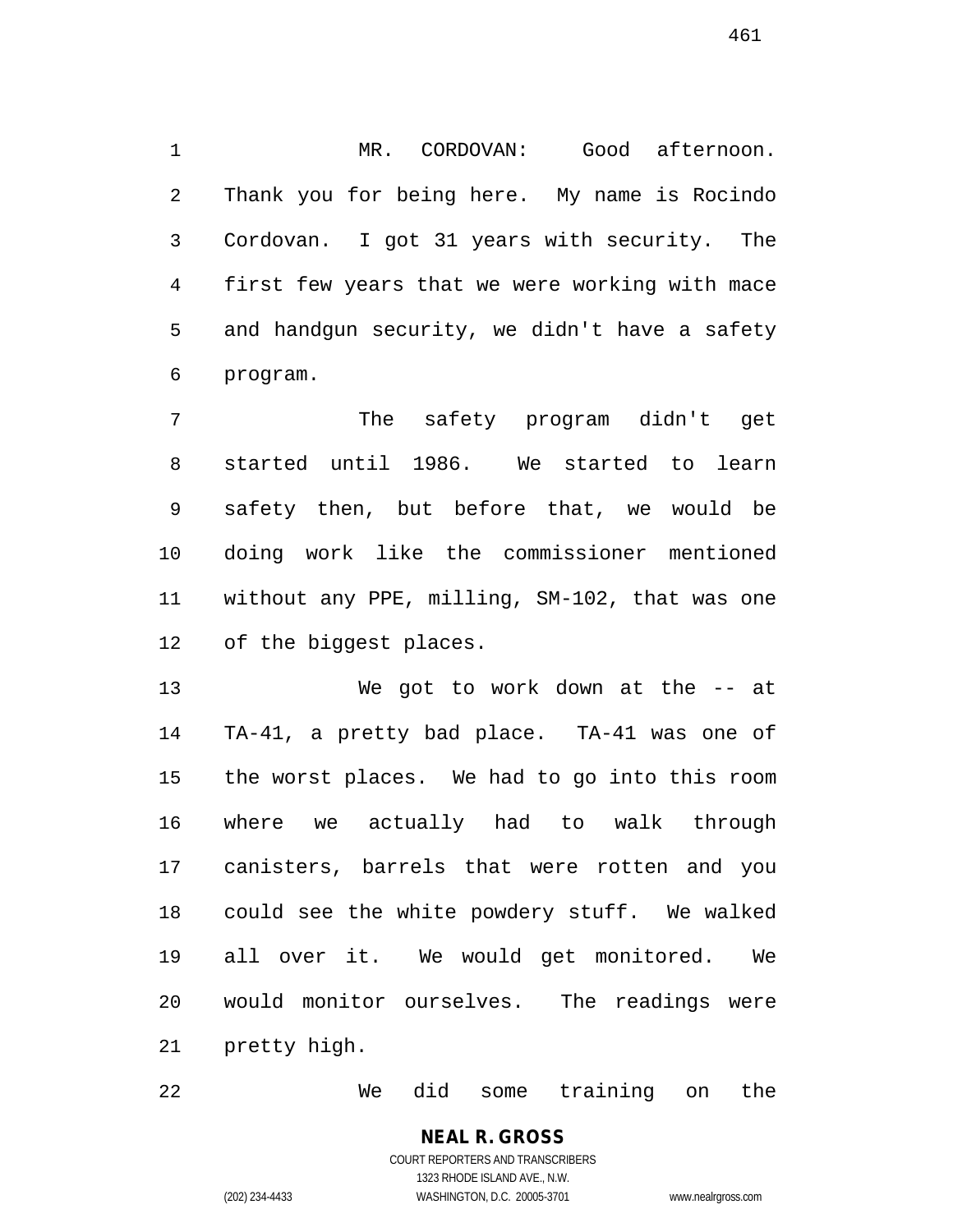MR. CORDOVAN: Good afternoon. Thank you for being here. My name is Rocindo Cordovan. I got 31 years with security. The first few years that we were working with mace and handgun security, we didn't have a safety program.

The safety program didn't get started until 1986. We started to learn safety then, but before that, we would be doing work like the commissioner mentioned without any PPE, milling, SM-102, that was one of the biggest places.

We got to work down at the -- at TA-41, a pretty bad place. TA-41 was one of the worst places. We had to go into this room where we actually had to walk through canisters, barrels that were rotten and you could see the white powdery stuff. We walked all over it. We would get monitored. We would monitor ourselves. The readings were pretty high.

We did some training on the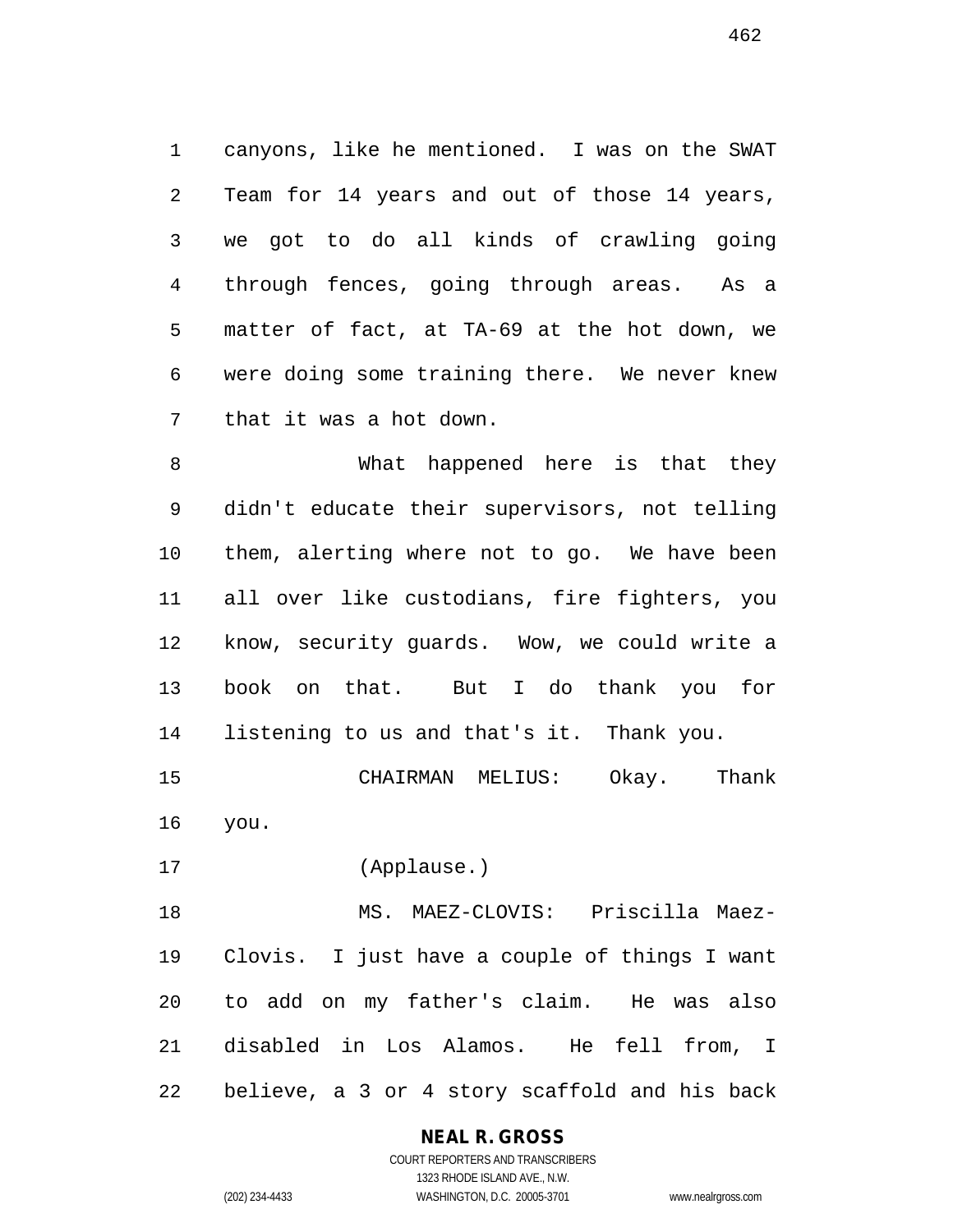canyons, like he mentioned. I was on the SWAT Team for 14 years and out of those 14 years, we got to do all kinds of crawling going through fences, going through areas. As a matter of fact, at TA-69 at the hot down, we were doing some training there. We never knew that it was a hot down.

What happened here is that they didn't educate their supervisors, not telling them, alerting where not to go. We have been all over like custodians, fire fighters, you know, security guards. Wow, we could write a book on that. But I do thank you for listening to us and that's it. Thank you.

CHAIRMAN MELIUS: Okay. Thank you.

(Applause.)

MS. MAEZ-CLOVIS: Priscilla Maez-Clovis. I just have a couple of things I want to add on my father's claim. He was also disabled in Los Alamos. He fell from, I believe, a 3 or 4 story scaffold and his back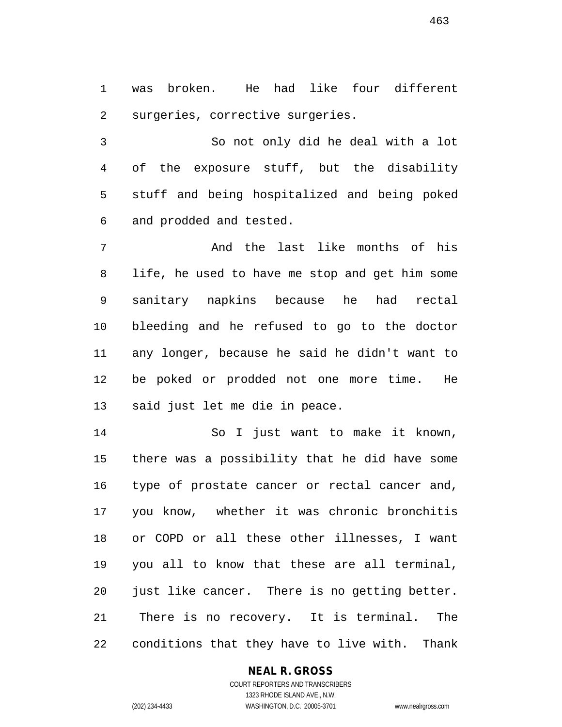was broken. He had like four different surgeries, corrective surgeries.

So not only did he deal with a lot of the exposure stuff, but the disability stuff and being hospitalized and being poked and prodded and tested.

And the last like months of his life, he used to have me stop and get him some sanitary napkins because he had rectal bleeding and he refused to go to the doctor any longer, because he said he didn't want to be poked or prodded not one more time. He said just let me die in peace.

So I just want to make it known, there was a possibility that he did have some type of prostate cancer or rectal cancer and, you know, whether it was chronic bronchitis or COPD or all these other illnesses, I want you all to know that these are all terminal, just like cancer. There is no getting better. There is no recovery. It is terminal. The conditions that they have to live with. Thank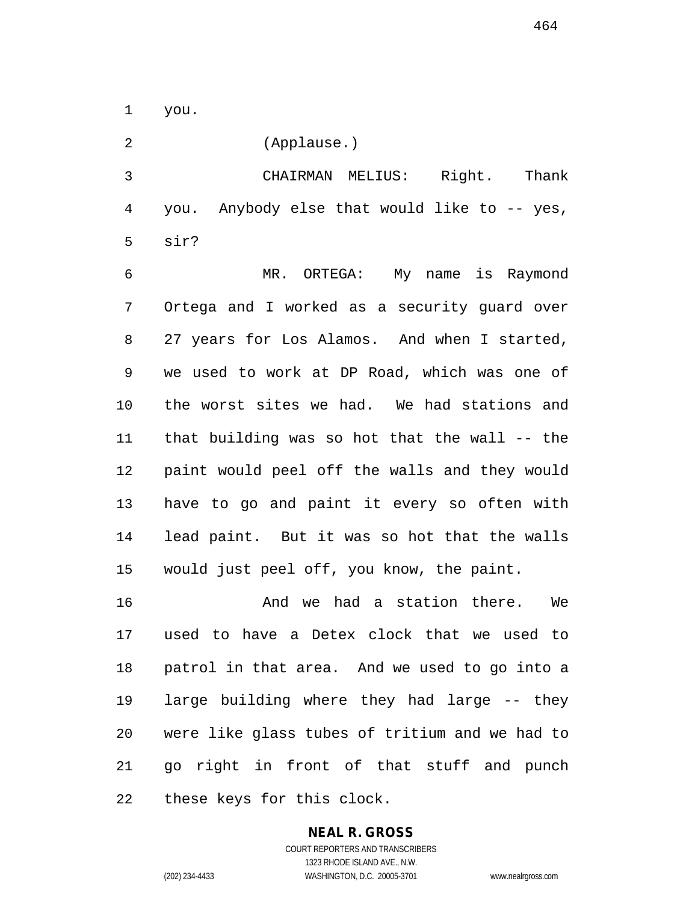you.

(Applause.)

CHAIRMAN MELIUS: Right. Thank you. Anybody else that would like to -- yes, sir?

MR. ORTEGA: My name is Raymond Ortega and I worked as a security guard over 27 years for Los Alamos. And when I started, we used to work at DP Road, which was one of the worst sites we had. We had stations and that building was so hot that the wall -- the paint would peel off the walls and they would have to go and paint it every so often with lead paint. But it was so hot that the walls would just peel off, you know, the paint.

And we had a station there. We used to have a Detex clock that we used to patrol in that area. And we used to go into a large building where they had large -- they were like glass tubes of tritium and we had to go right in front of that stuff and punch these keys for this clock.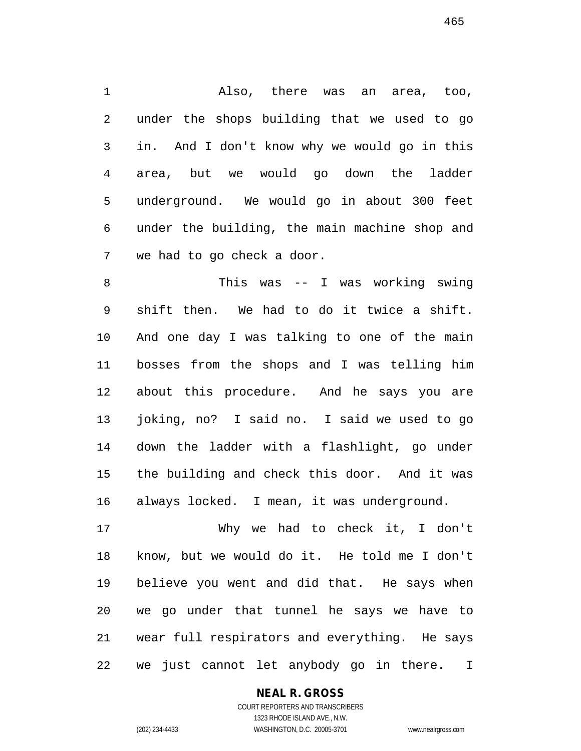Also, there was an area, too, under the shops building that we used to go in. And I don't know why we would go in this area, but we would go down the ladder underground. We would go in about 300 feet under the building, the main machine shop and we had to go check a door.

This was -- I was working swing shift then. We had to do it twice a shift. And one day I was talking to one of the main bosses from the shops and I was telling him about this procedure. And he says you are joking, no? I said no. I said we used to go down the ladder with a flashlight, go under the building and check this door. And it was always locked. I mean, it was underground.

Why we had to check it, I don't know, but we would do it. He told me I don't believe you went and did that. He says when we go under that tunnel he says we have to wear full respirators and everything. He says we just cannot let anybody go in there. I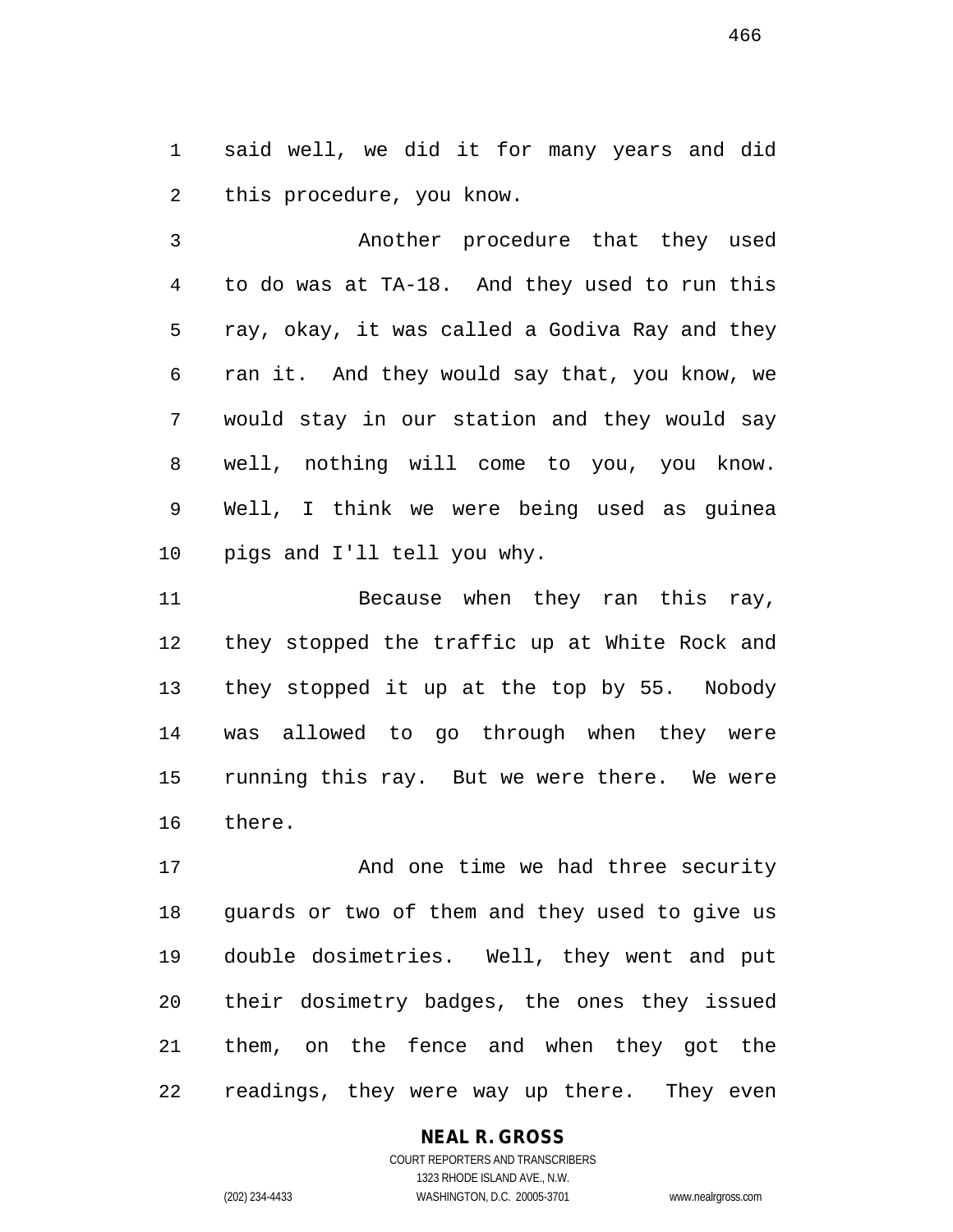said well, we did it for many years and did this procedure, you know.

Another procedure that they used to do was at TA-18. And they used to run this ray, okay, it was called a Godiva Ray and they ran it. And they would say that, you know, we would stay in our station and they would say well, nothing will come to you, you know. Well, I think we were being used as guinea pigs and I'll tell you why.

Because when they ran this ray, they stopped the traffic up at White Rock and they stopped it up at the top by 55. Nobody was allowed to go through when they were running this ray. But we were there. We were there.

And one time we had three security guards or two of them and they used to give us double dosimetries. Well, they went and put their dosimetry badges, the ones they issued them, on the fence and when they got the readings, they were way up there. They even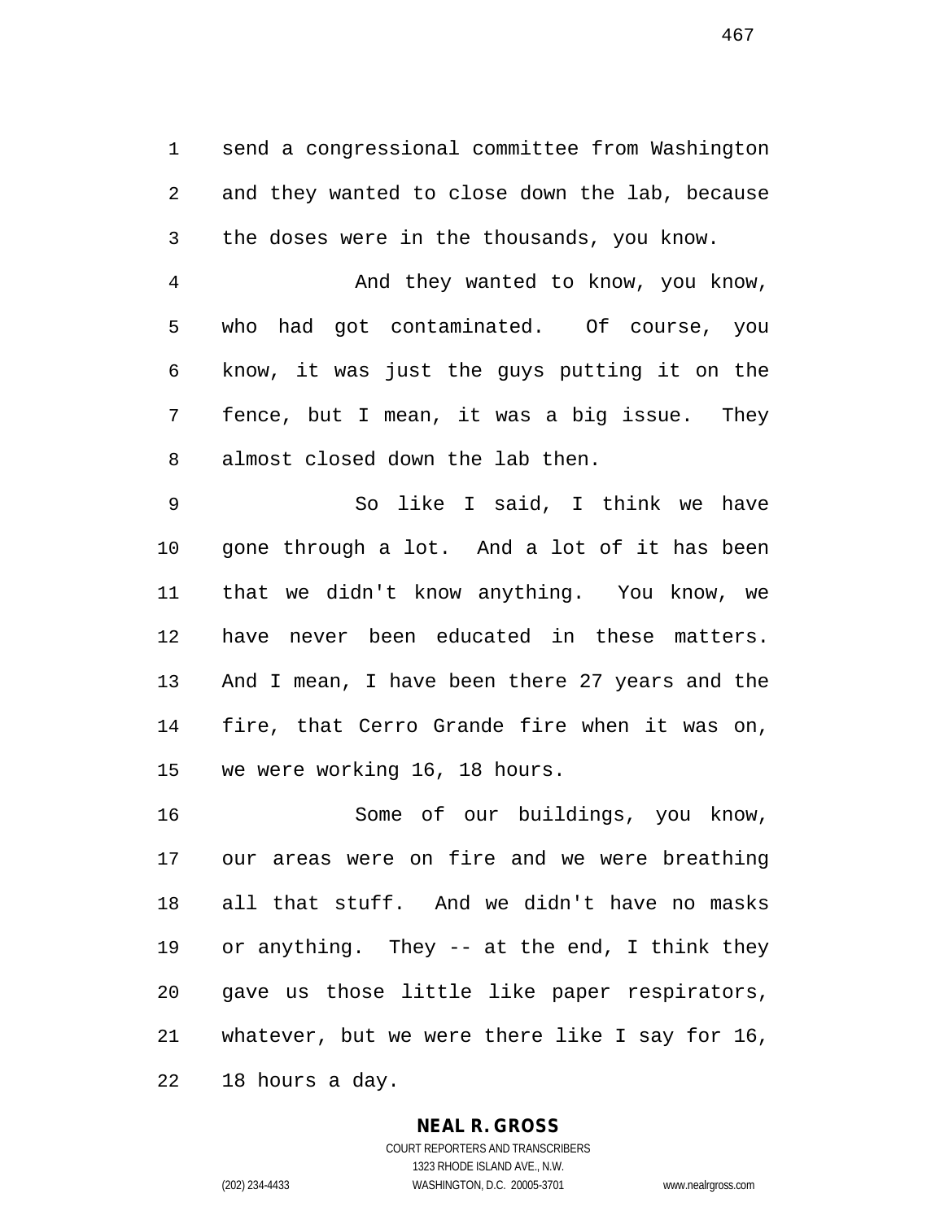send a congressional committee from Washington and they wanted to close down the lab, because the doses were in the thousands, you know.

And they wanted to know, you know, who had got contaminated. Of course, you know, it was just the guys putting it on the fence, but I mean, it was a big issue. They almost closed down the lab then.

So like I said, I think we have gone through a lot. And a lot of it has been that we didn't know anything. You know, we have never been educated in these matters. And I mean, I have been there 27 years and the fire, that Cerro Grande fire when it was on, we were working 16, 18 hours.

Some of our buildings, you know, our areas were on fire and we were breathing all that stuff. And we didn't have no masks or anything. They -- at the end, I think they gave us those little like paper respirators, whatever, but we were there like I say for 16, 18 hours a day.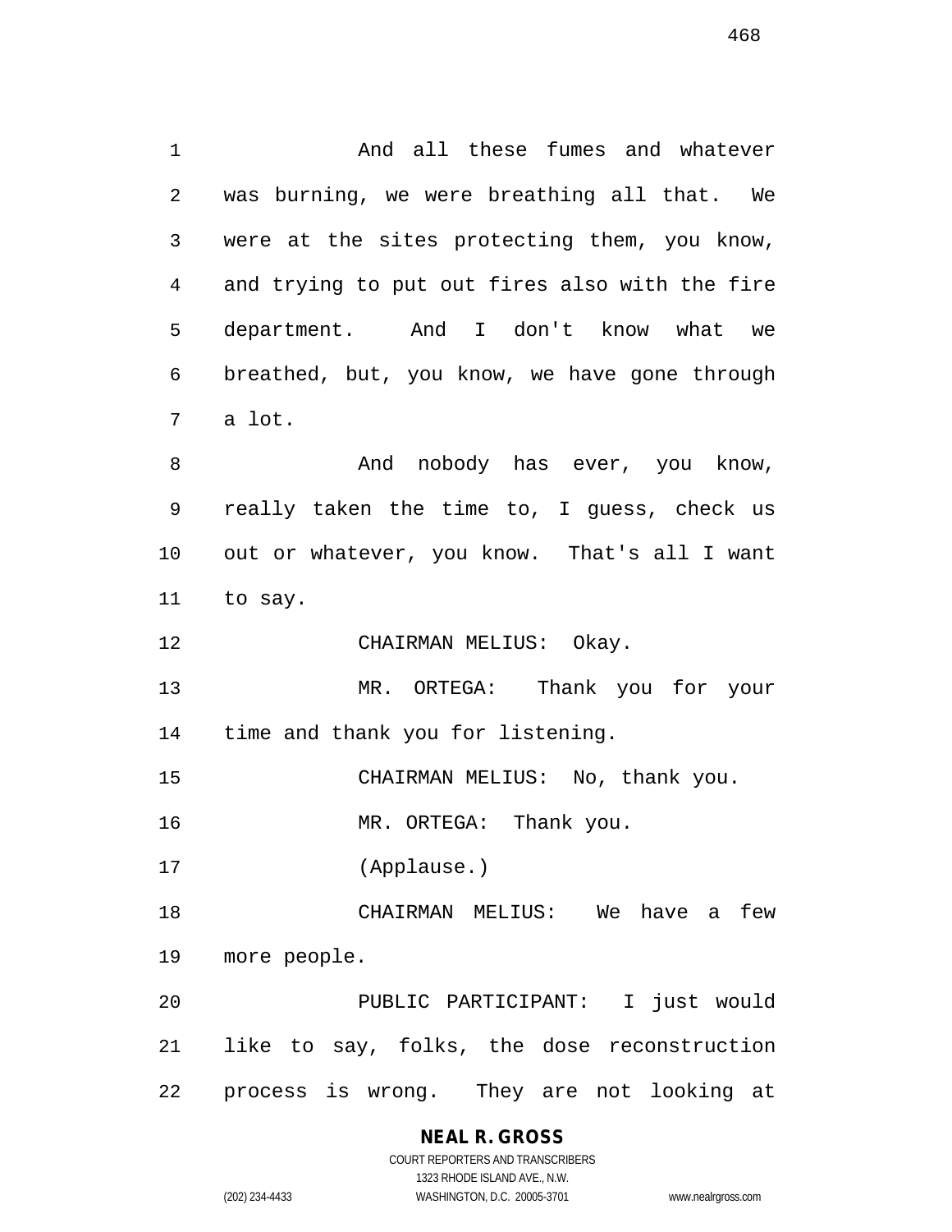And all these fumes and whatever was burning, we were breathing all that. We were at the sites protecting them, you know, and trying to put out fires also with the fire department. And I don't know what we breathed, but, you know, we have gone through a lot.

And nobody has ever, you know, really taken the time to, I guess, check us out or whatever, you know. That's all I want to say.

CHAIRMAN MELIUS: Okay.

MR. ORTEGA: Thank you for your time and thank you for listening.

CHAIRMAN MELIUS: No, thank you.

MR. ORTEGA: Thank you.

(Applause.)

CHAIRMAN MELIUS: We have a few more people.

PUBLIC PARTICIPANT: I just would like to say, folks, the dose reconstruction process is wrong. They are not looking at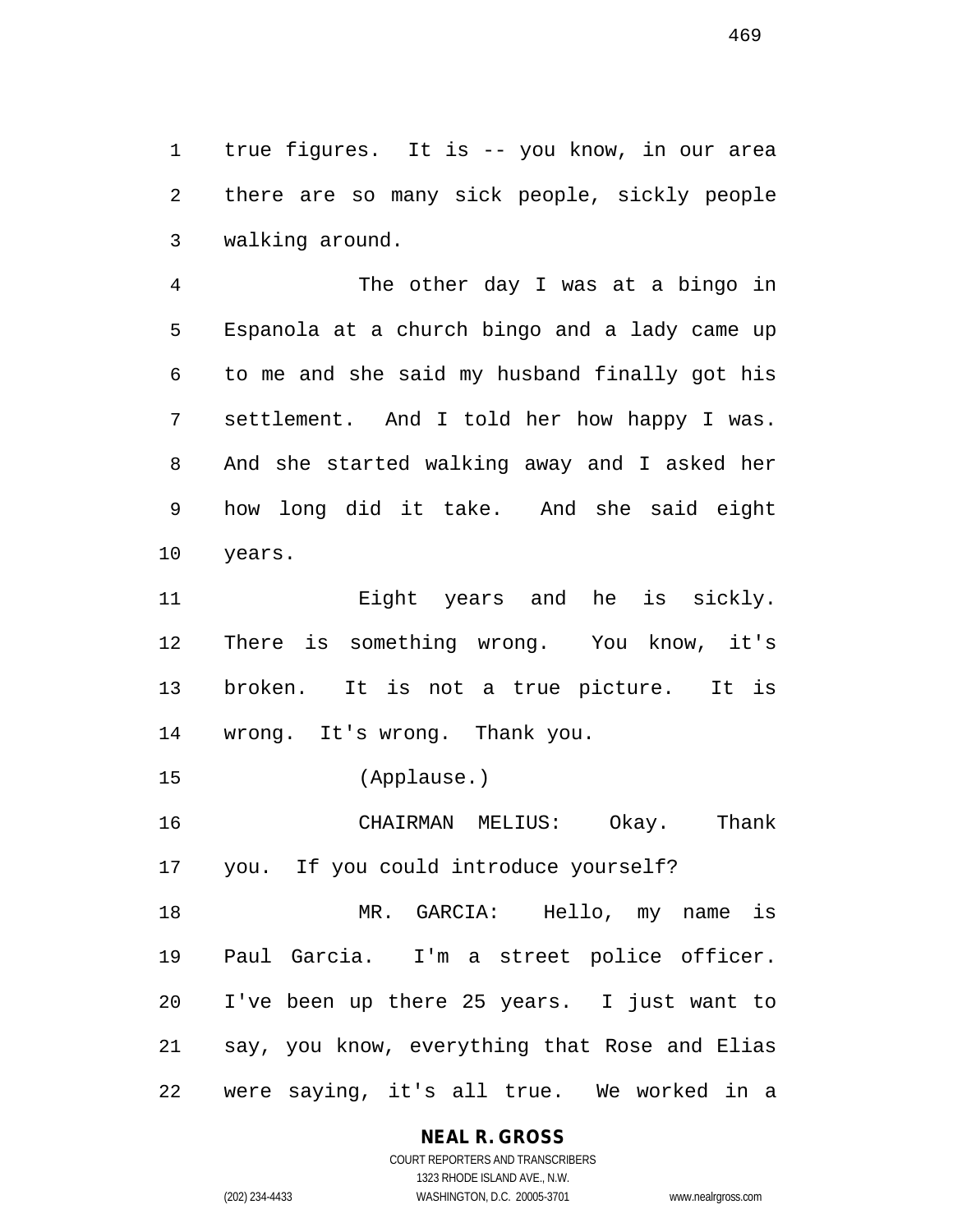true figures. It is -- you know, in our area there are so many sick people, sickly people walking around.

The other day I was at a bingo in Espanola at a church bingo and a lady came up to me and she said my husband finally got his settlement. And I told her how happy I was. And she started walking away and I asked her how long did it take. And she said eight years.

Eight years and he is sickly. There is something wrong. You know, it's broken. It is not a true picture. It is wrong. It's wrong. Thank you.

(Applause.)

CHAIRMAN MELIUS: Okay. Thank you. If you could introduce yourself?

MR. GARCIA: Hello, my name is Paul Garcia. I'm a street police officer. I've been up there 25 years. I just want to say, you know, everything that Rose and Elias were saying, it's all true. We worked in a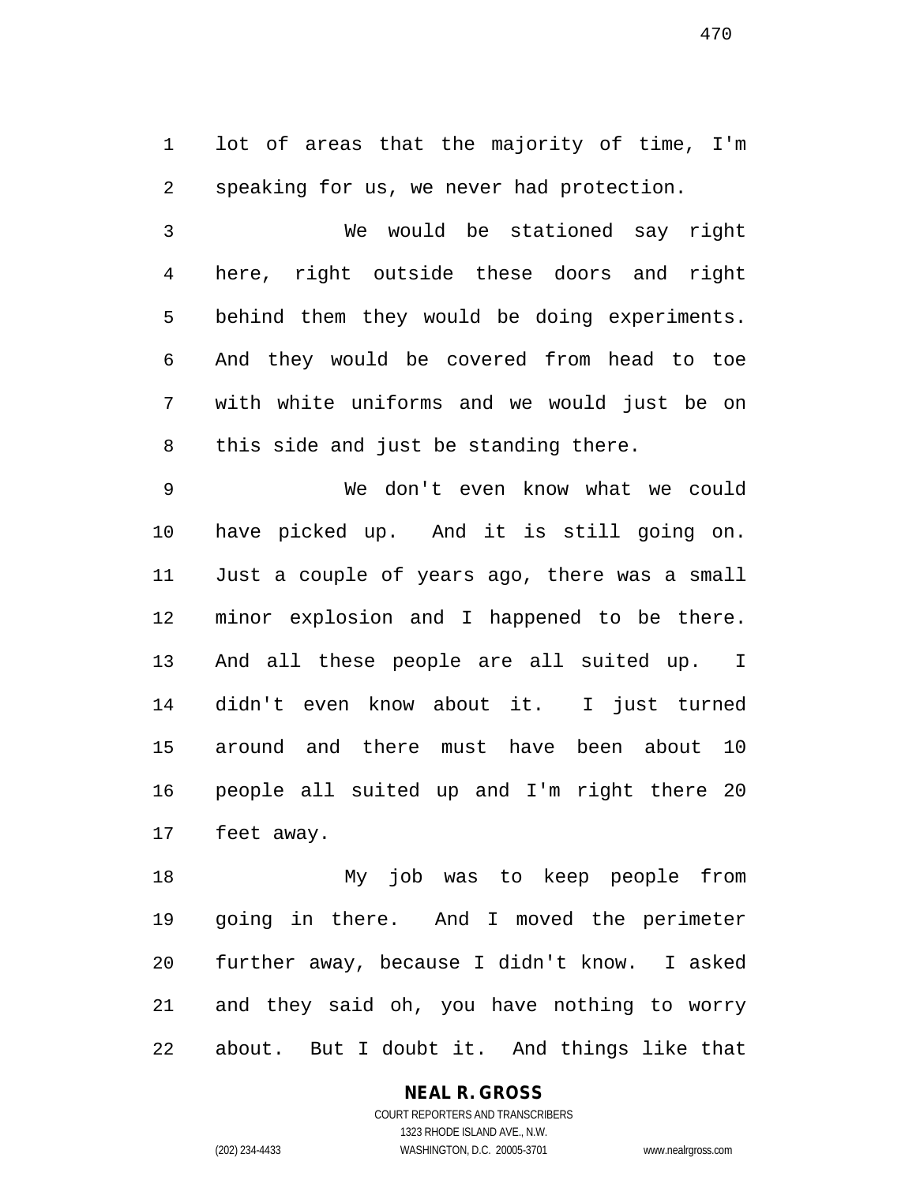lot of areas that the majority of time, I'm speaking for us, we never had protection.

We would be stationed say right here, right outside these doors and right behind them they would be doing experiments. And they would be covered from head to toe with white uniforms and we would just be on this side and just be standing there.

We don't even know what we could have picked up. And it is still going on. Just a couple of years ago, there was a small minor explosion and I happened to be there. And all these people are all suited up. I didn't even know about it. I just turned around and there must have been about 10 people all suited up and I'm right there 20 feet away.

My job was to keep people from going in there. And I moved the perimeter further away, because I didn't know. I asked and they said oh, you have nothing to worry about. But I doubt it. And things like that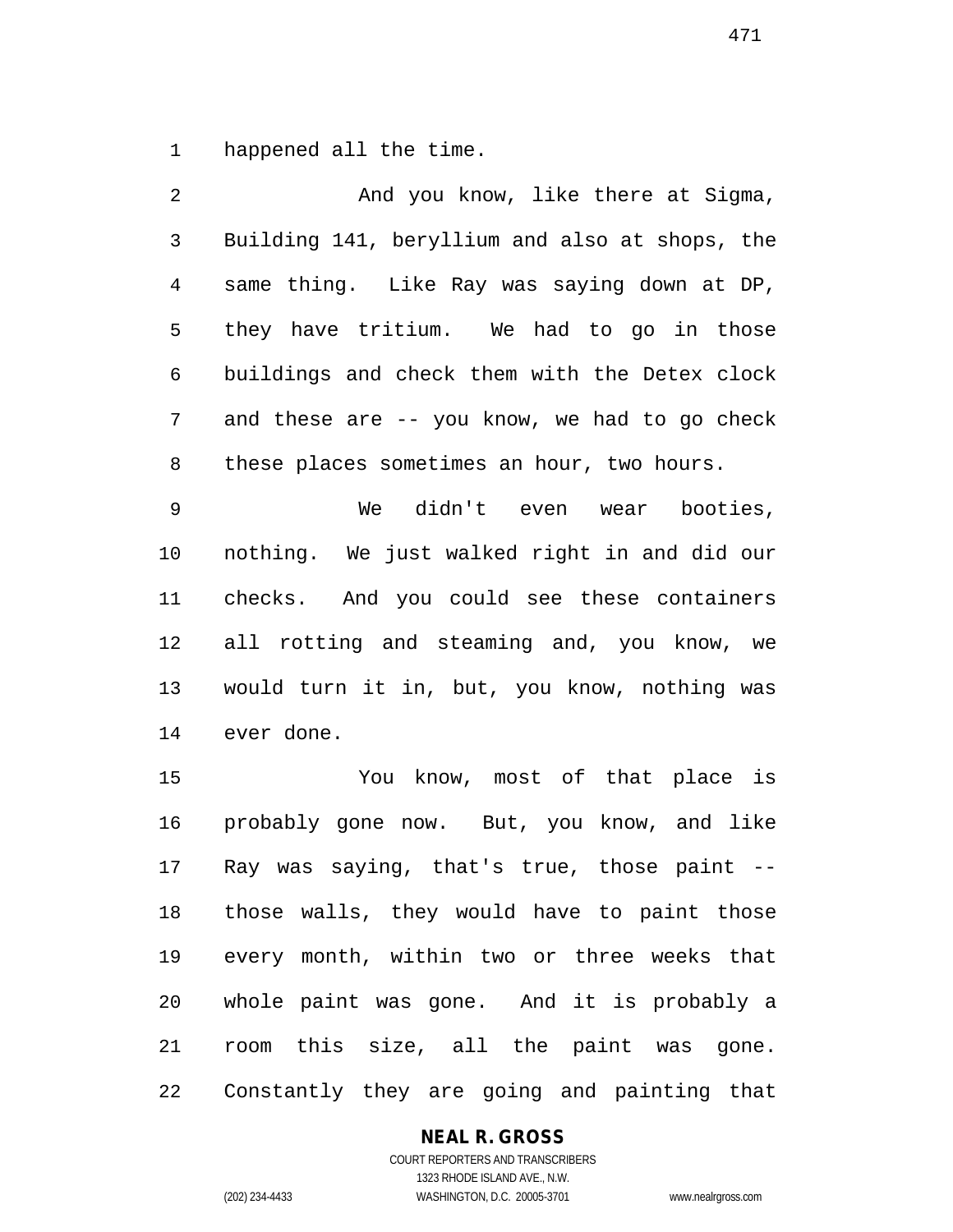happened all the time.

And you know, like there at Sigma, Building 141, beryllium and also at shops, the same thing. Like Ray was saying down at DP, they have tritium. We had to go in those buildings and check them with the Detex clock and these are -- you know, we had to go check these places sometimes an hour, two hours.

We didn't even wear booties, nothing. We just walked right in and did our checks. And you could see these containers all rotting and steaming and, you know, we would turn it in, but, you know, nothing was ever done.

You know, most of that place is probably gone now. But, you know, and like Ray was saying, that's true, those paint -- those walls, they would have to paint those every month, within two or three weeks that whole paint was gone. And it is probably a room this size, all the paint was gone. Constantly they are going and painting that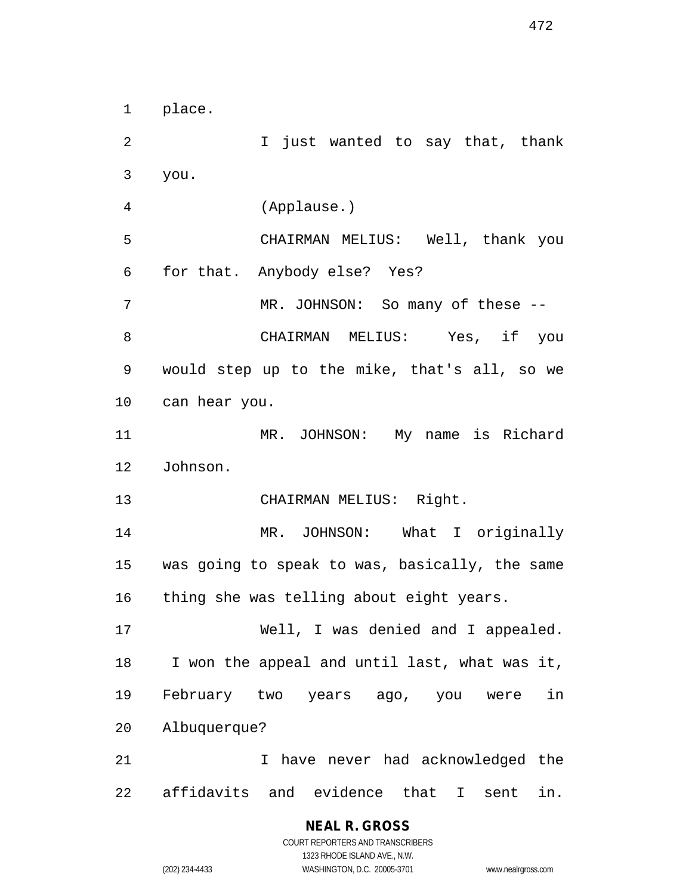place.

I just wanted to say that, thank you.

(Applause.)

CHAIRMAN MELIUS: Well, thank you for that. Anybody else? Yes?

MR. JOHNSON: So many of these --

CHAIRMAN MELIUS: Yes, if you would step up to the mike, that's all, so we can hear you.

MR. JOHNSON: My name is Richard Johnson.

CHAIRMAN MELIUS: Right.

MR. JOHNSON: What I originally was going to speak to was, basically, the same thing she was telling about eight years.

Well, I was denied and I appealed. I won the appeal and until last, what was it, February two years ago, you were in Albuquerque?

I have never had acknowledged the affidavits and evidence that I sent in.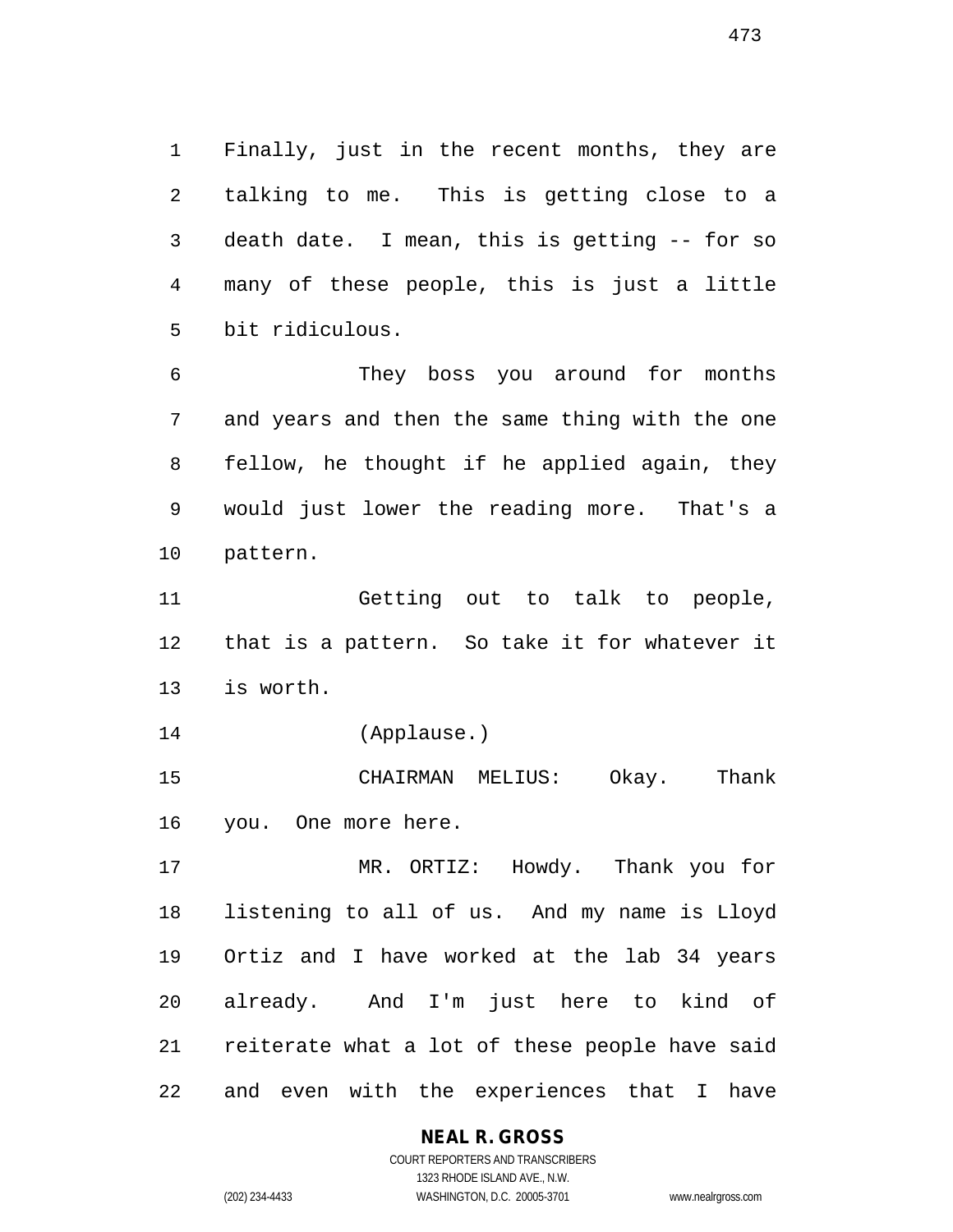Finally, just in the recent months, they are talking to me. This is getting close to a death date. I mean, this is getting -- for so many of these people, this is just a little bit ridiculous.

They boss you around for months and years and then the same thing with the one fellow, he thought if he applied again, they would just lower the reading more. That's a pattern.

Getting out to talk to people, that is a pattern. So take it for whatever it is worth.

(Applause.)

CHAIRMAN MELIUS: Okay. Thank you. One more here.

MR. ORTIZ: Howdy. Thank you for listening to all of us. And my name is Lloyd Ortiz and I have worked at the lab 34 years already. And I'm just here to kind of reiterate what a lot of these people have said and even with the experiences that I have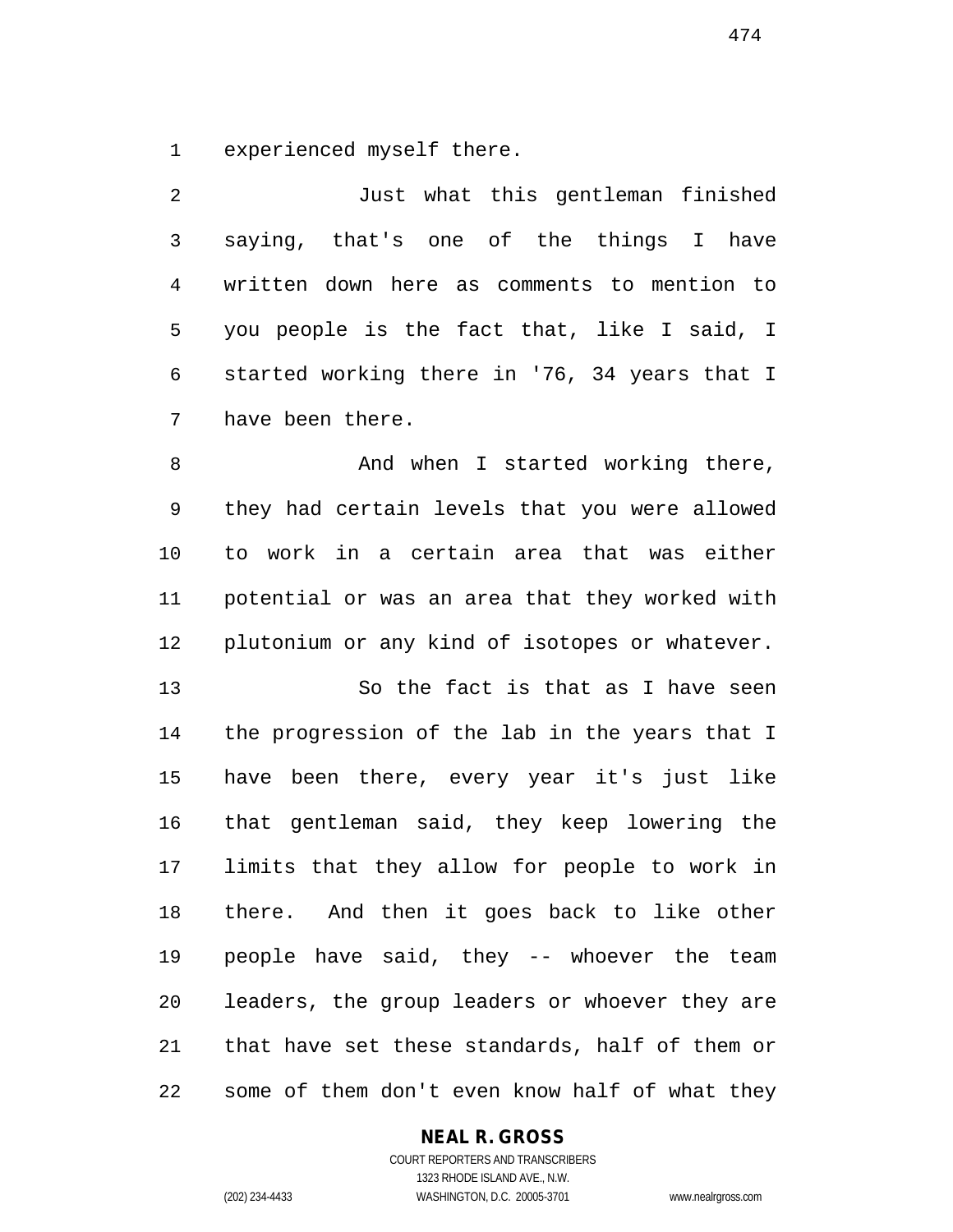experienced myself there.

Just what this gentleman finished saying, that's one of the things I have written down here as comments to mention to you people is the fact that, like I said, I started working there in '76, 34 years that I have been there.

And when I started working there, they had certain levels that you were allowed to work in a certain area that was either potential or was an area that they worked with plutonium or any kind of isotopes or whatever.

So the fact is that as I have seen the progression of the lab in the years that I have been there, every year it's just like that gentleman said, they keep lowering the limits that they allow for people to work in there. And then it goes back to like other people have said, they -- whoever the team leaders, the group leaders or whoever they are that have set these standards, half of them or some of them don't even know half of what they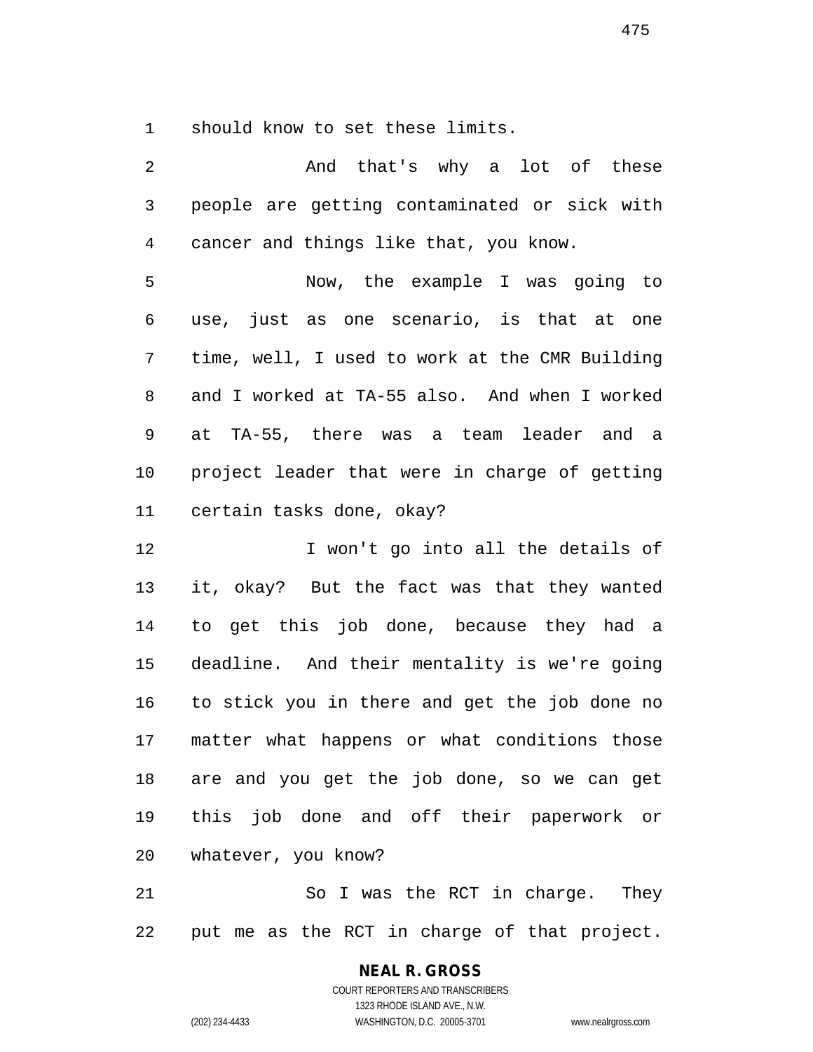should know to set these limits.

And that's why a lot of these people are getting contaminated or sick with cancer and things like that, you know.

Now, the example I was going to use, just as one scenario, is that at one time, well, I used to work at the CMR Building and I worked at TA-55 also. And when I worked at TA-55, there was a team leader and a project leader that were in charge of getting certain tasks done, okay?

I won't go into all the details of it, okay? But the fact was that they wanted to get this job done, because they had a deadline. And their mentality is we're going to stick you in there and get the job done no matter what happens or what conditions those are and you get the job done, so we can get this job done and off their paperwork or whatever, you know?

So I was the RCT in charge. They put me as the RCT in charge of that project.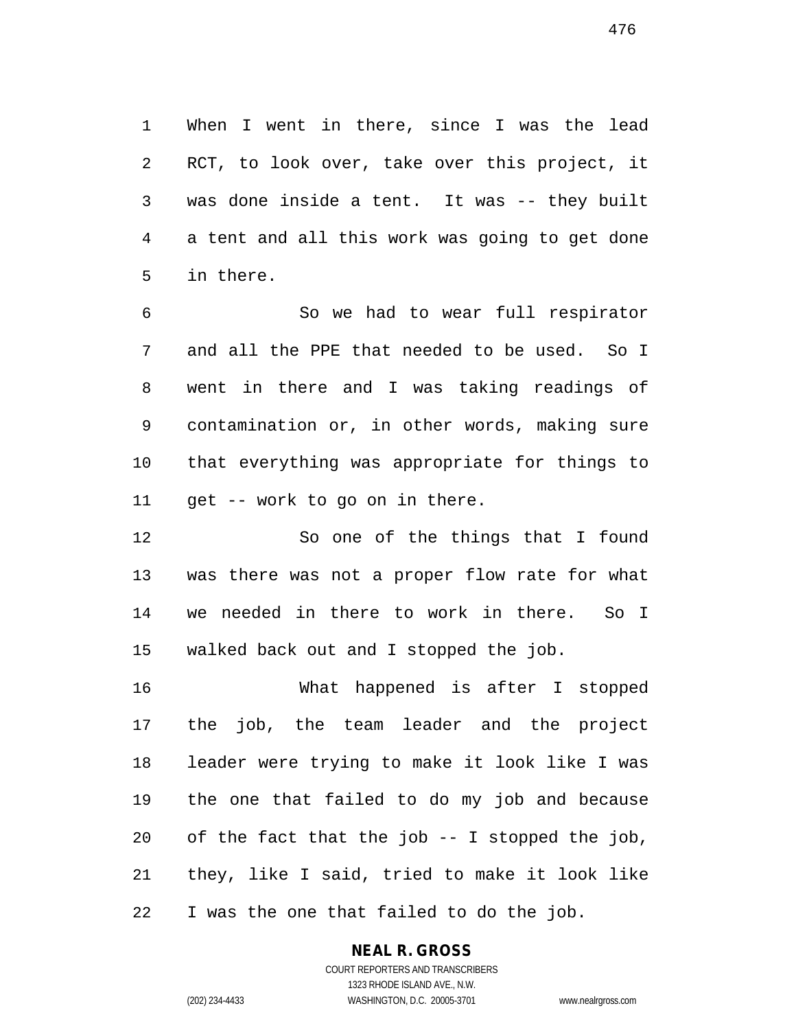When I went in there, since I was the lead RCT, to look over, take over this project, it was done inside a tent. It was -- they built a tent and all this work was going to get done in there.

So we had to wear full respirator and all the PPE that needed to be used. So I went in there and I was taking readings of contamination or, in other words, making sure that everything was appropriate for things to get -- work to go on in there.

So one of the things that I found was there was not a proper flow rate for what we needed in there to work in there. So I walked back out and I stopped the job.

What happened is after I stopped the job, the team leader and the project leader were trying to make it look like I was the one that failed to do my job and because of the fact that the job -- I stopped the job, they, like I said, tried to make it look like I was the one that failed to do the job.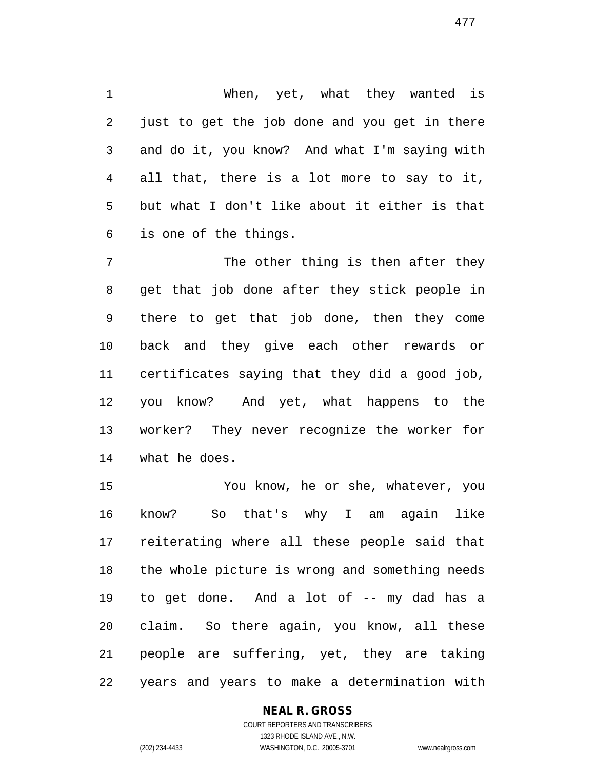When, yet, what they wanted is just to get the job done and you get in there and do it, you know? And what I'm saying with all that, there is a lot more to say to it, but what I don't like about it either is that is one of the things.

The other thing is then after they get that job done after they stick people in there to get that job done, then they come back and they give each other rewards or certificates saying that they did a good job, you know? And yet, what happens to the worker? They never recognize the worker for what he does.

You know, he or she, whatever, you know? So that's why I am again like reiterating where all these people said that the whole picture is wrong and something needs to get done. And a lot of -- my dad has a claim. So there again, you know, all these people are suffering, yet, they are taking years and years to make a determination with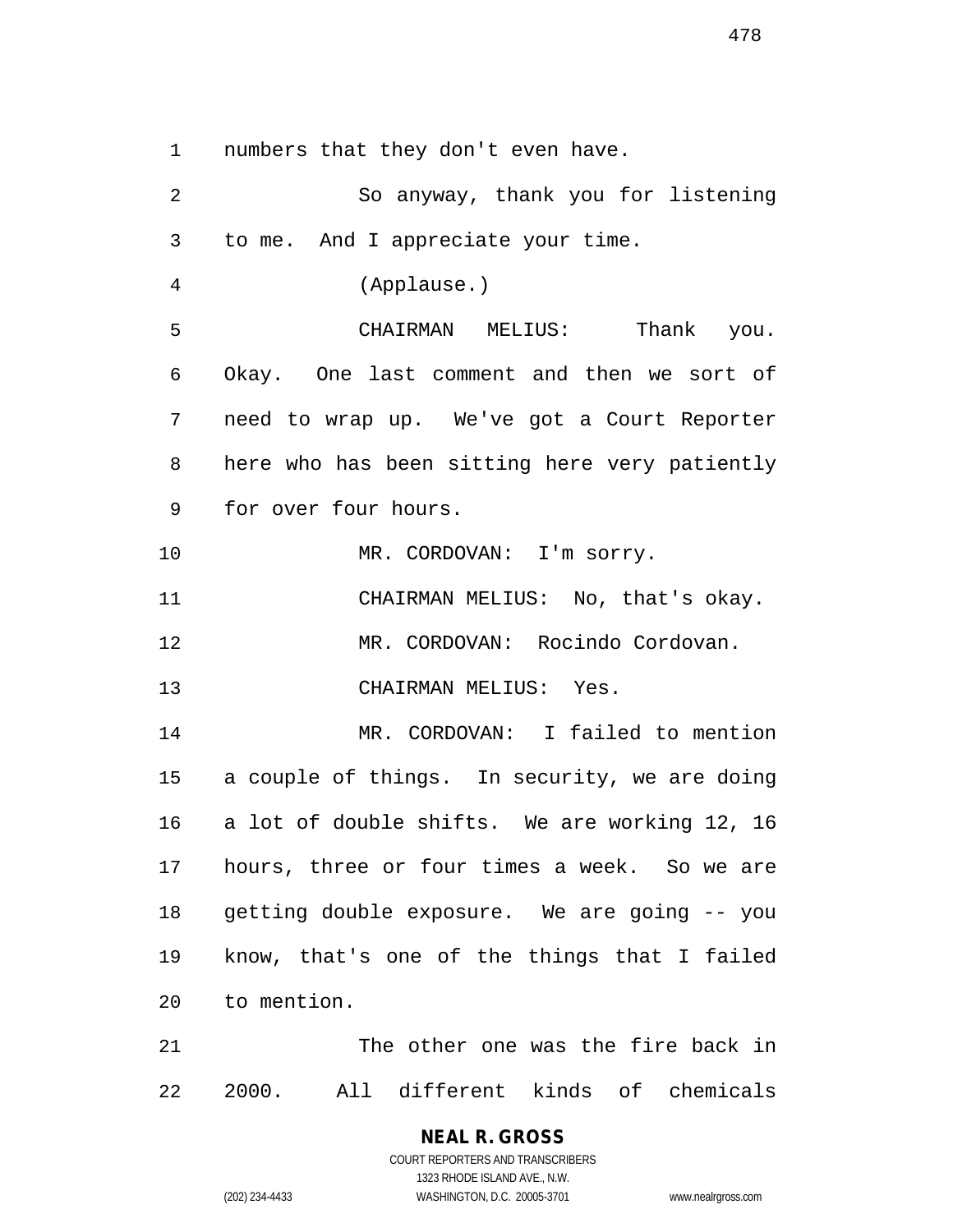numbers that they don't even have.

So anyway, thank you for listening to me. And I appreciate your time.

(Applause.)

CHAIRMAN MELIUS: Thank you. Okay. One last comment and then we sort of need to wrap up. We've got a Court Reporter here who has been sitting here very patiently for over four hours.

MR. CORDOVAN: I'm sorry.

CHAIRMAN MELIUS: No, that's okay.

MR. CORDOVAN: Rocindo Cordovan.

CHAIRMAN MELIUS: Yes.

MR. CORDOVAN: I failed to mention a couple of things. In security, we are doing a lot of double shifts. We are working 12, 16 hours, three or four times a week. So we are getting double exposure. We are going -- you know, that's one of the things that I failed to mention.

The other one was the fire back in 2000. All different kinds of chemicals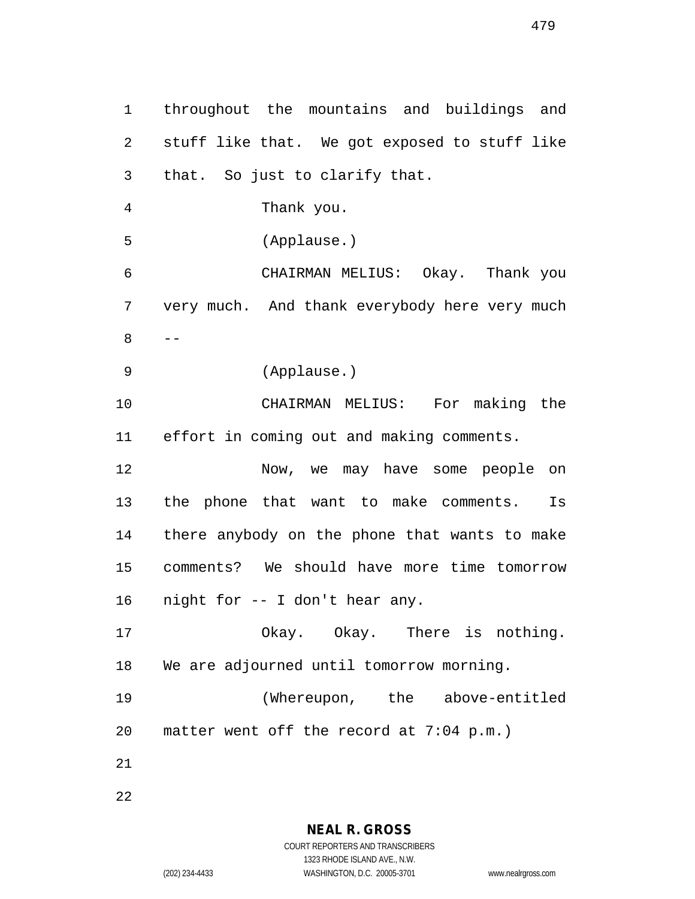throughout the mountains and buildings and stuff like that. We got exposed to stuff like that. So just to clarify that.

Thank you.

(Applause.)

CHAIRMAN MELIUS: Okay. Thank you very much. And thank everybody here very much --

(Applause.)

CHAIRMAN MELIUS: For making the effort in coming out and making comments.

Now, we may have some people on the phone that want to make comments. Is there anybody on the phone that wants to make comments? We should have more time tomorrow night for -- I don't hear any.

Okay. Okay. There is nothing. We are adjourned until tomorrow morning.

(Whereupon, the above-entitled matter went off the record at 7:04 p.m.)